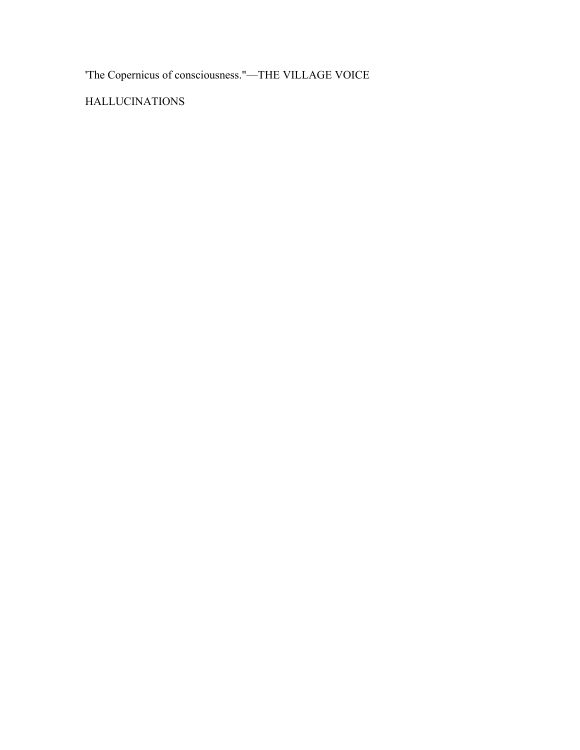'The Copernicus of consciousness."—THE VILLAGE VOICE

HALLUCINATIONS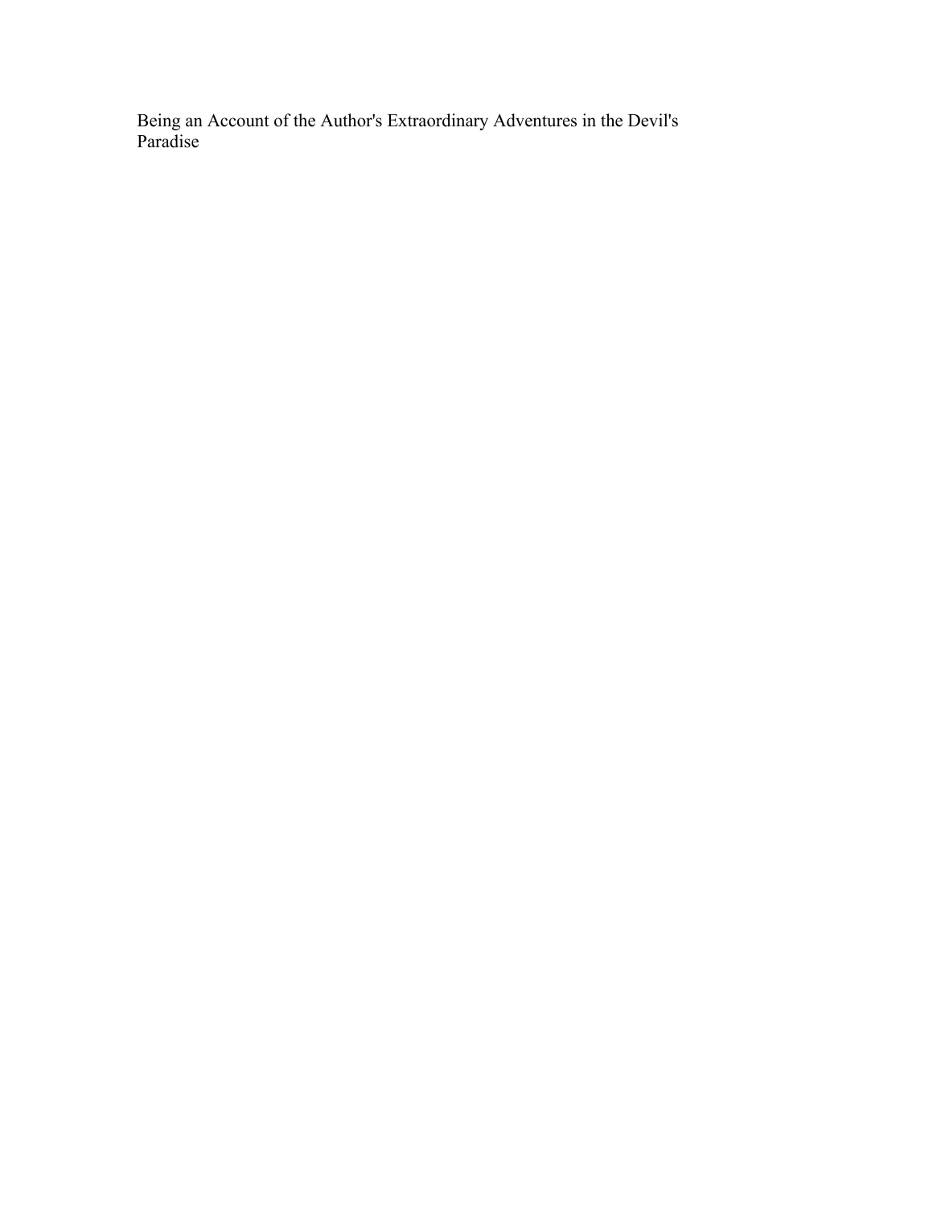Being an Account of the Author's Extraordinary Adventures in the Devil's Paradise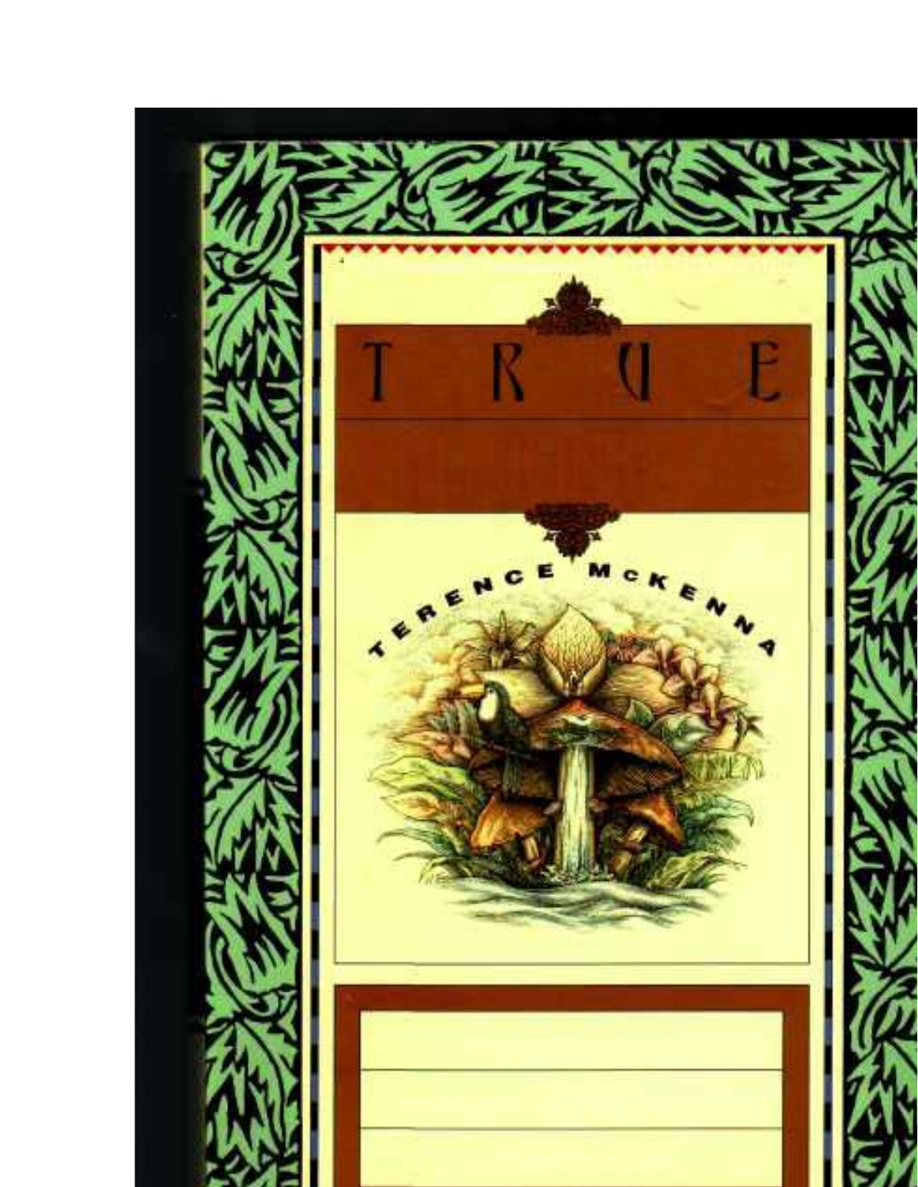# TRUE

TERENCE McKENNA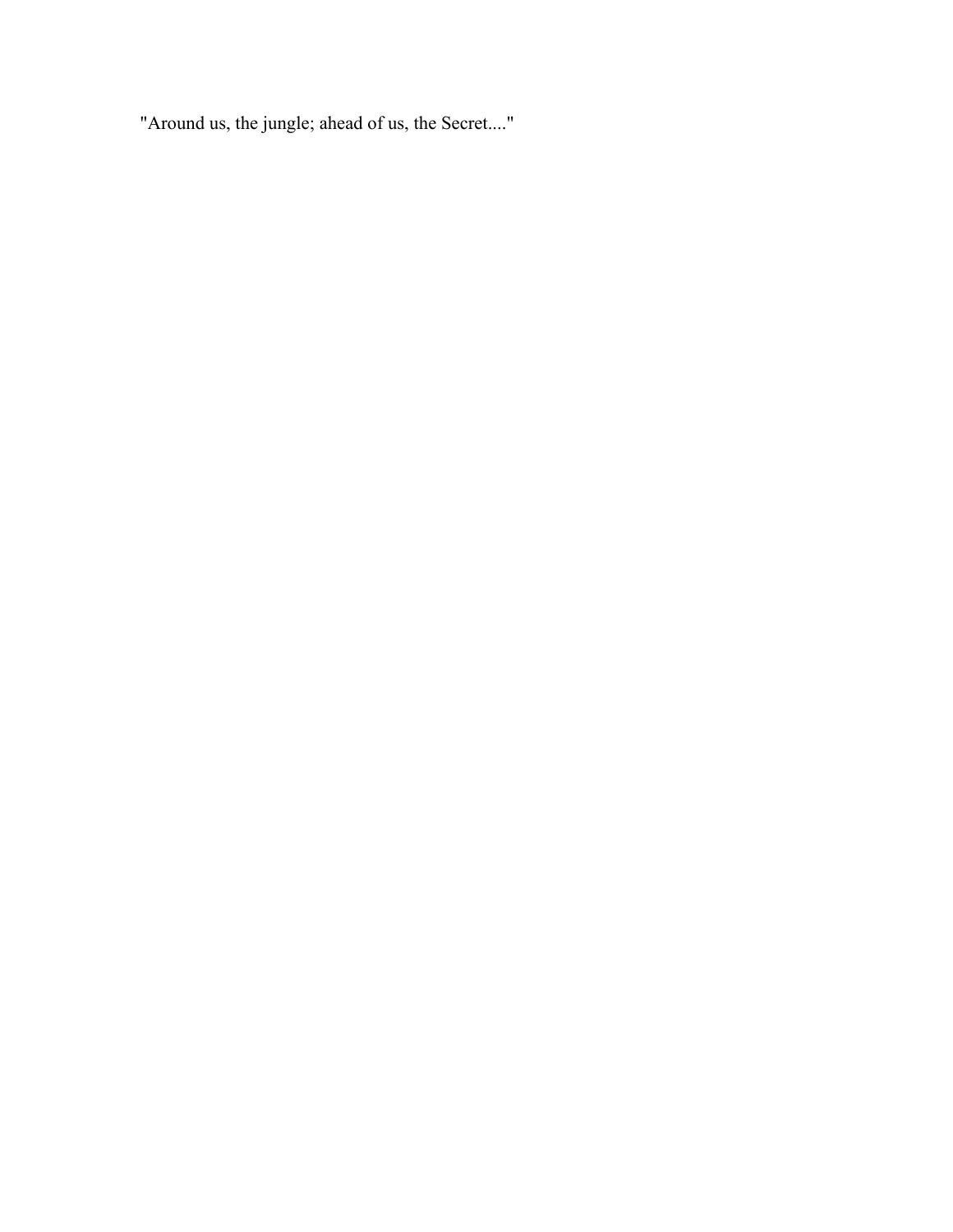"Around us, the jungle; ahead of us, the Secret...."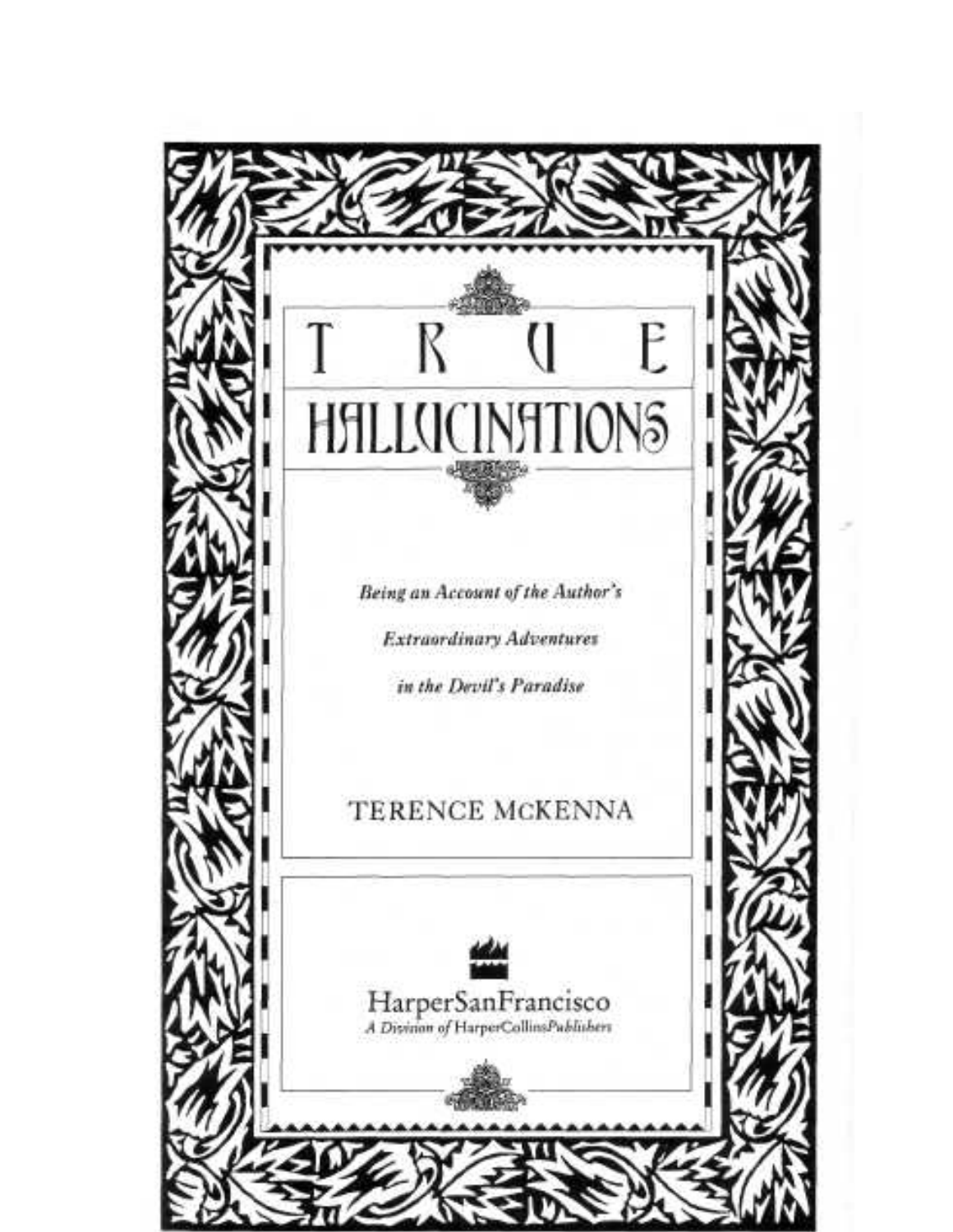# TRUE HALLUCINATIONS

*Being an Account of the Author's Extraordinary Adventures in the Devil's Paradise*

TERENCE McKENNA

HarperSanFrancisco

*A Division of HarperCollinsPublishers*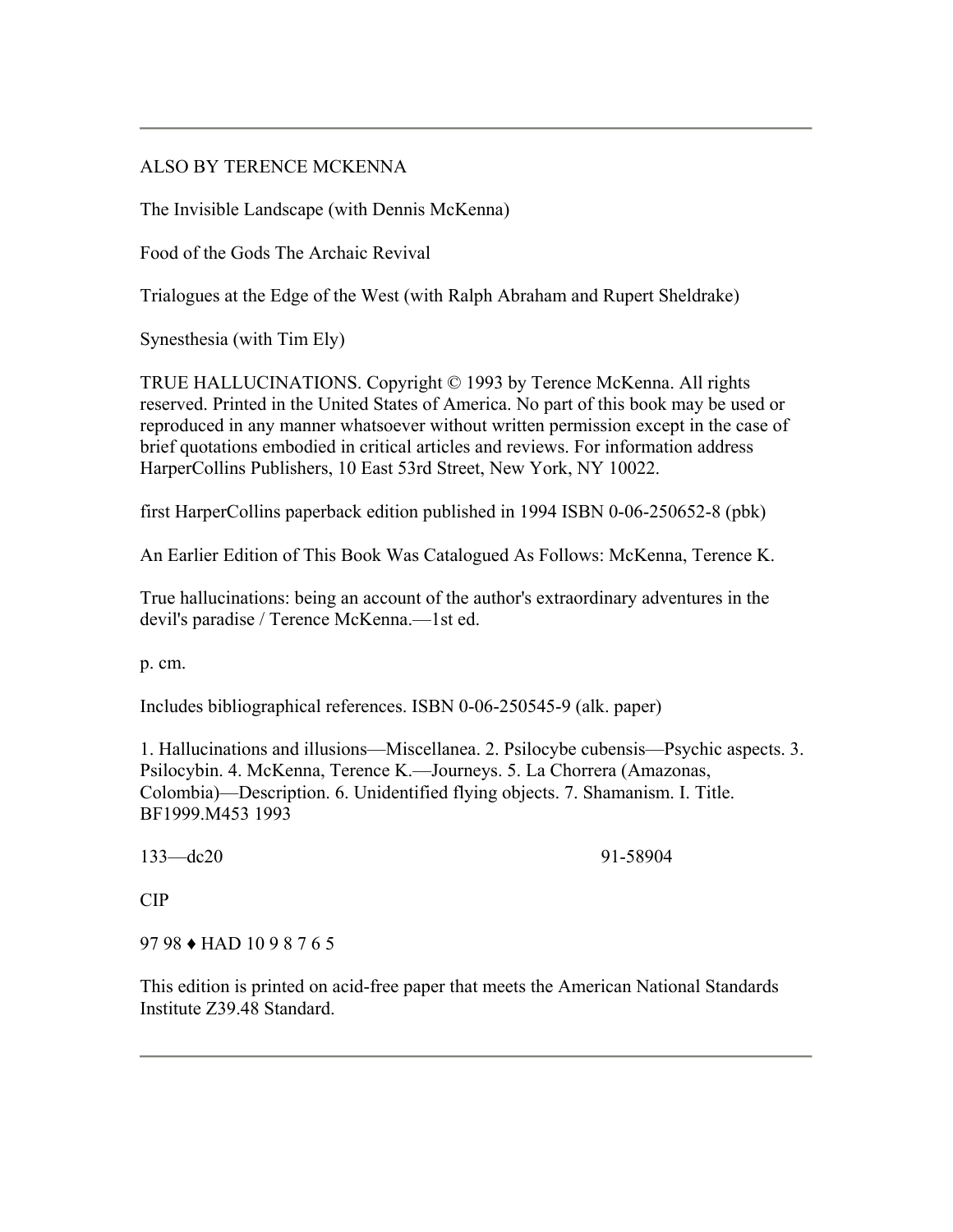ALSO BY TERENCE MCKENNA

The Invisible Landscape (with Dennis McKenna)

Food of the Gods The Archaic Revival

Trialogues at the Edge of the West (with Ralph Abraham and Rupert Sheldrake)

Synesthesia (with Tim Ely)

TRUE HALLUCINATIONS. Copyright © 1993 by Terence McKenna. All rights reserved. Printed in the United States of America. No part of this book may be used or reproduced in any manner whatsoever without written permission except in the case of brief quotations embodied in critical articles and reviews. For information address HarperCollins Publishers, 10 East 53rd Street, New York, NY 10022.

first HarperCollins paperback edition published in 1994 ISBN 0-06-250652-8 (pbk)

An Earlier Edition of This Book Was Catalogued As Follows: McKenna, Terence K.

True hallucinations: being an account of the author's extraordinary adventures in the devil's paradise / Terence McKenna.—1st ed.

p. cm.

Includes bibliographical references. ISBN 0-06-250545-9 (alk. paper)

1. Hallucinations and illusions—Miscellanea. 2. Psilocybe cubensis—Psychic aspects. 3. Psilocybin. 4. McKenna, Terence K.—Journeys. 5. La Chorrera (Amazonas, Colombia)—Description. 6. Unidentified flying objects. 7. Shamanism. I. Title. BF1999.M453 1993

133—dc20 91-58904

CIP

97 98 ♦ HAD 10 9 8 7 6 5

This edition is printed on acid-free paper that meets the American National Standards Institute Z39.48 Standard.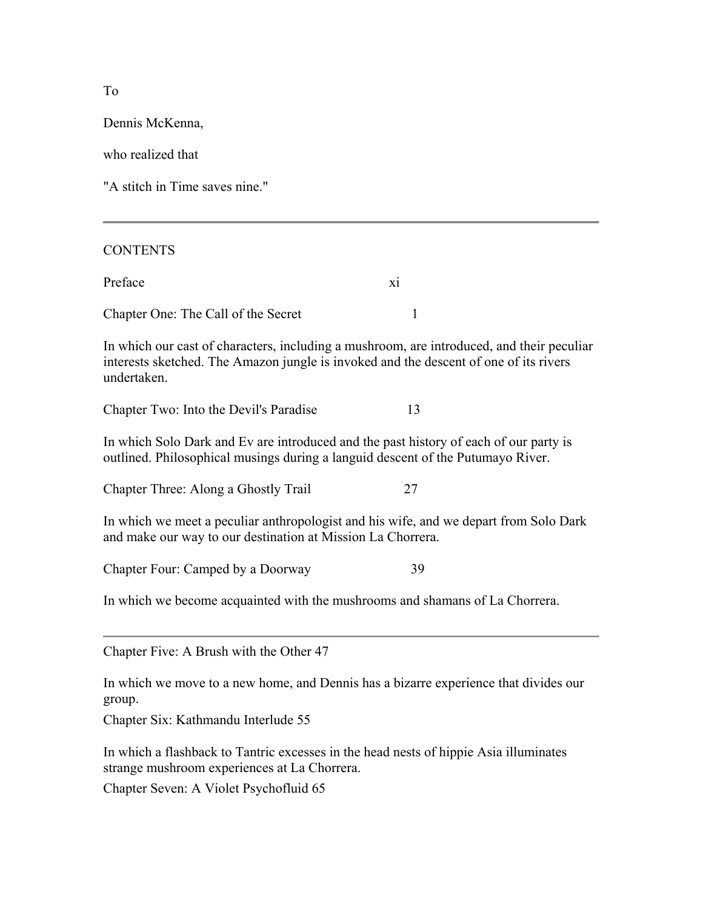To

Dennis McKenna,

who realized that

"A stitch in Time saves nine."

---

CONTENTS

Preface xi

Chapter One: The Call of the Secret 1

In which our cast of characters, including a mushroom, are introduced, and their peculiar interests sketched. The Amazon jungle is invoked and the descent of one of its rivers undertaken.

Chapter Two: Into the Devil's Paradise 13

In which Solo Dark and Ev are introduced and the past history of each of our party is outlined. Philosophical musings during a languid descent of the Putumayo River.

Chapter Three: Along a Ghostly Trail 27

In which we meet a peculiar anthropologist and his wife, and we depart from Solo Dark and make our way to our destination at Mission La Chorrera.

Chapter Four: Camped by a Doorway 39

In which we become acquainted with the mushrooms and shamans of La Chorrera.

---

Chapter Five: A Brush with the Other 47

In which we move to a new home, and Dennis has a bizarre experience that divides our group.

Chapter Six: Kathmandu Interlude 55

In which a flashback to Tantric excesses in the head nests of hippie Asia illuminates strange mushroom experiences at La Chorrera.

Chapter Seven: A Violet Psychofluid 65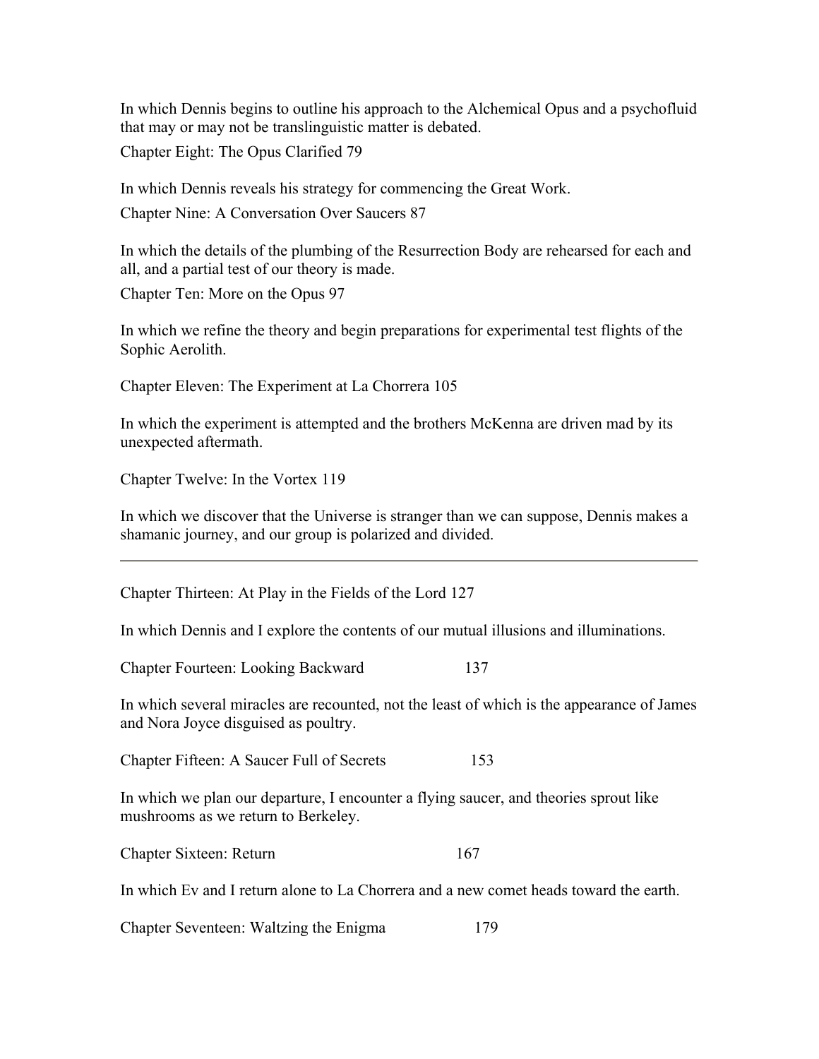In which Dennis begins to outline his approach to the Alchemical Opus and a psychofluid that may or may not be translinguistic matter is debated.

Chapter Eight: The Opus Clarified 79

In which Dennis reveals his strategy for commencing the Great Work.

Chapter Nine: A Conversation Over Saucers 87

In which the details of the plumbing of the Resurrection Body are rehearsed for each and all, and a partial test of our theory is made.

Chapter Ten: More on the Opus 97

In which we refine the theory and begin preparations for experimental test flights of the Sophic Aerolith.

Chapter Eleven: The Experiment at La Chorrera 105

In which the experiment is attempted and the brothers McKenna are driven mad by its unexpected aftermath.

Chapter Twelve: In the Vortex 119

In which we discover that the Universe is stranger than we can suppose, Dennis makes a shamanic journey, and our group is polarized and divided.

---

Chapter Thirteen: At Play in the Fields of the Lord 127

In which Dennis and I explore the contents of our mutual illusions and illuminations.

Chapter Fourteen: Looking Backward 137

In which several miracles are recounted, not the least of which is the appearance of James and Nora Joyce disguised as poultry.

Chapter Fifteen: A Saucer Full of Secrets 153

In which we plan our departure, I encounter a flying saucer, and theories sprout like mushrooms as we return to Berkeley.

Chapter Sixteen: Return 167

In which Ev and I return alone to La Chorrera and a new comet heads toward the earth.

Chapter Seventeen: Waltzing the Enigma 179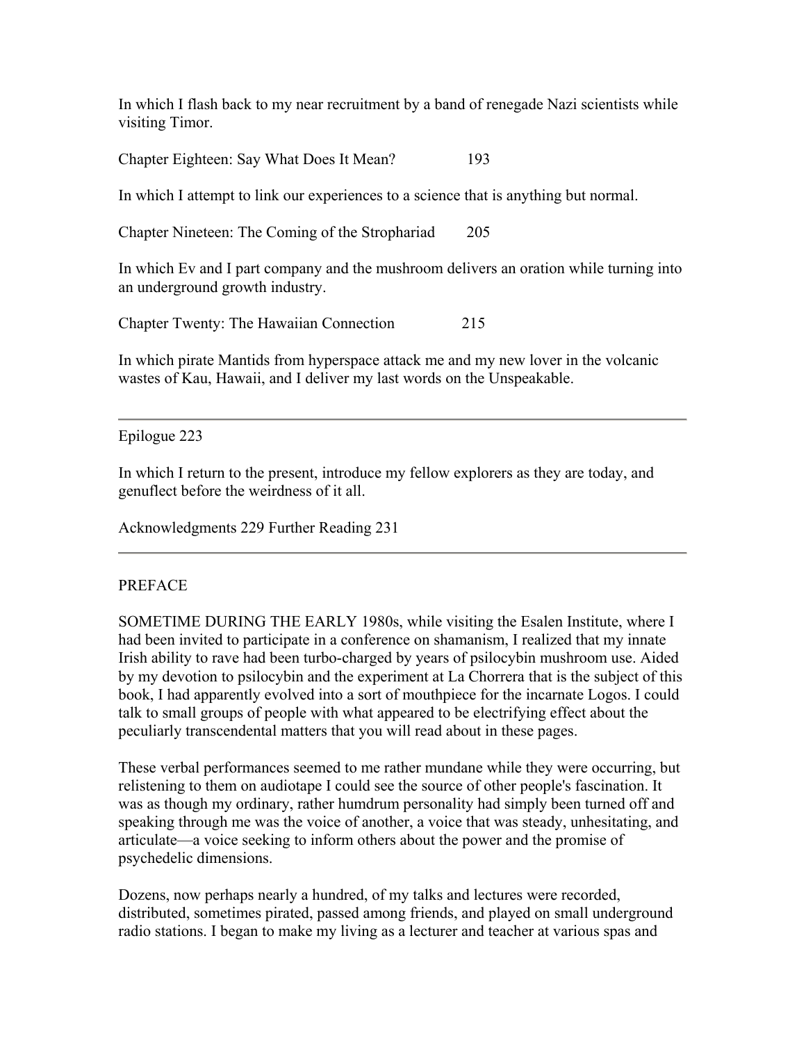In which I flash back to my near recruitment by a band of renegade Nazi scientists while visiting Timor.

Chapter Eighteen: Say What Does It Mean? 193

In which I attempt to link our experiences to a science that is anything but normal.

Chapter Nineteen: The Coming of the Strophariad 205

In which Ev and I part company and the mushroom delivers an oration while turning into an underground growth industry.

Chapter Twenty: The Hawaiian Connection 215

In which pirate Mantids from hyperspace attack me and my new lover in the volcanic wastes of Kau, Hawaii, and I deliver my last words on the Unspeakable.

---

Epilogue 223

In which I return to the present, introduce my fellow explorers as they are today, and genuflect before the weirdness of it all.

Acknowledgments 229 Further Reading 231

---

## PREFACE

SOMETIME DURING THE EARLY 1980s, while visiting the Esalen Institute, where I had been invited to participate in a conference on shamanism, I realized that my innate Irish ability to rave had been turbo-charged by years of psilocybin mushroom use. Aided by my devotion to psilocybin and the experiment at La Chorrera that is the subject of this book, I had apparently evolved into a sort of mouthpiece for the incarnate Logos. I could talk to small groups of people with what appeared to be electrifying effect about the peculiarly transcendental matters that you will read about in these pages.

These verbal performances seemed to me rather mundane while they were occurring, but relistening to them on audiotape I could see the source of other people's fascination. It was as though my ordinary, rather humdrum personality had simply been turned off and speaking through me was the voice of another, a voice that was steady, unhesitating, and articulate—a voice seeking to inform others about the power and the promise of psychedelic dimensions.

Dozens, now perhaps nearly a hundred, of my talks and lectures were recorded, distributed, sometimes pirated, passed among friends, and played on small underground radio stations. I began to make my living as a lecturer and teacher at various spas and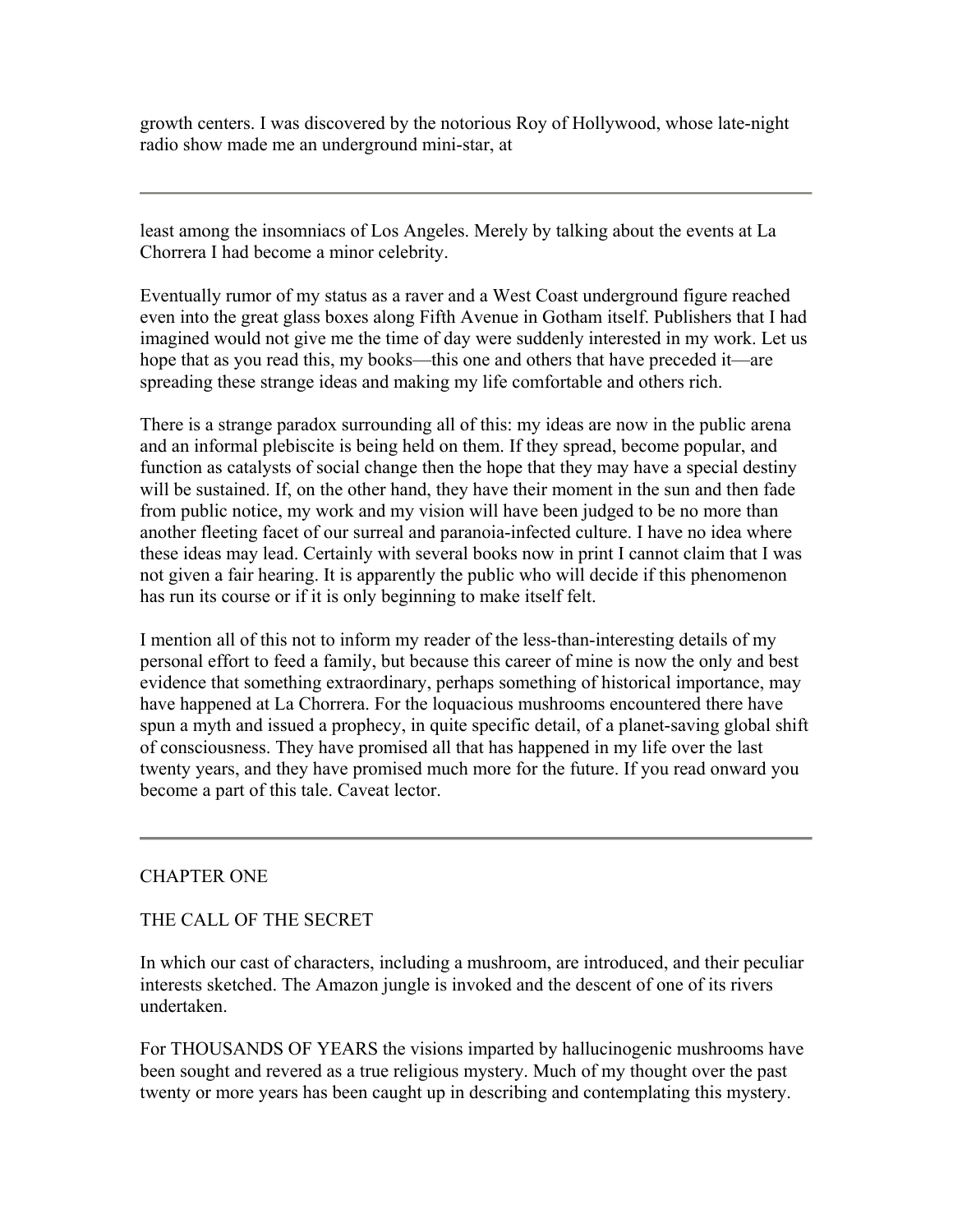growth centers. I was discovered by the notorious Roy of Hollywood, whose late-night radio show made me an underground mini-star, at

---

least among the insomniacs of Los Angeles. Merely by talking about the events at La Chorrera I had become a minor celebrity.

Eventually rumor of my status as a raver and a West Coast underground figure reached even into the great glass boxes along Fifth Avenue in Gotham itself. Publishers that I had imagined would not give me the time of day were suddenly interested in my work. Let us hope that as you read this, my books—this one and others that have preceded it—are spreading these strange ideas and making my life comfortable and others rich.

There is a strange paradox surrounding all of this: my ideas are now in the public arena and an informal plebiscite is being held on them. If they spread, become popular, and function as catalysts of social change then the hope that they may have a special destiny will be sustained. If, on the other hand, they have their moment in the sun and then fade from public notice, my work and my vision will have been judged to be no more than another fleeting facet of our surreal and paranoia-infected culture. I have no idea where these ideas may lead. Certainly with several books now in print I cannot claim that I was not given a fair hearing. It is apparently the public who will decide if this phenomenon has run its course or if it is only beginning to make itself felt.

I mention all of this not to inform my reader of the less-than-interesting details of my personal effort to feed a family, but because this career of mine is now the only and best evidence that something extraordinary, perhaps something of historical importance, may have happened at La Chorrera. For the loquacious mushrooms encountered there have spun a myth and issued a prophecy, in quite specific detail, of a planet-saving global shift of consciousness. They have promised all that has happened in my life over the last twenty years, and they have promised much more for the future. If you read onward you become a part of this tale. Caveat lector.

---

## CHAPTER ONE

## THE CALL OF THE SECRET

In which our cast of characters, including a mushroom, are introduced, and their peculiar interests sketched. The Amazon jungle is invoked and the descent of one of its rivers undertaken.

For THOUSANDS OF YEARS the visions imparted by hallucinogenic mushrooms have been sought and revered as a true religious mystery. Much of my thought over the past twenty or more years has been caught up in describing and contemplating this mystery.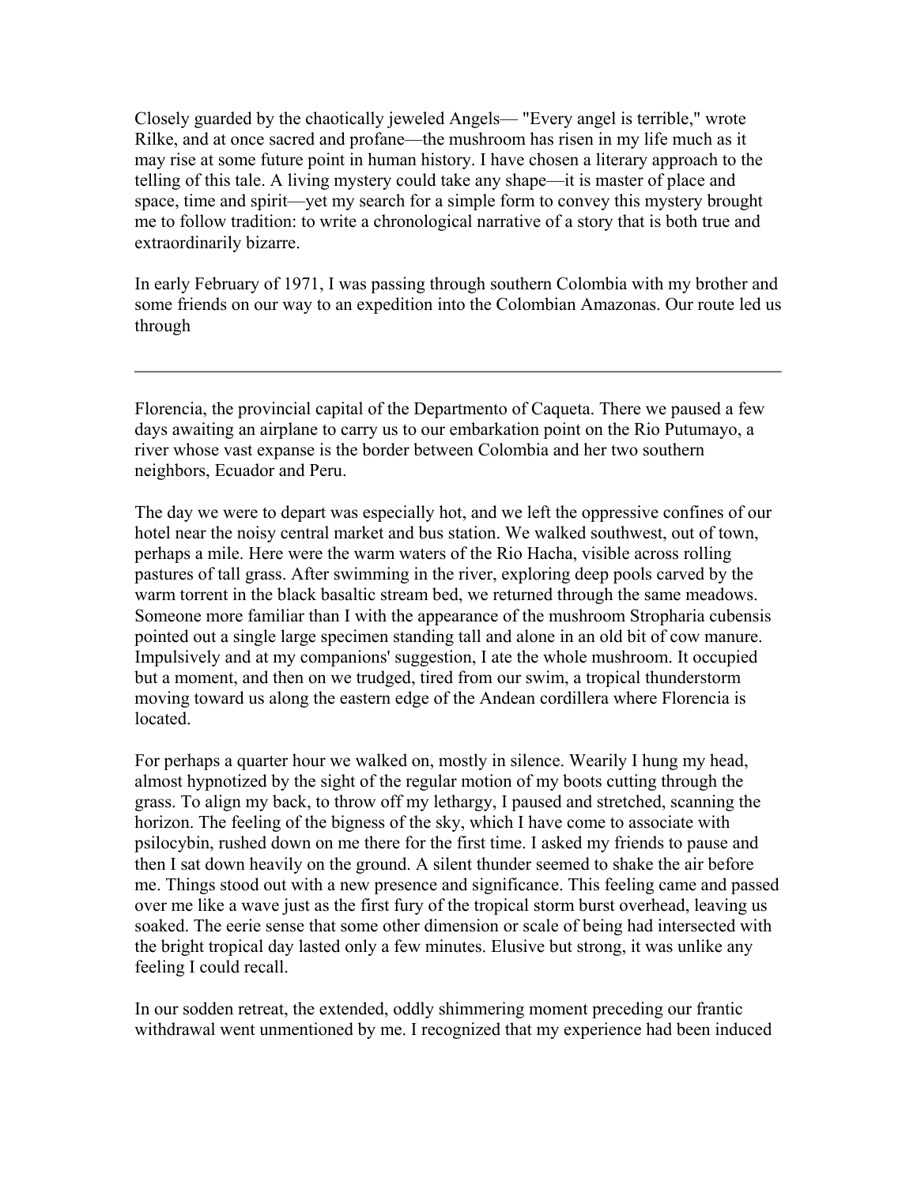Closely guarded by the chaotically jeweled Angels— "Every angel is terrible," wrote Rilke, and at once sacred and profane—the mushroom has risen in my life much as it may rise at some future point in human history. I have chosen a literary approach to the telling of this tale. A living mystery could take any shape—it is master of place and space, time and spirit—yet my search for a simple form to convey this mystery brought me to follow tradition: to write a chronological narrative of a story that is both true and extraordinarily bizarre.

In early February of 1971, I was passing through southern Colombia with my brother and some friends on our way to an expedition into the Colombian Amazonas. Our route led us through

---

Florencia, the provincial capital of the Departmento of Caqueta. There we paused a few days awaiting an airplane to carry us to our embarkation point on the Rio Putumayo, a river whose vast expanse is the border between Colombia and her two southern neighbors, Ecuador and Peru.

The day we were to depart was especially hot, and we left the oppressive confines of our hotel near the noisy central market and bus station. We walked southwest, out of town, perhaps a mile. Here were the warm waters of the Rio Hacha, visible across rolling pastures of tall grass. After swimming in the river, exploring deep pools carved by the warm torrent in the black basaltic stream bed, we returned through the same meadows. Someone more familiar than I with the appearance of the mushroom Stropharia cubensis pointed out a single large specimen standing tall and alone in an old bit of cow manure. Impulsively and at my companions' suggestion, I ate the whole mushroom. It occupied but a moment, and then on we trudged, tired from our swim, a tropical thunderstorm moving toward us along the eastern edge of the Andean cordillera where Florencia is located.

For perhaps a quarter hour we walked on, mostly in silence. Wearily I hung my head, almost hypnotized by the sight of the regular motion of my boots cutting through the grass. To align my back, to throw off my lethargy, I paused and stretched, scanning the horizon. The feeling of the bigness of the sky, which I have come to associate with psilocybin, rushed down on me there for the first time. I asked my friends to pause and then I sat down heavily on the ground. A silent thunder seemed to shake the air before me. Things stood out with a new presence and significance. This feeling came and passed over me like a wave just as the first fury of the tropical storm burst overhead, leaving us soaked. The eerie sense that some other dimension or scale of being had intersected with the bright tropical day lasted only a few minutes. Elusive but strong, it was unlike any feeling I could recall.

In our sodden retreat, the extended, oddly shimmering moment preceding our frantic withdrawal went unmentioned by me. I recognized that my experience had been induced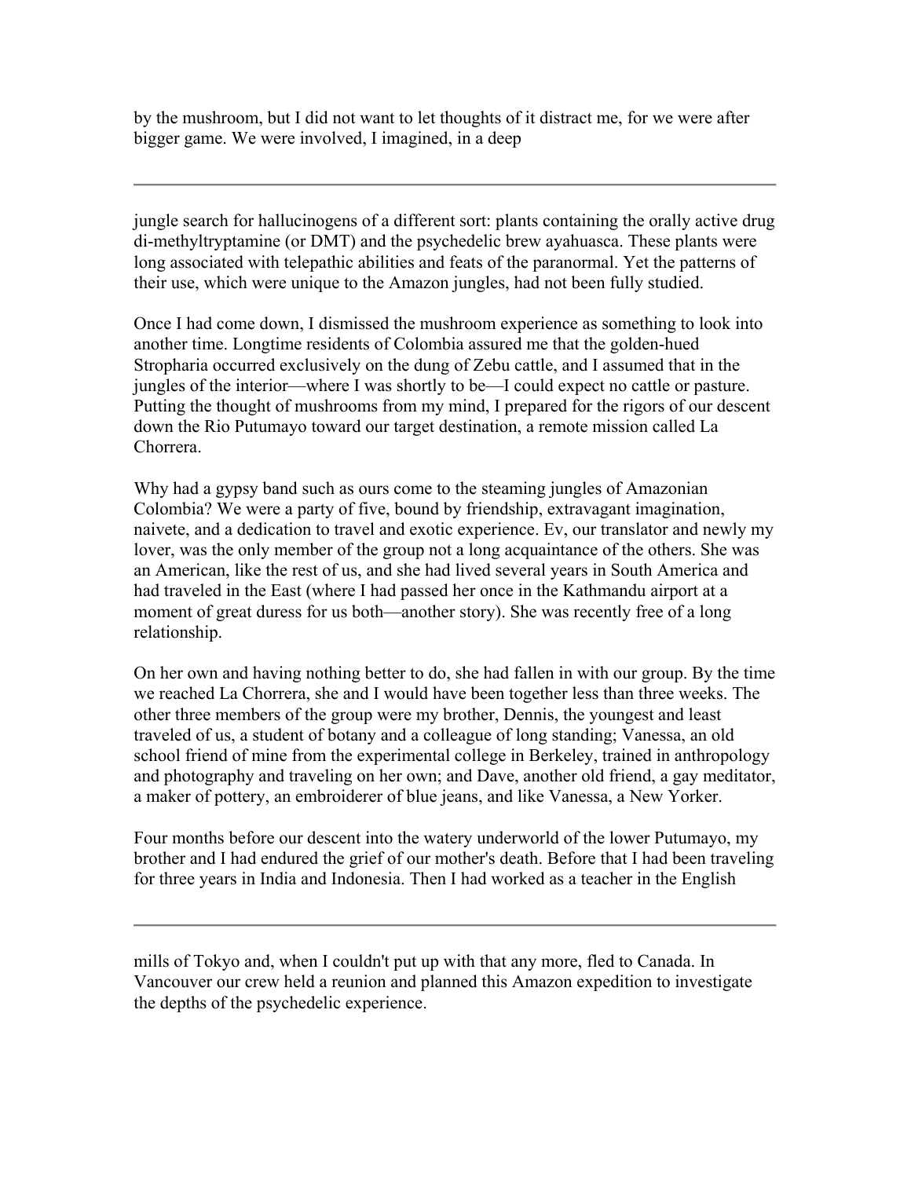by the mushroom, but I did not want to let thoughts of it distract me, for we were after bigger game. We were involved, I imagined, in a deep

---

jungle search for hallucinogens of a different sort: plants containing the orally active drug di-methyltryptamine (or DMT) and the psychedelic brew ayahuasca. These plants were long associated with telepathic abilities and feats of the paranormal. Yet the patterns of their use, which were unique to the Amazon jungles, had not been fully studied.

Once I had come down, I dismissed the mushroom experience as something to look into another time. Longtime residents of Colombia assured me that the golden-hued Stropharia occurred exclusively on the dung of Zebu cattle, and I assumed that in the jungles of the interior—where I was shortly to be—I could expect no cattle or pasture. Putting the thought of mushrooms from my mind, I prepared for the rigors of our descent down the Rio Putumayo toward our target destination, a remote mission called La Chorrera.

Why had a gypsy band such as ours come to the steaming jungles of Amazonian Colombia? We were a party of five, bound by friendship, extravagant imagination, naivete, and a dedication to travel and exotic experience. Ev, our translator and newly my lover, was the only member of the group not a long acquaintance of the others. She was an American, like the rest of us, and she had lived several years in South America and had traveled in the East (where I had passed her once in the Kathmandu airport at a moment of great duress for us both—another story). She was recently free of a long relationship.

On her own and having nothing better to do, she had fallen in with our group. By the time we reached La Chorrera, she and I would have been together less than three weeks. The other three members of the group were my brother, Dennis, the youngest and least traveled of us, a student of botany and a colleague of long standing; Vanessa, an old school friend of mine from the experimental college in Berkeley, trained in anthropology and photography and traveling on her own; and Dave, another old friend, a gay meditator, a maker of pottery, an embroiderer of blue jeans, and like Vanessa, a New Yorker.

Four months before our descent into the watery underworld of the lower Putumayo, my brother and I had endured the grief of our mother's death. Before that I had been traveling for three years in India and Indonesia. Then I had worked as a teacher in the English

---

mills of Tokyo and, when I couldn't put up with that any more, fled to Canada. In Vancouver our crew held a reunion and planned this Amazon expedition to investigate the depths of the psychedelic experience.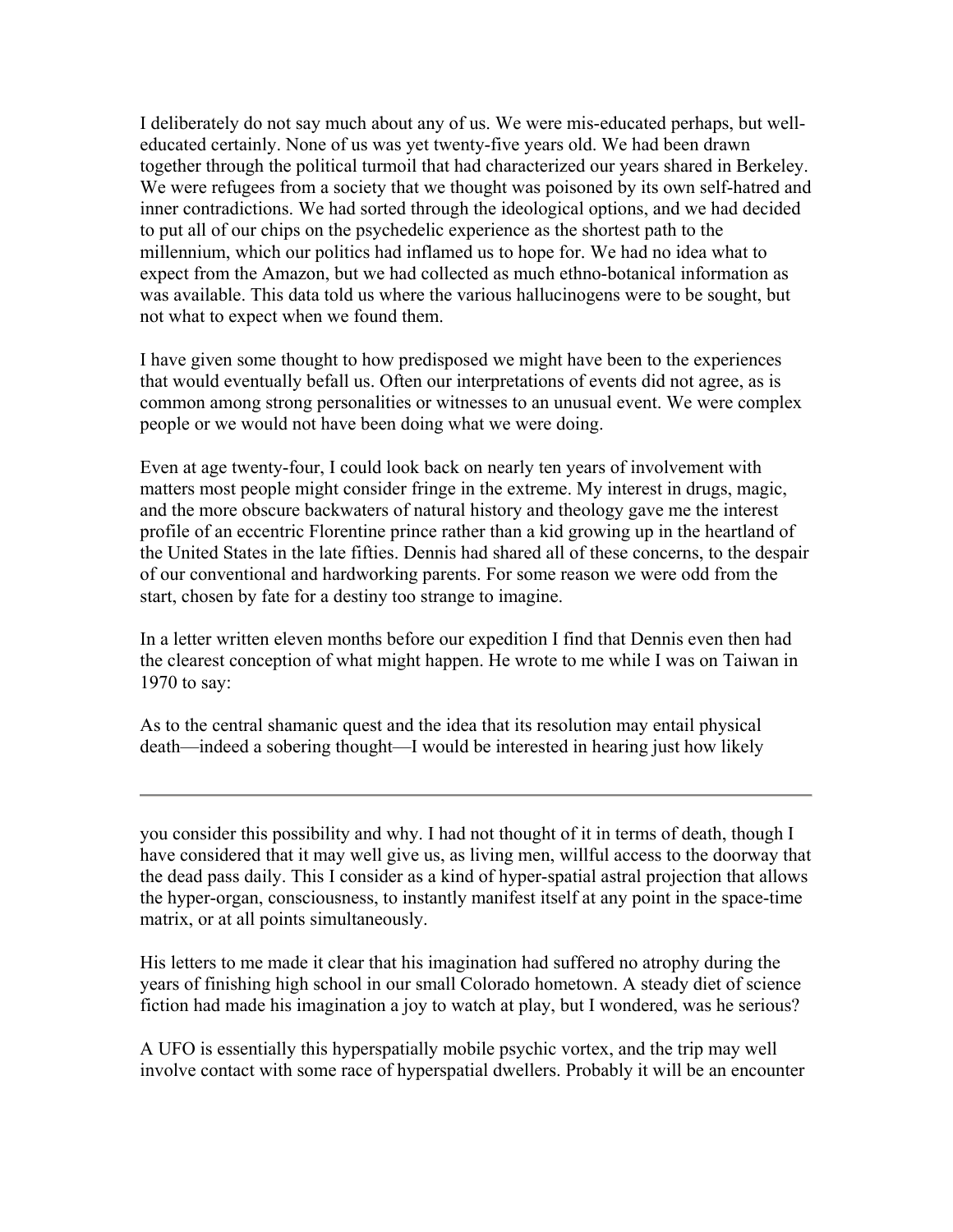I deliberately do not say much about any of us. We were mis-educated perhaps, but well-educated certainly. None of us was yet twenty-five years old. We had been drawn together through the political turmoil that had characterized our years shared in Berkeley. We were refugees from a society that we thought was poisoned by its own self-hatred and inner contradictions. We had sorted through the ideological options, and we had decided to put all of our chips on the psychedelic experience as the shortest path to the millennium, which our politics had inflamed us to hope for. We had no idea what to expect from the Amazon, but we had collected as much ethno-botanical information as was available. This data told us where the various hallucinogens were to be sought, but not what to expect when we found them.

I have given some thought to how predisposed we might have been to the experiences that would eventually befall us. Often our interpretations of events did not agree, as is common among strong personalities or witnesses to an unusual event. We were complex people or we would not have been doing what we were doing.

Even at age twenty-four, I could look back on nearly ten years of involvement with matters most people might consider fringe in the extreme. My interest in drugs, magic, and the more obscure backwaters of natural history and theology gave me the interest profile of an eccentric Florentine prince rather than a kid growing up in the heartland of the United States in the late fifties. Dennis had shared all of these concerns, to the despair of our conventional and hardworking parents. For some reason we were odd from the start, chosen by fate for a destiny too strange to imagine.

In a letter written eleven months before our expedition I find that Dennis even then had the clearest conception of what might happen. He wrote to me while I was on Taiwan in 1970 to say:

As to the central shamanic quest and the idea that its resolution may entail physical death—indeed a sobering thought—I would be interested in hearing just how likely you consider this possibility and why. I had not thought of it in terms of death, though I have considered that it may well give us, as living men, willful access to the doorway that the dead pass daily. This I consider as a kind of hyper-spatial astral projection that allows the hyper-organ, consciousness, to instantly manifest itself at any point in the space-time matrix, or at all points simultaneously.

His letters to me made it clear that his imagination had suffered no atrophy during the years of finishing high school in our small Colorado hometown. A steady diet of science fiction had made his imagination a joy to watch at play, but I wondered, was he serious?

A UFO is essentially this hyperspatially mobile psychic vortex, and the trip may well involve contact with some race of hyperspatial dwellers. Probably it will be an encounter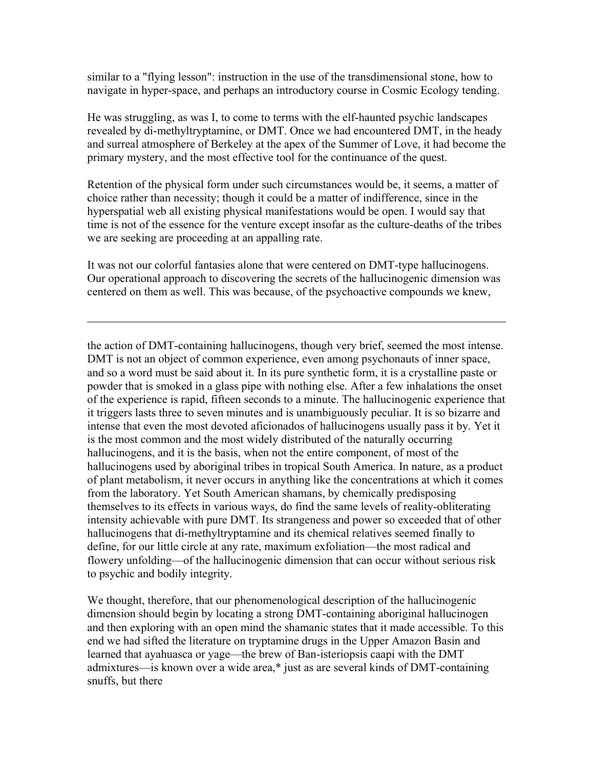similar to a "flying lesson": instruction in the use of the transdimensional stone, how to navigate in hyper-space, and perhaps an introductory course in Cosmic Ecology tending.

He was struggling, as was I, to come to terms with the elf-haunted psychic landscapes revealed by di-methyltryptamine, or DMT. Once we had encountered DMT, in the heady and surreal atmosphere of Berkeley at the apex of the Summer of Love, it had become the primary mystery, and the most effective tool for the continuance of the quest.

Retention of the physical form under such circumstances would be, it seems, a matter of choice rather than necessity; though it could be a matter of indifference, since in the hyperspatial web all existing physical manifestations would be open. I would say that time is not of the essence for the venture except insofar as the culture-deaths of the tribes we are seeking are proceeding at an appalling rate.

It was not our colorful fantasies alone that were centered on DMT-type hallucinogens. Our operational approach to discovering the secrets of the hallucinogenic dimension was centered on them as well. This was because, of the psychoactive compounds we knew,

---

the action of DMT-containing hallucinogens, though very brief, seemed the most intense. DMT is not an object of common experience, even among psychonauts of inner space, and so a word must be said about it. In its pure synthetic form, it is a crystalline paste or powder that is smoked in a glass pipe with nothing else. After a few inhalations the onset of the experience is rapid, fifteen seconds to a minute. The hallucinogenic experience that it triggers lasts three to seven minutes and is unambiguously peculiar. It is so bizarre and intense that even the most devoted aficionados of hallucinogens usually pass it by. Yet it is the most common and the most widely distributed of the naturally occurring hallucinogens, and it is the basis, when not the entire component, of most of the hallucinogens used by aboriginal tribes in tropical South America. In nature, as a product of plant metabolism, it never occurs in anything like the concentrations at which it comes from the laboratory. Yet South American shamans, by chemically predisposing themselves to its effects in various ways, do find the same levels of reality-obliterating intensity achievable with pure DMT. Its strangeness and power so exceeded that of other hallucinogens that di-methyltryptamine and its chemical relatives seemed finally to define, for our little circle at any rate, maximum exfoliation—the most radical and flowery unfolding—of the hallucinogenic dimension that can occur without serious risk to psychic and bodily integrity.

We thought, therefore, that our phenomenological description of the hallucinogenic dimension should begin by locating a strong DMT-containing aboriginal hallucinogen and then exploring with an open mind the shamanic states that it made accessible. To this end we had sifted the literature on tryptamine drugs in the Upper Amazon Basin and learned that ayahuasca or yage—the brew of Ban-isteriopsis caapi with the DMT admixtures—is known over a wide area,* just as are several kinds of DMT-containing snuffs, but there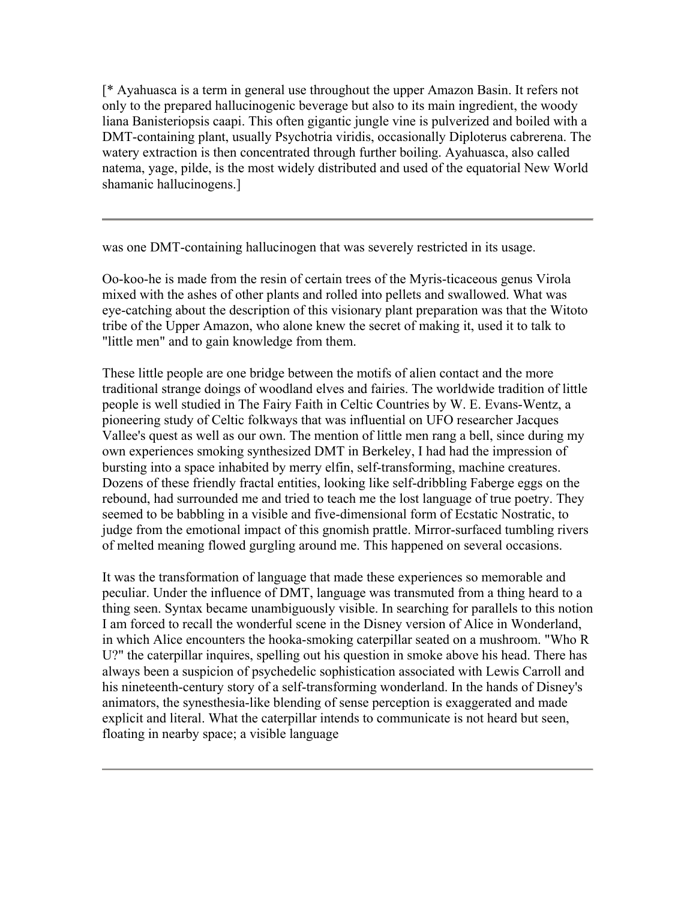[* Ayahuasca is a term in general use throughout the upper Amazon Basin. It refers not only to the prepared hallucinogenic beverage but also to its main ingredient, the woody liana Banisteriopsis caapi. This often gigantic jungle vine is pulverized and boiled with a DMT-containing plant, usually Psychotria viridis, occasionally Diploterus cabrerena. The watery extraction is then concentrated through further boiling. Ayahuasca, also called natema, yage, pilde, is the most widely distributed and used of the equatorial New World shamanic hallucinogens.]

---

was one DMT-containing hallucinogen that was severely restricted in its usage.

Oo-koo-he is made from the resin of certain trees of the Myris-ticaceous genus Virola mixed with the ashes of other plants and rolled into pellets and swallowed. What was eye-catching about the description of this visionary plant preparation was that the Witoto tribe of the Upper Amazon, who alone knew the secret of making it, used it to talk to "little men" and to gain knowledge from them.

These little people are one bridge between the motifs of alien contact and the more traditional strange doings of woodland elves and fairies. The worldwide tradition of little people is well studied in The Fairy Faith in Celtic Countries by W. E. Evans-Wentz, a pioneering study of Celtic folkways that was influential on UFO researcher Jacques Vallee's quest as well as our own. The mention of little men rang a bell, since during my own experiences smoking synthesized DMT in Berkeley, I had had the impression of bursting into a space inhabited by merry elfin, self-transforming, machine creatures. Dozens of these friendly fractal entities, looking like self-dribbling Faberge eggs on the rebound, had surrounded me and tried to teach me the lost language of true poetry. They seemed to be babbling in a visible and five-dimensional form of Ecstatic Nostratic, to judge from the emotional impact of this gnomish prattle. Mirror-surfaced tumbling rivers of melted meaning flowed gurgling around me. This happened on several occasions.

It was the transformation of language that made these experiences so memorable and peculiar. Under the influence of DMT, language was transmuted from a thing heard to a thing seen. Syntax became unambiguously visible. In searching for parallels to this notion I am forced to recall the wonderful scene in the Disney version of Alice in Wonderland, in which Alice encounters the hooka-smoking caterpillar seated on a mushroom. "Who R U?" the caterpillar inquires, spelling out his question in smoke above his head. There has always been a suspicion of psychedelic sophistication associated with Lewis Carroll and his nineteenth-century story of a self-transforming wonderland. In the hands of Disney's animators, the synesthesia-like blending of sense perception is exaggerated and made explicit and literal. What the caterpillar intends to communicate is not heard but seen, floating in nearby space; a visible language

---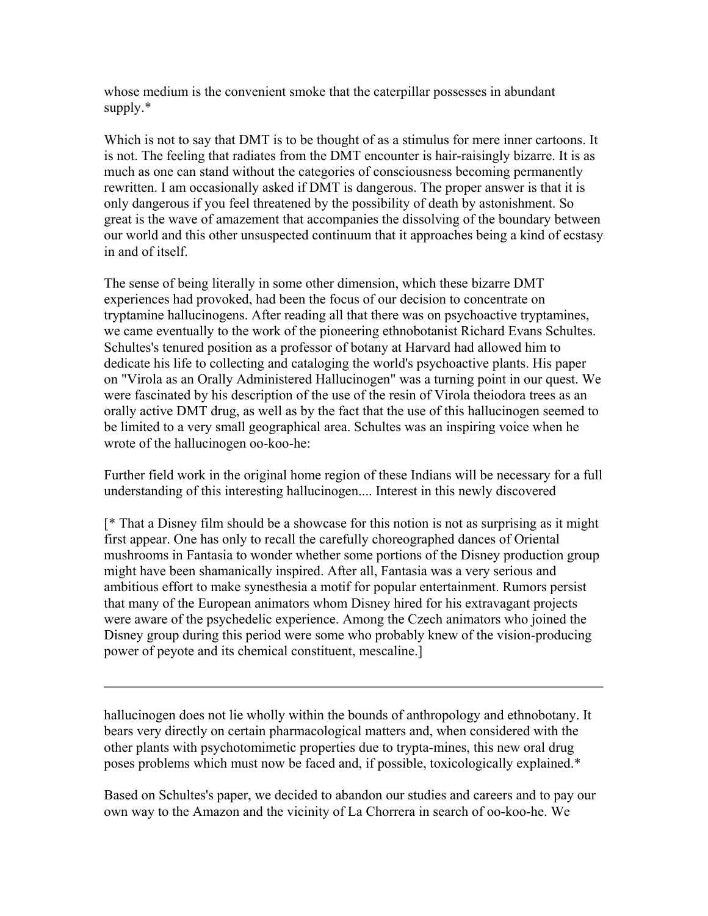whose medium is the convenient smoke that the caterpillar possesses in abundant supply.*

Which is not to say that DMT is to be thought of as a stimulus for mere inner cartoons. It is not. The feeling that radiates from the DMT encounter is hair-raisingly bizarre. It is as much as one can stand without the categories of consciousness becoming permanently rewritten. I am occasionally asked if DMT is dangerous. The proper answer is that it is only dangerous if you feel threatened by the possibility of death by astonishment. So great is the wave of amazement that accompanies the dissolving of the boundary between our world and this other unsuspected continuum that it approaches being a kind of ecstasy in and of itself.

The sense of being literally in some other dimension, which these bizarre DMT experiences had provoked, had been the focus of our decision to concentrate on tryptamine hallucinogens. After reading all that there was on psychoactive tryptamines, we came eventually to the work of the pioneering ethnobotanist Richard Evans Schultes. Schultes's tenured position as a professor of botany at Harvard had allowed him to dedicate his life to collecting and cataloging the world's psychoactive plants. His paper on "Virola as an Orally Administered Hallucinogen" was a turning point in our quest. We were fascinated by his description of the use of the resin of Virola theiodora trees as an orally active DMT drug, as well as by the fact that the use of this hallucinogen seemed to be limited to a very small geographical area. Schultes was an inspiring voice when he wrote of the hallucinogen oo-koo-he:

Further field work in the original home region of these Indians will be necessary for a full understanding of this interesting hallucinogen.... Interest in this newly discovered hallucinogen does not lie wholly within the bounds of anthropology and ethnobotany. It bears very directly on certain pharmacological matters and, when considered with the other plants with psychotomimetic properties due to trypta-mines, this new oral drug poses problems which must now be faced and, if possible, toxicologically explained.*

Based on Schultes's paper, we decided to abandon our studies and careers and to pay our own way to the Amazon and the vicinity of La Chorrera in search of oo-koo-he. We

[* That a Disney film should be a showcase for this notion is not as surprising as it might first appear. One has only to recall the carefully choreographed dances of Oriental mushrooms in Fantasia to wonder whether some portions of the Disney production group might have been shamanically inspired. After all, Fantasia was a very serious and ambitious effort to make synesthesia a motif for popular entertainment. Rumors persist that many of the European animators whom Disney hired for his extravagant projects were aware of the psychedelic experience. Among the Czech animators who joined the Disney group during this period were some who probably knew of the vision-producing power of peyote and its chemical constituent, mescaline.]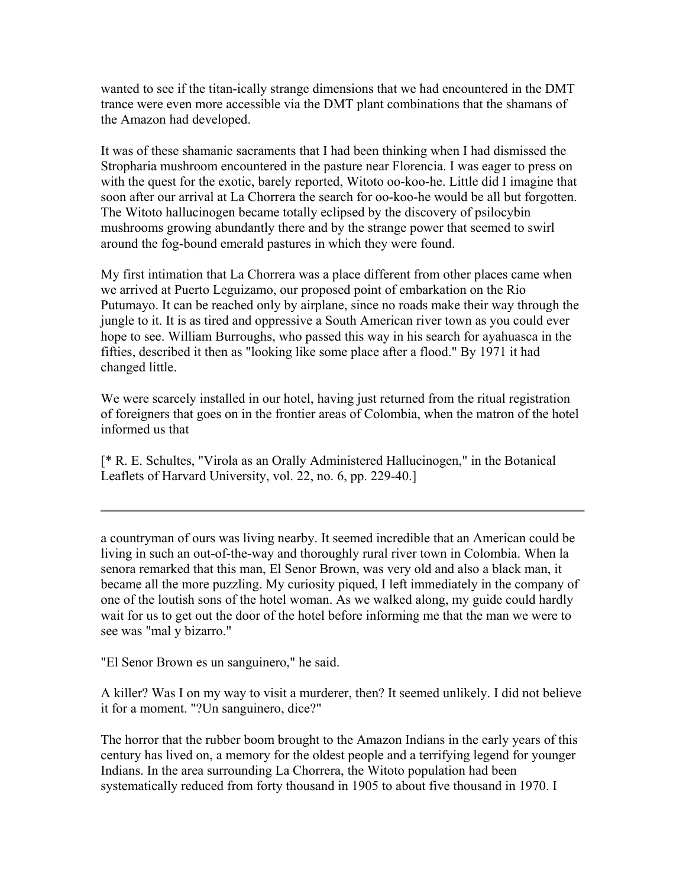wanted to see if the titan-ically strange dimensions that we had encountered in the DMT trance were even more accessible via the DMT plant combinations that the shamans of the Amazon had developed.

It was of these shamanic sacraments that I had been thinking when I had dismissed the Stropharia mushroom encountered in the pasture near Florencia. I was eager to press on with the quest for the exotic, barely reported, Witoto oo-koo-he. Little did I imagine that soon after our arrival at La Chorrera the search for oo-koo-he would be all but forgotten. The Witoto hallucinogen became totally eclipsed by the discovery of psilocybin mushrooms growing abundantly there and by the strange power that seemed to swirl around the fog-bound emerald pastures in which they were found.

My first intimation that La Chorrera was a place different from other places came when we arrived at Puerto Leguizamo, our proposed point of embarkation on the Rio Putumayo. It can be reached only by airplane, since no roads make their way through the jungle to it. It is as tired and oppressive a South American river town as you could ever hope to see. William Burroughs, who passed this way in his search for ayahuasca in the fifties, described it then as "looking like some place after a flood." By 1971 it had changed little.

We were scarcely installed in our hotel, having just returned from the ritual registration of foreigners that goes on in the frontier areas of Colombia, when the matron of the hotel informed us that

[* R. E. Schultes, "Virola as an Orally Administered Hallucinogen," in the Botanical Leaflets of Harvard University, vol. 22, no. 6, pp. 229-40.]

---

a countryman of ours was living nearby. It seemed incredible that an American could be living in such an out-of-the-way and thoroughly rural river town in Colombia. When la senora remarked that this man, El Senor Brown, was very old and also a black man, it became all the more puzzling. My curiosity piqued, I left immediately in the company of one of the loutish sons of the hotel woman. As we walked along, my guide could hardly wait for us to get out the door of the hotel before informing me that the man we were to see was "mal y bizarro."

"El Senor Brown es un sanguinero," he said.

A killer? Was I on my way to visit a murderer, then? It seemed unlikely. I did not believe it for a moment. "?Un sanguinero, dice?"

The horror that the rubber boom brought to the Amazon Indians in the early years of this century has lived on, a memory for the oldest people and a terrifying legend for younger Indians. In the area surrounding La Chorrera, the Witoto population had been systematically reduced from forty thousand in 1905 to about five thousand in 1970. I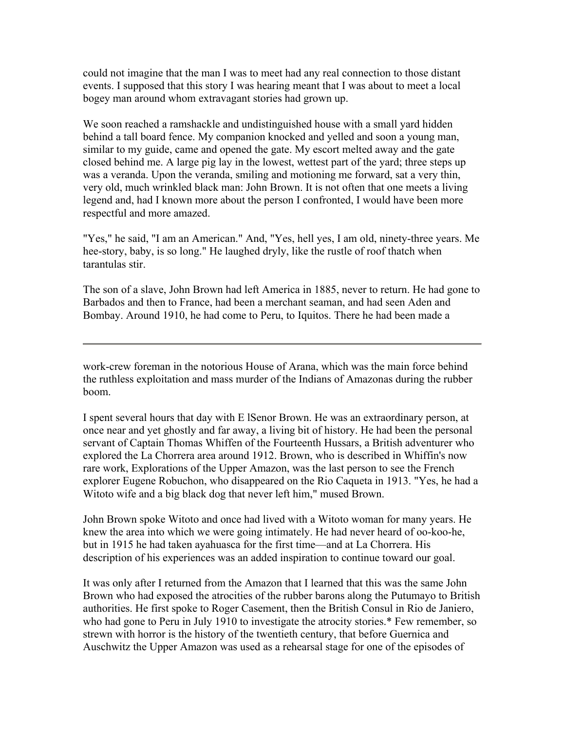could not imagine that the man I was to meet had any real connection to those distant events. I supposed that this story I was hearing meant that I was about to meet a local bogey man around whom extravagant stories had grown up.

We soon reached a ramshackle and undistinguished house with a small yard hidden behind a tall board fence. My companion knocked and yelled and soon a young man, similar to my guide, came and opened the gate. My escort melted away and the gate closed behind me. A large pig lay in the lowest, wettest part of the yard; three steps up was a veranda. Upon the veranda, smiling and motioning me forward, sat a very thin, very old, much wrinkled black man: John Brown. It is not often that one meets a living legend and, had I known more about the person I confronted, I would have been more respectful and more amazed.

"Yes," he said, "I am an American." And, "Yes, hell yes, I am old, ninety-three years. Me hee-story, baby, is so long." He laughed dryly, like the rustle of roof thatch when tarantulas stir.

The son of a slave, John Brown had left America in 1885, never to return. He had gone to Barbados and then to France, had been a merchant seaman, and had seen Aden and Bombay. Around 1910, he had come to Peru, to Iquitos. There he had been made a work-crew foreman in the notorious House of Arana, which was the main force behind the ruthless exploitation and mass murder of the Indians of Amazonas during the rubber boom.

I spent several hours that day with E lSenor Brown. He was an extraordinary person, at once near and yet ghostly and far away, a living bit of history. He had been the personal servant of Captain Thomas Whiffen of the Fourteenth Hussars, a British adventurer who explored the La Chorrera area around 1912. Brown, who is described in Whiffin's now rare work, Explorations of the Upper Amazon, was the last person to see the French explorer Eugene Robuchon, who disappeared on the Rio Caqueta in 1913. "Yes, he had a Witoto wife and a big black dog that never left him," mused Brown.

John Brown spoke Witoto and once had lived with a Witoto woman for many years. He knew the area into which we were going intimately. He had never heard of oo-koo-he, but in 1915 he had taken ayahuasca for the first time—and at La Chorrera. His description of his experiences was an added inspiration to continue toward our goal.

It was only after I returned from the Amazon that I learned that this was the same John Brown who had exposed the atrocities of the rubber barons along the Putumayo to British authorities. He first spoke to Roger Casement, then the British Consul in Rio de Janiero, who had gone to Peru in July 1910 to investigate the atrocity stories.* Few remember, so strewn with horror is the history of the twentieth century, that before Guernica and Auschwitz the Upper Amazon was used as a rehearsal stage for one of the episodes of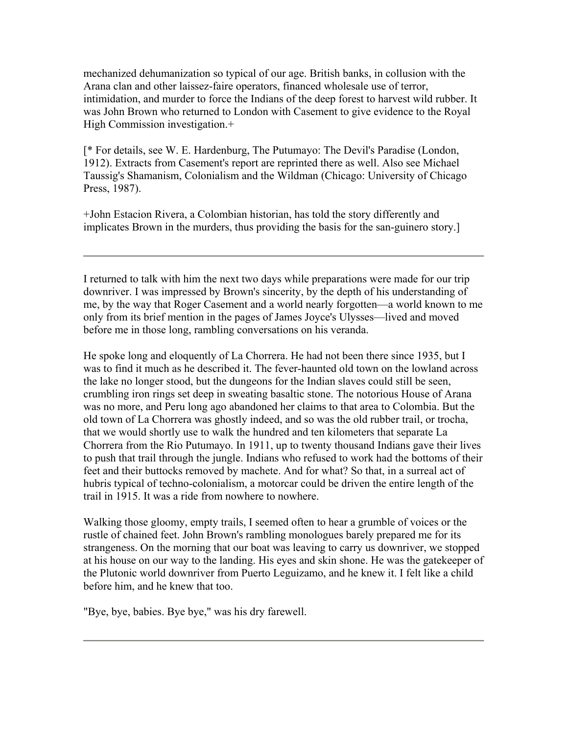mechanized dehumanization so typical of our age. British banks, in collusion with the Arana clan and other laissez-faire operators, financed wholesale use of terror, intimidation, and murder to force the Indians of the deep forest to harvest wild rubber. It was John Brown who returned to London with Casement to give evidence to the Royal High Commission investigation.+

[* For details, see W. E. Hardenburg, The Putumayo: The Devil's Paradise (London, 1912). Extracts from Casement's report are reprinted there as well. Also see Michael Taussig's Shamanism, Colonialism and the Wildman (Chicago: University of Chicago Press, 1987).

+John Estacion Rivera, a Colombian historian, has told the story differently and implicates Brown in the murders, thus providing the basis for the san-guinero story.]

---

I returned to talk with him the next two days while preparations were made for our trip downriver. I was impressed by Brown's sincerity, by the depth of his understanding of me, by the way that Roger Casement and a world nearly forgotten—a world known to me only from its brief mention in the pages of James Joyce's Ulysses—lived and moved before me in those long, rambling conversations on his veranda.

He spoke long and eloquently of La Chorrera. He had not been there since 1935, but I was to find it much as he described it. The fever-haunted old town on the lowland across the lake no longer stood, but the dungeons for the Indian slaves could still be seen, crumbling iron rings set deep in sweating basaltic stone. The notorious House of Arana was no more, and Peru long ago abandoned her claims to that area to Colombia. But the old town of La Chorrera was ghostly indeed, and so was the old rubber trail, or trocha, that we would shortly use to walk the hundred and ten kilometers that separate La Chorrera from the Rio Putumayo. In 1911, up to twenty thousand Indians gave their lives to push that trail through the jungle. Indians who refused to work had the bottoms of their feet and their buttocks removed by machete. And for what? So that, in a surreal act of hubris typical of techno-colonialism, a motorcar could be driven the entire length of the trail in 1915. It was a ride from nowhere to nowhere.

Walking those gloomy, empty trails, I seemed often to hear a grumble of voices or the rustle of chained feet. John Brown's rambling monologues barely prepared me for its strangeness. On the morning that our boat was leaving to carry us downriver, we stopped at his house on our way to the landing. His eyes and skin shone. He was the gatekeeper of the Plutonic world downriver from Puerto Leguizamo, and he knew it. I felt like a child before him, and he knew that too.

"Bye, bye, babies. Bye bye," was his dry farewell.

---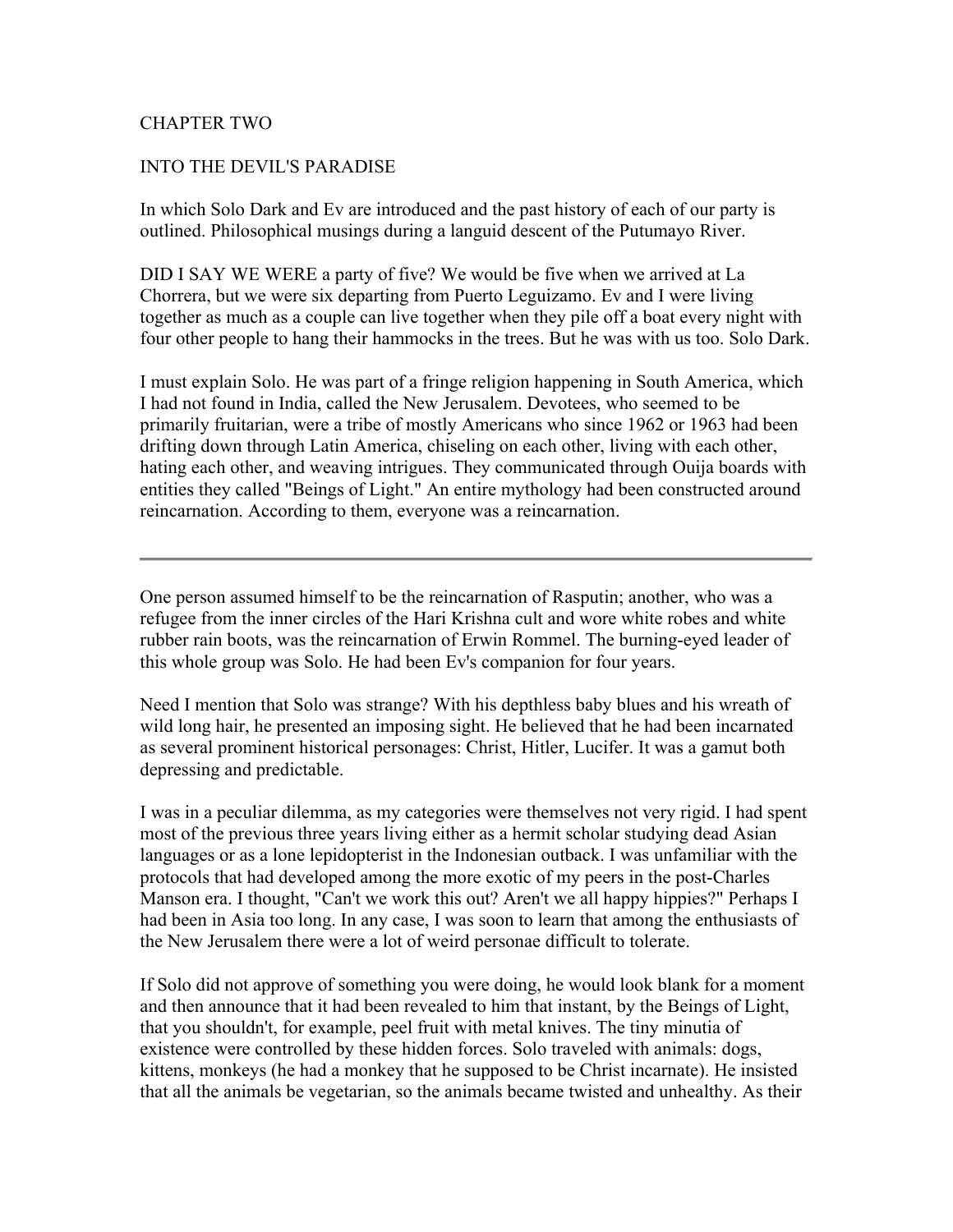# CHAPTER TWO

## INTO THE DEVIL'S PARADISE

In which Solo Dark and Ev are introduced and the past history of each of our party is outlined. Philosophical musings during a languid descent of the Putumayo River.

DID I SAY WE WERE a party of five? We would be five when we arrived at La Chorrera, but we were six departing from Puerto Leguizamo. Ev and I were living together as much as a couple can live together when they pile off a boat every night with four other people to hang their hammocks in the trees. But he was with us too. Solo Dark.

I must explain Solo. He was part of a fringe religion happening in South America, which I had not found in India, called the New Jerusalem. Devotees, who seemed to be primarily fruitarian, were a tribe of mostly Americans who since 1962 or 1963 had been drifting down through Latin America, chiseling on each other, living with each other, hating each other, and weaving intrigues. They communicated through Ouija boards with entities they called "Beings of Light." An entire mythology had been constructed around reincarnation. According to them, everyone was a reincarnation.

---

One person assumed himself to be the reincarnation of Rasputin; another, who was a refugee from the inner circles of the Hari Krishna cult and wore white robes and white rubber rain boots, was the reincarnation of Erwin Rommel. The burning-eyed leader of this whole group was Solo. He had been Ev's companion for four years.

Need I mention that Solo was strange? With his depthless baby blues and his wreath of wild long hair, he presented an imposing sight. He believed that he had been incarnated as several prominent historical personages: Christ, Hitler, Lucifer. It was a gamut both depressing and predictable.

I was in a peculiar dilemma, as my categories were themselves not very rigid. I had spent most of the previous three years living either as a hermit scholar studying dead Asian languages or as a lone lepidopterist in the Indonesian outback. I was unfamiliar with the protocols that had developed among the more exotic of my peers in the post-Charles Manson era. I thought, "Can't we work this out? Aren't we all happy hippies?" Perhaps I had been in Asia too long. In any case, I was soon to learn that among the enthusiasts of the New Jerusalem there were a lot of weird personae difficult to tolerate.

If Solo did not approve of something you were doing, he would look blank for a moment and then announce that it had been revealed to him that instant, by the Beings of Light, that you shouldn't, for example, peel fruit with metal knives. The tiny minutia of existence were controlled by these hidden forces. Solo traveled with animals: dogs, kittens, monkeys (he had a monkey that he supposed to be Christ incarnate). He insisted that all the animals be vegetarian, so the animals became twisted and unhealthy. As their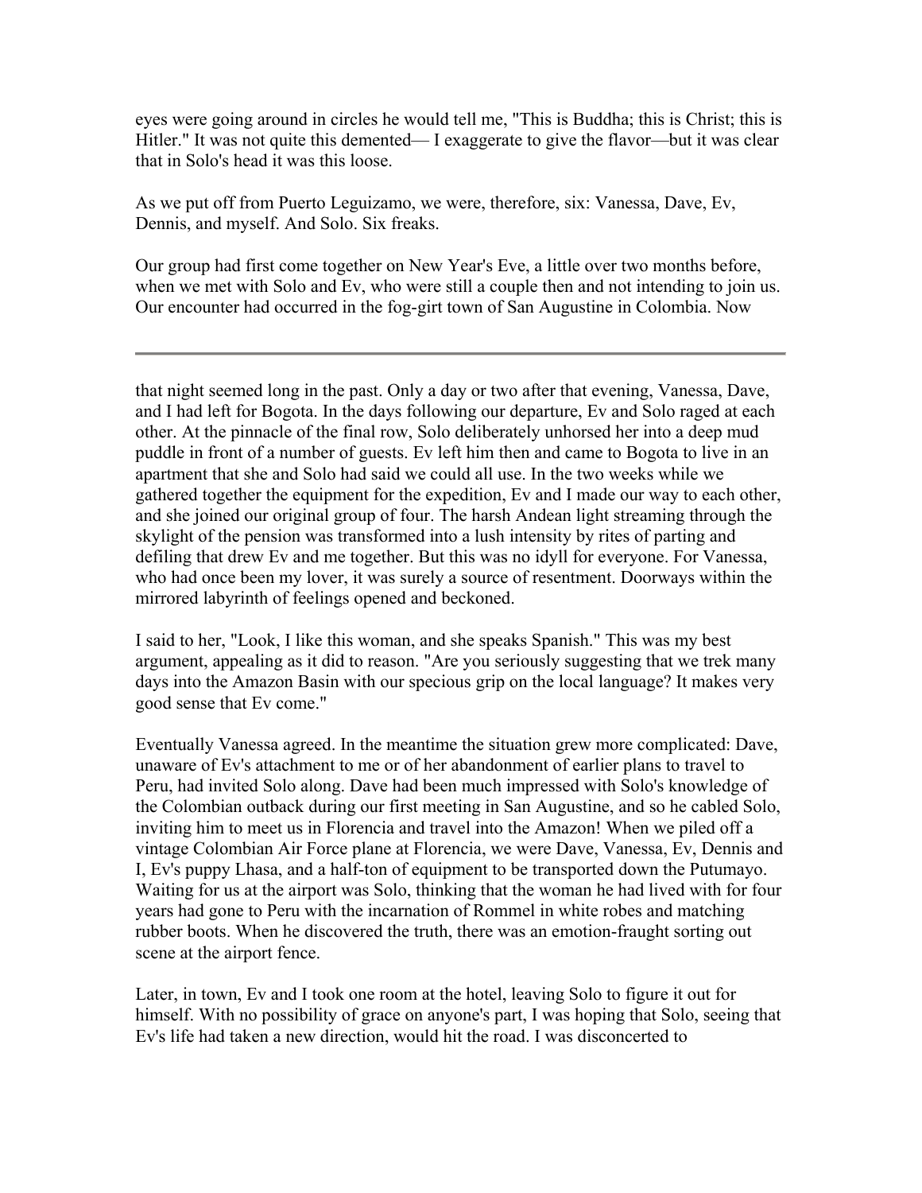eyes were going around in circles he would tell me, "This is Buddha; this is Christ; this is Hitler." It was not quite this demented— I exaggerate to give the flavor—but it was clear that in Solo's head it was this loose.

As we put off from Puerto Leguizamo, we were, therefore, six: Vanessa, Dave, Ev, Dennis, and myself. And Solo. Six freaks.

Our group had first come together on New Year's Eve, a little over two months before, when we met with Solo and Ev, who were still a couple then and not intending to join us. Our encounter had occurred in the fog-girt town of San Augustine in Colombia. Now

---

that night seemed long in the past. Only a day or two after that evening, Vanessa, Dave, and I had left for Bogota. In the days following our departure, Ev and Solo raged at each other. At the pinnacle of the final row, Solo deliberately unhorsed her into a deep mud puddle in front of a number of guests. Ev left him then and came to Bogota to live in an apartment that she and Solo had said we could all use. In the two weeks while we gathered together the equipment for the expedition, Ev and I made our way to each other, and she joined our original group of four. The harsh Andean light streaming through the skylight of the pension was transformed into a lush intensity by rites of parting and defiling that drew Ev and me together. But this was no idyll for everyone. For Vanessa, who had once been my lover, it was surely a source of resentment. Doorways within the mirrored labyrinth of feelings opened and beckoned.

I said to her, "Look, I like this woman, and she speaks Spanish." This was my best argument, appealing as it did to reason. "Are you seriously suggesting that we trek many days into the Amazon Basin with our specious grip on the local language? It makes very good sense that Ev come."

Eventually Vanessa agreed. In the meantime the situation grew more complicated: Dave, unaware of Ev's attachment to me or of her abandonment of earlier plans to travel to Peru, had invited Solo along. Dave had been much impressed with Solo's knowledge of the Colombian outback during our first meeting in San Augustine, and so he cabled Solo, inviting him to meet us in Florencia and travel into the Amazon! When we piled off a vintage Colombian Air Force plane at Florencia, we were Dave, Vanessa, Ev, Dennis and I, Ev's puppy Lhasa, and a half-ton of equipment to be transported down the Putumayo. Waiting for us at the airport was Solo, thinking that the woman he had lived with for four years had gone to Peru with the incarnation of Rommel in white robes and matching rubber boots. When he discovered the truth, there was an emotion-fraught sorting out scene at the airport fence.

Later, in town, Ev and I took one room at the hotel, leaving Solo to figure it out for himself. With no possibility of grace on anyone's part, I was hoping that Solo, seeing that Ev's life had taken a new direction, would hit the road. I was disconcerted to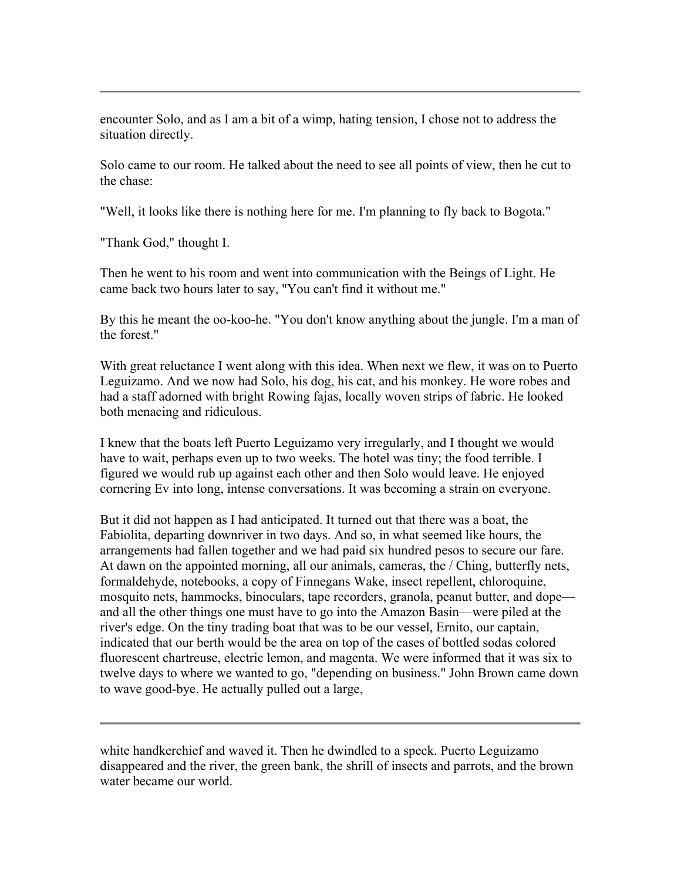encounter Solo, and as I am a bit of a wimp, hating tension, I chose not to address the situation directly.

Solo came to our room. He talked about the need to see all points of view, then he cut to the chase:

"Well, it looks like there is nothing here for me. I'm planning to fly back to Bogota."

"Thank God," thought I.

Then he went to his room and went into communication with the Beings of Light. He came back two hours later to say, "You can't find it without me."

By this he meant the oo-koo-he. "You don't know anything about the jungle. I'm a man of the forest."

With great reluctance I went along with this idea. When next we flew, it was on to Puerto Leguizamo. And we now had Solo, his dog, his cat, and his monkey. He wore robes and had a staff adorned with bright Rowing fajas, locally woven strips of fabric. He looked both menacing and ridiculous.

I knew that the boats left Puerto Leguizamo very irregularly, and I thought we would have to wait, perhaps even up to two weeks. The hotel was tiny; the food terrible. I figured we would rub up against each other and then Solo would leave. He enjoyed cornering Ev into long, intense conversations. It was becoming a strain on everyone.

But it did not happen as I had anticipated. It turned out that there was a boat, the Fabiolita, departing downriver in two days. And so, in what seemed like hours, the arrangements had fallen together and we had paid six hundred pesos to secure our fare. At dawn on the appointed morning, all our animals, cameras, the / Ching, butterfly nets, formaldehyde, notebooks, a copy of Finnegans Wake, insect repellent, chloroquine, mosquito nets, hammocks, binoculars, tape recorders, granola, peanut butter, and dope—and all the other things one must have to go into the Amazon Basin—were piled at the river's edge. On the tiny trading boat that was to be our vessel, Ernito, our captain, indicated that our berth would be the area on top of the cases of bottled sodas colored fluorescent chartreuse, electric lemon, and magenta. We were informed that it was six to twelve days to where we wanted to go, "depending on business." John Brown came down to wave good-bye. He actually pulled out a large, white handkerchief and waved it. Then he dwindled to a speck. Puerto Leguizamo disappeared and the river, the green bank, the shrill of insects and parrots, and the brown water became our world.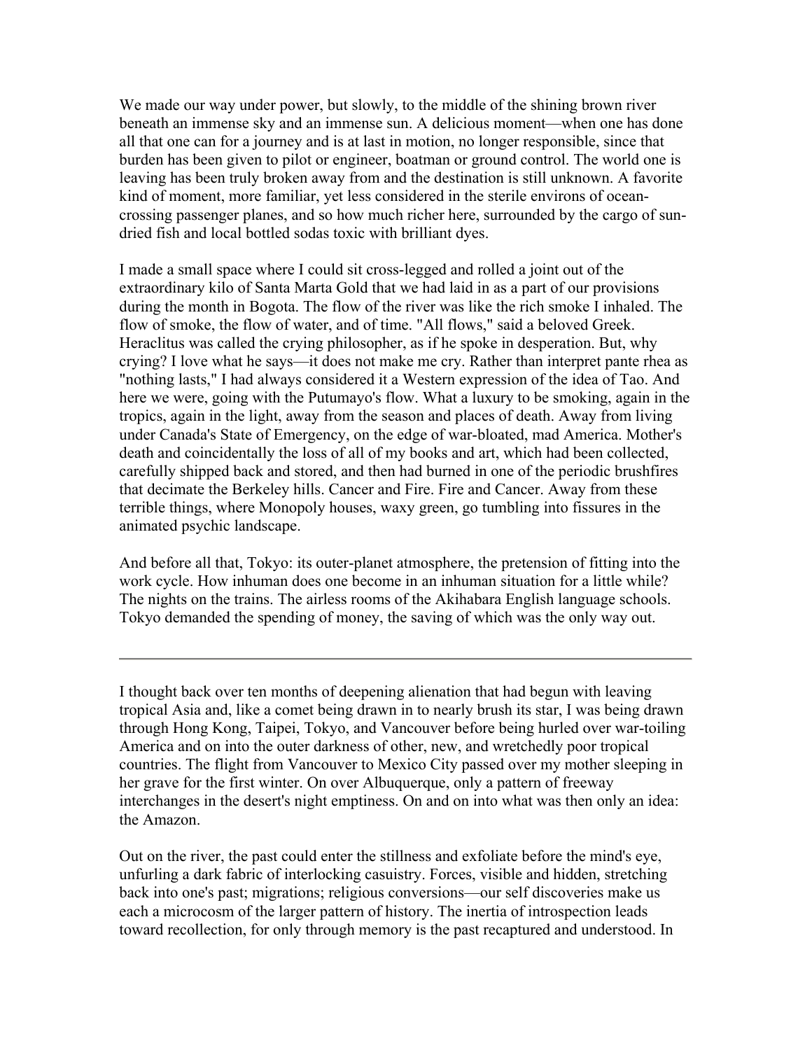We made our way under power, but slowly, to the middle of the shining brown river beneath an immense sky and an immense sun. A delicious moment—when one has done all that one can for a journey and is at last in motion, no longer responsible, since that burden has been given to pilot or engineer, boatman or ground control. The world one is leaving has been truly broken away from and the destination is still unknown. A favorite kind of moment, more familiar, yet less considered in the sterile environs of ocean-crossing passenger planes, and so how much richer here, surrounded by the cargo of sun-dried fish and local bottled sodas toxic with brilliant dyes.

I made a small space where I could sit cross-legged and rolled a joint out of the extraordinary kilo of Santa Marta Gold that we had laid in as a part of our provisions during the month in Bogota. The flow of the river was like the rich smoke I inhaled. The flow of smoke, the flow of water, and of time. "All flows," said a beloved Greek. Heraclitus was called the crying philosopher, as if he spoke in desperation. But, why crying? I love what he says—it does not make me cry. Rather than interpret pante rhea as "nothing lasts," I had always considered it a Western expression of the idea of Tao. And here we were, going with the Putumayo's flow. What a luxury to be smoking, again in the tropics, again in the light, away from the season and places of death. Away from living under Canada's State of Emergency, on the edge of war-bloated, mad America. Mother's death and coincidentally the loss of all of my books and art, which had been collected, carefully shipped back and stored, and then had burned in one of the periodic brushfires that decimate the Berkeley hills. Cancer and Fire. Fire and Cancer. Away from these terrible things, where Monopoly houses, waxy green, go tumbling into fissures in the animated psychic landscape.

And before all that, Tokyo: its outer-planet atmosphere, the pretension of fitting into the work cycle. How inhuman does one become in an inhuman situation for a little while? The nights on the trains. The airless rooms of the Akihabara English language schools. Tokyo demanded the spending of money, the saving of which was the only way out.

---

I thought back over ten months of deepening alienation that had begun with leaving tropical Asia and, like a comet being drawn in to nearly brush its star, I was being drawn through Hong Kong, Taipei, Tokyo, and Vancouver before being hurled over war-toiling America and on into the outer darkness of other, new, and wretchedly poor tropical countries. The flight from Vancouver to Mexico City passed over my mother sleeping in her grave for the first winter. On over Albuquerque, only a pattern of freeway interchanges in the desert's night emptiness. On and on into what was then only an idea: the Amazon.

Out on the river, the past could enter the stillness and exfoliate before the mind's eye, unfurling a dark fabric of interlocking casuistry. Forces, visible and hidden, stretching back into one's past; migrations; religious conversions—our self discoveries make us each a microcosm of the larger pattern of history. The inertia of introspection leads toward recollection, for only through memory is the past recaptured and understood. In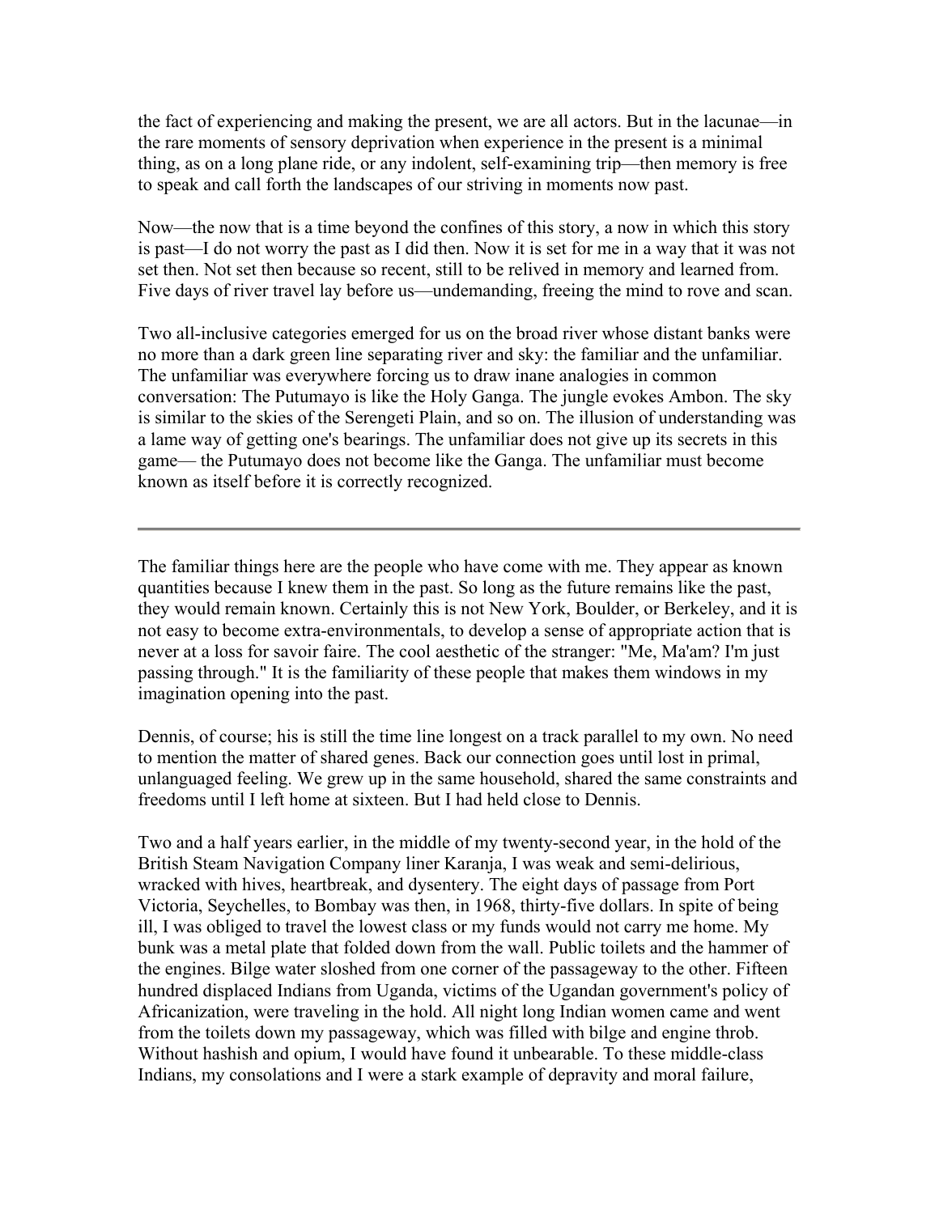the fact of experiencing and making the present, we are all actors. But in the lacunae—in the rare moments of sensory deprivation when experience in the present is a minimal thing, as on a long plane ride, or any indolent, self-examining trip—then memory is free to speak and call forth the landscapes of our striving in moments now past.

Now—the now that is a time beyond the confines of this story, a now in which this story is past—I do not worry the past as I did then. Now it is set for me in a way that it was not set then. Not set then because so recent, still to be relived in memory and learned from. Five days of river travel lay before us—undemanding, freeing the mind to rove and scan.

Two all-inclusive categories emerged for us on the broad river whose distant banks were no more than a dark green line separating river and sky: the familiar and the unfamiliar. The unfamiliar was everywhere forcing us to draw inane analogies in common conversation: The Putumayo is like the Holy Ganga. The jungle evokes Ambon. The sky is similar to the skies of the Serengeti Plain, and so on. The illusion of understanding was a lame way of getting one's bearings. The unfamiliar does not give up its secrets in this game— the Putumayo does not become like the Ganga. The unfamiliar must become known as itself before it is correctly recognized.

---

The familiar things here are the people who have come with me. They appear as known quantities because I knew them in the past. So long as the future remains like the past, they would remain known. Certainly this is not New York, Boulder, or Berkeley, and it is not easy to become extra-environmentals, to develop a sense of appropriate action that is never at a loss for savoir faire. The cool aesthetic of the stranger: "Me, Ma'am? I'm just passing through." It is the familiarity of these people that makes them windows in my imagination opening into the past.

Dennis, of course; his is still the time line longest on a track parallel to my own. No need to mention the matter of shared genes. Back our connection goes until lost in primal, unlanguaged feeling. We grew up in the same household, shared the same constraints and freedoms until I left home at sixteen. But I had held close to Dennis.

Two and a half years earlier, in the middle of my twenty-second year, in the hold of the British Steam Navigation Company liner Karanja, I was weak and semi-delirious, wracked with hives, heartbreak, and dysentery. The eight days of passage from Port Victoria, Seychelles, to Bombay was then, in 1968, thirty-five dollars. In spite of being ill, I was obliged to travel the lowest class or my funds would not carry me home. My bunk was a metal plate that folded down from the wall. Public toilets and the hammer of the engines. Bilge water sloshed from one corner of the passageway to the other. Fifteen hundred displaced Indians from Uganda, victims of the Ugandan government's policy of Africanization, were traveling in the hold. All night long Indian women came and went from the toilets down my passageway, which was filled with bilge and engine throb. Without hashish and opium, I would have found it unbearable. To these middle-class Indians, my consolations and I were a stark example of depravity and moral failure,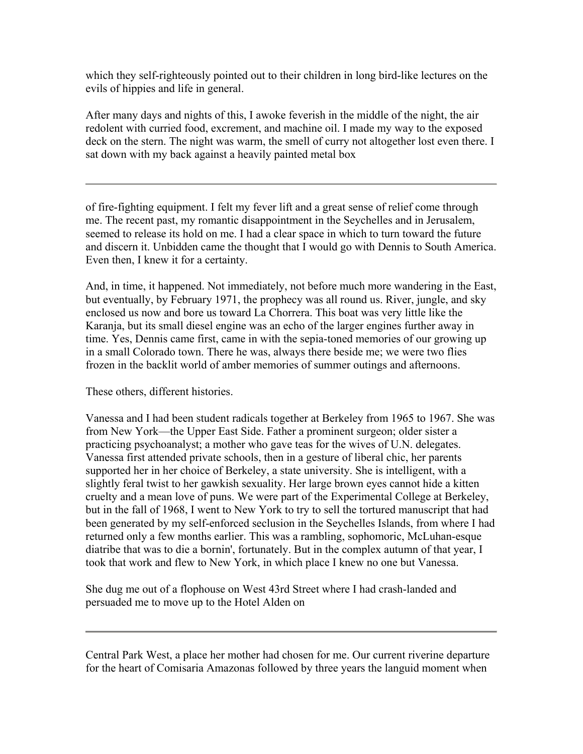which they self-righteously pointed out to their children in long bird-like lectures on the evils of hippies and life in general.

After many days and nights of this, I awoke feverish in the middle of the night, the air redolent with curried food, excrement, and machine oil. I made my way to the exposed deck on the stern. The night was warm, the smell of curry not altogether lost even there. I sat down with my back against a heavily painted metal box of fire-fighting equipment. I felt my fever lift and a great sense of relief come through me. The recent past, my romantic disappointment in the Seychelles and in Jerusalem, seemed to release its hold on me. I had a clear space in which to turn toward the future and discern it. Unbidden came the thought that I would go with Dennis to South America. Even then, I knew it for a certainty.

And, in time, it happened. Not immediately, not before much more wandering in the East, but eventually, by February 1971, the prophecy was all round us. River, jungle, and sky enclosed us now and bore us toward La Chorrera. This boat was very little like the Karanja, but its small diesel engine was an echo of the larger engines further away in time. Yes, Dennis came first, came in with the sepia-toned memories of our growing up in a small Colorado town. There he was, always there beside me; we were two flies frozen in the backlit world of amber memories of summer outings and afternoons.

These others, different histories.

Vanessa and I had been student radicals together at Berkeley from 1965 to 1967. She was from New York—the Upper East Side. Father a prominent surgeon; older sister a practicing psychoanalyst; a mother who gave teas for the wives of U.N. delegates. Vanessa first attended private schools, then in a gesture of liberal chic, her parents supported her in her choice of Berkeley, a state university. She is intelligent, with a slightly feral twist to her gawkish sexuality. Her large brown eyes cannot hide a kitten cruelty and a mean love of puns. We were part of the Experimental College at Berkeley, but in the fall of 1968, I went to New York to try to sell the tortured manuscript that had been generated by my self-enforced seclusion in the Seychelles Islands, from where I had returned only a few months earlier. This was a rambling, sophomoric, McLuhan-esque diatribe that was to die a bornin', fortunately. But in the complex autumn of that year, I took that work and flew to New York, in which place I knew no one but Vanessa.

She dug me out of a flophouse on West 43rd Street where I had crash-landed and persuaded me to move up to the Hotel Alden on Central Park West, a place her mother had chosen for me. Our current riverine departure for the heart of Comisaria Amazonas followed by three years the languid moment when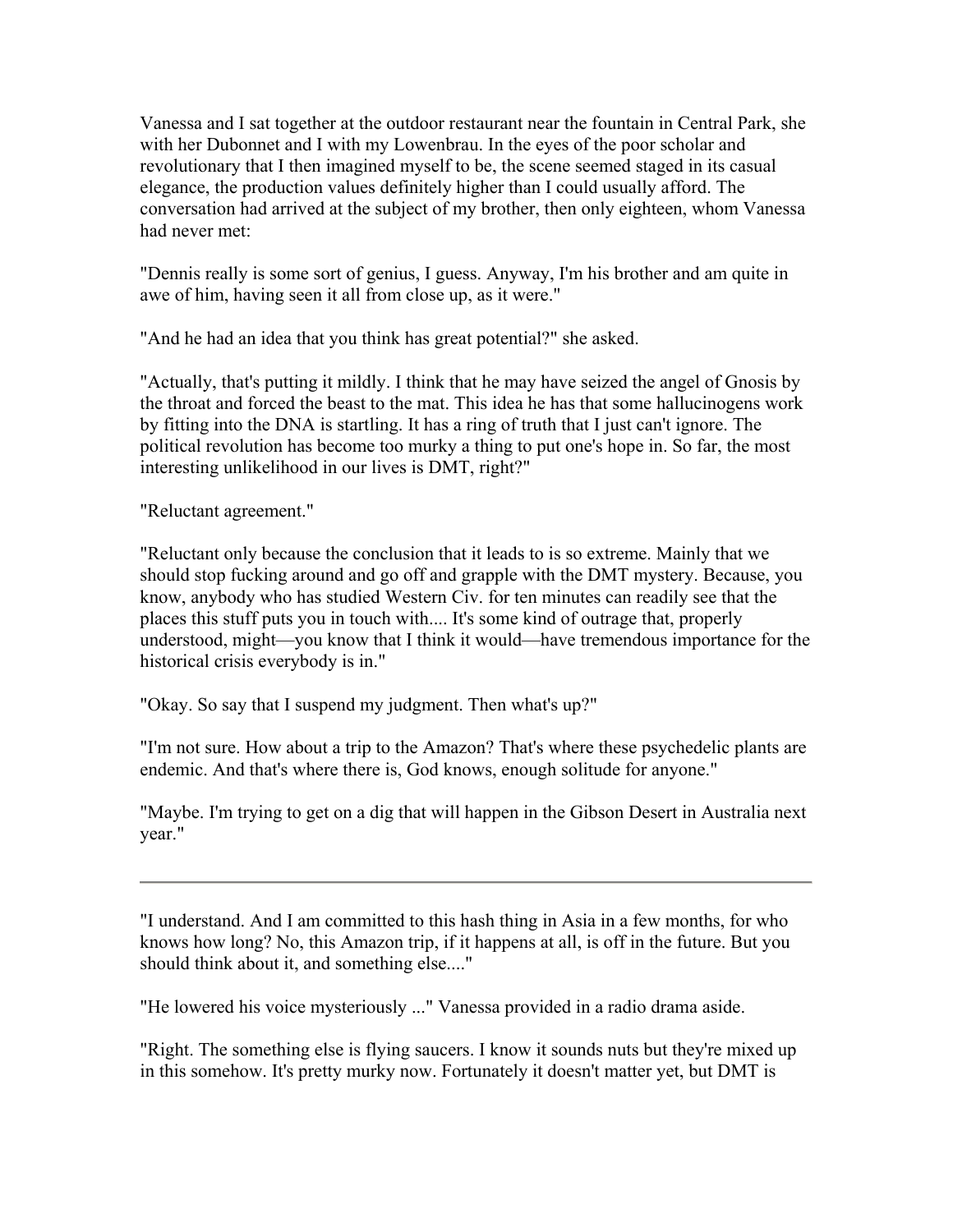Vanessa and I sat together at the outdoor restaurant near the fountain in Central Park, she with her Dubonnet and I with my Lowenbrau. In the eyes of the poor scholar and revolutionary that I then imagined myself to be, the scene seemed staged in its casual elegance, the production values definitely higher than I could usually afford. The conversation had arrived at the subject of my brother, then only eighteen, whom Vanessa had never met:

"Dennis really is some sort of genius, I guess. Anyway, I'm his brother and am quite in awe of him, having seen it all from close up, as it were."

"And he had an idea that you think has great potential?" she asked.

"Actually, that's putting it mildly. I think that he may have seized the angel of Gnosis by the throat and forced the beast to the mat. This idea he has that some hallucinogens work by fitting into the DNA is startling. It has a ring of truth that I just can't ignore. The political revolution has become too murky a thing to put one's hope in. So far, the most interesting unlikelihood in our lives is DMT, right?"

"Reluctant agreement."

"Reluctant only because the conclusion that it leads to is so extreme. Mainly that we should stop fucking around and go off and grapple with the DMT mystery. Because, you know, anybody who has studied Western Civ. for ten minutes can readily see that the places this stuff puts you in touch with.... It's some kind of outrage that, properly understood, might—you know that I think it would—have tremendous importance for the historical crisis everybody is in."

"Okay. So say that I suspend my judgment. Then what's up?"

"I'm not sure. How about a trip to the Amazon? That's where these psychedelic plants are endemic. And that's where there is, God knows, enough solitude for anyone."

"Maybe. I'm trying to get on a dig that will happen in the Gibson Desert in Australia next year."

---

"I understand. And I am committed to this hash thing in Asia in a few months, for who knows how long? No, this Amazon trip, if it happens at all, is off in the future. But you should think about it, and something else...."

"He lowered his voice mysteriously ..." Vanessa provided in a radio drama aside.

"Right. The something else is flying saucers. I know it sounds nuts but they're mixed up in this somehow. It's pretty murky now. Fortunately it doesn't matter yet, but DMT is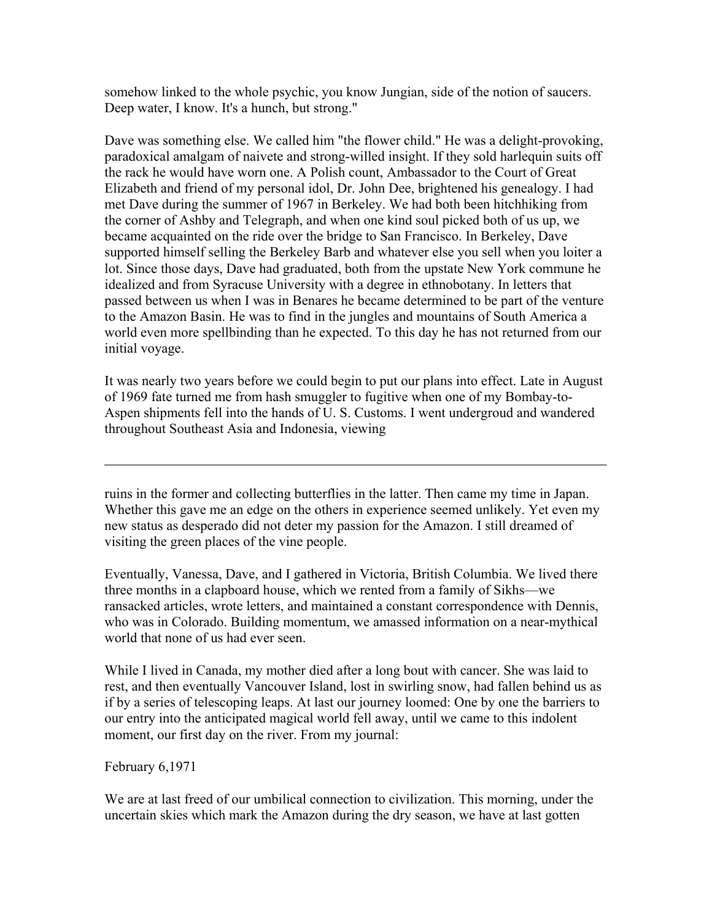somehow linked to the whole psychic, you know Jungian, side of the notion of saucers. Deep water, I know. It's a hunch, but strong."

Dave was something else. We called him "the flower child." He was a delight-provoking, paradoxical amalgam of naivete and strong-willed insight. If they sold harlequin suits off the rack he would have worn one. A Polish count, Ambassador to the Court of Great Elizabeth and friend of my personal idol, Dr. John Dee, brightened his genealogy. I had met Dave during the summer of 1967 in Berkeley. We had both been hitchhiking from the corner of Ashby and Telegraph, and when one kind soul picked both of us up, we became acquainted on the ride over the bridge to San Francisco. In Berkeley, Dave supported himself selling the Berkeley Barb and whatever else you sell when you loiter a lot. Since those days, Dave had graduated, both from the upstate New York commune he idealized and from Syracuse University with a degree in ethnobotany. In letters that passed between us when I was in Benares he became determined to be part of the venture to the Amazon Basin. He was to find in the jungles and mountains of South America a world even more spellbinding than he expected. To this day he has not returned from our initial voyage.

It was nearly two years before we could begin to put our plans into effect. Late in August of 1969 fate turned me from hash smuggler to fugitive when one of my Bombay-to-Aspen shipments fell into the hands of U. S. Customs. I went undergroud and wandered throughout Southeast Asia and Indonesia, viewing ruins in the former and collecting butterflies in the latter. Then came my time in Japan. Whether this gave me an edge on the others in experience seemed unlikely. Yet even my new status as desperado did not deter my passion for the Amazon. I still dreamed of visiting the green places of the vine people.

Eventually, Vanessa, Dave, and I gathered in Victoria, British Columbia. We lived there three months in a clapboard house, which we rented from a family of Sikhs—we ransacked articles, wrote letters, and maintained a constant correspondence with Dennis, who was in Colorado. Building momentum, we amassed information on a near-mythical world that none of us had ever seen.

While I lived in Canada, my mother died after a long bout with cancer. She was laid to rest, and then eventually Vancouver Island, lost in swirling snow, had fallen behind us as if by a series of telescoping leaps. At last our journey loomed: One by one the barriers to our entry into the anticipated magical world fell away, until we came to this indolent moment, our first day on the river. From my journal:

February 6,1971

We are at last freed of our umbilical connection to civilization. This morning, under the uncertain skies which mark the Amazon during the dry season, we have at last gotten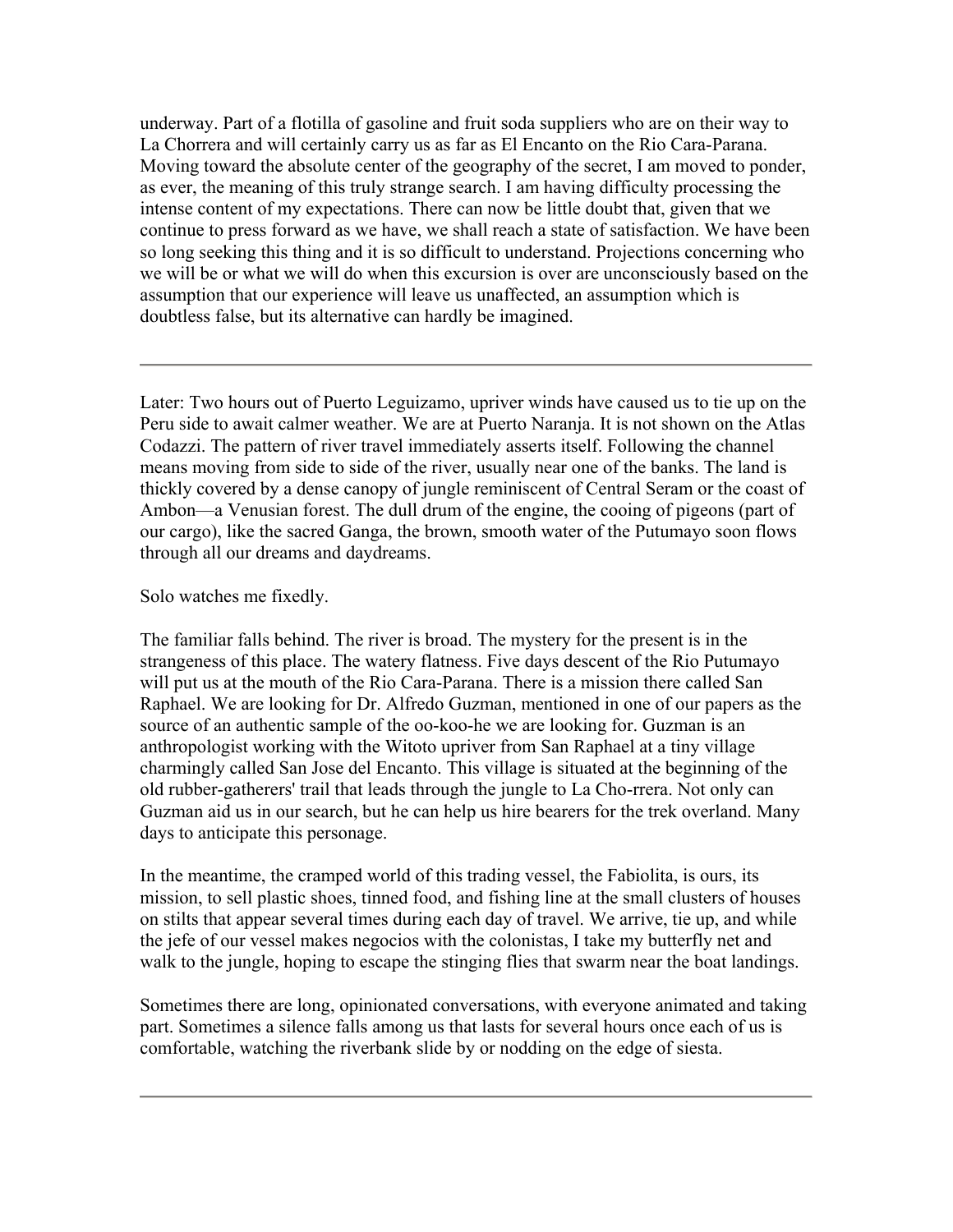underway. Part of a flotilla of gasoline and fruit soda suppliers who are on their way to La Chorrera and will certainly carry us as far as El Encanto on the Rio Cara-Parana. Moving toward the absolute center of the geography of the secret, I am moved to ponder, as ever, the meaning of this truly strange search. I am having difficulty processing the intense content of my expectations. There can now be little doubt that, given that we continue to press forward as we have, we shall reach a state of satisfaction. We have been so long seeking this thing and it is so difficult to understand. Projections concerning who we will be or what we will do when this excursion is over are unconsciously based on the assumption that our experience will leave us unaffected, an assumption which is doubtless false, but its alternative can hardly be imagined.

---

Later: Two hours out of Puerto Leguizamo, upriver winds have caused us to tie up on the Peru side to await calmer weather. We are at Puerto Naranja. It is not shown on the Atlas Codazzi. The pattern of river travel immediately asserts itself. Following the channel means moving from side to side of the river, usually near one of the banks. The land is thickly covered by a dense canopy of jungle reminiscent of Central Seram or the coast of Ambon—a Venusian forest. The dull drum of the engine, the cooing of pigeons (part of our cargo), like the sacred Ganga, the brown, smooth water of the Putumayo soon flows through all our dreams and daydreams.

Solo watches me fixedly.

The familiar falls behind. The river is broad. The mystery for the present is in the strangeness of this place. The watery flatness. Five days descent of the Rio Putumayo will put us at the mouth of the Rio Cara-Parana. There is a mission there called San Raphael. We are looking for Dr. Alfredo Guzman, mentioned in one of our papers as the source of an authentic sample of the oo-koo-he we are looking for. Guzman is an anthropologist working with the Witoto upriver from San Raphael at a tiny village charmingly called San Jose del Encanto. This village is situated at the beginning of the old rubber-gatherers' trail that leads through the jungle to La Cho-rrera. Not only can Guzman aid us in our search, but he can help us hire bearers for the trek overland. Many days to anticipate this personage.

In the meantime, the cramped world of this trading vessel, the Fabiolita, is ours, its mission, to sell plastic shoes, tinned food, and fishing line at the small clusters of houses on stilts that appear several times during each day of travel. We arrive, tie up, and while the jefe of our vessel makes negocios with the colonistas, I take my butterfly net and walk to the jungle, hoping to escape the stinging flies that swarm near the boat landings.

Sometimes there are long, opinionated conversations, with everyone animated and taking part. Sometimes a silence falls among us that lasts for several hours once each of us is comfortable, watching the riverbank slide by or nodding on the edge of siesta.

---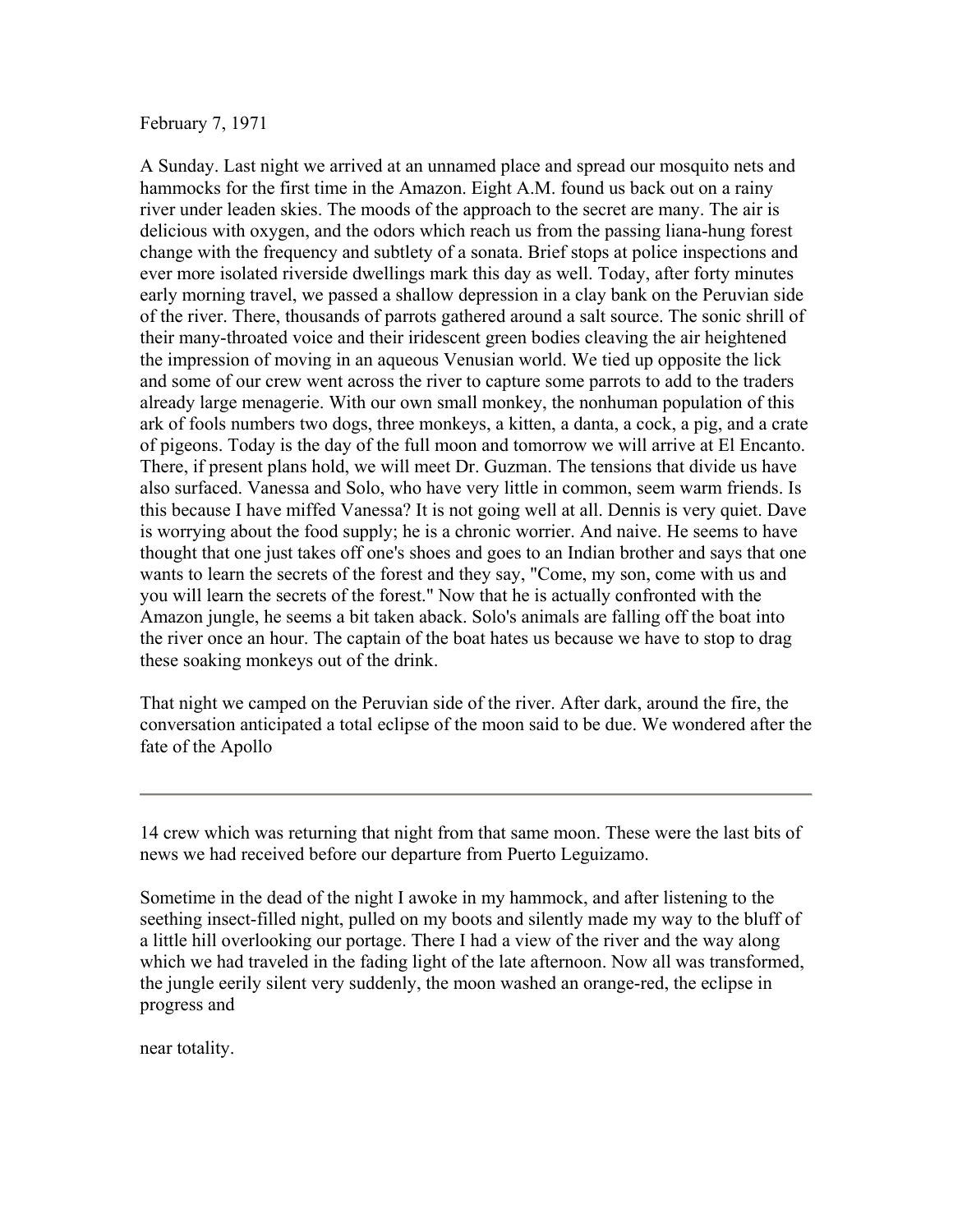February 7, 1971

A Sunday. Last night we arrived at an unnamed place and spread our mosquito nets and hammocks for the first time in the Amazon. Eight A.M. found us back out on a rainy river under leaden skies. The moods of the approach to the secret are many. The air is delicious with oxygen, and the odors which reach us from the passing liana-hung forest change with the frequency and subtlety of a sonata. Brief stops at police inspections and ever more isolated riverside dwellings mark this day as well. Today, after forty minutes early morning travel, we passed a shallow depression in a clay bank on the Peruvian side of the river. There, thousands of parrots gathered around a salt source. The sonic shrill of their many-throated voice and their iridescent green bodies cleaving the air heightened the impression of moving in an aqueous Venusian world. We tied up opposite the lick and some of our crew went across the river to capture some parrots to add to the traders already large menagerie. With our own small monkey, the nonhuman population of this ark of fools numbers two dogs, three monkeys, a kitten, a danta, a cock, a pig, and a crate of pigeons. Today is the day of the full moon and tomorrow we will arrive at El Encanto. There, if present plans hold, we will meet Dr. Guzman. The tensions that divide us have also surfaced. Vanessa and Solo, who have very little in common, seem warm friends. Is this because I have miffed Vanessa? It is not going well at all. Dennis is very quiet. Dave is worrying about the food supply; he is a chronic worrier. And naive. He seems to have thought that one just takes off one's shoes and goes to an Indian brother and says that one wants to learn the secrets of the forest and they say, "Come, my son, come with us and you will learn the secrets of the forest." Now that he is actually confronted with the Amazon jungle, he seems a bit taken aback. Solo's animals are falling off the boat into the river once an hour. The captain of the boat hates us because we have to stop to drag these soaking monkeys out of the drink.

That night we camped on the Peruvian side of the river. After dark, around the fire, the conversation anticipated a total eclipse of the moon said to be due. We wondered after the fate of the Apollo 14 crew which was returning that night from that same moon. These were the last bits of news we had received before our departure from Puerto Leguizamo.

Sometime in the dead of the night I awoke in my hammock, and after listening to the seething insect-filled night, pulled on my boots and silently made my way to the bluff of a little hill overlooking our portage. There I had a view of the river and the way along which we had traveled in the fading light of the late afternoon. Now all was transformed, the jungle eerily silent very suddenly, the moon washed an orange-red, the eclipse in progress and near totality.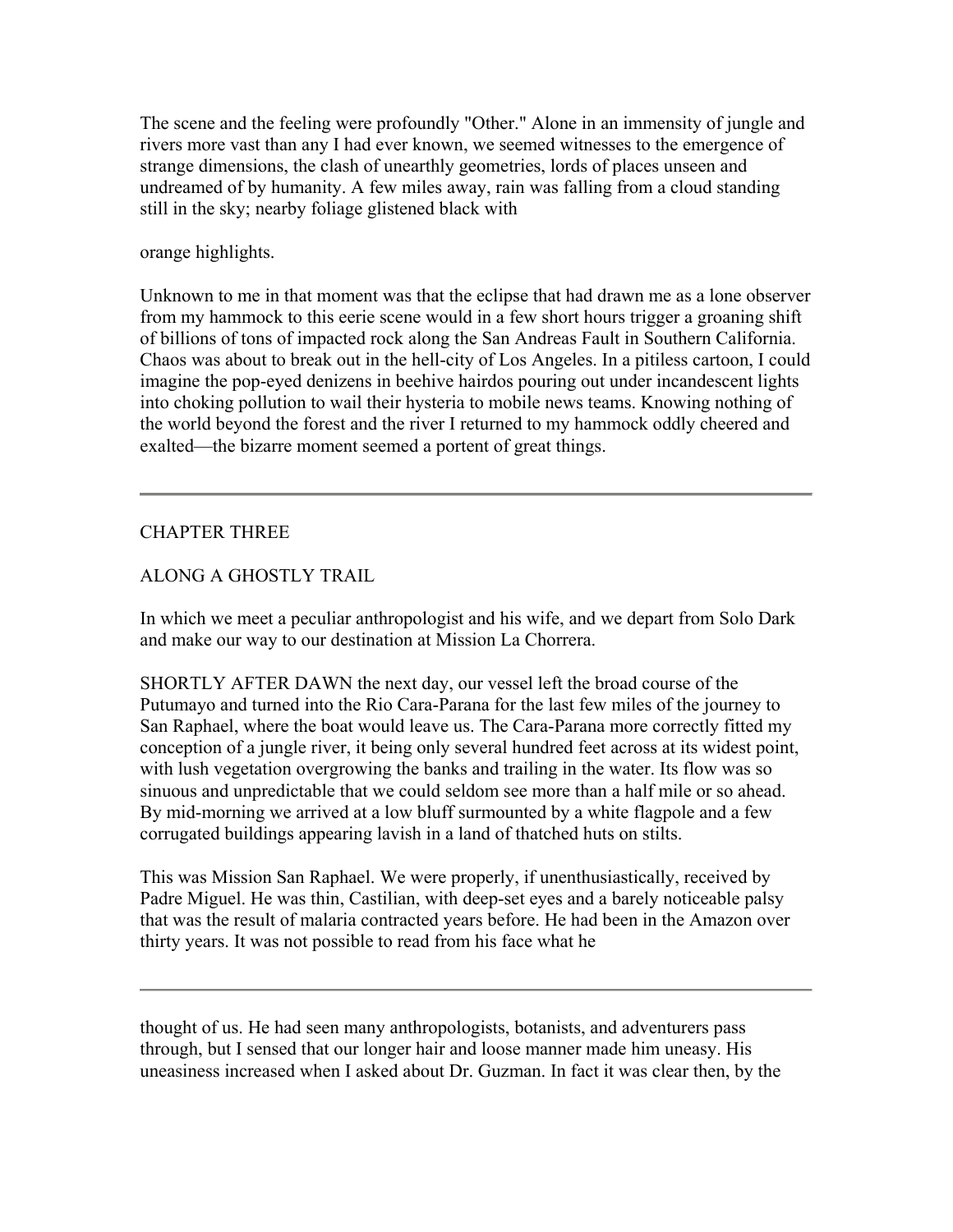The scene and the feeling were profoundly "Other." Alone in an immensity of jungle and rivers more vast than any I had ever known, we seemed witnesses to the emergence of strange dimensions, the clash of unearthly geometries, lords of places unseen and undreamed of by humanity. A few miles away, rain was falling from a cloud standing still in the sky; nearby foliage glistened black with orange highlights.

Unknown to me in that moment was that the eclipse that had drawn me as a lone observer from my hammock to this eerie scene would in a few short hours trigger a groaning shift of billions of tons of impacted rock along the San Andreas Fault in Southern California. Chaos was about to break out in the hell-city of Los Angeles. In a pitiless cartoon, I could imagine the pop-eyed denizens in beehive hairdos pouring out under incandescent lights into choking pollution to wail their hysteria to mobile news teams. Knowing nothing of the world beyond the forest and the river I returned to my hammock oddly cheered and exalted—the bizarre moment seemed a portent of great things.

---

## CHAPTER THREE

## ALONG A GHOSTLY TRAIL

In which we meet a peculiar anthropologist and his wife, and we depart from Solo Dark and make our way to our destination at Mission La Chorrera.

SHORTLY AFTER DAWN the next day, our vessel left the broad course of the Putumayo and turned into the Rio Cara-Parana for the last few miles of the journey to San Raphael, where the boat would leave us. The Cara-Parana more correctly fitted my conception of a jungle river, it being only several hundred feet across at its widest point, with lush vegetation overgrowing the banks and trailing in the water. Its flow was so sinuous and unpredictable that we could seldom see more than a half mile or so ahead. By mid-morning we arrived at a low bluff surmounted by a white flagpole and a few corrugated buildings appearing lavish in a land of thatched huts on stilts.

This was Mission San Raphael. We were properly, if unenthusiastically, received by Padre Miguel. He was thin, Castilian, with deep-set eyes and a barely noticeable palsy that was the result of malaria contracted years before. He had been in the Amazon over thirty years. It was not possible to read from his face what he thought of us. He had seen many anthropologists, botanists, and adventurers pass through, but I sensed that our longer hair and loose manner made him uneasy. His uneasiness increased when I asked about Dr. Guzman. In fact it was clear then, by the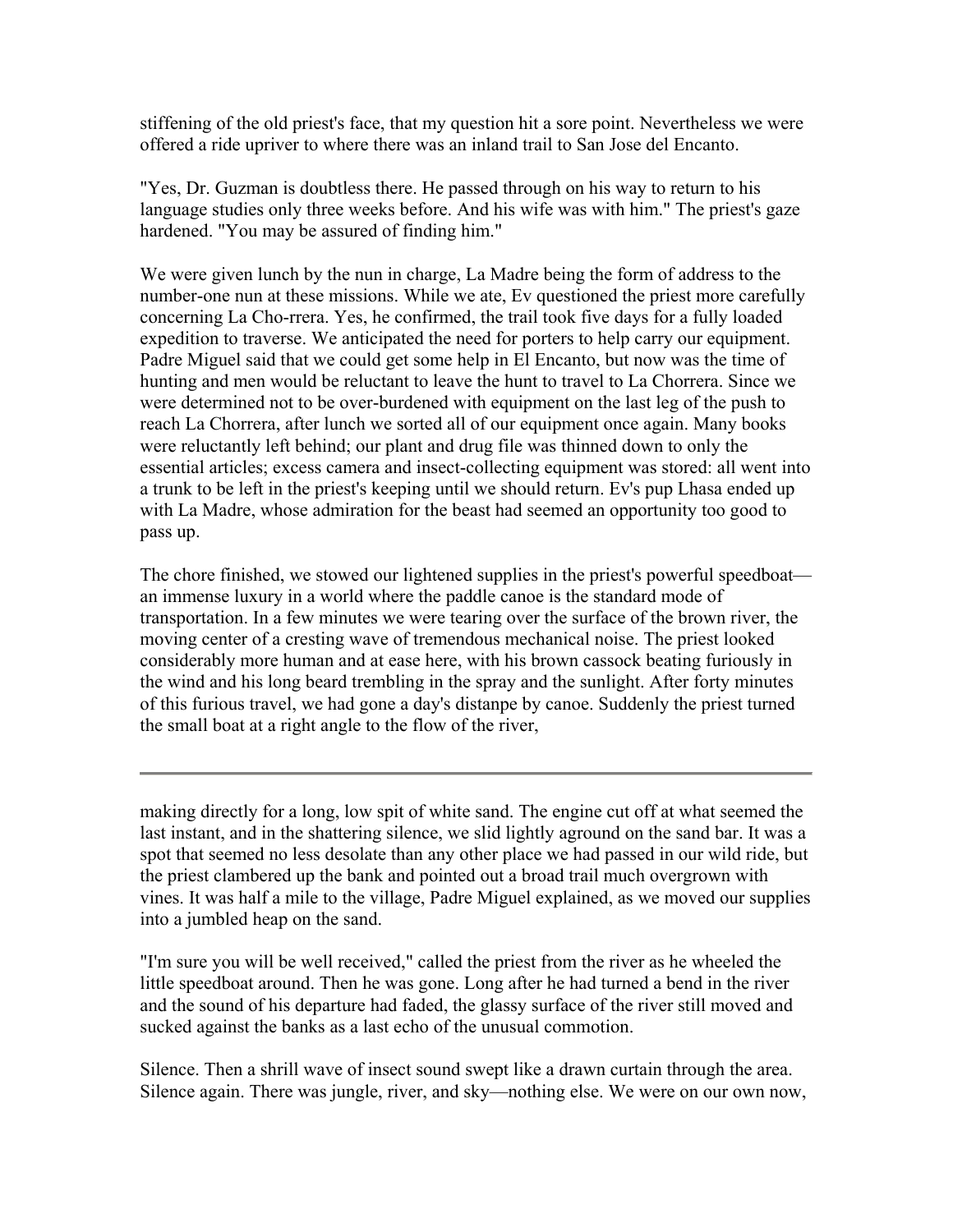stiffening of the old priest's face, that my question hit a sore point. Nevertheless we were offered a ride upriver to where there was an inland trail to San Jose del Encanto.

"Yes, Dr. Guzman is doubtless there. He passed through on his way to return to his language studies only three weeks before. And his wife was with him." The priest's gaze hardened. "You may be assured of finding him."

We were given lunch by the nun in charge, La Madre being the form of address to the number-one nun at these missions. While we ate, Ev questioned the priest more carefully concerning La Cho-rrera. Yes, he confirmed, the trail took five days for a fully loaded expedition to traverse. We anticipated the need for porters to help carry our equipment. Padre Miguel said that we could get some help in El Encanto, but now was the time of hunting and men would be reluctant to leave the hunt to travel to La Chorrera. Since we were determined not to be over-burdened with equipment on the last leg of the push to reach La Chorrera, after lunch we sorted all of our equipment once again. Many books were reluctantly left behind; our plant and drug file was thinned down to only the essential articles; excess camera and insect-collecting equipment was stored: all went into a trunk to be left in the priest's keeping until we should return. Ev's pup Lhasa ended up with La Madre, whose admiration for the beast had seemed an opportunity too good to pass up.

The chore finished, we stowed our lightened supplies in the priest's powerful speedboat—an immense luxury in a world where the paddle canoe is the standard mode of transportation. In a few minutes we were tearing over the surface of the brown river, the moving center of a cresting wave of tremendous mechanical noise. The priest looked considerably more human and at ease here, with his brown cassock beating furiously in the wind and his long beard trembling in the spray and the sunlight. After forty minutes of this furious travel, we had gone a day's distanpe by canoe. Suddenly the priest turned the small boat at a right angle to the flow of the river,

---

making directly for a long, low spit of white sand. The engine cut off at what seemed the last instant, and in the shattering silence, we slid lightly aground on the sand bar. It was a spot that seemed no less desolate than any other place we had passed in our wild ride, but the priest clambered up the bank and pointed out a broad trail much overgrown with vines. It was half a mile to the village, Padre Miguel explained, as we moved our supplies into a jumbled heap on the sand.

"I'm sure you will be well received," called the priest from the river as he wheeled the little speedboat around. Then he was gone. Long after he had turned a bend in the river and the sound of his departure had faded, the glassy surface of the river still moved and sucked against the banks as a last echo of the unusual commotion.

Silence. Then a shrill wave of insect sound swept like a drawn curtain through the area. Silence again. There was jungle, river, and sky—nothing else. We were on our own now,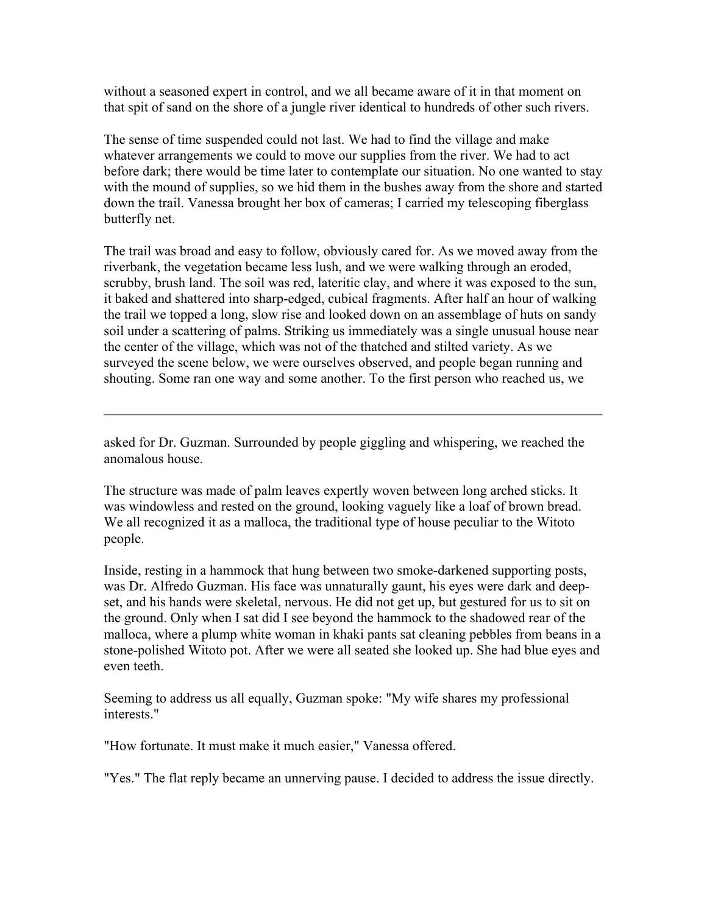without a seasoned expert in control, and we all became aware of it in that moment on that spit of sand on the shore of a jungle river identical to hundreds of other such rivers.

The sense of time suspended could not last. We had to find the village and make whatever arrangements we could to move our supplies from the river. We had to act before dark; there would be time later to contemplate our situation. No one wanted to stay with the mound of supplies, so we hid them in the bushes away from the shore and started down the trail. Vanessa brought her box of cameras; I carried my telescoping fiberglass butterfly net.

The trail was broad and easy to follow, obviously cared for. As we moved away from the riverbank, the vegetation became less lush, and we were walking through an eroded, scrubby, brush land. The soil was red, lateritic clay, and where it was exposed to the sun, it baked and shattered into sharp-edged, cubical fragments. After half an hour of walking the trail we topped a long, slow rise and looked down on an assemblage of huts on sandy soil under a scattering of palms. Striking us immediately was a single unusual house near the center of the village, which was not of the thatched and stilted variety. As we surveyed the scene below, we were ourselves observed, and people began running and shouting. Some ran one way and some another. To the first person who reached us, we asked for Dr. Guzman. Surrounded by people giggling and whispering, we reached the anomalous house.

The structure was made of palm leaves expertly woven between long arched sticks. It was windowless and rested on the ground, looking vaguely like a loaf of brown bread. We all recognized it as a malloca, the traditional type of house peculiar to the Witoto people.

Inside, resting in a hammock that hung between two smoke-darkened supporting posts, was Dr. Alfredo Guzman. His face was unnaturally gaunt, his eyes were dark and deep-set, and his hands were skeletal, nervous. He did not get up, but gestured for us to sit on the ground. Only when I sat did I see beyond the hammock to the shadowed rear of the malloca, where a plump white woman in khaki pants sat cleaning pebbles from beans in a stone-polished Witoto pot. After we were all seated she looked up. She had blue eyes and even teeth.

Seeming to address us all equally, Guzman spoke: "My wife shares my professional interests."

"How fortunate. It must make it much easier," Vanessa offered.

"Yes." The flat reply became an unnerving pause. I decided to address the issue directly.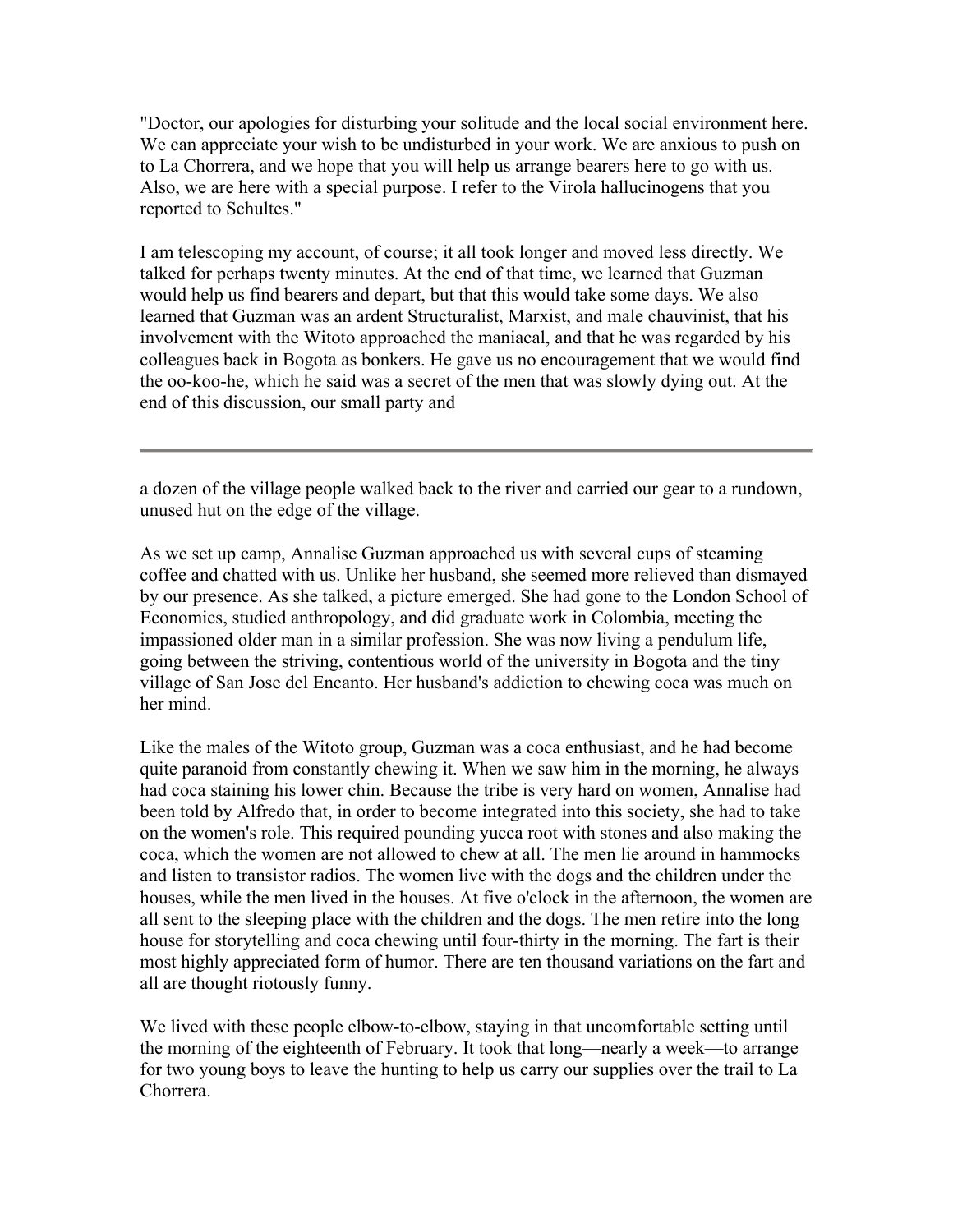"Doctor, our apologies for disturbing your solitude and the local social environment here. We can appreciate your wish to be undisturbed in your work. We are anxious to push on to La Chorrera, and we hope that you will help us arrange bearers here to go with us. Also, we are here with a special purpose. I refer to the Virola hallucinogens that you reported to Schultes."

I am telescoping my account, of course; it all took longer and moved less directly. We talked for perhaps twenty minutes. At the end of that time, we learned that Guzman would help us find bearers and depart, but that this would take some days. We also learned that Guzman was an ardent Structuralist, Marxist, and male chauvinist, that his involvement with the Witoto approached the maniacal, and that he was regarded by his colleagues back in Bogota as bonkers. He gave us no encouragement that we would find the oo-koo-he, which he said was a secret of the men that was slowly dying out. At the end of this discussion, our small party and

---

a dozen of the village people walked back to the river and carried our gear to a rundown, unused hut on the edge of the village.

As we set up camp, Annalise Guzman approached us with several cups of steaming coffee and chatted with us. Unlike her husband, she seemed more relieved than dismayed by our presence. As she talked, a picture emerged. She had gone to the London School of Economics, studied anthropology, and did graduate work in Colombia, meeting the impassioned older man in a similar profession. She was now living a pendulum life, going between the striving, contentious world of the university in Bogota and the tiny village of San Jose del Encanto. Her husband's addiction to chewing coca was much on her mind.

Like the males of the Witoto group, Guzman was a coca enthusiast, and he had become quite paranoid from constantly chewing it. When we saw him in the morning, he always had coca staining his lower chin. Because the tribe is very hard on women, Annalise had been told by Alfredo that, in order to become integrated into this society, she had to take on the women's role. This required pounding yucca root with stones and also making the coca, which the women are not allowed to chew at all. The men lie around in hammocks and listen to transistor radios. The women live with the dogs and the children under the houses, while the men lived in the houses. At five o'clock in the afternoon, the women are all sent to the sleeping place with the children and the dogs. The men retire into the long house for storytelling and coca chewing until four-thirty in the morning. The fart is their most highly appreciated form of humor. There are ten thousand variations on the fart and all are thought riotously funny.

We lived with these people elbow-to-elbow, staying in that uncomfortable setting until the morning of the eighteenth of February. It took that long—nearly a week—to arrange for two young boys to leave the hunting to help us carry our supplies over the trail to La Chorrera.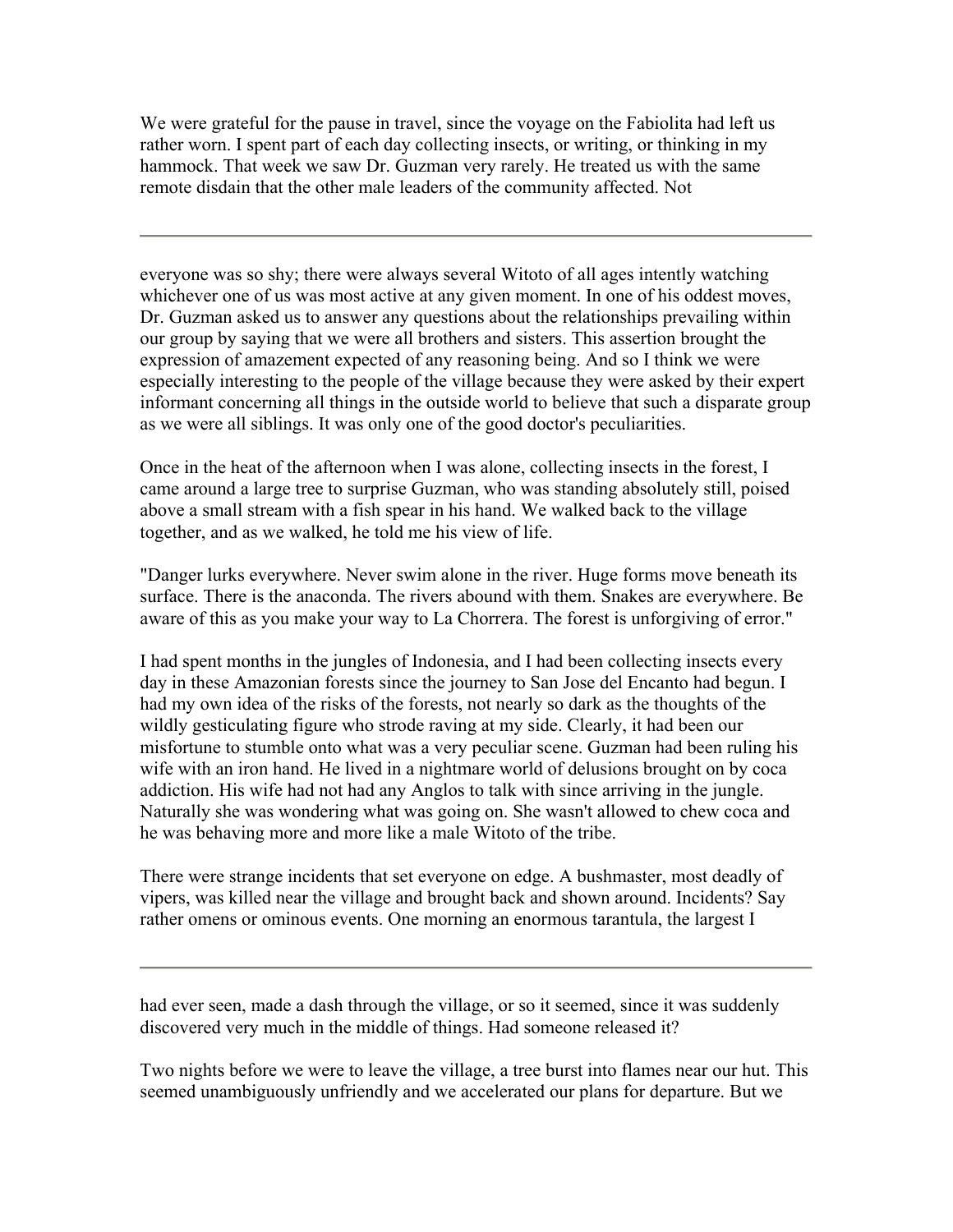We were grateful for the pause in travel, since the voyage on the Fabiolita had left us rather worn. I spent part of each day collecting insects, or writing, or thinking in my hammock. That week we saw Dr. Guzman very rarely. He treated us with the same remote disdain that the other male leaders of the community affected. Not everyone was so shy; there were always several Witoto of all ages intently watching whichever one of us was most active at any given moment. In one of his oddest moves, Dr. Guzman asked us to answer any questions about the relationships prevailing within our group by saying that we were all brothers and sisters. This assertion brought the expression of amazement expected of any reasoning being. And so I think we were especially interesting to the people of the village because they were asked by their expert informant concerning all things in the outside world to believe that such a disparate group as we were all siblings. It was only one of the good doctor's peculiarities.

Once in the heat of the afternoon when I was alone, collecting insects in the forest, I came around a large tree to surprise Guzman, who was standing absolutely still, poised above a small stream with a fish spear in his hand. We walked back to the village together, and as we walked, he told me his view of life.

"Danger lurks everywhere. Never swim alone in the river. Huge forms move beneath its surface. There is the anaconda. The rivers abound with them. Snakes are everywhere. Be aware of this as you make your way to La Chorrera. The forest is unforgiving of error."

I had spent months in the jungles of Indonesia, and I had been collecting insects every day in these Amazonian forests since the journey to San Jose del Encanto had begun. I had my own idea of the risks of the forests, not nearly so dark as the thoughts of the wildly gesticulating figure who strode raving at my side. Clearly, it had been our misfortune to stumble onto what was a very peculiar scene. Guzman had been ruling his wife with an iron hand. He lived in a nightmare world of delusions brought on by coca addiction. His wife had not had any Anglos to talk with since arriving in the jungle. Naturally she was wondering what was going on. She wasn't allowed to chew coca and he was behaving more and more like a male Witoto of the tribe.

There were strange incidents that set everyone on edge. A bushmaster, most deadly of vipers, was killed near the village and brought back and shown around. Incidents? Say rather omens or ominous events. One morning an enormous tarantula, the largest I had ever seen, made a dash through the village, or so it seemed, since it was suddenly discovered very much in the middle of things. Had someone released it?

Two nights before we were to leave the village, a tree burst into flames near our hut. This seemed unambiguously unfriendly and we accelerated our plans for departure. But we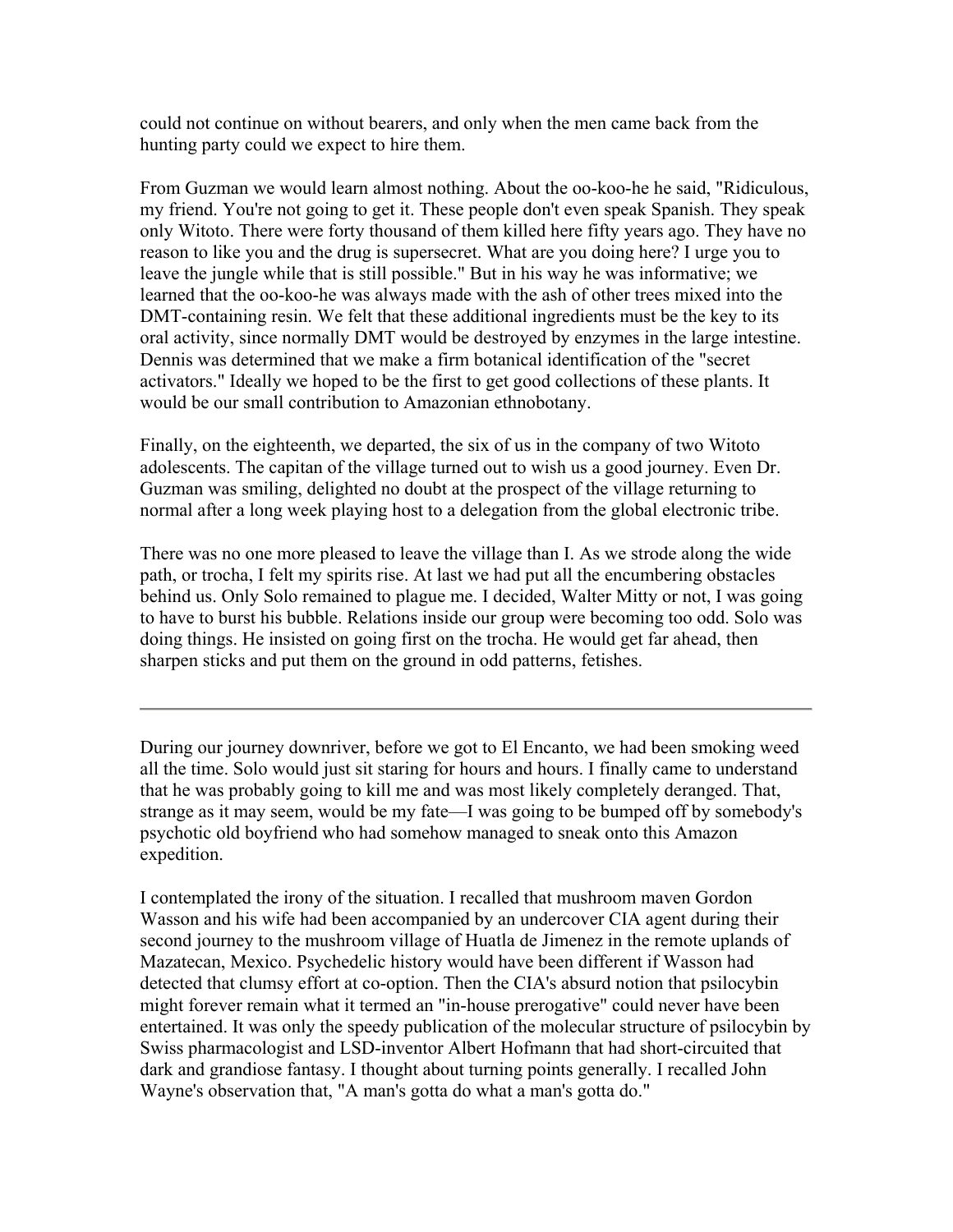could not continue on without bearers, and only when the men came back from the hunting party could we expect to hire them.

From Guzman we would learn almost nothing. About the oo-koo-he he said, "Ridiculous, my friend. You're not going to get it. These people don't even speak Spanish. They speak only Witoto. There were forty thousand of them killed here fifty years ago. They have no reason to like you and the drug is supersecret. What are you doing here? I urge you to leave the jungle while that is still possible." But in his way he was informative; we learned that the oo-koo-he was always made with the ash of other trees mixed into the DMT-containing resin. We felt that these additional ingredients must be the key to its oral activity, since normally DMT would be destroyed by enzymes in the large intestine. Dennis was determined that we make a firm botanical identification of the "secret activators." Ideally we hoped to be the first to get good collections of these plants. It would be our small contribution to Amazonian ethnobotany.

Finally, on the eighteenth, we departed, the six of us in the company of two Witoto adolescents. The capitan of the village turned out to wish us a good journey. Even Dr. Guzman was smiling, delighted no doubt at the prospect of the village returning to normal after a long week playing host to a delegation from the global electronic tribe.

There was no one more pleased to leave the village than I. As we strode along the wide path, or trocha, I felt my spirits rise. At last we had put all the encumbering obstacles behind us. Only Solo remained to plague me. I decided, Walter Mitty or not, I was going to have to burst his bubble. Relations inside our group were becoming too odd. Solo was doing things. He insisted on going first on the trocha. He would get far ahead, then sharpen sticks and put them on the ground in odd patterns, fetishes.

---

During our journey downriver, before we got to El Encanto, we had been smoking weed all the time. Solo would just sit staring for hours and hours. I finally came to understand that he was probably going to kill me and was most likely completely deranged. That, strange as it may seem, would be my fate—I was going to be bumped off by somebody's psychotic old boyfriend who had somehow managed to sneak onto this Amazon expedition.

I contemplated the irony of the situation. I recalled that mushroom maven Gordon Wasson and his wife had been accompanied by an undercover CIA agent during their second journey to the mushroom village of Huatla de Jimenez in the remote uplands of Mazatecan, Mexico. Psychedelic history would have been different if Wasson had detected that clumsy effort at co-option. Then the CIA's absurd notion that psilocybin might forever remain what it termed an "in-house prerogative" could never have been entertained. It was only the speedy publication of the molecular structure of psilocybin by Swiss pharmacologist and LSD-inventor Albert Hofmann that had short-circuited that dark and grandiose fantasy. I thought about turning points generally. I recalled John Wayne's observation that, "A man's gotta do what a man's gotta do."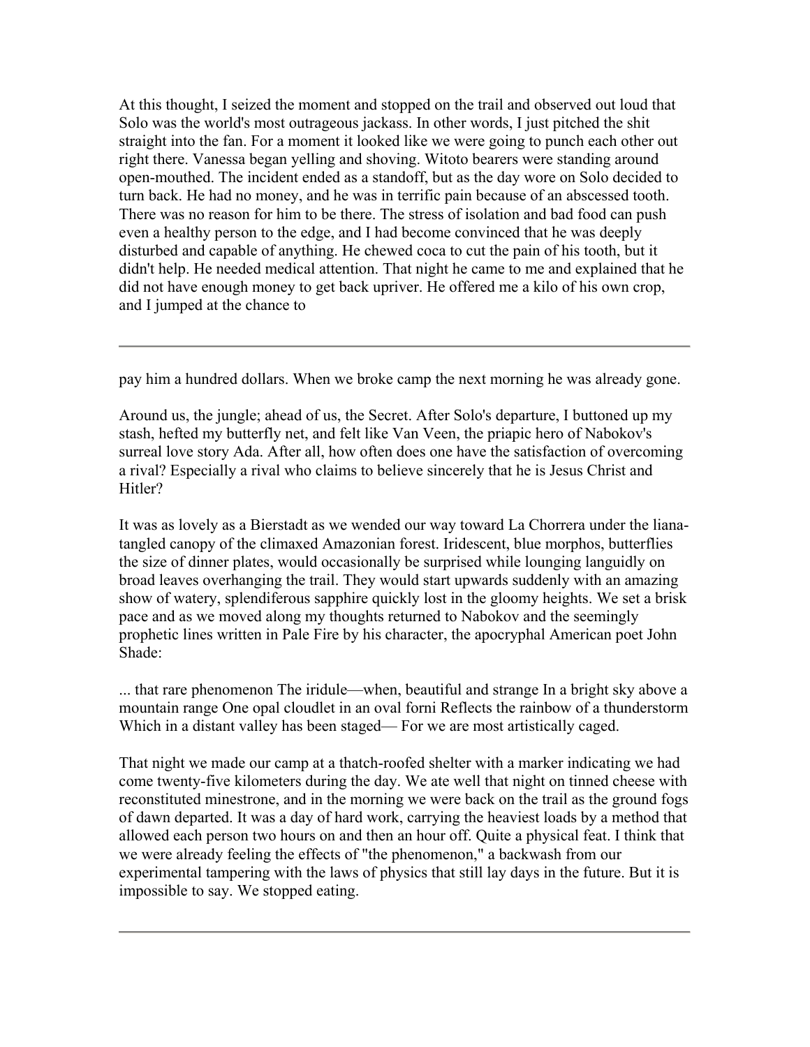At this thought, I seized the moment and stopped on the trail and observed out loud that Solo was the world's most outrageous jackass. In other words, I just pitched the shit straight into the fan. For a moment it looked like we were going to punch each other out right there. Vanessa began yelling and shoving. Witoto bearers were standing around open-mouthed. The incident ended as a standoff, but as the day wore on Solo decided to turn back. He had no money, and he was in terrific pain because of an abscessed tooth. There was no reason for him to be there. The stress of isolation and bad food can push even a healthy person to the edge, and I had become convinced that he was deeply disturbed and capable of anything. He chewed coca to cut the pain of his tooth, but it didn't help. He needed medical attention. That night he came to me and explained that he did not have enough money to get back upriver. He offered me a kilo of his own crop, and I jumped at the chance to

---

pay him a hundred dollars. When we broke camp the next morning he was already gone.

Around us, the jungle; ahead of us, the Secret. After Solo's departure, I buttoned up my stash, hefted my butterfly net, and felt like Van Veen, the priapic hero of Nabokov's surreal love story Ada. After all, how often does one have the satisfaction of overcoming a rival? Especially a rival who claims to believe sincerely that he is Jesus Christ and Hitler?

It was as lovely as a Bierstadt as we wended our way toward La Chorrera under the liana-tangled canopy of the climaxed Amazonian forest. Iridescent, blue morphos, butterflies the size of dinner plates, would occasionally be surprised while lounging languidly on broad leaves overhanging the trail. They would start upwards suddenly with an amazing show of watery, splendiferous sapphire quickly lost in the gloomy heights. We set a brisk pace and as we moved along my thoughts returned to Nabokov and the seemingly prophetic lines written in Pale Fire by his character, the apocryphal American poet John Shade:

... that rare phenomenon The iridule—when, beautiful and strange In a bright sky above a mountain range One opal cloudlet in an oval forni Reflects the rainbow of a thunderstorm Which in a distant valley has been staged— For we are most artistically caged.

That night we made our camp at a thatch-roofed shelter with a marker indicating we had come twenty-five kilometers during the day. We ate well that night on tinned cheese with reconstituted minestrone, and in the morning we were back on the trail as the ground fogs of dawn departed. It was a day of hard work, carrying the heaviest loads by a method that allowed each person two hours on and then an hour off. Quite a physical feat. I think that we were already feeling the effects of "the phenomenon," a backwash from our experimental tampering with the laws of physics that still lay days in the future. But it is impossible to say. We stopped eating.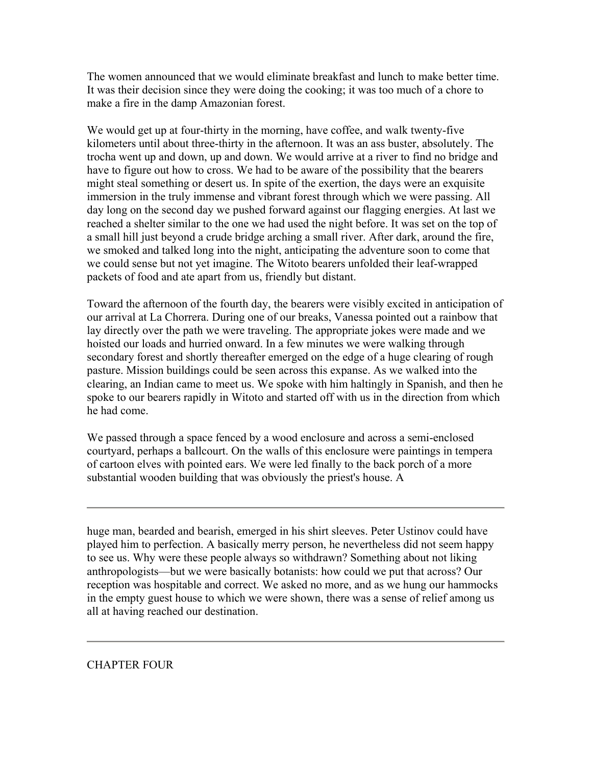The women announced that we would eliminate breakfast and lunch to make better time. It was their decision since they were doing the cooking; it was too much of a chore to make a fire in the damp Amazonian forest.

We would get up at four-thirty in the morning, have coffee, and walk twenty-five kilometers until about three-thirty in the afternoon. It was an ass buster, absolutely. The trocha went up and down, up and down. We would arrive at a river to find no bridge and have to figure out how to cross. We had to be aware of the possibility that the bearers might steal something or desert us. In spite of the exertion, the days were an exquisite immersion in the truly immense and vibrant forest through which we were passing. All day long on the second day we pushed forward against our flagging energies. At last we reached a shelter similar to the one we had used the night before. It was set on the top of a small hill just beyond a crude bridge arching a small river. After dark, around the fire, we smoked and talked long into the night, anticipating the adventure soon to come that we could sense but not yet imagine. The Witoto bearers unfolded their leaf-wrapped packets of food and ate apart from us, friendly but distant.

Toward the afternoon of the fourth day, the bearers were visibly excited in anticipation of our arrival at La Chorrera. During one of our breaks, Vanessa pointed out a rainbow that lay directly over the path we were traveling. The appropriate jokes were made and we hoisted our loads and hurried onward. In a few minutes we were walking through secondary forest and shortly thereafter emerged on the edge of a huge clearing of rough pasture. Mission buildings could be seen across this expanse. As we walked into the clearing, an Indian came to meet us. We spoke with him haltingly in Spanish, and then he spoke to our bearers rapidly in Witoto and started off with us in the direction from which he had come.

We passed through a space fenced by a wood enclosure and across a semi-enclosed courtyard, perhaps a ballcourt. On the walls of this enclosure were paintings in tempera of cartoon elves with pointed ears. We were led finally to the back porch of a more substantial wooden building that was obviously the priest's house. A huge man, bearded and bearish, emerged in his shirt sleeves. Peter Ustinov could have played him to perfection. A basically merry person, he nevertheless did not seem happy to see us. Why were these people always so withdrawn? Something about not liking anthropologists—but we were basically botanists: how could we put that across? Our reception was hospitable and correct. We asked no more, and as we hung our hammocks in the empty guest house to which we were shown, there was a sense of relief among us all at having reached our destination.

---

# CHAPTER FOUR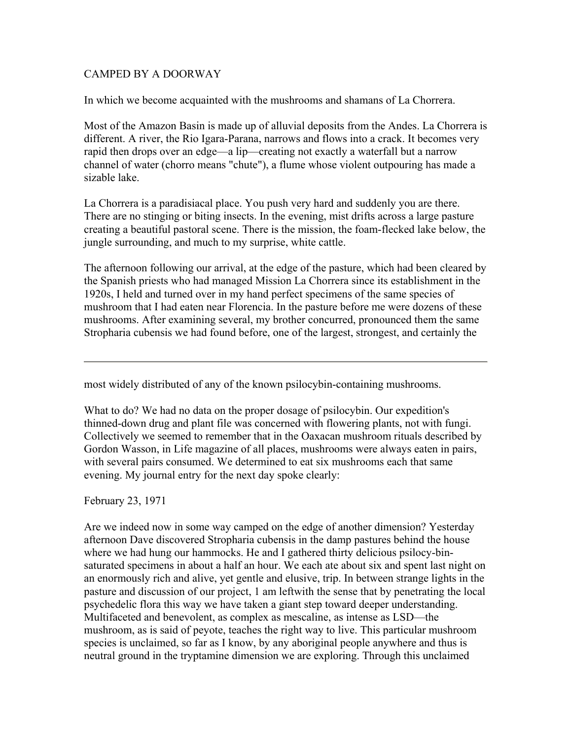## CAMPED BY A DOORWAY

In which we become acquainted with the mushrooms and shamans of La Chorrera.

Most of the Amazon Basin is made up of alluvial deposits from the Andes. La Chorrera is different. A river, the Rio Igara-Parana, narrows and flows into a crack. It becomes very rapid then drops over an edge—a lip—creating not exactly a waterfall but a narrow channel of water (chorro means "chute"), a flume whose violent outpouring has made a sizable lake.

La Chorrera is a paradisiacal place. You push very hard and suddenly you are there. There are no stinging or biting insects. In the evening, mist drifts across a large pasture creating a beautiful pastoral scene. There is the mission, the foam-flecked lake below, the jungle surrounding, and much to my surprise, white cattle.

The afternoon following our arrival, at the edge of the pasture, which had been cleared by the Spanish priests who had managed Mission La Chorrera since its establishment in the 1920s, I held and turned over in my hand perfect specimens of the same species of mushroom that I had eaten near Florencia. In the pasture before me were dozens of these mushrooms. After examining several, my brother concurred, pronounced them the same Stropharia cubensis we had found before, one of the largest, strongest, and certainly the most widely distributed of any of the known psilocybin-containing mushrooms.

What to do? We had no data on the proper dosage of psilocybin. Our expedition's thinned-down drug and plant file was concerned with flowering plants, not with fungi. Collectively we seemed to remember that in the Oaxacan mushroom rituals described by Gordon Wasson, in Life magazine of all places, mushrooms were always eaten in pairs, with several pairs consumed. We determined to eat six mushrooms each that same evening. My journal entry for the next day spoke clearly:

February 23, 1971

Are we indeed now in some way camped on the edge of another dimension? Yesterday afternoon Dave discovered Stropharia cubensis in the damp pastures behind the house where we had hung our hammocks. He and I gathered thirty delicious psilocy-bin-saturated specimens in about a half an hour. We each ate about six and spent last night on an enormously rich and alive, yet gentle and elusive, trip. In between strange lights in the pasture and discussion of our project, 1 am leftwith the sense that by penetrating the local psychedelic flora this way we have taken a giant step toward deeper understanding. Multifaceted and benevolent, as complex as mescaline, as intense as LSD—the mushroom, as is said of peyote, teaches the right way to live. This particular mushroom species is unclaimed, so far as I know, by any aboriginal people anywhere and thus is neutral ground in the tryptamine dimension we are exploring. Through this unclaimed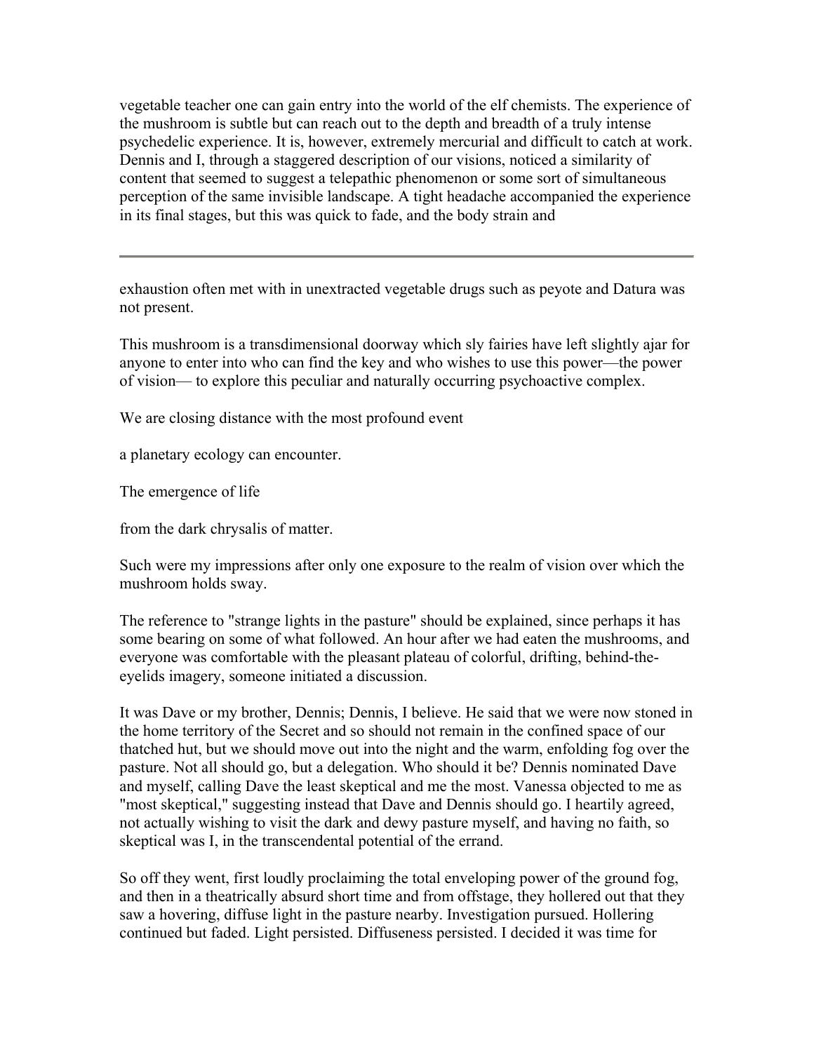vegetable teacher one can gain entry into the world of the elf chemists. The experience of the mushroom is subtle but can reach out to the depth and breadth of a truly intense psychedelic experience. It is, however, extremely mercurial and difficult to catch at work. Dennis and I, through a staggered description of our visions, noticed a similarity of content that seemed to suggest a telepathic phenomenon or some sort of simultaneous perception of the same invisible landscape. A tight headache accompanied the experience in its final stages, but this was quick to fade, and the body strain and

---

exhaustion often met with in unextracted vegetable drugs such as peyote and Datura was not present.

This mushroom is a transdimensional doorway which sly fairies have left slightly ajar for anyone to enter into who can find the key and who wishes to use this power—the power of vision— to explore this peculiar and naturally occurring psychoactive complex.

We are closing distance with the most profound event

a planetary ecology can encounter.

The emergence of life

from the dark chrysalis of matter.

Such were my impressions after only one exposure to the realm of vision over which the mushroom holds sway.

The reference to "strange lights in the pasture" should be explained, since perhaps it has some bearing on some of what followed. An hour after we had eaten the mushrooms, and everyone was comfortable with the pleasant plateau of colorful, drifting, behind-the-eyelids imagery, someone initiated a discussion.

It was Dave or my brother, Dennis; Dennis, I believe. He said that we were now stoned in the home territory of the Secret and so should not remain in the confined space of our thatched hut, but we should move out into the night and the warm, enfolding fog over the pasture. Not all should go, but a delegation. Who should it be? Dennis nominated Dave and myself, calling Dave the least skeptical and me the most. Vanessa objected to me as "most skeptical," suggesting instead that Dave and Dennis should go. I heartily agreed, not actually wishing to visit the dark and dewy pasture myself, and having no faith, so skeptical was I, in the transcendental potential of the errand.

So off they went, first loudly proclaiming the total enveloping power of the ground fog, and then in a theatrically absurd short time and from offstage, they hollered out that they saw a hovering, diffuse light in the pasture nearby. Investigation pursued. Hollering continued but faded. Light persisted. Diffuseness persisted. I decided it was time for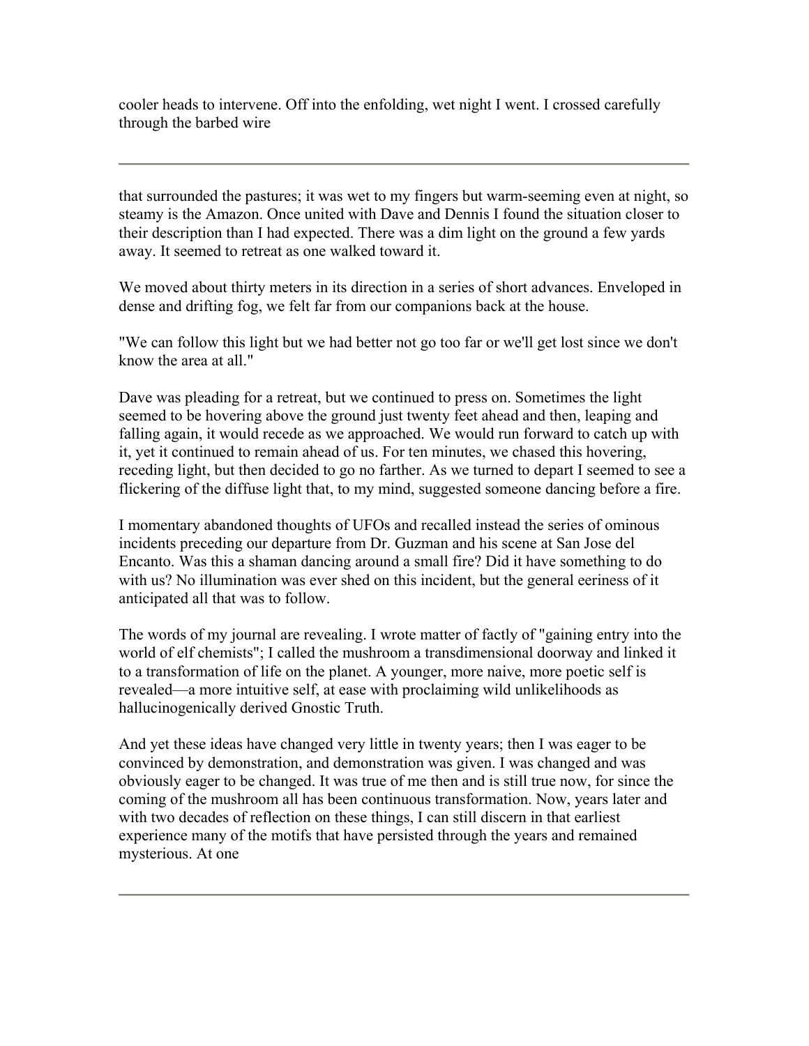cooler heads to intervene. Off into the enfolding, wet night I went. I crossed carefully through the barbed wire

---

that surrounded the pastures; it was wet to my fingers but warm-seeming even at night, so steamy is the Amazon. Once united with Dave and Dennis I found the situation closer to their description than I had expected. There was a dim light on the ground a few yards away. It seemed to retreat as one walked toward it.

We moved about thirty meters in its direction in a series of short advances. Enveloped in dense and drifting fog, we felt far from our companions back at the house.

"We can follow this light but we had better not go too far or we'll get lost since we don't know the area at all."

Dave was pleading for a retreat, but we continued to press on. Sometimes the light seemed to be hovering above the ground just twenty feet ahead and then, leaping and falling again, it would recede as we approached. We would run forward to catch up with it, yet it continued to remain ahead of us. For ten minutes, we chased this hovering, receding light, but then decided to go no farther. As we turned to depart I seemed to see a flickering of the diffuse light that, to my mind, suggested someone dancing before a fire.

I momentary abandoned thoughts of UFOs and recalled instead the series of ominous incidents preceding our departure from Dr. Guzman and his scene at San Jose del Encanto. Was this a shaman dancing around a small fire? Did it have something to do with us? No illumination was ever shed on this incident, but the general eeriness of it anticipated all that was to follow.

The words of my journal are revealing. I wrote matter of factly of "gaining entry into the world of elf chemists"; I called the mushroom a transdimensional doorway and linked it to a transformation of life on the planet. A younger, more naive, more poetic self is revealed—a more intuitive self, at ease with proclaiming wild unlikelihoods as hallucinogenically derived Gnostic Truth.

And yet these ideas have changed very little in twenty years; then I was eager to be convinced by demonstration, and demonstration was given. I was changed and was obviously eager to be changed. It was true of me then and is still true now, for since the coming of the mushroom all has been continuous transformation. Now, years later and with two decades of reflection on these things, I can still discern in that earliest experience many of the motifs that have persisted through the years and remained mysterious. At one

---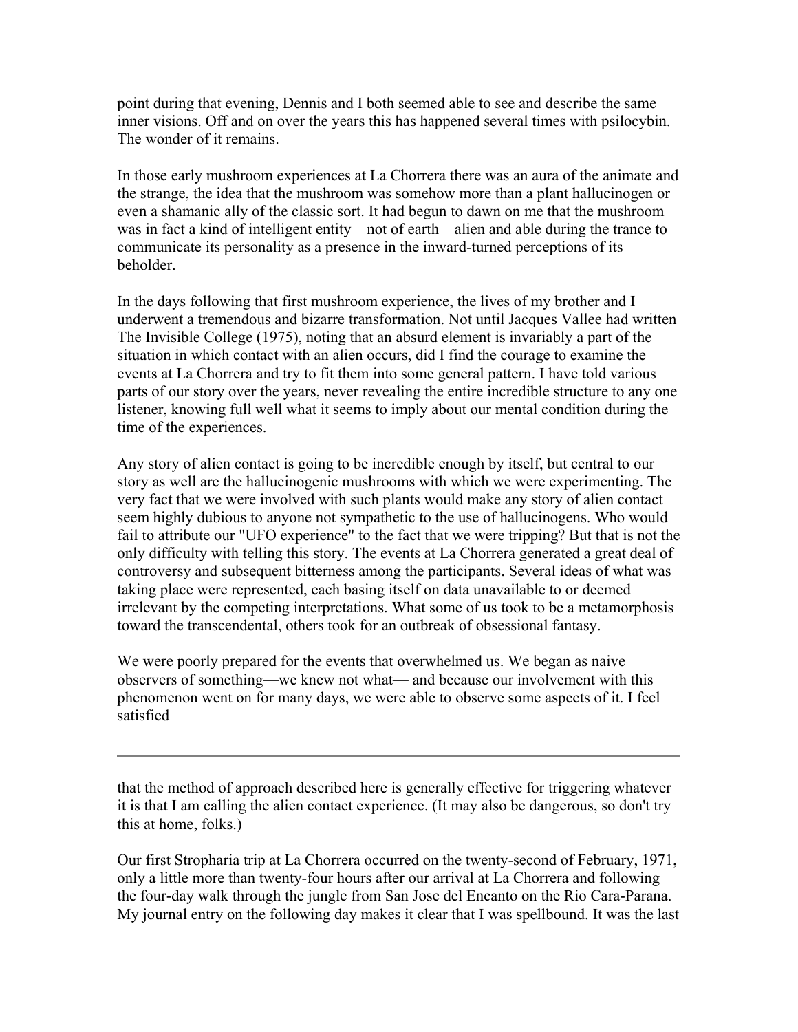point during that evening, Dennis and I both seemed able to see and describe the same inner visions. Off and on over the years this has happened several times with psilocybin. The wonder of it remains.

In those early mushroom experiences at La Chorrera there was an aura of the animate and the strange, the idea that the mushroom was somehow more than a plant hallucinogen or even a shamanic ally of the classic sort. It had begun to dawn on me that the mushroom was in fact a kind of intelligent entity—not of earth—alien and able during the trance to communicate its personality as a presence in the inward-turned perceptions of its beholder.

In the days following that first mushroom experience, the lives of my brother and I underwent a tremendous and bizarre transformation. Not until Jacques Vallee had written The Invisible College (1975), noting that an absurd element is invariably a part of the situation in which contact with an alien occurs, did I find the courage to examine the events at La Chorrera and try to fit them into some general pattern. I have told various parts of our story over the years, never revealing the entire incredible structure to any one listener, knowing full well what it seems to imply about our mental condition during the time of the experiences.

Any story of alien contact is going to be incredible enough by itself, but central to our story as well are the hallucinogenic mushrooms with which we were experimenting. The very fact that we were involved with such plants would make any story of alien contact seem highly dubious to anyone not sympathetic to the use of hallucinogens. Who would fail to attribute our "UFO experience" to the fact that we were tripping? But that is not the only difficulty with telling this story. The events at La Chorrera generated a great deal of controversy and subsequent bitterness among the participants. Several ideas of what was taking place were represented, each basing itself on data unavailable to or deemed irrelevant by the competing interpretations. What some of us took to be a metamorphosis toward the transcendental, others took for an outbreak of obsessional fantasy.

We were poorly prepared for the events that overwhelmed us. We began as naive observers of something—we knew not what— and because our involvement with this phenomenon went on for many days, we were able to observe some aspects of it. I feel satisfied that the method of approach described here is generally effective for triggering whatever it is that I am calling the alien contact experience. (It may also be dangerous, so don't try this at home, folks.)

Our first Stropharia trip at La Chorrera occurred on the twenty-second of February, 1971, only a little more than twenty-four hours after our arrival at La Chorrera and following the four-day walk through the jungle from San Jose del Encanto on the Rio Cara-Parana. My journal entry on the following day makes it clear that I was spellbound. It was the last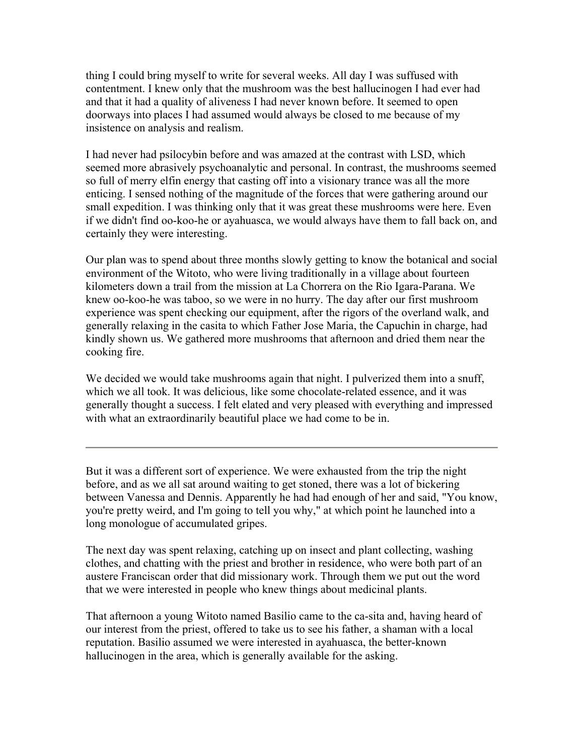thing I could bring myself to write for several weeks. All day I was suffused with contentment. I knew only that the mushroom was the best hallucinogen I had ever had and that it had a quality of aliveness I had never known before. It seemed to open doorways into places I had assumed would always be closed to me because of my insistence on analysis and realism.

I had never had psilocybin before and was amazed at the contrast with LSD, which seemed more abrasively psychoanalytic and personal. In contrast, the mushrooms seemed so full of merry elfin energy that casting off into a visionary trance was all the more enticing. I sensed nothing of the magnitude of the forces that were gathering around our small expedition. I was thinking only that it was great these mushrooms were here. Even if we didn't find oo-koo-he or ayahuasca, we would always have them to fall back on, and certainly they were interesting.

Our plan was to spend about three months slowly getting to know the botanical and social environment of the Witoto, who were living traditionally in a village about fourteen kilometers down a trail from the mission at La Chorrera on the Rio Igara-Parana. We knew oo-koo-he was taboo, so we were in no hurry. The day after our first mushroom experience was spent checking our equipment, after the rigors of the overland walk, and generally relaxing in the casita to which Father Jose Maria, the Capuchin in charge, had kindly shown us. We gathered more mushrooms that afternoon and dried them near the cooking fire.

We decided we would take mushrooms again that night. I pulverized them into a snuff, which we all took. It was delicious, like some chocolate-related essence, and it was generally thought a success. I felt elated and very pleased with everything and impressed with what an extraordinarily beautiful place we had come to be in.

---

But it was a different sort of experience. We were exhausted from the trip the night before, and as we all sat around waiting to get stoned, there was a lot of bickering between Vanessa and Dennis. Apparently he had had enough of her and said, "You know, you're pretty weird, and I'm going to tell you why," at which point he launched into a long monologue of accumulated gripes.

The next day was spent relaxing, catching up on insect and plant collecting, washing clothes, and chatting with the priest and brother in residence, who were both part of an austere Franciscan order that did missionary work. Through them we put out the word that we were interested in people who knew things about medicinal plants.

That afternoon a young Witoto named Basilio came to the ca-sita and, having heard of our interest from the priest, offered to take us to see his father, a shaman with a local reputation. Basilio assumed we were interested in ayahuasca, the better-known hallucinogen in the area, which is generally available for the asking.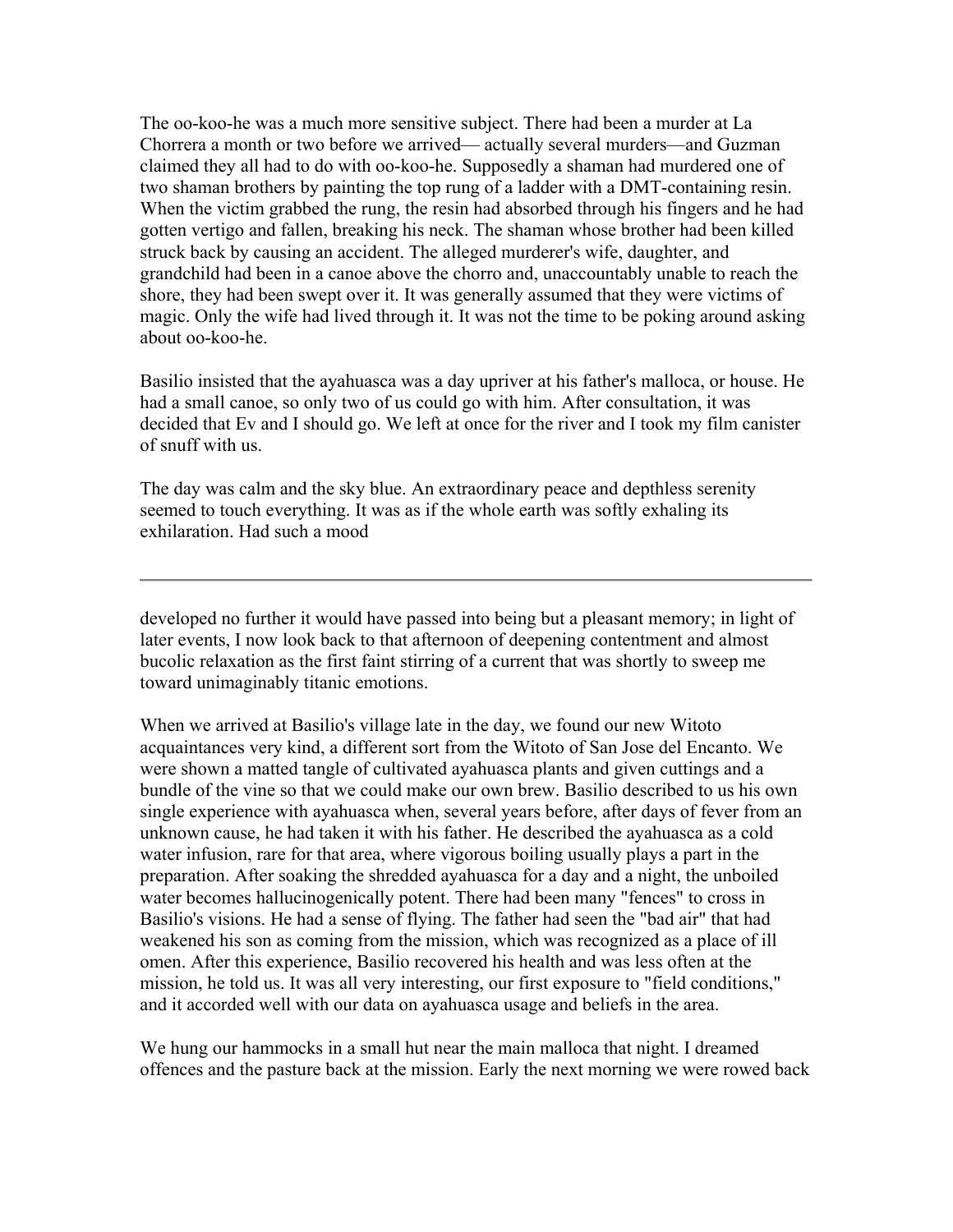The oo-koo-he was a much more sensitive subject. There had been a murder at La Chorrera a month or two before we arrived— actually several murders—and Guzman claimed they all had to do with oo-koo-he. Supposedly a shaman had murdered one of two shaman brothers by painting the top rung of a ladder with a DMT-containing resin. When the victim grabbed the rung, the resin had absorbed through his fingers and he had gotten vertigo and fallen, breaking his neck. The shaman whose brother had been killed struck back by causing an accident. The alleged murderer's wife, daughter, and grandchild had been in a canoe above the chorro and, unaccountably unable to reach the shore, they had been swept over it. It was generally assumed that they were victims of magic. Only the wife had lived through it. It was not the time to be poking around asking about oo-koo-he.

Basilio insisted that the ayahuasca was a day upriver at his father's malloca, or house. He had a small canoe, so only two of us could go with him. After consultation, it was decided that Ev and I should go. We left at once for the river and I took my film canister of snuff with us.

The day was calm and the sky blue. An extraordinary peace and depthless serenity seemed to touch everything. It was as if the whole earth was softly exhaling its exhilaration. Had such a mood developed no further it would have passed into being but a pleasant memory; in light of later events, I now look back to that afternoon of deepening contentment and almost bucolic relaxation as the first faint stirring of a current that was shortly to sweep me toward unimaginably titanic emotions.

When we arrived at Basilio's village late in the day, we found our new Witoto acquaintances very kind, a different sort from the Witoto of San Jose del Encanto. We were shown a matted tangle of cultivated ayahuasca plants and given cuttings and a bundle of the vine so that we could make our own brew. Basilio described to us his own single experience with ayahuasca when, several years before, after days of fever from an unknown cause, he had taken it with his father. He described the ayahuasca as a cold water infusion, rare for that area, where vigorous boiling usually plays a part in the preparation. After soaking the shredded ayahuasca for a day and a night, the unboiled water becomes hallucinogenically potent. There had been many "fences" to cross in Basilio's visions. He had a sense of flying. The father had seen the "bad air" that had weakened his son as coming from the mission, which was recognized as a place of ill omen. After this experience, Basilio recovered his health and was less often at the mission, he told us. It was all very interesting, our first exposure to "field conditions," and it accorded well with our data on ayahuasca usage and beliefs in the area.

We hung our hammocks in a small hut near the main malloca that night. I dreamed offences and the pasture back at the mission. Early the next morning we were rowed back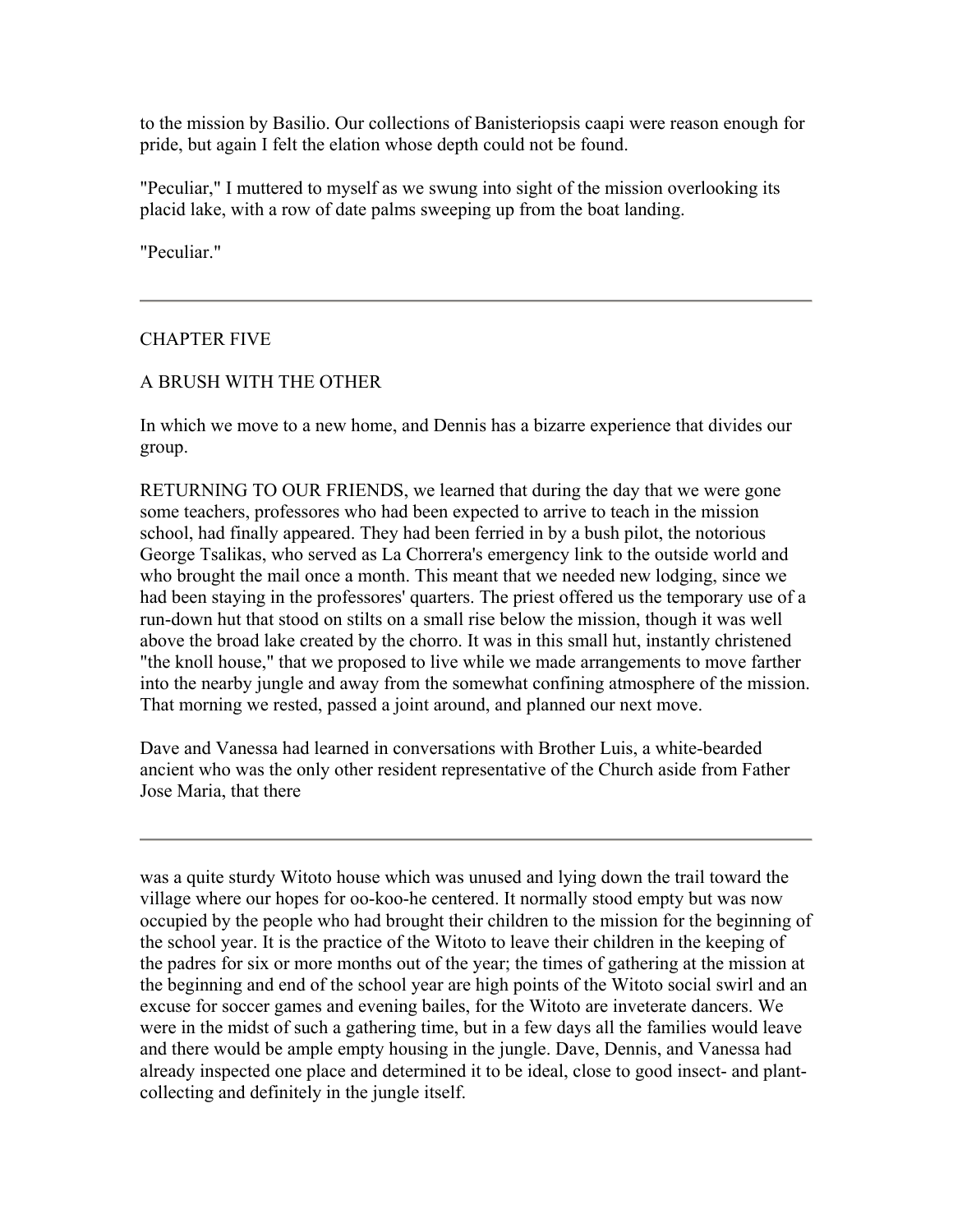to the mission by Basilio. Our collections of Banisteriopsis caapi were reason enough for pride, but again I felt the elation whose depth could not be found.

"Peculiar," I muttered to myself as we swung into sight of the mission overlooking its placid lake, with a row of date palms sweeping up from the boat landing.

"Peculiar."

---

## CHAPTER FIVE

## A BRUSH WITH THE OTHER

In which we move to a new home, and Dennis has a bizarre experience that divides our group.

RETURNING TO OUR FRIENDS, we learned that during the day that we were gone some teachers, professores who had been expected to arrive to teach in the mission school, had finally appeared. They had been ferried in by a bush pilot, the notorious George Tsalikas, who served as La Chorrera's emergency link to the outside world and who brought the mail once a month. This meant that we needed new lodging, since we had been staying in the professores' quarters. The priest offered us the temporary use of a run-down hut that stood on stilts on a small rise below the mission, though it was well above the broad lake created by the chorro. It was in this small hut, instantly christened "the knoll house," that we proposed to live while we made arrangements to move farther into the nearby jungle and away from the somewhat confining atmosphere of the mission. That morning we rested, passed a joint around, and planned our next move.

Dave and Vanessa had learned in conversations with Brother Luis, a white-bearded ancient who was the only other resident representative of the Church aside from Father Jose Maria, that there was a quite sturdy Witoto house which was unused and lying down the trail toward the village where our hopes for oo-koo-he centered. It normally stood empty but was now occupied by the people who had brought their children to the mission for the beginning of the school year. It is the practice of the Witoto to leave their children in the keeping of the padres for six or more months out of the year; the times of gathering at the mission at the beginning and end of the school year are high points of the Witoto social swirl and an excuse for soccer games and evening bailes, for the Witoto are inveterate dancers. We were in the midst of such a gathering time, but in a few days all the families would leave and there would be ample empty housing in the jungle. Dave, Dennis, and Vanessa had already inspected one place and determined it to be ideal, close to good insect- and plant-collecting and definitely in the jungle itself.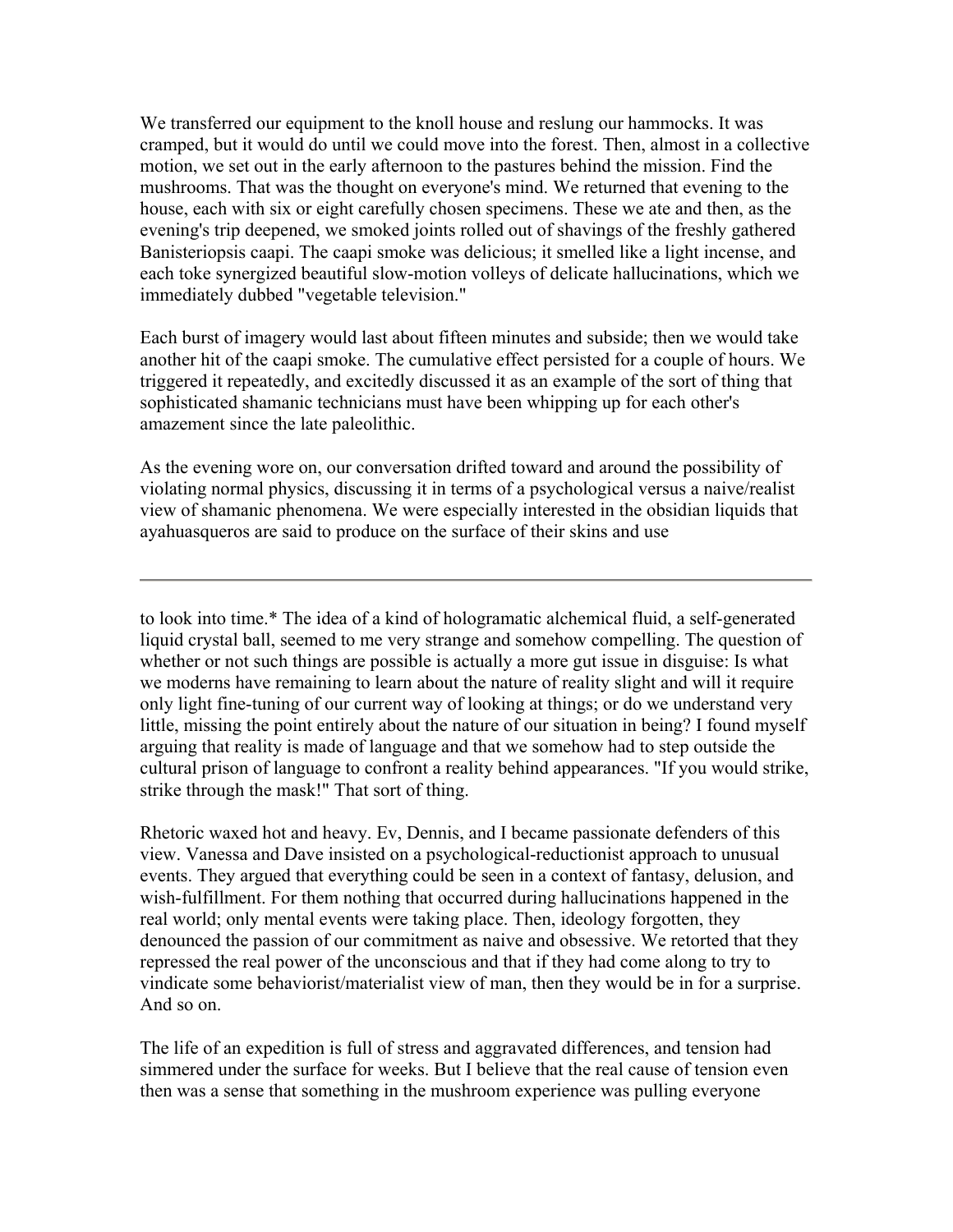We transferred our equipment to the knoll house and reslung our hammocks. It was cramped, but it would do until we could move into the forest. Then, almost in a collective motion, we set out in the early afternoon to the pastures behind the mission. Find the mushrooms. That was the thought on everyone's mind. We returned that evening to the house, each with six or eight carefully chosen specimens. These we ate and then, as the evening's trip deepened, we smoked joints rolled out of shavings of the freshly gathered Banisteriopsis caapi. The caapi smoke was delicious; it smelled like a light incense, and each toke synergized beautiful slow-motion volleys of delicate hallucinations, which we immediately dubbed "vegetable television."

Each burst of imagery would last about fifteen minutes and subside; then we would take another hit of the caapi smoke. The cumulative effect persisted for a couple of hours. We triggered it repeatedly, and excitedly discussed it as an example of the sort of thing that sophisticated shamanic technicians must have been whipping up for each other's amazement since the late paleolithic.

As the evening wore on, our conversation drifted toward and around the possibility of violating normal physics, discussing it in terms of a psychological versus a naive/realist view of shamanic phenomena. We were especially interested in the obsidian liquids that ayahuasqueros are said to produce on the surface of their skins and use to look into time.* The idea of a kind of hologramatic alchemical fluid, a self-generated liquid crystal ball, seemed to me very strange and somehow compelling. The question of whether or not such things are possible is actually a more gut issue in disguise: Is what we moderns have remaining to learn about the nature of reality slight and will it require only light fine-tuning of our current way of looking at things; or do we understand very little, missing the point entirely about the nature of our situation in being? I found myself arguing that reality is made of language and that we somehow had to step outside the cultural prison of language to confront a reality behind appearances. "If you would strike, strike through the mask!" That sort of thing.

Rhetoric waxed hot and heavy. Ev, Dennis, and I became passionate defenders of this view. Vanessa and Dave insisted on a psychological-reductionist approach to unusual events. They argued that everything could be seen in a context of fantasy, delusion, and wish-fulfillment. For them nothing that occurred during hallucinations happened in the real world; only mental events were taking place. Then, ideology forgotten, they denounced the passion of our commitment as naive and obsessive. We retorted that they repressed the real power of the unconscious and that if they had come along to try to vindicate some behaviorist/materialist view of man, then they would be in for a surprise. And so on.

The life of an expedition is full of stress and aggravated differences, and tension had simmered under the surface for weeks. But I believe that the real cause of tension even then was a sense that something in the mushroom experience was pulling everyone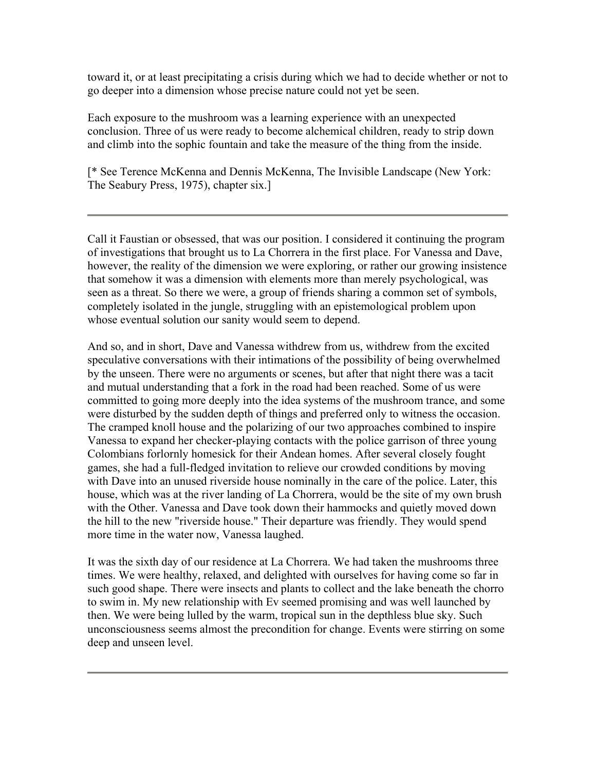toward it, or at least precipitating a crisis during which we had to decide whether or not to go deeper into a dimension whose precise nature could not yet be seen.

Each exposure to the mushroom was a learning experience with an unexpected conclusion. Three of us were ready to become alchemical children, ready to strip down and climb into the sophic fountain and take the measure of the thing from the inside.

[* See Terence McKenna and Dennis McKenna, The Invisible Landscape (New York: The Seabury Press, 1975), chapter six.]

---

Call it Faustian or obsessed, that was our position. I considered it continuing the program of investigations that brought us to La Chorrera in the first place. For Vanessa and Dave, however, the reality of the dimension we were exploring, or rather our growing insistence that somehow it was a dimension with elements more than merely psychological, was seen as a threat. So there we were, a group of friends sharing a common set of symbols, completely isolated in the jungle, struggling with an epistemological problem upon whose eventual solution our sanity would seem to depend.

And so, and in short, Dave and Vanessa withdrew from us, withdrew from the excited speculative conversations with their intimations of the possibility of being overwhelmed by the unseen. There were no arguments or scenes, but after that night there was a tacit and mutual understanding that a fork in the road had been reached. Some of us were committed to going more deeply into the idea systems of the mushroom trance, and some were disturbed by the sudden depth of things and preferred only to witness the occasion. The cramped knoll house and the polarizing of our two approaches combined to inspire Vanessa to expand her checker-playing contacts with the police garrison of three young Colombians forlornly homesick for their Andean homes. After several closely fought games, she had a full-fledged invitation to relieve our crowded conditions by moving with Dave into an unused riverside house nominally in the care of the police. Later, this house, which was at the river landing of La Chorrera, would be the site of my own brush with the Other. Vanessa and Dave took down their hammocks and quietly moved down the hill to the new "riverside house." Their departure was friendly. They would spend more time in the water now, Vanessa laughed.

It was the sixth day of our residence at La Chorrera. We had taken the mushrooms three times. We were healthy, relaxed, and delighted with ourselves for having come so far in such good shape. There were insects and plants to collect and the lake beneath the chorro to swim in. My new relationship with Ev seemed promising and was well launched by then. We were being lulled by the warm, tropical sun in the depthless blue sky. Such unconsciousness seems almost the precondition for change. Events were stirring on some deep and unseen level.

---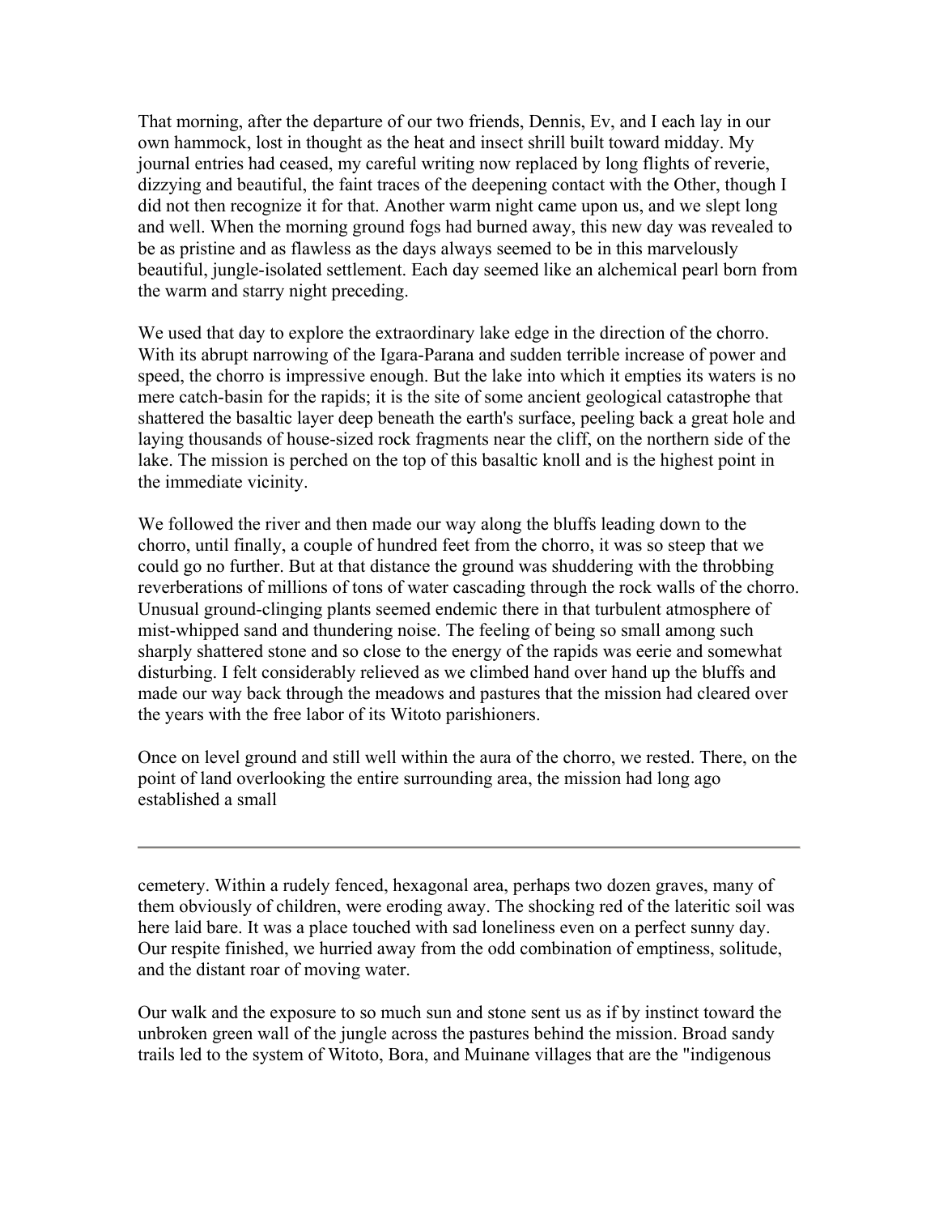That morning, after the departure of our two friends, Dennis, Ev, and I each lay in our own hammock, lost in thought as the heat and insect shrill built toward midday. My journal entries had ceased, my careful writing now replaced by long flights of reverie, dizzying and beautiful, the faint traces of the deepening contact with the Other, though I did not then recognize it for that. Another warm night came upon us, and we slept long and well. When the morning ground fogs had burned away, this new day was revealed to be as pristine and as flawless as the days always seemed to be in this marvelously beautiful, jungle-isolated settlement. Each day seemed like an alchemical pearl born from the warm and starry night preceding.

We used that day to explore the extraordinary lake edge in the direction of the chorro. With its abrupt narrowing of the Igara-Parana and sudden terrible increase of power and speed, the chorro is impressive enough. But the lake into which it empties its waters is no mere catch-basin for the rapids; it is the site of some ancient geological catastrophe that shattered the basaltic layer deep beneath the earth's surface, peeling back a great hole and laying thousands of house-sized rock fragments near the cliff, on the northern side of the lake. The mission is perched on the top of this basaltic knoll and is the highest point in the immediate vicinity.

We followed the river and then made our way along the bluffs leading down to the chorro, until finally, a couple of hundred feet from the chorro, it was so steep that we could go no further. But at that distance the ground was shuddering with the throbbing reverberations of millions of tons of water cascading through the rock walls of the chorro. Unusual ground-clinging plants seemed endemic there in that turbulent atmosphere of mist-whipped sand and thundering noise. The feeling of being so small among such sharply shattered stone and so close to the energy of the rapids was eerie and somewhat disturbing. I felt considerably relieved as we climbed hand over hand up the bluffs and made our way back through the meadows and pastures that the mission had cleared over the years with the free labor of its Witoto parishioners.

Once on level ground and still well within the aura of the chorro, we rested. There, on the point of land overlooking the entire surrounding area, the mission had long ago established a small cemetery. Within a rudely fenced, hexagonal area, perhaps two dozen graves, many of them obviously of children, were eroding away. The shocking red of the lateritic soil was here laid bare. It was a place touched with sad loneliness even on a perfect sunny day. Our respite finished, we hurried away from the odd combination of emptiness, solitude, and the distant roar of moving water.

Our walk and the exposure to so much sun and stone sent us as if by instinct toward the unbroken green wall of the jungle across the pastures behind the mission. Broad sandy trails led to the system of Witoto, Bora, and Muinane villages that are the "indigenous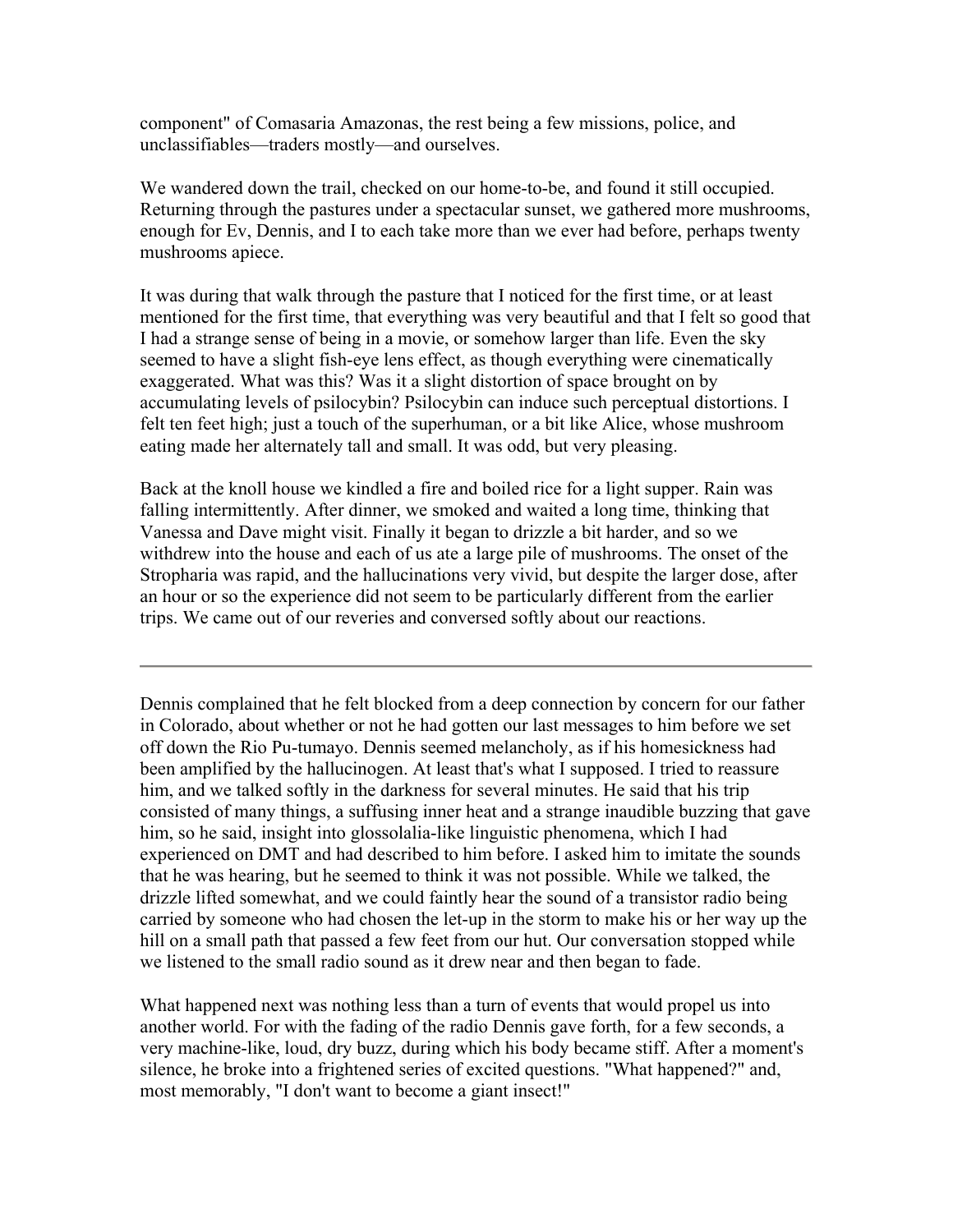component" of Comasaria Amazonas, the rest being a few missions, police, and unclassifiables—traders mostly—and ourselves.

We wandered down the trail, checked on our home-to-be, and found it still occupied. Returning through the pastures under a spectacular sunset, we gathered more mushrooms, enough for Ev, Dennis, and I to each take more than we ever had before, perhaps twenty mushrooms apiece.

It was during that walk through the pasture that I noticed for the first time, or at least mentioned for the first time, that everything was very beautiful and that I felt so good that I had a strange sense of being in a movie, or somehow larger than life. Even the sky seemed to have a slight fish-eye lens effect, as though everything were cinematically exaggerated. What was this? Was it a slight distortion of space brought on by accumulating levels of psilocybin? Psilocybin can induce such perceptual distortions. I felt ten feet high; just a touch of the superhuman, or a bit like Alice, whose mushroom eating made her alternately tall and small. It was odd, but very pleasing.

Back at the knoll house we kindled a fire and boiled rice for a light supper. Rain was falling intermittently. After dinner, we smoked and waited a long time, thinking that Vanessa and Dave might visit. Finally it began to drizzle a bit harder, and so we withdrew into the house and each of us ate a large pile of mushrooms. The onset of the Stropharia was rapid, and the hallucinations very vivid, but despite the larger dose, after an hour or so the experience did not seem to be particularly different from the earlier trips. We came out of our reveries and conversed softly about our reactions.

---

Dennis complained that he felt blocked from a deep connection by concern for our father in Colorado, about whether or not he had gotten our last messages to him before we set off down the Rio Pu-tumayo. Dennis seemed melancholy, as if his homesickness had been amplified by the hallucinogen. At least that's what I supposed. I tried to reassure him, and we talked softly in the darkness for several minutes. He said that his trip consisted of many things, a suffusing inner heat and a strange inaudible buzzing that gave him, so he said, insight into glossolalia-like linguistic phenomena, which I had experienced on DMT and had described to him before. I asked him to imitate the sounds that he was hearing, but he seemed to think it was not possible. While we talked, the drizzle lifted somewhat, and we could faintly hear the sound of a transistor radio being carried by someone who had chosen the let-up in the storm to make his or her way up the hill on a small path that passed a few feet from our hut. Our conversation stopped while we listened to the small radio sound as it drew near and then began to fade.

What happened next was nothing less than a turn of events that would propel us into another world. For with the fading of the radio Dennis gave forth, for a few seconds, a very machine-like, loud, dry buzz, during which his body became stiff. After a moment's silence, he broke into a frightened series of excited questions. "What happened?" and, most memorably, "I don't want to become a giant insect!"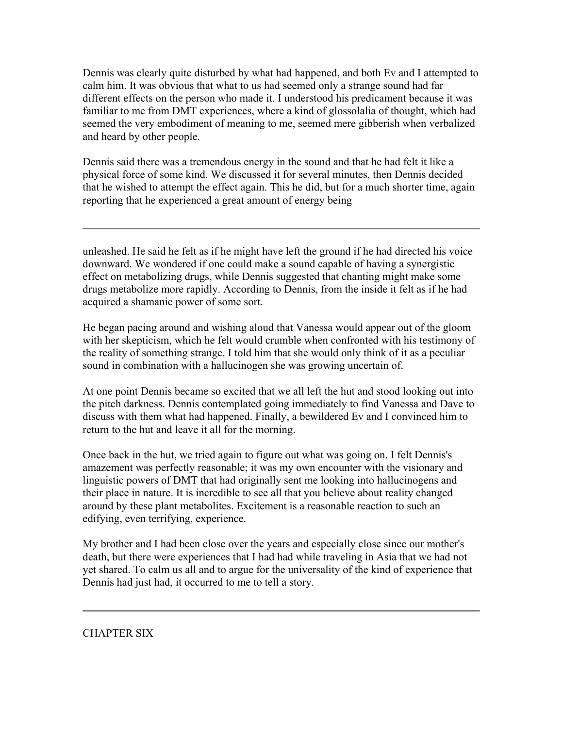Dennis was clearly quite disturbed by what had happened, and both Ev and I attempted to calm him. It was obvious that what to us had seemed only a strange sound had far different effects on the person who made it. I understood his predicament because it was familiar to me from DMT experiences, where a kind of glossolalia of thought, which had seemed the very embodiment of meaning to me, seemed mere gibberish when verbalized and heard by other people.

Dennis said there was a tremendous energy in the sound and that he had felt it like a physical force of some kind. We discussed it for several minutes, then Dennis decided that he wished to attempt the effect again. This he did, but for a much shorter time, again reporting that he experienced a great amount of energy being unleashed. He said he felt as if he might have left the ground if he had directed his voice downward. We wondered if one could make a sound capable of having a synergistic effect on metabolizing drugs, while Dennis suggested that chanting might make some drugs metabolize more rapidly. According to Dennis, from the inside it felt as if he had acquired a shamanic power of some sort.

He began pacing around and wishing aloud that Vanessa would appear out of the gloom with her skepticism, which he felt would crumble when confronted with his testimony of the reality of something strange. I told him that she would only think of it as a peculiar sound in combination with a hallucinogen she was growing uncertain of.

At one point Dennis became so excited that we all left the hut and stood looking out into the pitch darkness. Dennis contemplated going immediately to find Vanessa and Dave to discuss with them what had happened. Finally, a bewildered Ev and I convinced him to return to the hut and leave it all for the morning.

Once back in the hut, we tried again to figure out what was going on. I felt Dennis's amazement was perfectly reasonable; it was my own encounter with the visionary and linguistic powers of DMT that had originally sent me looking into hallucinogens and their place in nature. It is incredible to see all that you believe about reality changed around by these plant metabolites. Excitement is a reasonable reaction to such an edifying, even terrifying, experience.

My brother and I had been close over the years and especially close since our mother's death, but there were experiences that I had had while traveling in Asia that we had not yet shared. To calm us all and to argue for the universality of the kind of experience that Dennis had just had, it occurred to me to tell a story.

---

## CHAPTER SIX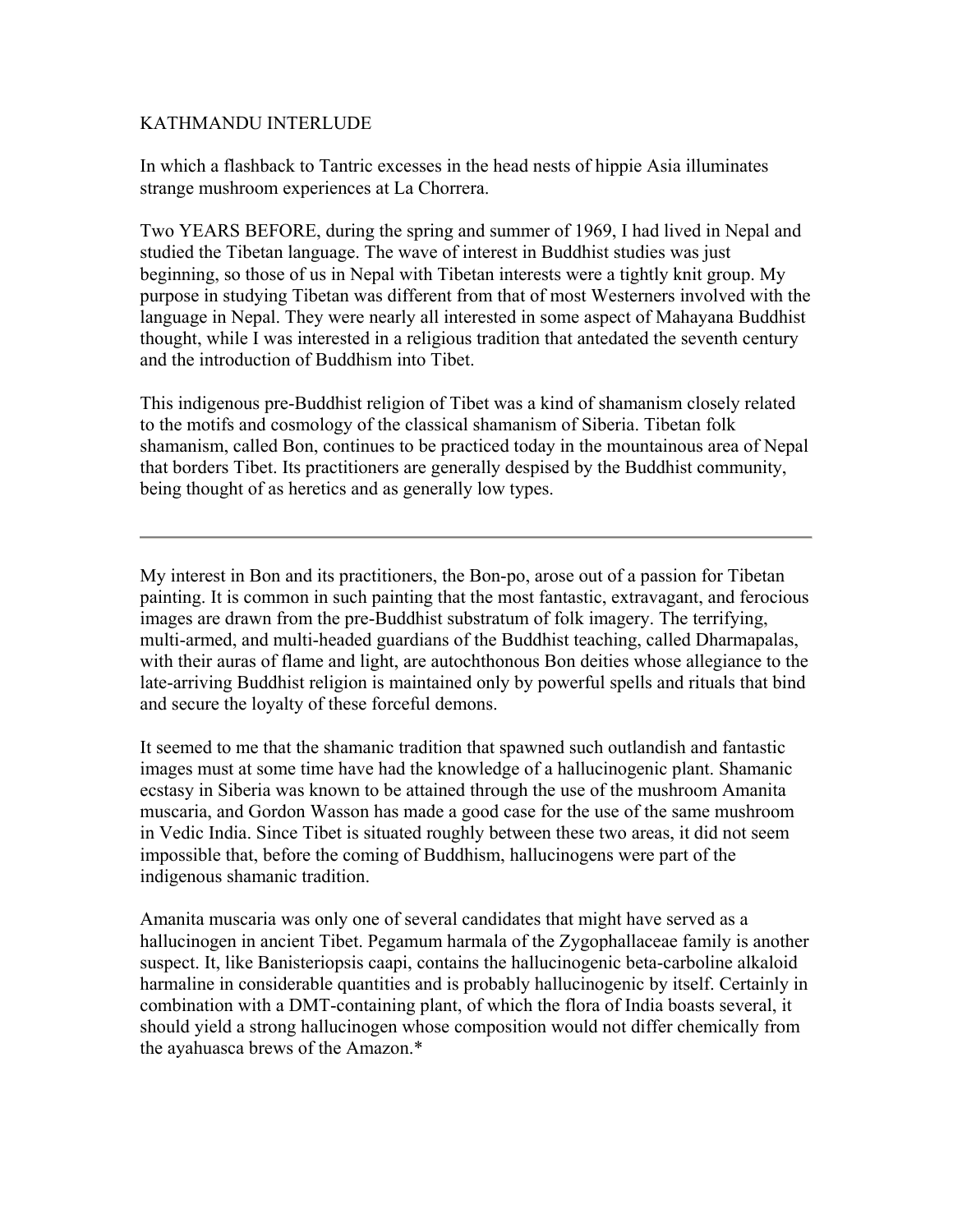# KATHMANDU INTERLUDE

In which a flashback to Tantric excesses in the head nests of hippie Asia illuminates strange mushroom experiences at La Chorrera.

Two YEARS BEFORE, during the spring and summer of 1969, I had lived in Nepal and studied the Tibetan language. The wave of interest in Buddhist studies was just beginning, so those of us in Nepal with Tibetan interests were a tightly knit group. My purpose in studying Tibetan was different from that of most Westerners involved with the language in Nepal. They were nearly all interested in some aspect of Mahayana Buddhist thought, while I was interested in a religious tradition that antedated the seventh century and the introduction of Buddhism into Tibet.

This indigenous pre-Buddhist religion of Tibet was a kind of shamanism closely related to the motifs and cosmology of the classical shamanism of Siberia. Tibetan folk shamanism, called Bon, continues to be practiced today in the mountainous area of Nepal that borders Tibet. Its practitioners are generally despised by the Buddhist community, being thought of as heretics and as generally low types.

---

My interest in Bon and its practitioners, the Bon-po, arose out of a passion for Tibetan painting. It is common in such painting that the most fantastic, extravagant, and ferocious images are drawn from the pre-Buddhist substratum of folk imagery. The terrifying, multi-armed, and multi-headed guardians of the Buddhist teaching, called Dharmapalas, with their auras of flame and light, are autochthonous Bon deities whose allegiance to the late-arriving Buddhist religion is maintained only by powerful spells and rituals that bind and secure the loyalty of these forceful demons.

It seemed to me that the shamanic tradition that spawned such outlandish and fantastic images must at some time have had the knowledge of a hallucinogenic plant. Shamanic ecstasy in Siberia was known to be attained through the use of the mushroom Amanita muscaria, and Gordon Wasson has made a good case for the use of the same mushroom in Vedic India. Since Tibet is situated roughly between these two areas, it did not seem impossible that, before the coming of Buddhism, hallucinogens were part of the indigenous shamanic tradition.

Amanita muscaria was only one of several candidates that might have served as a hallucinogen in ancient Tibet. Pegamum harmala of the Zygophallaceae family is another suspect. It, like Banisteriopsis caapi, contains the hallucinogenic beta-carboline alkaloid harmaline in considerable quantities and is probably hallucinogenic by itself. Certainly in combination with a DMT-containing plant, of which the flora of India boasts several, it should yield a strong hallucinogen whose composition would not differ chemically from the ayahuasca brews of the Amazon.*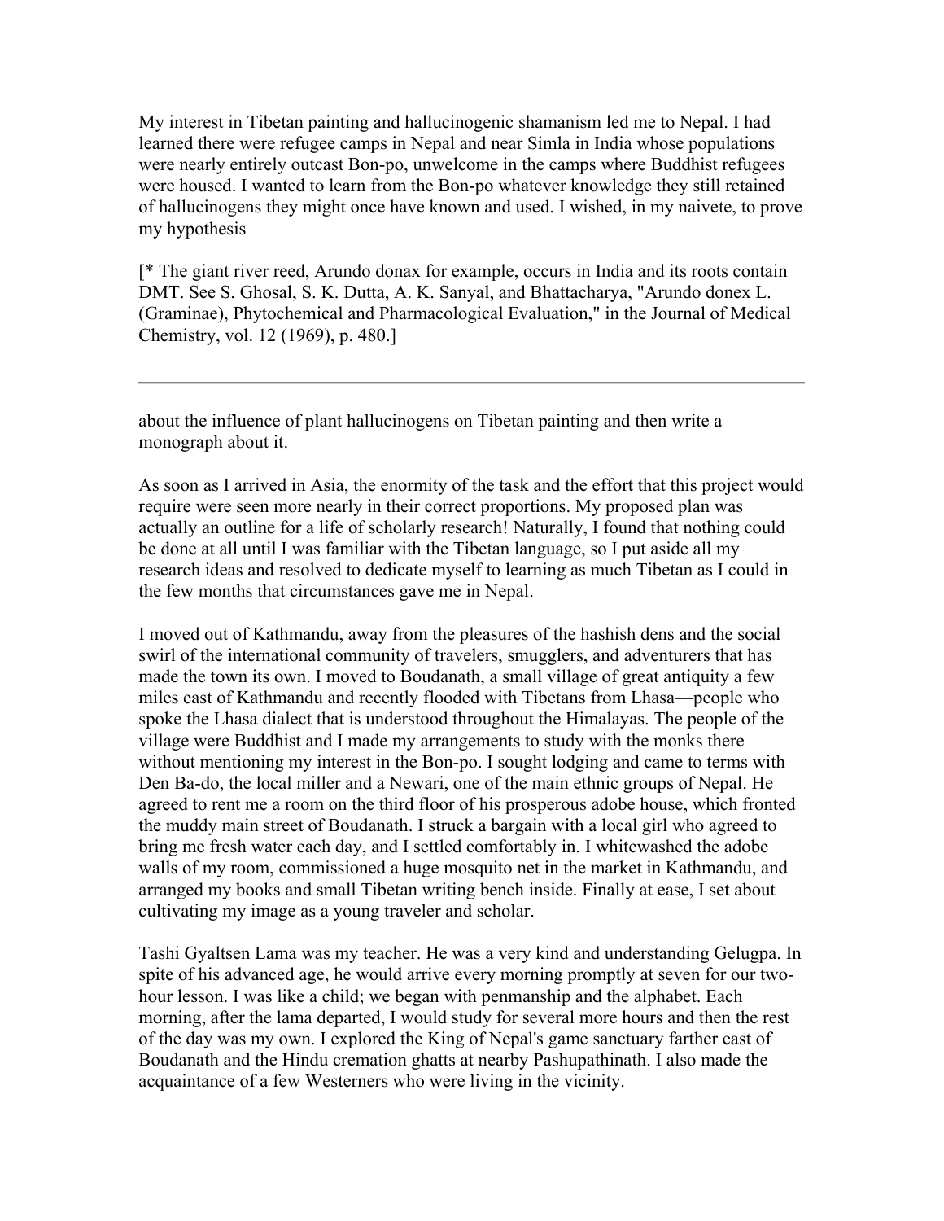My interest in Tibetan painting and hallucinogenic shamanism led me to Nepal. I had learned there were refugee camps in Nepal and near Simla in India whose populations were nearly entirely outcast Bon-po, unwelcome in the camps where Buddhist refugees were housed. I wanted to learn from the Bon-po whatever knowledge they still retained of hallucinogens they might once have known and used. I wished, in my naivete, to prove my hypothesis

[* The giant river reed, Arundo donax for example, occurs in India and its roots contain DMT. See S. Ghosal, S. K. Dutta, A. K. Sanyal, and Bhattacharya, "Arundo donex L. (Graminae), Phytochemical and Pharmacological Evaluation," in the Journal of Medical Chemistry, vol. 12 (1969), p. 480.]

---

about the influence of plant hallucinogens on Tibetan painting and then write a monograph about it.

As soon as I arrived in Asia, the enormity of the task and the effort that this project would require were seen more nearly in their correct proportions. My proposed plan was actually an outline for a life of scholarly research! Naturally, I found that nothing could be done at all until I was familiar with the Tibetan language, so I put aside all my research ideas and resolved to dedicate myself to learning as much Tibetan as I could in the few months that circumstances gave me in Nepal.

I moved out of Kathmandu, away from the pleasures of the hashish dens and the social swirl of the international community of travelers, smugglers, and adventurers that has made the town its own. I moved to Boudanath, a small village of great antiquity a few miles east of Kathmandu and recently flooded with Tibetans from Lhasa—people who spoke the Lhasa dialect that is understood throughout the Himalayas. The people of the village were Buddhist and I made my arrangements to study with the monks there without mentioning my interest in the Bon-po. I sought lodging and came to terms with Den Ba-do, the local miller and a Newari, one of the main ethnic groups of Nepal. He agreed to rent me a room on the third floor of his prosperous adobe house, which fronted the muddy main street of Boudanath. I struck a bargain with a local girl who agreed to bring me fresh water each day, and I settled comfortably in. I whitewashed the adobe walls of my room, commissioned a huge mosquito net in the market in Kathmandu, and arranged my books and small Tibetan writing bench inside. Finally at ease, I set about cultivating my image as a young traveler and scholar.

Tashi Gyaltsen Lama was my teacher. He was a very kind and understanding Gelugpa. In spite of his advanced age, he would arrive every morning promptly at seven for our two-hour lesson. I was like a child; we began with penmanship and the alphabet. Each morning, after the lama departed, I would study for several more hours and then the rest of the day was my own. I explored the King of Nepal's game sanctuary farther east of Boudanath and the Hindu cremation ghatts at nearby Pashupathinath. I also made the acquaintance of a few Westerners who were living in the vicinity.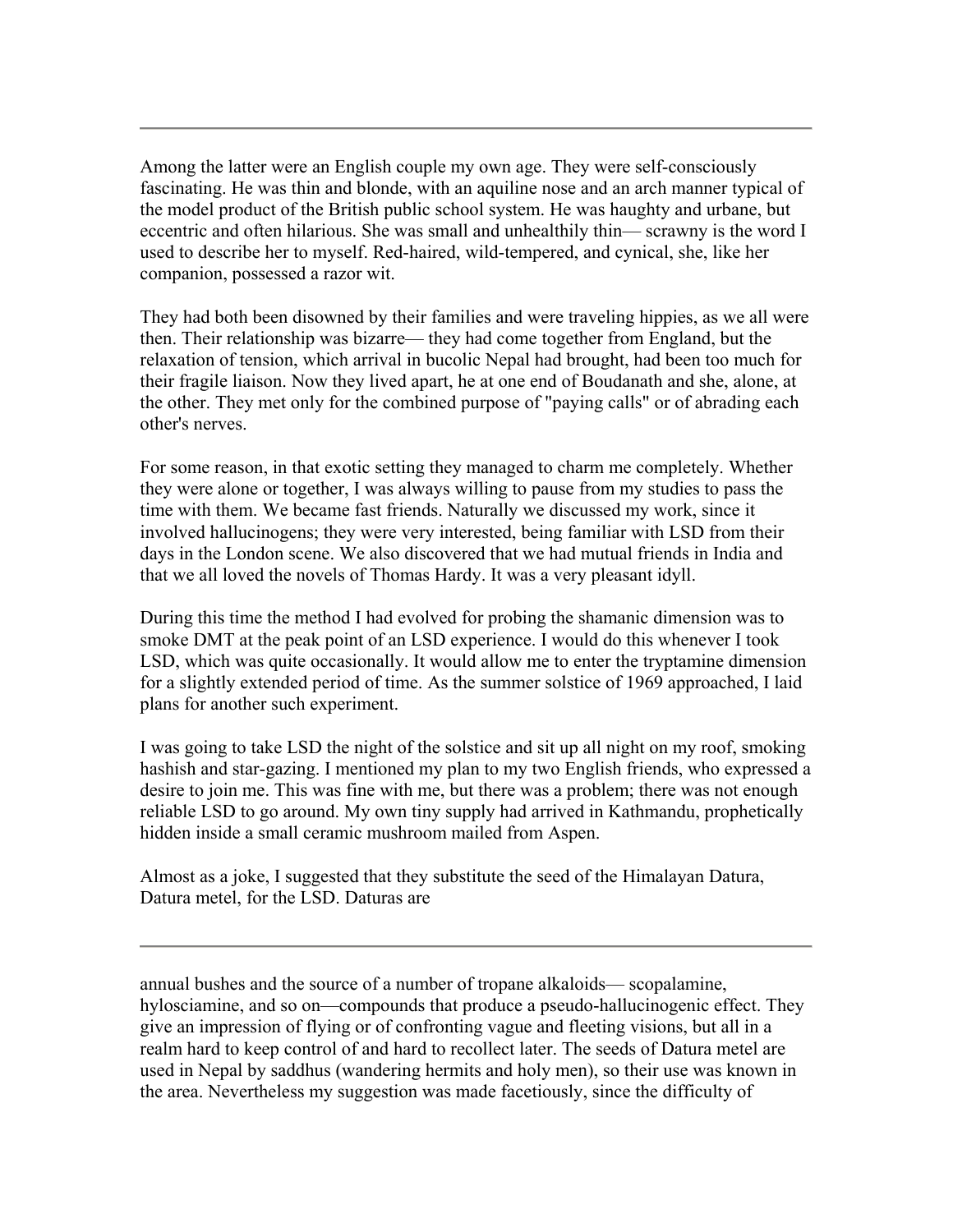Among the latter were an English couple my own age. They were self-consciously fascinating. He was thin and blonde, with an aquiline nose and an arch manner typical of the model product of the British public school system. He was haughty and urbane, but eccentric and often hilarious. She was small and unhealthily thin— scrawny is the word I used to describe her to myself. Red-haired, wild-tempered, and cynical, she, like her companion, possessed a razor wit.

They had both been disowned by their families and were traveling hippies, as we all were then. Their relationship was bizarre— they had come together from England, but the relaxation of tension, which arrival in bucolic Nepal had brought, had been too much for their fragile liaison. Now they lived apart, he at one end of Boudanath and she, alone, at the other. They met only for the combined purpose of "paying calls" or of abrading each other's nerves.

For some reason, in that exotic setting they managed to charm me completely. Whether they were alone or together, I was always willing to pause from my studies to pass the time with them. We became fast friends. Naturally we discussed my work, since it involved hallucinogens; they were very interested, being familiar with LSD from their days in the London scene. We also discovered that we had mutual friends in India and that we all loved the novels of Thomas Hardy. It was a very pleasant idyll.

During this time the method I had evolved for probing the shamanic dimension was to smoke DMT at the peak point of an LSD experience. I would do this whenever I took LSD, which was quite occasionally. It would allow me to enter the tryptamine dimension for a slightly extended period of time. As the summer solstice of 1969 approached, I laid plans for another such experiment.

I was going to take LSD the night of the solstice and sit up all night on my roof, smoking hashish and star-gazing. I mentioned my plan to my two English friends, who expressed a desire to join me. This was fine with me, but there was a problem; there was not enough reliable LSD to go around. My own tiny supply had arrived in Kathmandu, prophetically hidden inside a small ceramic mushroom mailed from Aspen.

Almost as a joke, I suggested that they substitute the seed of the Himalayan Datura, Datura metel, for the LSD. Daturas are annual bushes and the source of a number of tropane alkaloids— scopalamine, hylosciamine, and so on—compounds that produce a pseudo-hallucinogenic effect. They give an impression of flying or of confronting vague and fleeting visions, but all in a realm hard to keep control of and hard to recollect later. The seeds of Datura metel are used in Nepal by saddhus (wandering hermits and holy men), so their use was known in the area. Nevertheless my suggestion was made facetiously, since the difficulty of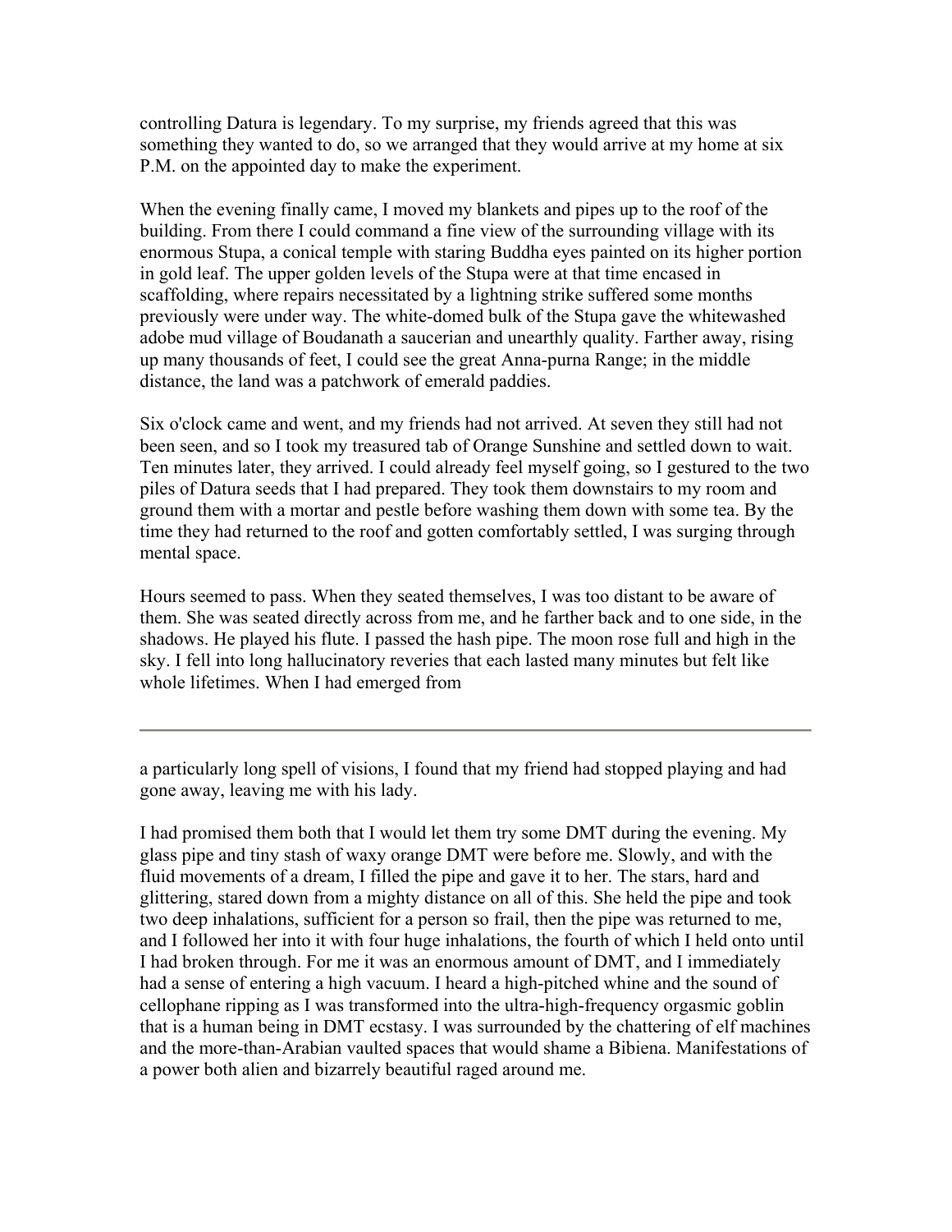controlling Datura is legendary. To my surprise, my friends agreed that this was something they wanted to do, so we arranged that they would arrive at my home at six P.M. on the appointed day to make the experiment.

When the evening finally came, I moved my blankets and pipes up to the roof of the building. From there I could command a fine view of the surrounding village with its enormous Stupa, a conical temple with staring Buddha eyes painted on its higher portion in gold leaf. The upper golden levels of the Stupa were at that time encased in scaffolding, where repairs necessitated by a lightning strike suffered some months previously were under way. The white-domed bulk of the Stupa gave the whitewashed adobe mud village of Boudanath a saucerian and unearthly quality. Farther away, rising up many thousands of feet, I could see the great Anna-purna Range; in the middle distance, the land was a patchwork of emerald paddies.

Six o'clock came and went, and my friends had not arrived. At seven they still had not been seen, and so I took my treasured tab of Orange Sunshine and settled down to wait. Ten minutes later, they arrived. I could already feel myself going, so I gestured to the two piles of Datura seeds that I had prepared. They took them downstairs to my room and ground them with a mortar and pestle before washing them down with some tea. By the time they had returned to the roof and gotten comfortably settled, I was surging through mental space.

Hours seemed to pass. When they seated themselves, I was too distant to be aware of them. She was seated directly across from me, and he farther back and to one side, in the shadows. He played his flute. I passed the hash pipe. The moon rose full and high in the sky. I fell into long hallucinatory reveries that each lasted many minutes but felt like whole lifetimes. When I had emerged from

---

a particularly long spell of visions, I found that my friend had stopped playing and had gone away, leaving me with his lady.

I had promised them both that I would let them try some DMT during the evening. My glass pipe and tiny stash of waxy orange DMT were before me. Slowly, and with the fluid movements of a dream, I filled the pipe and gave it to her. The stars, hard and glittering, stared down from a mighty distance on all of this. She held the pipe and took two deep inhalations, sufficient for a person so frail, then the pipe was returned to me, and I followed her into it with four huge inhalations, the fourth of which I held onto until I had broken through. For me it was an enormous amount of DMT, and I immediately had a sense of entering a high vacuum. I heard a high-pitched whine and the sound of cellophane ripping as I was transformed into the ultra-high-frequency orgasmic goblin that is a human being in DMT ecstasy. I was surrounded by the chattering of elf machines and the more-than-Arabian vaulted spaces that would shame a Bibiena. Manifestations of a power both alien and bizarrely beautiful raged around me.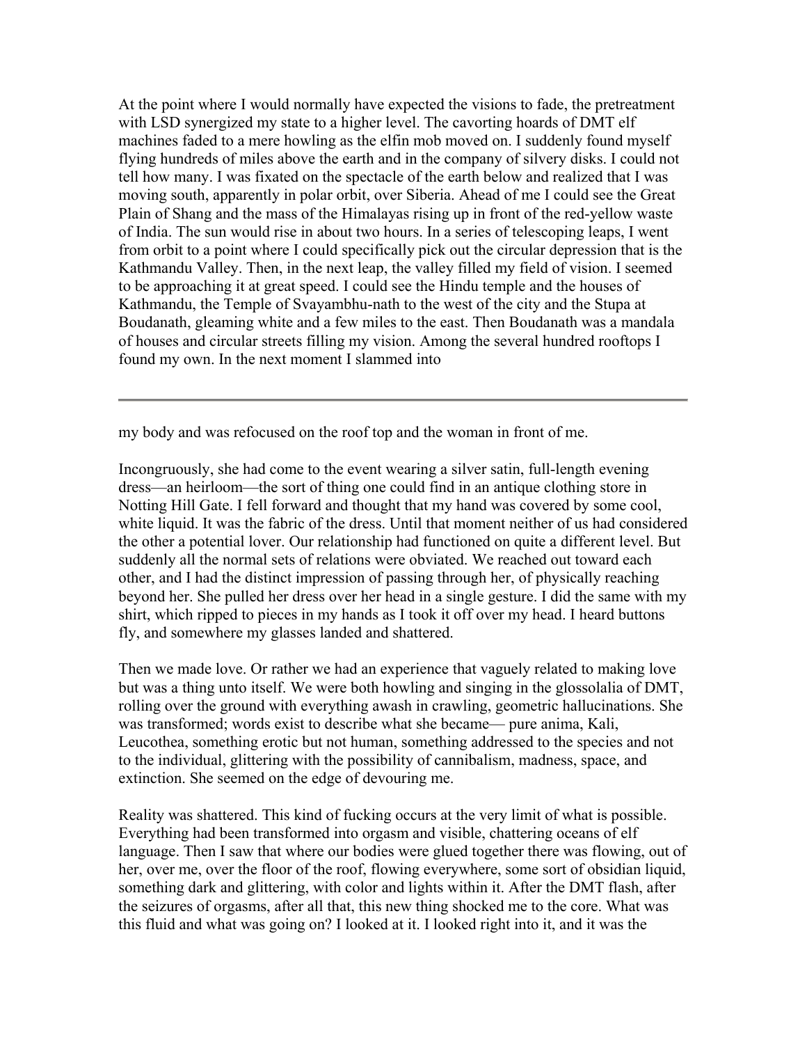At the point where I would normally have expected the visions to fade, the pretreatment with LSD synergized my state to a higher level. The cavorting hoards of DMT elf machines faded to a mere howling as the elfin mob moved on. I suddenly found myself flying hundreds of miles above the earth and in the company of silvery disks. I could not tell how many. I was fixated on the spectacle of the earth below and realized that I was moving south, apparently in polar orbit, over Siberia. Ahead of me I could see the Great Plain of Shang and the mass of the Himalayas rising up in front of the red-yellow waste of India. The sun would rise in about two hours. In a series of telescoping leaps, I went from orbit to a point where I could specifically pick out the circular depression that is the Kathmandu Valley. Then, in the next leap, the valley filled my field of vision. I seemed to be approaching it at great speed. I could see the Hindu temple and the houses of Kathmandu, the Temple of Svayambhu-nath to the west of the city and the Stupa at Boudanath, gleaming white and a few miles to the east. Then Boudanath was a mandala of houses and circular streets filling my vision. Among the several hundred rooftops I found my own. In the next moment I slammed into

---

my body and was refocused on the roof top and the woman in front of me.

Incongruously, she had come to the event wearing a silver satin, full-length evening dress—an heirloom—the sort of thing one could find in an antique clothing store in Notting Hill Gate. I fell forward and thought that my hand was covered by some cool, white liquid. It was the fabric of the dress. Until that moment neither of us had considered the other a potential lover. Our relationship had functioned on quite a different level. But suddenly all the normal sets of relations were obviated. We reached out toward each other, and I had the distinct impression of passing through her, of physically reaching beyond her. She pulled her dress over her head in a single gesture. I did the same with my shirt, which ripped to pieces in my hands as I took it off over my head. I heard buttons fly, and somewhere my glasses landed and shattered.

Then we made love. Or rather we had an experience that vaguely related to making love but was a thing unto itself. We were both howling and singing in the glossolalia of DMT, rolling over the ground with everything awash in crawling, geometric hallucinations. She was transformed; words exist to describe what she became— pure anima, Kali, Leucothea, something erotic but not human, something addressed to the species and not to the individual, glittering with the possibility of cannibalism, madness, space, and extinction. She seemed on the edge of devouring me.

Reality was shattered. This kind of fucking occurs at the very limit of what is possible. Everything had been transformed into orgasm and visible, chattering oceans of elf language. Then I saw that where our bodies were glued together there was flowing, out of her, over me, over the floor of the roof, flowing everywhere, some sort of obsidian liquid, something dark and glittering, with color and lights within it. After the DMT flash, after the seizures of orgasms, after all that, this new thing shocked me to the core. What was this fluid and what was going on? I looked at it. I looked right into it, and it was the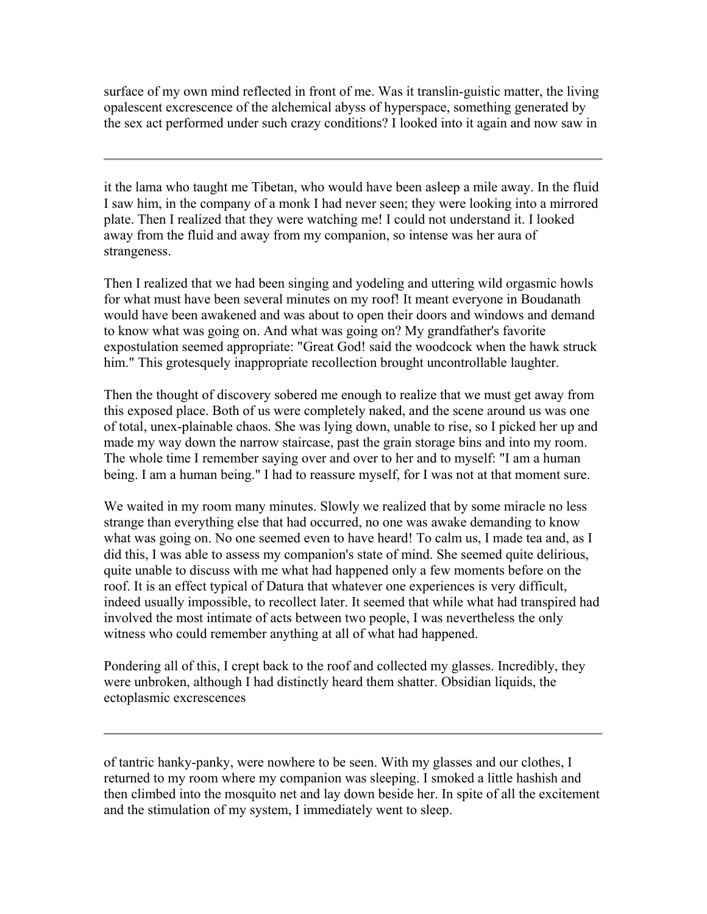surface of my own mind reflected in front of me. Was it translin-guistic matter, the living opalescent excrescence of the alchemical abyss of hyperspace, something generated by the sex act performed under such crazy conditions? I looked into it again and now saw in

---

it the lama who taught me Tibetan, who would have been asleep a mile away. In the fluid I saw him, in the company of a monk I had never seen; they were looking into a mirrored plate. Then I realized that they were watching me! I could not understand it. I looked away from the fluid and away from my companion, so intense was her aura of strangeness.

Then I realized that we had been singing and yodeling and uttering wild orgasmic howls for what must have been several minutes on my roof! It meant everyone in Boudanath would have been awakened and was about to open their doors and windows and demand to know what was going on. And what was going on? My grandfather's favorite expostulation seemed appropriate: "Great God! said the woodcock when the hawk struck him." This grotesquely inappropriate recollection brought uncontrollable laughter.

Then the thought of discovery sobered me enough to realize that we must get away from this exposed place. Both of us were completely naked, and the scene around us was one of total, unex-plainable chaos. She was lying down, unable to rise, so I picked her up and made my way down the narrow staircase, past the grain storage bins and into my room. The whole time I remember saying over and over to her and to myself: "I am a human being. I am a human being." I had to reassure myself, for I was not at that moment sure.

We waited in my room many minutes. Slowly we realized that by some miracle no less strange than everything else that had occurred, no one was awake demanding to know what was going on. No one seemed even to have heard! To calm us, I made tea and, as I did this, I was able to assess my companion's state of mind. She seemed quite delirious, quite unable to discuss with me what had happened only a few moments before on the roof. It is an effect typical of Datura that whatever one experiences is very difficult, indeed usually impossible, to recollect later. It seemed that while what had transpired had involved the most intimate of acts between two people, I was nevertheless the only witness who could remember anything at all of what had happened.

Pondering all of this, I crept back to the roof and collected my glasses. Incredibly, they were unbroken, although I had distinctly heard them shatter. Obsidian liquids, the ectoplasmic excrescences

---

of tantric hanky-panky, were nowhere to be seen. With my glasses and our clothes, I returned to my room where my companion was sleeping. I smoked a little hashish and then climbed into the mosquito net and lay down beside her. In spite of all the excitement and the stimulation of my system, I immediately went to sleep.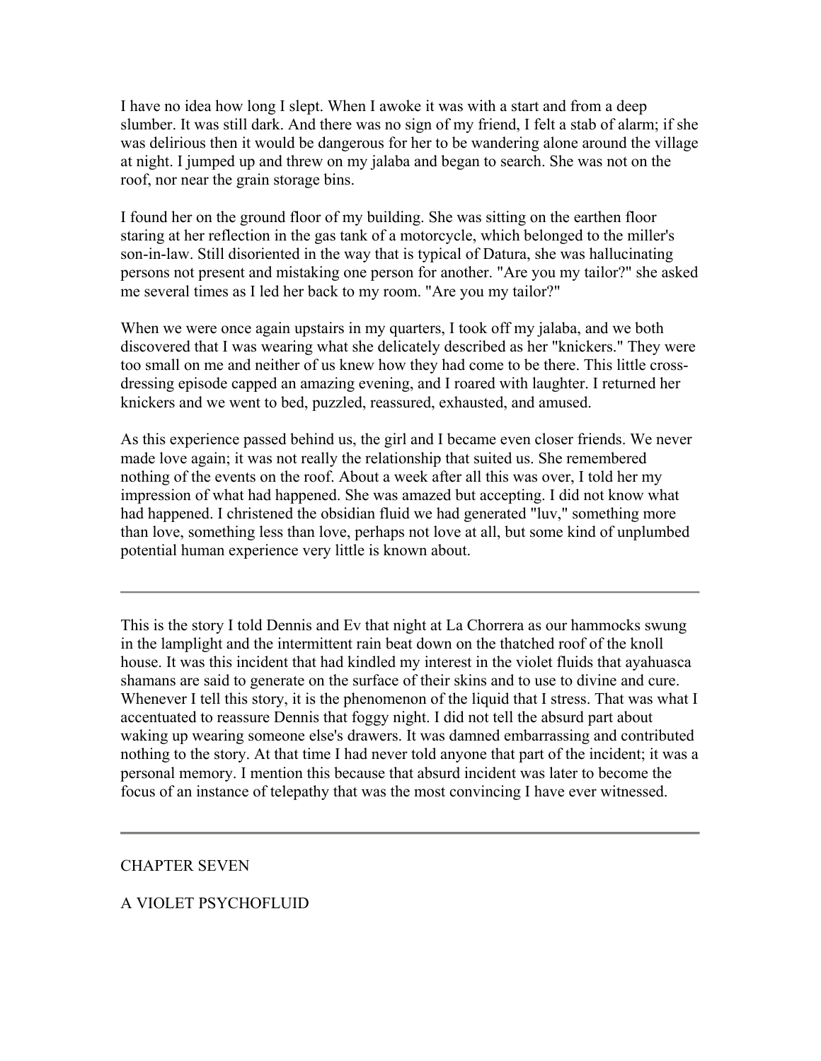I have no idea how long I slept. When I awoke it was with a start and from a deep slumber. It was still dark. And there was no sign of my friend, I felt a stab of alarm; if she was delirious then it would be dangerous for her to be wandering alone around the village at night. I jumped up and threw on my jalaba and began to search. She was not on the roof, nor near the grain storage bins.

I found her on the ground floor of my building. She was sitting on the earthen floor staring at her reflection in the gas tank of a motorcycle, which belonged to the miller's son-in-law. Still disoriented in the way that is typical of Datura, she was hallucinating persons not present and mistaking one person for another. "Are you my tailor?" she asked me several times as I led her back to my room. "Are you my tailor?"

When we were once again upstairs in my quarters, I took off my jalaba, and we both discovered that I was wearing what she delicately described as her "knickers." They were too small on me and neither of us knew how they had come to be there. This little cross-dressing episode capped an amazing evening, and I roared with laughter. I returned her knickers and we went to bed, puzzled, reassured, exhausted, and amused.

As this experience passed behind us, the girl and I became even closer friends. We never made love again; it was not really the relationship that suited us. She remembered nothing of the events on the roof. About a week after all this was over, I told her my impression of what had happened. She was amazed but accepting. I did not know what had happened. I christened the obsidian fluid we had generated "luv," something more than love, something less than love, perhaps not love at all, but some kind of unplumbed potential human experience very little is known about.

---

This is the story I told Dennis and Ev that night at La Chorrera as our hammocks swung in the lamplight and the intermittent rain beat down on the thatched roof of the knoll house. It was this incident that had kindled my interest in the violet fluids that ayahuasca shamans are said to generate on the surface of their skins and to use to divine and cure. Whenever I tell this story, it is the phenomenon of the liquid that I stress. That was what I accentuated to reassure Dennis that foggy night. I did not tell the absurd part about waking up wearing someone else's drawers. It was damned embarrassing and contributed nothing to the story. At that time I had never told anyone that part of the incident; it was a personal memory. I mention this because that absurd incident was later to become the focus of an instance of telepathy that was the most convincing I have ever witnessed.

---

## CHAPTER SEVEN

## A VIOLET PSYCHOFLUID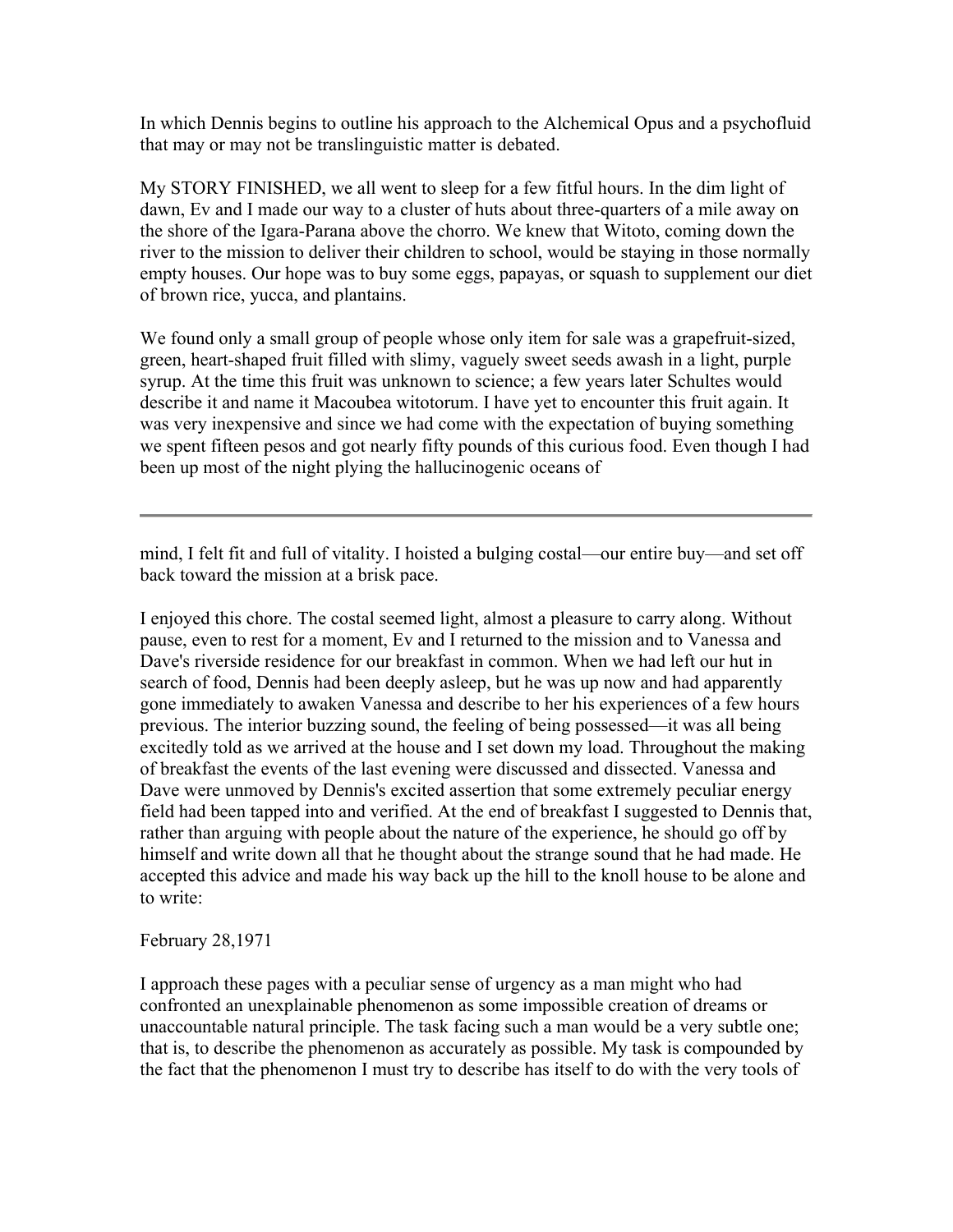In which Dennis begins to outline his approach to the Alchemical Opus and a psychofluid that may or may not be translinguistic matter is debated.

My STORY FINISHED, we all went to sleep for a few fitful hours. In the dim light of dawn, Ev and I made our way to a cluster of huts about three-quarters of a mile away on the shore of the Igara-Parana above the chorro. We knew that Witoto, coming down the river to the mission to deliver their children to school, would be staying in those normally empty houses. Our hope was to buy some eggs, papayas, or squash to supplement our diet of brown rice, yucca, and plantains.

We found only a small group of people whose only item for sale was a grapefruit-sized, green, heart-shaped fruit filled with slimy, vaguely sweet seeds awash in a light, purple syrup. At the time this fruit was unknown to science; a few years later Schultes would describe it and name it Macoubea witotorum. I have yet to encounter this fruit again. It was very inexpensive and since we had come with the expectation of buying something we spent fifteen pesos and got nearly fifty pounds of this curious food. Even though I had been up most of the night plying the hallucinogenic oceans of mind, I felt fit and full of vitality. I hoisted a bulging costal—our entire buy—and set off back toward the mission at a brisk pace.

I enjoyed this chore. The costal seemed light, almost a pleasure to carry along. Without pause, even to rest for a moment, Ev and I returned to the mission and to Vanessa and Dave's riverside residence for our breakfast in common. When we had left our hut in search of food, Dennis had been deeply asleep, but he was up now and had apparently gone immediately to awaken Vanessa and describe to her his experiences of a few hours previous. The interior buzzing sound, the feeling of being possessed—it was all being excitedly told as we arrived at the house and I set down my load. Throughout the making of breakfast the events of the last evening were discussed and dissected. Vanessa and Dave were unmoved by Dennis's excited assertion that some extremely peculiar energy field had been tapped into and verified. At the end of breakfast I suggested to Dennis that, rather than arguing with people about the nature of the experience, he should go off by himself and write down all that he thought about the strange sound that he had made. He accepted this advice and made his way back up the hill to the knoll house to be alone and to write:

February 28,1971

I approach these pages with a peculiar sense of urgency as a man might who had confronted an unexplainable phenomenon as some impossible creation of dreams or unaccountable natural principle. The task facing such a man would be a very subtle one; that is, to describe the phenomenon as accurately as possible. My task is compounded by the fact that the phenomenon I must try to describe has itself to do with the very tools of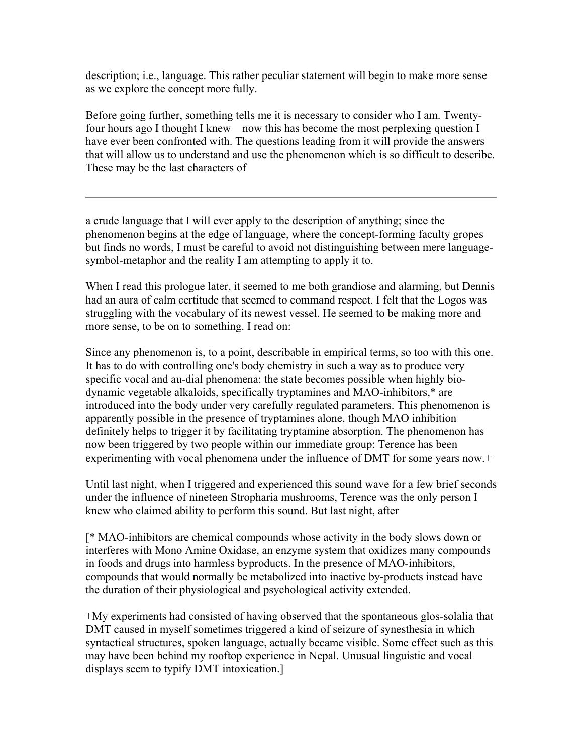description; i.e., language. This rather peculiar statement will begin to make more sense as we explore the concept more fully.

Before going further, something tells me it is necessary to consider who I am. Twenty-four hours ago I thought I knew—now this has become the most perplexing question I have ever been confronted with. The questions leading from it will provide the answers that will allow us to understand and use the phenomenon which is so difficult to describe. These may be the last characters of

---

a crude language that I will ever apply to the description of anything; since the phenomenon begins at the edge of language, where the concept-forming faculty gropes but finds no words, I must be careful to avoid not distinguishing between mere language-symbol-metaphor and the reality I am attempting to apply it to.

When I read this prologue later, it seemed to me both grandiose and alarming, but Dennis had an aura of calm certitude that seemed to command respect. I felt that the Logos was struggling with the vocabulary of its newest vessel. He seemed to be making more and more sense, to be on to something. I read on:

Since any phenomenon is, to a point, describable in empirical terms, so too with this one. It has to do with controlling one's body chemistry in such a way as to produce very specific vocal and au-dial phenomena: the state becomes possible when highly bio-dynamic vegetable alkaloids, specifically tryptamines and MAO-inhibitors,* are introduced into the body under very carefully regulated parameters. This phenomenon is apparently possible in the presence of tryptamines alone, though MAO inhibition definitely helps to trigger it by facilitating tryptamine absorption. The phenomenon has now been triggered by two people within our immediate group: Terence has been experimenting with vocal phenomena under the influence of DMT for some years now.+

Until last night, when I triggered and experienced this sound wave for a few brief seconds under the influence of nineteen Stropharia mushrooms, Terence was the only person I knew who claimed ability to perform this sound. But last night, after

[* MAO-inhibitors are chemical compounds whose activity in the body slows down or interferes with Mono Amine Oxidase, an enzyme system that oxidizes many compounds in foods and drugs into harmless byproducts. In the presence of MAO-inhibitors, compounds that would normally be metabolized into inactive by-products instead have the duration of their physiological and psychological activity extended.

+My experiments had consisted of having observed that the spontaneous glos-solalia that DMT caused in myself sometimes triggered a kind of seizure of synesthesia in which syntactical structures, spoken language, actually became visible. Some effect such as this may have been behind my rooftop experience in Nepal. Unusual linguistic and vocal displays seem to typify DMT intoxication.]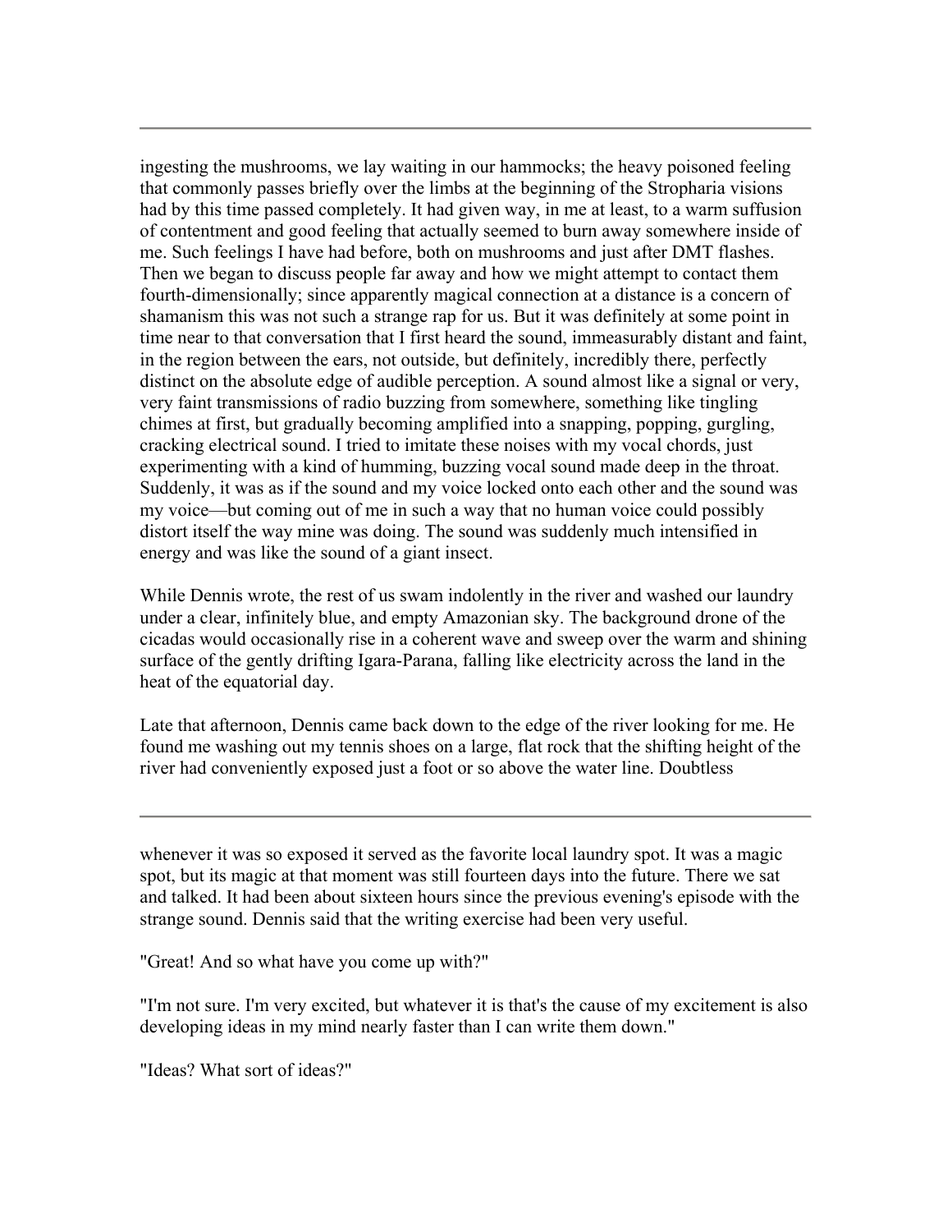ingesting the mushrooms, we lay waiting in our hammocks; the heavy poisoned feeling that commonly passes briefly over the limbs at the beginning of the Stropharia visions had by this time passed completely. It had given way, in me at least, to a warm suffusion of contentment and good feeling that actually seemed to burn away somewhere inside of me. Such feelings I have had before, both on mushrooms and just after DMT flashes. Then we began to discuss people far away and how we might attempt to contact them fourth-dimensionally; since apparently magical connection at a distance is a concern of shamanism this was not such a strange rap for us. But it was definitely at some point in time near to that conversation that I first heard the sound, immeasurably distant and faint, in the region between the ears, not outside, but definitely, incredibly there, perfectly distinct on the absolute edge of audible perception. A sound almost like a signal or very, very faint transmissions of radio buzzing from somewhere, something like tingling chimes at first, but gradually becoming amplified into a snapping, popping, gurgling, cracking electrical sound. I tried to imitate these noises with my vocal chords, just experimenting with a kind of humming, buzzing vocal sound made deep in the throat. Suddenly, it was as if the sound and my voice locked onto each other and the sound was my voice—but coming out of me in such a way that no human voice could possibly distort itself the way mine was doing. The sound was suddenly much intensified in energy and was like the sound of a giant insect.

While Dennis wrote, the rest of us swam indolently in the river and washed our laundry under a clear, infinitely blue, and empty Amazonian sky. The background drone of the cicadas would occasionally rise in a coherent wave and sweep over the warm and shining surface of the gently drifting Igara-Parana, falling like electricity across the land in the heat of the equatorial day.

Late that afternoon, Dennis came back down to the edge of the river looking for me. He found me washing out my tennis shoes on a large, flat rock that the shifting height of the river had conveniently exposed just a foot or so above the water line. Doubtless whenever it was so exposed it served as the favorite local laundry spot. It was a magic spot, but its magic at that moment was still fourteen days into the future. There we sat and talked. It had been about sixteen hours since the previous evening's episode with the strange sound. Dennis said that the writing exercise had been very useful.

"Great! And so what have you come up with?"

"I'm not sure. I'm very excited, but whatever it is that's the cause of my excitement is also developing ideas in my mind nearly faster than I can write them down."

"Ideas? What sort of ideas?"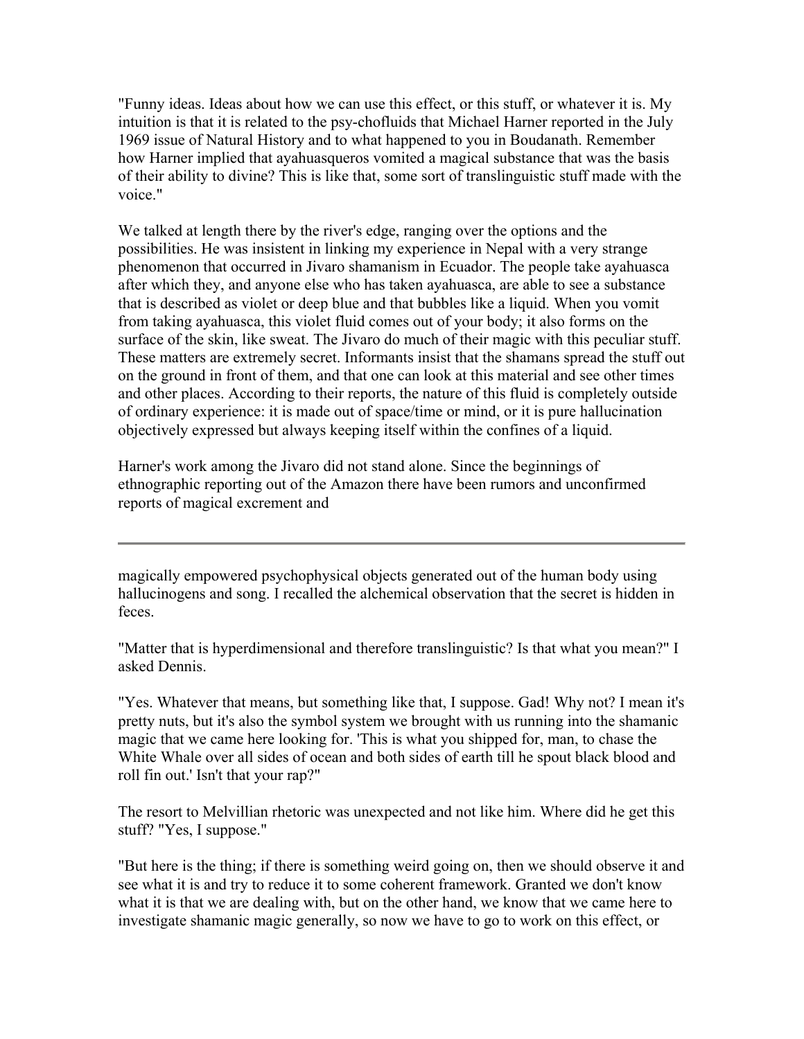"Funny ideas. Ideas about how we can use this effect, or this stuff, or whatever it is. My intuition is that it is related to the psy-chofluids that Michael Harner reported in the July 1969 issue of Natural History and to what happened to you in Boudanath. Remember how Harner implied that ayahuasqueros vomited a magical substance that was the basis of their ability to divine? This is like that, some sort of translinguistic stuff made with the voice."

We talked at length there by the river's edge, ranging over the options and the possibilities. He was insistent in linking my experience in Nepal with a very strange phenomenon that occurred in Jivaro shamanism in Ecuador. The people take ayahuasca after which they, and anyone else who has taken ayahuasca, are able to see a substance that is described as violet or deep blue and that bubbles like a liquid. When you vomit from taking ayahuasca, this violet fluid comes out of your body; it also forms on the surface of the skin, like sweat. The Jivaro do much of their magic with this peculiar stuff. These matters are extremely secret. Informants insist that the shamans spread the stuff out on the ground in front of them, and that one can look at this material and see other times and other places. According to their reports, the nature of this fluid is completely outside of ordinary experience: it is made out of space/time or mind, or it is pure hallucination objectively expressed but always keeping itself within the confines of a liquid.

Harner's work among the Jivaro did not stand alone. Since the beginnings of ethnographic reporting out of the Amazon there have been rumors and unconfirmed reports of magical excrement and magically empowered psychophysical objects generated out of the human body using hallucinogens and song. I recalled the alchemical observation that the secret is hidden in feces.

"Matter that is hyperdimensional and therefore translinguistic? Is that what you mean?" I asked Dennis.

"Yes. Whatever that means, but something like that, I suppose. Gad! Why not? I mean it's pretty nuts, but it's also the symbol system we brought with us running into the shamanic magic that we came here looking for. 'This is what you shipped for, man, to chase the White Whale over all sides of ocean and both sides of earth till he spout black blood and roll fin out.' Isn't that your rap?"

The resort to Melvillian rhetoric was unexpected and not like him. Where did he get this stuff? "Yes, I suppose."

"But here is the thing; if there is something weird going on, then we should observe it and see what it is and try to reduce it to some coherent framework. Granted we don't know what it is that we are dealing with, but on the other hand, we know that we came here to investigate shamanic magic generally, so now we have to go to work on this effect, or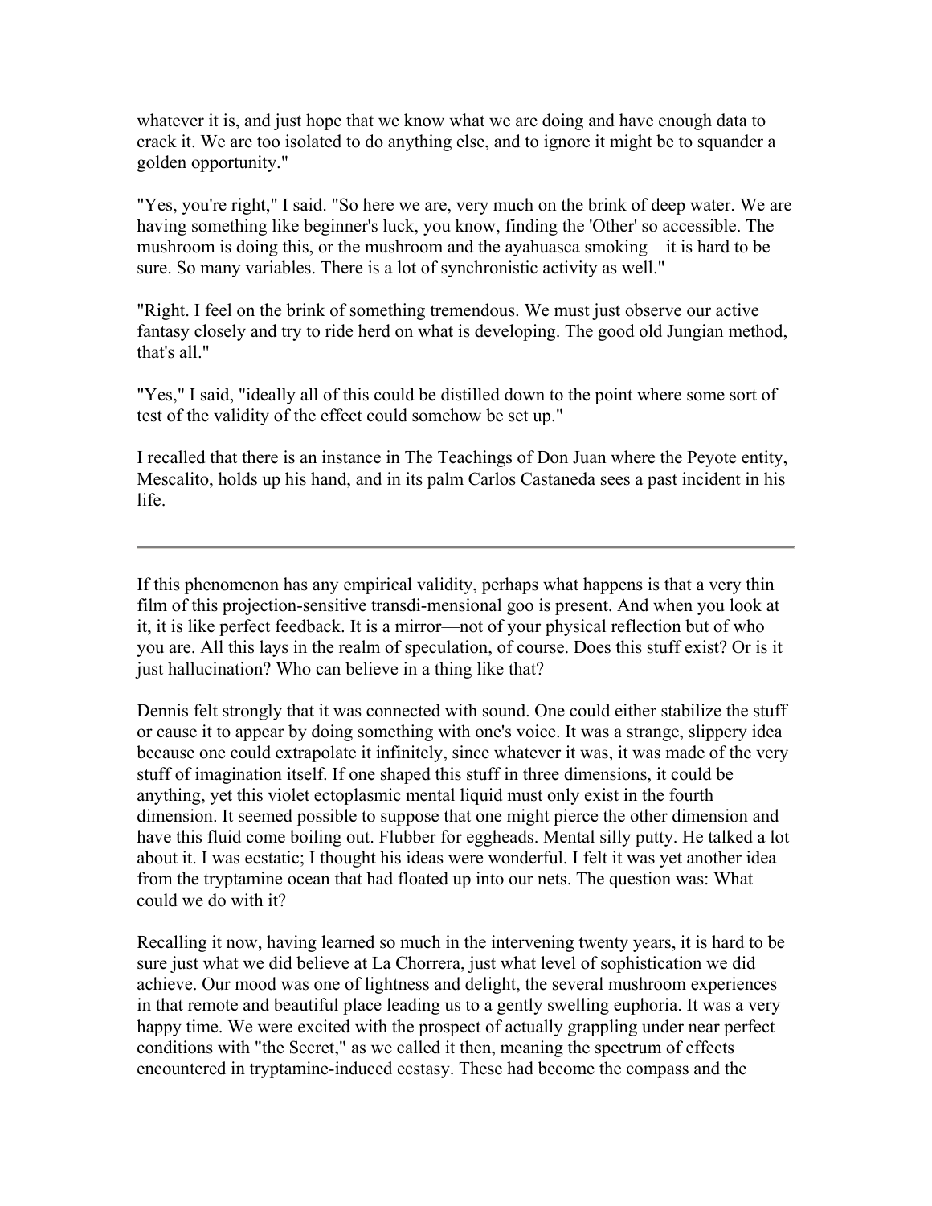whatever it is, and just hope that we know what we are doing and have enough data to crack it. We are too isolated to do anything else, and to ignore it might be to squander a golden opportunity."

"Yes, you're right," I said. "So here we are, very much on the brink of deep water. We are having something like beginner's luck, you know, finding the 'Other' so accessible. The mushroom is doing this, or the mushroom and the ayahuasca smoking—it is hard to be sure. So many variables. There is a lot of synchronistic activity as well."

"Right. I feel on the brink of something tremendous. We must just observe our active fantasy closely and try to ride herd on what is developing. The good old Jungian method, that's all."

"Yes," I said, "ideally all of this could be distilled down to the point where some sort of test of the validity of the effect could somehow be set up."

I recalled that there is an instance in The Teachings of Don Juan where the Peyote entity, Mescalito, holds up his hand, and in its palm Carlos Castaneda sees a past incident in his life.

---

If this phenomenon has any empirical validity, perhaps what happens is that a very thin film of this projection-sensitive transdi-mensional goo is present. And when you look at it, it is like perfect feedback. It is a mirror—not of your physical reflection but of who you are. All this lays in the realm of speculation, of course. Does this stuff exist? Or is it just hallucination? Who can believe in a thing like that?

Dennis felt strongly that it was connected with sound. One could either stabilize the stuff or cause it to appear by doing something with one's voice. It was a strange, slippery idea because one could extrapolate it infinitely, since whatever it was, it was made of the very stuff of imagination itself. If one shaped this stuff in three dimensions, it could be anything, yet this violet ectoplasmic mental liquid must only exist in the fourth dimension. It seemed possible to suppose that one might pierce the other dimension and have this fluid come boiling out. Flubber for eggheads. Mental silly putty. He talked a lot about it. I was ecstatic; I thought his ideas were wonderful. I felt it was yet another idea from the tryptamine ocean that had floated up into our nets. The question was: What could we do with it?

Recalling it now, having learned so much in the intervening twenty years, it is hard to be sure just what we did believe at La Chorrera, just what level of sophistication we did achieve. Our mood was one of lightness and delight, the several mushroom experiences in that remote and beautiful place leading us to a gently swelling euphoria. It was a very happy time. We were excited with the prospect of actually grappling under near perfect conditions with "the Secret," as we called it then, meaning the spectrum of effects encountered in tryptamine-induced ecstasy. These had become the compass and the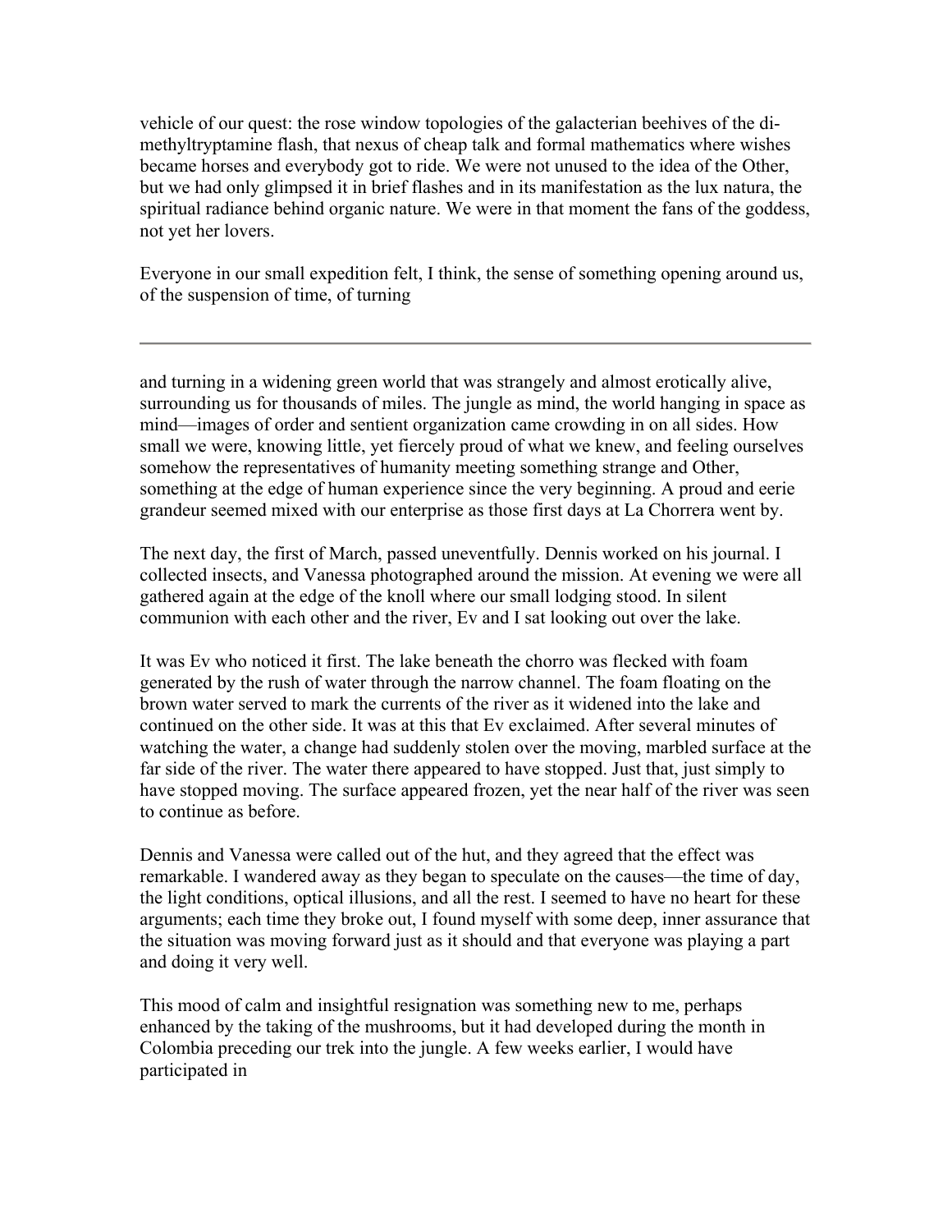vehicle of our quest: the rose window topologies of the galacterian beehives of the di-methyltryptamine flash, that nexus of cheap talk and formal mathematics where wishes became horses and everybody got to ride. We were not unused to the idea of the Other, but we had only glimpsed it in brief flashes and in its manifestation as the lux natura, the spiritual radiance behind organic nature. We were in that moment the fans of the goddess, not yet her lovers.

Everyone in our small expedition felt, I think, the sense of something opening around us, of the suspension of time, of turning

---

and turning in a widening green world that was strangely and almost erotically alive, surrounding us for thousands of miles. The jungle as mind, the world hanging in space as mind—images of order and sentient organization came crowding in on all sides. How small we were, knowing little, yet fiercely proud of what we knew, and feeling ourselves somehow the representatives of humanity meeting something strange and Other, something at the edge of human experience since the very beginning. A proud and eerie grandeur seemed mixed with our enterprise as those first days at La Chorrera went by.

The next day, the first of March, passed uneventfully. Dennis worked on his journal. I collected insects, and Vanessa photographed around the mission. At evening we were all gathered again at the edge of the knoll where our small lodging stood. In silent communion with each other and the river, Ev and I sat looking out over the lake.

It was Ev who noticed it first. The lake beneath the chorro was flecked with foam generated by the rush of water through the narrow channel. The foam floating on the brown water served to mark the currents of the river as it widened into the lake and continued on the other side. It was at this that Ev exclaimed. After several minutes of watching the water, a change had suddenly stolen over the moving, marbled surface at the far side of the river. The water there appeared to have stopped. Just that, just simply to have stopped moving. The surface appeared frozen, yet the near half of the river was seen to continue as before.

Dennis and Vanessa were called out of the hut, and they agreed that the effect was remarkable. I wandered away as they began to speculate on the causes—the time of day, the light conditions, optical illusions, and all the rest. I seemed to have no heart for these arguments; each time they broke out, I found myself with some deep, inner assurance that the situation was moving forward just as it should and that everyone was playing a part and doing it very well.

This mood of calm and insightful resignation was something new to me, perhaps enhanced by the taking of the mushrooms, but it had developed during the month in Colombia preceding our trek into the jungle. A few weeks earlier, I would have participated in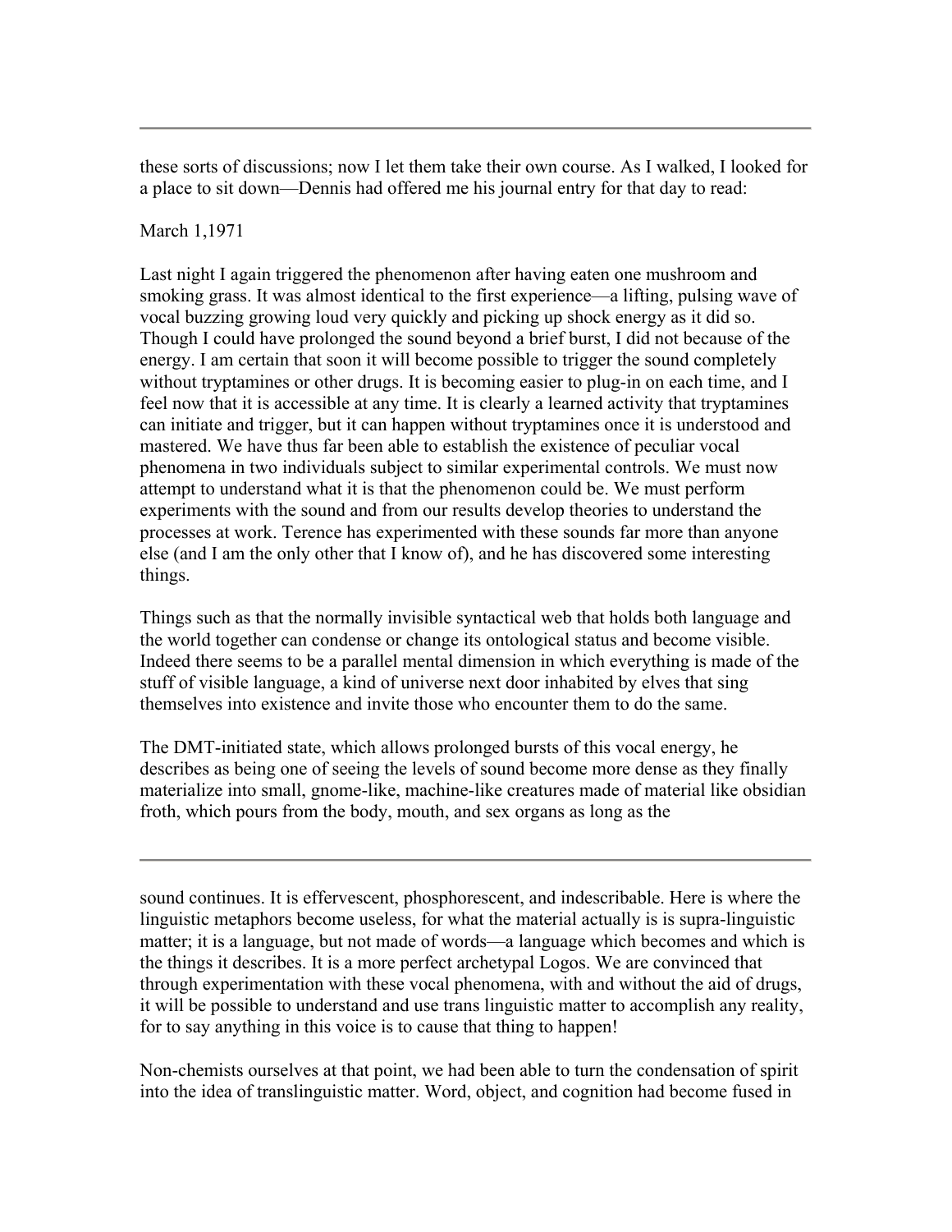these sorts of discussions; now I let them take their own course. As I walked, I looked for a place to sit down—Dennis had offered me his journal entry for that day to read:

March 1,1971

Last night I again triggered the phenomenon after having eaten one mushroom and smoking grass. It was almost identical to the first experience—a lifting, pulsing wave of vocal buzzing growing loud very quickly and picking up shock energy as it did so. Though I could have prolonged the sound beyond a brief burst, I did not because of the energy. I am certain that soon it will become possible to trigger the sound completely without tryptamines or other drugs. It is becoming easier to plug-in on each time, and I feel now that it is accessible at any time. It is clearly a learned activity that tryptamines can initiate and trigger, but it can happen without tryptamines once it is understood and mastered. We have thus far been able to establish the existence of peculiar vocal phenomena in two individuals subject to similar experimental controls. We must now attempt to understand what it is that the phenomenon could be. We must perform experiments with the sound and from our results develop theories to understand the processes at work. Terence has experimented with these sounds far more than anyone else (and I am the only other that I know of), and he has discovered some interesting things.

Things such as that the normally invisible syntactical web that holds both language and the world together can condense or change its ontological status and become visible. Indeed there seems to be a parallel mental dimension in which everything is made of the stuff of visible language, a kind of universe next door inhabited by elves that sing themselves into existence and invite those who encounter them to do the same.

The DMT-initiated state, which allows prolonged bursts of this vocal energy, he describes as being one of seeing the levels of sound become more dense as they finally materialize into small, gnome-like, machine-like creatures made of material like obsidian froth, which pours from the body, mouth, and sex organs as long as the sound continues. It is effervescent, phosphorescent, and indescribable. Here is where the linguistic metaphors become useless, for what the material actually is is supra-linguistic matter; it is a language, but not made of words—a language which becomes and which is the things it describes. It is a more perfect archetypal Logos. We are convinced that through experimentation with these vocal phenomena, with and without the aid of drugs, it will be possible to understand and use trans linguistic matter to accomplish any reality, for to say anything in this voice is to cause that thing to happen!

Non-chemists ourselves at that point, we had been able to turn the condensation of spirit into the idea of translinguistic matter. Word, object, and cognition had become fused in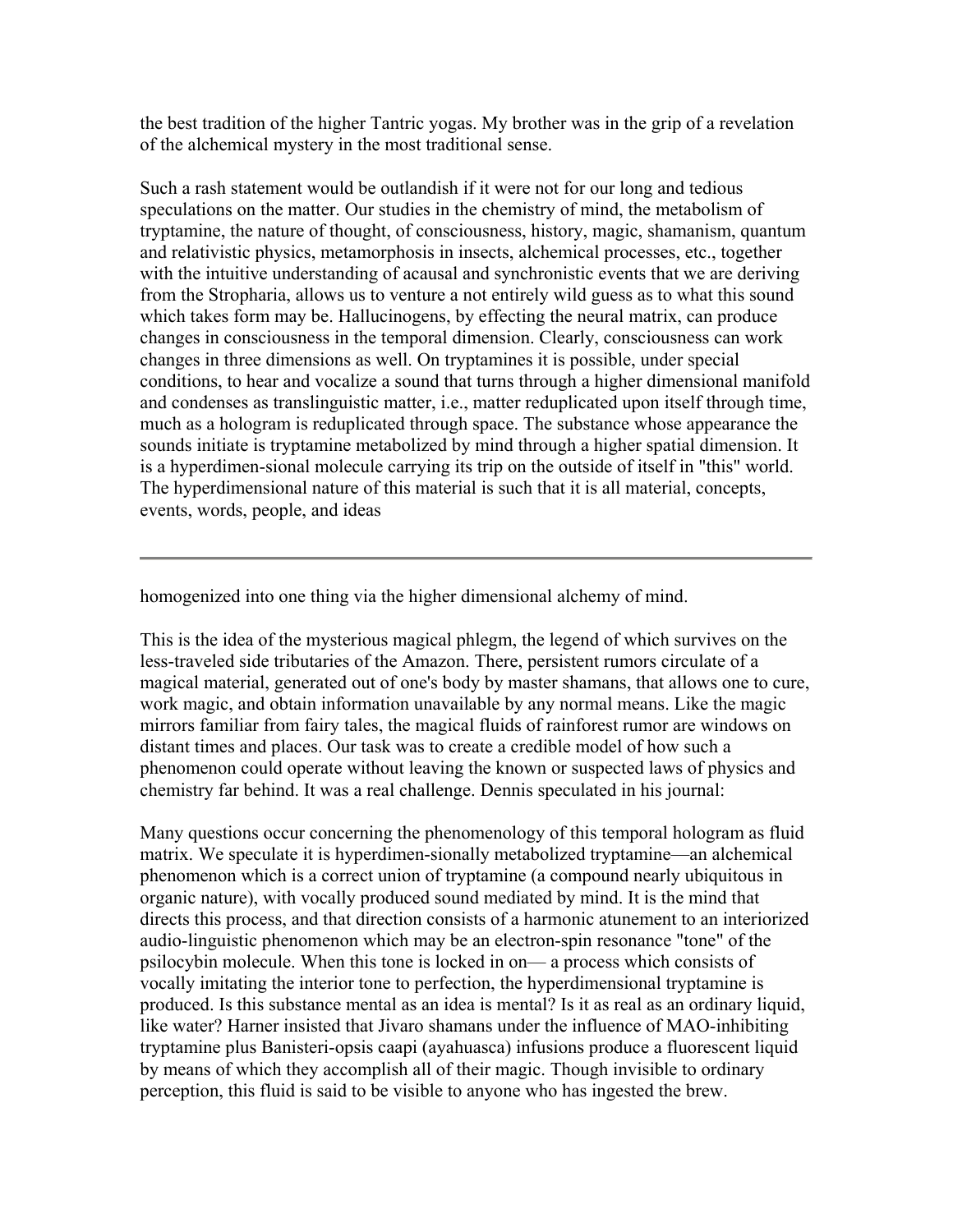the best tradition of the higher Tantric yogas. My brother was in the grip of a revelation of the alchemical mystery in the most traditional sense.

Such a rash statement would be outlandish if it were not for our long and tedious speculations on the matter. Our studies in the chemistry of mind, the metabolism of tryptamine, the nature of thought, of consciousness, history, magic, shamanism, quantum and relativistic physics, metamorphosis in insects, alchemical processes, etc., together with the intuitive understanding of acausal and synchronistic events that we are deriving from the Stropharia, allows us to venture a not entirely wild guess as to what this sound which takes form may be. Hallucinogens, by effecting the neural matrix, can produce changes in consciousness in the temporal dimension. Clearly, consciousness can work changes in three dimensions as well. On tryptamines it is possible, under special conditions, to hear and vocalize a sound that turns through a higher dimensional manifold and condenses as translinguistic matter, i.e., matter reduplicated upon itself through time, much as a hologram is reduplicated through space. The substance whose appearance the sounds initiate is tryptamine metabolized by mind through a higher spatial dimension. It is a hyperdimen-sional molecule carrying its trip on the outside of itself in "this" world. The hyperdimensional nature of this material is such that it is all material, concepts, events, words, people, and ideas homogenized into one thing via the higher dimensional alchemy of mind.

This is the idea of the mysterious magical phlegm, the legend of which survives on the less-traveled side tributaries of the Amazon. There, persistent rumors circulate of a magical material, generated out of one's body by master shamans, that allows one to cure, work magic, and obtain information unavailable by any normal means. Like the magic mirrors familiar from fairy tales, the magical fluids of rainforest rumor are windows on distant times and places. Our task was to create a credible model of how such a phenomenon could operate without leaving the known or suspected laws of physics and chemistry far behind. It was a real challenge. Dennis speculated in his journal:

Many questions occur concerning the phenomenology of this temporal hologram as fluid matrix. We speculate it is hyperdimen-sionally metabolized tryptamine—an alchemical phenomenon which is a correct union of tryptamine (a compound nearly ubiquitous in organic nature), with vocally produced sound mediated by mind. It is the mind that directs this process, and that direction consists of a harmonic atunement to an interiorized audio-linguistic phenomenon which may be an electron-spin resonance "tone" of the psilocybin molecule. When this tone is locked in on— a process which consists of vocally imitating the interior tone to perfection, the hyperdimensional tryptamine is produced. Is this substance mental as an idea is mental? Is it as real as an ordinary liquid, like water? Harner insisted that Jivaro shamans under the influence of MAO-inhibiting tryptamine plus Banisteri-opsis caapi (ayahuasca) infusions produce a fluorescent liquid by means of which they accomplish all of their magic. Though invisible to ordinary perception, this fluid is said to be visible to anyone who has ingested the brew.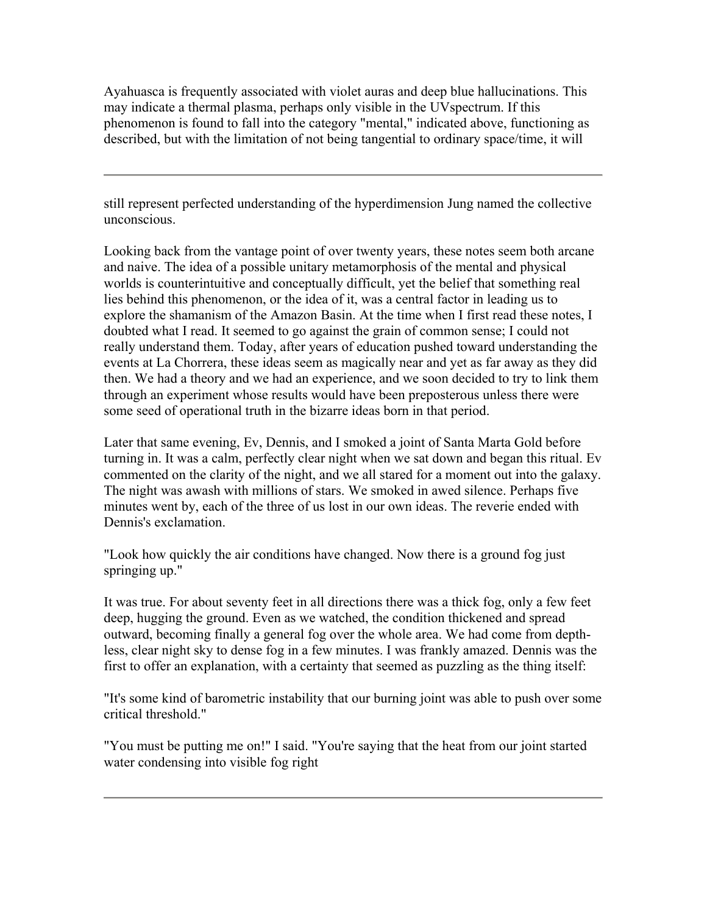Ayahuasca is frequently associated with violet auras and deep blue hallucinations. This may indicate a thermal plasma, perhaps only visible in the UVspectrum. If this phenomenon is found to fall into the category "mental," indicated above, functioning as described, but with the limitation of not being tangential to ordinary space/time, it will still represent perfected understanding of the hyperdimension Jung named the collective unconscious.

Looking back from the vantage point of over twenty years, these notes seem both arcane and naive. The idea of a possible unitary metamorphosis of the mental and physical worlds is counterintuitive and conceptually difficult, yet the belief that something real lies behind this phenomenon, or the idea of it, was a central factor in leading us to explore the shamanism of the Amazon Basin. At the time when I first read these notes, I doubted what I read. It seemed to go against the grain of common sense; I could not really understand them. Today, after years of education pushed toward understanding the events at La Chorrera, these ideas seem as magically near and yet as far away as they did then. We had a theory and we had an experience, and we soon decided to try to link them through an experiment whose results would have been preposterous unless there were some seed of operational truth in the bizarre ideas born in that period.

Later that same evening, Ev, Dennis, and I smoked a joint of Santa Marta Gold before turning in. It was a calm, perfectly clear night when we sat down and began this ritual. Ev commented on the clarity of the night, and we all stared for a moment out into the galaxy. The night was awash with millions of stars. We smoked in awed silence. Perhaps five minutes went by, each of the three of us lost in our own ideas. The reverie ended with Dennis's exclamation.

"Look how quickly the air conditions have changed. Now there is a ground fog just springing up."

It was true. For about seventy feet in all directions there was a thick fog, only a few feet deep, hugging the ground. Even as we watched, the condition thickened and spread outward, becoming finally a general fog over the whole area. We had come from depth-less, clear night sky to dense fog in a few minutes. I was frankly amazed. Dennis was the first to offer an explanation, with a certainty that seemed as puzzling as the thing itself:

"It's some kind of barometric instability that our burning joint was able to push over some critical threshold."

"You must be putting me on!" I said. "You're saying that the heat from our joint started water condensing into visible fog right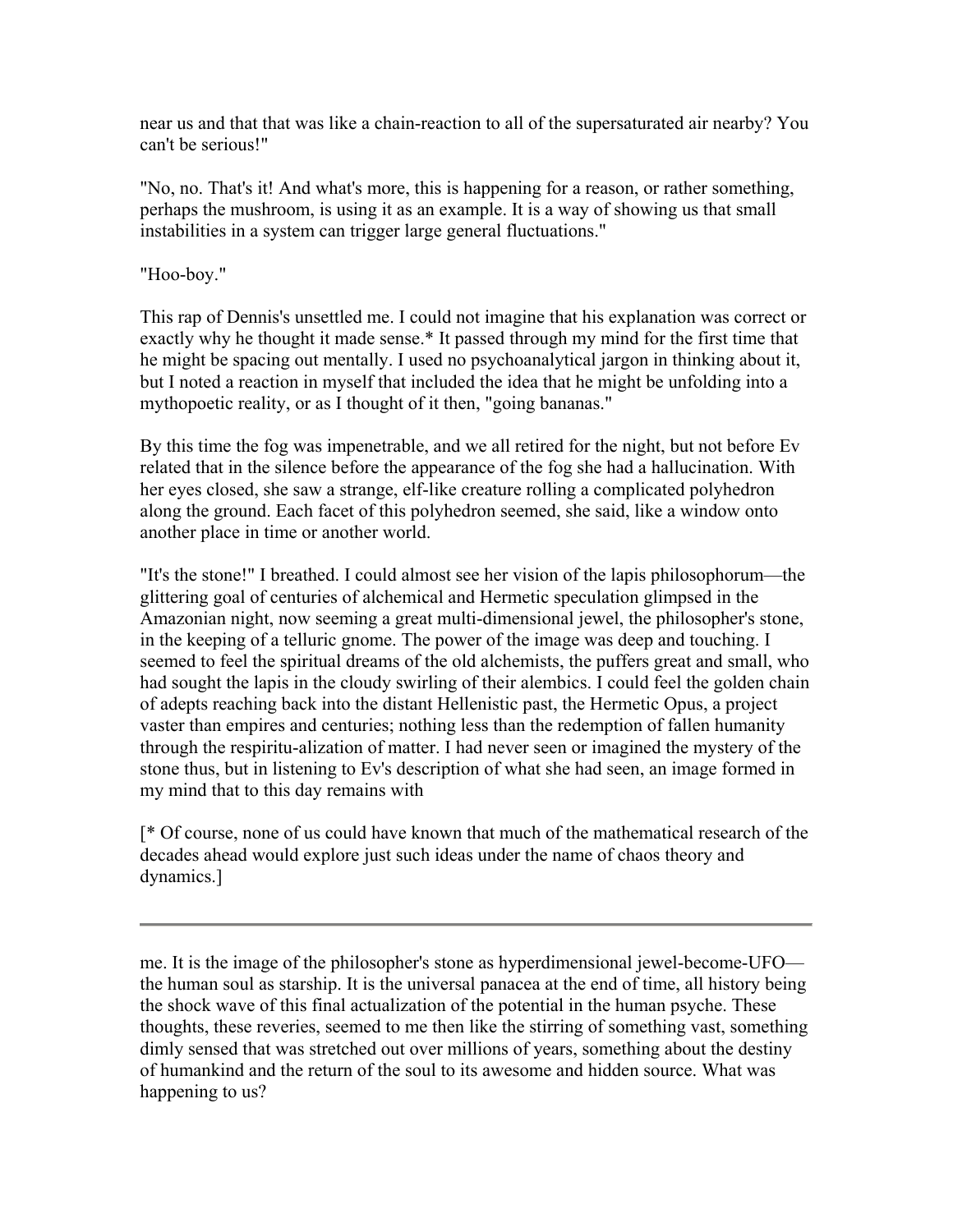near us and that that was like a chain-reaction to all of the supersaturated air nearby? You can't be serious!"

"No, no. That's it! And what's more, this is happening for a reason, or rather something, perhaps the mushroom, is using it as an example. It is a way of showing us that small instabilities in a system can trigger large general fluctuations."

"Hoo-boy."

This rap of Dennis's unsettled me. I could not imagine that his explanation was correct or exactly why he thought it made sense.* It passed through my mind for the first time that he might be spacing out mentally. I used no psychoanalytical jargon in thinking about it, but I noted a reaction in myself that included the idea that he might be unfolding into a mythopoetic reality, or as I thought of it then, "going bananas."

By this time the fog was impenetrable, and we all retired for the night, but not before Ev related that in the silence before the appearance of the fog she had a hallucination. With her eyes closed, she saw a strange, elf-like creature rolling a complicated polyhedron along the ground. Each facet of this polyhedron seemed, she said, like a window onto another place in time or another world.

"It's the stone!" I breathed. I could almost see her vision of the lapis philosophorum—the glittering goal of centuries of alchemical and Hermetic speculation glimpsed in the Amazonian night, now seeming a great multi-dimensional jewel, the philosopher's stone, in the keeping of a telluric gnome. The power of the image was deep and touching. I seemed to feel the spiritual dreams of the old alchemists, the puffers great and small, who had sought the lapis in the cloudy swirling of their alembics. I could feel the golden chain of adepts reaching back into the distant Hellenistic past, the Hermetic Opus, a project vaster than empires and centuries; nothing less than the redemption of fallen humanity through the respiritu-alization of matter. I had never seen or imagined the mystery of the stone thus, but in listening to Ev's description of what she had seen, an image formed in my mind that to this day remains with me. It is the image of the philosopher's stone as hyperdimensional jewel-become-UFO—the human soul as starship. It is the universal panacea at the end of time, all history being the shock wave of this final actualization of the potential in the human psyche. These thoughts, these reveries, seemed to me then like the stirring of something vast, something dimly sensed that was stretched out over millions of years, something about the destiny of humankind and the return of the soul to its awesome and hidden source. What was happening to us?

[* Of course, none of us could have known that much of the mathematical research of the decades ahead would explore just such ideas under the name of chaos theory and dynamics.]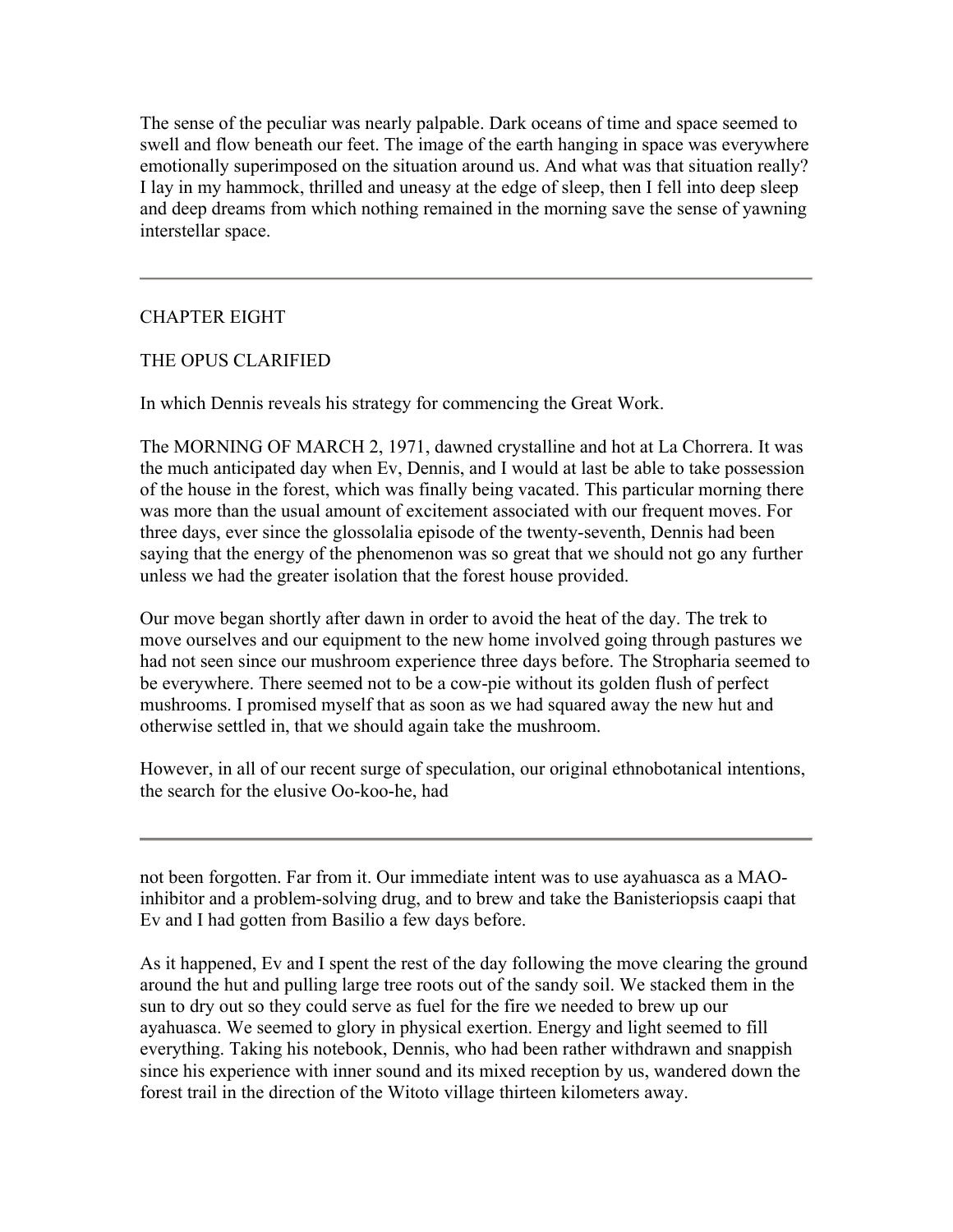The sense of the peculiar was nearly palpable. Dark oceans of time and space seemed to swell and flow beneath our feet. The image of the earth hanging in space was everywhere emotionally superimposed on the situation around us. And what was that situation really? I lay in my hammock, thrilled and uneasy at the edge of sleep, then I fell into deep sleep and deep dreams from which nothing remained in the morning save the sense of yawning interstellar space.

---

## CHAPTER EIGHT

## THE OPUS CLARIFIED

In which Dennis reveals his strategy for commencing the Great Work.

The MORNING OF MARCH 2, 1971, dawned crystalline and hot at La Chorrera. It was the much anticipated day when Ev, Dennis, and I would at last be able to take possession of the house in the forest, which was finally being vacated. This particular morning there was more than the usual amount of excitement associated with our frequent moves. For three days, ever since the glossolalia episode of the twenty-seventh, Dennis had been saying that the energy of the phenomenon was so great that we should not go any further unless we had the greater isolation that the forest house provided.

Our move began shortly after dawn in order to avoid the heat of the day. The trek to move ourselves and our equipment to the new home involved going through pastures we had not seen since our mushroom experience three days before. The Stropharia seemed to be everywhere. There seemed not to be a cow-pie without its golden flush of perfect mushrooms. I promised myself that as soon as we had squared away the new hut and otherwise settled in, that we should again take the mushroom.

However, in all of our recent surge of speculation, our original ethnobotanical intentions, the search for the elusive Oo-koo-he, had not been forgotten. Far from it. Our immediate intent was to use ayahuasca as a MAO-inhibitor and a problem-solving drug, and to brew and take the Banisteriopsis caapi that Ev and I had gotten from Basilio a few days before.

As it happened, Ev and I spent the rest of the day following the move clearing the ground around the hut and pulling large tree roots out of the sandy soil. We stacked them in the sun to dry out so they could serve as fuel for the fire we needed to brew up our ayahuasca. We seemed to glory in physical exertion. Energy and light seemed to fill everything. Taking his notebook, Dennis, who had been rather withdrawn and snappish since his experience with inner sound and its mixed reception by us, wandered down the forest trail in the direction of the Witoto village thirteen kilometers away.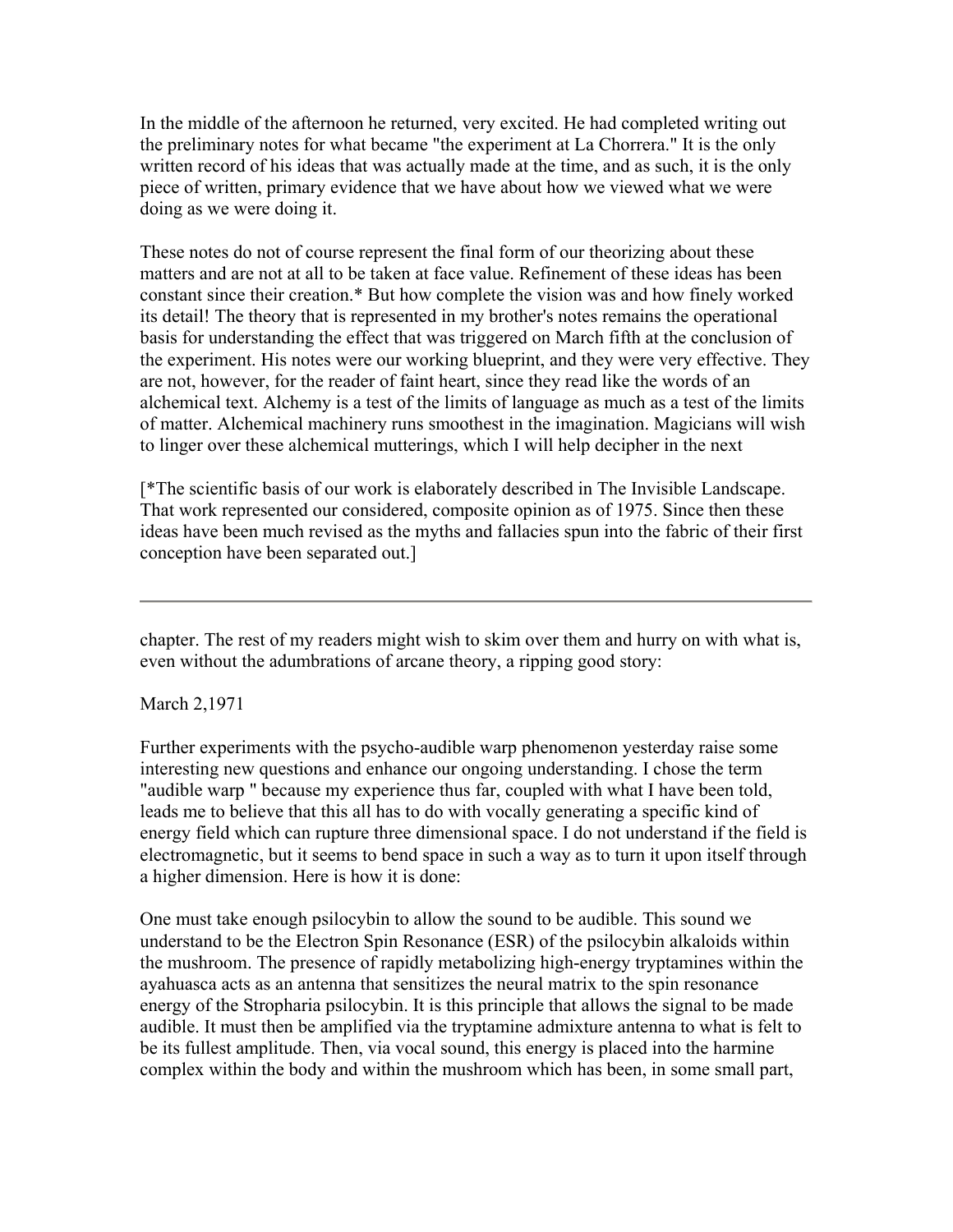In the middle of the afternoon he returned, very excited. He had completed writing out the preliminary notes for what became "the experiment at La Chorrera." It is the only written record of his ideas that was actually made at the time, and as such, it is the only piece of written, primary evidence that we have about how we viewed what we were doing as we were doing it.

These notes do not of course represent the final form of our theorizing about these matters and are not at all to be taken at face value. Refinement of these ideas has been constant since their creation.* But how complete the vision was and how finely worked its detail! The theory that is represented in my brother's notes remains the operational basis for understanding the effect that was triggered on March fifth at the conclusion of the experiment. His notes were our working blueprint, and they were very effective. They are not, however, for the reader of faint heart, since they read like the words of an alchemical text. Alchemy is a test of the limits of language as much as a test of the limits of matter. Alchemical machinery runs smoothest in the imagination. Magicians will wish to linger over these alchemical mutterings, which I will help decipher in the next chapter. The rest of my readers might wish to skim over them and hurry on with what is, even without the adumbrations of arcane theory, a ripping good story:

[*The scientific basis of our work is elaborately described in The Invisible Landscape. That work represented our considered, composite opinion as of 1975. Since then these ideas have been much revised as the myths and fallacies spun into the fabric of their first conception have been separated out.]

March 2,1971

Further experiments with the psycho-audible warp phenomenon yesterday raise some interesting new questions and enhance our ongoing understanding. I chose the term "audible warp " because my experience thus far, coupled with what I have been told, leads me to believe that this all has to do with vocally generating a specific kind of energy field which can rupture three dimensional space. I do not understand if the field is electromagnetic, but it seems to bend space in such a way as to turn it upon itself through a higher dimension. Here is how it is done:

One must take enough psilocybin to allow the sound to be audible. This sound we understand to be the Electron Spin Resonance (ESR) of the psilocybin alkaloids within the mushroom. The presence of rapidly metabolizing high-energy tryptamines within the ayahuasca acts as an antenna that sensitizes the neural matrix to the spin resonance energy of the Stropharia psilocybin. It is this principle that allows the signal to be made audible. It must then be amplified via the tryptamine admixture antenna to what is felt to be its fullest amplitude. Then, via vocal sound, this energy is placed into the harmine complex within the body and within the mushroom which has been, in some small part,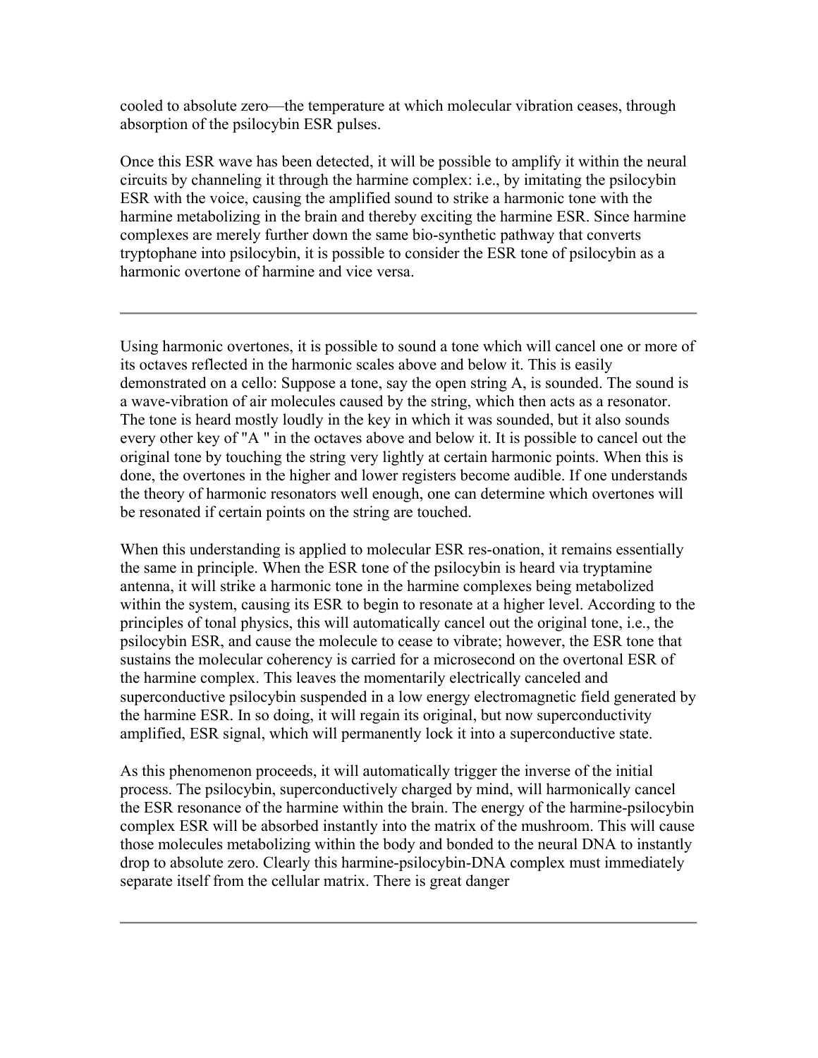cooled to absolute zero—the temperature at which molecular vibration ceases, through absorption of the psilocybin ESR pulses.

Once this ESR wave has been detected, it will be possible to amplify it within the neural circuits by channeling it through the harmine complex: i.e., by imitating the psilocybin ESR with the voice, causing the amplified sound to strike a harmonic tone with the harmine metabolizing in the brain and thereby exciting the harmine ESR. Since harmine complexes are merely further down the same bio-synthetic pathway that converts tryptophane into psilocybin, it is possible to consider the ESR tone of psilocybin as a harmonic overtone of harmine and vice versa.

---

Using harmonic overtones, it is possible to sound a tone which will cancel one or more of its octaves reflected in the harmonic scales above and below it. This is easily demonstrated on a cello: Suppose a tone, say the open string A, is sounded. The sound is a wave-vibration of air molecules caused by the string, which then acts as a resonator. The tone is heard mostly loudly in the key in which it was sounded, but it also sounds every other key of "A " in the octaves above and below it. It is possible to cancel out the original tone by touching the string very lightly at certain harmonic points. When this is done, the overtones in the higher and lower registers become audible. If one understands the theory of harmonic resonators well enough, one can determine which overtones will be resonated if certain points on the string are touched.

When this understanding is applied to molecular ESR res-onation, it remains essentially the same in principle. When the ESR tone of the psilocybin is heard via tryptamine antenna, it will strike a harmonic tone in the harmine complexes being metabolized within the system, causing its ESR to begin to resonate at a higher level. According to the principles of tonal physics, this will automatically cancel out the original tone, i.e., the psilocybin ESR, and cause the molecule to cease to vibrate; however, the ESR tone that sustains the molecular coherency is carried for a microsecond on the overtonal ESR of the harmine complex. This leaves the momentarily electrically canceled and superconductive psilocybin suspended in a low energy electromagnetic field generated by the harmine ESR. In so doing, it will regain its original, but now superconductivity amplified, ESR signal, which will permanently lock it into a superconductive state.

As this phenomenon proceeds, it will automatically trigger the inverse of the initial process. The psilocybin, superconductively charged by mind, will harmonically cancel the ESR resonance of the harmine within the brain. The energy of the harmine-psilocybin complex ESR will be absorbed instantly into the matrix of the mushroom. This will cause those molecules metabolizing within the body and bonded to the neural DNA to instantly drop to absolute zero. Clearly this harmine-psilocybin-DNA complex must immediately separate itself from the cellular matrix. There is great danger

---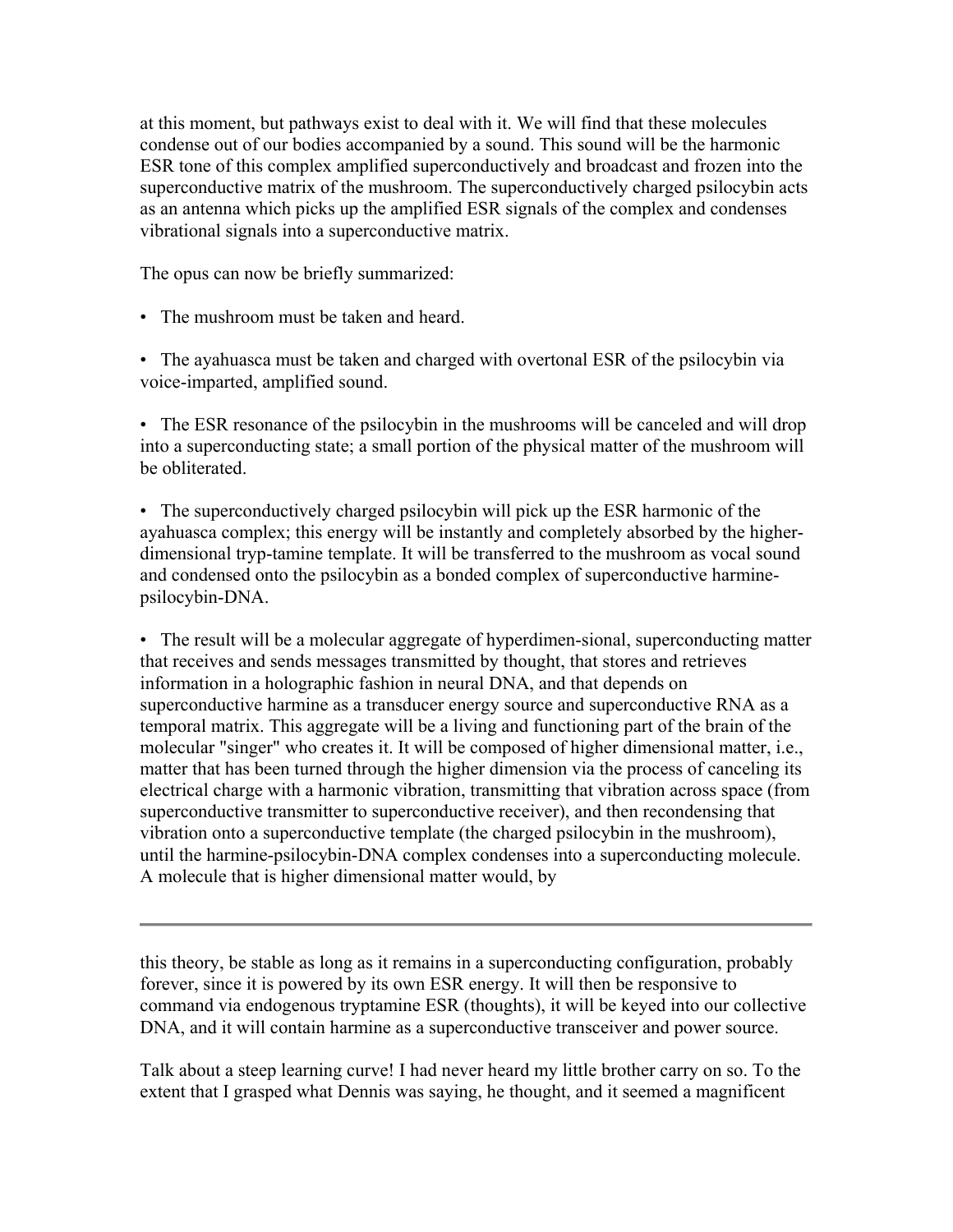at this moment, but pathways exist to deal with it. We will find that these molecules condense out of our bodies accompanied by a sound. This sound will be the harmonic ESR tone of this complex amplified superconductively and broadcast and frozen into the superconductive matrix of the mushroom. The superconductively charged psilocybin acts as an antenna which picks up the amplified ESR signals of the complex and condenses vibrational signals into a superconductive matrix.

The opus can now be briefly summarized:

- The mushroom must be taken and heard.

- The ayahuasca must be taken and charged with overtonal ESR of the psilocybin via voice-imparted, amplified sound.

- The ESR resonance of the psilocybin in the mushrooms will be canceled and will drop into a superconducting state; a small portion of the physical matter of the mushroom will be obliterated.

- The superconductively charged psilocybin will pick up the ESR harmonic of the ayahuasca complex; this energy will be instantly and completely absorbed by the higher-dimensional tryp-tamine template. It will be transferred to the mushroom as vocal sound and condensed onto the psilocybin as a bonded complex of superconductive harmine-psilocybin-DNA.

- The result will be a molecular aggregate of hyperdimen-sional, superconducting matter that receives and sends messages transmitted by thought, that stores and retrieves information in a holographic fashion in neural DNA, and that depends on superconductive harmine as a transducer energy source and superconductive RNA as a temporal matrix. This aggregate will be a living and functioning part of the brain of the molecular "singer" who creates it. It will be composed of higher dimensional matter, i.e., matter that has been turned through the higher dimension via the process of canceling its electrical charge with a harmonic vibration, transmitting that vibration across space (from superconductive transmitter to superconductive receiver), and then recondensing that vibration onto a superconductive template (the charged psilocybin in the mushroom), until the harmine-psilocybin-DNA complex condenses into a superconducting molecule. A molecule that is higher dimensional matter would, by this theory, be stable as long as it remains in a superconducting configuration, probably forever, since it is powered by its own ESR energy. It will then be responsive to command via endogenous tryptamine ESR (thoughts), it will be keyed into our collective DNA, and it will contain harmine as a superconductive transceiver and power source.

Talk about a steep learning curve! I had never heard my little brother carry on so. To the extent that I grasped what Dennis was saying, he thought, and it seemed a magnificent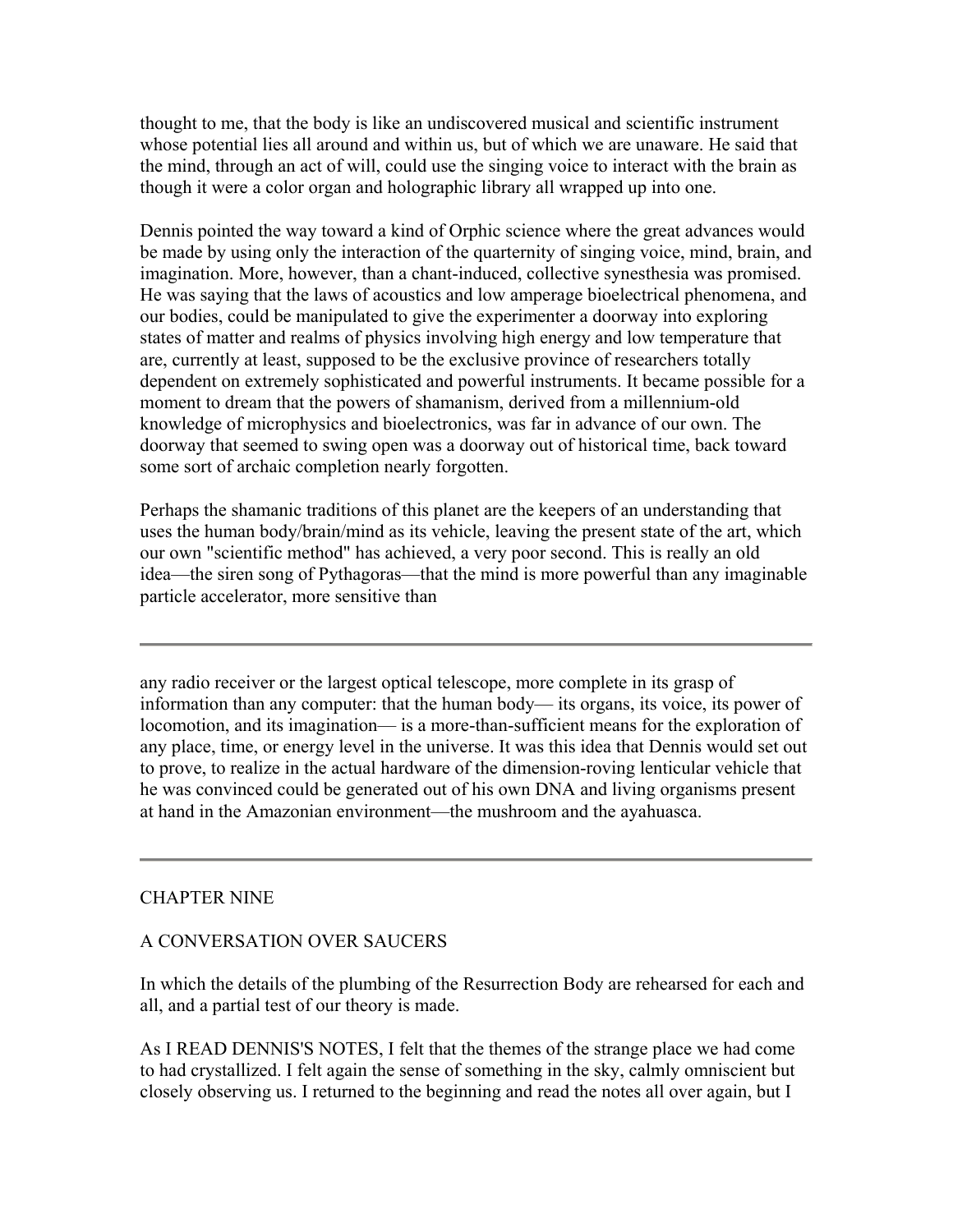thought to me, that the body is like an undiscovered musical and scientific instrument whose potential lies all around and within us, but of which we are unaware. He said that the mind, through an act of will, could use the singing voice to interact with the brain as though it were a color organ and holographic library all wrapped up into one.

Dennis pointed the way toward a kind of Orphic science where the great advances would be made by using only the interaction of the quarternity of singing voice, mind, brain, and imagination. More, however, than a chant-induced, collective synesthesia was promised. He was saying that the laws of acoustics and low amperage bioelectrical phenomena, and our bodies, could be manipulated to give the experimenter a doorway into exploring states of matter and realms of physics involving high energy and low temperature that are, currently at least, supposed to be the exclusive province of researchers totally dependent on extremely sophisticated and powerful instruments. It became possible for a moment to dream that the powers of shamanism, derived from a millennium-old knowledge of microphysics and bioelectronics, was far in advance of our own. The doorway that seemed to swing open was a doorway out of historical time, back toward some sort of archaic completion nearly forgotten.

Perhaps the shamanic traditions of this planet are the keepers of an understanding that uses the human body/brain/mind as its vehicle, leaving the present state of the art, which our own "scientific method" has achieved, a very poor second. This is really an old idea—the siren song of Pythagoras—that the mind is more powerful than any imaginable particle accelerator, more sensitive than any radio receiver or the largest optical telescope, more complete in its grasp of information than any computer: that the human body— its organs, its voice, its power of locomotion, and its imagination— is a more-than-sufficient means for the exploration of any place, time, or energy level in the universe. It was this idea that Dennis would set out to prove, to realize in the actual hardware of the dimension-roving lenticular vehicle that he was convinced could be generated out of his own DNA and living organisms present at hand in the Amazonian environment—the mushroom and the ayahuasca.

---

## CHAPTER NINE

## A CONVERSATION OVER SAUCERS

In which the details of the plumbing of the Resurrection Body are rehearsed for each and all, and a partial test of our theory is made.

As I READ DENNIS'S NOTES, I felt that the themes of the strange place we had come to had crystallized. I felt again the sense of something in the sky, calmly omniscient but closely observing us. I returned to the beginning and read the notes all over again, but I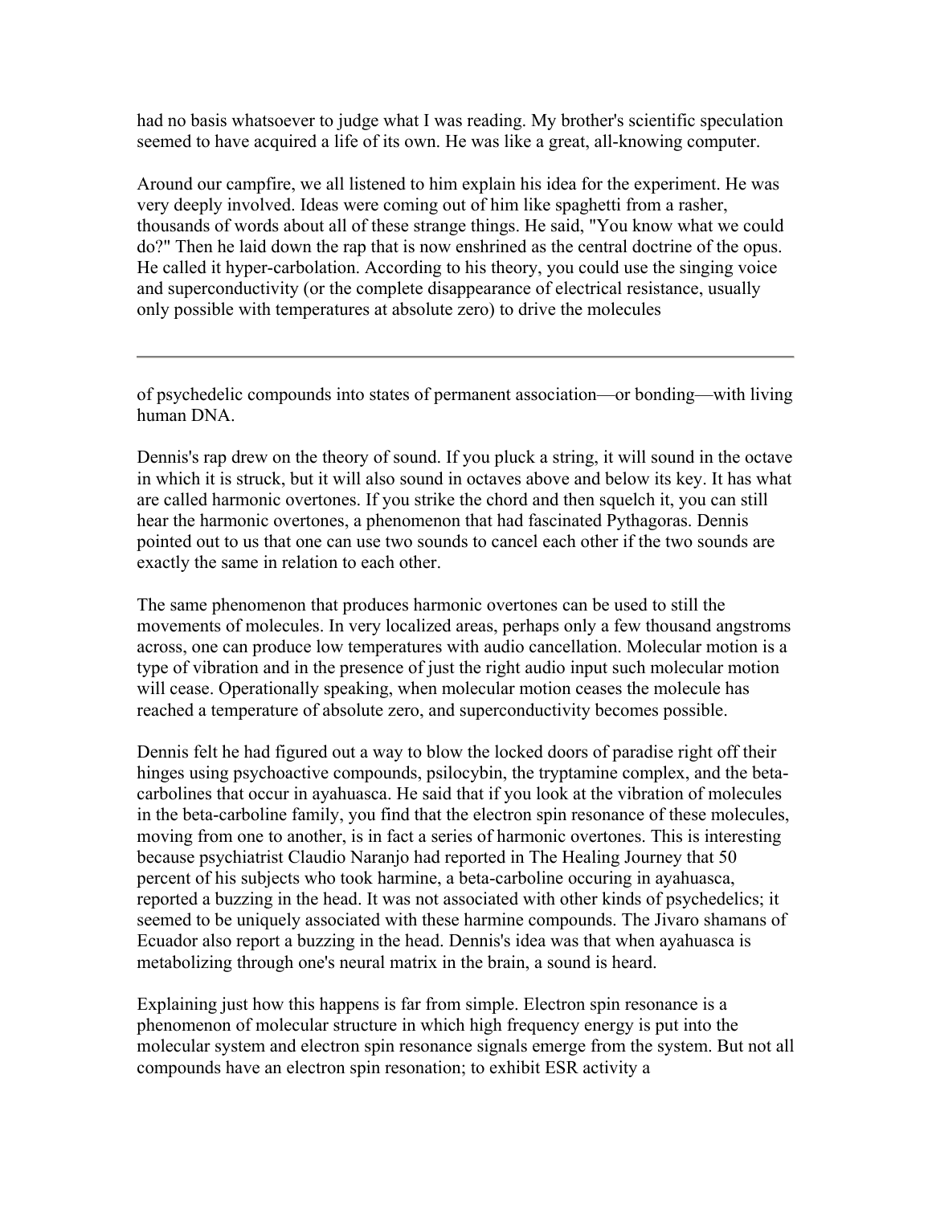had no basis whatsoever to judge what I was reading. My brother's scientific speculation seemed to have acquired a life of its own. He was like a great, all-knowing computer.

Around our campfire, we all listened to him explain his idea for the experiment. He was very deeply involved. Ideas were coming out of him like spaghetti from a rasher, thousands of words about all of these strange things. He said, "You know what we could do?" Then he laid down the rap that is now enshrined as the central doctrine of the opus. He called it hyper-carbolation. According to his theory, you could use the singing voice and superconductivity (or the complete disappearance of electrical resistance, usually only possible with temperatures at absolute zero) to drive the molecules

---

of psychedelic compounds into states of permanent association—or bonding—with living human DNA.

Dennis's rap drew on the theory of sound. If you pluck a string, it will sound in the octave in which it is struck, but it will also sound in octaves above and below its key. It has what are called harmonic overtones. If you strike the chord and then squelch it, you can still hear the harmonic overtones, a phenomenon that had fascinated Pythagoras. Dennis pointed out to us that one can use two sounds to cancel each other if the two sounds are exactly the same in relation to each other.

The same phenomenon that produces harmonic overtones can be used to still the movements of molecules. In very localized areas, perhaps only a few thousand angstroms across, one can produce low temperatures with audio cancellation. Molecular motion is a type of vibration and in the presence of just the right audio input such molecular motion will cease. Operationally speaking, when molecular motion ceases the molecule has reached a temperature of absolute zero, and superconductivity becomes possible.

Dennis felt he had figured out a way to blow the locked doors of paradise right off their hinges using psychoactive compounds, psilocybin, the tryptamine complex, and the beta-carbolines that occur in ayahuasca. He said that if you look at the vibration of molecules in the beta-carboline family, you find that the electron spin resonance of these molecules, moving from one to another, is in fact a series of harmonic overtones. This is interesting because psychiatrist Claudio Naranjo had reported in The Healing Journey that 50 percent of his subjects who took harmine, a beta-carboline occuring in ayahuasca, reported a buzzing in the head. It was not associated with other kinds of psychedelics; it seemed to be uniquely associated with these harmine compounds. The Jivaro shamans of Ecuador also report a buzzing in the head. Dennis's idea was that when ayahuasca is metabolizing through one's neural matrix in the brain, a sound is heard.

Explaining just how this happens is far from simple. Electron spin resonance is a phenomenon of molecular structure in which high frequency energy is put into the molecular system and electron spin resonance signals emerge from the system. But not all compounds have an electron spin resonation; to exhibit ESR activity a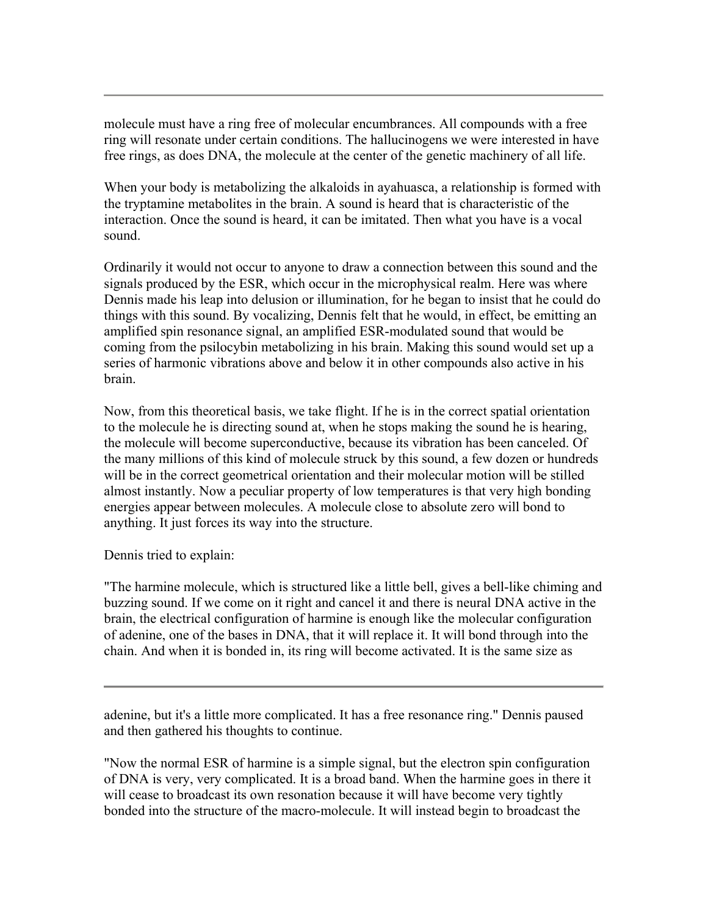molecule must have a ring free of molecular encumbrances. All compounds with a free ring will resonate under certain conditions. The hallucinogens we were interested in have free rings, as does DNA, the molecule at the center of the genetic machinery of all life.

When your body is metabolizing the alkaloids in ayahuasca, a relationship is formed with the tryptamine metabolites in the brain. A sound is heard that is characteristic of the interaction. Once the sound is heard, it can be imitated. Then what you have is a vocal sound.

Ordinarily it would not occur to anyone to draw a connection between this sound and the signals produced by the ESR, which occur in the microphysical realm. Here was where Dennis made his leap into delusion or illumination, for he began to insist that he could do things with this sound. By vocalizing, Dennis felt that he would, in effect, be emitting an amplified spin resonance signal, an amplified ESR-modulated sound that would be coming from the psilocybin metabolizing in his brain. Making this sound would set up a series of harmonic vibrations above and below it in other compounds also active in his brain.

Now, from this theoretical basis, we take flight. If he is in the correct spatial orientation to the molecule he is directing sound at, when he stops making the sound he is hearing, the molecule will become superconductive, because its vibration has been canceled. Of the many millions of this kind of molecule struck by this sound, a few dozen or hundreds will be in the correct geometrical orientation and their molecular motion will be stilled almost instantly. Now a peculiar property of low temperatures is that very high bonding energies appear between molecules. A molecule close to absolute zero will bond to anything. It just forces its way into the structure.

Dennis tried to explain:

"The harmine molecule, which is structured like a little bell, gives a bell-like chiming and buzzing sound. If we come on it right and cancel it and there is neural DNA active in the brain, the electrical configuration of harmine is enough like the molecular configuration of adenine, one of the bases in DNA, that it will replace it. It will bond through into the chain. And when it is bonded in, its ring will become activated. It is the same size as adenine, but it's a little more complicated. It has a free resonance ring." Dennis paused and then gathered his thoughts to continue.

"Now the normal ESR of harmine is a simple signal, but the electron spin configuration of DNA is very, very complicated. It is a broad band. When the harmine goes in there it will cease to broadcast its own resonation because it will have become very tightly bonded into the structure of the macro-molecule. It will instead begin to broadcast the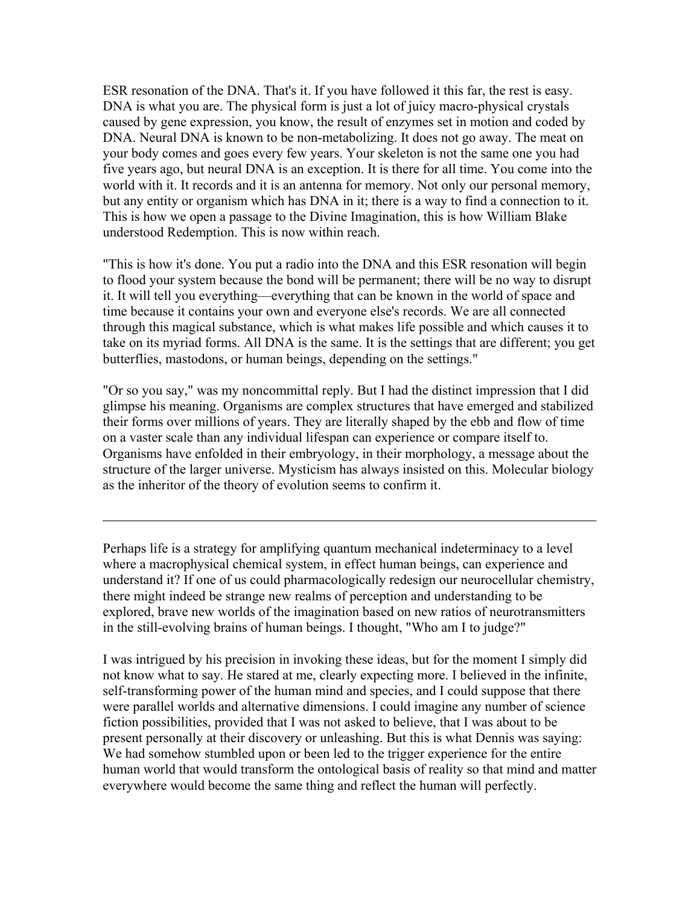ESR resonation of the DNA. That's it. If you have followed it this far, the rest is easy. DNA is what you are. The physical form is just a lot of juicy macro-physical crystals caused by gene expression, you know, the result of enzymes set in motion and coded by DNA. Neural DNA is known to be non-metabolizing. It does not go away. The meat on your body comes and goes every few years. Your skeleton is not the same one you had five years ago, but neural DNA is an exception. It is there for all time. You come into the world with it. It records and it is an antenna for memory. Not only our personal memory, but any entity or organism which has DNA in it; there is a way to find a connection to it. This is how we open a passage to the Divine Imagination, this is how William Blake understood Redemption. This is now within reach.

"This is how it's done. You put a radio into the DNA and this ESR resonation will begin to flood your system because the bond will be permanent; there will be no way to disrupt it. It will tell you everything—everything that can be known in the world of space and time because it contains your own and everyone else's records. We are all connected through this magical substance, which is what makes life possible and which causes it to take on its myriad forms. All DNA is the same. It is the settings that are different; you get butterflies, mastodons, or human beings, depending on the settings."

"Or so you say," was my noncommittal reply. But I had the distinct impression that I did glimpse his meaning. Organisms are complex structures that have emerged and stabilized their forms over millions of years. They are literally shaped by the ebb and flow of time on a vaster scale than any individual lifespan can experience or compare itself to. Organisms have enfolded in their embryology, in their morphology, a message about the structure of the larger universe. Mysticism has always insisted on this. Molecular biology as the inheritor of the theory of evolution seems to confirm it.

---

Perhaps life is a strategy for amplifying quantum mechanical indeterminacy to a level where a macrophysical chemical system, in effect human beings, can experience and understand it? If one of us could pharmacologically redesign our neurocellular chemistry, there might indeed be strange new realms of perception and understanding to be explored, brave new worlds of the imagination based on new ratios of neurotransmitters in the still-evolving brains of human beings. I thought, "Who am I to judge?"

I was intrigued by his precision in invoking these ideas, but for the moment I simply did not know what to say. He stared at me, clearly expecting more. I believed in the infinite, self-transforming power of the human mind and species, and I could suppose that there were parallel worlds and alternative dimensions. I could imagine any number of science fiction possibilities, provided that I was not asked to believe, that I was about to be present personally at their discovery or unleashing. But this is what Dennis was saying: We had somehow stumbled upon or been led to the trigger experience for the entire human world that would transform the ontological basis of reality so that mind and matter everywhere would become the same thing and reflect the human will perfectly.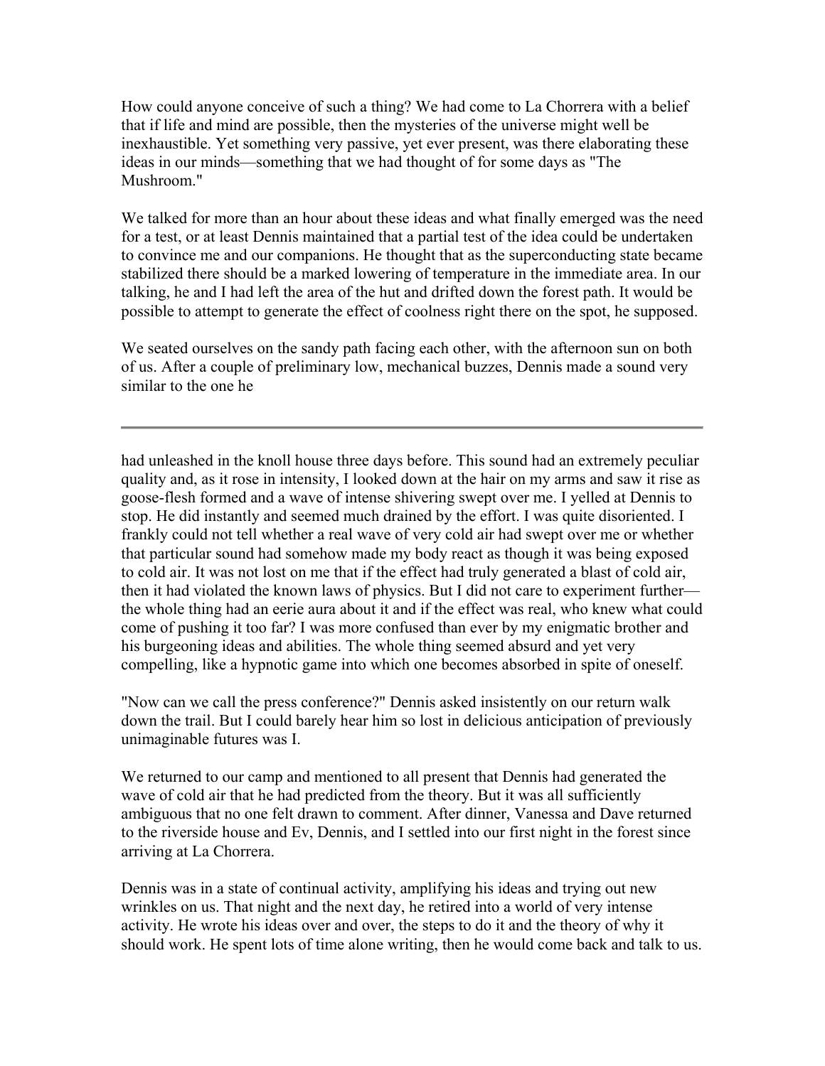How could anyone conceive of such a thing? We had come to La Chorrera with a belief that if life and mind are possible, then the mysteries of the universe might well be inexhaustible. Yet something very passive, yet ever present, was there elaborating these ideas in our minds—something that we had thought of for some days as "The Mushroom."

We talked for more than an hour about these ideas and what finally emerged was the need for a test, or at least Dennis maintained that a partial test of the idea could be undertaken to convince me and our companions. He thought that as the superconducting state became stabilized there should be a marked lowering of temperature in the immediate area. In our talking, he and I had left the area of the hut and drifted down the forest path. It would be possible to attempt to generate the effect of coolness right there on the spot, he supposed.

We seated ourselves on the sandy path facing each other, with the afternoon sun on both of us. After a couple of preliminary low, mechanical buzzes, Dennis made a sound very similar to the one he had unleashed in the knoll house three days before. This sound had an extremely peculiar quality and, as it rose in intensity, I looked down at the hair on my arms and saw it rise as goose-flesh formed and a wave of intense shivering swept over me. I yelled at Dennis to stop. He did instantly and seemed much drained by the effort. I was quite disoriented. I frankly could not tell whether a real wave of very cold air had swept over me or whether that particular sound had somehow made my body react as though it was being exposed to cold air. It was not lost on me that if the effect had truly generated a blast of cold air, then it had violated the known laws of physics. But I did not care to experiment further—the whole thing had an eerie aura about it and if the effect was real, who knew what could come of pushing it too far? I was more confused than ever by my enigmatic brother and his burgeoning ideas and abilities. The whole thing seemed absurd and yet very compelling, like a hypnotic game into which one becomes absorbed in spite of oneself.

"Now can we call the press conference?" Dennis asked insistently on our return walk down the trail. But I could barely hear him so lost in delicious anticipation of previously unimaginable futures was I.

We returned to our camp and mentioned to all present that Dennis had generated the wave of cold air that he had predicted from the theory. But it was all sufficiently ambiguous that no one felt drawn to comment. After dinner, Vanessa and Dave returned to the riverside house and Ev, Dennis, and I settled into our first night in the forest since arriving at La Chorrera.

Dennis was in a state of continual activity, amplifying his ideas and trying out new wrinkles on us. That night and the next day, he retired into a world of very intense activity. He wrote his ideas over and over, the steps to do it and the theory of why it should work. He spent lots of time alone writing, then he would come back and talk to us.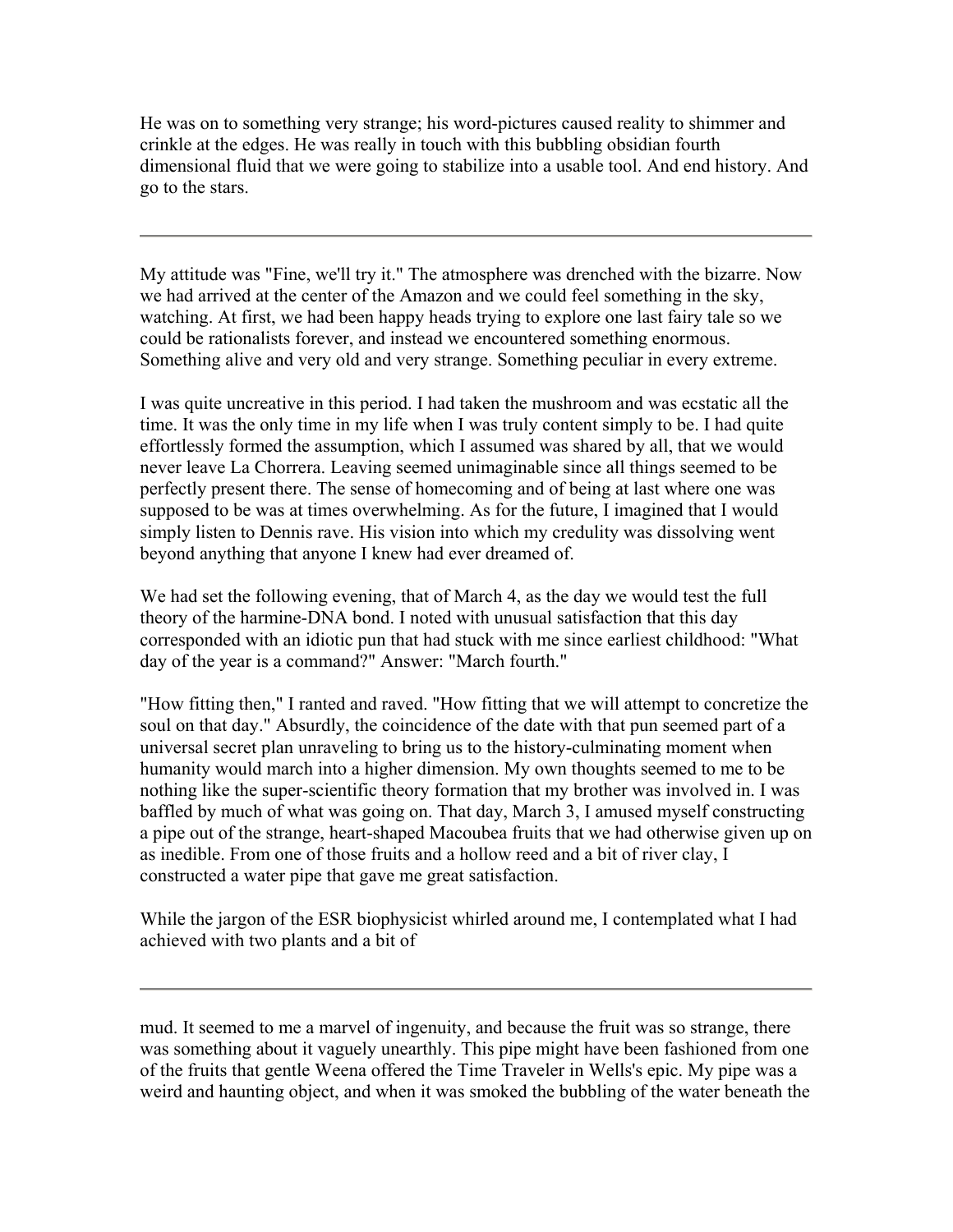He was on to something very strange; his word-pictures caused reality to shimmer and crinkle at the edges. He was really in touch with this bubbling obsidian fourth dimensional fluid that we were going to stabilize into a usable tool. And end history. And go to the stars.

---

My attitude was "Fine, we'll try it." The atmosphere was drenched with the bizarre. Now we had arrived at the center of the Amazon and we could feel something in the sky, watching. At first, we had been happy heads trying to explore one last fairy tale so we could be rationalists forever, and instead we encountered something enormous. Something alive and very old and very strange. Something peculiar in every extreme.

I was quite uncreative in this period. I had taken the mushroom and was ecstatic all the time. It was the only time in my life when I was truly content simply to be. I had quite effortlessly formed the assumption, which I assumed was shared by all, that we would never leave La Chorrera. Leaving seemed unimaginable since all things seemed to be perfectly present there. The sense of homecoming and of being at last where one was supposed to be was at times overwhelming. As for the future, I imagined that I would simply listen to Dennis rave. His vision into which my credulity was dissolving went beyond anything that anyone I knew had ever dreamed of.

We had set the following evening, that of March 4, as the day we would test the full theory of the harmine-DNA bond. I noted with unusual satisfaction that this day corresponded with an idiotic pun that had stuck with me since earliest childhood: "What day of the year is a command?" Answer: "March fourth."

"How fitting then," I ranted and raved. "How fitting that we will attempt to concretize the soul on that day." Absurdly, the coincidence of the date with that pun seemed part of a universal secret plan unraveling to bring us to the history-culminating moment when humanity would march into a higher dimension. My own thoughts seemed to me to be nothing like the super-scientific theory formation that my brother was involved in. I was baffled by much of what was going on. That day, March 3, I amused myself constructing a pipe out of the strange, heart-shaped Macoubea fruits that we had otherwise given up on as inedible. From one of those fruits and a hollow reed and a bit of river clay, I constructed a water pipe that gave me great satisfaction.

While the jargon of the ESR biophysicist whirled around me, I contemplated what I had achieved with two plants and a bit of

---

mud. It seemed to me a marvel of ingenuity, and because the fruit was so strange, there was something about it vaguely unearthly. This pipe might have been fashioned from one of the fruits that gentle Weena offered the Time Traveler in Wells's epic. My pipe was a weird and haunting object, and when it was smoked the bubbling of the water beneath the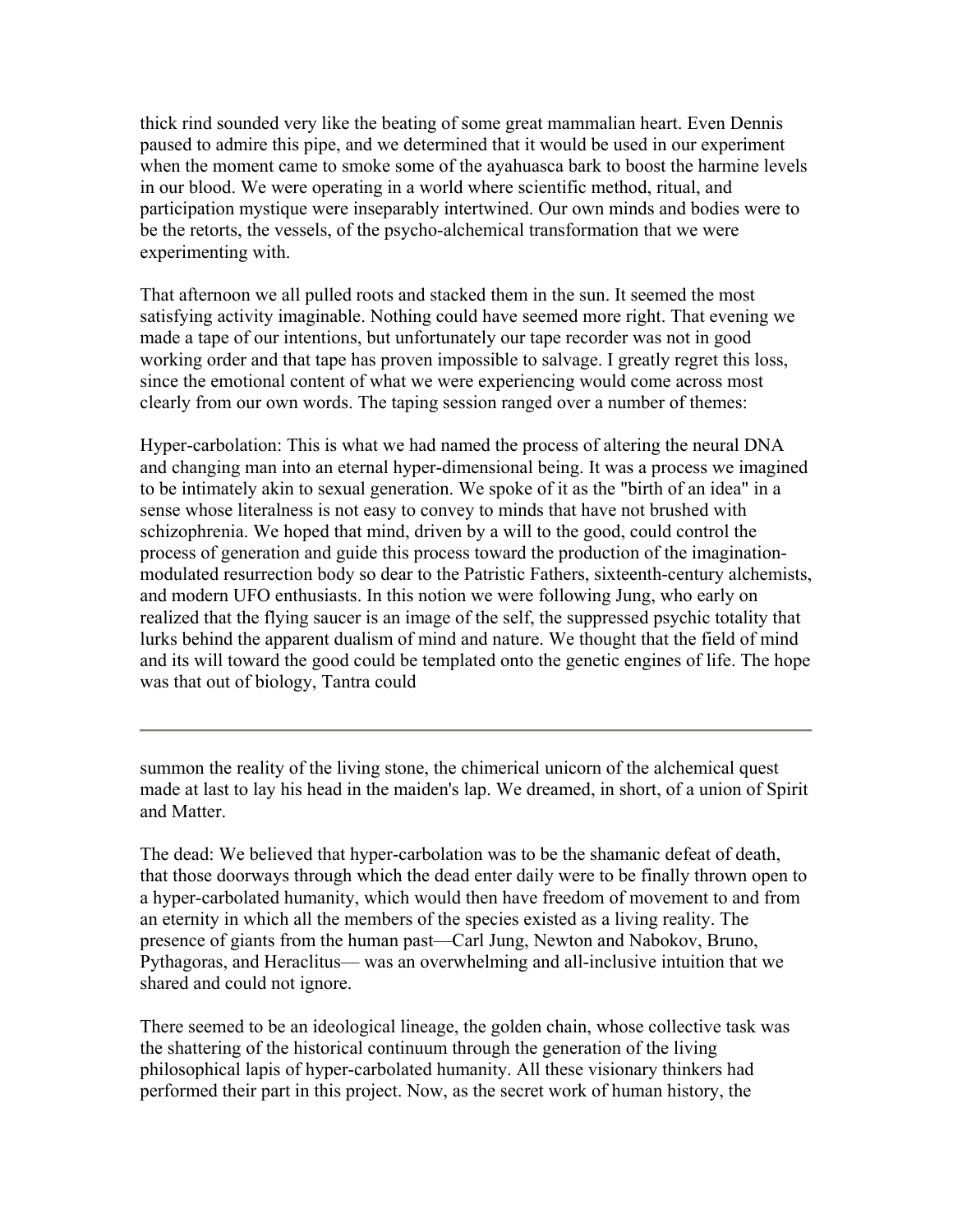thick rind sounded very like the beating of some great mammalian heart. Even Dennis paused to admire this pipe, and we determined that it would be used in our experiment when the moment came to smoke some of the ayahuasca bark to boost the harmine levels in our blood. We were operating in a world where scientific method, ritual, and participation mystique were inseparably intertwined. Our own minds and bodies were to be the retorts, the vessels, of the psycho-alchemical transformation that we were experimenting with.

That afternoon we all pulled roots and stacked them in the sun. It seemed the most satisfying activity imaginable. Nothing could have seemed more right. That evening we made a tape of our intentions, but unfortunately our tape recorder was not in good working order and that tape has proven impossible to salvage. I greatly regret this loss, since the emotional content of what we were experiencing would come across most clearly from our own words. The taping session ranged over a number of themes:

Hyper-carbolation: This is what we had named the process of altering the neural DNA and changing man into an eternal hyper-dimensional being. It was a process we imagined to be intimately akin to sexual generation. We spoke of it as the "birth of an idea" in a sense whose literalness is not easy to convey to minds that have not brushed with schizophrenia. We hoped that mind, driven by a will to the good, could control the process of generation and guide this process toward the production of the imagination-modulated resurrection body so dear to the Patristic Fathers, sixteenth-century alchemists, and modern UFO enthusiasts. In this notion we were following Jung, who early on realized that the flying saucer is an image of the self, the suppressed psychic totality that lurks behind the apparent dualism of mind and nature. We thought that the field of mind and its will toward the good could be templated onto the genetic engines of life. The hope was that out of biology, Tantra could

---

summon the reality of the living stone, the chimerical unicorn of the alchemical quest made at last to lay his head in the maiden's lap. We dreamed, in short, of a union of Spirit and Matter.

The dead: We believed that hyper-carbolation was to be the shamanic defeat of death, that those doorways through which the dead enter daily were to be finally thrown open to a hyper-carbolated humanity, which would then have freedom of movement to and from an eternity in which all the members of the species existed as a living reality. The presence of giants from the human past—Carl Jung, Newton and Nabokov, Bruno, Pythagoras, and Heraclitus— was an overwhelming and all-inclusive intuition that we shared and could not ignore.

There seemed to be an ideological lineage, the golden chain, whose collective task was the shattering of the historical continuum through the generation of the living philosophical lapis of hyper-carbolated humanity. All these visionary thinkers had performed their part in this project. Now, as the secret work of human history, the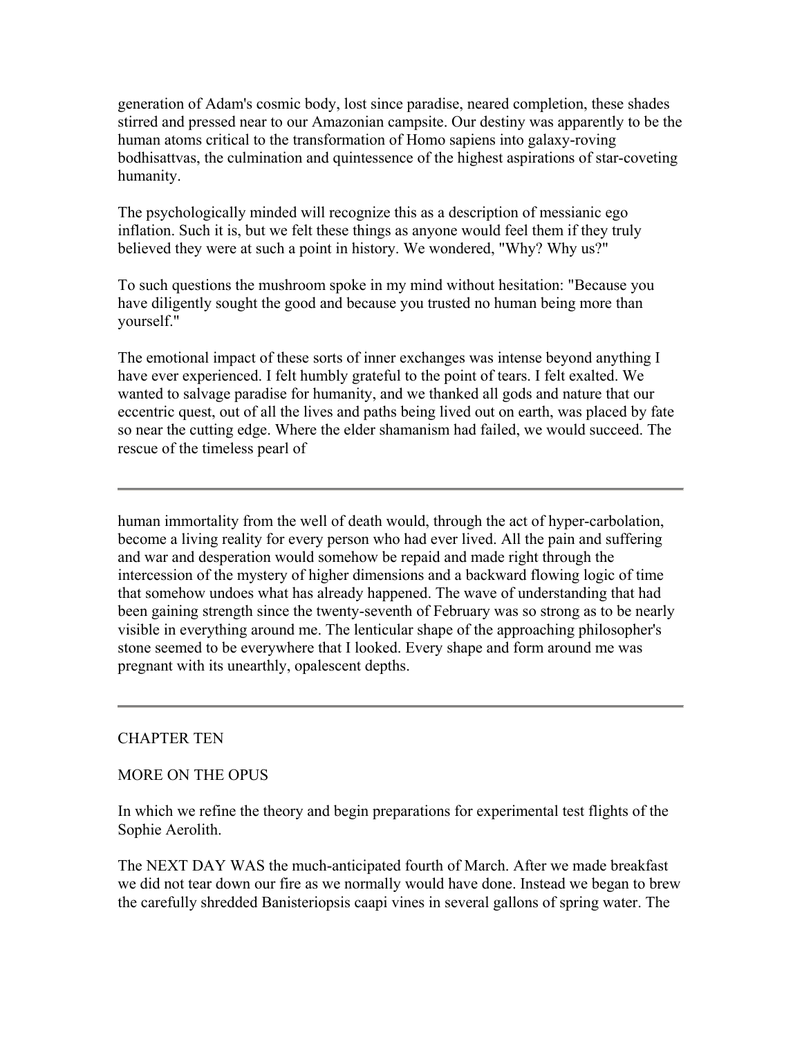generation of Adam's cosmic body, lost since paradise, neared completion, these shades stirred and pressed near to our Amazonian campsite. Our destiny was apparently to be the human atoms critical to the transformation of Homo sapiens into galaxy-roving bodhisattvas, the culmination and quintessence of the highest aspirations of star-coveting humanity.

The psychologically minded will recognize this as a description of messianic ego inflation. Such it is, but we felt these things as anyone would feel them if they truly believed they were at such a point in history. We wondered, "Why? Why us?"

To such questions the mushroom spoke in my mind without hesitation: "Because you have diligently sought the good and because you trusted no human being more than yourself."

The emotional impact of these sorts of inner exchanges was intense beyond anything I have ever experienced. I felt humbly grateful to the point of tears. I felt exalted. We wanted to salvage paradise for humanity, and we thanked all gods and nature that our eccentric quest, out of all the lives and paths being lived out on earth, was placed by fate so near the cutting edge. Where the elder shamanism had failed, we would succeed. The rescue of the timeless pearl of

---

human immortality from the well of death would, through the act of hyper-carbolation, become a living reality for every person who had ever lived. All the pain and suffering and war and desperation would somehow be repaid and made right through the intercession of the mystery of higher dimensions and a backward flowing logic of time that somehow undoes what has already happened. The wave of understanding that had been gaining strength since the twenty-seventh of February was so strong as to be nearly visible in everything around me. The lenticular shape of the approaching philosopher's stone seemed to be everywhere that I looked. Every shape and form around me was pregnant with its unearthly, opalescent depths.

---

## CHAPTER TEN

## MORE ON THE OPUS

In which we refine the theory and begin preparations for experimental test flights of the Sophie Aerolith.

The NEXT DAY WAS the much-anticipated fourth of March. After we made breakfast we did not tear down our fire as we normally would have done. Instead we began to brew the carefully shredded Banisteriopsis caapi vines in several gallons of spring water. The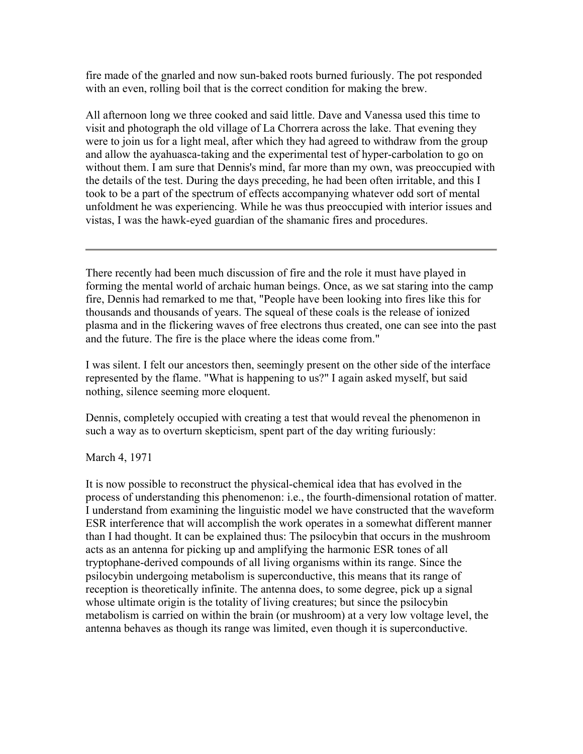fire made of the gnarled and now sun-baked roots burned furiously. The pot responded with an even, rolling boil that is the correct condition for making the brew.

All afternoon long we three cooked and said little. Dave and Vanessa used this time to visit and photograph the old village of La Chorrera across the lake. That evening they were to join us for a light meal, after which they had agreed to withdraw from the group and allow the ayahuasca-taking and the experimental test of hyper-carbolation to go on without them. I am sure that Dennis's mind, far more than my own, was preoccupied with the details of the test. During the days preceding, he had been often irritable, and this I took to be a part of the spectrum of effects accompanying whatever odd sort of mental unfoldment he was experiencing. While he was thus preoccupied with interior issues and vistas, I was the hawk-eyed guardian of the shamanic fires and procedures.

---

There recently had been much discussion of fire and the role it must have played in forming the mental world of archaic human beings. Once, as we sat staring into the camp fire, Dennis had remarked to me that, "People have been looking into fires like this for thousands and thousands of years. The squeal of these coals is the release of ionized plasma and in the flickering waves of free electrons thus created, one can see into the past and the future. The fire is the place where the ideas come from."

I was silent. I felt our ancestors then, seemingly present on the other side of the interface represented by the flame. "What is happening to us?" I again asked myself, but said nothing, silence seeming more eloquent.

Dennis, completely occupied with creating a test that would reveal the phenomenon in such a way as to overturn skepticism, spent part of the day writing furiously:

March 4, 1971

It is now possible to reconstruct the physical-chemical idea that has evolved in the process of understanding this phenomenon: i.e., the fourth-dimensional rotation of matter. I understand from examining the linguistic model we have constructed that the waveform ESR interference that will accomplish the work operates in a somewhat different manner than I had thought. It can be explained thus: The psilocybin that occurs in the mushroom acts as an antenna for picking up and amplifying the harmonic ESR tones of all tryptophane-derived compounds of all living organisms within its range. Since the psilocybin undergoing metabolism is superconductive, this means that its range of reception is theoretically infinite. The antenna does, to some degree, pick up a signal whose ultimate origin is the totality of living creatures; but since the psilocybin metabolism is carried on within the brain (or mushroom) at a very low voltage level, the antenna behaves as though its range was limited, even though it is superconductive.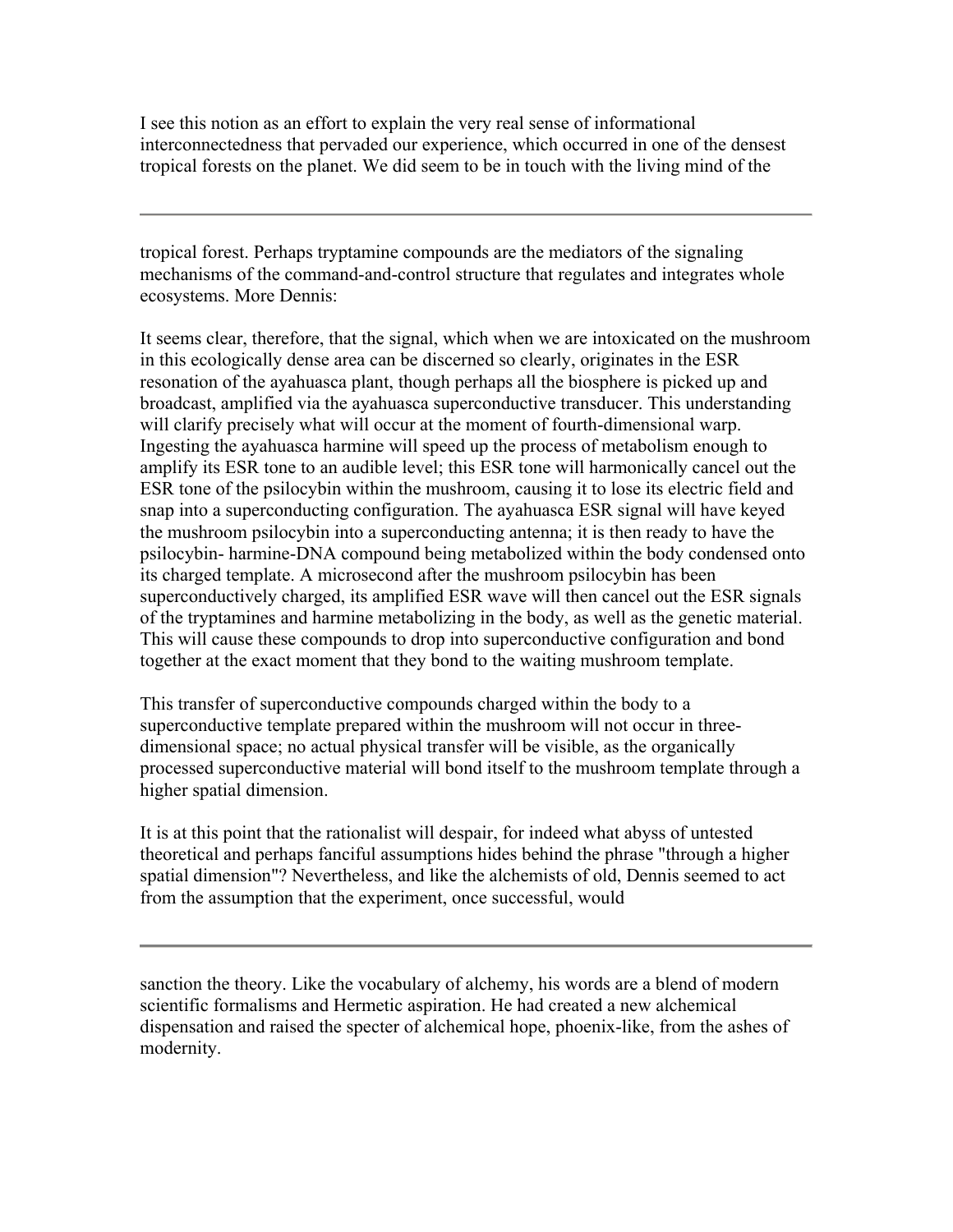I see this notion as an effort to explain the very real sense of informational interconnectedness that pervaded our experience, which occurred in one of the densest tropical forests on the planet. We did seem to be in touch with the living mind of the

---

tropical forest. Perhaps tryptamine compounds are the mediators of the signaling mechanisms of the command-and-control structure that regulates and integrates whole ecosystems. More Dennis:

It seems clear, therefore, that the signal, which when we are intoxicated on the mushroom in this ecologically dense area can be discerned so clearly, originates in the ESR resonation of the ayahuasca plant, though perhaps all the biosphere is picked up and broadcast, amplified via the ayahuasca superconductive transducer. This understanding will clarify precisely what will occur at the moment of fourth-dimensional warp. Ingesting the ayahuasca harmine will speed up the process of metabolism enough to amplify its ESR tone to an audible level; this ESR tone will harmonically cancel out the ESR tone of the psilocybin within the mushroom, causing it to lose its electric field and snap into a superconducting configuration. The ayahuasca ESR signal will have keyed the mushroom psilocybin into a superconducting antenna; it is then ready to have the psilocybin- harmine-DNA compound being metabolized within the body condensed onto its charged template. A microsecond after the mushroom psilocybin has been superconductively charged, its amplified ESR wave will then cancel out the ESR signals of the tryptamines and harmine metabolizing in the body, as well as the genetic material. This will cause these compounds to drop into superconductive configuration and bond together at the exact moment that they bond to the waiting mushroom template.

This transfer of superconductive compounds charged within the body to a superconductive template prepared within the mushroom will not occur in three-dimensional space; no actual physical transfer will be visible, as the organically processed superconductive material will bond itself to the mushroom template through a higher spatial dimension.

It is at this point that the rationalist will despair, for indeed what abyss of untested theoretical and perhaps fanciful assumptions hides behind the phrase "through a higher spatial dimension"? Nevertheless, and like the alchemists of old, Dennis seemed to act from the assumption that the experiment, once successful, would

---

sanction the theory. Like the vocabulary of alchemy, his words are a blend of modern scientific formalisms and Hermetic aspiration. He had created a new alchemical dispensation and raised the specter of alchemical hope, phoenix-like, from the ashes of modernity.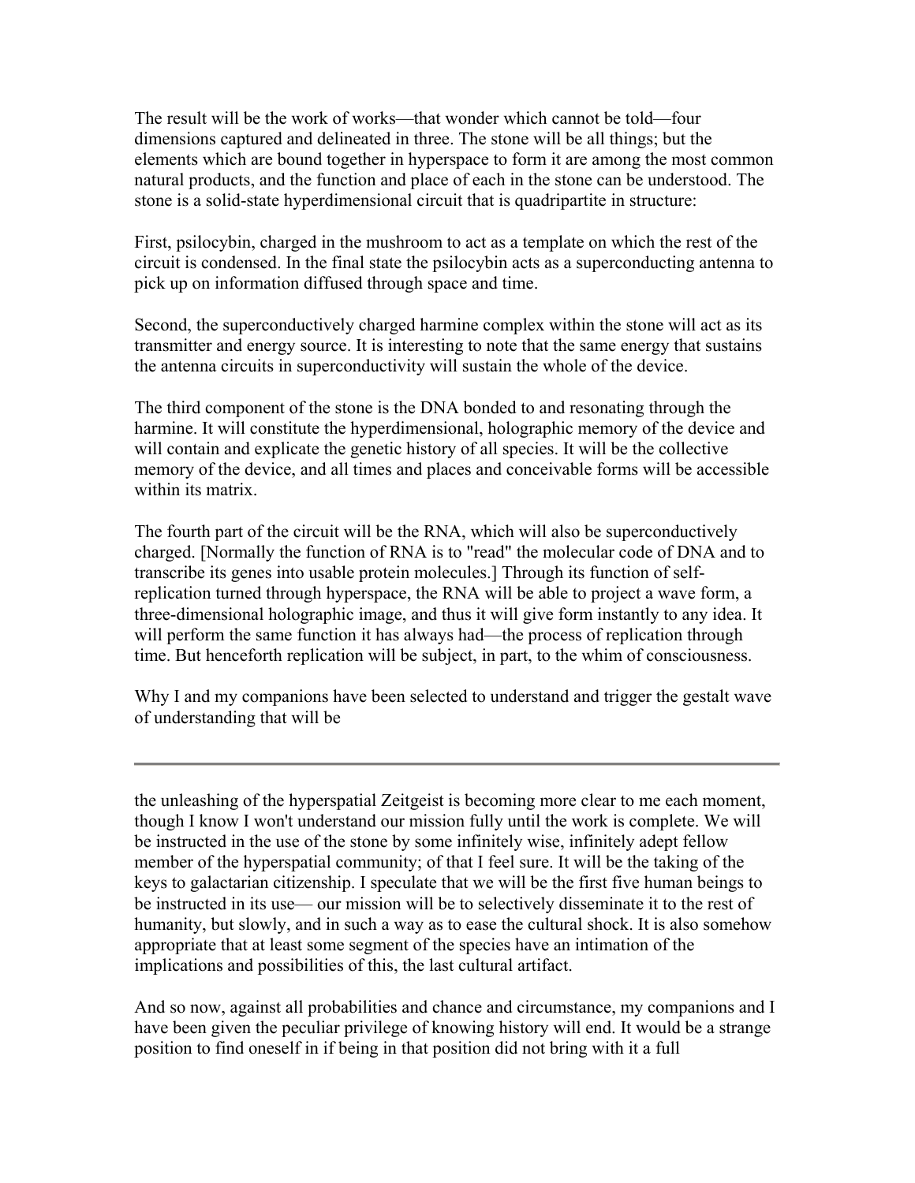The result will be the work of works—that wonder which cannot be told—four dimensions captured and delineated in three. The stone will be all things; but the elements which are bound together in hyperspace to form it are among the most common natural products, and the function and place of each in the stone can be understood. The stone is a solid-state hyperdimensional circuit that is quadripartite in structure:

First, psilocybin, charged in the mushroom to act as a template on which the rest of the circuit is condensed. In the final state the psilocybin acts as a superconducting antenna to pick up on information diffused through space and time.

Second, the superconductively charged harmine complex within the stone will act as its transmitter and energy source. It is interesting to note that the same energy that sustains the antenna circuits in superconductivity will sustain the whole of the device.

The third component of the stone is the DNA bonded to and resonating through the harmine. It will constitute the hyperdimensional, holographic memory of the device and will contain and explicate the genetic history of all species. It will be the collective memory of the device, and all times and places and conceivable forms will be accessible within its matrix.

The fourth part of the circuit will be the RNA, which will also be superconductively charged. [Normally the function of RNA is to "read" the molecular code of DNA and to transcribe its genes into usable protein molecules.] Through its function of self-replication turned through hyperspace, the RNA will be able to project a wave form, a three-dimensional holographic image, and thus it will give form instantly to any idea. It will perform the same function it has always had—the process of replication through time. But henceforth replication will be subject, in part, to the whim of consciousness.

Why I and my companions have been selected to understand and trigger the gestalt wave of understanding that will be the unleashing of the hyperspatial Zeitgeist is becoming more clear to me each moment, though I know I won't understand our mission fully until the work is complete. We will be instructed in the use of the stone by some infinitely wise, infinitely adept fellow member of the hyperspatial community; of that I feel sure. It will be the taking of the keys to galactarian citizenship. I speculate that we will be the first five human beings to be instructed in its use— our mission will be to selectively disseminate it to the rest of humanity, but slowly, and in such a way as to ease the cultural shock. It is also somehow appropriate that at least some segment of the species have an intimation of the implications and possibilities of this, the last cultural artifact.

And so now, against all probabilities and chance and circumstance, my companions and I have been given the peculiar privilege of knowing history will end. It would be a strange position to find oneself in if being in that position did not bring with it a full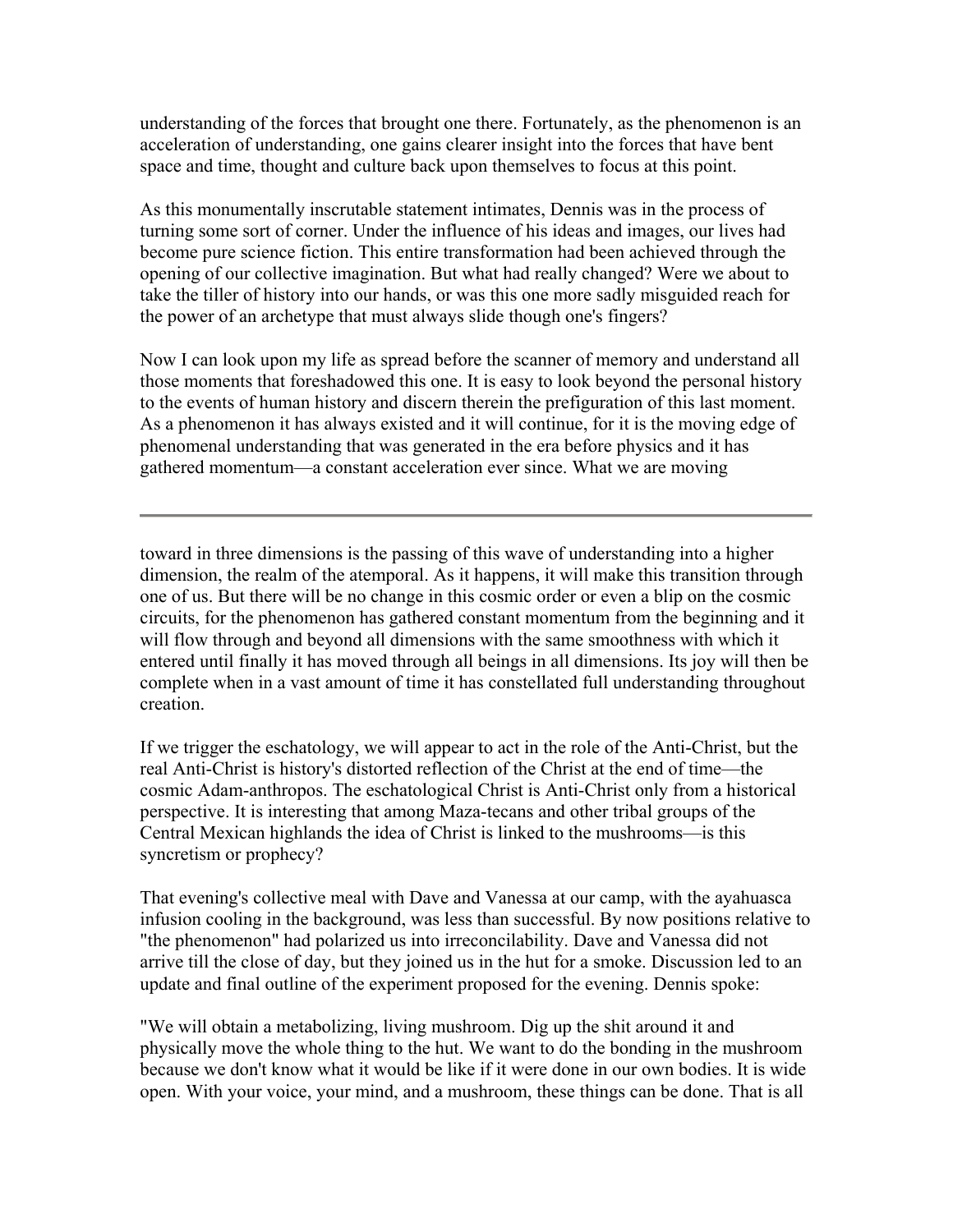understanding of the forces that brought one there. Fortunately, as the phenomenon is an acceleration of understanding, one gains clearer insight into the forces that have bent space and time, thought and culture back upon themselves to focus at this point.

As this monumentally inscrutable statement intimates, Dennis was in the process of turning some sort of corner. Under the influence of his ideas and images, our lives had become pure science fiction. This entire transformation had been achieved through the opening of our collective imagination. But what had really changed? Were we about to take the tiller of history into our hands, or was this one more sadly misguided reach for the power of an archetype that must always slide though one's fingers?

Now I can look upon my life as spread before the scanner of memory and understand all those moments that foreshadowed this one. It is easy to look beyond the personal history to the events of human history and discern therein the prefiguration of this last moment. As a phenomenon it has always existed and it will continue, for it is the moving edge of phenomenal understanding that was generated in the era before physics and it has gathered momentum—a constant acceleration ever since. What we are moving toward in three dimensions is the passing of this wave of understanding into a higher dimension, the realm of the atemporal. As it happens, it will make this transition through one of us. But there will be no change in this cosmic order or even a blip on the cosmic circuits, for the phenomenon has gathered constant momentum from the beginning and it will flow through and beyond all dimensions with the same smoothness with which it entered until finally it has moved through all beings in all dimensions. Its joy will then be complete when in a vast amount of time it has constellated full understanding throughout creation.

If we trigger the eschatology, we will appear to act in the role of the Anti-Christ, but the real Anti-Christ is history's distorted reflection of the Christ at the end of time—the cosmic Adam-anthropos. The eschatological Christ is Anti-Christ only from a historical perspective. It is interesting that among Maza-tecans and other tribal groups of the Central Mexican highlands the idea of Christ is linked to the mushrooms—is this syncretism or prophecy?

That evening's collective meal with Dave and Vanessa at our camp, with the ayahuasca infusion cooling in the background, was less than successful. By now positions relative to "the phenomenon" had polarized us into irreconcilability. Dave and Vanessa did not arrive till the close of day, but they joined us in the hut for a smoke. Discussion led to an update and final outline of the experiment proposed for the evening. Dennis spoke:

"We will obtain a metabolizing, living mushroom. Dig up the shit around it and physically move the whole thing to the hut. We want to do the bonding in the mushroom because we don't know what it would be like if it were done in our own bodies. It is wide open. With your voice, your mind, and a mushroom, these things can be done. That is all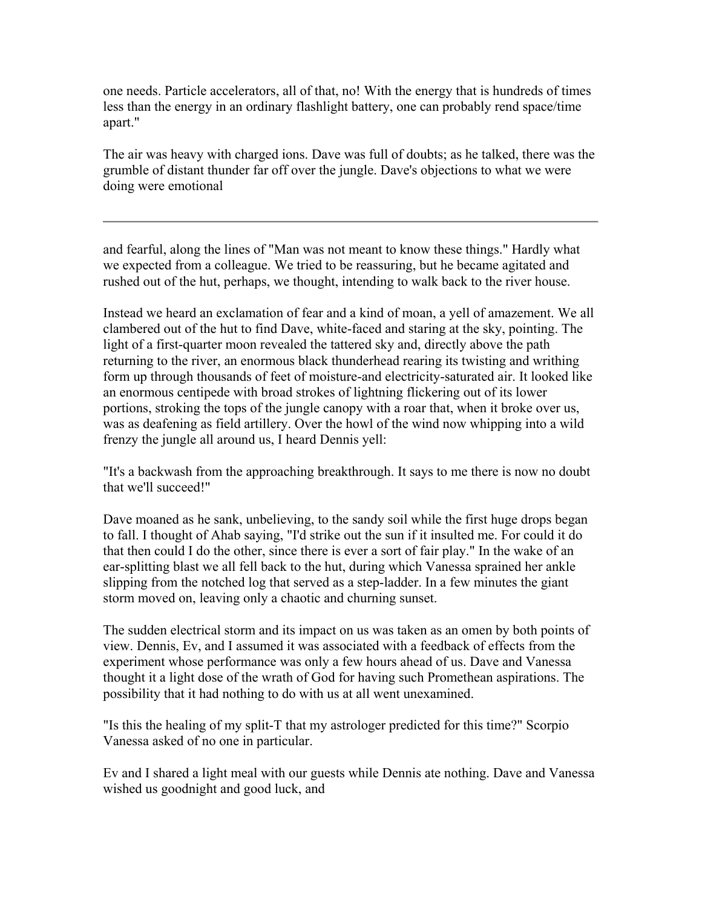one needs. Particle accelerators, all of that, no! With the energy that is hundreds of times less than the energy in an ordinary flashlight battery, one can probably rend space/time apart."

The air was heavy with charged ions. Dave was full of doubts; as he talked, there was the grumble of distant thunder far off over the jungle. Dave's objections to what we were doing were emotional and fearful, along the lines of "Man was not meant to know these things." Hardly what we expected from a colleague. We tried to be reassuring, but he became agitated and rushed out of the hut, perhaps, we thought, intending to walk back to the river house.

Instead we heard an exclamation of fear and a kind of moan, a yell of amazement. We all clambered out of the hut to find Dave, white-faced and staring at the sky, pointing. The light of a first-quarter moon revealed the tattered sky and, directly above the path returning to the river, an enormous black thunderhead rearing its twisting and writhing form up through thousands of feet of moisture-and electricity-saturated air. It looked like an enormous centipede with broad strokes of lightning flickering out of its lower portions, stroking the tops of the jungle canopy with a roar that, when it broke over us, was as deafening as field artillery. Over the howl of the wind now whipping into a wild frenzy the jungle all around us, I heard Dennis yell:

"It's a backwash from the approaching breakthrough. It says to me there is now no doubt that we'll succeed!"

Dave moaned as he sank, unbelieving, to the sandy soil while the first huge drops began to fall. I thought of Ahab saying, "I'd strike out the sun if it insulted me. For could it do that then could I do the other, since there is ever a sort of fair play." In the wake of an ear-splitting blast we all fell back to the hut, during which Vanessa sprained her ankle slipping from the notched log that served as a step-ladder. In a few minutes the giant storm moved on, leaving only a chaotic and churning sunset.

The sudden electrical storm and its impact on us was taken as an omen by both points of view. Dennis, Ev, and I assumed it was associated with a feedback of effects from the experiment whose performance was only a few hours ahead of us. Dave and Vanessa thought it a light dose of the wrath of God for having such Promethean aspirations. The possibility that it had nothing to do with us at all went unexamined.

"Is this the healing of my split-T that my astrologer predicted for this time?" Scorpio Vanessa asked of no one in particular.

Ev and I shared a light meal with our guests while Dennis ate nothing. Dave and Vanessa wished us goodnight and good luck, and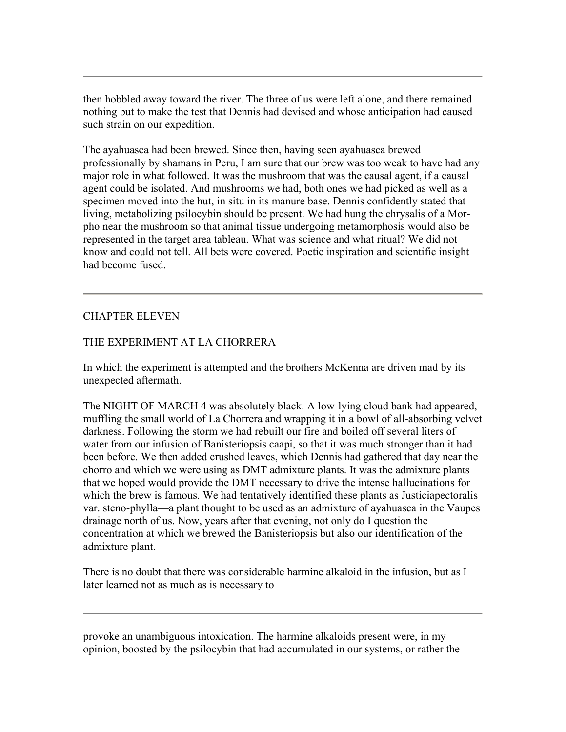then hobbled away toward the river. The three of us were left alone, and there remained nothing but to make the test that Dennis had devised and whose anticipation had caused such strain on our expedition.

The ayahuasca had been brewed. Since then, having seen ayahuasca brewed professionally by shamans in Peru, I am sure that our brew was too weak to have had any major role in what followed. It was the mushroom that was the causal agent, if a causal agent could be isolated. And mushrooms we had, both ones we had picked as well as a specimen moved into the hut, in situ in its manure base. Dennis confidently stated that living, metabolizing psilocybin should be present. We had hung the chrysalis of a Mor-pho near the mushroom so that animal tissue undergoing metamorphosis would also be represented in the target area tableau. What was science and what ritual? We did not know and could not tell. All bets were covered. Poetic inspiration and scientific insight had become fused.

---

## CHAPTER ELEVEN

## THE EXPERIMENT AT LA CHORRERA

In which the experiment is attempted and the brothers McKenna are driven mad by its unexpected aftermath.

The NIGHT OF MARCH 4 was absolutely black. A low-lying cloud bank had appeared, muffling the small world of La Chorrera and wrapping it in a bowl of all-absorbing velvet darkness. Following the storm we had rebuilt our fire and boiled off several liters of water from our infusion of Banisteriopsis caapi, so that it was much stronger than it had been before. We then added crushed leaves, which Dennis had gathered that day near the chorro and which we were using as DMT admixture plants. It was the admixture plants that we hoped would provide the DMT necessary to drive the intense hallucinations for which the brew is famous. We had tentatively identified these plants as Justiciapectoralis var. steno-phylla—a plant thought to be used as an admixture of ayahuasca in the Vaupes drainage north of us. Now, years after that evening, not only do I question the concentration at which we brewed the Banisteriopsis but also our identification of the admixture plant.

There is no doubt that there was considerable harmine alkaloid in the infusion, but as I later learned not as much as is necessary to provoke an unambiguous intoxication. The harmine alkaloids present were, in my opinion, boosted by the psilocybin that had accumulated in our systems, or rather the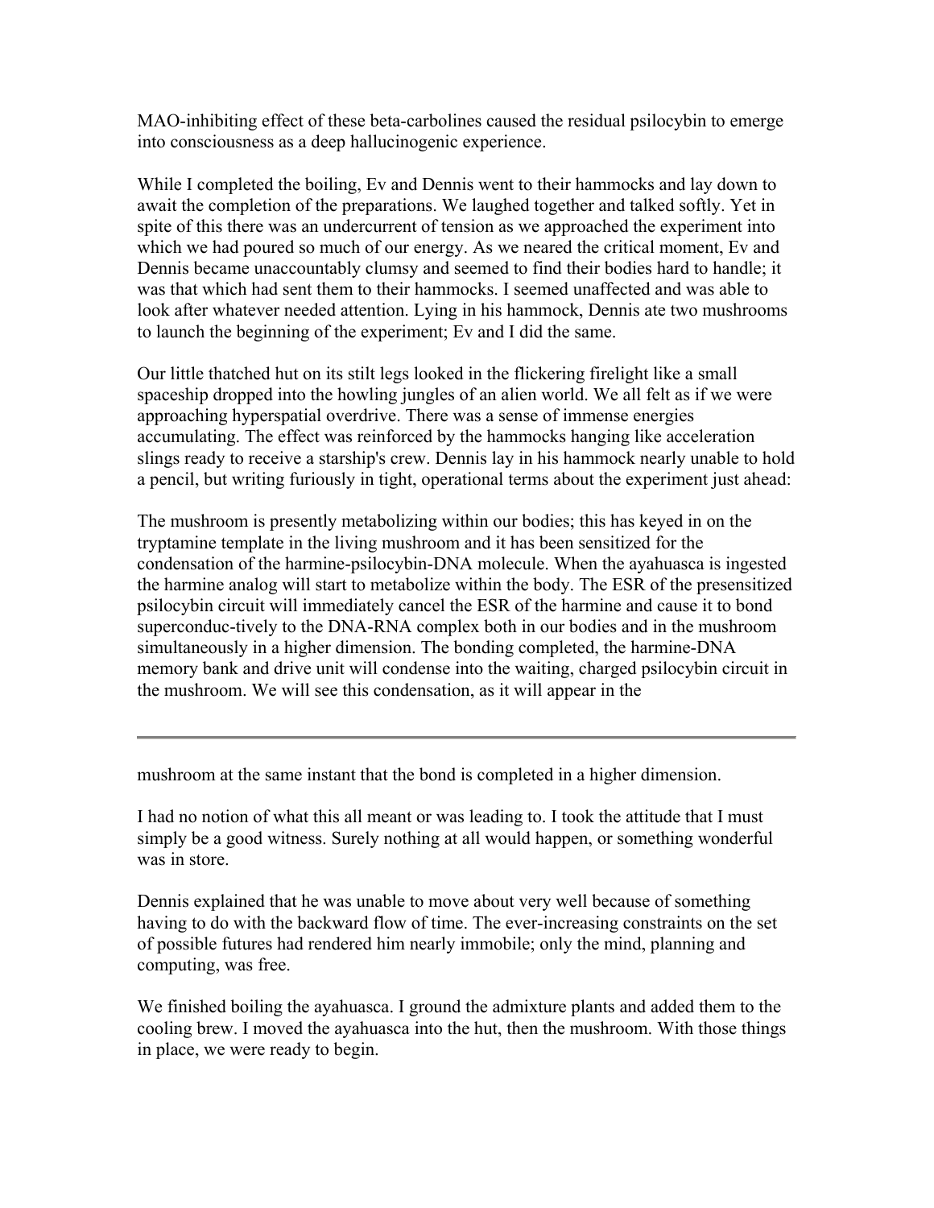MAO-inhibiting effect of these beta-carbolines caused the residual psilocybin to emerge into consciousness as a deep hallucinogenic experience.

While I completed the boiling, Ev and Dennis went to their hammocks and lay down to await the completion of the preparations. We laughed together and talked softly. Yet in spite of this there was an undercurrent of tension as we approached the experiment into which we had poured so much of our energy. As we neared the critical moment, Ev and Dennis became unaccountably clumsy and seemed to find their bodies hard to handle; it was that which had sent them to their hammocks. I seemed unaffected and was able to look after whatever needed attention. Lying in his hammock, Dennis ate two mushrooms to launch the beginning of the experiment; Ev and I did the same.

Our little thatched hut on its stilt legs looked in the flickering firelight like a small spaceship dropped into the howling jungles of an alien world. We all felt as if we were approaching hyperspatial overdrive. There was a sense of immense energies accumulating. The effect was reinforced by the hammocks hanging like acceleration slings ready to receive a starship's crew. Dennis lay in his hammock nearly unable to hold a pencil, but writing furiously in tight, operational terms about the experiment just ahead:

The mushroom is presently metabolizing within our bodies; this has keyed in on the tryptamine template in the living mushroom and it has been sensitized for the condensation of the harmine-psilocybin-DNA molecule. When the ayahuasca is ingested the harmine analog will start to metabolize within the body. The ESR of the presensitized psilocybin circuit will immediately cancel the ESR of the harmine and cause it to bond superconduc-tively to the DNA-RNA complex both in our bodies and in the mushroom simultaneously in a higher dimension. The bonding completed, the harmine-DNA memory bank and drive unit will condense into the waiting, charged psilocybin circuit in the mushroom. We will see this condensation, as it will appear in the mushroom at the same instant that the bond is completed in a higher dimension.

I had no notion of what this all meant or was leading to. I took the attitude that I must simply be a good witness. Surely nothing at all would happen, or something wonderful was in store.

Dennis explained that he was unable to move about very well because of something having to do with the backward flow of time. The ever-increasing constraints on the set of possible futures had rendered him nearly immobile; only the mind, planning and computing, was free.

We finished boiling the ayahuasca. I ground the admixture plants and added them to the cooling brew. I moved the ayahuasca into the hut, then the mushroom. With those things in place, we were ready to begin.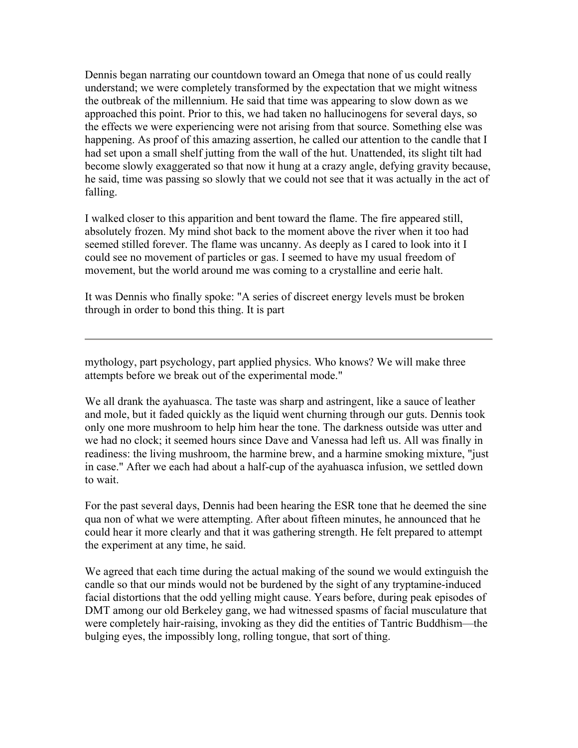Dennis began narrating our countdown toward an Omega that none of us could really understand; we were completely transformed by the expectation that we might witness the outbreak of the millennium. He said that time was appearing to slow down as we approached this point. Prior to this, we had taken no hallucinogens for several days, so the effects we were experiencing were not arising from that source. Something else was happening. As proof of this amazing assertion, he called our attention to the candle that I had set upon a small shelf jutting from the wall of the hut. Unattended, its slight tilt had become slowly exaggerated so that now it hung at a crazy angle, defying gravity because, he said, time was passing so slowly that we could not see that it was actually in the act of falling.

I walked closer to this apparition and bent toward the flame. The fire appeared still, absolutely frozen. My mind shot back to the moment above the river when it too had seemed stilled forever. The flame was uncanny. As deeply as I cared to look into it I could see no movement of particles or gas. I seemed to have my usual freedom of movement, but the world around me was coming to a crystalline and eerie halt.

It was Dennis who finally spoke: "A series of discreet energy levels must be broken through in order to bond this thing. It is part mythology, part psychology, part applied physics. Who knows? We will make three attempts before we break out of the experimental mode."

We all drank the ayahuasca. The taste was sharp and astringent, like a sauce of leather and mole, but it faded quickly as the liquid went churning through our guts. Dennis took only one more mushroom to help him hear the tone. The darkness outside was utter and we had no clock; it seemed hours since Dave and Vanessa had left us. All was finally in readiness: the living mushroom, the harmine brew, and a harmine smoking mixture, "just in case." After we each had about a half-cup of the ayahuasca infusion, we settled down to wait.

For the past several days, Dennis had been hearing the ESR tone that he deemed the sine qua non of what we were attempting. After about fifteen minutes, he announced that he could hear it more clearly and that it was gathering strength. He felt prepared to attempt the experiment at any time, he said.

We agreed that each time during the actual making of the sound we would extinguish the candle so that our minds would not be burdened by the sight of any tryptamine-induced facial distortions that the odd yelling might cause. Years before, during peak episodes of DMT among our old Berkeley gang, we had witnessed spasms of facial musculature that were completely hair-raising, invoking as they did the entities of Tantric Buddhism—the bulging eyes, the impossibly long, rolling tongue, that sort of thing.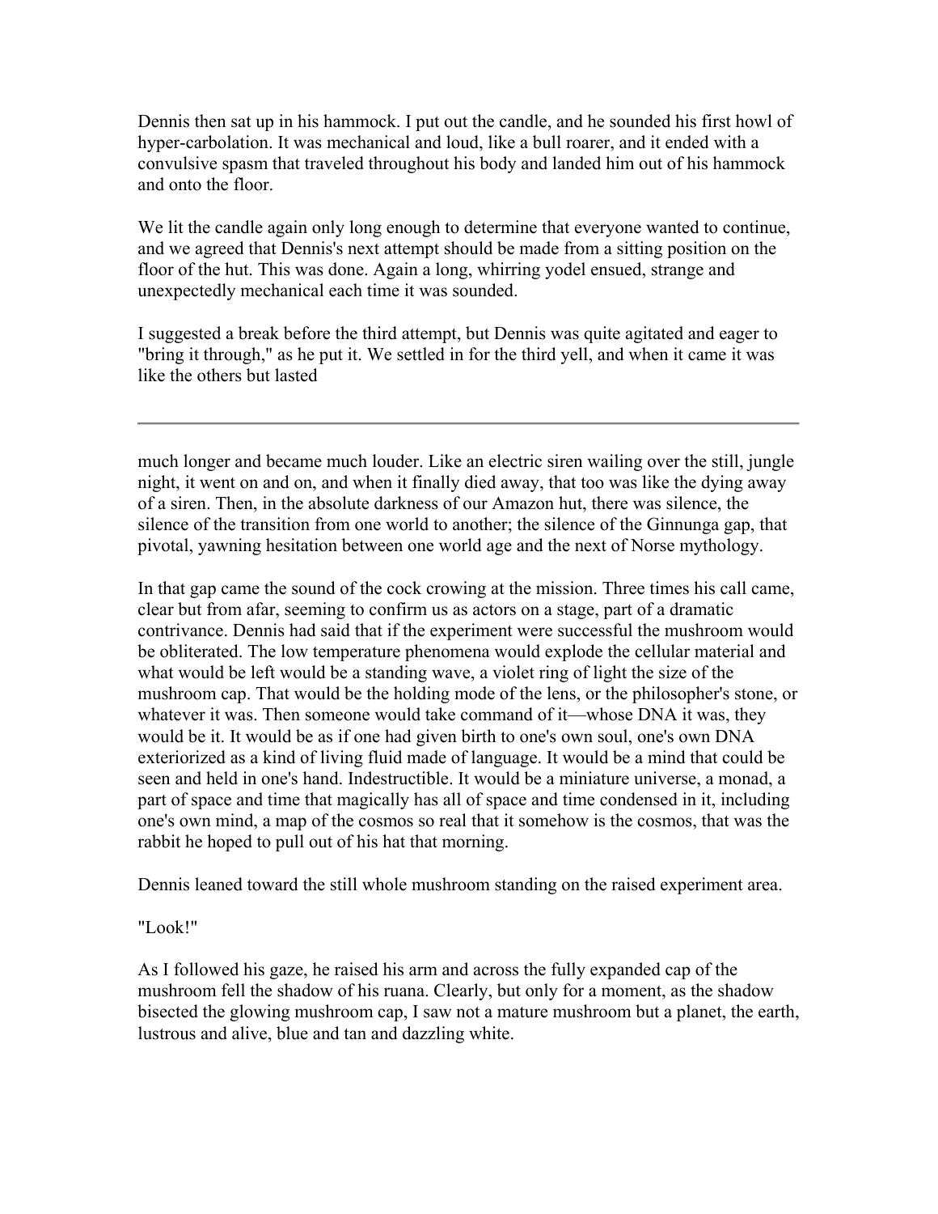Dennis then sat up in his hammock. I put out the candle, and he sounded his first howl of hyper-carbolation. It was mechanical and loud, like a bull roarer, and it ended with a convulsive spasm that traveled throughout his body and landed him out of his hammock and onto the floor.

We lit the candle again only long enough to determine that everyone wanted to continue, and we agreed that Dennis's next attempt should be made from a sitting position on the floor of the hut. This was done. Again a long, whirring yodel ensued, strange and unexpectedly mechanical each time it was sounded.

I suggested a break before the third attempt, but Dennis was quite agitated and eager to "bring it through," as he put it. We settled in for the third yell, and when it came it was like the others but lasted much longer and became much louder. Like an electric siren wailing over the still, jungle night, it went on and on, and when it finally died away, that too was like the dying away of a siren. Then, in the absolute darkness of our Amazon hut, there was silence, the silence of the transition from one world to another; the silence of the Ginnunga gap, that pivotal, yawning hesitation between one world age and the next of Norse mythology.

In that gap came the sound of the cock crowing at the mission. Three times his call came, clear but from afar, seeming to confirm us as actors on a stage, part of a dramatic contrivance. Dennis had said that if the experiment were successful the mushroom would be obliterated. The low temperature phenomena would explode the cellular material and what would be left would be a standing wave, a violet ring of light the size of the mushroom cap. That would be the holding mode of the lens, or the philosopher's stone, or whatever it was. Then someone would take command of it—whose DNA it was, they would be it. It would be as if one had given birth to one's own soul, one's own DNA exteriorized as a kind of living fluid made of language. It would be a mind that could be seen and held in one's hand. Indestructible. It would be a miniature universe, a monad, a part of space and time that magically has all of space and time condensed in it, including one's own mind, a map of the cosmos so real that it somehow is the cosmos, that was the rabbit he hoped to pull out of his hat that morning.

Dennis leaned toward the still whole mushroom standing on the raised experiment area.

"Look!"

As I followed his gaze, he raised his arm and across the fully expanded cap of the mushroom fell the shadow of his ruana. Clearly, but only for a moment, as the shadow bisected the glowing mushroom cap, I saw not a mature mushroom but a planet, the earth, lustrous and alive, blue and tan and dazzling white.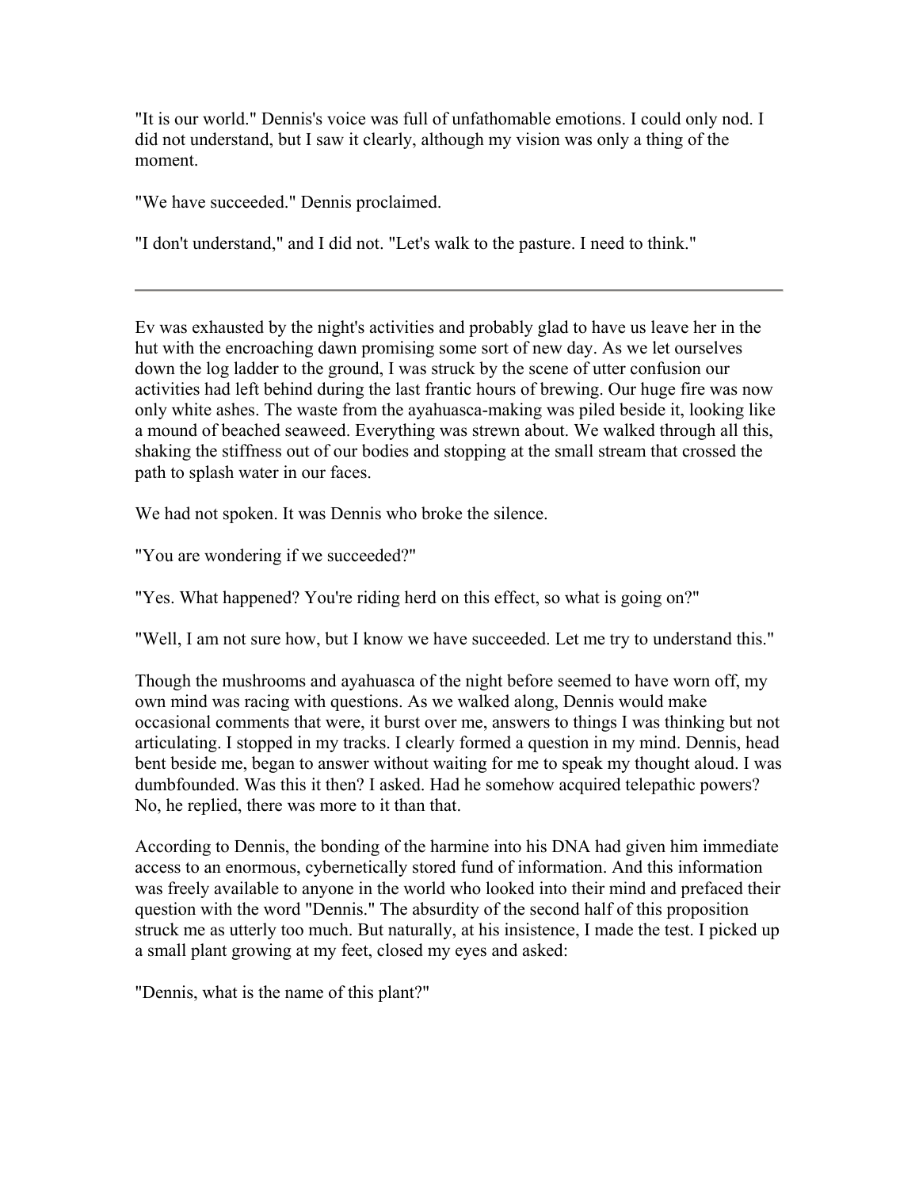"It is our world." Dennis's voice was full of unfathomable emotions. I could only nod. I did not understand, but I saw it clearly, although my vision was only a thing of the moment.

"We have succeeded." Dennis proclaimed.

"I don't understand," and I did not. "Let's walk to the pasture. I need to think."

---

Ev was exhausted by the night's activities and probably glad to have us leave her in the hut with the encroaching dawn promising some sort of new day. As we let ourselves down the log ladder to the ground, I was struck by the scene of utter confusion our activities had left behind during the last frantic hours of brewing. Our huge fire was now only white ashes. The waste from the ayahuasca-making was piled beside it, looking like a mound of beached seaweed. Everything was strewn about. We walked through all this, shaking the stiffness out of our bodies and stopping at the small stream that crossed the path to splash water in our faces.

We had not spoken. It was Dennis who broke the silence.

"You are wondering if we succeeded?"

"Yes. What happened? You're riding herd on this effect, so what is going on?"

"Well, I am not sure how, but I know we have succeeded. Let me try to understand this."

Though the mushrooms and ayahuasca of the night before seemed to have worn off, my own mind was racing with questions. As we walked along, Dennis would make occasional comments that were, it burst over me, answers to things I was thinking but not articulating. I stopped in my tracks. I clearly formed a question in my mind. Dennis, head bent beside me, began to answer without waiting for me to speak my thought aloud. I was dumbfounded. Was this it then? I asked. Had he somehow acquired telepathic powers? No, he replied, there was more to it than that.

According to Dennis, the bonding of the harmine into his DNA had given him immediate access to an enormous, cybernetically stored fund of information. And this information was freely available to anyone in the world who looked into their mind and prefaced their question with the word "Dennis." The absurdity of the second half of this proposition struck me as utterly too much. But naturally, at his insistence, I made the test. I picked up a small plant growing at my feet, closed my eyes and asked:

"Dennis, what is the name of this plant?"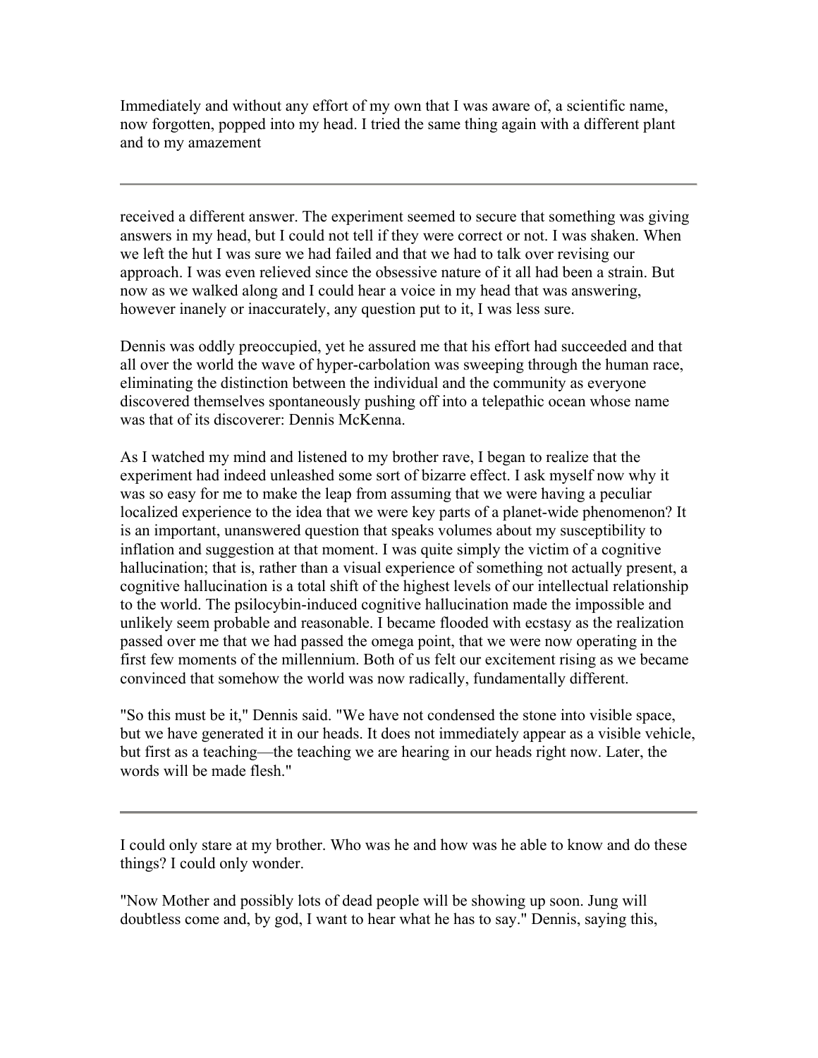Immediately and without any effort of my own that I was aware of, a scientific name, now forgotten, popped into my head. I tried the same thing again with a different plant and to my amazement

---

received a different answer. The experiment seemed to secure that something was giving answers in my head, but I could not tell if they were correct or not. I was shaken. When we left the hut I was sure we had failed and that we had to talk over revising our approach. I was even relieved since the obsessive nature of it all had been a strain. But now as we walked along and I could hear a voice in my head that was answering, however inanely or inaccurately, any question put to it, I was less sure.

Dennis was oddly preoccupied, yet he assured me that his effort had succeeded and that all over the world the wave of hyper-carbolation was sweeping through the human race, eliminating the distinction between the individual and the community as everyone discovered themselves spontaneously pushing off into a telepathic ocean whose name was that of its discoverer: Dennis McKenna.

As I watched my mind and listened to my brother rave, I began to realize that the experiment had indeed unleashed some sort of bizarre effect. I ask myself now why it was so easy for me to make the leap from assuming that we were having a peculiar localized experience to the idea that we were key parts of a planet-wide phenomenon? It is an important, unanswered question that speaks volumes about my susceptibility to inflation and suggestion at that moment. I was quite simply the victim of a cognitive hallucination; that is, rather than a visual experience of something not actually present, a cognitive hallucination is a total shift of the highest levels of our intellectual relationship to the world. The psilocybin-induced cognitive hallucination made the impossible and unlikely seem probable and reasonable. I became flooded with ecstasy as the realization passed over me that we had passed the omega point, that we were now operating in the first few moments of the millennium. Both of us felt our excitement rising as we became convinced that somehow the world was now radically, fundamentally different.

"So this must be it," Dennis said. "We have not condensed the stone into visible space, but we have generated it in our heads. It does not immediately appear as a visible vehicle, but first as a teaching—the teaching we are hearing in our heads right now. Later, the words will be made flesh."

---

I could only stare at my brother. Who was he and how was he able to know and do these things? I could only wonder.

"Now Mother and possibly lots of dead people will be showing up soon. Jung will doubtless come and, by god, I want to hear what he has to say." Dennis, saying this,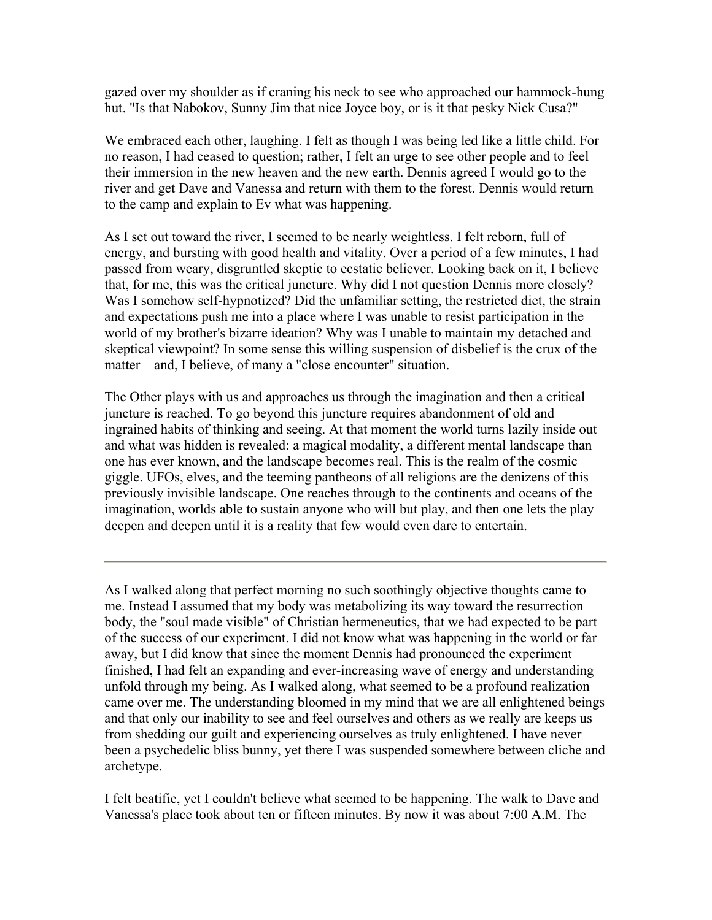gazed over my shoulder as if craning his neck to see who approached our hammock-hung hut. "Is that Nabokov, Sunny Jim that nice Joyce boy, or is it that pesky Nick Cusa?"

We embraced each other, laughing. I felt as though I was being led like a little child. For no reason, I had ceased to question; rather, I felt an urge to see other people and to feel their immersion in the new heaven and the new earth. Dennis agreed I would go to the river and get Dave and Vanessa and return with them to the forest. Dennis would return to the camp and explain to Ev what was happening.

As I set out toward the river, I seemed to be nearly weightless. I felt reborn, full of energy, and bursting with good health and vitality. Over a period of a few minutes, I had passed from weary, disgruntled skeptic to ecstatic believer. Looking back on it, I believe that, for me, this was the critical juncture. Why did I not question Dennis more closely? Was I somehow self-hypnotized? Did the unfamiliar setting, the restricted diet, the strain and expectations push me into a place where I was unable to resist participation in the world of my brother's bizarre ideation? Why was I unable to maintain my detached and skeptical viewpoint? In some sense this willing suspension of disbelief is the crux of the matter—and, I believe, of many a "close encounter" situation.

The Other plays with us and approaches us through the imagination and then a critical juncture is reached. To go beyond this juncture requires abandonment of old and ingrained habits of thinking and seeing. At that moment the world turns lazily inside out and what was hidden is revealed: a magical modality, a different mental landscape than one has ever known, and the landscape becomes real. This is the realm of the cosmic giggle. UFOs, elves, and the teeming pantheons of all religions are the denizens of this previously invisible landscape. One reaches through to the continents and oceans of the imagination, worlds able to sustain anyone who will but play, and then one lets the play deepen and deepen until it is a reality that few would even dare to entertain.

---

As I walked along that perfect morning no such soothingly objective thoughts came to me. Instead I assumed that my body was metabolizing its way toward the resurrection body, the "soul made visible" of Christian hermeneutics, that we had expected to be part of the success of our experiment. I did not know what was happening in the world or far away, but I did know that since the moment Dennis had pronounced the experiment finished, I had felt an expanding and ever-increasing wave of energy and understanding unfold through my being. As I walked along, what seemed to be a profound realization came over me. The understanding bloomed in my mind that we are all enlightened beings and that only our inability to see and feel ourselves and others as we really are keeps us from shedding our guilt and experiencing ourselves as truly enlightened. I have never been a psychedelic bliss bunny, yet there I was suspended somewhere between cliche and archetype.

I felt beatific, yet I couldn't believe what seemed to be happening. The walk to Dave and Vanessa's place took about ten or fifteen minutes. By now it was about 7:00 A.M. The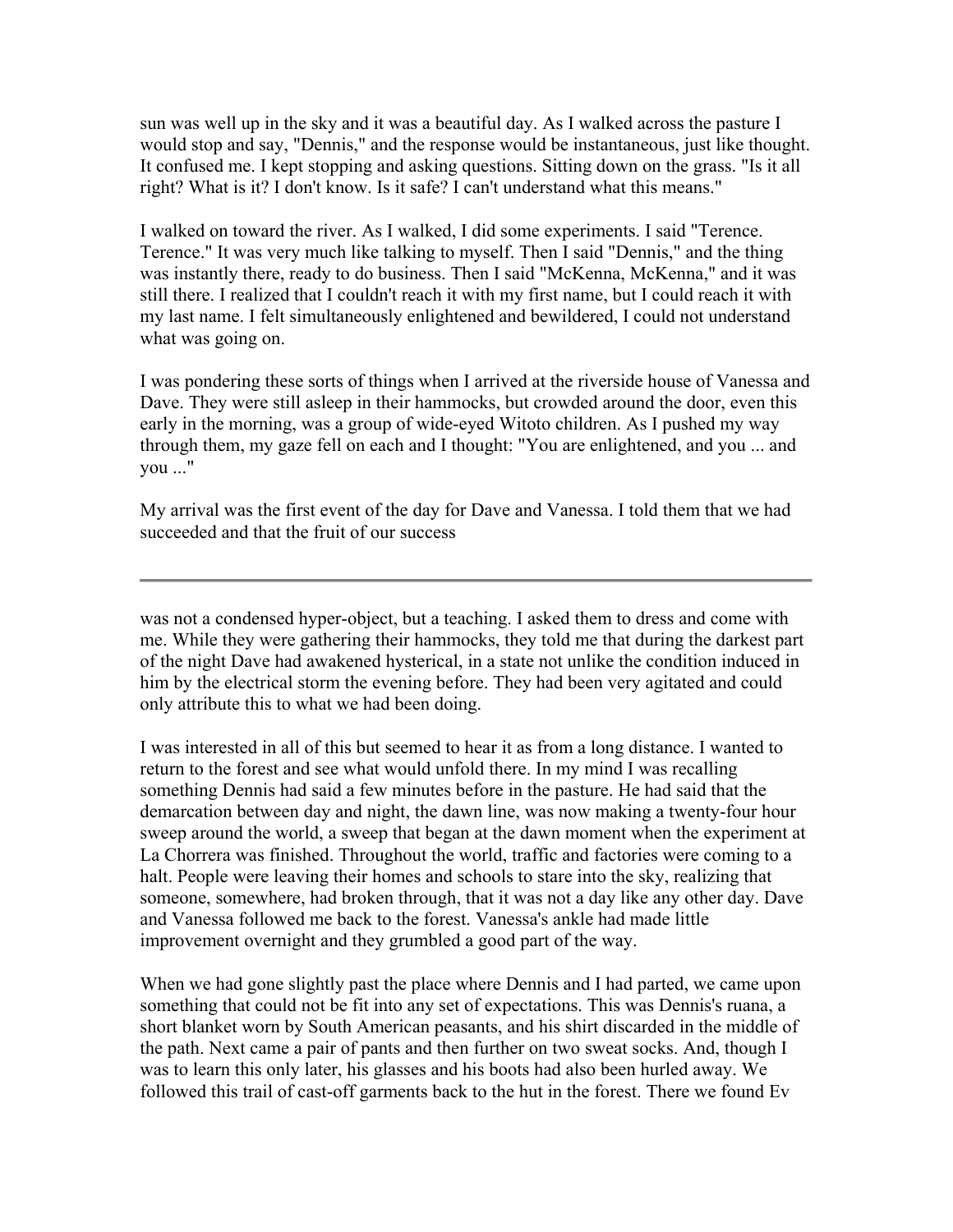sun was well up in the sky and it was a beautiful day. As I walked across the pasture I would stop and say, "Dennis," and the response would be instantaneous, just like thought. It confused me. I kept stopping and asking questions. Sitting down on the grass. "Is it all right? What is it? I don't know. Is it safe? I can't understand what this means."

I walked on toward the river. As I walked, I did some experiments. I said "Terence. Terence." It was very much like talking to myself. Then I said "Dennis," and the thing was instantly there, ready to do business. Then I said "McKenna, McKenna," and it was still there. I realized that I couldn't reach it with my first name, but I could reach it with my last name. I felt simultaneously enlightened and bewildered, I could not understand what was going on.

I was pondering these sorts of things when I arrived at the riverside house of Vanessa and Dave. They were still asleep in their hammocks, but crowded around the door, even this early in the morning, was a group of wide-eyed Witoto children. As I pushed my way through them, my gaze fell on each and I thought: "You are enlightened, and you ... and you ..."

My arrival was the first event of the day for Dave and Vanessa. I told them that we had succeeded and that the fruit of our success was not a condensed hyper-object, but a teaching. I asked them to dress and come with me. While they were gathering their hammocks, they told me that during the darkest part of the night Dave had awakened hysterical, in a state not unlike the condition induced in him by the electrical storm the evening before. They had been very agitated and could only attribute this to what we had been doing.

I was interested in all of this but seemed to hear it as from a long distance. I wanted to return to the forest and see what would unfold there. In my mind I was recalling something Dennis had said a few minutes before in the pasture. He had said that the demarcation between day and night, the dawn line, was now making a twenty-four hour sweep around the world, a sweep that began at the dawn moment when the experiment at La Chorrera was finished. Throughout the world, traffic and factories were coming to a halt. People were leaving their homes and schools to stare into the sky, realizing that someone, somewhere, had broken through, that it was not a day like any other day. Dave and Vanessa followed me back to the forest. Vanessa's ankle had made little improvement overnight and they grumbled a good part of the way.

When we had gone slightly past the place where Dennis and I had parted, we came upon something that could not be fit into any set of expectations. This was Dennis's ruana, a short blanket worn by South American peasants, and his shirt discarded in the middle of the path. Next came a pair of pants and then further on two sweat socks. And, though I was to learn this only later, his glasses and his boots had also been hurled away. We followed this trail of cast-off garments back to the hut in the forest. There we found Ev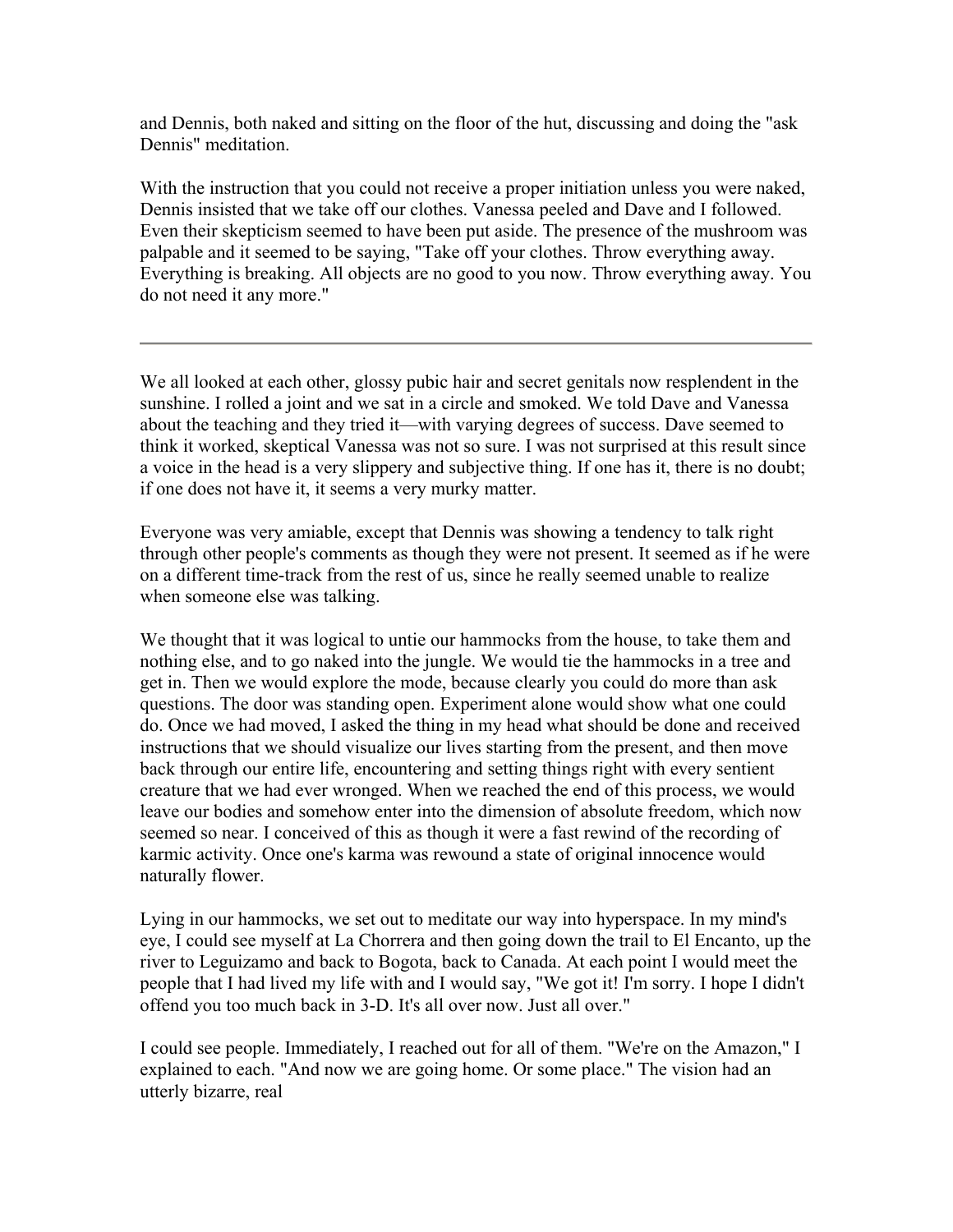and Dennis, both naked and sitting on the floor of the hut, discussing and doing the "ask Dennis" meditation.

With the instruction that you could not receive a proper initiation unless you were naked, Dennis insisted that we take off our clothes. Vanessa peeled and Dave and I followed. Even their skepticism seemed to have been put aside. The presence of the mushroom was palpable and it seemed to be saying, "Take off your clothes. Throw everything away. Everything is breaking. All objects are no good to you now. Throw everything away. You do not need it any more."

---

We all looked at each other, glossy pubic hair and secret genitals now resplendent in the sunshine. I rolled a joint and we sat in a circle and smoked. We told Dave and Vanessa about the teaching and they tried it—with varying degrees of success. Dave seemed to think it worked, skeptical Vanessa was not so sure. I was not surprised at this result since a voice in the head is a very slippery and subjective thing. If one has it, there is no doubt; if one does not have it, it seems a very murky matter.

Everyone was very amiable, except that Dennis was showing a tendency to talk right through other people's comments as though they were not present. It seemed as if he were on a different time-track from the rest of us, since he really seemed unable to realize when someone else was talking.

We thought that it was logical to untie our hammocks from the house, to take them and nothing else, and to go naked into the jungle. We would tie the hammocks in a tree and get in. Then we would explore the mode, because clearly you could do more than ask questions. The door was standing open. Experiment alone would show what one could do. Once we had moved, I asked the thing in my head what should be done and received instructions that we should visualize our lives starting from the present, and then move back through our entire life, encountering and setting things right with every sentient creature that we had ever wronged. When we reached the end of this process, we would leave our bodies and somehow enter into the dimension of absolute freedom, which now seemed so near. I conceived of this as though it were a fast rewind of the recording of karmic activity. Once one's karma was rewound a state of original innocence would naturally flower.

Lying in our hammocks, we set out to meditate our way into hyperspace. In my mind's eye, I could see myself at La Chorrera and then going down the trail to El Encanto, up the river to Leguizamo and back to Bogota, back to Canada. At each point I would meet the people that I had lived my life with and I would say, "We got it! I'm sorry. I hope I didn't offend you too much back in 3-D. It's all over now. Just all over."

I could see people. Immediately, I reached out for all of them. "We're on the Amazon," I explained to each. "And now we are going home. Or some place." The vision had an utterly bizarre, real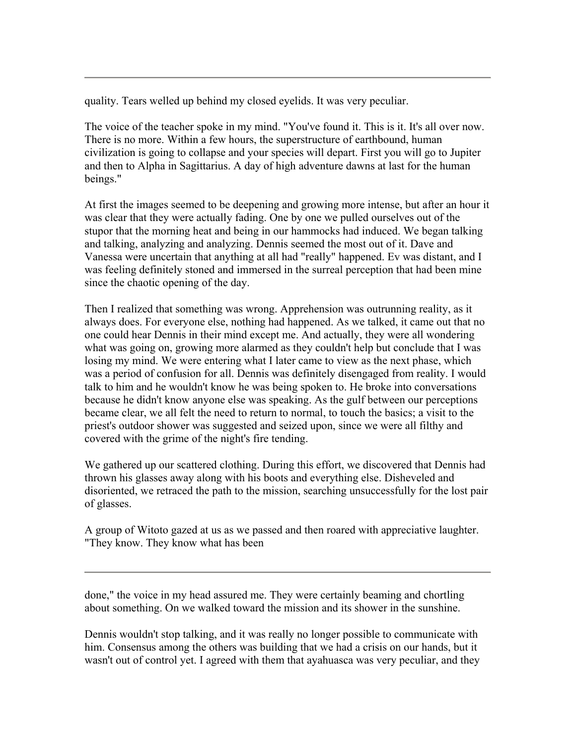quality. Tears welled up behind my closed eyelids. It was very peculiar.

The voice of the teacher spoke in my mind. "You've found it. This is it. It's all over now. There is no more. Within a few hours, the superstructure of earthbound, human civilization is going to collapse and your species will depart. First you will go to Jupiter and then to Alpha in Sagittarius. A day of high adventure dawns at last for the human beings."

At first the images seemed to be deepening and growing more intense, but after an hour it was clear that they were actually fading. One by one we pulled ourselves out of the stupor that the morning heat and being in our hammocks had induced. We began talking and talking, analyzing and analyzing. Dennis seemed the most out of it. Dave and Vanessa were uncertain that anything at all had "really" happened. Ev was distant, and I was feeling definitely stoned and immersed in the surreal perception that had been mine since the chaotic opening of the day.

Then I realized that something was wrong. Apprehension was outrunning reality, as it always does. For everyone else, nothing had happened. As we talked, it came out that no one could hear Dennis in their mind except me. And actually, they were all wondering what was going on, growing more alarmed as they couldn't help but conclude that I was losing my mind. We were entering what I later came to view as the next phase, which was a period of confusion for all. Dennis was definitely disengaged from reality. I would talk to him and he wouldn't know he was being spoken to. He broke into conversations because he didn't know anyone else was speaking. As the gulf between our perceptions became clear, we all felt the need to return to normal, to touch the basics; a visit to the priest's outdoor shower was suggested and seized upon, since we were all filthy and covered with the grime of the night's fire tending.

We gathered up our scattered clothing. During this effort, we discovered that Dennis had thrown his glasses away along with his boots and everything else. Disheveled and disoriented, we retraced the path to the mission, searching unsuccessfully for the lost pair of glasses.

A group of Witoto gazed at us as we passed and then roared with appreciative laughter. "They know. They know what has been done," the voice in my head assured me. They were certainly beaming and chortling about something. On we walked toward the mission and its shower in the sunshine.

Dennis wouldn't stop talking, and it was really no longer possible to communicate with him. Consensus among the others was building that we had a crisis on our hands, but it wasn't out of control yet. I agreed with them that ayahuasca was very peculiar, and they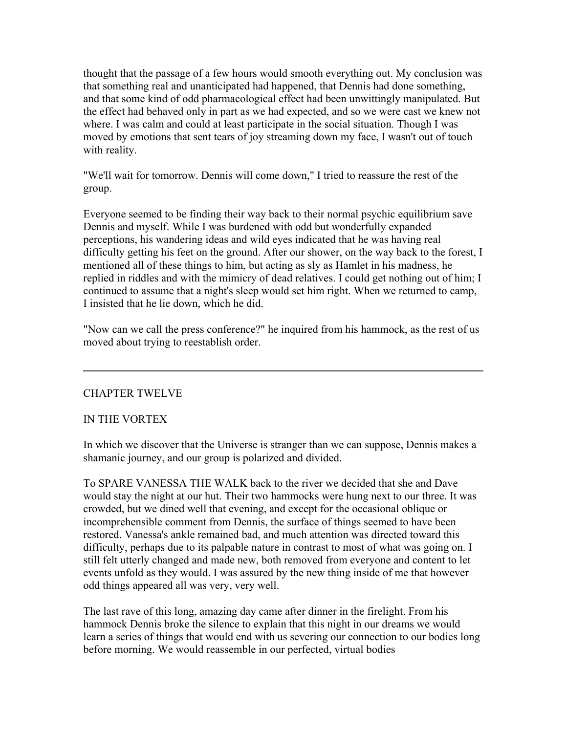thought that the passage of a few hours would smooth everything out. My conclusion was that something real and unanticipated had happened, that Dennis had done something, and that some kind of odd pharmacological effect had been unwittingly manipulated. But the effect had behaved only in part as we had expected, and so we were cast we knew not where. I was calm and could at least participate in the social situation. Though I was moved by emotions that sent tears of joy streaming down my face, I wasn't out of touch with reality.

"We'll wait for tomorrow. Dennis will come down," I tried to reassure the rest of the group.

Everyone seemed to be finding their way back to their normal psychic equilibrium save Dennis and myself. While I was burdened with odd but wonderfully expanded perceptions, his wandering ideas and wild eyes indicated that he was having real difficulty getting his feet on the ground. After our shower, on the way back to the forest, I mentioned all of these things to him, but acting as sly as Hamlet in his madness, he replied in riddles and with the mimicry of dead relatives. I could get nothing out of him; I continued to assume that a night's sleep would set him right. When we returned to camp, I insisted that he lie down, which he did.

"Now can we call the press conference?" he inquired from his hammock, as the rest of us moved about trying to reestablish order.

---

## CHAPTER TWELVE

## IN THE VORTEX

In which we discover that the Universe is stranger than we can suppose, Dennis makes a shamanic journey, and our group is polarized and divided.

To SPARE VANESSA THE WALK back to the river we decided that she and Dave would stay the night at our hut. Their two hammocks were hung next to our three. It was crowded, but we dined well that evening, and except for the occasional oblique or incomprehensible comment from Dennis, the surface of things seemed to have been restored. Vanessa's ankle remained bad, and much attention was directed toward this difficulty, perhaps due to its palpable nature in contrast to most of what was going on. I still felt utterly changed and made new, both removed from everyone and content to let events unfold as they would. I was assured by the new thing inside of me that however odd things appeared all was very, very well.

The last rave of this long, amazing day came after dinner in the firelight. From his hammock Dennis broke the silence to explain that this night in our dreams we would learn a series of things that would end with us severing our connection to our bodies long before morning. We would reassemble in our perfected, virtual bodies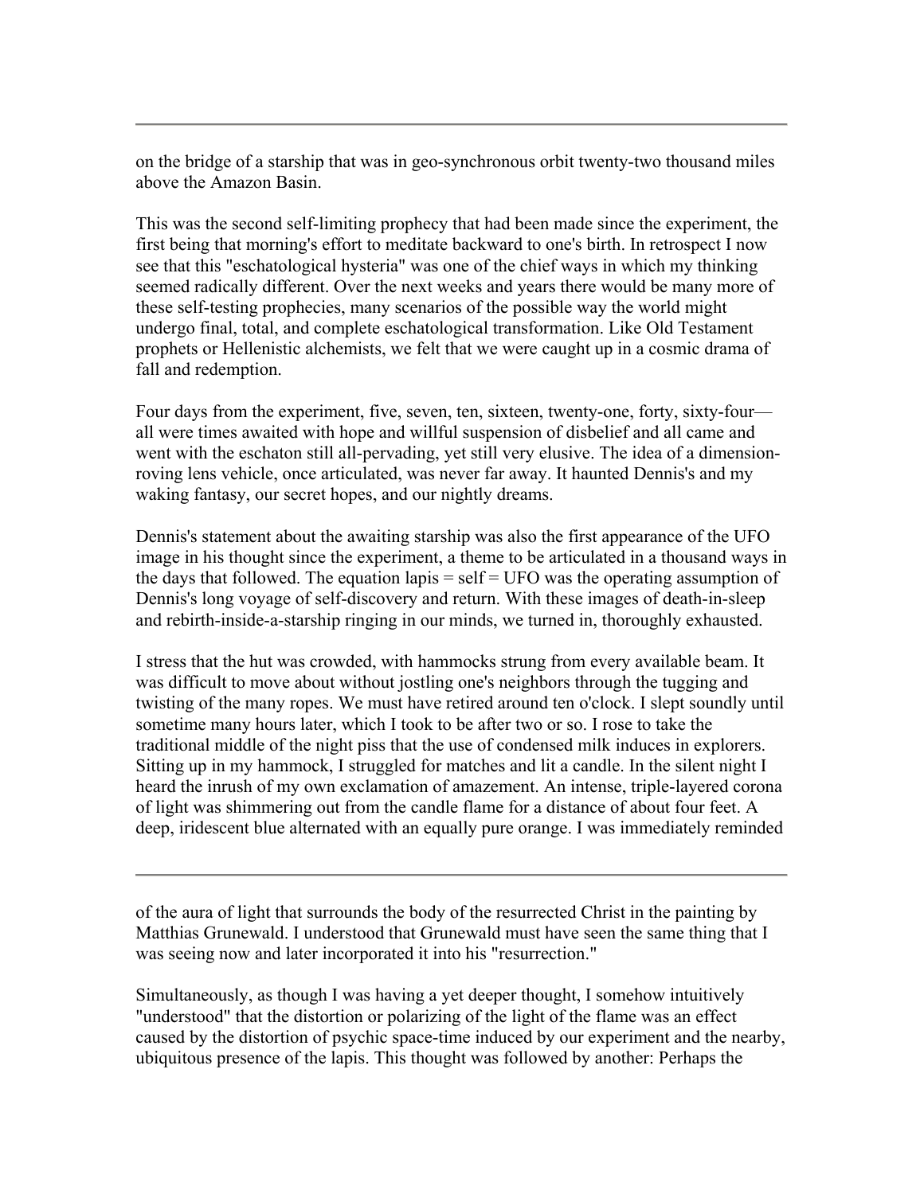on the bridge of a starship that was in geo-synchronous orbit twenty-two thousand miles above the Amazon Basin.

This was the second self-limiting prophecy that had been made since the experiment, the first being that morning's effort to meditate backward to one's birth. In retrospect I now see that this "eschatological hysteria" was one of the chief ways in which my thinking seemed radically different. Over the next weeks and years there would be many more of these self-testing prophecies, many scenarios of the possible way the world might undergo final, total, and complete eschatological transformation. Like Old Testament prophets or Hellenistic alchemists, we felt that we were caught up in a cosmic drama of fall and redemption.

Four days from the experiment, five, seven, ten, sixteen, twenty-one, forty, sixty-four—all were times awaited with hope and willful suspension of disbelief and all came and went with the eschaton still all-pervading, yet still very elusive. The idea of a dimension-roving lens vehicle, once articulated, was never far away. It haunted Dennis's and my waking fantasy, our secret hopes, and our nightly dreams.

Dennis's statement about the awaiting starship was also the first appearance of the UFO image in his thought since the experiment, a theme to be articulated in a thousand ways in the days that followed. The equation lapis = self = UFO was the operating assumption of Dennis's long voyage of self-discovery and return. With these images of death-in-sleep and rebirth-inside-a-starship ringing in our minds, we turned in, thoroughly exhausted.

I stress that the hut was crowded, with hammocks strung from every available beam. It was difficult to move about without jostling one's neighbors through the tugging and twisting of the many ropes. We must have retired around ten o'clock. I slept soundly until sometime many hours later, which I took to be after two or so. I rose to take the traditional middle of the night piss that the use of condensed milk induces in explorers. Sitting up in my hammock, I struggled for matches and lit a candle. In the silent night I heard the inrush of my own exclamation of amazement. An intense, triple-layered corona of light was shimmering out from the candle flame for a distance of about four feet. A deep, iridescent blue alternated with an equally pure orange. I was immediately reminded of the aura of light that surrounds the body of the resurrected Christ in the painting by Matthias Grunewald. I understood that Grunewald must have seen the same thing that I was seeing now and later incorporated it into his "resurrection."

Simultaneously, as though I was having a yet deeper thought, I somehow intuitively "understood" that the distortion or polarizing of the light of the flame was an effect caused by the distortion of psychic space-time induced by our experiment and the nearby, ubiquitous presence of the lapis. This thought was followed by another: Perhaps the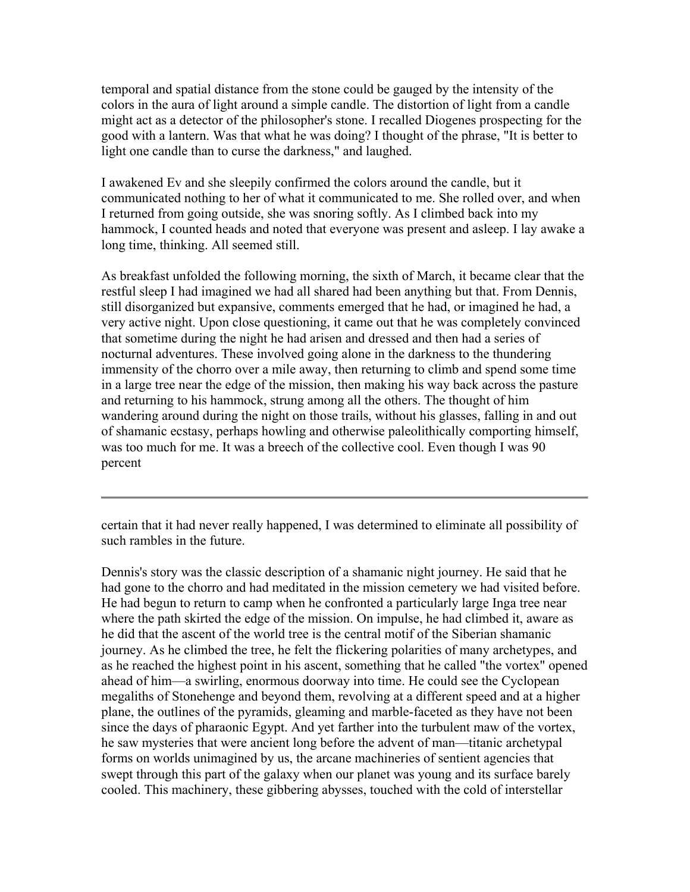temporal and spatial distance from the stone could be gauged by the intensity of the colors in the aura of light around a simple candle. The distortion of light from a candle might act as a detector of the philosopher's stone. I recalled Diogenes prospecting for the good with a lantern. Was that what he was doing? I thought of the phrase, "It is better to light one candle than to curse the darkness," and laughed.

I awakened Ev and she sleepily confirmed the colors around the candle, but it communicated nothing to her of what it communicated to me. She rolled over, and when I returned from going outside, she was snoring softly. As I climbed back into my hammock, I counted heads and noted that everyone was present and asleep. I lay awake a long time, thinking. All seemed still.

As breakfast unfolded the following morning, the sixth of March, it became clear that the restful sleep I had imagined we had all shared had been anything but that. From Dennis, still disorganized but expansive, comments emerged that he had, or imagined he had, a very active night. Upon close questioning, it came out that he was completely convinced that sometime during the night he had arisen and dressed and then had a series of nocturnal adventures. These involved going alone in the darkness to the thundering immensity of the chorro over a mile away, then returning to climb and spend some time in a large tree near the edge of the mission, then making his way back across the pasture and returning to his hammock, strung among all the others. The thought of him wandering around during the night on those trails, without his glasses, falling in and out of shamanic ecstasy, perhaps howling and otherwise paleolithically comporting himself, was too much for me. It was a breech of the collective cool. Even though I was 90 percent certain that it had never really happened, I was determined to eliminate all possibility of such rambles in the future.

Dennis's story was the classic description of a shamanic night journey. He said that he had gone to the chorro and had meditated in the mission cemetery we had visited before. He had begun to return to camp when he confronted a particularly large Inga tree near where the path skirted the edge of the mission. On impulse, he had climbed it, aware as he did that the ascent of the world tree is the central motif of the Siberian shamanic journey. As he climbed the tree, he felt the flickering polarities of many archetypes, and as he reached the highest point in his ascent, something that he called "the vortex" opened ahead of him—a swirling, enormous doorway into time. He could see the Cyclopean megaliths of Stonehenge and beyond them, revolving at a different speed and at a higher plane, the outlines of the pyramids, gleaming and marble-faceted as they have not been since the days of pharaonic Egypt. And yet farther into the turbulent maw of the vortex, he saw mysteries that were ancient long before the advent of man—titanic archetypal forms on worlds unimagined by us, the arcane machineries of sentient agencies that swept through this part of the galaxy when our planet was young and its surface barely cooled. This machinery, these gibbering abysses, touched with the cold of interstellar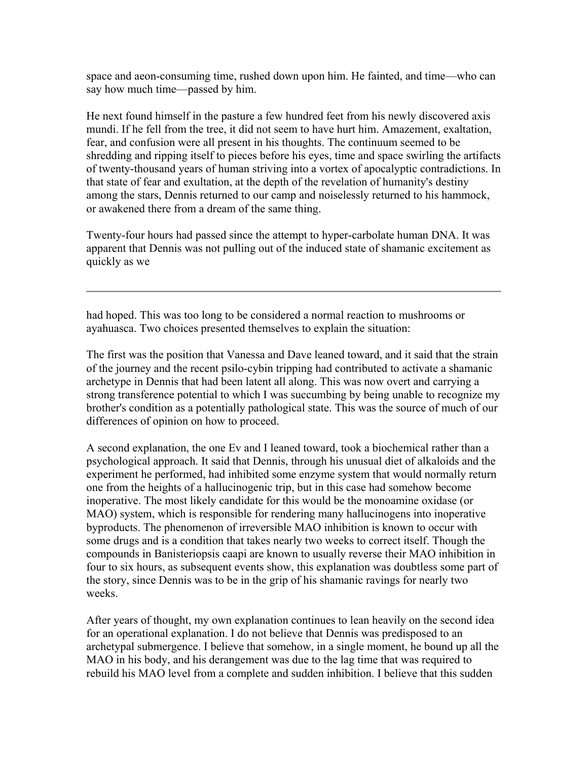space and aeon-consuming time, rushed down upon him. He fainted, and time—who can say how much time—passed by him.

He next found himself in the pasture a few hundred feet from his newly discovered axis mundi. If he fell from the tree, it did not seem to have hurt him. Amazement, exaltation, fear, and confusion were all present in his thoughts. The continuum seemed to be shredding and ripping itself to pieces before his eyes, time and space swirling the artifacts of twenty-thousand years of human striving into a vortex of apocalyptic contradictions. In that state of fear and exultation, at the depth of the revelation of humanity's destiny among the stars, Dennis returned to our camp and noiselessly returned to his hammock, or awakened there from a dream of the same thing.

Twenty-four hours had passed since the attempt to hyper-carbolate human DNA. It was apparent that Dennis was not pulling out of the induced state of shamanic excitement as quickly as we had hoped. This was too long to be considered a normal reaction to mushrooms or ayahuasca. Two choices presented themselves to explain the situation:

The first was the position that Vanessa and Dave leaned toward, and it said that the strain of the journey and the recent psilo-cybin tripping had contributed to activate a shamanic archetype in Dennis that had been latent all along. This was now overt and carrying a strong transference potential to which I was succumbing by being unable to recognize my brother's condition as a potentially pathological state. This was the source of much of our differences of opinion on how to proceed.

A second explanation, the one Ev and I leaned toward, took a biochemical rather than a psychological approach. It said that Dennis, through his unusual diet of alkaloids and the experiment he performed, had inhibited some enzyme system that would normally return one from the heights of a hallucinogenic trip, but in this case had somehow become inoperative. The most likely candidate for this would be the monoamine oxidase (or MAO) system, which is responsible for rendering many hallucinogens into inoperative byproducts. The phenomenon of irreversible MAO inhibition is known to occur with some drugs and is a condition that takes nearly two weeks to correct itself. Though the compounds in Banisteriopsis caapi are known to usually reverse their MAO inhibition in four to six hours, as subsequent events show, this explanation was doubtless some part of the story, since Dennis was to be in the grip of his shamanic ravings for nearly two weeks.

After years of thought, my own explanation continues to lean heavily on the second idea for an operational explanation. I do not believe that Dennis was predisposed to an archetypal submergence. I believe that somehow, in a single moment, he bound up all the MAO in his body, and his derangement was due to the lag time that was required to rebuild his MAO level from a complete and sudden inhibition. I believe that this sudden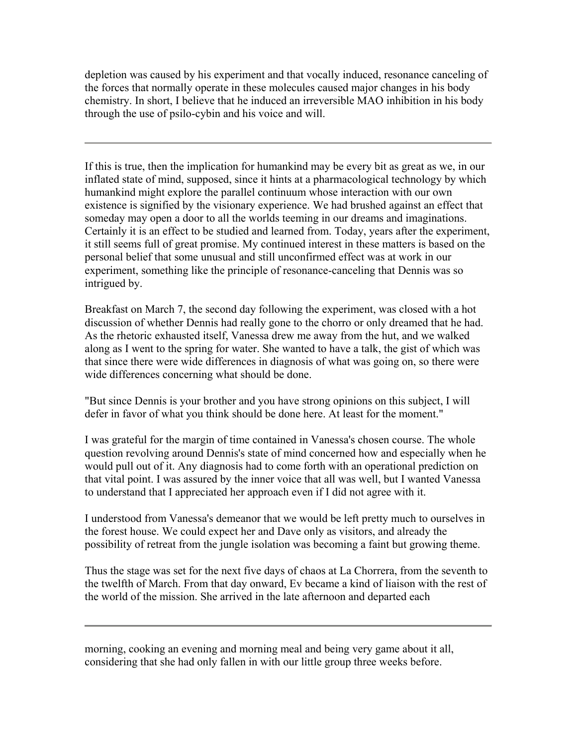depletion was caused by his experiment and that vocally induced, resonance canceling of the forces that normally operate in these molecules caused major changes in his body chemistry. In short, I believe that he induced an irreversible MAO inhibition in his body through the use of psilo-cybin and his voice and will.

---

If this is true, then the implication for humankind may be every bit as great as we, in our inflated state of mind, supposed, since it hints at a pharmacological technology by which humankind might explore the parallel continuum whose interaction with our own existence is signified by the visionary experience. We had brushed against an effect that someday may open a door to all the worlds teeming in our dreams and imaginations. Certainly it is an effect to be studied and learned from. Today, years after the experiment, it still seems full of great promise. My continued interest in these matters is based on the personal belief that some unusual and still unconfirmed effect was at work in our experiment, something like the principle of resonance-canceling that Dennis was so intrigued by.

Breakfast on March 7, the second day following the experiment, was closed with a hot discussion of whether Dennis had really gone to the chorro or only dreamed that he had. As the rhetoric exhausted itself, Vanessa drew me away from the hut, and we walked along as I went to the spring for water. She wanted to have a talk, the gist of which was that since there were wide differences in diagnosis of what was going on, so there were wide differences concerning what should be done.

"But since Dennis is your brother and you have strong opinions on this subject, I will defer in favor of what you think should be done here. At least for the moment."

I was grateful for the margin of time contained in Vanessa's chosen course. The whole question revolving around Dennis's state of mind concerned how and especially when he would pull out of it. Any diagnosis had to come forth with an operational prediction on that vital point. I was assured by the inner voice that all was well, but I wanted Vanessa to understand that I appreciated her approach even if I did not agree with it.

I understood from Vanessa's demeanor that we would be left pretty much to ourselves in the forest house. We could expect her and Dave only as visitors, and already the possibility of retreat from the jungle isolation was becoming a faint but growing theme.

Thus the stage was set for the next five days of chaos at La Chorrera, from the seventh to the twelfth of March. From that day onward, Ev became a kind of liaison with the rest of the world of the mission. She arrived in the late afternoon and departed each

---

morning, cooking an evening and morning meal and being very game about it all, considering that she had only fallen in with our little group three weeks before.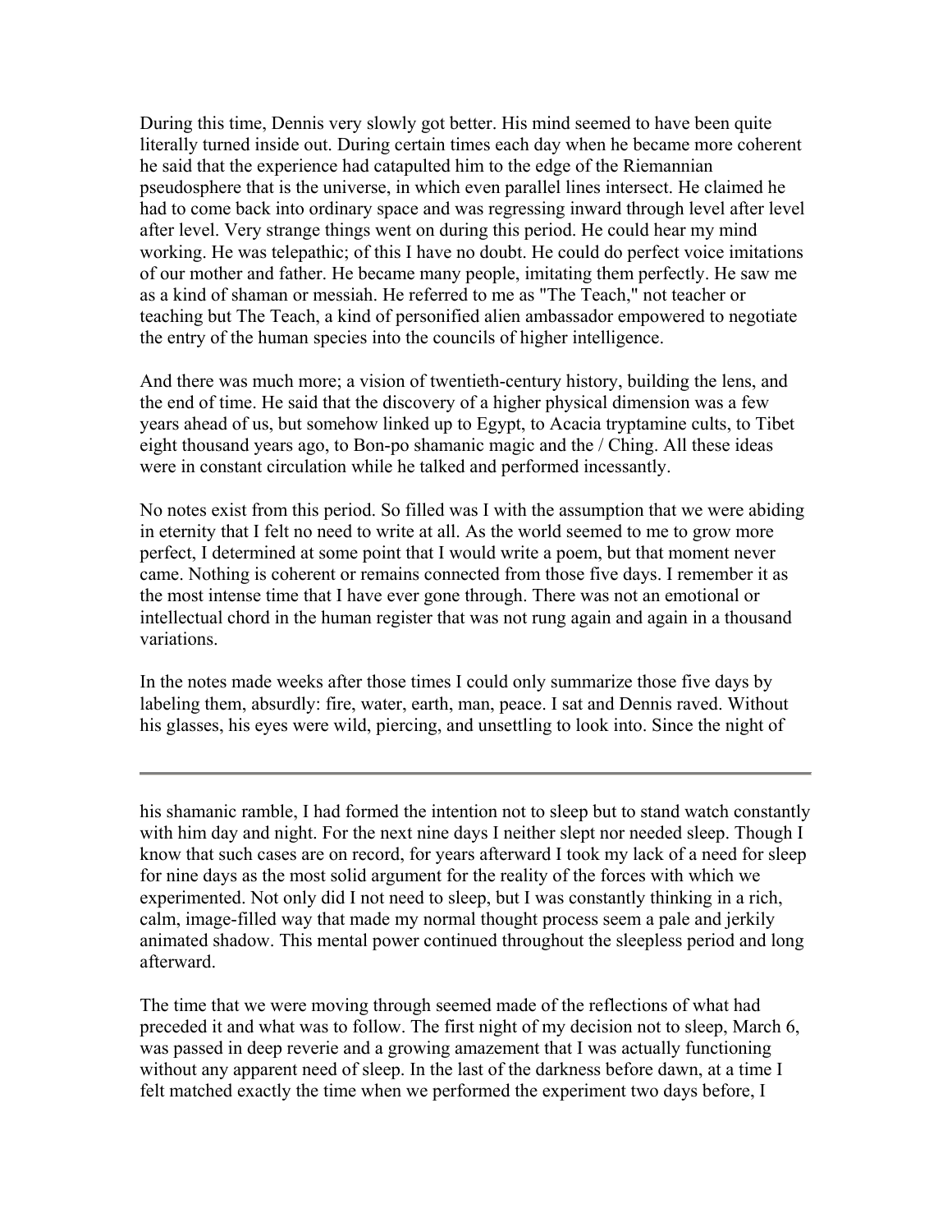During this time, Dennis very slowly got better. His mind seemed to have been quite literally turned inside out. During certain times each day when he became more coherent he said that the experience had catapulted him to the edge of the Riemannian pseudosphere that is the universe, in which even parallel lines intersect. He claimed he had to come back into ordinary space and was regressing inward through level after level after level. Very strange things went on during this period. He could hear my mind working. He was telepathic; of this I have no doubt. He could do perfect voice imitations of our mother and father. He became many people, imitating them perfectly. He saw me as a kind of shaman or messiah. He referred to me as "The Teach," not teacher or teaching but The Teach, a kind of personified alien ambassador empowered to negotiate the entry of the human species into the councils of higher intelligence.

And there was much more; a vision of twentieth-century history, building the lens, and the end of time. He said that the discovery of a higher physical dimension was a few years ahead of us, but somehow linked up to Egypt, to Acacia tryptamine cults, to Tibet eight thousand years ago, to Bon-po shamanic magic and the / Ching. All these ideas were in constant circulation while he talked and performed incessantly.

No notes exist from this period. So filled was I with the assumption that we were abiding in eternity that I felt no need to write at all. As the world seemed to me to grow more perfect, I determined at some point that I would write a poem, but that moment never came. Nothing is coherent or remains connected from those five days. I remember it as the most intense time that I have ever gone through. There was not an emotional or intellectual chord in the human register that was not rung again and again in a thousand variations.

In the notes made weeks after those times I could only summarize those five days by labeling them, absurdly: fire, water, earth, man, peace. I sat and Dennis raved. Without his glasses, his eyes were wild, piercing, and unsettling to look into. Since the night of his shamanic ramble, I had formed the intention not to sleep but to stand watch constantly with him day and night. For the next nine days I neither slept nor needed sleep. Though I know that such cases are on record, for years afterward I took my lack of a need for sleep for nine days as the most solid argument for the reality of the forces with which we experimented. Not only did I not need to sleep, but I was constantly thinking in a rich, calm, image-filled way that made my normal thought process seem a pale and jerkily animated shadow. This mental power continued throughout the sleepless period and long afterward.

The time that we were moving through seemed made of the reflections of what had preceded it and what was to follow. The first night of my decision not to sleep, March 6, was passed in deep reverie and a growing amazement that I was actually functioning without any apparent need of sleep. In the last of the darkness before dawn, at a time I felt matched exactly the time when we performed the experiment two days before, I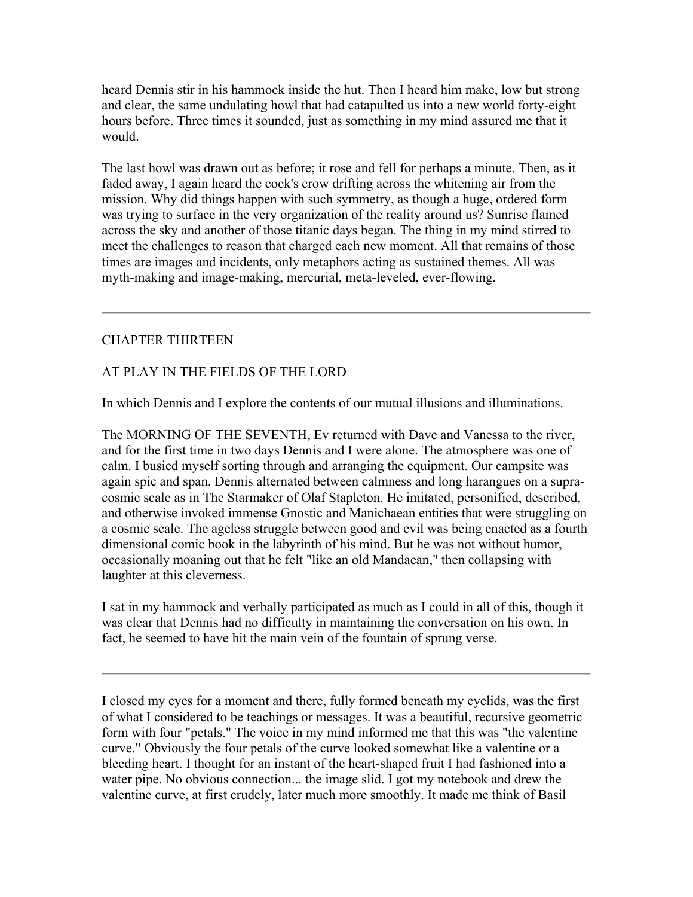heard Dennis stir in his hammock inside the hut. Then I heard him make, low but strong and clear, the same undulating howl that had catapulted us into a new world forty-eight hours before. Three times it sounded, just as something in my mind assured me that it would.

The last howl was drawn out as before; it rose and fell for perhaps a minute. Then, as it faded away, I again heard the cock's crow drifting across the whitening air from the mission. Why did things happen with such symmetry, as though a huge, ordered form was trying to surface in the very organization of the reality around us? Sunrise flamed across the sky and another of those titanic days began. The thing in my mind stirred to meet the challenges to reason that charged each new moment. All that remains of those times are images and incidents, only metaphors acting as sustained themes. All was myth-making and image-making, mercurial, meta-leveled, ever-flowing.

---

## CHAPTER THIRTEEN

## AT PLAY IN THE FIELDS OF THE LORD

In which Dennis and I explore the contents of our mutual illusions and illuminations.

The MORNING OF THE SEVENTH, Ev returned with Dave and Vanessa to the river, and for the first time in two days Dennis and I were alone. The atmosphere was one of calm. I busied myself sorting through and arranging the equipment. Our campsite was again spic and span. Dennis alternated between calmness and long harangues on a supra-cosmic scale as in The Starmaker of Olaf Stapleton. He imitated, personified, described, and otherwise invoked immense Gnostic and Manichaean entities that were struggling on a cosmic scale. The ageless struggle between good and evil was being enacted as a fourth dimensional comic book in the labyrinth of his mind. But he was not without humor, occasionally moaning out that he felt "like an old Mandaean," then collapsing with laughter at this cleverness.

I sat in my hammock and verbally participated as much as I could in all of this, though it was clear that Dennis had no difficulty in maintaining the conversation on his own. In fact, he seemed to have hit the main vein of the fountain of sprung verse.

---

I closed my eyes for a moment and there, fully formed beneath my eyelids, was the first of what I considered to be teachings or messages. It was a beautiful, recursive geometric form with four "petals." The voice in my mind informed me that this was "the valentine curve." Obviously the four petals of the curve looked somewhat like a valentine or a bleeding heart. I thought for an instant of the heart-shaped fruit I had fashioned into a water pipe. No obvious connection... the image slid. I got my notebook and drew the valentine curve, at first crudely, later much more smoothly. It made me think of Basil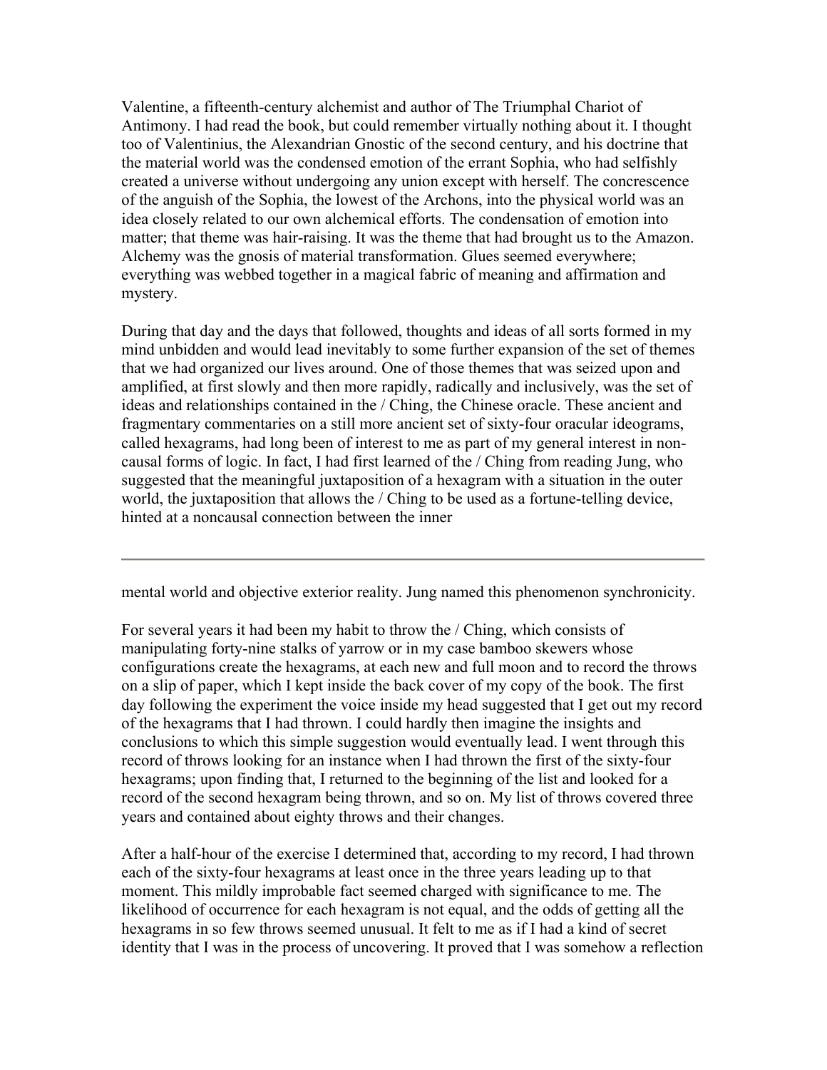Valentine, a fifteenth-century alchemist and author of The Triumphal Chariot of Antimony. I had read the book, but could remember virtually nothing about it. I thought too of Valentinius, the Alexandrian Gnostic of the second century, and his doctrine that the material world was the condensed emotion of the errant Sophia, who had selfishly created a universe without undergoing any union except with herself. The concrescence of the anguish of the Sophia, the lowest of the Archons, into the physical world was an idea closely related to our own alchemical efforts. The condensation of emotion into matter; that theme was hair-raising. It was the theme that had brought us to the Amazon. Alchemy was the gnosis of material transformation. Glues seemed everywhere; everything was webbed together in a magical fabric of meaning and affirmation and mystery.

During that day and the days that followed, thoughts and ideas of all sorts formed in my mind unbidden and would lead inevitably to some further expansion of the set of themes that we had organized our lives around. One of those themes that was seized upon and amplified, at first slowly and then more rapidly, radically and inclusively, was the set of ideas and relationships contained in the / Ching, the Chinese oracle. These ancient and fragmentary commentaries on a still more ancient set of sixty-four oracular ideograms, called hexagrams, had long been of interest to me as part of my general interest in non-causal forms of logic. In fact, I had first learned of the / Ching from reading Jung, who suggested that the meaningful juxtaposition of a hexagram with a situation in the outer world, the juxtaposition that allows the / Ching to be used as a fortune-telling device, hinted at a noncausal connection between the inner

---

mental world and objective exterior reality. Jung named this phenomenon synchronicity.

For several years it had been my habit to throw the / Ching, which consists of manipulating forty-nine stalks of yarrow or in my case bamboo skewers whose configurations create the hexagrams, at each new and full moon and to record the throws on a slip of paper, which I kept inside the back cover of my copy of the book. The first day following the experiment the voice inside my head suggested that I get out my record of the hexagrams that I had thrown. I could hardly then imagine the insights and conclusions to which this simple suggestion would eventually lead. I went through this record of throws looking for an instance when I had thrown the first of the sixty-four hexagrams; upon finding that, I returned to the beginning of the list and looked for a record of the second hexagram being thrown, and so on. My list of throws covered three years and contained about eighty throws and their changes.

After a half-hour of the exercise I determined that, according to my record, I had thrown each of the sixty-four hexagrams at least once in the three years leading up to that moment. This mildly improbable fact seemed charged with significance to me. The likelihood of occurrence for each hexagram is not equal, and the odds of getting all the hexagrams in so few throws seemed unusual. It felt to me as if I had a kind of secret identity that I was in the process of uncovering. It proved that I was somehow a reflection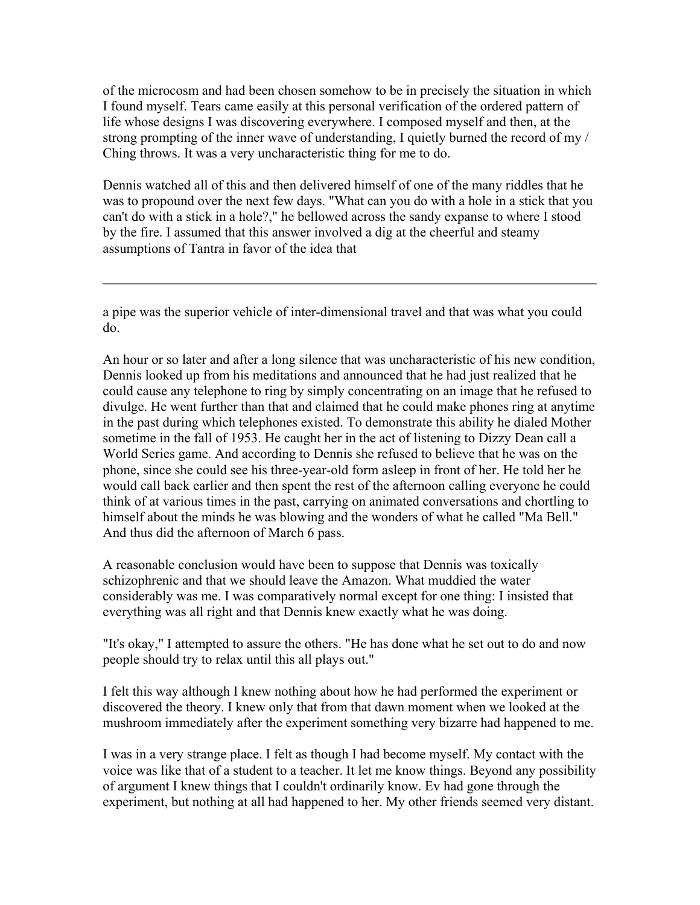of the microcosm and had been chosen somehow to be in precisely the situation in which I found myself. Tears came easily at this personal verification of the ordered pattern of life whose designs I was discovering everywhere. I composed myself and then, at the strong prompting of the inner wave of understanding, I quietly burned the record of my / Ching throws. It was a very uncharacteristic thing for me to do.

Dennis watched all of this and then delivered himself of one of the many riddles that he was to propound over the next few days. "What can you do with a hole in a stick that you can't do with a stick in a hole?," he bellowed across the sandy expanse to where I stood by the fire. I assumed that this answer involved a dig at the cheerful and steamy assumptions of Tantra in favor of the idea that

---

a pipe was the superior vehicle of inter-dimensional travel and that was what you could do.

An hour or so later and after a long silence that was uncharacteristic of his new condition, Dennis looked up from his meditations and announced that he had just realized that he could cause any telephone to ring by simply concentrating on an image that he refused to divulge. He went further than that and claimed that he could make phones ring at anytime in the past during which telephones existed. To demonstrate this ability he dialed Mother sometime in the fall of 1953. He caught her in the act of listening to Dizzy Dean call a World Series game. And according to Dennis she refused to believe that he was on the phone, since she could see his three-year-old form asleep in front of her. He told her he would call back earlier and then spent the rest of the afternoon calling everyone he could think of at various times in the past, carrying on animated conversations and chortling to himself about the minds he was blowing and the wonders of what he called "Ma Bell." And thus did the afternoon of March 6 pass.

A reasonable conclusion would have been to suppose that Dennis was toxically schizophrenic and that we should leave the Amazon. What muddied the water considerably was me. I was comparatively normal except for one thing: I insisted that everything was all right and that Dennis knew exactly what he was doing.

"It's okay," I attempted to assure the others. "He has done what he set out to do and now people should try to relax until this all plays out."

I felt this way although I knew nothing about how he had performed the experiment or discovered the theory. I knew only that from that dawn moment when we looked at the mushroom immediately after the experiment something very bizarre had happened to me.

I was in a very strange place. I felt as though I had become myself. My contact with the voice was like that of a student to a teacher. It let me know things. Beyond any possibility of argument I knew things that I couldn't ordinarily know. Ev had gone through the experiment, but nothing at all had happened to her. My other friends seemed very distant.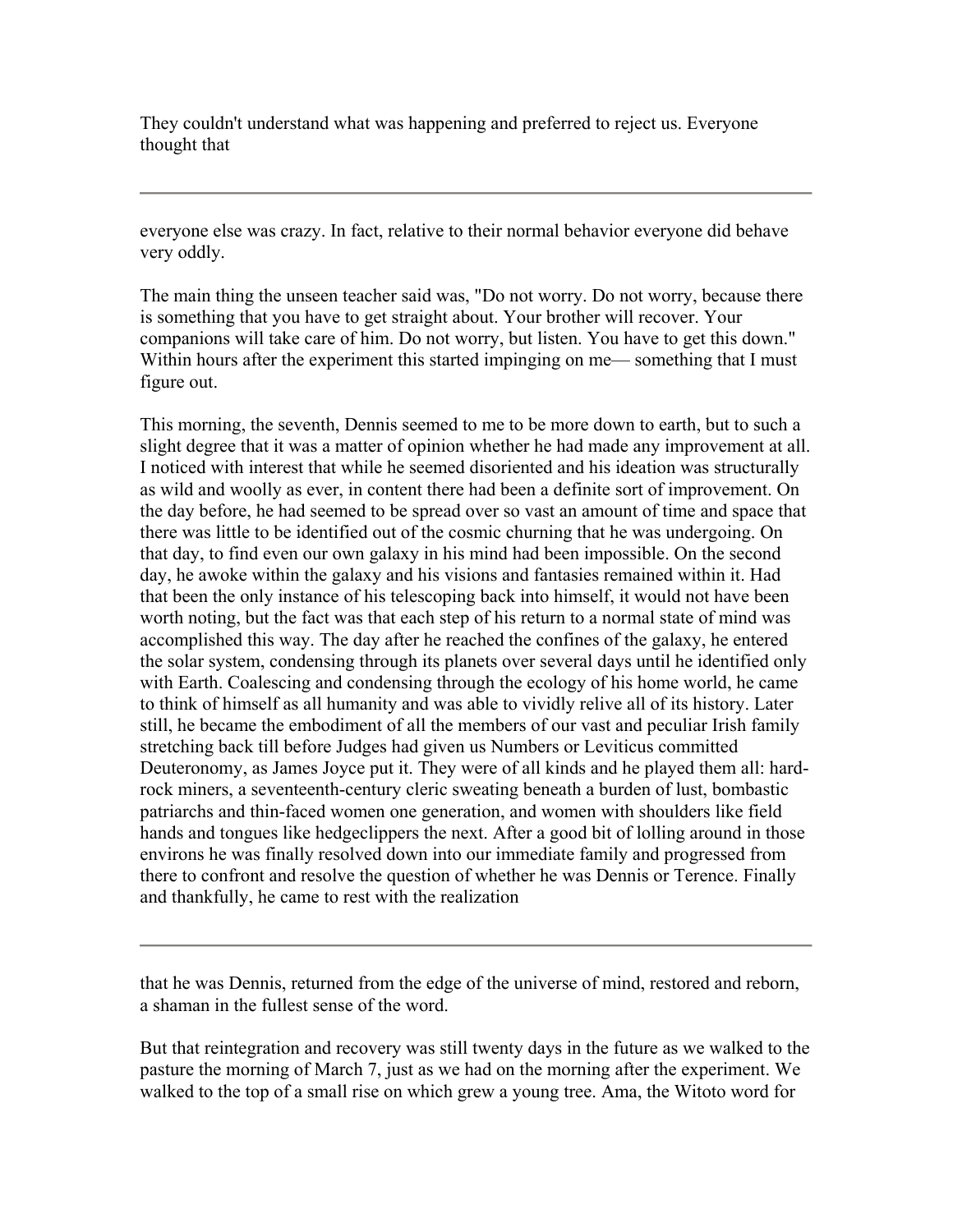They couldn't understand what was happening and preferred to reject us. Everyone thought that

everyone else was crazy. In fact, relative to their normal behavior everyone did behave very oddly.

The main thing the unseen teacher said was, "Do not worry. Do not worry, because there is something that you have to get straight about. Your brother will recover. Your companions will take care of him. Do not worry, but listen. You have to get this down." Within hours after the experiment this started impinging on me— something that I must figure out.

This morning, the seventh, Dennis seemed to me to be more down to earth, but to such a slight degree that it was a matter of opinion whether he had made any improvement at all. I noticed with interest that while he seemed disoriented and his ideation was structurally as wild and woolly as ever, in content there had been a definite sort of improvement. On the day before, he had seemed to be spread over so vast an amount of time and space that there was little to be identified out of the cosmic churning that he was undergoing. On that day, to find even our own galaxy in his mind had been impossible. On the second day, he awoke within the galaxy and his visions and fantasies remained within it. Had that been the only instance of his telescoping back into himself, it would not have been worth noting, but the fact was that each step of his return to a normal state of mind was accomplished this way. The day after he reached the confines of the galaxy, he entered the solar system, condensing through its planets over several days until he identified only with Earth. Coalescing and condensing through the ecology of his home world, he came to think of himself as all humanity and was able to vividly relive all of its history. Later still, he became the embodiment of all the members of our vast and peculiar Irish family stretching back till before Judges had given us Numbers or Leviticus committed Deuteronomy, as James Joyce put it. They were of all kinds and he played them all: hard-rock miners, a seventeenth-century cleric sweating beneath a burden of lust, bombastic patriarchs and thin-faced women one generation, and women with shoulders like field hands and tongues like hedgeclippers the next. After a good bit of lolling around in those environs he was finally resolved down into our immediate family and progressed from there to confront and resolve the question of whether he was Dennis or Terence. Finally and thankfully, he came to rest with the realization

that he was Dennis, returned from the edge of the universe of mind, restored and reborn, a shaman in the fullest sense of the word.

But that reintegration and recovery was still twenty days in the future as we walked to the pasture the morning of March 7, just as we had on the morning after the experiment. We walked to the top of a small rise on which grew a young tree. Ama, the Witoto word for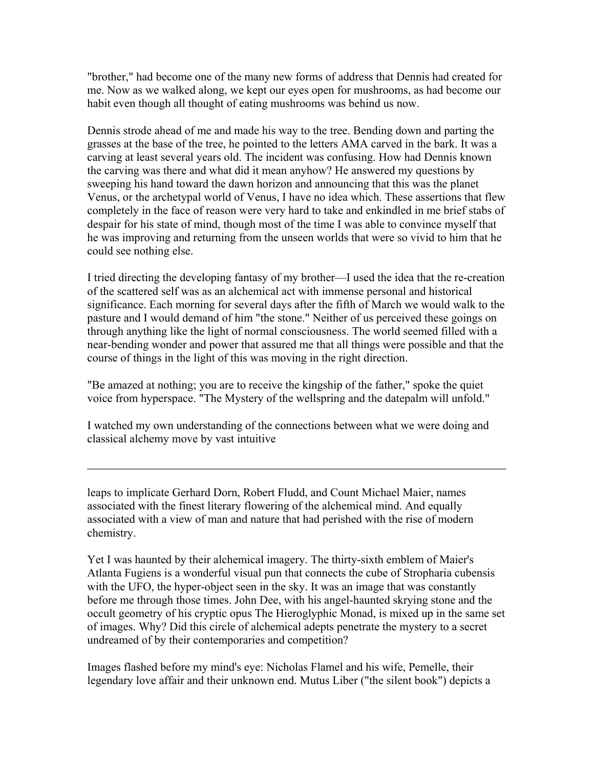"brother," had become one of the many new forms of address that Dennis had created for me. Now as we walked along, we kept our eyes open for mushrooms, as had become our habit even though all thought of eating mushrooms was behind us now.

Dennis strode ahead of me and made his way to the tree. Bending down and parting the grasses at the base of the tree, he pointed to the letters AMA carved in the bark. It was a carving at least several years old. The incident was confusing. How had Dennis known the carving was there and what did it mean anyhow? He answered my questions by sweeping his hand toward the dawn horizon and announcing that this was the planet Venus, or the archetypal world of Venus, I have no idea which. These assertions that flew completely in the face of reason were very hard to take and enkindled in me brief stabs of despair for his state of mind, though most of the time I was able to convince myself that he was improving and returning from the unseen worlds that were so vivid to him that he could see nothing else.

I tried directing the developing fantasy of my brother—I used the idea that the re-creation of the scattered self was as an alchemical act with immense personal and historical significance. Each morning for several days after the fifth of March we would walk to the pasture and I would demand of him "the stone." Neither of us perceived these goings on through anything like the light of normal consciousness. The world seemed filled with a near-bending wonder and power that assured me that all things were possible and that the course of things in the light of this was moving in the right direction.

"Be amazed at nothing; you are to receive the kingship of the father," spoke the quiet voice from hyperspace. "The Mystery of the wellspring and the datepalm will unfold."

I watched my own understanding of the connections between what we were doing and classical alchemy move by vast intuitive leaps to implicate Gerhard Dorn, Robert Fludd, and Count Michael Maier, names associated with the finest literary flowering of the alchemical mind. And equally associated with a view of man and nature that had perished with the rise of modern chemistry.

Yet I was haunted by their alchemical imagery. The thirty-sixth emblem of Maier's Atlanta Fugiens is a wonderful visual pun that connects the cube of Stropharia cubensis with the UFO, the hyper-object seen in the sky. It was an image that was constantly before me through those times. John Dee, with his angel-haunted skrying stone and the occult geometry of his cryptic opus The Hieroglyphic Monad, is mixed up in the same set of images. Why? Did this circle of alchemical adepts penetrate the mystery to a secret undreamed of by their contemporaries and competition?

Images flashed before my mind's eye: Nicholas Flamel and his wife, Pemelle, their legendary love affair and their unknown end. Mutus Liber ("the silent book") depicts a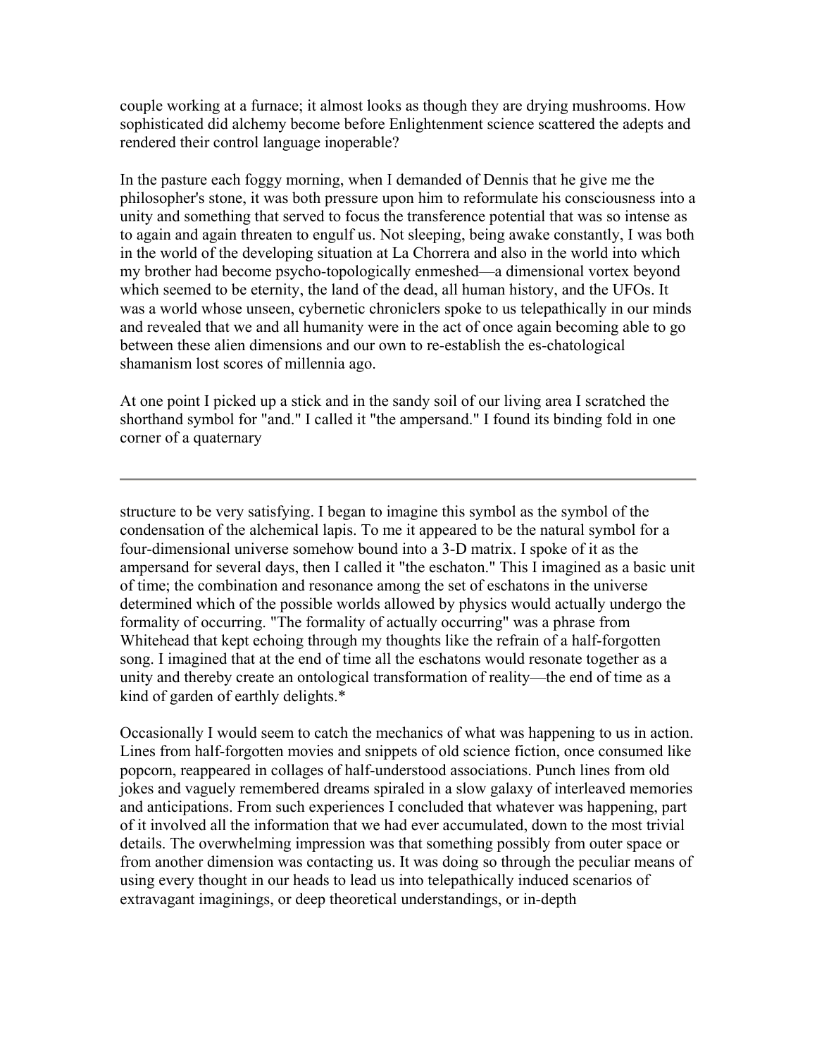couple working at a furnace; it almost looks as though they are drying mushrooms. How sophisticated did alchemy become before Enlightenment science scattered the adepts and rendered their control language inoperable?

In the pasture each foggy morning, when I demanded of Dennis that he give me the philosopher's stone, it was both pressure upon him to reformulate his consciousness into a unity and something that served to focus the transference potential that was so intense as to again and again threaten to engulf us. Not sleeping, being awake constantly, I was both in the world of the developing situation at La Chorrera and also in the world into which my brother had become psycho-topologically enmeshed—a dimensional vortex beyond which seemed to be eternity, the land of the dead, all human history, and the UFOs. It was a world whose unseen, cybernetic chroniclers spoke to us telepathically in our minds and revealed that we and all humanity were in the act of once again becoming able to go between these alien dimensions and our own to re-establish the es-chatological shamanism lost scores of millennia ago.

At one point I picked up a stick and in the sandy soil of our living area I scratched the shorthand symbol for "and." I called it "the ampersand." I found its binding fold in one corner of a quaternary

---

structure to be very satisfying. I began to imagine this symbol as the symbol of the condensation of the alchemical lapis. To me it appeared to be the natural symbol for a four-dimensional universe somehow bound into a 3-D matrix. I spoke of it as the ampersand for several days, then I called it "the eschaton." This I imagined as a basic unit of time; the combination and resonance among the set of eschatons in the universe determined which of the possible worlds allowed by physics would actually undergo the formality of occurring. "The formality of actually occurring" was a phrase from Whitehead that kept echoing through my thoughts like the refrain of a half-forgotten song. I imagined that at the end of time all the eschatons would resonate together as a unity and thereby create an ontological transformation of reality—the end of time as a kind of garden of earthly delights.*

Occasionally I would seem to catch the mechanics of what was happening to us in action. Lines from half-forgotten movies and snippets of old science fiction, once consumed like popcorn, reappeared in collages of half-understood associations. Punch lines from old jokes and vaguely remembered dreams spiraled in a slow galaxy of interleaved memories and anticipations. From such experiences I concluded that whatever was happening, part of it involved all the information that we had ever accumulated, down to the most trivial details. The overwhelming impression was that something possibly from outer space or from another dimension was contacting us. It was doing so through the peculiar means of using every thought in our heads to lead us into telepathically induced scenarios of extravagant imaginings, or deep theoretical understandings, or in-depth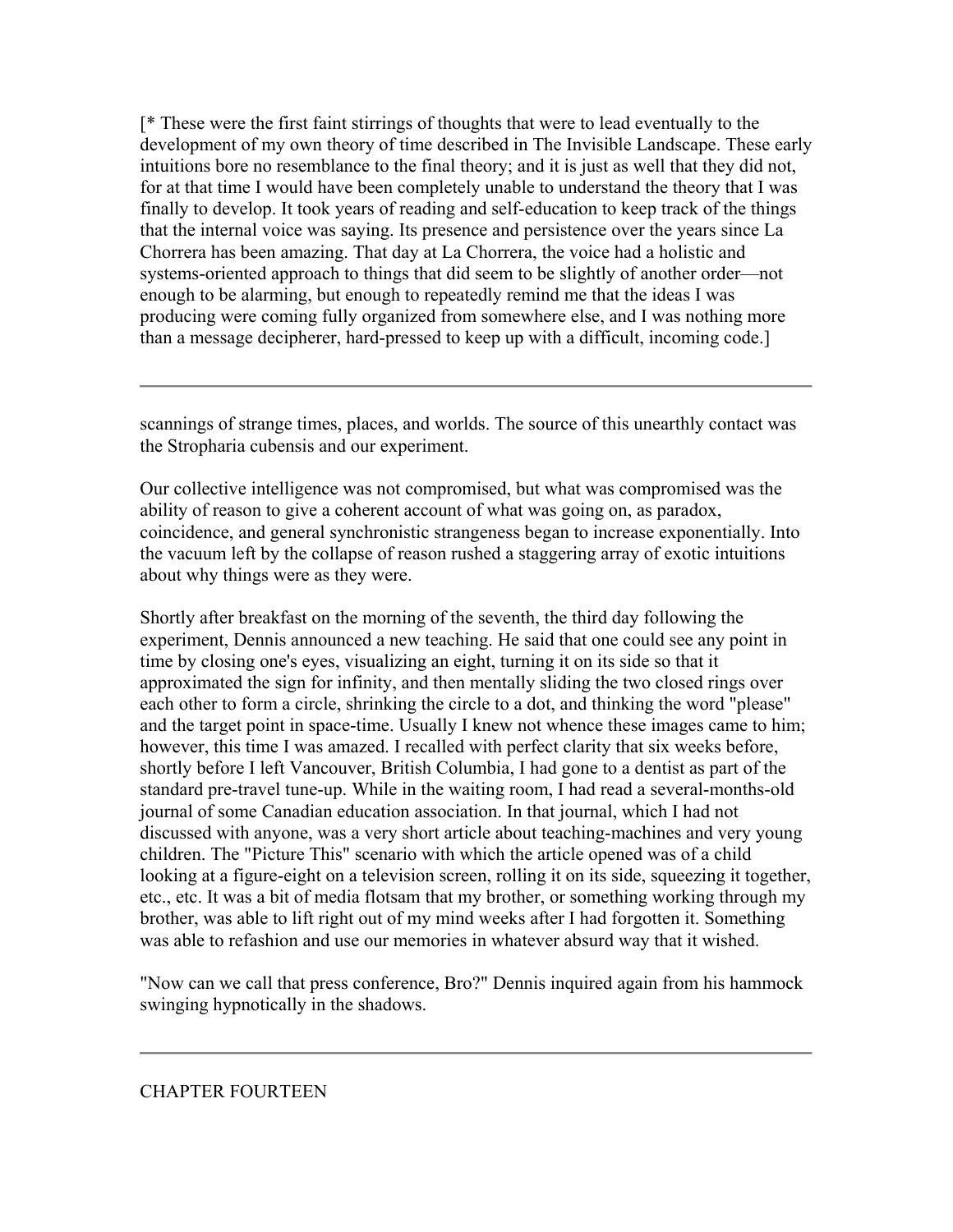[* These were the first faint stirrings of thoughts that were to lead eventually to the development of my own theory of time described in The Invisible Landscape. These early intuitions bore no resemblance to the final theory; and it is just as well that they did not, for at that time I would have been completely unable to understand the theory that I was finally to develop. It took years of reading and self-education to keep track of the things that the internal voice was saying. Its presence and persistence over the years since La Chorrera has been amazing. That day at La Chorrera, the voice had a holistic and systems-oriented approach to things that did seem to be slightly of another order—not enough to be alarming, but enough to repeatedly remind me that the ideas I was producing were coming fully organized from somewhere else, and I was nothing more than a message decipherer, hard-pressed to keep up with a difficult, incoming code.]

---

scannings of strange times, places, and worlds. The source of this unearthly contact was the Stropharia cubensis and our experiment.

Our collective intelligence was not compromised, but what was compromised was the ability of reason to give a coherent account of what was going on, as paradox, coincidence, and general synchronistic strangeness began to increase exponentially. Into the vacuum left by the collapse of reason rushed a staggering array of exotic intuitions about why things were as they were.

Shortly after breakfast on the morning of the seventh, the third day following the experiment, Dennis announced a new teaching. He said that one could see any point in time by closing one's eyes, visualizing an eight, turning it on its side so that it approximated the sign for infinity, and then mentally sliding the two closed rings over each other to form a circle, shrinking the circle to a dot, and thinking the word "please" and the target point in space-time. Usually I knew not whence these images came to him; however, this time I was amazed. I recalled with perfect clarity that six weeks before, shortly before I left Vancouver, British Columbia, I had gone to a dentist as part of the standard pre-travel tune-up. While in the waiting room, I had read a several-months-old journal of some Canadian education association. In that journal, which I had not discussed with anyone, was a very short article about teaching-machines and very young children. The "Picture This" scenario with which the article opened was of a child looking at a figure-eight on a television screen, rolling it on its side, squeezing it together, etc., etc. It was a bit of media flotsam that my brother, or something working through my brother, was able to lift right out of my mind weeks after I had forgotten it. Something was able to refashion and use our memories in whatever absurd way that it wished.

"Now can we call that press conference, Bro?" Dennis inquired again from his hammock swinging hypnotically in the shadows.

---

## CHAPTER FOURTEEN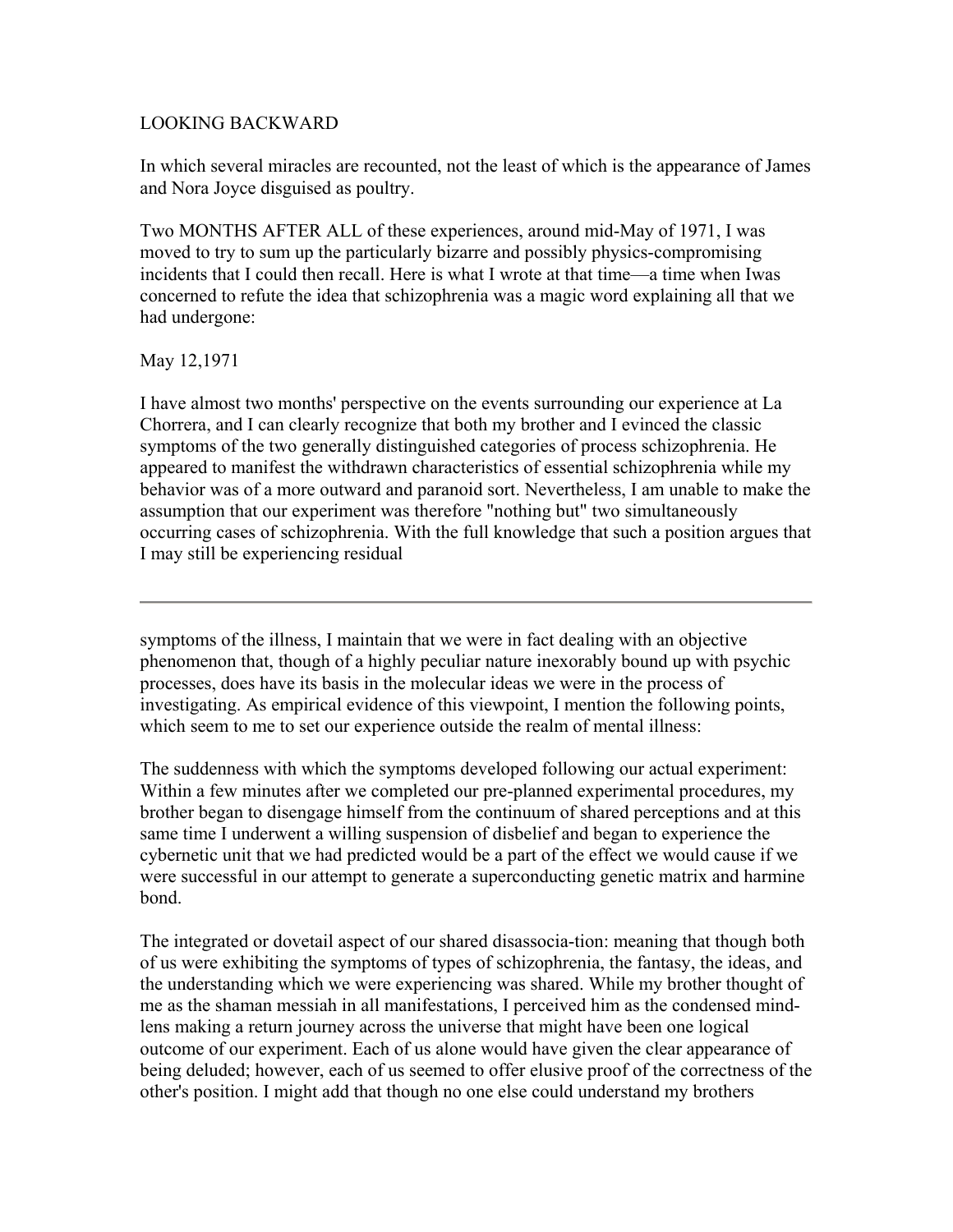LOOKING BACKWARD

In which several miracles are recounted, not the least of which is the appearance of James and Nora Joyce disguised as poultry.

Two MONTHS AFTER ALL of these experiences, around mid-May of 1971, I was moved to try to sum up the particularly bizarre and possibly physics-compromising incidents that I could then recall. Here is what I wrote at that time—a time when Iwas concerned to refute the idea that schizophrenia was a magic word explaining all that we had undergone:

May 12,1971

I have almost two months' perspective on the events surrounding our experience at La Chorrera, and I can clearly recognize that both my brother and I evinced the classic symptoms of the two generally distinguished categories of process schizophrenia. He appeared to manifest the withdrawn characteristics of essential schizophrenia while my behavior was of a more outward and paranoid sort. Nevertheless, I am unable to make the assumption that our experiment was therefore "nothing but" two simultaneously occurring cases of schizophrenia. With the full knowledge that such a position argues that I may still be experiencing residual

---

symptoms of the illness, I maintain that we were in fact dealing with an objective phenomenon that, though of a highly peculiar nature inexorably bound up with psychic processes, does have its basis in the molecular ideas we were in the process of investigating. As empirical evidence of this viewpoint, I mention the following points, which seem to me to set our experience outside the realm of mental illness:

The suddenness with which the symptoms developed following our actual experiment: Within a few minutes after we completed our pre-planned experimental procedures, my brother began to disengage himself from the continuum of shared perceptions and at this same time I underwent a willing suspension of disbelief and began to experience the cybernetic unit that we had predicted would be a part of the effect we would cause if we were successful in our attempt to generate a superconducting genetic matrix and harmine bond.

The integrated or dovetail aspect of our shared disassocia-tion: meaning that though both of us were exhibiting the symptoms of types of schizophrenia, the fantasy, the ideas, and the understanding which we were experiencing was shared. While my brother thought of me as the shaman messiah in all manifestations, I perceived him as the condensed mind-lens making a return journey across the universe that might have been one logical outcome of our experiment. Each of us alone would have given the clear appearance of being deluded; however, each of us seemed to offer elusive proof of the correctness of the other's position. I might add that though no one else could understand my brothers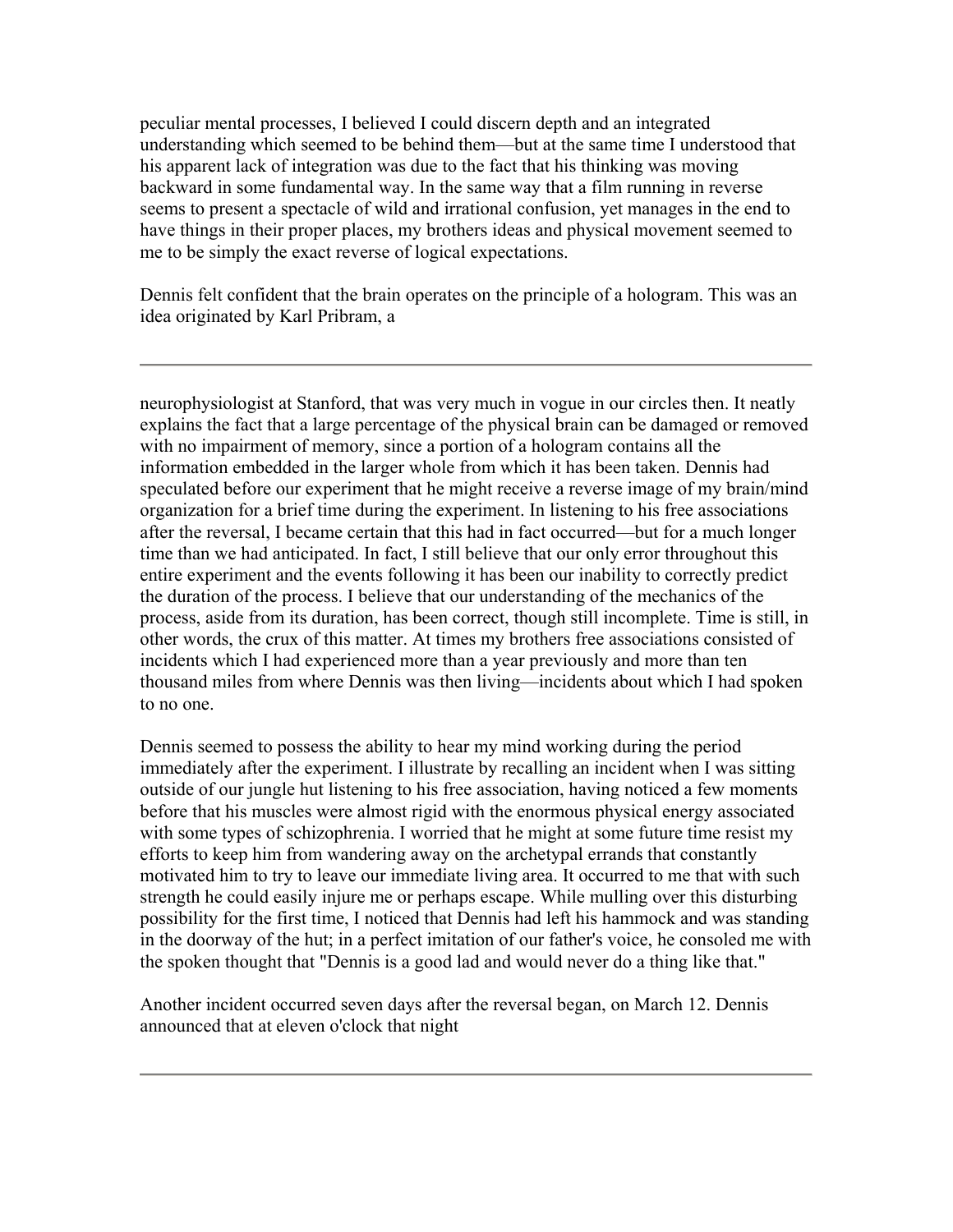peculiar mental processes, I believed I could discern depth and an integrated understanding which seemed to be behind them—but at the same time I understood that his apparent lack of integration was due to the fact that his thinking was moving backward in some fundamental way. In the same way that a film running in reverse seems to present a spectacle of wild and irrational confusion, yet manages in the end to have things in their proper places, my brothers ideas and physical movement seemed to me to be simply the exact reverse of logical expectations.

Dennis felt confident that the brain operates on the principle of a hologram. This was an idea originated by Karl Pribram, a neurophysiologist at Stanford, that was very much in vogue in our circles then. It neatly explains the fact that a large percentage of the physical brain can be damaged or removed with no impairment of memory, since a portion of a hologram contains all the information embedded in the larger whole from which it has been taken. Dennis had speculated before our experiment that he might receive a reverse image of my brain/mind organization for a brief time during the experiment. In listening to his free associations after the reversal, I became certain that this had in fact occurred—but for a much longer time than we had anticipated. In fact, I still believe that our only error throughout this entire experiment and the events following it has been our inability to correctly predict the duration of the process. I believe that our understanding of the mechanics of the process, aside from its duration, has been correct, though still incomplete. Time is still, in other words, the crux of this matter. At times my brothers free associations consisted of incidents which I had experienced more than a year previously and more than ten thousand miles from where Dennis was then living—incidents about which I had spoken to no one.

Dennis seemed to possess the ability to hear my mind working during the period immediately after the experiment. I illustrate by recalling an incident when I was sitting outside of our jungle hut listening to his free association, having noticed a few moments before that his muscles were almost rigid with the enormous physical energy associated with some types of schizophrenia. I worried that he might at some future time resist my efforts to keep him from wandering away on the archetypal errands that constantly motivated him to try to leave our immediate living area. It occurred to me that with such strength he could easily injure me or perhaps escape. While mulling over this disturbing possibility for the first time, I noticed that Dennis had left his hammock and was standing in the doorway of the hut; in a perfect imitation of our father's voice, he consoled me with the spoken thought that "Dennis is a good lad and would never do a thing like that."

Another incident occurred seven days after the reversal began, on March 12. Dennis announced that at eleven o'clock that night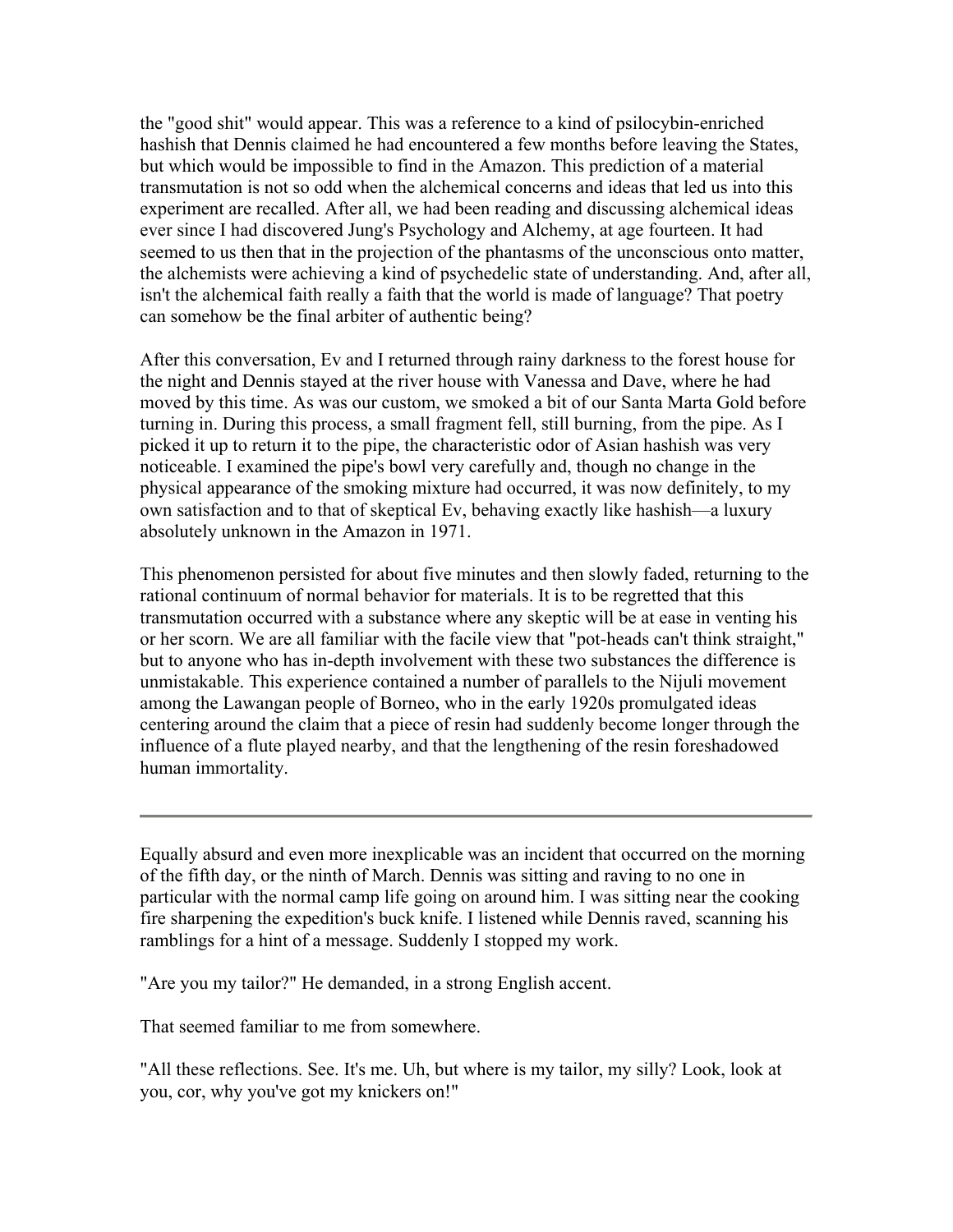the "good shit" would appear. This was a reference to a kind of psilocybin-enriched hashish that Dennis claimed he had encountered a few months before leaving the States, but which would be impossible to find in the Amazon. This prediction of a material transmutation is not so odd when the alchemical concerns and ideas that led us into this experiment are recalled. After all, we had been reading and discussing alchemical ideas ever since I had discovered Jung's Psychology and Alchemy, at age fourteen. It had seemed to us then that in the projection of the phantasms of the unconscious onto matter, the alchemists were achieving a kind of psychedelic state of understanding. And, after all, isn't the alchemical faith really a faith that the world is made of language? That poetry can somehow be the final arbiter of authentic being?

After this conversation, Ev and I returned through rainy darkness to the forest house for the night and Dennis stayed at the river house with Vanessa and Dave, where he had moved by this time. As was our custom, we smoked a bit of our Santa Marta Gold before turning in. During this process, a small fragment fell, still burning, from the pipe. As I picked it up to return it to the pipe, the characteristic odor of Asian hashish was very noticeable. I examined the pipe's bowl very carefully and, though no change in the physical appearance of the smoking mixture had occurred, it was now definitely, to my own satisfaction and to that of skeptical Ev, behaving exactly like hashish—a luxury absolutely unknown in the Amazon in 1971.

This phenomenon persisted for about five minutes and then slowly faded, returning to the rational continuum of normal behavior for materials. It is to be regretted that this transmutation occurred with a substance where any skeptic will be at ease in venting his or her scorn. We are all familiar with the facile view that "pot-heads can't think straight," but to anyone who has in-depth involvement with these two substances the difference is unmistakable. This experience contained a number of parallels to the Nijuli movement among the Lawangan people of Borneo, who in the early 1920s promulgated ideas centering around the claim that a piece of resin had suddenly become longer through the influence of a flute played nearby, and that the lengthening of the resin foreshadowed human immortality.

---

Equally absurd and even more inexplicable was an incident that occurred on the morning of the fifth day, or the ninth of March. Dennis was sitting and raving to no one in particular with the normal camp life going on around him. I was sitting near the cooking fire sharpening the expedition's buck knife. I listened while Dennis raved, scanning his ramblings for a hint of a message. Suddenly I stopped my work.

"Are you my tailor?" He demanded, in a strong English accent.

That seemed familiar to me from somewhere.

"All these reflections. See. It's me. Uh, but where is my tailor, my silly? Look, look at you, cor, why you've got my knickers on!"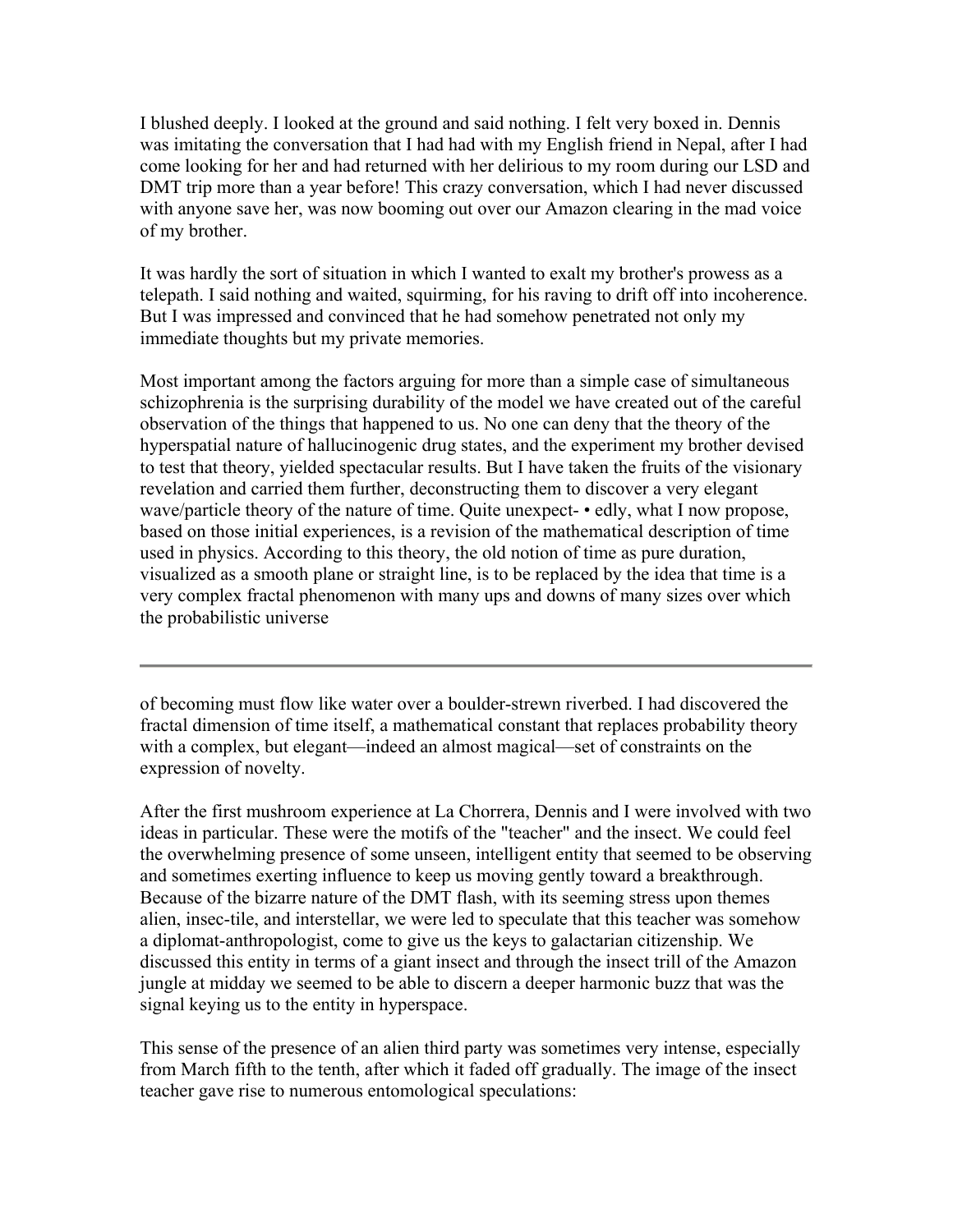I blushed deeply. I looked at the ground and said nothing. I felt very boxed in. Dennis was imitating the conversation that I had had with my English friend in Nepal, after I had come looking for her and had returned with her delirious to my room during our LSD and DMT trip more than a year before! This crazy conversation, which I had never discussed with anyone save her, was now booming out over our Amazon clearing in the mad voice of my brother.

It was hardly the sort of situation in which I wanted to exalt my brother's prowess as a telepath. I said nothing and waited, squirming, for his raving to drift off into incoherence. But I was impressed and convinced that he had somehow penetrated not only my immediate thoughts but my private memories.

Most important among the factors arguing for more than a simple case of simultaneous schizophrenia is the surprising durability of the model we have created out of the careful observation of the things that happened to us. No one can deny that the theory of the hyperspatial nature of hallucinogenic drug states, and the experiment my brother devised to test that theory, yielded spectacular results. But I have taken the fruits of the visionary revelation and carried them further, deconstructing them to discover a very elegant wave/particle theory of the nature of time. Quite unexpect- • edly, what I now propose, based on those initial experiences, is a revision of the mathematical description of time used in physics. According to this theory, the old notion of time as pure duration, visualized as a smooth plane or straight line, is to be replaced by the idea that time is a very complex fractal phenomenon with many ups and downs of many sizes over which the probabilistic universe of becoming must flow like water over a boulder-strewn riverbed. I had discovered the fractal dimension of time itself, a mathematical constant that replaces probability theory with a complex, but elegant—indeed an almost magical—set of constraints on the expression of novelty.

After the first mushroom experience at La Chorrera, Dennis and I were involved with two ideas in particular. These were the motifs of the "teacher" and the insect. We could feel the overwhelming presence of some unseen, intelligent entity that seemed to be observing and sometimes exerting influence to keep us moving gently toward a breakthrough. Because of the bizarre nature of the DMT flash, with its seeming stress upon themes alien, insec-tile, and interstellar, we were led to speculate that this teacher was somehow a diplomat-anthropologist, come to give us the keys to galactarian citizenship. We discussed this entity in terms of a giant insect and through the insect trill of the Amazon jungle at midday we seemed to be able to discern a deeper harmonic buzz that was the signal keying us to the entity in hyperspace.

This sense of the presence of an alien third party was sometimes very intense, especially from March fifth to the tenth, after which it faded off gradually. The image of the insect teacher gave rise to numerous entomological speculations: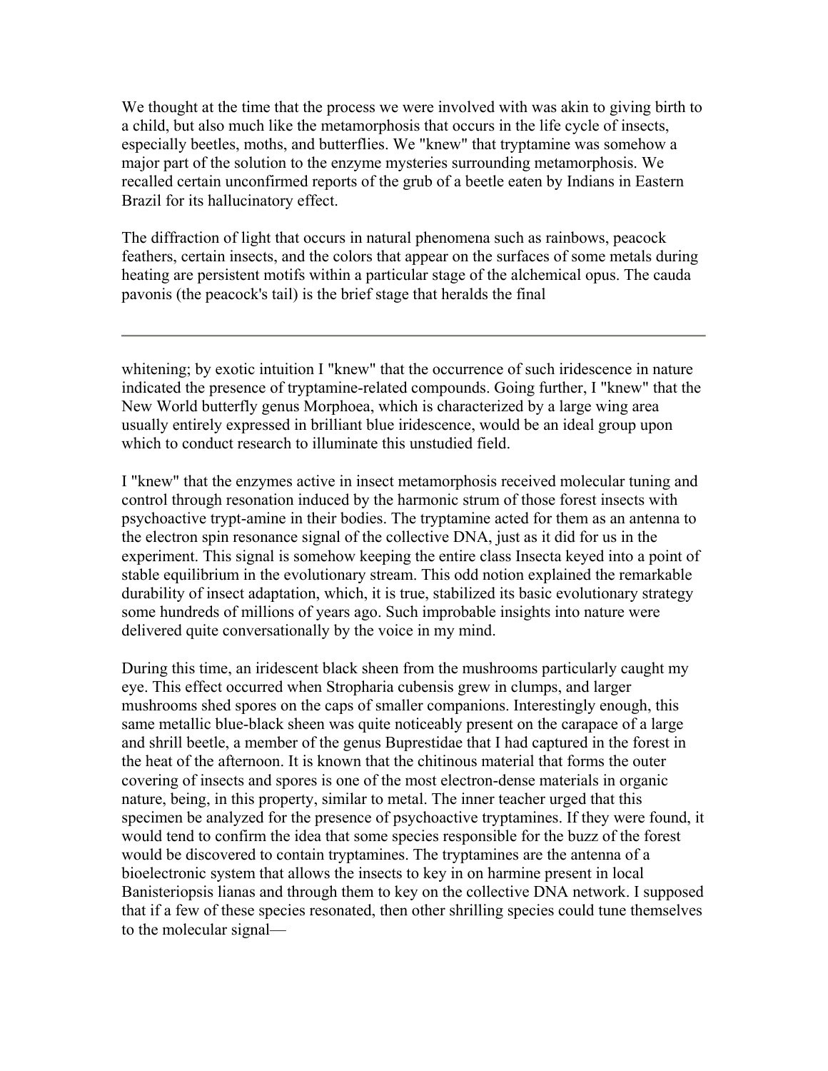We thought at the time that the process we were involved with was akin to giving birth to a child, but also much like the metamorphosis that occurs in the life cycle of insects, especially beetles, moths, and butterflies. We "knew" that tryptamine was somehow a major part of the solution to the enzyme mysteries surrounding metamorphosis. We recalled certain unconfirmed reports of the grub of a beetle eaten by Indians in Eastern Brazil for its hallucinatory effect.

The diffraction of light that occurs in natural phenomena such as rainbows, peacock feathers, certain insects, and the colors that appear on the surfaces of some metals during heating are persistent motifs within a particular stage of the alchemical opus. The cauda pavonis (the peacock's tail) is the brief stage that heralds the final

---

whitening; by exotic intuition I "knew" that the occurrence of such iridescence in nature indicated the presence of tryptamine-related compounds. Going further, I "knew" that the New World butterfly genus Morphoea, which is characterized by a large wing area usually entirely expressed in brilliant blue iridescence, would be an ideal group upon which to conduct research to illuminate this unstudied field.

I "knew" that the enzymes active in insect metamorphosis received molecular tuning and control through resonation induced by the harmonic strum of those forest insects with psychoactive trypt-amine in their bodies. The tryptamine acted for them as an antenna to the electron spin resonance signal of the collective DNA, just as it did for us in the experiment. This signal is somehow keeping the entire class Insecta keyed into a point of stable equilibrium in the evolutionary stream. This odd notion explained the remarkable durability of insect adaptation, which, it is true, stabilized its basic evolutionary strategy some hundreds of millions of years ago. Such improbable insights into nature were delivered quite conversationally by the voice in my mind.

During this time, an iridescent black sheen from the mushrooms particularly caught my eye. This effect occurred when Stropharia cubensis grew in clumps, and larger mushrooms shed spores on the caps of smaller companions. Interestingly enough, this same metallic blue-black sheen was quite noticeably present on the carapace of a large and shrill beetle, a member of the genus Buprestidae that I had captured in the forest in the heat of the afternoon. It is known that the chitinous material that forms the outer covering of insects and spores is one of the most electron-dense materials in organic nature, being, in this property, similar to metal. The inner teacher urged that this specimen be analyzed for the presence of psychoactive tryptamines. If they were found, it would tend to confirm the idea that some species responsible for the buzz of the forest would be discovered to contain tryptamines. The tryptamines are the antenna of a bioelectronic system that allows the insects to key in on harmine present in local Banisteriopsis lianas and through them to key on the collective DNA network. I supposed that if a few of these species resonated, then other shrilling species could tune themselves to the molecular signal—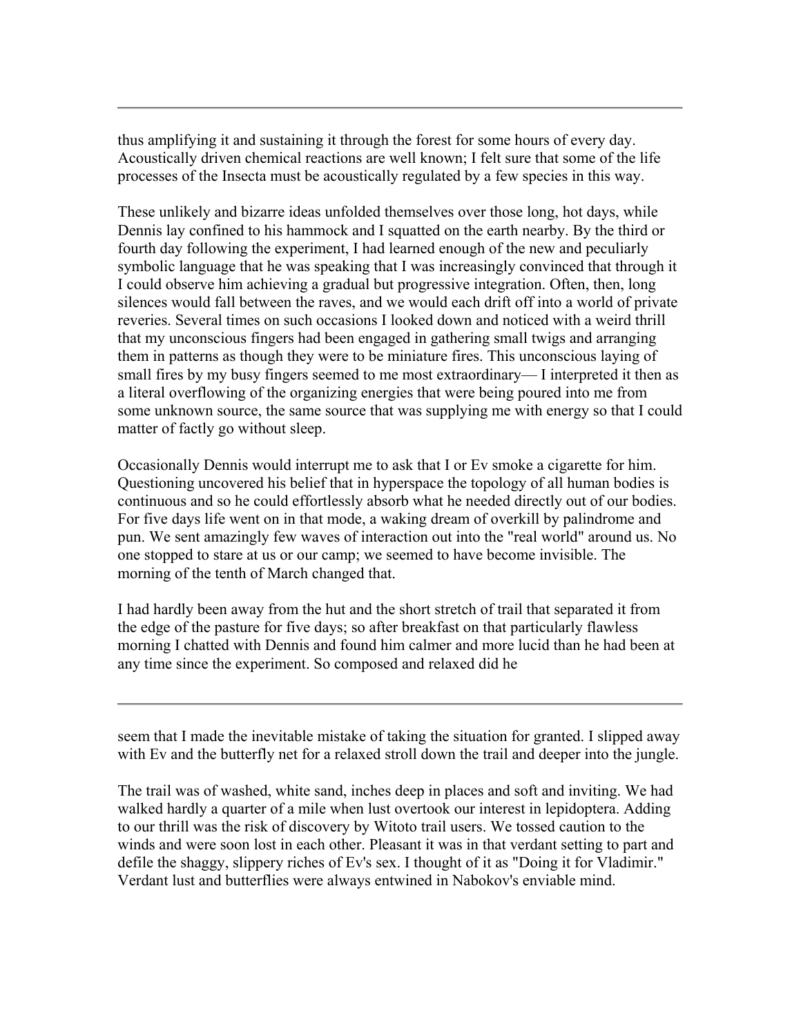thus amplifying it and sustaining it through the forest for some hours of every day. Acoustically driven chemical reactions are well known; I felt sure that some of the life processes of the Insecta must be acoustically regulated by a few species in this way.

These unlikely and bizarre ideas unfolded themselves over those long, hot days, while Dennis lay confined to his hammock and I squatted on the earth nearby. By the third or fourth day following the experiment, I had learned enough of the new and peculiarly symbolic language that he was speaking that I was increasingly convinced that through it I could observe him achieving a gradual but progressive integration. Often, then, long silences would fall between the raves, and we would each drift off into a world of private reveries. Several times on such occasions I looked down and noticed with a weird thrill that my unconscious fingers had been engaged in gathering small twigs and arranging them in patterns as though they were to be miniature fires. This unconscious laying of small fires by my busy fingers seemed to me most extraordinary— I interpreted it then as a literal overflowing of the organizing energies that were being poured into me from some unknown source, the same source that was supplying me with energy so that I could matter of factly go without sleep.

Occasionally Dennis would interrupt me to ask that I or Ev smoke a cigarette for him. Questioning uncovered his belief that in hyperspace the topology of all human bodies is continuous and so he could effortlessly absorb what he needed directly out of our bodies. For five days life went on in that mode, a waking dream of overkill by palindrome and pun. We sent amazingly few waves of interaction out into the "real world" around us. No one stopped to stare at us or our camp; we seemed to have become invisible. The morning of the tenth of March changed that.

I had hardly been away from the hut and the short stretch of trail that separated it from the edge of the pasture for five days; so after breakfast on that particularly flawless morning I chatted with Dennis and found him calmer and more lucid than he had been at any time since the experiment. So composed and relaxed did he seem that I made the inevitable mistake of taking the situation for granted. I slipped away with Ev and the butterfly net for a relaxed stroll down the trail and deeper into the jungle.

The trail was of washed, white sand, inches deep in places and soft and inviting. We had walked hardly a quarter of a mile when lust overtook our interest in lepidoptera. Adding to our thrill was the risk of discovery by Witoto trail users. We tossed caution to the winds and were soon lost in each other. Pleasant it was in that verdant setting to part and defile the shaggy, slippery riches of Ev's sex. I thought of it as "Doing it for Vladimir." Verdant lust and butterflies were always entwined in Nabokov's enviable mind.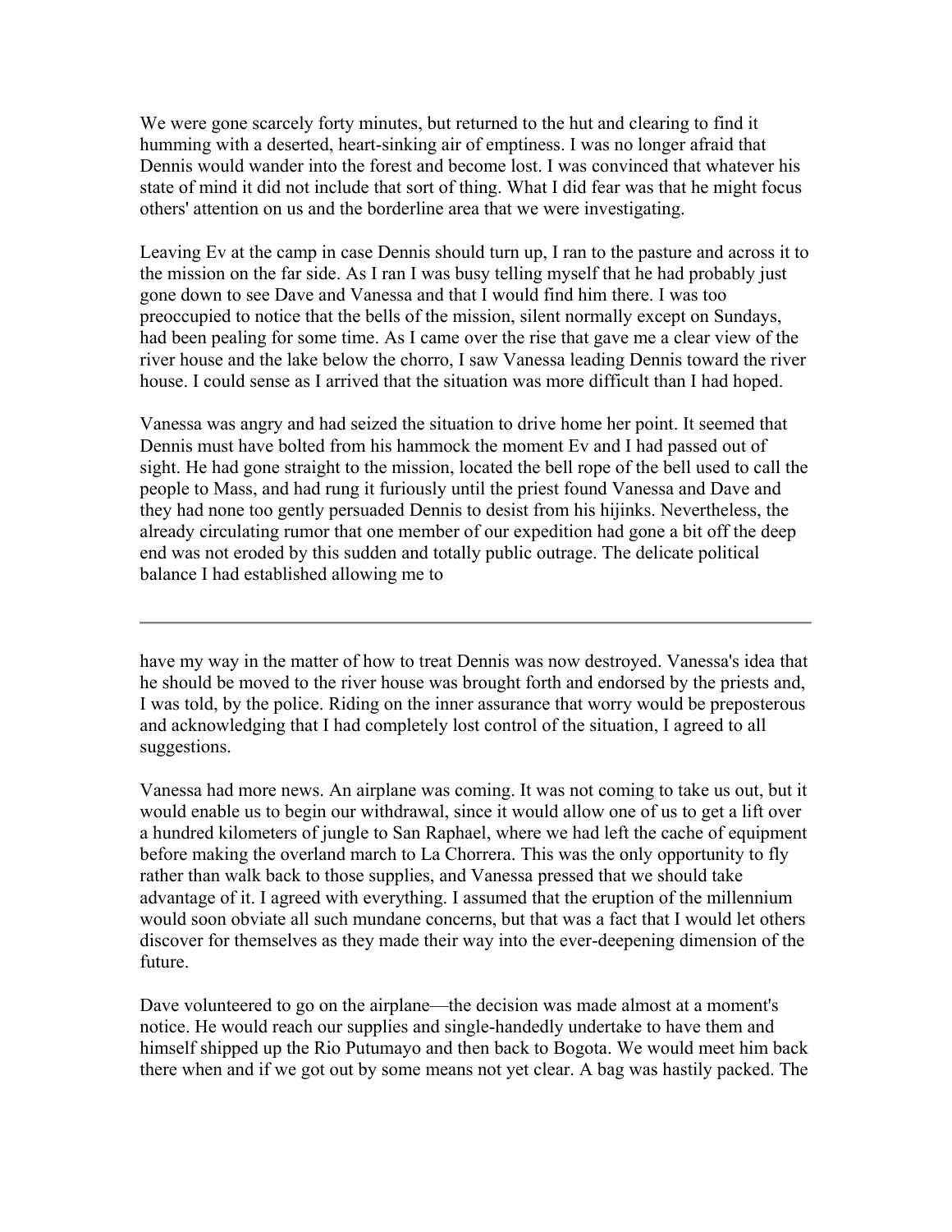We were gone scarcely forty minutes, but returned to the hut and clearing to find it humming with a deserted, heart-sinking air of emptiness. I was no longer afraid that Dennis would wander into the forest and become lost. I was convinced that whatever his state of mind it did not include that sort of thing. What I did fear was that he might focus others' attention on us and the borderline area that we were investigating.

Leaving Ev at the camp in case Dennis should turn up, I ran to the pasture and across it to the mission on the far side. As I ran I was busy telling myself that he had probably just gone down to see Dave and Vanessa and that I would find him there. I was too preoccupied to notice that the bells of the mission, silent normally except on Sundays, had been pealing for some time. As I came over the rise that gave me a clear view of the river house and the lake below the chorro, I saw Vanessa leading Dennis toward the river house. I could sense as I arrived that the situation was more difficult than I had hoped.

Vanessa was angry and had seized the situation to drive home her point. It seemed that Dennis must have bolted from his hammock the moment Ev and I had passed out of sight. He had gone straight to the mission, located the bell rope of the bell used to call the people to Mass, and had rung it furiously until the priest found Vanessa and Dave and they had none too gently persuaded Dennis to desist from his hijinks. Nevertheless, the already circulating rumor that one member of our expedition had gone a bit off the deep end was not eroded by this sudden and totally public outrage. The delicate political balance I had established allowing me to have my way in the matter of how to treat Dennis was now destroyed. Vanessa's idea that he should be moved to the river house was brought forth and endorsed by the priests and, I was told, by the police. Riding on the inner assurance that worry would be preposterous and acknowledging that I had completely lost control of the situation, I agreed to all suggestions.

Vanessa had more news. An airplane was coming. It was not coming to take us out, but it would enable us to begin our withdrawal, since it would allow one of us to get a lift over a hundred kilometers of jungle to San Raphael, where we had left the cache of equipment before making the overland march to La Chorrera. This was the only opportunity to fly rather than walk back to those supplies, and Vanessa pressed that we should take advantage of it. I agreed with everything. I assumed that the eruption of the millennium would soon obviate all such mundane concerns, but that was a fact that I would let others discover for themselves as they made their way into the ever-deepening dimension of the future.

Dave volunteered to go on the airplane—the decision was made almost at a moment's notice. He would reach our supplies and single-handedly undertake to have them and himself shipped up the Rio Putumayo and then back to Bogota. We would meet him back there when and if we got out by some means not yet clear. A bag was hastily packed. The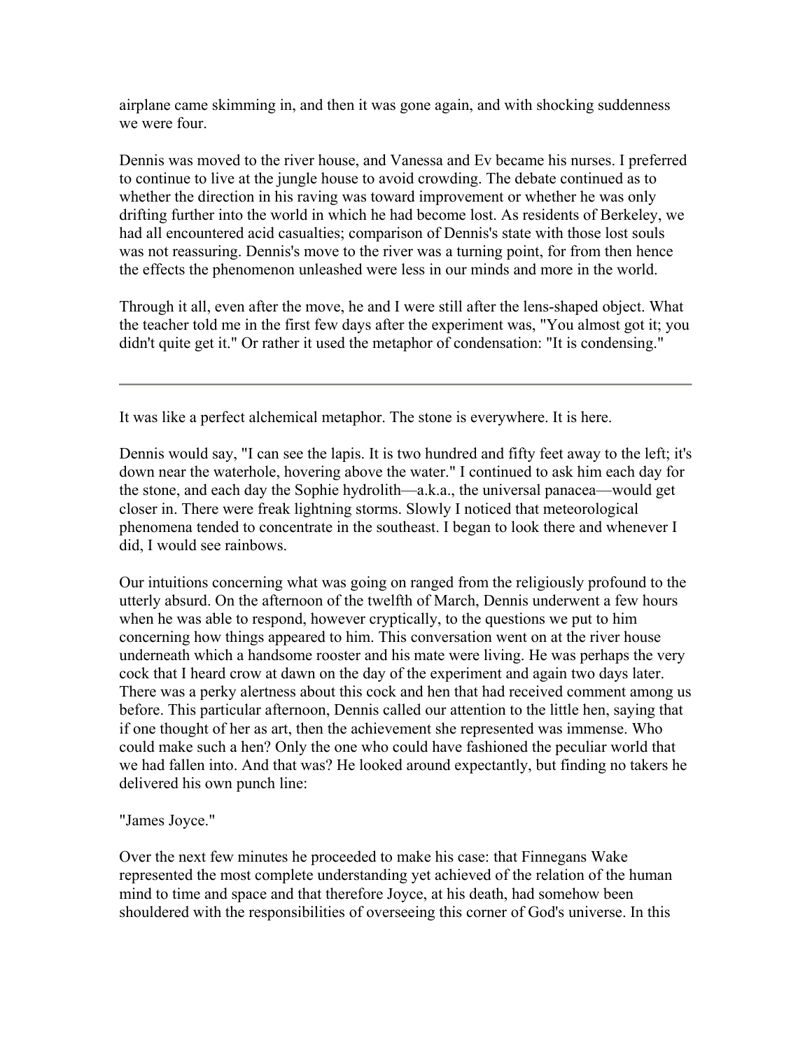airplane came skimming in, and then it was gone again, and with shocking suddenness we were four.

Dennis was moved to the river house, and Vanessa and Ev became his nurses. I preferred to continue to live at the jungle house to avoid crowding. The debate continued as to whether the direction in his raving was toward improvement or whether he was only drifting further into the world in which he had become lost. As residents of Berkeley, we had all encountered acid casualties; comparison of Dennis's state with those lost souls was not reassuring. Dennis's move to the river was a turning point, for from then hence the effects the phenomenon unleashed were less in our minds and more in the world.

Through it all, even after the move, he and I were still after the lens-shaped object. What the teacher told me in the first few days after the experiment was, "You almost got it; you didn't quite get it." Or rather it used the metaphor of condensation: "It is condensing."

---

It was like a perfect alchemical metaphor. The stone is everywhere. It is here.

Dennis would say, "I can see the lapis. It is two hundred and fifty feet away to the left; it's down near the waterhole, hovering above the water." I continued to ask him each day for the stone, and each day the Sophie hydrolith—a.k.a., the universal panacea—would get closer in. There were freak lightning storms. Slowly I noticed that meteorological phenomena tended to concentrate in the southeast. I began to look there and whenever I did, I would see rainbows.

Our intuitions concerning what was going on ranged from the religiously profound to the utterly absurd. On the afternoon of the twelfth of March, Dennis underwent a few hours when he was able to respond, however cryptically, to the questions we put to him concerning how things appeared to him. This conversation went on at the river house underneath which a handsome rooster and his mate were living. He was perhaps the very cock that I heard crow at dawn on the day of the experiment and again two days later. There was a perky alertness about this cock and hen that had received comment among us before. This particular afternoon, Dennis called our attention to the little hen, saying that if one thought of her as art, then the achievement she represented was immense. Who could make such a hen? Only the one who could have fashioned the peculiar world that we had fallen into. And that was? He looked around expectantly, but finding no takers he delivered his own punch line:

"James Joyce."

Over the next few minutes he proceeded to make his case: that Finnegans Wake represented the most complete understanding yet achieved of the relation of the human mind to time and space and that therefore Joyce, at his death, had somehow been shouldered with the responsibilities of overseeing this corner of God's universe. In this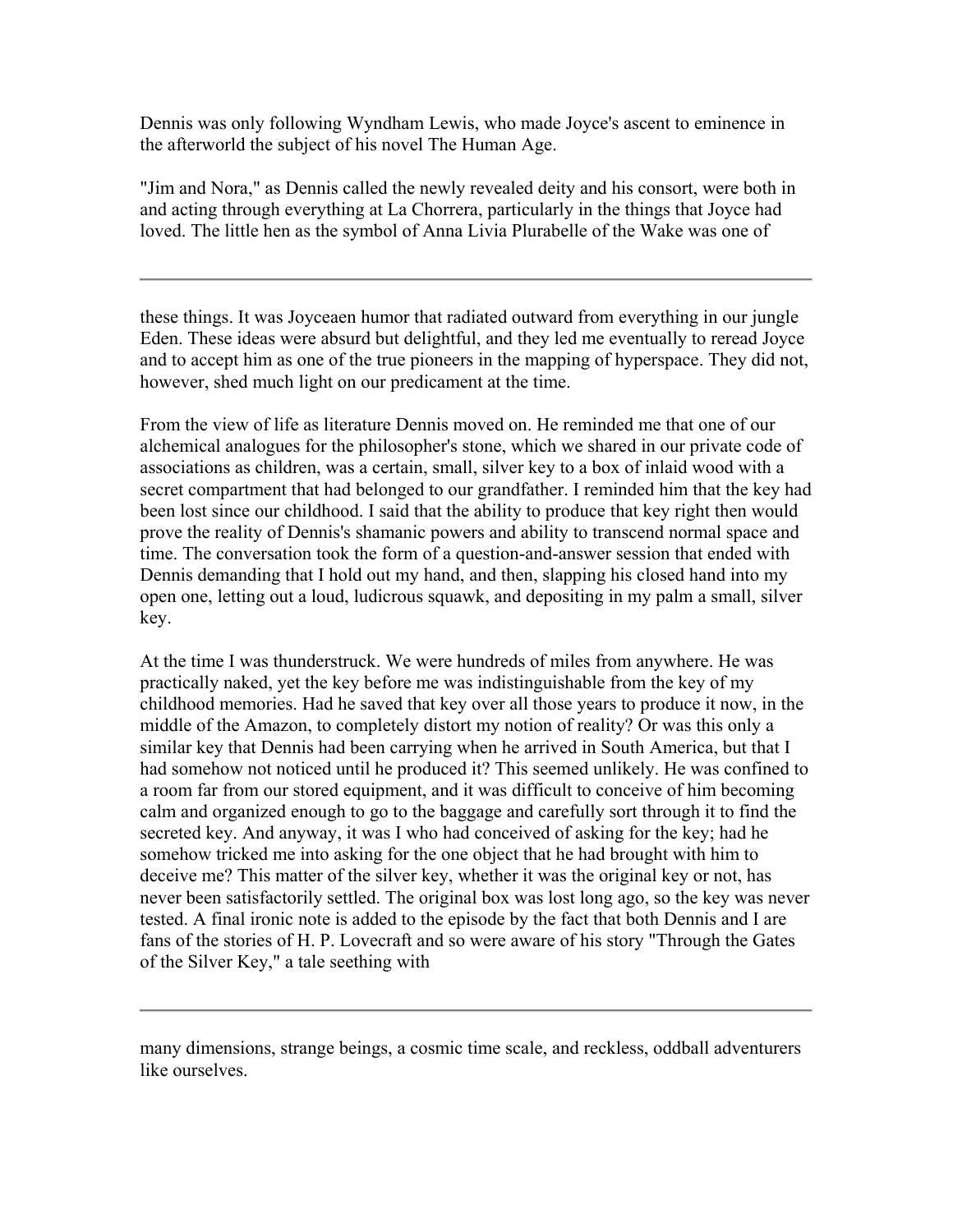Dennis was only following Wyndham Lewis, who made Joyce's ascent to eminence in the afterworld the subject of his novel The Human Age.

"Jim and Nora," as Dennis called the newly revealed deity and his consort, were both in and acting through everything at La Chorrera, particularly in the things that Joyce had loved. The little hen as the symbol of Anna Livia Plurabelle of the Wake was one of

---

these things. It was Joyceaen humor that radiated outward from everything in our jungle Eden. These ideas were absurd but delightful, and they led me eventually to reread Joyce and to accept him as one of the true pioneers in the mapping of hyperspace. They did not, however, shed much light on our predicament at the time.

From the view of life as literature Dennis moved on. He reminded me that one of our alchemical analogues for the philosopher's stone, which we shared in our private code of associations as children, was a certain, small, silver key to a box of inlaid wood with a secret compartment that had belonged to our grandfather. I reminded him that the key had been lost since our childhood. I said that the ability to produce that key right then would prove the reality of Dennis's shamanic powers and ability to transcend normal space and time. The conversation took the form of a question-and-answer session that ended with Dennis demanding that I hold out my hand, and then, slapping his closed hand into my open one, letting out a loud, ludicrous squawk, and depositing in my palm a small, silver key.

At the time I was thunderstruck. We were hundreds of miles from anywhere. He was practically naked, yet the key before me was indistinguishable from the key of my childhood memories. Had he saved that key over all those years to produce it now, in the middle of the Amazon, to completely distort my notion of reality? Or was this only a similar key that Dennis had been carrying when he arrived in South America, but that I had somehow not noticed until he produced it? This seemed unlikely. He was confined to a room far from our stored equipment, and it was difficult to conceive of him becoming calm and organized enough to go to the baggage and carefully sort through it to find the secreted key. And anyway, it was I who had conceived of asking for the key; had he somehow tricked me into asking for the one object that he had brought with him to deceive me? This matter of the silver key, whether it was the original key or not, has never been satisfactorily settled. The original box was lost long ago, so the key was never tested. A final ironic note is added to the episode by the fact that both Dennis and I are fans of the stories of H. P. Lovecraft and so were aware of his story "Through the Gates of the Silver Key," a tale seething with

---

many dimensions, strange beings, a cosmic time scale, and reckless, oddball adventurers like ourselves.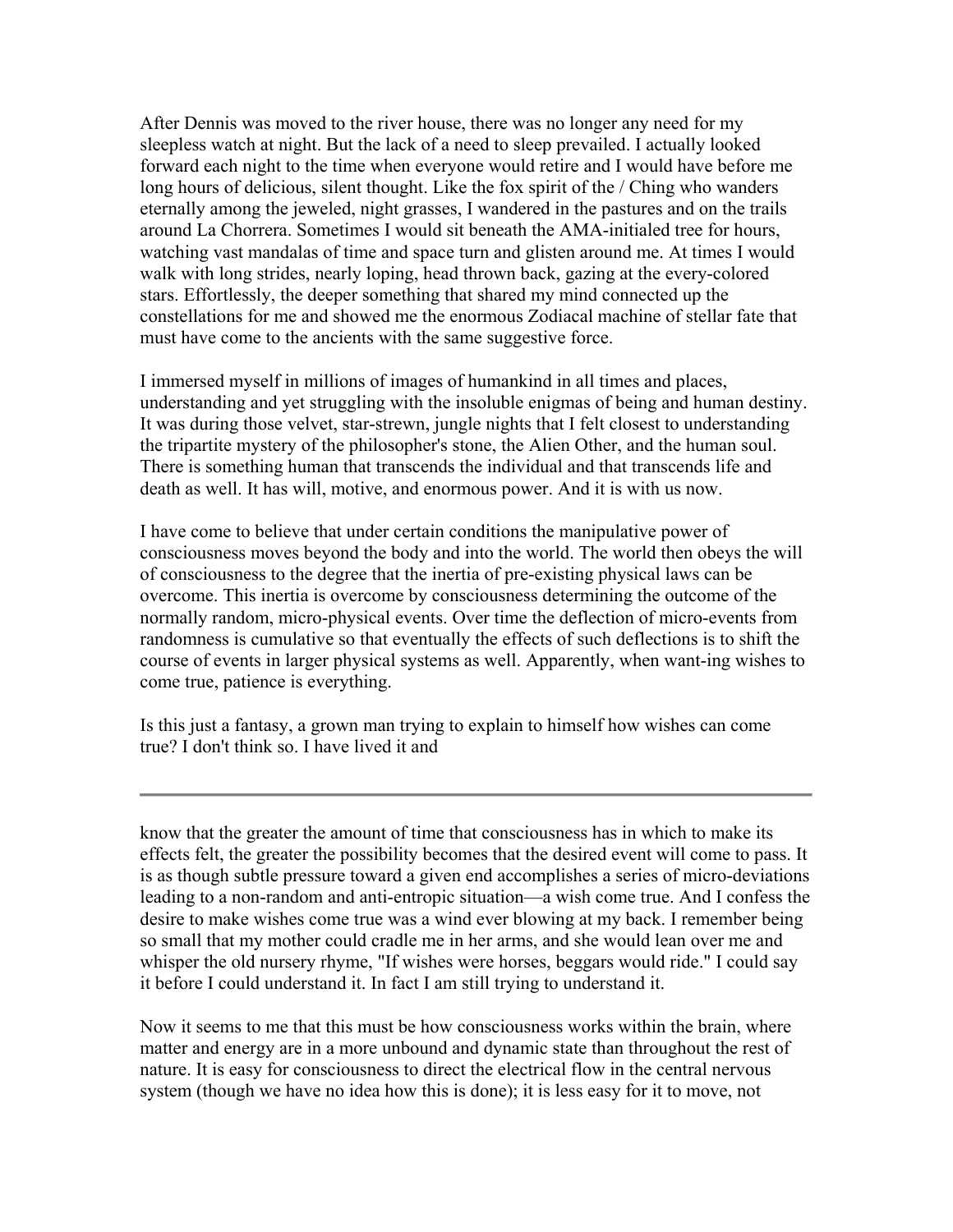After Dennis was moved to the river house, there was no longer any need for my sleepless watch at night. But the lack of a need to sleep prevailed. I actually looked forward each night to the time when everyone would retire and I would have before me long hours of delicious, silent thought. Like the fox spirit of the / Ching who wanders eternally among the jeweled, night grasses, I wandered in the pastures and on the trails around La Chorrera. Sometimes I would sit beneath the AMA-initialed tree for hours, watching vast mandalas of time and space turn and glisten around me. At times I would walk with long strides, nearly loping, head thrown back, gazing at the every-colored stars. Effortlessly, the deeper something that shared my mind connected up the constellations for me and showed me the enormous Zodiacal machine of stellar fate that must have come to the ancients with the same suggestive force.

I immersed myself in millions of images of humankind in all times and places, understanding and yet struggling with the insoluble enigmas of being and human destiny. It was during those velvet, star-strewn, jungle nights that I felt closest to understanding the tripartite mystery of the philosopher's stone, the Alien Other, and the human soul. There is something human that transcends the individual and that transcends life and death as well. It has will, motive, and enormous power. And it is with us now.

I have come to believe that under certain conditions the manipulative power of consciousness moves beyond the body and into the world. The world then obeys the will of consciousness to the degree that the inertia of pre-existing physical laws can be overcome. This inertia is overcome by consciousness determining the outcome of the normally random, micro-physical events. Over time the deflection of micro-events from randomness is cumulative so that eventually the effects of such deflections is to shift the course of events in larger physical systems as well. Apparently, when want-ing wishes to come true, patience is everything.

Is this just a fantasy, a grown man trying to explain to himself how wishes can come true? I don't think so. I have lived it and know that the greater the amount of time that consciousness has in which to make its effects felt, the greater the possibility becomes that the desired event will come to pass. It is as though subtle pressure toward a given end accomplishes a series of micro-deviations leading to a non-random and anti-entropic situation—a wish come true. And I confess the desire to make wishes come true was a wind ever blowing at my back. I remember being so small that my mother could cradle me in her arms, and she would lean over me and whisper the old nursery rhyme, "If wishes were horses, beggars would ride." I could say it before I could understand it. In fact I am still trying to understand it.

Now it seems to me that this must be how consciousness works within the brain, where matter and energy are in a more unbound and dynamic state than throughout the rest of nature. It is easy for consciousness to direct the electrical flow in the central nervous system (though we have no idea how this is done); it is less easy for it to move, not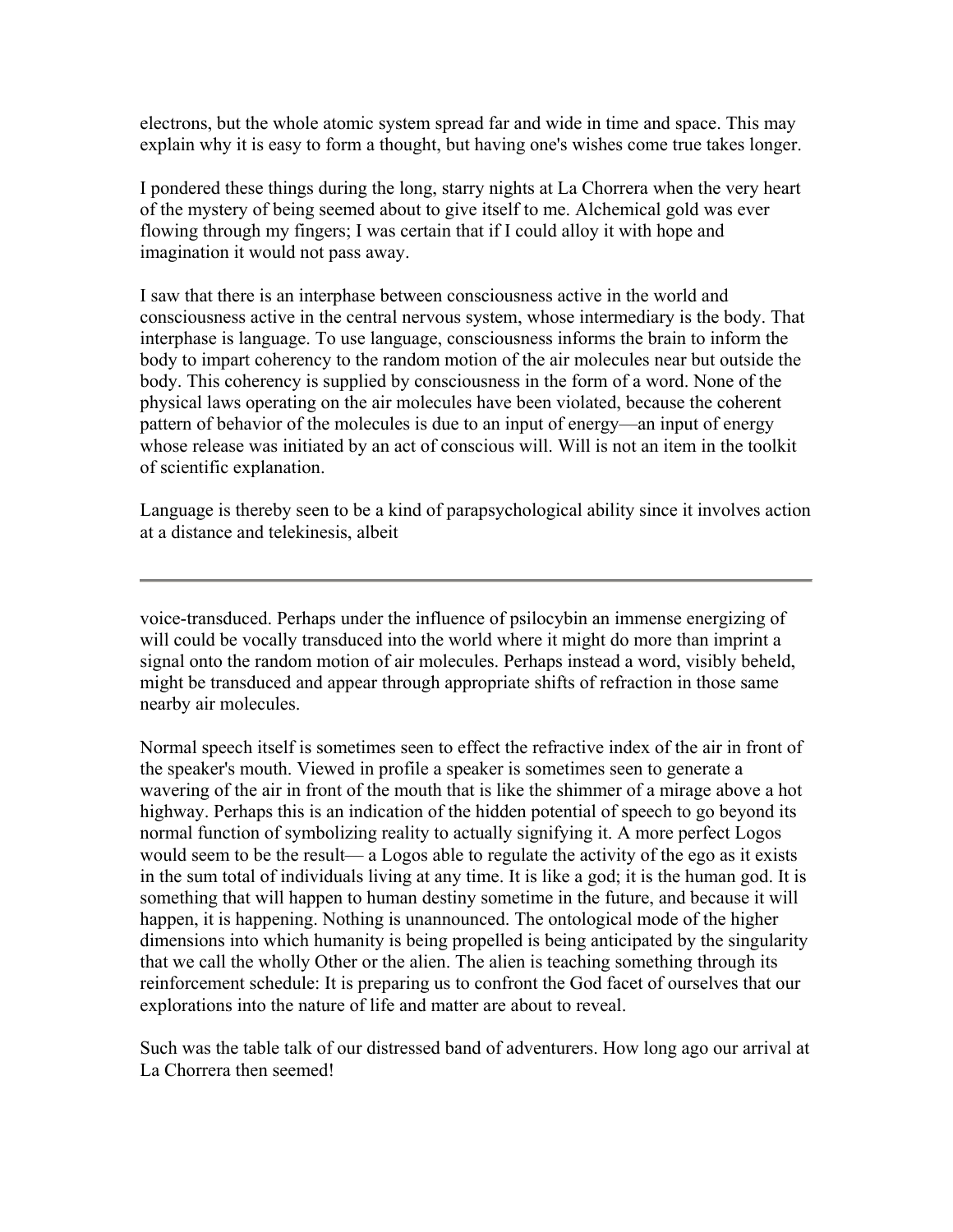electrons, but the whole atomic system spread far and wide in time and space. This may explain why it is easy to form a thought, but having one's wishes come true takes longer.

I pondered these things during the long, starry nights at La Chorrera when the very heart of the mystery of being seemed about to give itself to me. Alchemical gold was ever flowing through my fingers; I was certain that if I could alloy it with hope and imagination it would not pass away.

I saw that there is an interphase between consciousness active in the world and consciousness active in the central nervous system, whose intermediary is the body. That interphase is language. To use language, consciousness informs the brain to inform the body to impart coherency to the random motion of the air molecules near but outside the body. This coherency is supplied by consciousness in the form of a word. None of the physical laws operating on the air molecules have been violated, because the coherent pattern of behavior of the molecules is due to an input of energy—an input of energy whose release was initiated by an act of conscious will. Will is not an item in the toolkit of scientific explanation.

Language is thereby seen to be a kind of parapsychological ability since it involves action at a distance and telekinesis, albeit voice-transduced. Perhaps under the influence of psilocybin an immense energizing of will could be vocally transduced into the world where it might do more than imprint a signal onto the random motion of air molecules. Perhaps instead a word, visibly beheld, might be transduced and appear through appropriate shifts of refraction in those same nearby air molecules.

Normal speech itself is sometimes seen to effect the refractive index of the air in front of the speaker's mouth. Viewed in profile a speaker is sometimes seen to generate a wavering of the air in front of the mouth that is like the shimmer of a mirage above a hot highway. Perhaps this is an indication of the hidden potential of speech to go beyond its normal function of symbolizing reality to actually signifying it. A more perfect Logos would seem to be the result— a Logos able to regulate the activity of the ego as it exists in the sum total of individuals living at any time. It is like a god; it is the human god. It is something that will happen to human destiny sometime in the future, and because it will happen, it is happening. Nothing is unannounced. The ontological mode of the higher dimensions into which humanity is being propelled is being anticipated by the singularity that we call the wholly Other or the alien. The alien is teaching something through its reinforcement schedule: It is preparing us to confront the God facet of ourselves that our explorations into the nature of life and matter are about to reveal.

Such was the table talk of our distressed band of adventurers. How long ago our arrival at La Chorrera then seemed!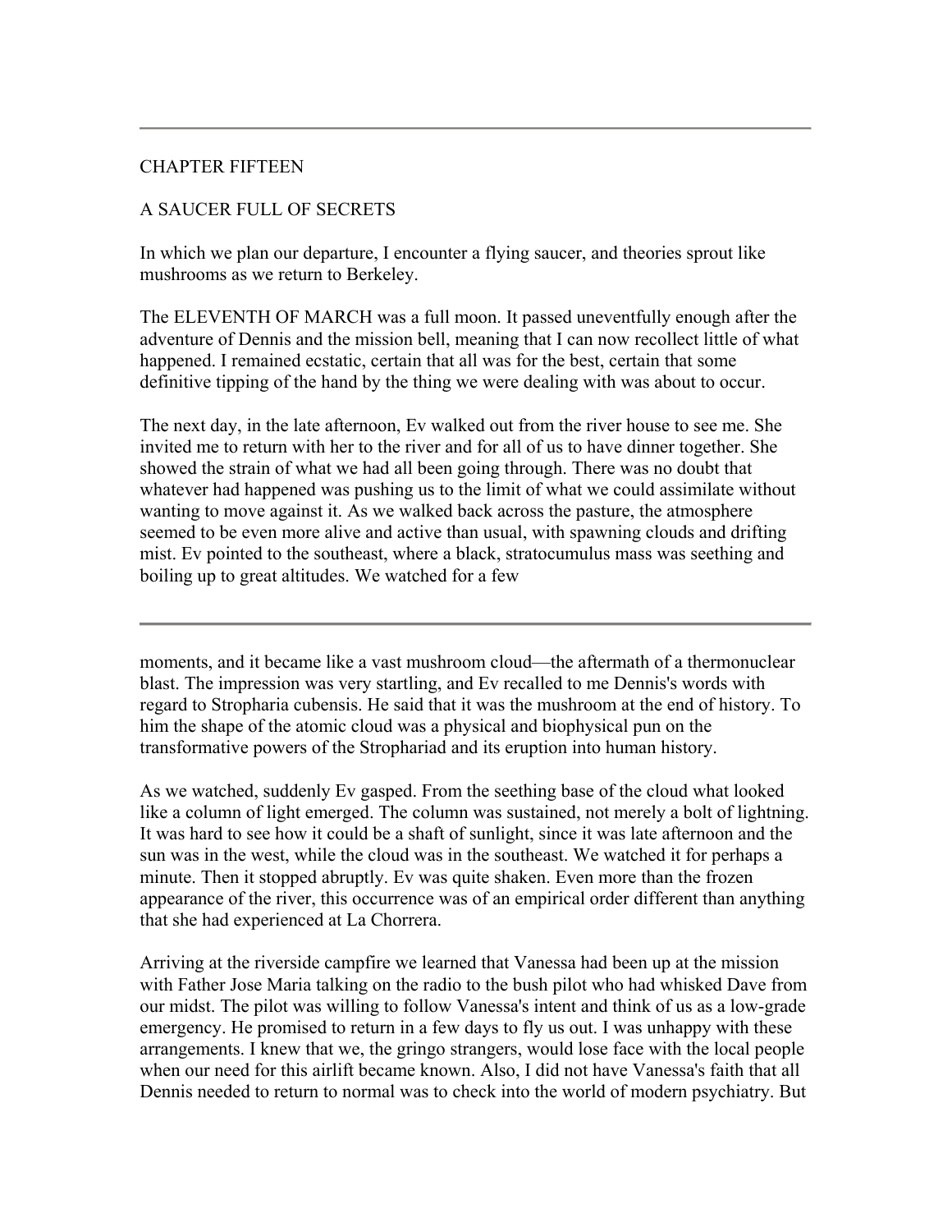## CHAPTER FIFTEEN

## A SAUCER FULL OF SECRETS

In which we plan our departure, I encounter a flying saucer, and theories sprout like mushrooms as we return to Berkeley.

The ELEVENTH OF MARCH was a full moon. It passed uneventfully enough after the adventure of Dennis and the mission bell, meaning that I can now recollect little of what happened. I remained ecstatic, certain that all was for the best, certain that some definitive tipping of the hand by the thing we were dealing with was about to occur.

The next day, in the late afternoon, Ev walked out from the river house to see me. She invited me to return with her to the river and for all of us to have dinner together. She showed the strain of what we had all been going through. There was no doubt that whatever had happened was pushing us to the limit of what we could assimilate without wanting to move against it. As we walked back across the pasture, the atmosphere seemed to be even more alive and active than usual, with spawning clouds and drifting mist. Ev pointed to the southeast, where a black, stratocumulus mass was seething and boiling up to great altitudes. We watched for a few moments, and it became like a vast mushroom cloud—the aftermath of a thermonuclear blast. The impression was very startling, and Ev recalled to me Dennis's words with regard to Stropharia cubensis. He said that it was the mushroom at the end of history. To him the shape of the atomic cloud was a physical and biophysical pun on the transformative powers of the Strophariad and its eruption into human history.

As we watched, suddenly Ev gasped. From the seething base of the cloud what looked like a column of light emerged. The column was sustained, not merely a bolt of lightning. It was hard to see how it could be a shaft of sunlight, since it was late afternoon and the sun was in the west, while the cloud was in the southeast. We watched it for perhaps a minute. Then it stopped abruptly. Ev was quite shaken. Even more than the frozen appearance of the river, this occurrence was of an empirical order different than anything that she had experienced at La Chorrera.

Arriving at the riverside campfire we learned that Vanessa had been up at the mission with Father Jose Maria talking on the radio to the bush pilot who had whisked Dave from our midst. The pilot was willing to follow Vanessa's intent and think of us as a low-grade emergency. He promised to return in a few days to fly us out. I was unhappy with these arrangements. I knew that we, the gringo strangers, would lose face with the local people when our need for this airlift became known. Also, I did not have Vanessa's faith that all Dennis needed to return to normal was to check into the world of modern psychiatry. But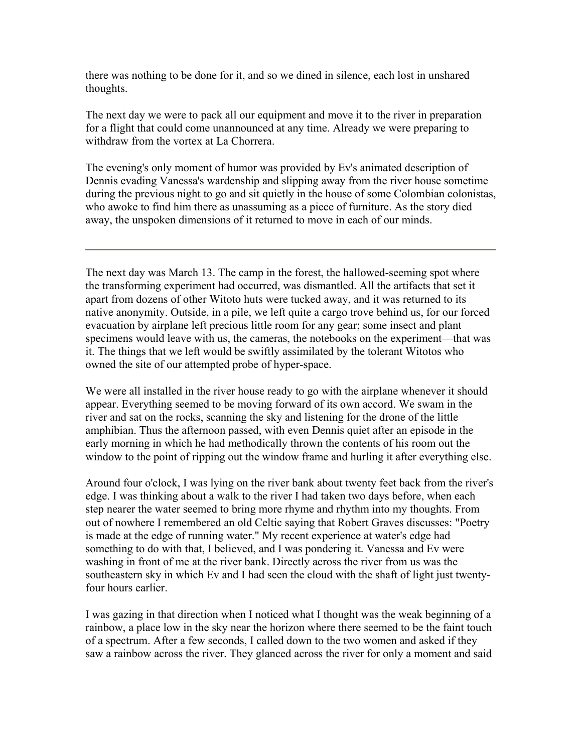there was nothing to be done for it, and so we dined in silence, each lost in unshared thoughts.

The next day we were to pack all our equipment and move it to the river in preparation for a flight that could come unannounced at any time. Already we were preparing to withdraw from the vortex at La Chorrera.

The evening's only moment of humor was provided by Ev's animated description of Dennis evading Vanessa's wardenship and slipping away from the river house sometime during the previous night to go and sit quietly in the house of some Colombian colonistas, who awoke to find him there as unassuming as a piece of furniture. As the story died away, the unspoken dimensions of it returned to move in each of our minds.

---

The next day was March 13. The camp in the forest, the hallowed-seeming spot where the transforming experiment had occurred, was dismantled. All the artifacts that set it apart from dozens of other Witoto huts were tucked away, and it was returned to its native anonymity. Outside, in a pile, we left quite a cargo trove behind us, for our forced evacuation by airplane left precious little room for any gear; some insect and plant specimens would leave with us, the cameras, the notebooks on the experiment—that was it. The things that we left would be swiftly assimilated by the tolerant Witotos who owned the site of our attempted probe of hyper-space.

We were all installed in the river house ready to go with the airplane whenever it should appear. Everything seemed to be moving forward of its own accord. We swam in the river and sat on the rocks, scanning the sky and listening for the drone of the little amphibian. Thus the afternoon passed, with even Dennis quiet after an episode in the early morning in which he had methodically thrown the contents of his room out the window to the point of ripping out the window frame and hurling it after everything else.

Around four o'clock, I was lying on the river bank about twenty feet back from the river's edge. I was thinking about a walk to the river I had taken two days before, when each step nearer the water seemed to bring more rhyme and rhythm into my thoughts. From out of nowhere I remembered an old Celtic saying that Robert Graves discusses: "Poetry is made at the edge of running water." My recent experience at water's edge had something to do with that, I believed, and I was pondering it. Vanessa and Ev were washing in front of me at the river bank. Directly across the river from us was the southeastern sky in which Ev and I had seen the cloud with the shaft of light just twenty-four hours earlier.

I was gazing in that direction when I noticed what I thought was the weak beginning of a rainbow, a place low in the sky near the horizon where there seemed to be the faint touch of a spectrum. After a few seconds, I called down to the two women and asked if they saw a rainbow across the river. They glanced across the river for only a moment and said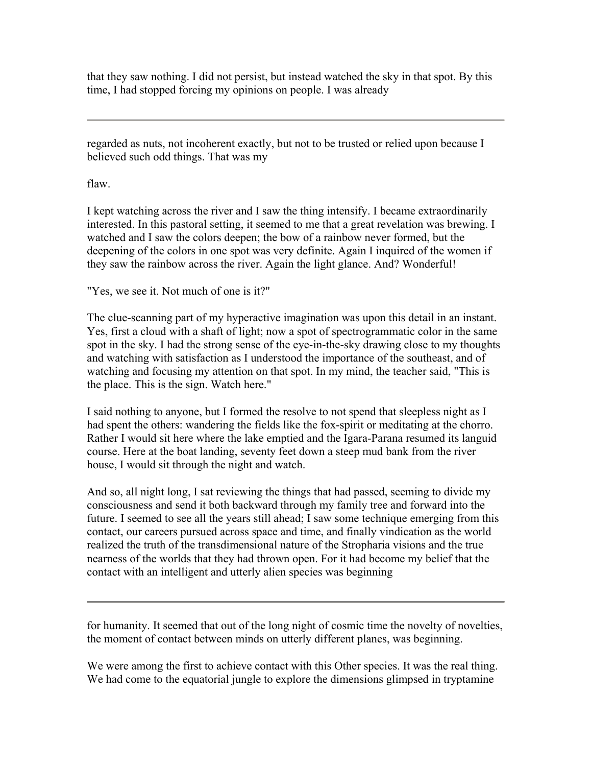that they saw nothing. I did not persist, but instead watched the sky in that spot. By this time, I had stopped forcing my opinions on people. I was already

regarded as nuts, not incoherent exactly, but not to be trusted or relied upon because I believed such odd things. That was my

flaw.

I kept watching across the river and I saw the thing intensify. I became extraordinarily interested. In this pastoral setting, it seemed to me that a great revelation was brewing. I watched and I saw the colors deepen; the bow of a rainbow never formed, but the deepening of the colors in one spot was very definite. Again I inquired of the women if they saw the rainbow across the river. Again the light glance. And? Wonderful!

"Yes, we see it. Not much of one is it?"

The clue-scanning part of my hyperactive imagination was upon this detail in an instant. Yes, first a cloud with a shaft of light; now a spot of spectrogrammatic color in the same spot in the sky. I had the strong sense of the eye-in-the-sky drawing close to my thoughts and watching with satisfaction as I understood the importance of the southeast, and of watching and focusing my attention on that spot. In my mind, the teacher said, "This is the place. This is the sign. Watch here."

I said nothing to anyone, but I formed the resolve to not spend that sleepless night as I had spent the others: wandering the fields like the fox-spirit or meditating at the chorro. Rather I would sit here where the lake emptied and the Igara-Parana resumed its languid course. Here at the boat landing, seventy feet down a steep mud bank from the river house, I would sit through the night and watch.

And so, all night long, I sat reviewing the things that had passed, seeming to divide my consciousness and send it both backward through my family tree and forward into the future. I seemed to see all the years still ahead; I saw some technique emerging from this contact, our careers pursued across space and time, and finally vindication as the world realized the truth of the transdimensional nature of the Stropharia visions and the true nearness of the worlds that they had thrown open. For it had become my belief that the contact with an intelligent and utterly alien species was beginning

for humanity. It seemed that out of the long night of cosmic time the novelty of novelties, the moment of contact between minds on utterly different planes, was beginning.

We were among the first to achieve contact with this Other species. It was the real thing. We had come to the equatorial jungle to explore the dimensions glimpsed in tryptamine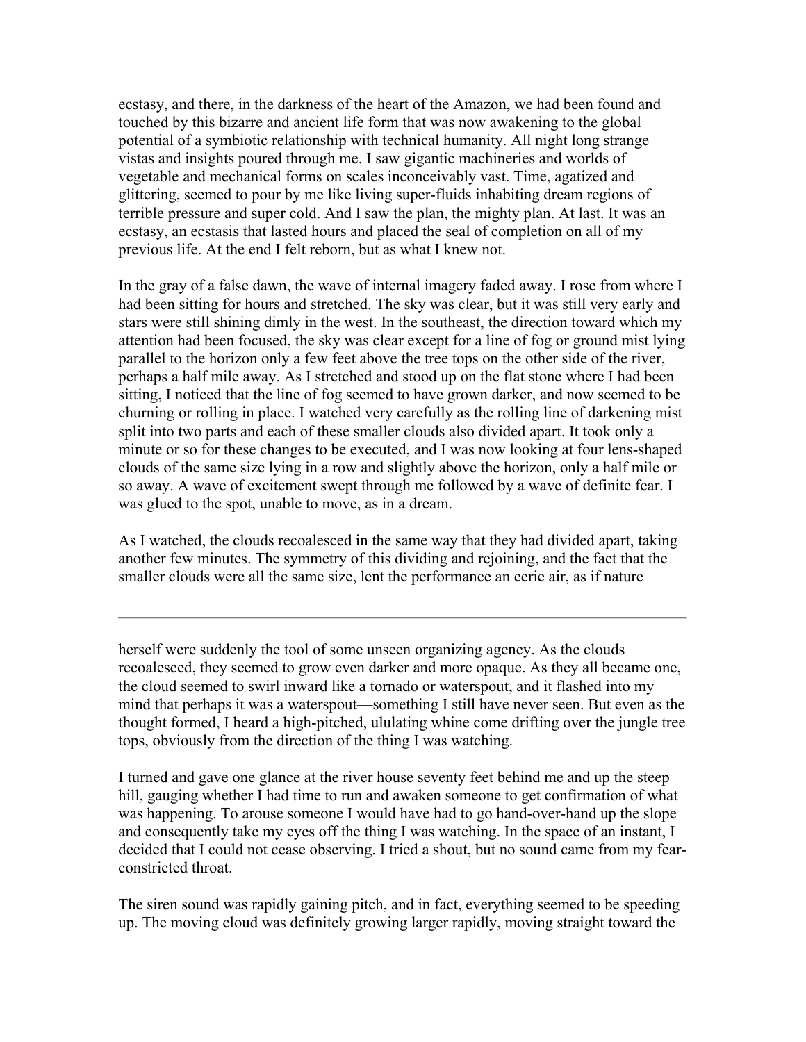ecstasy, and there, in the darkness of the heart of the Amazon, we had been found and touched by this bizarre and ancient life form that was now awakening to the global potential of a symbiotic relationship with technical humanity. All night long strange vistas and insights poured through me. I saw gigantic machineries and worlds of vegetable and mechanical forms on scales inconceivably vast. Time, agatized and glittering, seemed to pour by me like living super-fluids inhabiting dream regions of terrible pressure and super cold. And I saw the plan, the mighty plan. At last. It was an ecstasy, an ecstasis that lasted hours and placed the seal of completion on all of my previous life. At the end I felt reborn, but as what I knew not.

In the gray of a false dawn, the wave of internal imagery faded away. I rose from where I had been sitting for hours and stretched. The sky was clear, but it was still very early and stars were still shining dimly in the west. In the southeast, the direction toward which my attention had been focused, the sky was clear except for a line of fog or ground mist lying parallel to the horizon only a few feet above the tree tops on the other side of the river, perhaps a half mile away. As I stretched and stood up on the flat stone where I had been sitting, I noticed that the line of fog seemed to have grown darker, and now seemed to be churning or rolling in place. I watched very carefully as the rolling line of darkening mist split into two parts and each of these smaller clouds also divided apart. It took only a minute or so for these changes to be executed, and I was now looking at four lens-shaped clouds of the same size lying in a row and slightly above the horizon, only a half mile or so away. A wave of excitement swept through me followed by a wave of definite fear. I was glued to the spot, unable to move, as in a dream.

As I watched, the clouds recoalesced in the same way that they had divided apart, taking another few minutes. The symmetry of this dividing and rejoining, and the fact that the smaller clouds were all the same size, lent the performance an eerie air, as if nature herself were suddenly the tool of some unseen organizing agency. As the clouds recoalesced, they seemed to grow even darker and more opaque. As they all became one, the cloud seemed to swirl inward like a tornado or waterspout, and it flashed into my mind that perhaps it was a waterspout—something I still have never seen. But even as the thought formed, I heard a high-pitched, ululating whine come drifting over the jungle tree tops, obviously from the direction of the thing I was watching.

I turned and gave one glance at the river house seventy feet behind me and up the steep hill, gauging whether I had time to run and awaken someone to get confirmation of what was happening. To arouse someone I would have had to go hand-over-hand up the slope and consequently take my eyes off the thing I was watching. In the space of an instant, I decided that I could not cease observing. I tried a shout, but no sound came from my fear-constricted throat.

The siren sound was rapidly gaining pitch, and in fact, everything seemed to be speeding up. The moving cloud was definitely growing larger rapidly, moving straight toward the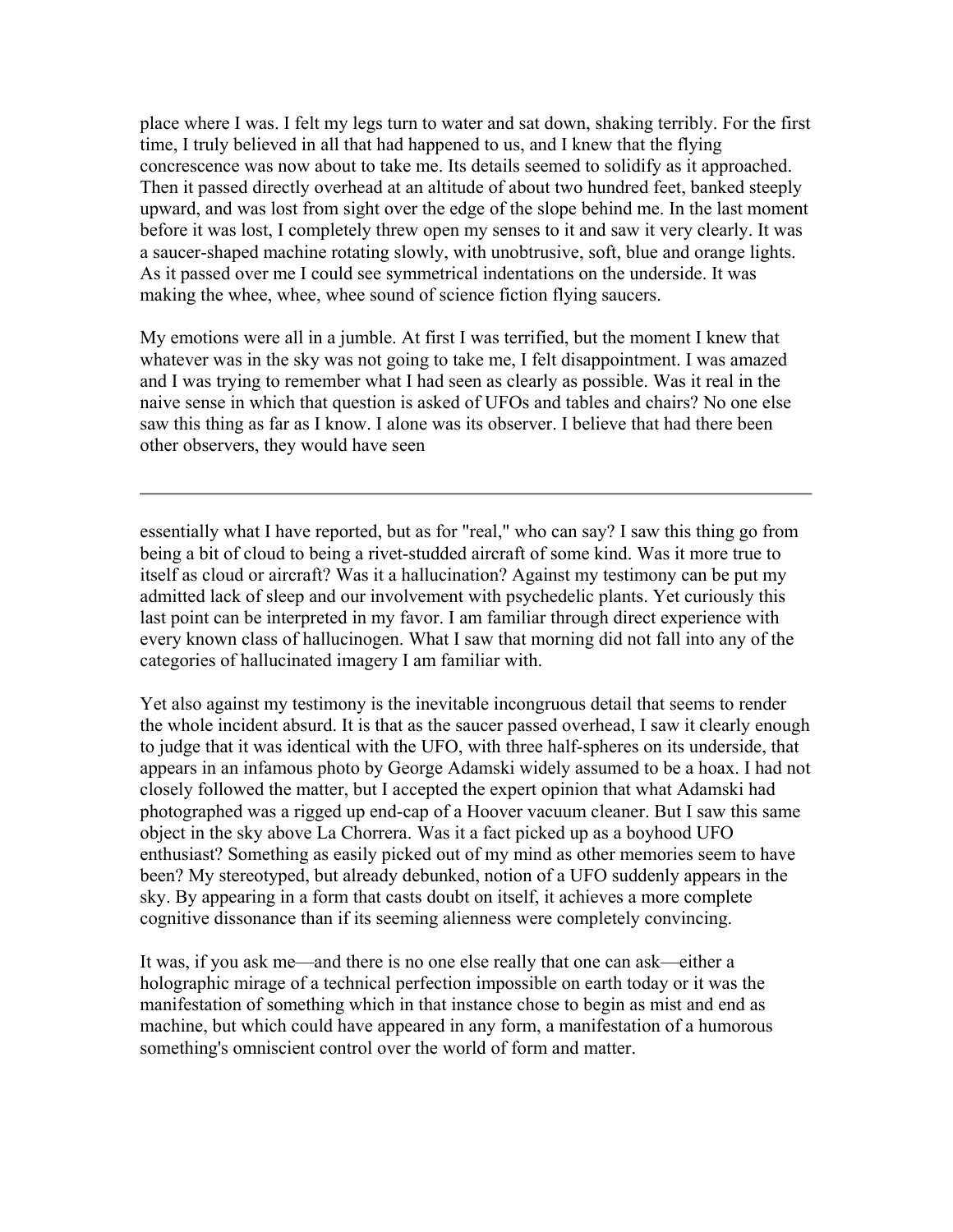place where I was. I felt my legs turn to water and sat down, shaking terribly. For the first time, I truly believed in all that had happened to us, and I knew that the flying concrescence was now about to take me. Its details seemed to solidify as it approached. Then it passed directly overhead at an altitude of about two hundred feet, banked steeply upward, and was lost from sight over the edge of the slope behind me. In the last moment before it was lost, I completely threw open my senses to it and saw it very clearly. It was a saucer-shaped machine rotating slowly, with unobtrusive, soft, blue and orange lights. As it passed over me I could see symmetrical indentations on the underside. It was making the whee, whee, whee sound of science fiction flying saucers.

My emotions were all in a jumble. At first I was terrified, but the moment I knew that whatever was in the sky was not going to take me, I felt disappointment. I was amazed and I was trying to remember what I had seen as clearly as possible. Was it real in the naive sense in which that question is asked of UFOs and tables and chairs? No one else saw this thing as far as I know. I alone was its observer. I believe that had there been other observers, they would have seen

---

essentially what I have reported, but as for "real," who can say? I saw this thing go from being a bit of cloud to being a rivet-studded aircraft of some kind. Was it more true to itself as cloud or aircraft? Was it a hallucination? Against my testimony can be put my admitted lack of sleep and our involvement with psychedelic plants. Yet curiously this last point can be interpreted in my favor. I am familiar through direct experience with every known class of hallucinogen. What I saw that morning did not fall into any of the categories of hallucinated imagery I am familiar with.

Yet also against my testimony is the inevitable incongruous detail that seems to render the whole incident absurd. It is that as the saucer passed overhead, I saw it clearly enough to judge that it was identical with the UFO, with three half-spheres on its underside, that appears in an infamous photo by George Adamski widely assumed to be a hoax. I had not closely followed the matter, but I accepted the expert opinion that what Adamski had photographed was a rigged up end-cap of a Hoover vacuum cleaner. But I saw this same object in the sky above La Chorrera. Was it a fact picked up as a boyhood UFO enthusiast? Something as easily picked out of my mind as other memories seem to have been? My stereotyped, but already debunked, notion of a UFO suddenly appears in the sky. By appearing in a form that casts doubt on itself, it achieves a more complete cognitive dissonance than if its seeming alienness were completely convincing.

It was, if you ask me—and there is no one else really that one can ask—either a holographic mirage of a technical perfection impossible on earth today or it was the manifestation of something which in that instance chose to begin as mist and end as machine, but which could have appeared in any form, a manifestation of a humorous something's omniscient control over the world of form and matter.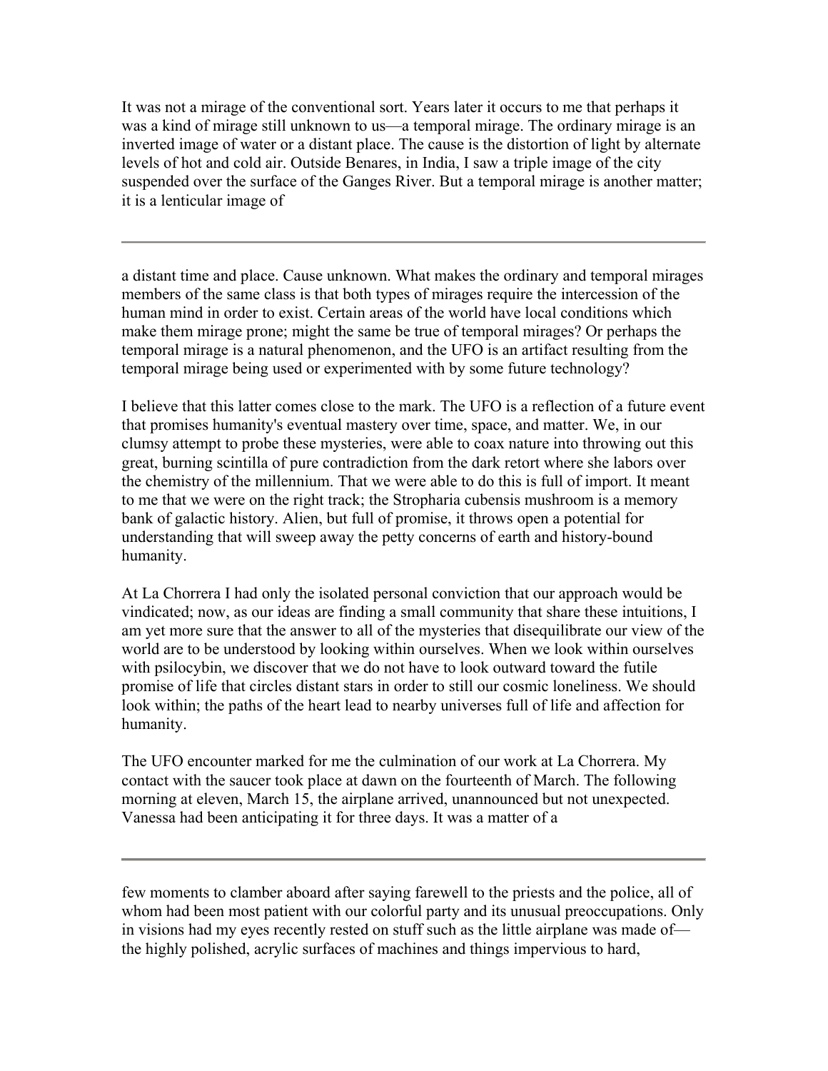It was not a mirage of the conventional sort. Years later it occurs to me that perhaps it was a kind of mirage still unknown to us—a temporal mirage. The ordinary mirage is an inverted image of water or a distant place. The cause is the distortion of light by alternate levels of hot and cold air. Outside Benares, in India, I saw a triple image of the city suspended over the surface of the Ganges River. But a temporal mirage is another matter; it is a lenticular image of a distant time and place. Cause unknown. What makes the ordinary and temporal mirages members of the same class is that both types of mirages require the intercession of the human mind in order to exist. Certain areas of the world have local conditions which make them mirage prone; might the same be true of temporal mirages? Or perhaps the temporal mirage is a natural phenomenon, and the UFO is an artifact resulting from the temporal mirage being used or experimented with by some future technology?

I believe that this latter comes close to the mark. The UFO is a reflection of a future event that promises humanity's eventual mastery over time, space, and matter. We, in our clumsy attempt to probe these mysteries, were able to coax nature into throwing out this great, burning scintilla of pure contradiction from the dark retort where she labors over the chemistry of the millennium. That we were able to do this is full of import. It meant to me that we were on the right track; the Stropharia cubensis mushroom is a memory bank of galactic history. Alien, but full of promise, it throws open a potential for understanding that will sweep away the petty concerns of earth and history-bound humanity.

At La Chorrera I had only the isolated personal conviction that our approach would be vindicated; now, as our ideas are finding a small community that share these intuitions, I am yet more sure that the answer to all of the mysteries that disequilibrate our view of the world are to be understood by looking within ourselves. When we look within ourselves with psilocybin, we discover that we do not have to look outward toward the futile promise of life that circles distant stars in order to still our cosmic loneliness. We should look within; the paths of the heart lead to nearby universes full of life and affection for humanity.

The UFO encounter marked for me the culmination of our work at La Chorrera. My contact with the saucer took place at dawn on the fourteenth of March. The following morning at eleven, March 15, the airplane arrived, unannounced but not unexpected. Vanessa had been anticipating it for three days. It was a matter of a few moments to clamber aboard after saying farewell to the priests and the police, all of whom had been most patient with our colorful party and its unusual preoccupations. Only in visions had my eyes recently rested on stuff such as the little airplane was made of—the highly polished, acrylic surfaces of machines and things impervious to hard,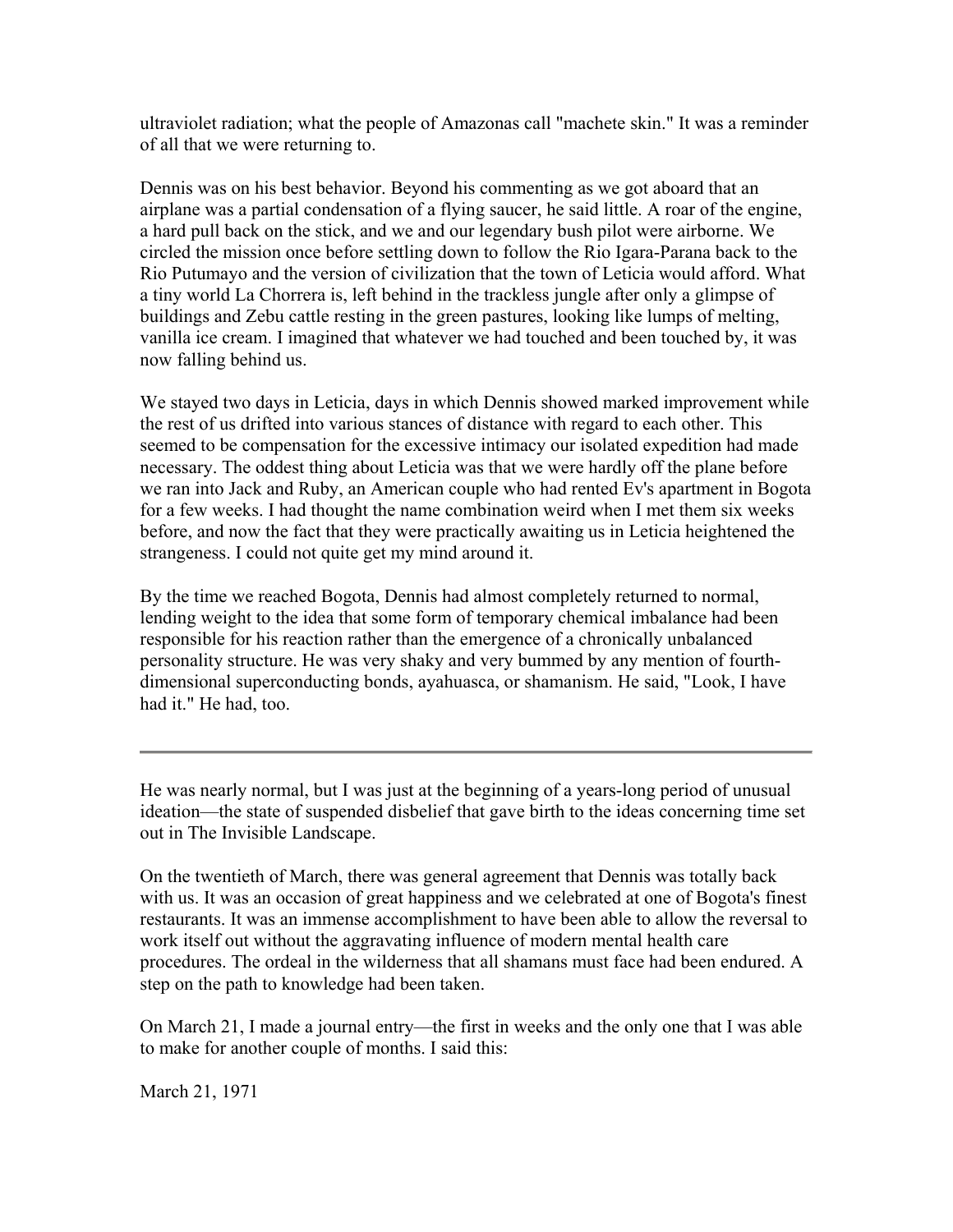ultraviolet radiation; what the people of Amazonas call "machete skin." It was a reminder of all that we were returning to.

Dennis was on his best behavior. Beyond his commenting as we got aboard that an airplane was a partial condensation of a flying saucer, he said little. A roar of the engine, a hard pull back on the stick, and we and our legendary bush pilot were airborne. We circled the mission once before settling down to follow the Rio Igara-Parana back to the Rio Putumayo and the version of civilization that the town of Leticia would afford. What a tiny world La Chorrera is, left behind in the trackless jungle after only a glimpse of buildings and Zebu cattle resting in the green pastures, looking like lumps of melting, vanilla ice cream. I imagined that whatever we had touched and been touched by, it was now falling behind us.

We stayed two days in Leticia, days in which Dennis showed marked improvement while the rest of us drifted into various stances of distance with regard to each other. This seemed to be compensation for the excessive intimacy our isolated expedition had made necessary. The oddest thing about Leticia was that we were hardly off the plane before we ran into Jack and Ruby, an American couple who had rented Ev's apartment in Bogota for a few weeks. I had thought the name combination weird when I met them six weeks before, and now the fact that they were practically awaiting us in Leticia heightened the strangeness. I could not quite get my mind around it.

By the time we reached Bogota, Dennis had almost completely returned to normal, lending weight to the idea that some form of temporary chemical imbalance had been responsible for his reaction rather than the emergence of a chronically unbalanced personality structure. He was very shaky and very bummed by any mention of fourth-dimensional superconducting bonds, ayahuasca, or shamanism. He said, "Look, I have had it." He had, too.

---

He was nearly normal, but I was just at the beginning of a years-long period of unusual ideation—the state of suspended disbelief that gave birth to the ideas concerning time set out in The Invisible Landscape.

On the twentieth of March, there was general agreement that Dennis was totally back with us. It was an occasion of great happiness and we celebrated at one of Bogota's finest restaurants. It was an immense accomplishment to have been able to allow the reversal to work itself out without the aggravating influence of modern mental health care procedures. The ordeal in the wilderness that all shamans must face had been endured. A step on the path to knowledge had been taken.

On March 21, I made a journal entry—the first in weeks and the only one that I was able to make for another couple of months. I said this:

March 21, 1971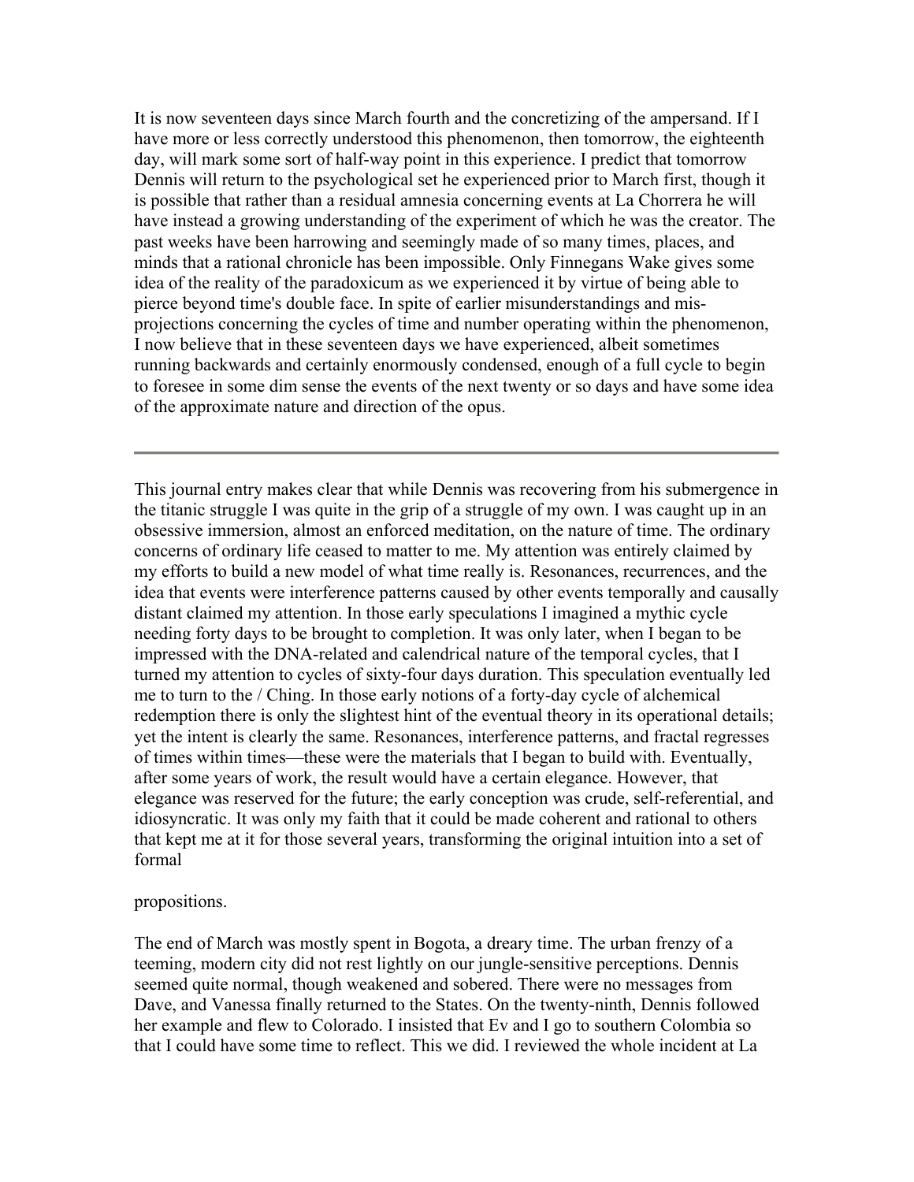It is now seventeen days since March fourth and the concretizing of the ampersand. If I have more or less correctly understood this phenomenon, then tomorrow, the eighteenth day, will mark some sort of half-way point in this experience. I predict that tomorrow Dennis will return to the psychological set he experienced prior to March first, though it is possible that rather than a residual amnesia concerning events at La Chorrera he will have instead a growing understanding of the experiment of which he was the creator. The past weeks have been harrowing and seemingly made of so many times, places, and minds that a rational chronicle has been impossible. Only Finnegans Wake gives some idea of the reality of the paradoxicum as we experienced it by virtue of being able to pierce beyond time's double face. In spite of earlier misunderstandings and mis-projections concerning the cycles of time and number operating within the phenomenon, I now believe that in these seventeen days we have experienced, albeit sometimes running backwards and certainly enormously condensed, enough of a full cycle to begin to foresee in some dim sense the events of the next twenty or so days and have some idea of the approximate nature and direction of the opus.

---

This journal entry makes clear that while Dennis was recovering from his submergence in the titanic struggle I was quite in the grip of a struggle of my own. I was caught up in an obsessive immersion, almost an enforced meditation, on the nature of time. The ordinary concerns of ordinary life ceased to matter to me. My attention was entirely claimed by my efforts to build a new model of what time really is. Resonances, recurrences, and the idea that events were interference patterns caused by other events temporally and causally distant claimed my attention. In those early speculations I imagined a mythic cycle needing forty days to be brought to completion. It was only later, when I began to be impressed with the DNA-related and calendrical nature of the temporal cycles, that I turned my attention to cycles of sixty-four days duration. This speculation eventually led me to turn to the / Ching. In those early notions of a forty-day cycle of alchemical redemption there is only the slightest hint of the eventual theory in its operational details; yet the intent is clearly the same. Resonances, interference patterns, and fractal regresses of times within times—these were the materials that I began to build with. Eventually, after some years of work, the result would have a certain elegance. However, that elegance was reserved for the future; the early conception was crude, self-referential, and idiosyncratic. It was only my faith that it could be made coherent and rational to others that kept me at it for those several years, transforming the original intuition into a set of formal

propositions.

The end of March was mostly spent in Bogota, a dreary time. The urban frenzy of a teeming, modern city did not rest lightly on our jungle-sensitive perceptions. Dennis seemed quite normal, though weakened and sobered. There were no messages from Dave, and Vanessa finally returned to the States. On the twenty-ninth, Dennis followed her example and flew to Colorado. I insisted that Ev and I go to southern Colombia so that I could have some time to reflect. This we did. I reviewed the whole incident at La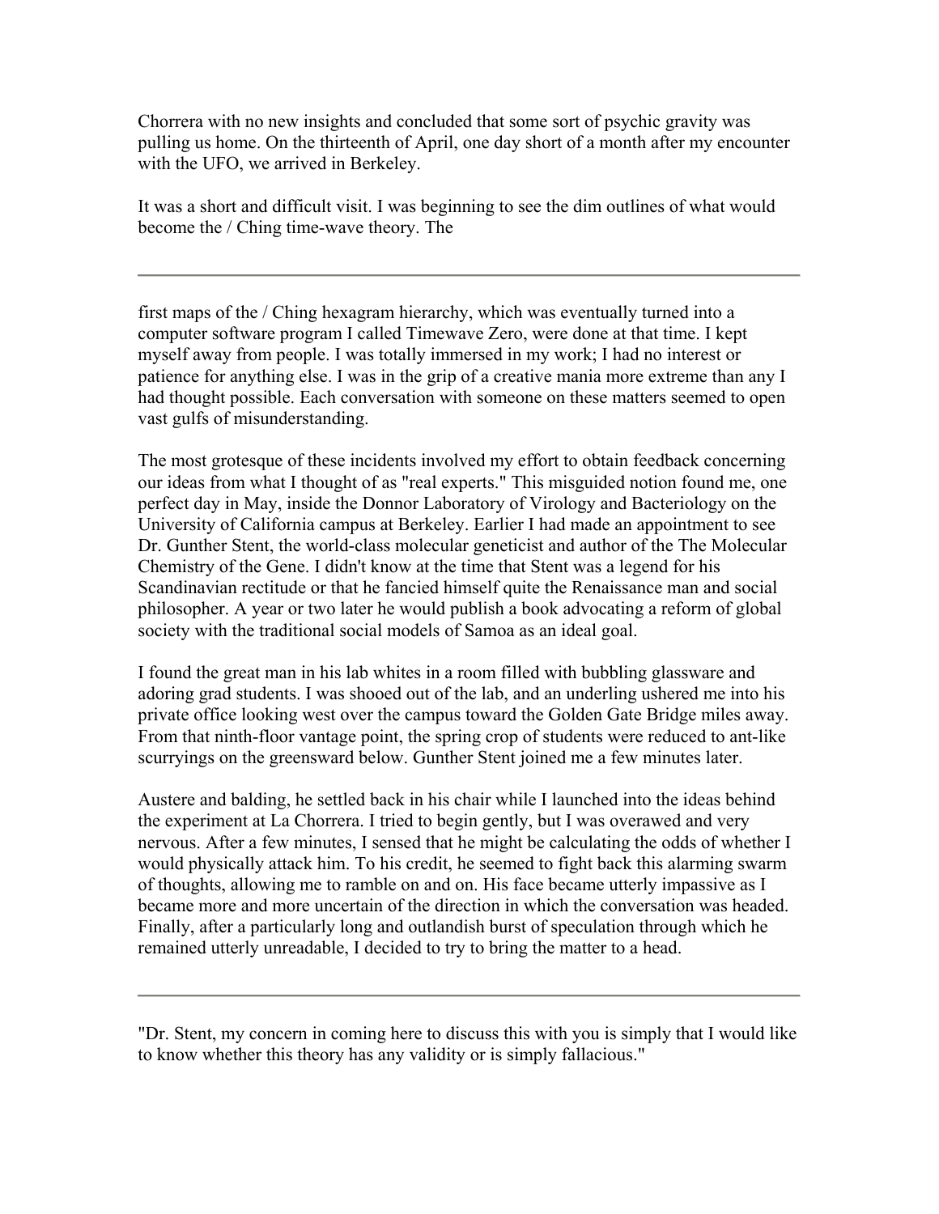Chorrera with no new insights and concluded that some sort of psychic gravity was pulling us home. On the thirteenth of April, one day short of a month after my encounter with the UFO, we arrived in Berkeley.

It was a short and difficult visit. I was beginning to see the dim outlines of what would become the / Ching time-wave theory. The

---

first maps of the / Ching hexagram hierarchy, which was eventually turned into a computer software program I called Timewave Zero, were done at that time. I kept myself away from people. I was totally immersed in my work; I had no interest or patience for anything else. I was in the grip of a creative mania more extreme than any I had thought possible. Each conversation with someone on these matters seemed to open vast gulfs of misunderstanding.

The most grotesque of these incidents involved my effort to obtain feedback concerning our ideas from what I thought of as "real experts." This misguided notion found me, one perfect day in May, inside the Donnor Laboratory of Virology and Bacteriology on the University of California campus at Berkeley. Earlier I had made an appointment to see Dr. Gunther Stent, the world-class molecular geneticist and author of the The Molecular Chemistry of the Gene. I didn't know at the time that Stent was a legend for his Scandinavian rectitude or that he fancied himself quite the Renaissance man and social philosopher. A year or two later he would publish a book advocating a reform of global society with the traditional social models of Samoa as an ideal goal.

I found the great man in his lab whites in a room filled with bubbling glassware and adoring grad students. I was shooed out of the lab, and an underling ushered me into his private office looking west over the campus toward the Golden Gate Bridge miles away. From that ninth-floor vantage point, the spring crop of students were reduced to ant-like scurryings on the greensward below. Gunther Stent joined me a few minutes later.

Austere and balding, he settled back in his chair while I launched into the ideas behind the experiment at La Chorrera. I tried to begin gently, but I was overawed and very nervous. After a few minutes, I sensed that he might be calculating the odds of whether I would physically attack him. To his credit, he seemed to fight back this alarming swarm of thoughts, allowing me to ramble on and on. His face became utterly impassive as I became more and more uncertain of the direction in which the conversation was headed. Finally, after a particularly long and outlandish burst of speculation through which he remained utterly unreadable, I decided to try to bring the matter to a head.

---

"Dr. Stent, my concern in coming here to discuss this with you is simply that I would like to know whether this theory has any validity or is simply fallacious."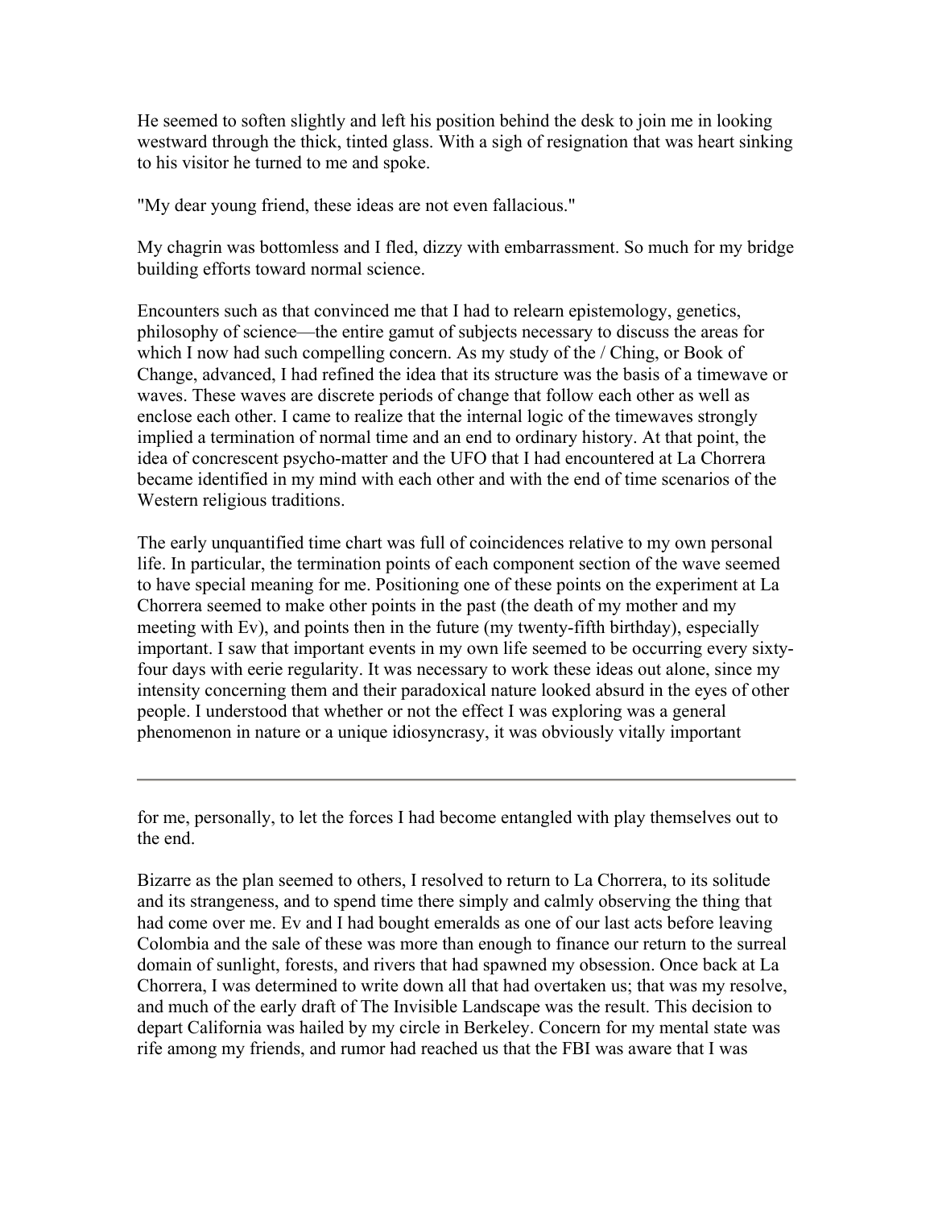He seemed to soften slightly and left his position behind the desk to join me in looking westward through the thick, tinted glass. With a sigh of resignation that was heart sinking to his visitor he turned to me and spoke.

"My dear young friend, these ideas are not even fallacious."

My chagrin was bottomless and I fled, dizzy with embarrassment. So much for my bridge building efforts toward normal science.

Encounters such as that convinced me that I had to relearn epistemology, genetics, philosophy of science—the entire gamut of subjects necessary to discuss the areas for which I now had such compelling concern. As my study of the / Ching, or Book of Change, advanced, I had refined the idea that its structure was the basis of a timewave or waves. These waves are discrete periods of change that follow each other as well as enclose each other. I came to realize that the internal logic of the timewaves strongly implied a termination of normal time and an end to ordinary history. At that point, the idea of concrescent psycho-matter and the UFO that I had encountered at La Chorrera became identified in my mind with each other and with the end of time scenarios of the Western religious traditions.

The early unquantified time chart was full of coincidences relative to my own personal life. In particular, the termination points of each component section of the wave seemed to have special meaning for me. Positioning one of these points on the experiment at La Chorrera seemed to make other points in the past (the death of my mother and my meeting with Ev), and points then in the future (my twenty-fifth birthday), especially important. I saw that important events in my own life seemed to be occurring every sixty-four days with eerie regularity. It was necessary to work these ideas out alone, since my intensity concerning them and their paradoxical nature looked absurd in the eyes of other people. I understood that whether or not the effect I was exploring was a general phenomenon in nature or a unique idiosyncrasy, it was obviously vitally important for me, personally, to let the forces I had become entangled with play themselves out to the end.

Bizarre as the plan seemed to others, I resolved to return to La Chorrera, to its solitude and its strangeness, and to spend time there simply and calmly observing the thing that had come over me. Ev and I had bought emeralds as one of our last acts before leaving Colombia and the sale of these was more than enough to finance our return to the surreal domain of sunlight, forests, and rivers that had spawned my obsession. Once back at La Chorrera, I was determined to write down all that had overtaken us; that was my resolve, and much of the early draft of The Invisible Landscape was the result. This decision to depart California was hailed by my circle in Berkeley. Concern for my mental state was rife among my friends, and rumor had reached us that the FBI was aware that I was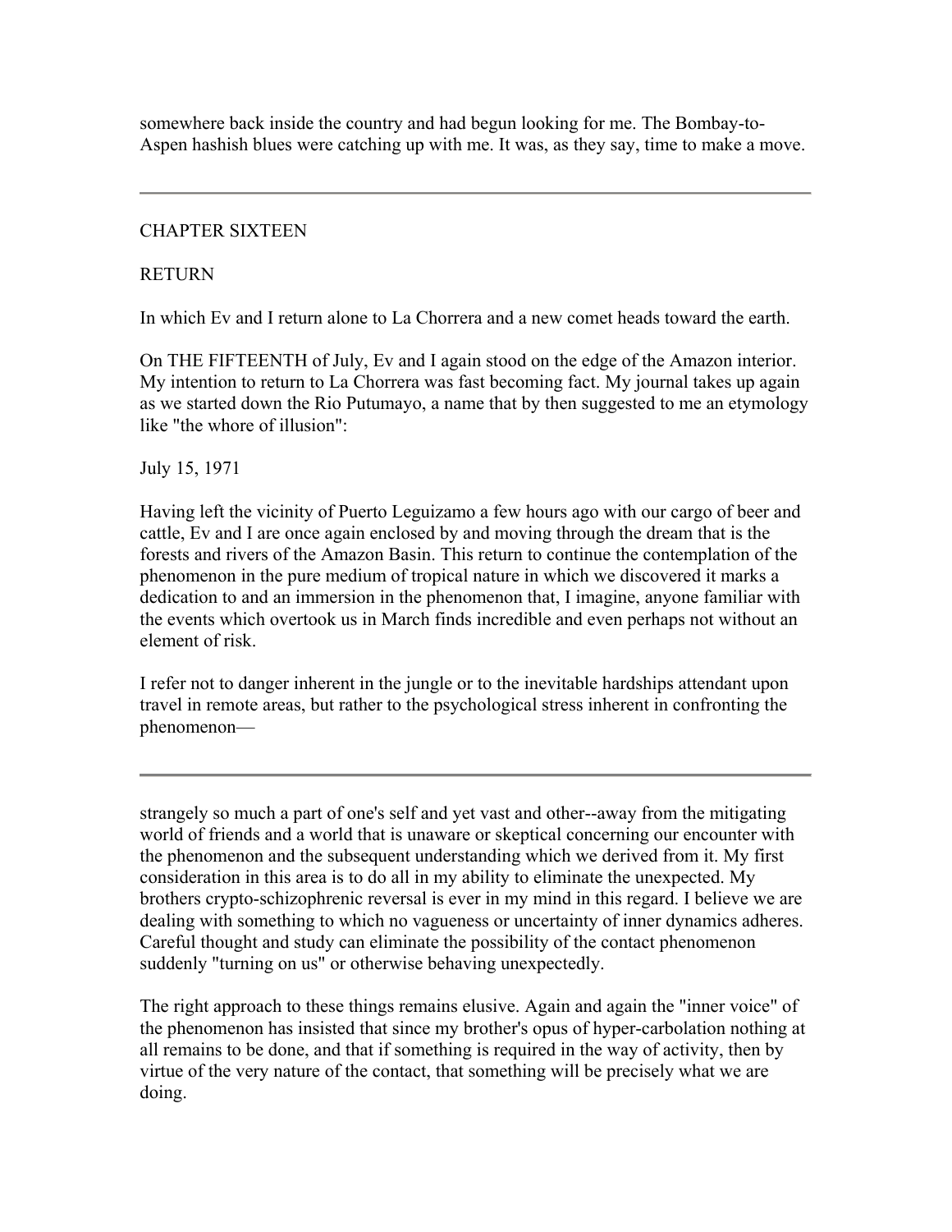somewhere back inside the country and had begun looking for me. The Bombay-to-Aspen hashish blues were catching up with me. It was, as they say, time to make a move.

---

## CHAPTER SIXTEEN

## RETURN

In which Ev and I return alone to La Chorrera and a new comet heads toward the earth.

On THE FIFTEENTH of July, Ev and I again stood on the edge of the Amazon interior. My intention to return to La Chorrera was fast becoming fact. My journal takes up again as we started down the Rio Putumayo, a name that by then suggested to me an etymology like "the whore of illusion":

July 15, 1971

Having left the vicinity of Puerto Leguizamo a few hours ago with our cargo of beer and cattle, Ev and I are once again enclosed by and moving through the dream that is the forests and rivers of the Amazon Basin. This return to continue the contemplation of the phenomenon in the pure medium of tropical nature in which we discovered it marks a dedication to and an immersion in the phenomenon that, I imagine, anyone familiar with the events which overtook us in March finds incredible and even perhaps not without an element of risk.

I refer not to danger inherent in the jungle or to the inevitable hardships attendant upon travel in remote areas, but rather to the psychological stress inherent in confronting the phenomenon—

---

strangely so much a part of one's self and yet vast and other--away from the mitigating world of friends and a world that is unaware or skeptical concerning our encounter with the phenomenon and the subsequent understanding which we derived from it. My first consideration in this area is to do all in my ability to eliminate the unexpected. My brothers crypto-schizophrenic reversal is ever in my mind in this regard. I believe we are dealing with something to which no vagueness or uncertainty of inner dynamics adheres. Careful thought and study can eliminate the possibility of the contact phenomenon suddenly "turning on us" or otherwise behaving unexpectedly.

The right approach to these things remains elusive. Again and again the "inner voice" of the phenomenon has insisted that since my brother's opus of hyper-carbolation nothing at all remains to be done, and that if something is required in the way of activity, then by virtue of the very nature of the contact, that something will be precisely what we are doing.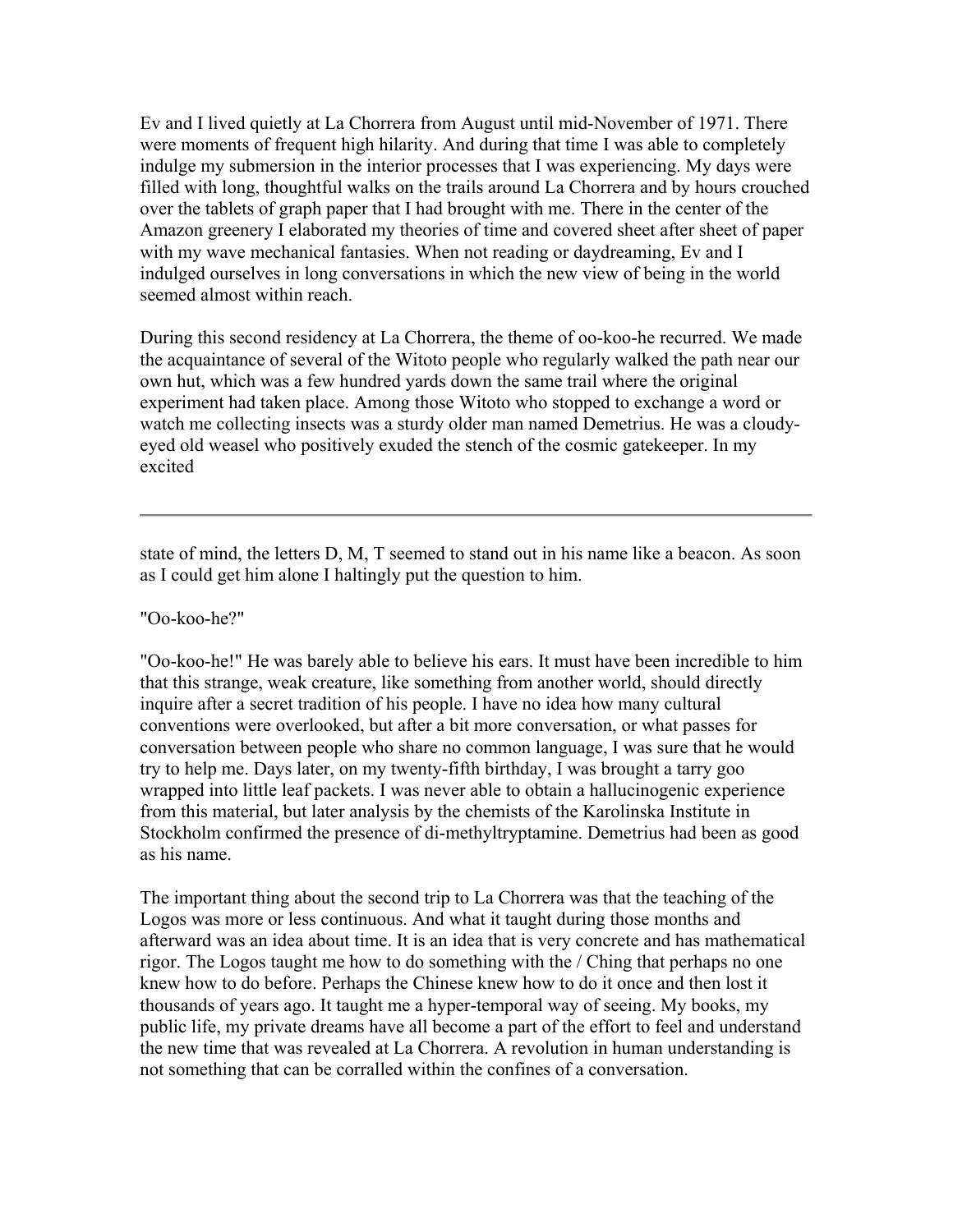Ev and I lived quietly at La Chorrera from August until mid-November of 1971. There were moments of frequent high hilarity. And during that time I was able to completely indulge my submersion in the interior processes that I was experiencing. My days were filled with long, thoughtful walks on the trails around La Chorrera and by hours crouched over the tablets of graph paper that I had brought with me. There in the center of the Amazon greenery I elaborated my theories of time and covered sheet after sheet of paper with my wave mechanical fantasies. When not reading or daydreaming, Ev and I indulged ourselves in long conversations in which the new view of being in the world seemed almost within reach.

During this second residency at La Chorrera, the theme of oo-koo-he recurred. We made the acquaintance of several of the Witoto people who regularly walked the path near our own hut, which was a few hundred yards down the same trail where the original experiment had taken place. Among those Witoto who stopped to exchange a word or watch me collecting insects was a sturdy older man named Demetrius. He was a cloudy-eyed old weasel who positively exuded the stench of the cosmic gatekeeper. In my excited state of mind, the letters D, M, T seemed to stand out in his name like a beacon. As soon as I could get him alone I haltingly put the question to him.

"Oo-koo-he?"

"Oo-koo-he!" He was barely able to believe his ears. It must have been incredible to him that this strange, weak creature, like something from another world, should directly inquire after a secret tradition of his people. I have no idea how many cultural conventions were overlooked, but after a bit more conversation, or what passes for conversation between people who share no common language, I was sure that he would try to help me. Days later, on my twenty-fifth birthday, I was brought a tarry goo wrapped into little leaf packets. I was never able to obtain a hallucinogenic experience from this material, but later analysis by the chemists of the Karolinska Institute in Stockholm confirmed the presence of di-methyltryptamine. Demetrius had been as good as his name.

The important thing about the second trip to La Chorrera was that the teaching of the Logos was more or less continuous. And what it taught during those months and afterward was an idea about time. It is an idea that is very concrete and has mathematical rigor. The Logos taught me how to do something with the / Ching that perhaps no one knew how to do before. Perhaps the Chinese knew how to do it once and then lost it thousands of years ago. It taught me a hyper-temporal way of seeing. My books, my public life, my private dreams have all become a part of the effort to feel and understand the new time that was revealed at La Chorrera. A revolution in human understanding is not something that can be corralled within the confines of a conversation.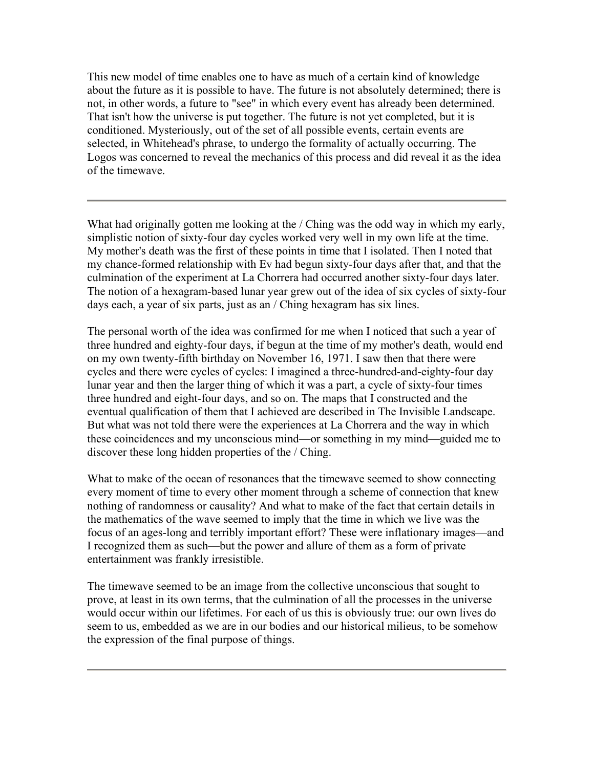This new model of time enables one to have as much of a certain kind of knowledge about the future as it is possible to have. The future is not absolutely determined; there is not, in other words, a future to "see" in which every event has already been determined. That isn't how the universe is put together. The future is not yet completed, but it is conditioned. Mysteriously, out of the set of all possible events, certain events are selected, in Whitehead's phrase, to undergo the formality of actually occurring. The Logos was concerned to reveal the mechanics of this process and did reveal it as the idea of the timewave.

---

What had originally gotten me looking at the / Ching was the odd way in which my early, simplistic notion of sixty-four day cycles worked very well in my own life at the time. My mother's death was the first of these points in time that I isolated. Then I noted that my chance-formed relationship with Ev had begun sixty-four days after that, and that the culmination of the experiment at La Chorrera had occurred another sixty-four days later. The notion of a hexagram-based lunar year grew out of the idea of six cycles of sixty-four days each, a year of six parts, just as an / Ching hexagram has six lines.

The personal worth of the idea was confirmed for me when I noticed that such a year of three hundred and eighty-four days, if begun at the time of my mother's death, would end on my own twenty-fifth birthday on November 16, 1971. I saw then that there were cycles and there were cycles of cycles: I imagined a three-hundred-and-eighty-four day lunar year and then the larger thing of which it was a part, a cycle of sixty-four times three hundred and eight-four days, and so on. The maps that I constructed and the eventual qualification of them that I achieved are described in The Invisible Landscape. But what was not told there were the experiences at La Chorrera and the way in which these coincidences and my unconscious mind—or something in my mind—guided me to discover these long hidden properties of the / Ching.

What to make of the ocean of resonances that the timewave seemed to show connecting every moment of time to every other moment through a scheme of connection that knew nothing of randomness or causality? And what to make of the fact that certain details in the mathematics of the wave seemed to imply that the time in which we live was the focus of an ages-long and terribly important effort? These were inflationary images—and I recognized them as such—but the power and allure of them as a form of private entertainment was frankly irresistible.

The timewave seemed to be an image from the collective unconscious that sought to prove, at least in its own terms, that the culmination of all the processes in the universe would occur within our lifetimes. For each of us this is obviously true: our own lives do seem to us, embedded as we are in our bodies and our historical milieus, to be somehow the expression of the final purpose of things.

---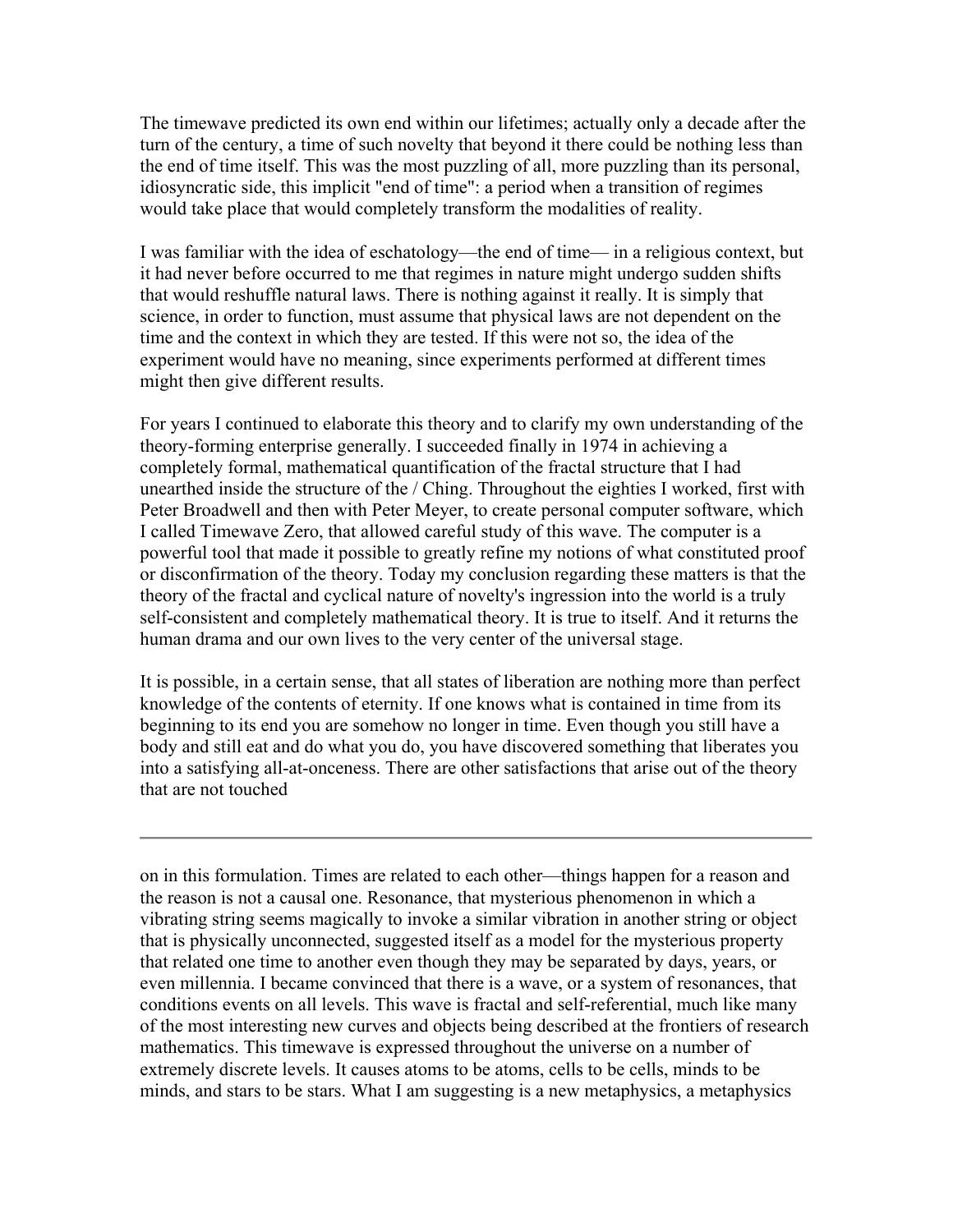The timewave predicted its own end within our lifetimes; actually only a decade after the turn of the century, a time of such novelty that beyond it there could be nothing less than the end of time itself. This was the most puzzling of all, more puzzling than its personal, idiosyncratic side, this implicit "end of time": a period when a transition of regimes would take place that would completely transform the modalities of reality.

I was familiar with the idea of eschatology—the end of time— in a religious context, but it had never before occurred to me that regimes in nature might undergo sudden shifts that would reshuffle natural laws. There is nothing against it really. It is simply that science, in order to function, must assume that physical laws are not dependent on the time and the context in which they are tested. If this were not so, the idea of the experiment would have no meaning, since experiments performed at different times might then give different results.

For years I continued to elaborate this theory and to clarify my own understanding of the theory-forming enterprise generally. I succeeded finally in 1974 in achieving a completely formal, mathematical quantification of the fractal structure that I had unearthed inside the structure of the / Ching. Throughout the eighties I worked, first with Peter Broadwell and then with Peter Meyer, to create personal computer software, which I called Timewave Zero, that allowed careful study of this wave. The computer is a powerful tool that made it possible to greatly refine my notions of what constituted proof or disconfirmation of the theory. Today my conclusion regarding these matters is that the theory of the fractal and cyclical nature of novelty's ingression into the world is a truly self-consistent and completely mathematical theory. It is true to itself. And it returns the human drama and our own lives to the very center of the universal stage.

It is possible, in a certain sense, that all states of liberation are nothing more than perfect knowledge of the contents of eternity. If one knows what is contained in time from its beginning to its end you are somehow no longer in time. Even though you still have a body and still eat and do what you do, you have discovered something that liberates you into a satisfying all-at-onceness. There are other satisfactions that arise out of the theory that are not touched on in this formulation. Times are related to each other—things happen for a reason and the reason is not a causal one. Resonance, that mysterious phenomenon in which a vibrating string seems magically to invoke a similar vibration in another string or object that is physically unconnected, suggested itself as a model for the mysterious property that related one time to another even though they may be separated by days, years, or even millennia. I became convinced that there is a wave, or a system of resonances, that conditions events on all levels. This wave is fractal and self-referential, much like many of the most interesting new curves and objects being described at the frontiers of research mathematics. This timewave is expressed throughout the universe on a number of extremely discrete levels. It causes atoms to be atoms, cells to be cells, minds to be minds, and stars to be stars. What I am suggesting is a new metaphysics, a metaphysics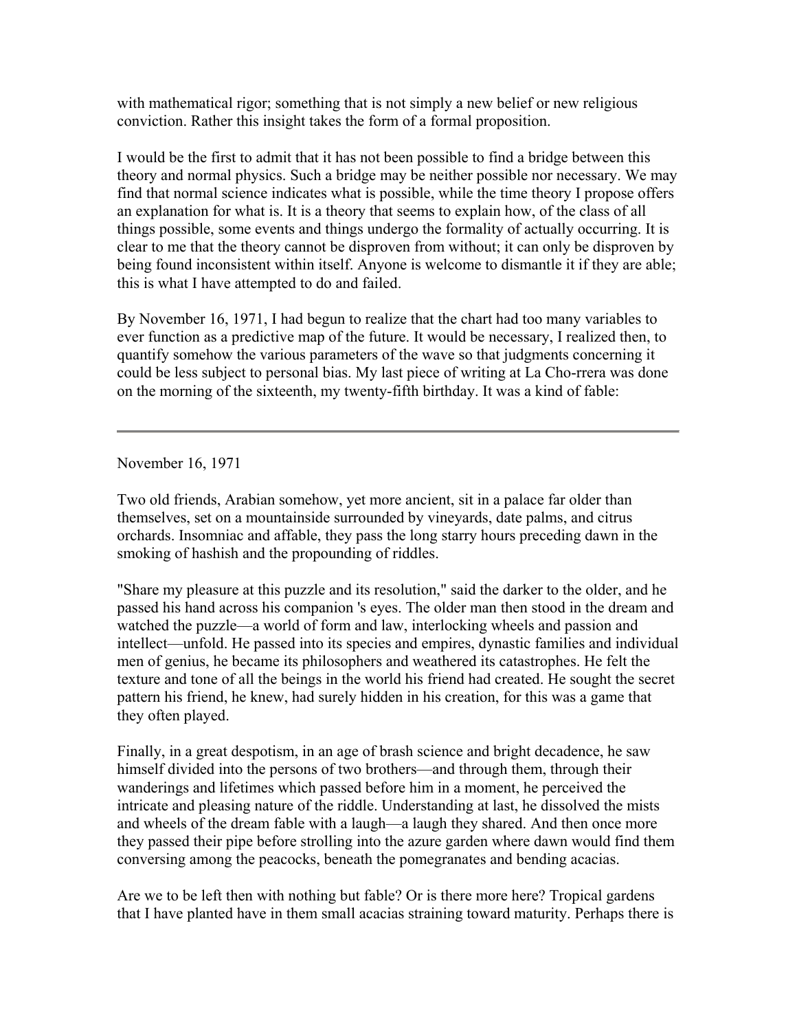with mathematical rigor; something that is not simply a new belief or new religious conviction. Rather this insight takes the form of a formal proposition.

I would be the first to admit that it has not been possible to find a bridge between this theory and normal physics. Such a bridge may be neither possible nor necessary. We may find that normal science indicates what is possible, while the time theory I propose offers an explanation for what is. It is a theory that seems to explain how, of the class of all things possible, some events and things undergo the formality of actually occurring. It is clear to me that the theory cannot be disproven from without; it can only be disproven by being found inconsistent within itself. Anyone is welcome to dismantle it if they are able; this is what I have attempted to do and failed.

By November 16, 1971, I had begun to realize that the chart had too many variables to ever function as a predictive map of the future. It would be necessary, I realized then, to quantify somehow the various parameters of the wave so that judgments concerning it could be less subject to personal bias. My last piece of writing at La Cho-rrera was done on the morning of the sixteenth, my twenty-fifth birthday. It was a kind of fable:

---

November 16, 1971

Two old friends, Arabian somehow, yet more ancient, sit in a palace far older than themselves, set on a mountainside surrounded by vineyards, date palms, and citrus orchards. Insomniac and affable, they pass the long starry hours preceding dawn in the smoking of hashish and the propounding of riddles.

"Share my pleasure at this puzzle and its resolution," said the darker to the older, and he passed his hand across his companion 's eyes. The older man then stood in the dream and watched the puzzle—a world of form and law, interlocking wheels and passion and intellect—unfold. He passed into its species and empires, dynastic families and individual men of genius, he became its philosophers and weathered its catastrophes. He felt the texture and tone of all the beings in the world his friend had created. He sought the secret pattern his friend, he knew, had surely hidden in his creation, for this was a game that they often played.

Finally, in a great despotism, in an age of brash science and bright decadence, he saw himself divided into the persons of two brothers—and through them, through their wanderings and lifetimes which passed before him in a moment, he perceived the intricate and pleasing nature of the riddle. Understanding at last, he dissolved the mists and wheels of the dream fable with a laugh—a laugh they shared. And then once more they passed their pipe before strolling into the azure garden where dawn would find them conversing among the peacocks, beneath the pomegranates and bending acacias.

Are we to be left then with nothing but fable? Or is there more here? Tropical gardens that I have planted have in them small acacias straining toward maturity. Perhaps there is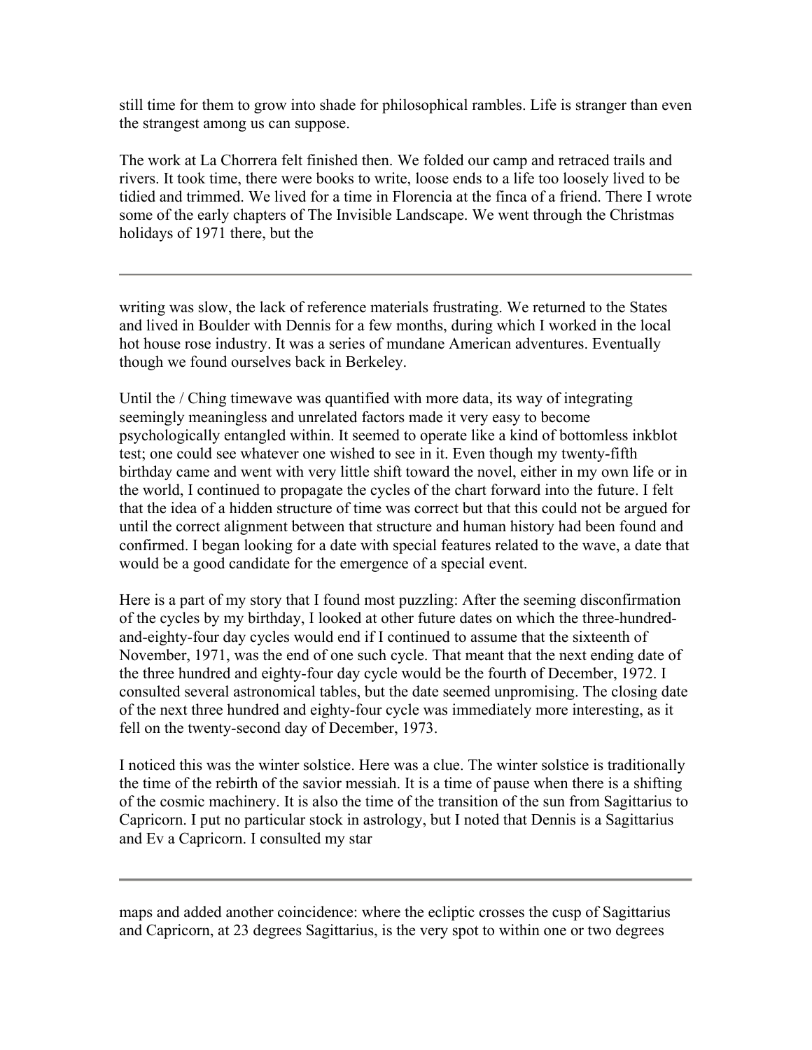still time for them to grow into shade for philosophical rambles. Life is stranger than even the strangest among us can suppose.

The work at La Chorrera felt finished then. We folded our camp and retraced trails and rivers. It took time, there were books to write, loose ends to a life too loosely lived to be tidied and trimmed. We lived for a time in Florencia at the finca of a friend. There I wrote some of the early chapters of The Invisible Landscape. We went through the Christmas holidays of 1971 there, but the

---

writing was slow, the lack of reference materials frustrating. We returned to the States and lived in Boulder with Dennis for a few months, during which I worked in the local hot house rose industry. It was a series of mundane American adventures. Eventually though we found ourselves back in Berkeley.

Until the / Ching timewave was quantified with more data, its way of integrating seemingly meaningless and unrelated factors made it very easy to become psychologically entangled within. It seemed to operate like a kind of bottomless inkblot test; one could see whatever one wished to see in it. Even though my twenty-fifth birthday came and went with very little shift toward the novel, either in my own life or in the world, I continued to propagate the cycles of the chart forward into the future. I felt that the idea of a hidden structure of time was correct but that this could not be argued for until the correct alignment between that structure and human history had been found and confirmed. I began looking for a date with special features related to the wave, a date that would be a good candidate for the emergence of a special event.

Here is a part of my story that I found most puzzling: After the seeming disconfirmation of the cycles by my birthday, I looked at other future dates on which the three-hundred-and-eighty-four day cycles would end if I continued to assume that the sixteenth of November, 1971, was the end of one such cycle. That meant that the next ending date of the three hundred and eighty-four day cycle would be the fourth of December, 1972. I consulted several astronomical tables, but the date seemed unpromising. The closing date of the next three hundred and eighty-four cycle was immediately more interesting, as it fell on the twenty-second day of December, 1973.

I noticed this was the winter solstice. Here was a clue. The winter solstice is traditionally the time of the rebirth of the savior messiah. It is a time of pause when there is a shifting of the cosmic machinery. It is also the time of the transition of the sun from Sagittarius to Capricorn. I put no particular stock in astrology, but I noted that Dennis is a Sagittarius and Ev a Capricorn. I consulted my star

---

maps and added another coincidence: where the ecliptic crosses the cusp of Sagittarius and Capricorn, at 23 degrees Sagittarius, is the very spot to within one or two degrees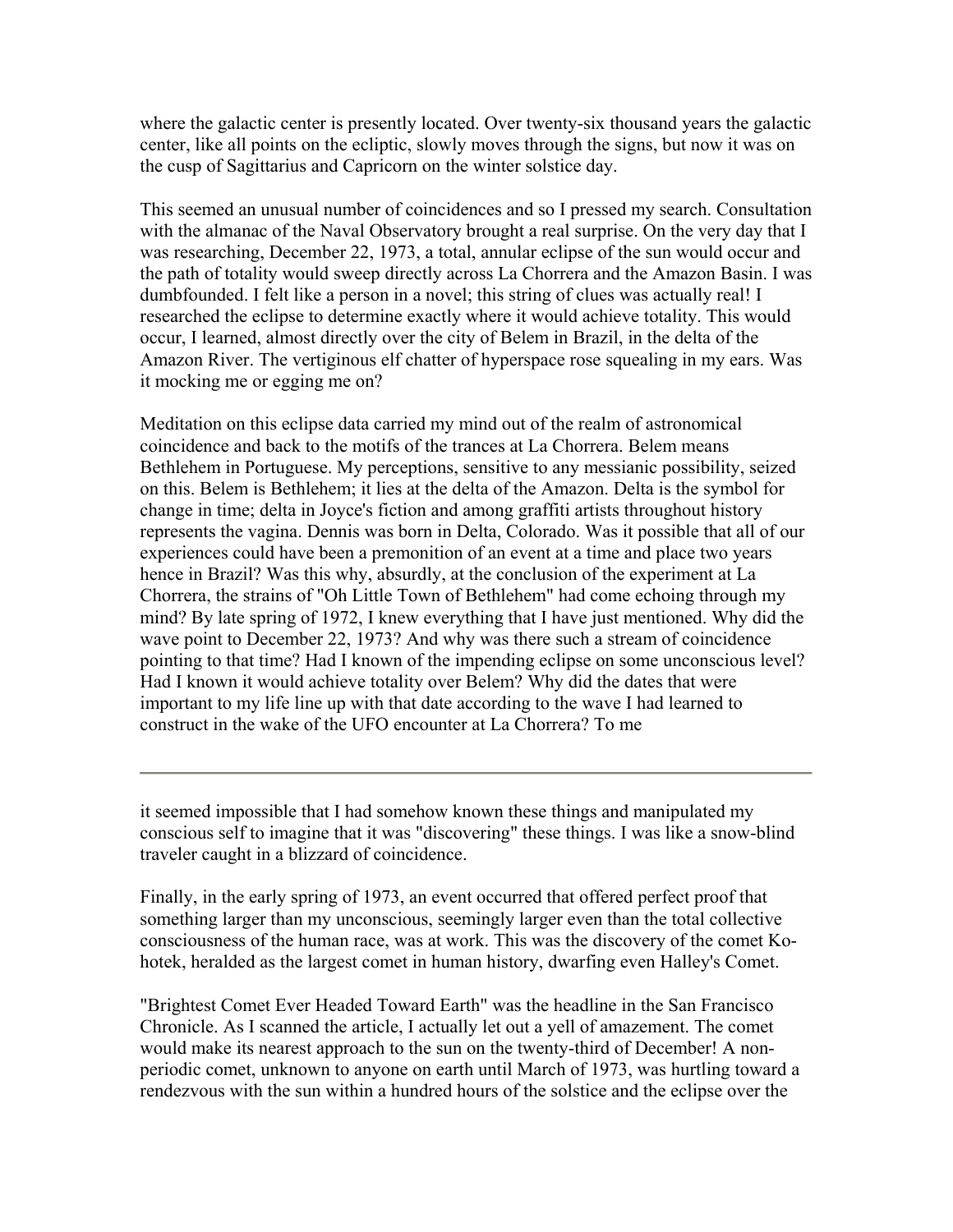where the galactic center is presently located. Over twenty-six thousand years the galactic center, like all points on the ecliptic, slowly moves through the signs, but now it was on the cusp of Sagittarius and Capricorn on the winter solstice day.

This seemed an unusual number of coincidences and so I pressed my search. Consultation with the almanac of the Naval Observatory brought a real surprise. On the very day that I was researching, December 22, 1973, a total, annular eclipse of the sun would occur and the path of totality would sweep directly across La Chorrera and the Amazon Basin. I was dumbfounded. I felt like a person in a novel; this string of clues was actually real! I researched the eclipse to determine exactly where it would achieve totality. This would occur, I learned, almost directly over the city of Belem in Brazil, in the delta of the Amazon River. The vertiginous elf chatter of hyperspace rose squealing in my ears. Was it mocking me or egging me on?

Meditation on this eclipse data carried my mind out of the realm of astronomical coincidence and back to the motifs of the trances at La Chorrera. Belem means Bethlehem in Portuguese. My perceptions, sensitive to any messianic possibility, seized on this. Belem is Bethlehem; it lies at the delta of the Amazon. Delta is the symbol for change in time; delta in Joyce's fiction and among graffiti artists throughout history represents the vagina. Dennis was born in Delta, Colorado. Was it possible that all of our experiences could have been a premonition of an event at a time and place two years hence in Brazil? Was this why, absurdly, at the conclusion of the experiment at La Chorrera, the strains of "Oh Little Town of Bethlehem" had come echoing through my mind? By late spring of 1972, I knew everything that I have just mentioned. Why did the wave point to December 22, 1973? And why was there such a stream of coincidence pointing to that time? Had I known of the impending eclipse on some unconscious level? Had I known it would achieve totality over Belem? Why did the dates that were important to my life line up with that date according to the wave I had learned to construct in the wake of the UFO encounter at La Chorrera? To me it seemed impossible that I had somehow known these things and manipulated my conscious self to imagine that it was "discovering" these things. I was like a snow-blind traveler caught in a blizzard of coincidence.

Finally, in the early spring of 1973, an event occurred that offered perfect proof that something larger than my unconscious, seemingly larger even than the total collective consciousness of the human race, was at work. This was the discovery of the comet Ko-hotek, heralded as the largest comet in human history, dwarfing even Halley's Comet.

"Brightest Comet Ever Headed Toward Earth" was the headline in the San Francisco Chronicle. As I scanned the article, I actually let out a yell of amazement. The comet would make its nearest approach to the sun on the twenty-third of December! A non-periodic comet, unknown to anyone on earth until March of 1973, was hurtling toward a rendezvous with the sun within a hundred hours of the solstice and the eclipse over the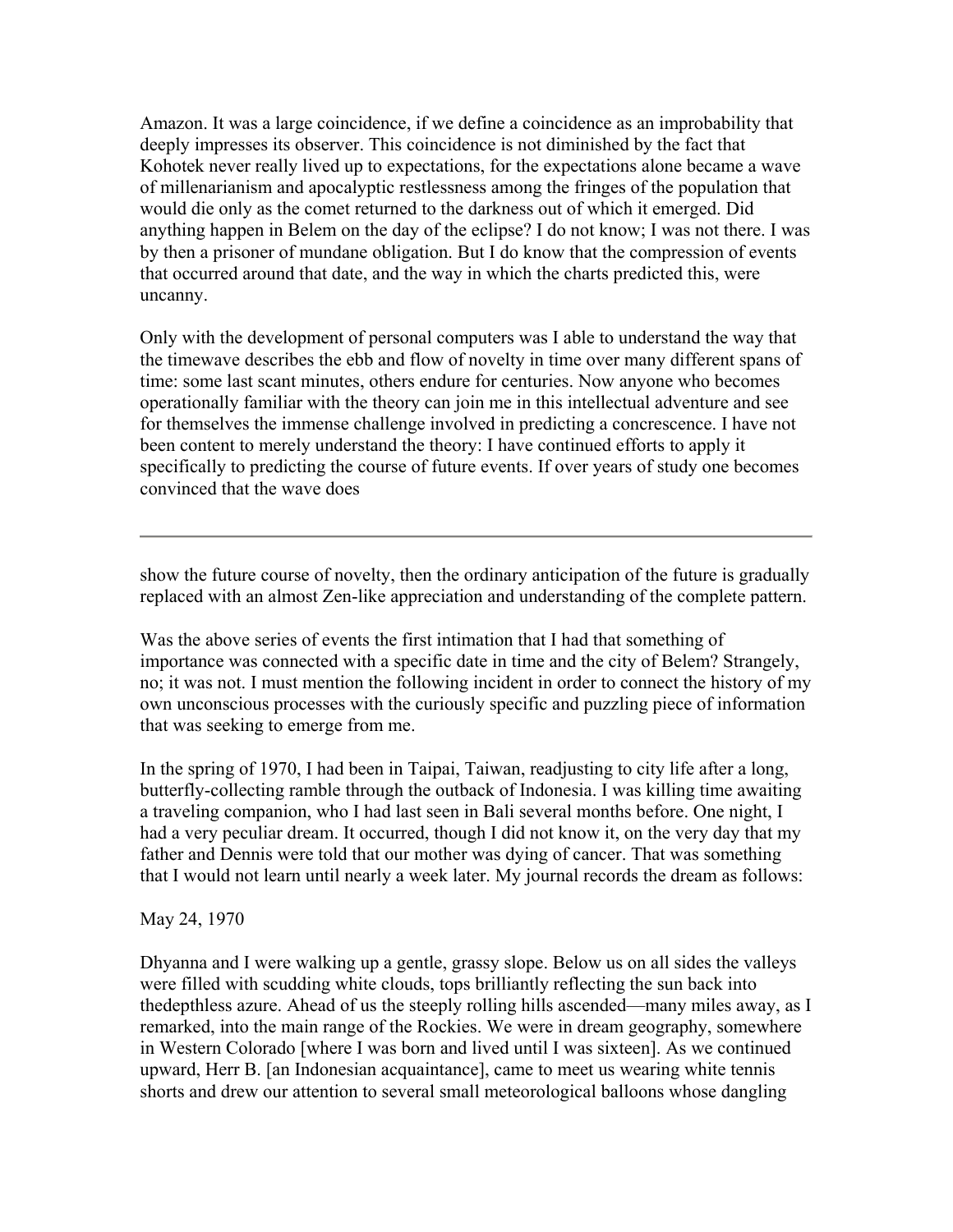Amazon. It was a large coincidence, if we define a coincidence as an improbability that deeply impresses its observer. This coincidence is not diminished by the fact that Kohotek never really lived up to expectations, for the expectations alone became a wave of millenarianism and apocalyptic restlessness among the fringes of the population that would die only as the comet returned to the darkness out of which it emerged. Did anything happen in Belem on the day of the eclipse? I do not know; I was not there. I was by then a prisoner of mundane obligation. But I do know that the compression of events that occurred around that date, and the way in which the charts predicted this, were uncanny.

Only with the development of personal computers was I able to understand the way that the timewave describes the ebb and flow of novelty in time over many different spans of time: some last scant minutes, others endure for centuries. Now anyone who becomes operationally familiar with the theory can join me in this intellectual adventure and see for themselves the immense challenge involved in predicting a concrescence. I have not been content to merely understand the theory: I have continued efforts to apply it specifically to predicting the course of future events. If over years of study one becomes convinced that the wave does

---

show the future course of novelty, then the ordinary anticipation of the future is gradually replaced with an almost Zen-like appreciation and understanding of the complete pattern.

Was the above series of events the first intimation that I had that something of importance was connected with a specific date in time and the city of Belem? Strangely, no; it was not. I must mention the following incident in order to connect the history of my own unconscious processes with the curiously specific and puzzling piece of information that was seeking to emerge from me.

In the spring of 1970, I had been in Taipai, Taiwan, readjusting to city life after a long, butterfly-collecting ramble through the outback of Indonesia. I was killing time awaiting a traveling companion, who I had last seen in Bali several months before. One night, I had a very peculiar dream. It occurred, though I did not know it, on the very day that my father and Dennis were told that our mother was dying of cancer. That was something that I would not learn until nearly a week later. My journal records the dream as follows:

May 24, 1970

Dhyanna and I were walking up a gentle, grassy slope. Below us on all sides the valleys were filled with scudding white clouds, tops brilliantly reflecting the sun back into thedepthless azure. Ahead of us the steeply rolling hills ascended—many miles away, as I remarked, into the main range of the Rockies. We were in dream geography, somewhere in Western Colorado [where I was born and lived until I was sixteen]. As we continued upward, Herr B. [an Indonesian acquaintance], came to meet us wearing white tennis shorts and drew our attention to several small meteorological balloons whose dangling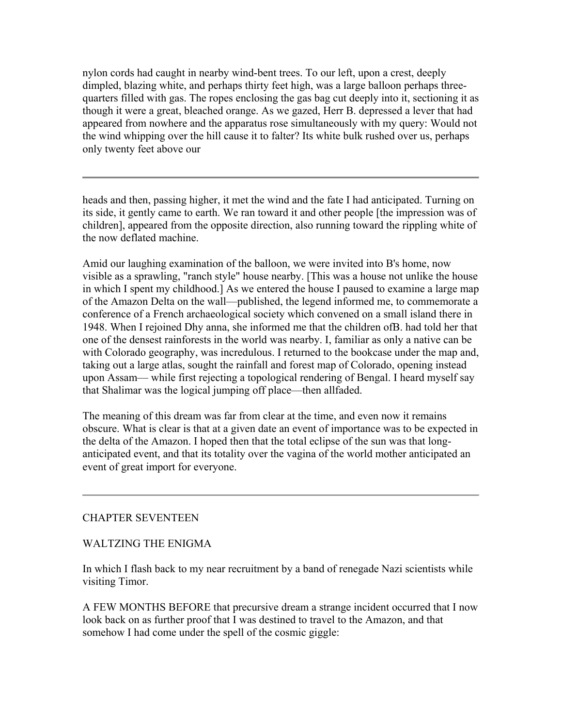nylon cords had caught in nearby wind-bent trees. To our left, upon a crest, deeply dimpled, blazing white, and perhaps thirty feet high, was a large balloon perhaps three-quarters filled with gas. The ropes enclosing the gas bag cut deeply into it, sectioning it as though it were a great, bleached orange. As we gazed, Herr B. depressed a lever that had appeared from nowhere and the apparatus rose simultaneously with my query: Would not the wind whipping over the hill cause it to falter? Its white bulk rushed over us, perhaps only twenty feet above our

---

heads and then, passing higher, it met the wind and the fate I had anticipated. Turning on its side, it gently came to earth. We ran toward it and other people [the impression was of children], appeared from the opposite direction, also running toward the rippling white of the now deflated machine.

Amid our laughing examination of the balloon, we were invited into B's home, now visible as a sprawling, "ranch style" house nearby. [This was a house not unlike the house in which I spent my childhood.] As we entered the house I paused to examine a large map of the Amazon Delta on the wall—published, the legend informed me, to commemorate a conference of a French archaeological society which convened on a small island there in 1948. When I rejoined Dhy anna, she informed me that the children ofB. had told her that one of the densest rainforests in the world was nearby. I, familiar as only a native can be with Colorado geography, was incredulous. I returned to the bookcase under the map and, taking out a large atlas, sought the rainfall and forest map of Colorado, opening instead upon Assam— while first rejecting a topological rendering of Bengal. I heard myself say that Shalimar was the logical jumping off place—then allfaded.

The meaning of this dream was far from clear at the time, and even now it remains obscure. What is clear is that at a given date an event of importance was to be expected in the delta of the Amazon. I hoped then that the total eclipse of the sun was that long-anticipated event, and that its totality over the vagina of the world mother anticipated an event of great import for everyone.

---

## CHAPTER SEVENTEEN

## WALTZING THE ENIGMA

In which I flash back to my near recruitment by a band of renegade Nazi scientists while visiting Timor.

A FEW MONTHS BEFORE that precursive dream a strange incident occurred that I now look back on as further proof that I was destined to travel to the Amazon, and that somehow I had come under the spell of the cosmic giggle: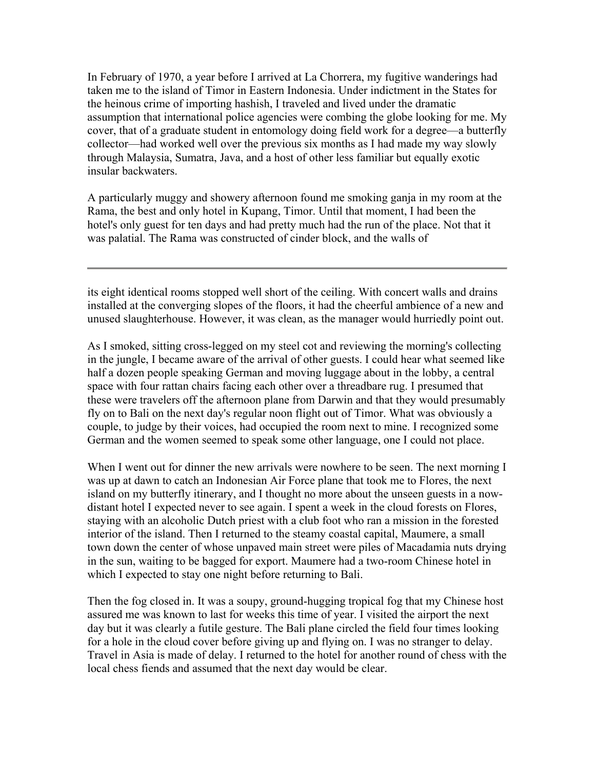In February of 1970, a year before I arrived at La Chorrera, my fugitive wanderings had taken me to the island of Timor in Eastern Indonesia. Under indictment in the States for the heinous crime of importing hashish, I traveled and lived under the dramatic assumption that international police agencies were combing the globe looking for me. My cover, that of a graduate student in entomology doing field work for a degree—a butterfly collector—had worked well over the previous six months as I had made my way slowly through Malaysia, Sumatra, Java, and a host of other less familiar but equally exotic insular backwaters.

A particularly muggy and showery afternoon found me smoking ganja in my room at the Rama, the best and only hotel in Kupang, Timor. Until that moment, I had been the hotel's only guest for ten days and had pretty much had the run of the place. Not that it was palatial. The Rama was constructed of cinder block, and the walls of its eight identical rooms stopped well short of the ceiling. With concert walls and drains installed at the converging slopes of the floors, it had the cheerful ambience of a new and unused slaughterhouse. However, it was clean, as the manager would hurriedly point out.

As I smoked, sitting cross-legged on my steel cot and reviewing the morning's collecting in the jungle, I became aware of the arrival of other guests. I could hear what seemed like half a dozen people speaking German and moving luggage about in the lobby, a central space with four rattan chairs facing each other over a threadbare rug. I presumed that these were travelers off the afternoon plane from Darwin and that they would presumably fly on to Bali on the next day's regular noon flight out of Timor. What was obviously a couple, to judge by their voices, had occupied the room next to mine. I recognized some German and the women seemed to speak some other language, one I could not place.

When I went out for dinner the new arrivals were nowhere to be seen. The next morning I was up at dawn to catch an Indonesian Air Force plane that took me to Flores, the next island on my butterfly itinerary, and I thought no more about the unseen guests in a now-distant hotel I expected never to see again. I spent a week in the cloud forests on Flores, staying with an alcoholic Dutch priest with a club foot who ran a mission in the forested interior of the island. Then I returned to the steamy coastal capital, Maumere, a small town down the center of whose unpaved main street were piles of Macadamia nuts drying in the sun, waiting to be bagged for export. Maumere had a two-room Chinese hotel in which I expected to stay one night before returning to Bali.

Then the fog closed in. It was a soupy, ground-hugging tropical fog that my Chinese host assured me was known to last for weeks this time of year. I visited the airport the next day but it was clearly a futile gesture. The Bali plane circled the field four times looking for a hole in the cloud cover before giving up and flying on. I was no stranger to delay. Travel in Asia is made of delay. I returned to the hotel for another round of chess with the local chess fiends and assumed that the next day would be clear.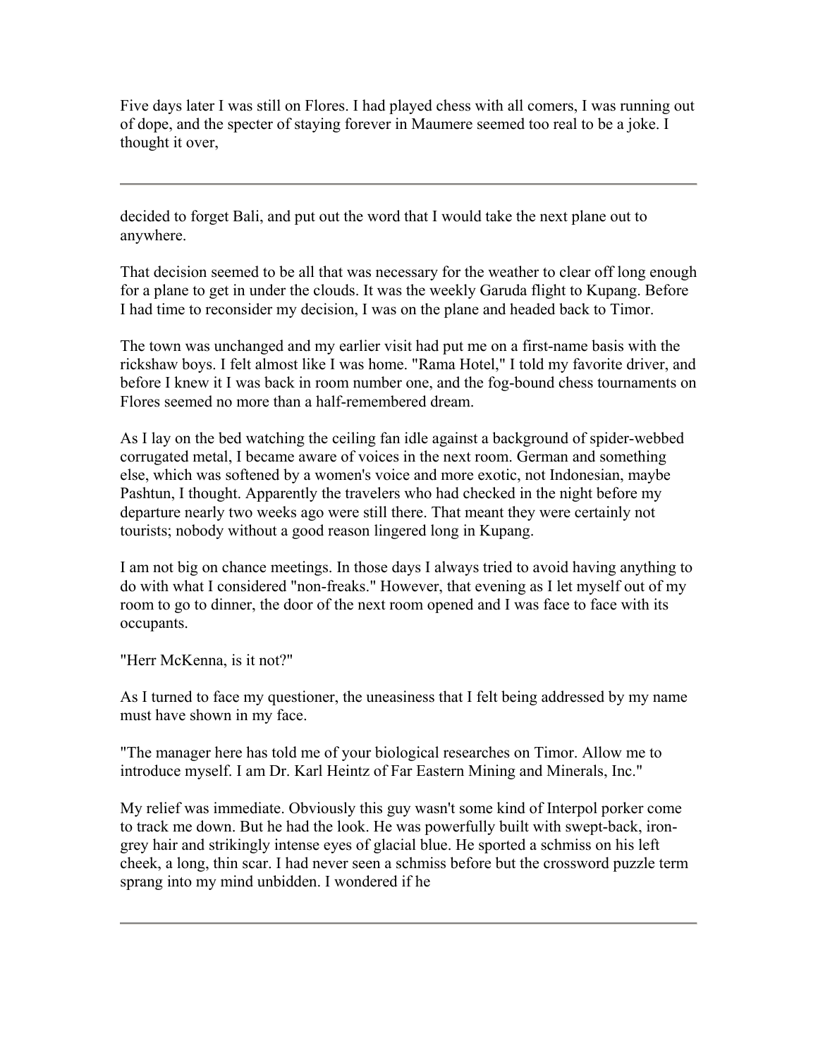Five days later I was still on Flores. I had played chess with all comers, I was running out of dope, and the specter of staying forever in Maumere seemed too real to be a joke. I thought it over, decided to forget Bali, and put out the word that I would take the next plane out to anywhere.

That decision seemed to be all that was necessary for the weather to clear off long enough for a plane to get in under the clouds. It was the weekly Garuda flight to Kupang. Before I had time to reconsider my decision, I was on the plane and headed back to Timor.

The town was unchanged and my earlier visit had put me on a first-name basis with the rickshaw boys. I felt almost like I was home. "Rama Hotel," I told my favorite driver, and before I knew it I was back in room number one, and the fog-bound chess tournaments on Flores seemed no more than a half-remembered dream.

As I lay on the bed watching the ceiling fan idle against a background of spider-webbed corrugated metal, I became aware of voices in the next room. German and something else, which was softened by a women's voice and more exotic, not Indonesian, maybe Pashtun, I thought. Apparently the travelers who had checked in the night before my departure nearly two weeks ago were still there. That meant they were certainly not tourists; nobody without a good reason lingered long in Kupang.

I am not big on chance meetings. In those days I always tried to avoid having anything to do with what I considered "non-freaks." However, that evening as I let myself out of my room to go to dinner, the door of the next room opened and I was face to face with its occupants.

"Herr McKenna, is it not?"

As I turned to face my questioner, the uneasiness that I felt being addressed by my name must have shown in my face.

"The manager here has told me of your biological researches on Timor. Allow me to introduce myself. I am Dr. Karl Heintz of Far Eastern Mining and Minerals, Inc."

My relief was immediate. Obviously this guy wasn't some kind of Interpol porker come to track me down. But he had the look. He was powerfully built with swept-back, iron-grey hair and strikingly intense eyes of glacial blue. He sported a schmiss on his left cheek, a long, thin scar. I had never seen a schmiss before but the crossword puzzle term sprang into my mind unbidden. I wondered if he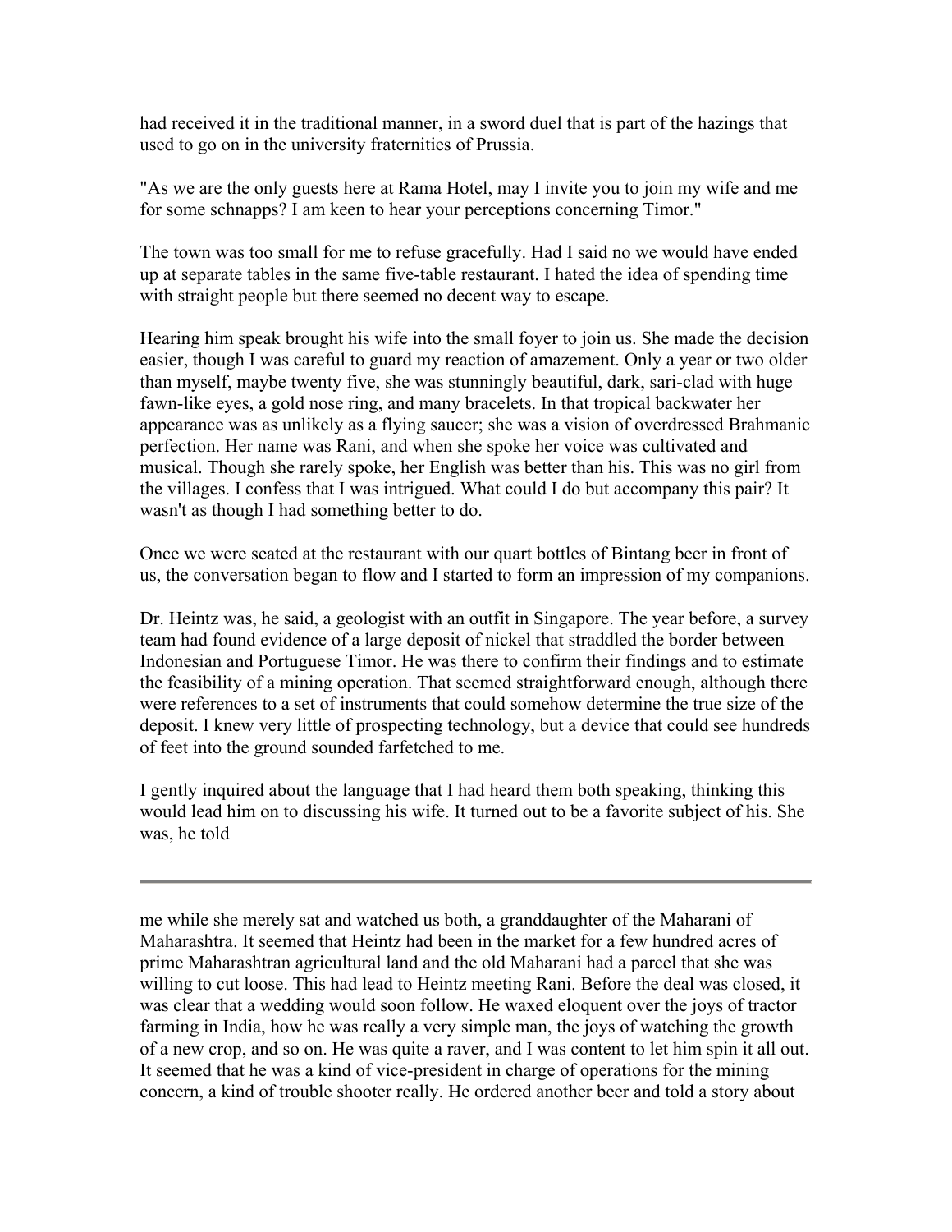had received it in the traditional manner, in a sword duel that is part of the hazings that used to go on in the university fraternities of Prussia.

"As we are the only guests here at Rama Hotel, may I invite you to join my wife and me for some schnapps? I am keen to hear your perceptions concerning Timor."

The town was too small for me to refuse gracefully. Had I said no we would have ended up at separate tables in the same five-table restaurant. I hated the idea of spending time with straight people but there seemed no decent way to escape.

Hearing him speak brought his wife into the small foyer to join us. She made the decision easier, though I was careful to guard my reaction of amazement. Only a year or two older than myself, maybe twenty five, she was stunningly beautiful, dark, sari-clad with huge fawn-like eyes, a gold nose ring, and many bracelets. In that tropical backwater her appearance was as unlikely as a flying saucer; she was a vision of overdressed Brahmanic perfection. Her name was Rani, and when she spoke her voice was cultivated and musical. Though she rarely spoke, her English was better than his. This was no girl from the villages. I confess that I was intrigued. What could I do but accompany this pair? It wasn't as though I had something better to do.

Once we were seated at the restaurant with our quart bottles of Bintang beer in front of us, the conversation began to flow and I started to form an impression of my companions.

Dr. Heintz was, he said, a geologist with an outfit in Singapore. The year before, a survey team had found evidence of a large deposit of nickel that straddled the border between Indonesian and Portuguese Timor. He was there to confirm their findings and to estimate the feasibility of a mining operation. That seemed straightforward enough, although there were references to a set of instruments that could somehow determine the true size of the deposit. I knew very little of prospecting technology, but a device that could see hundreds of feet into the ground sounded farfetched to me.

I gently inquired about the language that I had heard them both speaking, thinking this would lead him on to discussing his wife. It turned out to be a favorite subject of his. She was, he told me while she merely sat and watched us both, a granddaughter of the Maharani of Maharashtra. It seemed that Heintz had been in the market for a few hundred acres of prime Maharashtran agricultural land and the old Maharani had a parcel that she was willing to cut loose. This had lead to Heintz meeting Rani. Before the deal was closed, it was clear that a wedding would soon follow. He waxed eloquent over the joys of tractor farming in India, how he was really a very simple man, the joys of watching the growth of a new crop, and so on. He was quite a raver, and I was content to let him spin it all out. It seemed that he was a kind of vice-president in charge of operations for the mining concern, a kind of trouble shooter really. He ordered another beer and told a story about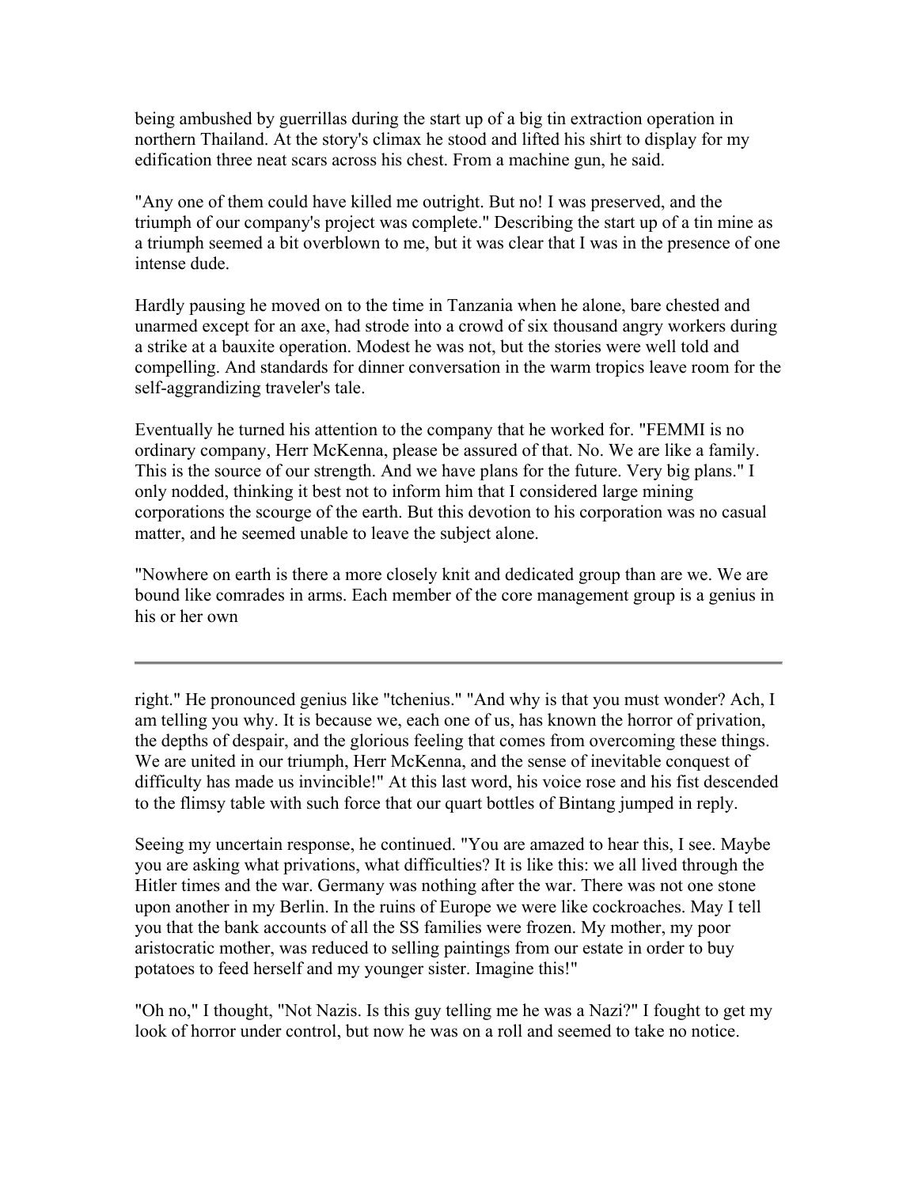being ambushed by guerrillas during the start up of a big tin extraction operation in northern Thailand. At the story's climax he stood and lifted his shirt to display for my edification three neat scars across his chest. From a machine gun, he said.

"Any one of them could have killed me outright. But no! I was preserved, and the triumph of our company's project was complete." Describing the start up of a tin mine as a triumph seemed a bit overblown to me, but it was clear that I was in the presence of one intense dude.

Hardly pausing he moved on to the time in Tanzania when he alone, bare chested and unarmed except for an axe, had strode into a crowd of six thousand angry workers during a strike at a bauxite operation. Modest he was not, but the stories were well told and compelling. And standards for dinner conversation in the warm tropics leave room for the self-aggrandizing traveler's tale.

Eventually he turned his attention to the company that he worked for. "FEMMI is no ordinary company, Herr McKenna, please be assured of that. No. We are like a family. This is the source of our strength. And we have plans for the future. Very big plans." I only nodded, thinking it best not to inform him that I considered large mining corporations the scourge of the earth. But this devotion to his corporation was no casual matter, and he seemed unable to leave the subject alone.

"Nowhere on earth is there a more closely knit and dedicated group than are we. We are bound like comrades in arms. Each member of the core management group is a genius in his or her own right." He pronounced genius like "tchenius." "And why is that you must wonder? Ach, I am telling you why. It is because we, each one of us, has known the horror of privation, the depths of despair, and the glorious feeling that comes from overcoming these things. We are united in our triumph, Herr McKenna, and the sense of inevitable conquest of difficulty has made us invincible!" At this last word, his voice rose and his fist descended to the flimsy table with such force that our quart bottles of Bintang jumped in reply.

Seeing my uncertain response, he continued. "You are amazed to hear this, I see. Maybe you are asking what privations, what difficulties? It is like this: we all lived through the Hitler times and the war. Germany was nothing after the war. There was not one stone upon another in my Berlin. In the ruins of Europe we were like cockroaches. May I tell you that the bank accounts of all the SS families were frozen. My mother, my poor aristocratic mother, was reduced to selling paintings from our estate in order to buy potatoes to feed herself and my younger sister. Imagine this!"

"Oh no," I thought, "Not Nazis. Is this guy telling me he was a Nazi?" I fought to get my look of horror under control, but now he was on a roll and seemed to take no notice.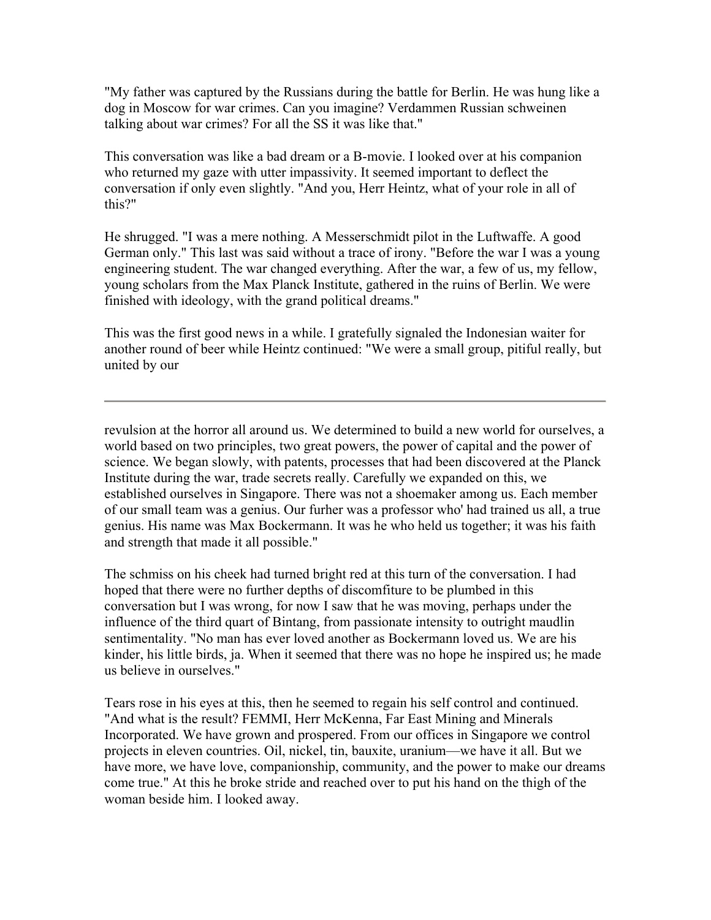"My father was captured by the Russians during the battle for Berlin. He was hung like a dog in Moscow for war crimes. Can you imagine? Verdammen Russian schweinen talking about war crimes? For all the SS it was like that."

This conversation was like a bad dream or a B-movie. I looked over at his companion who returned my gaze with utter impassivity. It seemed important to deflect the conversation if only even slightly. "And you, Herr Heintz, what of your role in all of this?"

He shrugged. "I was a mere nothing. A Messerschmidt pilot in the Luftwaffe. A good German only." This last was said without a trace of irony. "Before the war I was a young engineering student. The war changed everything. After the war, a few of us, my fellow, young scholars from the Max Planck Institute, gathered in the ruins of Berlin. We were finished with ideology, with the grand political dreams."

This was the first good news in a while. I gratefully signaled the Indonesian waiter for another round of beer while Heintz continued: "We were a small group, pitiful really, but united by our revulsion at the horror all around us. We determined to build a new world for ourselves, a world based on two principles, two great powers, the power of capital and the power of science. We began slowly, with patents, processes that had been discovered at the Planck Institute during the war, trade secrets really. Carefully we expanded on this, we established ourselves in Singapore. There was not a shoemaker among us. Each member of our small team was a genius. Our furher was a professor who' had trained us all, a true genius. His name was Max Bockermann. It was he who held us together; it was his faith and strength that made it all possible."

The schmiss on his cheek had turned bright red at this turn of the conversation. I had hoped that there were no further depths of discomfiture to be plumbed in this conversation but I was wrong, for now I saw that he was moving, perhaps under the influence of the third quart of Bintang, from passionate intensity to outright maudlin sentimentality. "No man has ever loved another as Bockermann loved us. We are his kinder, his little birds, ja. When it seemed that there was no hope he inspired us; he made us believe in ourselves."

Tears rose in his eyes at this, then he seemed to regain his self control and continued. "And what is the result? FEMMI, Herr McKenna, Far East Mining and Minerals Incorporated. We have grown and prospered. From our offices in Singapore we control projects in eleven countries. Oil, nickel, tin, bauxite, uranium—we have it all. But we have more, we have love, companionship, community, and the power to make our dreams come true." At this he broke stride and reached over to put his hand on the thigh of the woman beside him. I looked away.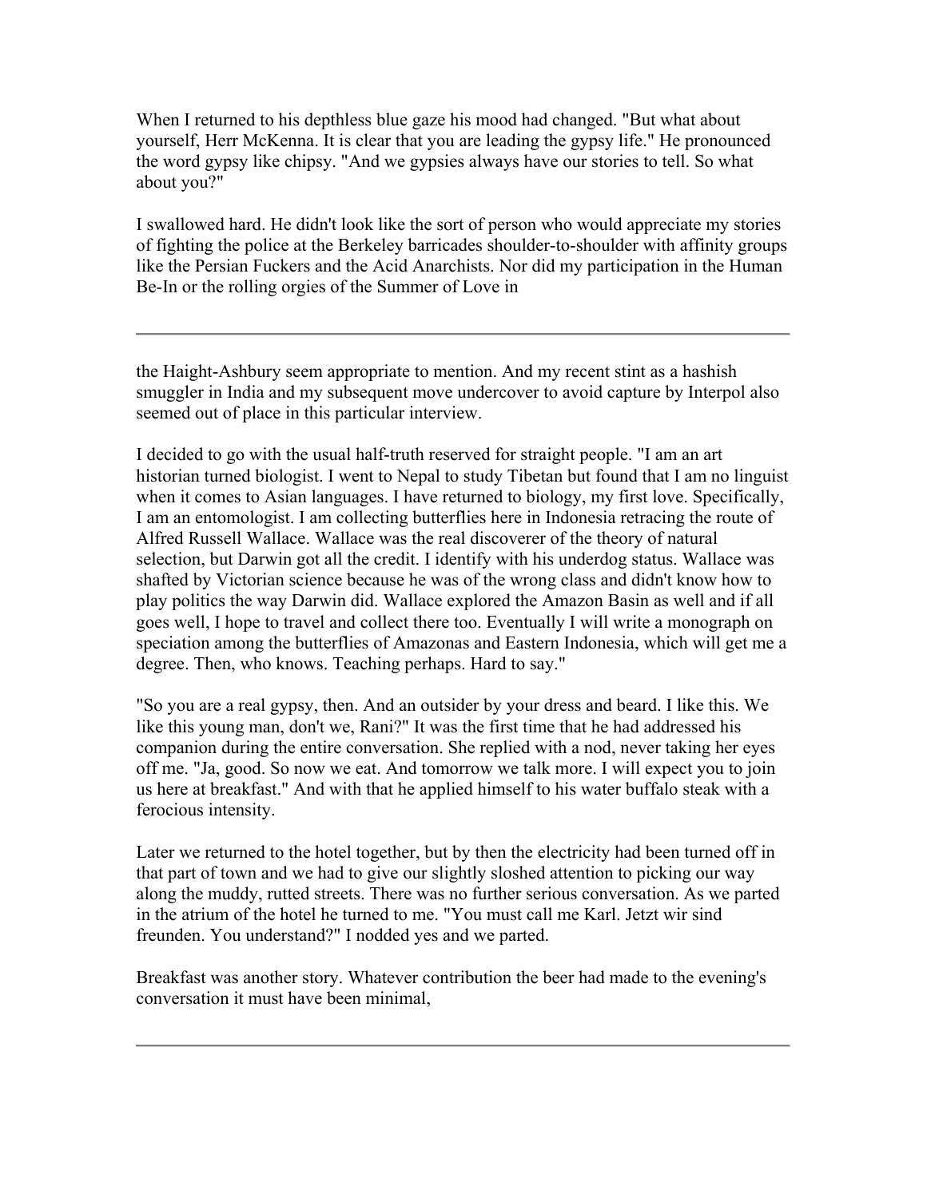When I returned to his depthless blue gaze his mood had changed. "But what about yourself, Herr McKenna. It is clear that you are leading the gypsy life." He pronounced the word gypsy like chipsy. "And we gypsies always have our stories to tell. So what about you?"

I swallowed hard. He didn't look like the sort of person who would appreciate my stories of fighting the police at the Berkeley barricades shoulder-to-shoulder with affinity groups like the Persian Fuckers and the Acid Anarchists. Nor did my participation in the Human Be-In or the rolling orgies of the Summer of Love in the Haight-Ashbury seem appropriate to mention. And my recent stint as a hashish smuggler in India and my subsequent move undercover to avoid capture by Interpol also seemed out of place in this particular interview.

I decided to go with the usual half-truth reserved for straight people. "I am an art historian turned biologist. I went to Nepal to study Tibetan but found that I am no linguist when it comes to Asian languages. I have returned to biology, my first love. Specifically, I am an entomologist. I am collecting butterflies here in Indonesia retracing the route of Alfred Russell Wallace. Wallace was the real discoverer of the theory of natural selection, but Darwin got all the credit. I identify with his underdog status. Wallace was shafted by Victorian science because he was of the wrong class and didn't know how to play politics the way Darwin did. Wallace explored the Amazon Basin as well and if all goes well, I hope to travel and collect there too. Eventually I will write a monograph on speciation among the butterflies of Amazonas and Eastern Indonesia, which will get me a degree. Then, who knows. Teaching perhaps. Hard to say."

"So you are a real gypsy, then. And an outsider by your dress and beard. I like this. We like this young man, don't we, Rani?" It was the first time that he had addressed his companion during the entire conversation. She replied with a nod, never taking her eyes off me. "Ja, good. So now we eat. And tomorrow we talk more. I will expect you to join us here at breakfast." And with that he applied himself to his water buffalo steak with a ferocious intensity.

Later we returned to the hotel together, but by then the electricity had been turned off in that part of town and we had to give our slightly sloshed attention to picking our way along the muddy, rutted streets. There was no further serious conversation. As we parted in the atrium of the hotel he turned to me. "You must call me Karl. Jetzt wir sind freunden. You understand?" I nodded yes and we parted.

Breakfast was another story. Whatever contribution the beer had made to the evening's conversation it must have been minimal,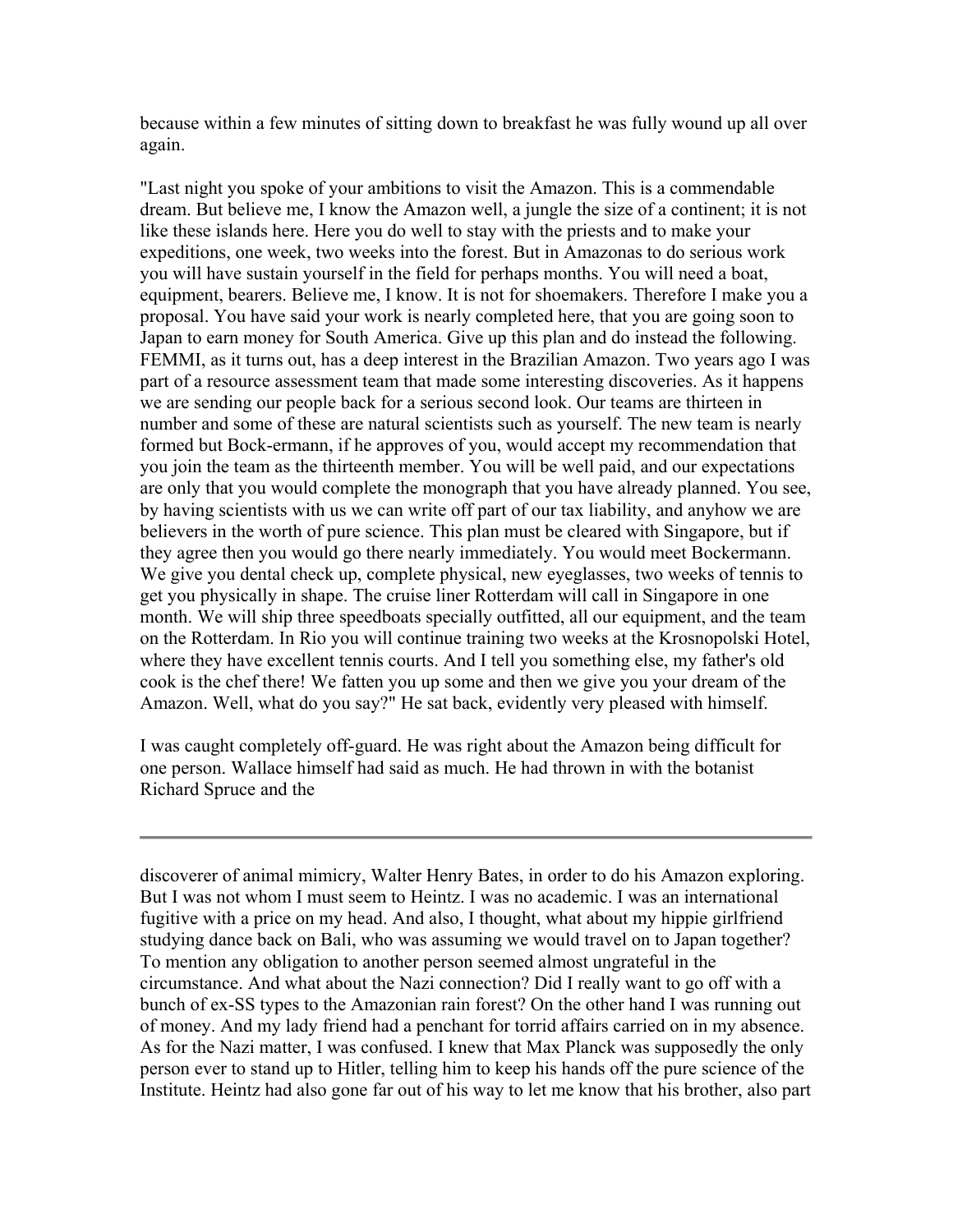because within a few minutes of sitting down to breakfast he was fully wound up all over again.

"Last night you spoke of your ambitions to visit the Amazon. This is a commendable dream. But believe me, I know the Amazon well, a jungle the size of a continent; it is not like these islands here. Here you do well to stay with the priests and to make your expeditions, one week, two weeks into the forest. But in Amazonas to do serious work you will have sustain yourself in the field for perhaps months. You will need a boat, equipment, bearers. Believe me, I know. It is not for shoemakers. Therefore I make you a proposal. You have said your work is nearly completed here, that you are going soon to Japan to earn money for South America. Give up this plan and do instead the following. FEMMI, as it turns out, has a deep interest in the Brazilian Amazon. Two years ago I was part of a resource assessment team that made some interesting discoveries. As it happens we are sending our people back for a serious second look. Our teams are thirteen in number and some of these are natural scientists such as yourself. The new team is nearly formed but Bock-ermann, if he approves of you, would accept my recommendation that you join the team as the thirteenth member. You will be well paid, and our expectations are only that you would complete the monograph that you have already planned. You see, by having scientists with us we can write off part of our tax liability, and anyhow we are believers in the worth of pure science. This plan must be cleared with Singapore, but if they agree then you would go there nearly immediately. You would meet Bockermann. We give you dental check up, complete physical, new eyeglasses, two weeks of tennis to get you physically in shape. The cruise liner Rotterdam will call in Singapore in one month. We will ship three speedboats specially outfitted, all our equipment, and the team on the Rotterdam. In Rio you will continue training two weeks at the Krosnopolski Hotel, where they have excellent tennis courts. And I tell you something else, my father's old cook is the chef there! We fatten you up some and then we give you your dream of the Amazon. Well, what do you say?" He sat back, evidently very pleased with himself.

I was caught completely off-guard. He was right about the Amazon being difficult for one person. Wallace himself had said as much. He had thrown in with the botanist Richard Spruce and the discoverer of animal mimicry, Walter Henry Bates, in order to do his Amazon exploring. But I was not whom I must seem to Heintz. I was no academic. I was an international fugitive with a price on my head. And also, I thought, what about my hippie girlfriend studying dance back on Bali, who was assuming we would travel on to Japan together? To mention any obligation to another person seemed almost ungrateful in the circumstance. And what about the Nazi connection? Did I really want to go off with a bunch of ex-SS types to the Amazonian rain forest? On the other hand I was running out of money. And my lady friend had a penchant for torrid affairs carried on in my absence. As for the Nazi matter, I was confused. I knew that Max Planck was supposedly the only person ever to stand up to Hitler, telling him to keep his hands off the pure science of the Institute. Heintz had also gone far out of his way to let me know that his brother, also part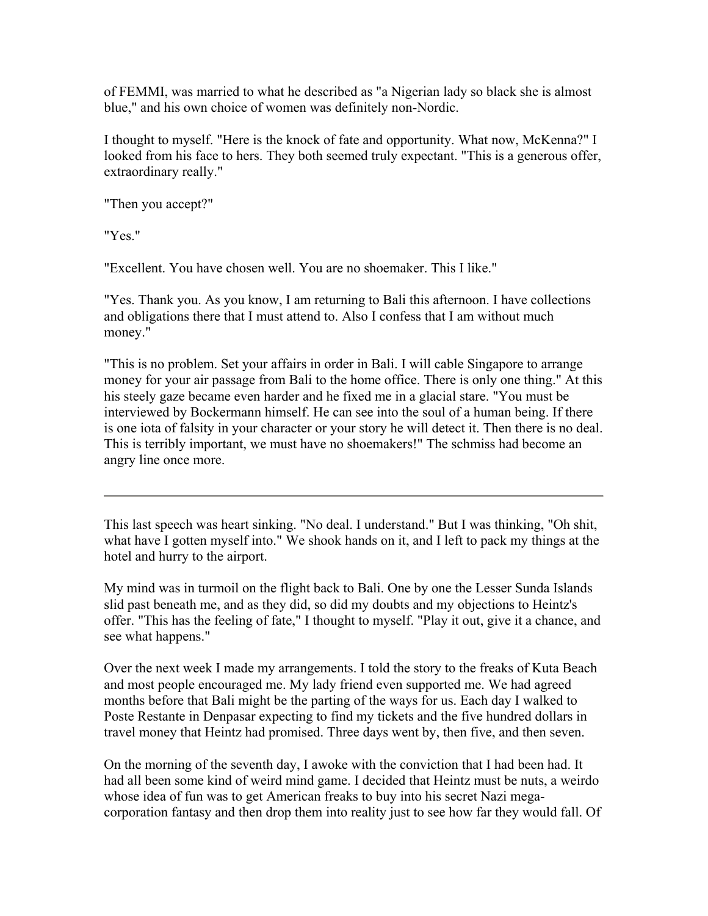of FEMMI, was married to what he described as "a Nigerian lady so black she is almost blue," and his own choice of women was definitely non-Nordic.

I thought to myself. "Here is the knock of fate and opportunity. What now, McKenna?" I looked from his face to hers. They both seemed truly expectant. "This is a generous offer, extraordinary really."

"Then you accept?"

"Yes."

"Excellent. You have chosen well. You are no shoemaker. This I like."

"Yes. Thank you. As you know, I am returning to Bali this afternoon. I have collections and obligations there that I must attend to. Also I confess that I am without much money."

"This is no problem. Set your affairs in order in Bali. I will cable Singapore to arrange money for your air passage from Bali to the home office. There is only one thing." At this his steely gaze became even harder and he fixed me in a glacial stare. "You must be interviewed by Bockermann himself. He can see into the soul of a human being. If there is one iota of falsity in your character or your story he will detect it. Then there is no deal. This is terribly important, we must have no shoemakers!" The schmiss had become an angry line once more.

---

This last speech was heart sinking. "No deal. I understand." But I was thinking, "Oh shit, what have I gotten myself into." We shook hands on it, and I left to pack my things at the hotel and hurry to the airport.

My mind was in turmoil on the flight back to Bali. One by one the Lesser Sunda Islands slid past beneath me, and as they did, so did my doubts and my objections to Heintz's offer. "This has the feeling of fate," I thought to myself. "Play it out, give it a chance, and see what happens."

Over the next week I made my arrangements. I told the story to the freaks of Kuta Beach and most people encouraged me. My lady friend even supported me. We had agreed months before that Bali might be the parting of the ways for us. Each day I walked to Poste Restante in Denpasar expecting to find my tickets and the five hundred dollars in travel money that Heintz had promised. Three days went by, then five, and then seven.

On the morning of the seventh day, I awoke with the conviction that I had been had. It had all been some kind of weird mind game. I decided that Heintz must be nuts, a weirdo whose idea of fun was to get American freaks to buy into his secret Nazi mega-corporation fantasy and then drop them into reality just to see how far they would fall. Of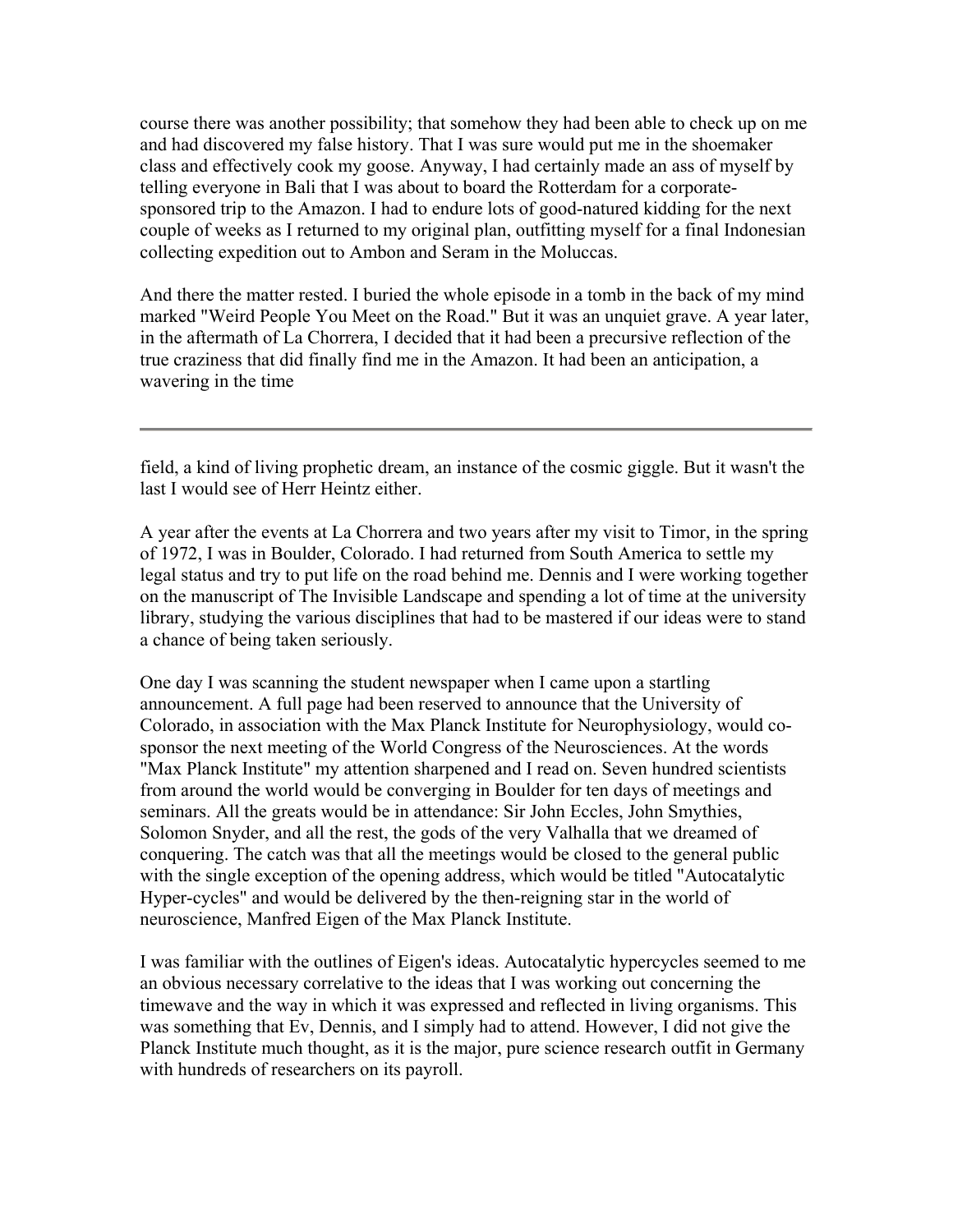course there was another possibility; that somehow they had been able to check up on me and had discovered my false history. That I was sure would put me in the shoemaker class and effectively cook my goose. Anyway, I had certainly made an ass of myself by telling everyone in Bali that I was about to board the Rotterdam for a corporate-sponsored trip to the Amazon. I had to endure lots of good-natured kidding for the next couple of weeks as I returned to my original plan, outfitting myself for a final Indonesian collecting expedition out to Ambon and Seram in the Moluccas.

And there the matter rested. I buried the whole episode in a tomb in the back of my mind marked "Weird People You Meet on the Road." But it was an unquiet grave. A year later, in the aftermath of La Chorrera, I decided that it had been a precursive reflection of the true craziness that did finally find me in the Amazon. It had been an anticipation, a wavering in the time field, a kind of living prophetic dream, an instance of the cosmic giggle. But it wasn't the last I would see of Herr Heintz either.

A year after the events at La Chorrera and two years after my visit to Timor, in the spring of 1972, I was in Boulder, Colorado. I had returned from South America to settle my legal status and try to put life on the road behind me. Dennis and I were working together on the manuscript of The Invisible Landscape and spending a lot of time at the university library, studying the various disciplines that had to be mastered if our ideas were to stand a chance of being taken seriously.

One day I was scanning the student newspaper when I came upon a startling announcement. A full page had been reserved to announce that the University of Colorado, in association with the Max Planck Institute for Neurophysiology, would co-sponsor the next meeting of the World Congress of the Neurosciences. At the words "Max Planck Institute" my attention sharpened and I read on. Seven hundred scientists from around the world would be converging in Boulder for ten days of meetings and seminars. All the greats would be in attendance: Sir John Eccles, John Smythies, Solomon Snyder, and all the rest, the gods of the very Valhalla that we dreamed of conquering. The catch was that all the meetings would be closed to the general public with the single exception of the opening address, which would be titled "Autocatalytic Hyper-cycles" and would be delivered by the then-reigning star in the world of neuroscience, Manfred Eigen of the Max Planck Institute.

I was familiar with the outlines of Eigen's ideas. Autocatalytic hypercycles seemed to me an obvious necessary correlative to the ideas that I was working out concerning the timewave and the way in which it was expressed and reflected in living organisms. This was something that Ev, Dennis, and I simply had to attend. However, I did not give the Planck Institute much thought, as it is the major, pure science research outfit in Germany with hundreds of researchers on its payroll.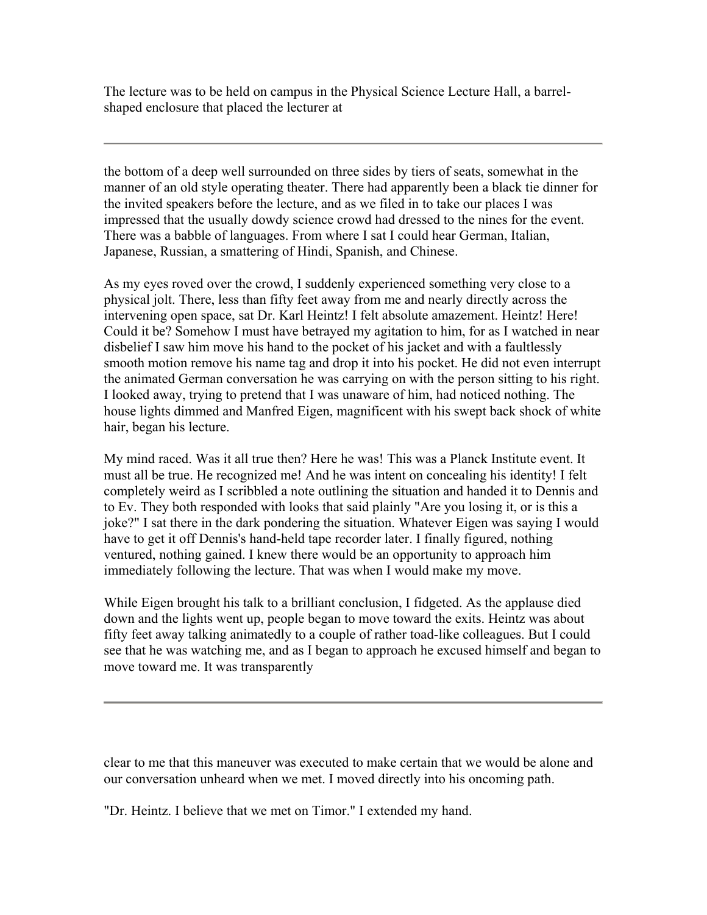The lecture was to be held on campus in the Physical Science Lecture Hall, a barrel-shaped enclosure that placed the lecturer at

---

the bottom of a deep well surrounded on three sides by tiers of seats, somewhat in the manner of an old style operating theater. There had apparently been a black tie dinner for the invited speakers before the lecture, and as we filed in to take our places I was impressed that the usually dowdy science crowd had dressed to the nines for the event. There was a babble of languages. From where I sat I could hear German, Italian, Japanese, Russian, a smattering of Hindi, Spanish, and Chinese.

As my eyes roved over the crowd, I suddenly experienced something very close to a physical jolt. There, less than fifty feet away from me and nearly directly across the intervening open space, sat Dr. Karl Heintz! I felt absolute amazement. Heintz! Here! Could it be? Somehow I must have betrayed my agitation to him, for as I watched in near disbelief I saw him move his hand to the pocket of his jacket and with a faultlessly smooth motion remove his name tag and drop it into his pocket. He did not even interrupt the animated German conversation he was carrying on with the person sitting to his right. I looked away, trying to pretend that I was unaware of him, had noticed nothing. The house lights dimmed and Manfred Eigen, magnificent with his swept back shock of white hair, began his lecture.

My mind raced. Was it all true then? Here he was! This was a Planck Institute event. It must all be true. He recognized me! And he was intent on concealing his identity! I felt completely weird as I scribbled a note outlining the situation and handed it to Dennis and to Ev. They both responded with looks that said plainly "Are you losing it, or is this a joke?" I sat there in the dark pondering the situation. Whatever Eigen was saying I would have to get it off Dennis's hand-held tape recorder later. I finally figured, nothing ventured, nothing gained. I knew there would be an opportunity to approach him immediately following the lecture. That was when I would make my move.

While Eigen brought his talk to a brilliant conclusion, I fidgeted. As the applause died down and the lights went up, people began to move toward the exits. Heintz was about fifty feet away talking animatedly to a couple of rather toad-like colleagues. But I could see that he was watching me, and as I began to approach he excused himself and began to move toward me. It was transparently

---

clear to me that this maneuver was executed to make certain that we would be alone and our conversation unheard when we met. I moved directly into his oncoming path.

"Dr. Heintz. I believe that we met on Timor." I extended my hand.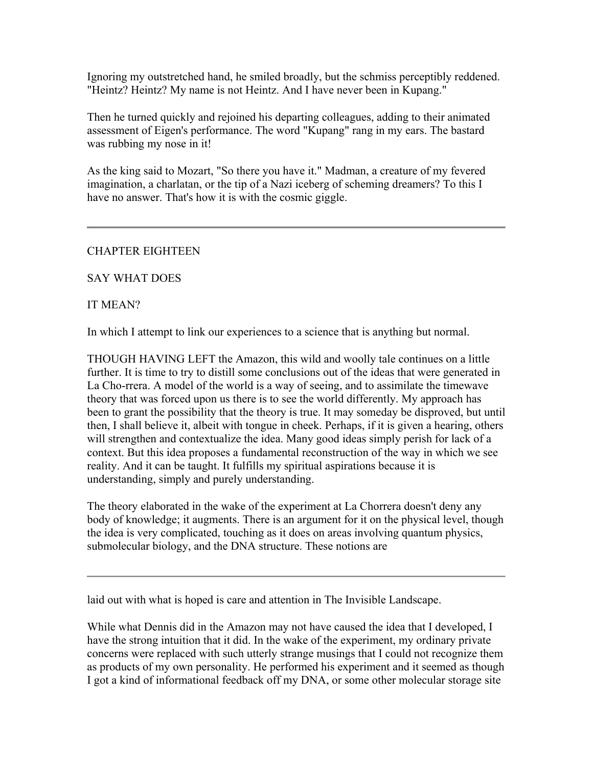Ignoring my outstretched hand, he smiled broadly, but the schmiss perceptibly reddened. "Heintz? Heintz? My name is not Heintz. And I have never been in Kupang."

Then he turned quickly and rejoined his departing colleagues, adding to their animated assessment of Eigen's performance. The word "Kupang" rang in my ears. The bastard was rubbing my nose in it!

As the king said to Mozart, "So there you have it." Madman, a creature of my fevered imagination, a charlatan, or the tip of a Nazi iceberg of scheming dreamers? To this I have no answer. That's how it is with the cosmic giggle.

---

## CHAPTER EIGHTEEN

## SAY WHAT DOES IT MEAN?

In which I attempt to link our experiences to a science that is anything but normal.

THOUGH HAVING LEFT the Amazon, this wild and woolly tale continues on a little further. It is time to try to distill some conclusions out of the ideas that were generated in La Cho-rrera. A model of the world is a way of seeing, and to assimilate the timewave theory that was forced upon us there is to see the world differently. My approach has been to grant the possibility that the theory is true. It may someday be disproved, but until then, I shall believe it, albeit with tongue in cheek. Perhaps, if it is given a hearing, others will strengthen and contextualize the idea. Many good ideas simply perish for lack of a context. But this idea proposes a fundamental reconstruction of the way in which we see reality. And it can be taught. It fulfills my spiritual aspirations because it is understanding, simply and purely understanding.

The theory elaborated in the wake of the experiment at La Chorrera doesn't deny any body of knowledge; it augments. There is an argument for it on the physical level, though the idea is very complicated, touching as it does on areas involving quantum physics, submolecular biology, and the DNA structure. These notions are laid out with what is hoped is care and attention in The Invisible Landscape.

While what Dennis did in the Amazon may not have caused the idea that I developed, I have the strong intuition that it did. In the wake of the experiment, my ordinary private concerns were replaced with such utterly strange musings that I could not recognize them as products of my own personality. He performed his experiment and it seemed as though I got a kind of informational feedback off my DNA, or some other molecular storage site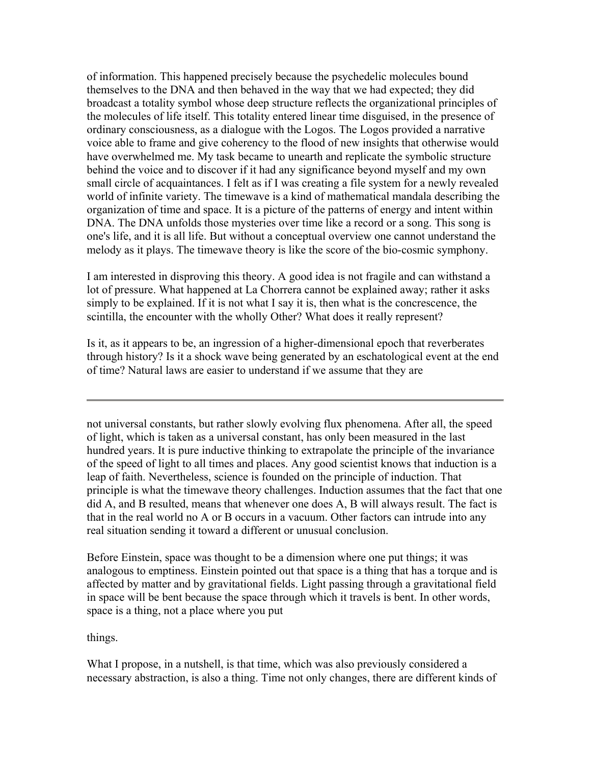of information. This happened precisely because the psychedelic molecules bound themselves to the DNA and then behaved in the way that we had expected; they did broadcast a totality symbol whose deep structure reflects the organizational principles of the molecules of life itself. This totality entered linear time disguised, in the presence of ordinary consciousness, as a dialogue with the Logos. The Logos provided a narrative voice able to frame and give coherency to the flood of new insights that otherwise would have overwhelmed me. My task became to unearth and replicate the symbolic structure behind the voice and to discover if it had any significance beyond myself and my own small circle of acquaintances. I felt as if I was creating a file system for a newly revealed world of infinite variety. The timewave is a kind of mathematical mandala describing the organization of time and space. It is a picture of the patterns of energy and intent within DNA. The DNA unfolds those mysteries over time like a record or a song. This song is one's life, and it is all life. But without a conceptual overview one cannot understand the melody as it plays. The timewave theory is like the score of the bio-cosmic symphony.

I am interested in disproving this theory. A good idea is not fragile and can withstand a lot of pressure. What happened at La Chorrera cannot be explained away; rather it asks simply to be explained. If it is not what I say it is, then what is the concrescence, the scintilla, the encounter with the wholly Other? What does it really represent?

Is it, as it appears to be, an ingression of a higher-dimensional epoch that reverberates through history? Is it a shock wave being generated by an eschatological event at the end of time? Natural laws are easier to understand if we assume that they are not universal constants, but rather slowly evolving flux phenomena. After all, the speed of light, which is taken as a universal constant, has only been measured in the last hundred years. It is pure inductive thinking to extrapolate the principle of the invariance of the speed of light to all times and places. Any good scientist knows that induction is a leap of faith. Nevertheless, science is founded on the principle of induction. That principle is what the timewave theory challenges. Induction assumes that the fact that one did A, and B resulted, means that whenever one does A, B will always result. The fact is that in the real world no A or B occurs in a vacuum. Other factors can intrude into any real situation sending it toward a different or unusual conclusion.

Before Einstein, space was thought to be a dimension where one put things; it was analogous to emptiness. Einstein pointed out that space is a thing that has a torque and is affected by matter and by gravitational fields. Light passing through a gravitational field in space will be bent because the space through which it travels is bent. In other words, space is a thing, not a place where you put things.

What I propose, in a nutshell, is that time, which was also previously considered a necessary abstraction, is also a thing. Time not only changes, there are different kinds of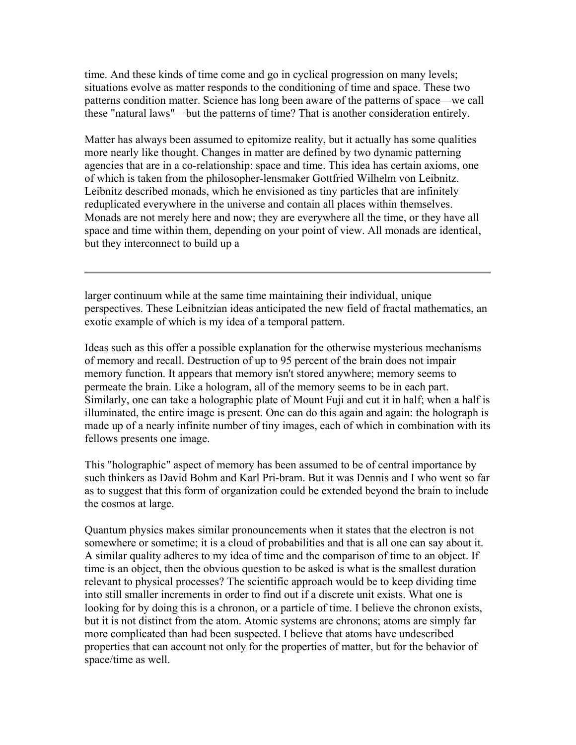time. And these kinds of time come and go in cyclical progression on many levels; situations evolve as matter responds to the conditioning of time and space. These two patterns condition matter. Science has long been aware of the patterns of space—we call these "natural laws"—but the patterns of time? That is another consideration entirely.

Matter has always been assumed to epitomize reality, but it actually has some qualities more nearly like thought. Changes in matter are defined by two dynamic patterning agencies that are in a co-relationship: space and time. This idea has certain axioms, one of which is taken from the philosopher-lensmaker Gottfried Wilhelm von Leibnitz. Leibnitz described monads, which he envisioned as tiny particles that are infinitely reduplicated everywhere in the universe and contain all places within themselves. Monads are not merely here and now; they are everywhere all the time, or they have all space and time within them, depending on your point of view. All monads are identical, but they interconnect to build up a larger continuum while at the same time maintaining their individual, unique perspectives. These Leibnitzian ideas anticipated the new field of fractal mathematics, an exotic example of which is my idea of a temporal pattern.

Ideas such as this offer a possible explanation for the otherwise mysterious mechanisms of memory and recall. Destruction of up to 95 percent of the brain does not impair memory function. It appears that memory isn't stored anywhere; memory seems to permeate the brain. Like a hologram, all of the memory seems to be in each part. Similarly, one can take a holographic plate of Mount Fuji and cut it in half; when a half is illuminated, the entire image is present. One can do this again and again: the holograph is made up of a nearly infinite number of tiny images, each of which in combination with its fellows presents one image.

This "holographic" aspect of memory has been assumed to be of central importance by such thinkers as David Bohm and Karl Pri-bram. But it was Dennis and I who went so far as to suggest that this form of organization could be extended beyond the brain to include the cosmos at large.

Quantum physics makes similar pronouncements when it states that the electron is not somewhere or sometime; it is a cloud of probabilities and that is all one can say about it. A similar quality adheres to my idea of time and the comparison of time to an object. If time is an object, then the obvious question to be asked is what is the smallest duration relevant to physical processes? The scientific approach would be to keep dividing time into still smaller increments in order to find out if a discrete unit exists. What one is looking for by doing this is a chronon, or a particle of time. I believe the chronon exists, but it is not distinct from the atom. Atomic systems are chronons; atoms are simply far more complicated than had been suspected. I believe that atoms have undescribed properties that can account not only for the properties of matter, but for the behavior of space/time as well.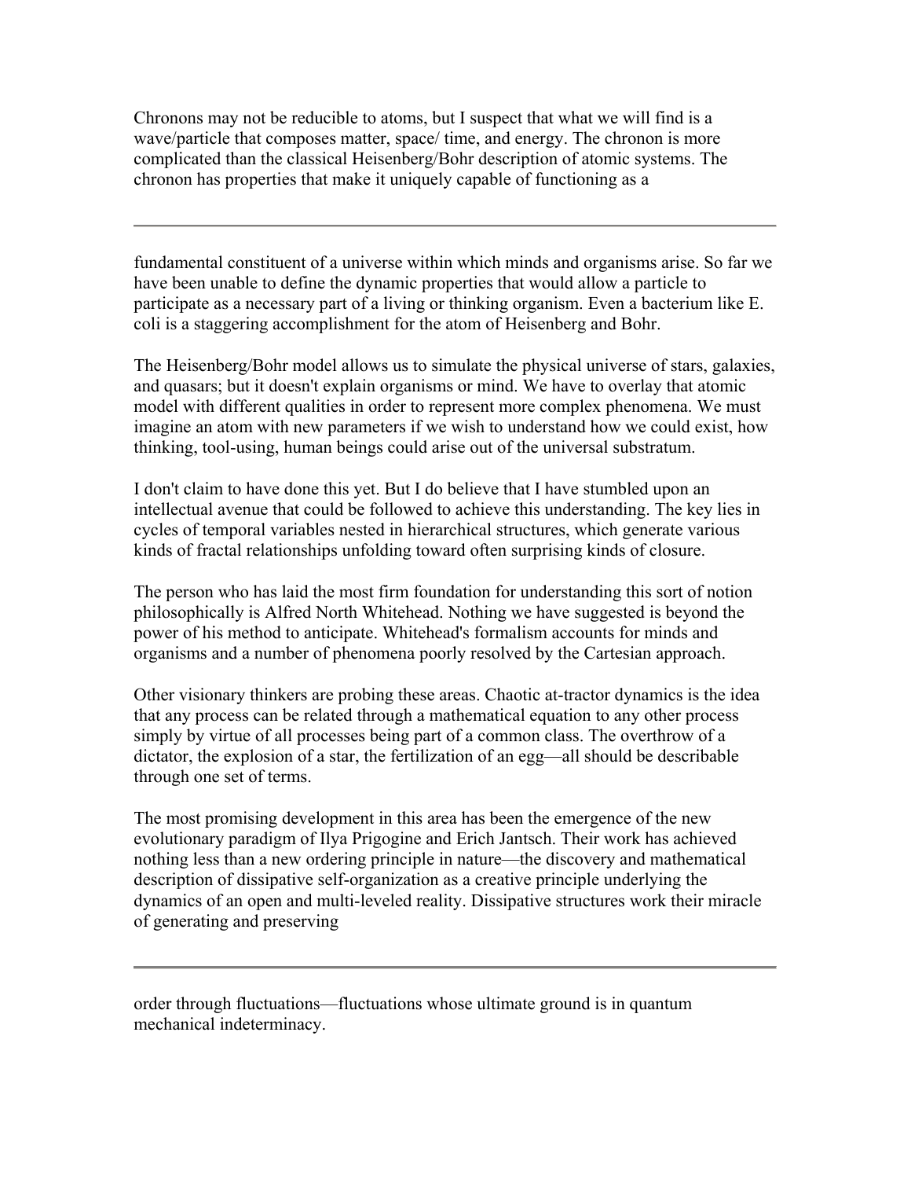Chronons may not be reducible to atoms, but I suspect that what we will find is a wave/particle that composes matter, space/ time, and energy. The chronon is more complicated than the classical Heisenberg/Bohr description of atomic systems. The chronon has properties that make it uniquely capable of functioning as a fundamental constituent of a universe within which minds and organisms arise. So far we have been unable to define the dynamic properties that would allow a particle to participate as a necessary part of a living or thinking organism. Even a bacterium like E. coli is a staggering accomplishment for the atom of Heisenberg and Bohr.

The Heisenberg/Bohr model allows us to simulate the physical universe of stars, galaxies, and quasars; but it doesn't explain organisms or mind. We have to overlay that atomic model with different qualities in order to represent more complex phenomena. We must imagine an atom with new parameters if we wish to understand how we could exist, how thinking, tool-using, human beings could arise out of the universal substratum.

I don't claim to have done this yet. But I do believe that I have stumbled upon an intellectual avenue that could be followed to achieve this understanding. The key lies in cycles of temporal variables nested in hierarchical structures, which generate various kinds of fractal relationships unfolding toward often surprising kinds of closure.

The person who has laid the most firm foundation for understanding this sort of notion philosophically is Alfred North Whitehead. Nothing we have suggested is beyond the power of his method to anticipate. Whitehead's formalism accounts for minds and organisms and a number of phenomena poorly resolved by the Cartesian approach.

Other visionary thinkers are probing these areas. Chaotic at-tractor dynamics is the idea that any process can be related through a mathematical equation to any other process simply by virtue of all processes being part of a common class. The overthrow of a dictator, the explosion of a star, the fertilization of an egg—all should be describable through one set of terms.

The most promising development in this area has been the emergence of the new evolutionary paradigm of Ilya Prigogine and Erich Jantsch. Their work has achieved nothing less than a new ordering principle in nature—the discovery and mathematical description of dissipative self-organization as a creative principle underlying the dynamics of an open and multi-leveled reality. Dissipative structures work their miracle of generating and preserving order through fluctuations—fluctuations whose ultimate ground is in quantum mechanical indeterminacy.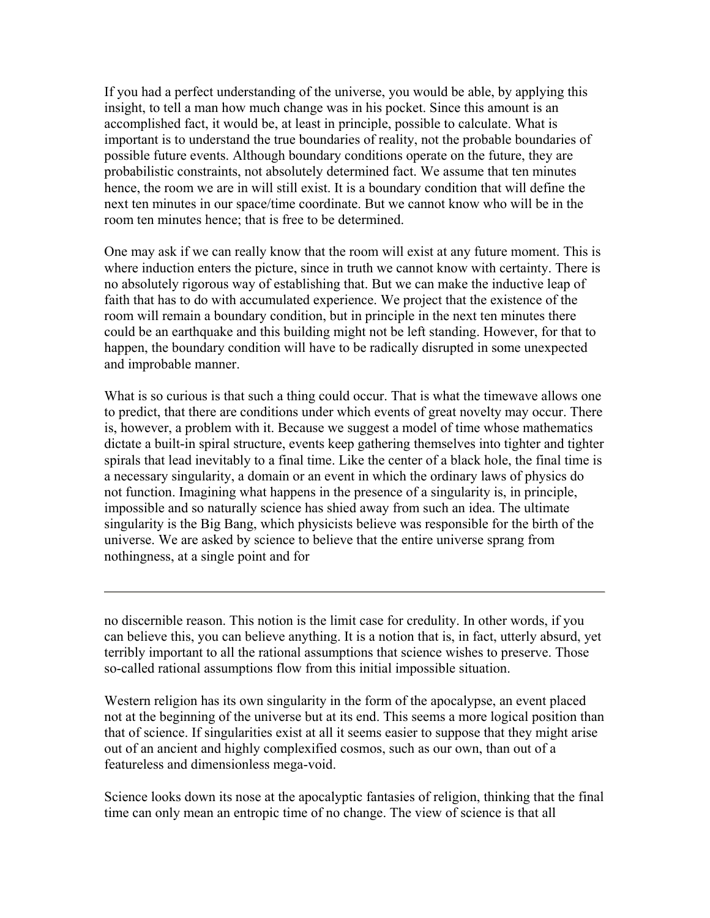If you had a perfect understanding of the universe, you would be able, by applying this insight, to tell a man how much change was in his pocket. Since this amount is an accomplished fact, it would be, at least in principle, possible to calculate. What is important is to understand the true boundaries of reality, not the probable boundaries of possible future events. Although boundary conditions operate on the future, they are probabilistic constraints, not absolutely determined fact. We assume that ten minutes hence, the room we are in will still exist. It is a boundary condition that will define the next ten minutes in our space/time coordinate. But we cannot know who will be in the room ten minutes hence; that is free to be determined.

One may ask if we can really know that the room will exist at any future moment. This is where induction enters the picture, since in truth we cannot know with certainty. There is no absolutely rigorous way of establishing that. But we can make the inductive leap of faith that has to do with accumulated experience. We project that the existence of the room will remain a boundary condition, but in principle in the next ten minutes there could be an earthquake and this building might not be left standing. However, for that to happen, the boundary condition will have to be radically disrupted in some unexpected and improbable manner.

What is so curious is that such a thing could occur. That is what the timewave allows one to predict, that there are conditions under which events of great novelty may occur. There is, however, a problem with it. Because we suggest a model of time whose mathematics dictate a built-in spiral structure, events keep gathering themselves into tighter and tighter spirals that lead inevitably to a final time. Like the center of a black hole, the final time is a necessary singularity, a domain or an event in which the ordinary laws of physics do not function. Imagining what happens in the presence of a singularity is, in principle, impossible and so naturally science has shied away from such an idea. The ultimate singularity is the Big Bang, which physicists believe was responsible for the birth of the universe. We are asked by science to believe that the entire universe sprang from nothingness, at a single point and for no discernible reason. This notion is the limit case for credulity. In other words, if you can believe this, you can believe anything. It is a notion that is, in fact, utterly absurd, yet terribly important to all the rational assumptions that science wishes to preserve. Those so-called rational assumptions flow from this initial impossible situation.

Western religion has its own singularity in the form of the apocalypse, an event placed not at the beginning of the universe but at its end. This seems a more logical position than that of science. If singularities exist at all it seems easier to suppose that they might arise out of an ancient and highly complexified cosmos, such as our own, than out of a featureless and dimensionless mega-void.

Science looks down its nose at the apocalyptic fantasies of religion, thinking that the final time can only mean an entropic time of no change. The view of science is that all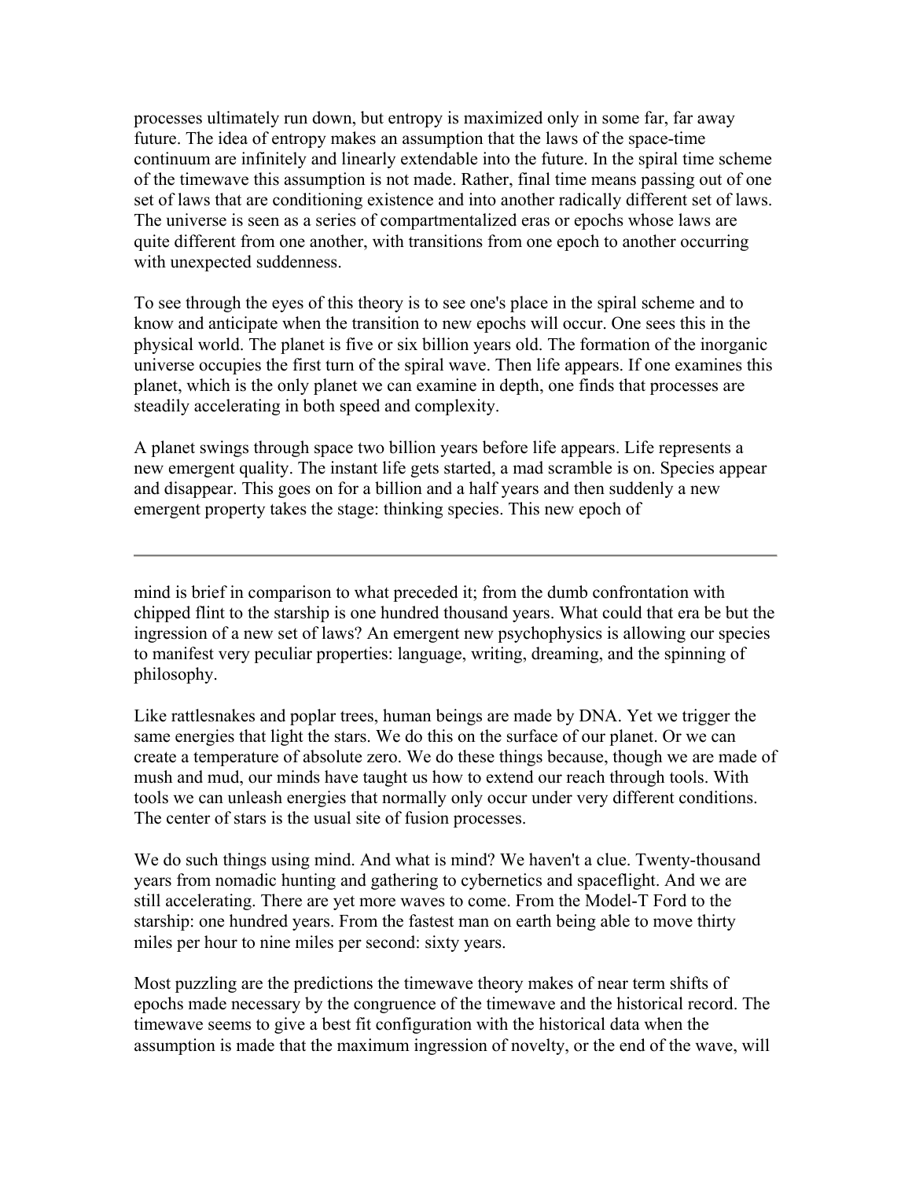processes ultimately run down, but entropy is maximized only in some far, far away future. The idea of entropy makes an assumption that the laws of the space-time continuum are infinitely and linearly extendable into the future. In the spiral time scheme of the timewave this assumption is not made. Rather, final time means passing out of one set of laws that are conditioning existence and into another radically different set of laws. The universe is seen as a series of compartmentalized eras or epochs whose laws are quite different from one another, with transitions from one epoch to another occurring with unexpected suddenness.

To see through the eyes of this theory is to see one's place in the spiral scheme and to know and anticipate when the transition to new epochs will occur. One sees this in the physical world. The planet is five or six billion years old. The formation of the inorganic universe occupies the first turn of the spiral wave. Then life appears. If one examines this planet, which is the only planet we can examine in depth, one finds that processes are steadily accelerating in both speed and complexity.

A planet swings through space two billion years before life appears. Life represents a new emergent quality. The instant life gets started, a mad scramble is on. Species appear and disappear. This goes on for a billion and a half years and then suddenly a new emergent property takes the stage: thinking species. This new epoch of mind is brief in comparison to what preceded it; from the dumb confrontation with chipped flint to the starship is one hundred thousand years. What could that era be but the ingression of a new set of laws? An emergent new psychophysics is allowing our species to manifest very peculiar properties: language, writing, dreaming, and the spinning of philosophy.

Like rattlesnakes and poplar trees, human beings are made by DNA. Yet we trigger the same energies that light the stars. We do this on the surface of our planet. Or we can create a temperature of absolute zero. We do these things because, though we are made of mush and mud, our minds have taught us how to extend our reach through tools. With tools we can unleash energies that normally only occur under very different conditions. The center of stars is the usual site of fusion processes.

We do such things using mind. And what is mind? We haven't a clue. Twenty-thousand years from nomadic hunting and gathering to cybernetics and spaceflight. And we are still accelerating. There are yet more waves to come. From the Model-T Ford to the starship: one hundred years. From the fastest man on earth being able to move thirty miles per hour to nine miles per second: sixty years.

Most puzzling are the predictions the timewave theory makes of near term shifts of epochs made necessary by the congruence of the timewave and the historical record. The timewave seems to give a best fit configuration with the historical data when the assumption is made that the maximum ingression of novelty, or the end of the wave, will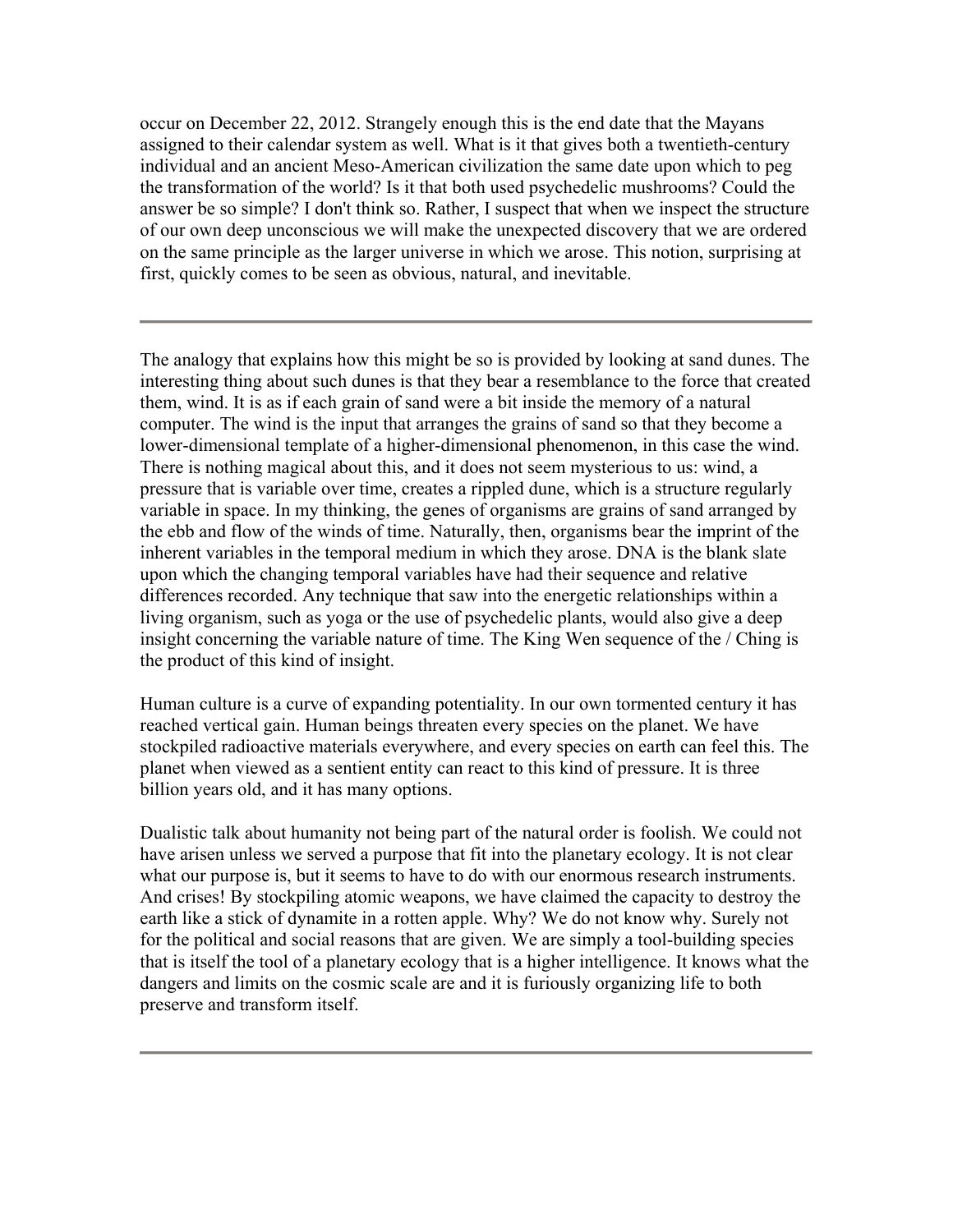occur on December 22, 2012. Strangely enough this is the end date that the Mayans assigned to their calendar system as well. What is it that gives both a twentieth-century individual and an ancient Meso-American civilization the same date upon which to peg the transformation of the world? Is it that both used psychedelic mushrooms? Could the answer be so simple? I don't think so. Rather, I suspect that when we inspect the structure of our own deep unconscious we will make the unexpected discovery that we are ordered on the same principle as the larger universe in which we arose. This notion, surprising at first, quickly comes to be seen as obvious, natural, and inevitable.

---

The analogy that explains how this might be so is provided by looking at sand dunes. The interesting thing about such dunes is that they bear a resemblance to the force that created them, wind. It is as if each grain of sand were a bit inside the memory of a natural computer. The wind is the input that arranges the grains of sand so that they become a lower-dimensional template of a higher-dimensional phenomenon, in this case the wind. There is nothing magical about this, and it does not seem mysterious to us: wind, a pressure that is variable over time, creates a rippled dune, which is a structure regularly variable in space. In my thinking, the genes of organisms are grains of sand arranged by the ebb and flow of the winds of time. Naturally, then, organisms bear the imprint of the inherent variables in the temporal medium in which they arose. DNA is the blank slate upon which the changing temporal variables have had their sequence and relative differences recorded. Any technique that saw into the energetic relationships within a living organism, such as yoga or the use of psychedelic plants, would also give a deep insight concerning the variable nature of time. The King Wen sequence of the / Ching is the product of this kind of insight.

Human culture is a curve of expanding potentiality. In our own tormented century it has reached vertical gain. Human beings threaten every species on the planet. We have stockpiled radioactive materials everywhere, and every species on earth can feel this. The planet when viewed as a sentient entity can react to this kind of pressure. It is three billion years old, and it has many options.

Dualistic talk about humanity not being part of the natural order is foolish. We could not have arisen unless we served a purpose that fit into the planetary ecology. It is not clear what our purpose is, but it seems to have to do with our enormous research instruments. And crises! By stockpiling atomic weapons, we have claimed the capacity to destroy the earth like a stick of dynamite in a rotten apple. Why? We do not know why. Surely not for the political and social reasons that are given. We are simply a tool-building species that is itself the tool of a planetary ecology that is a higher intelligence. It knows what the dangers and limits on the cosmic scale are and it is furiously organizing life to both preserve and transform itself.

---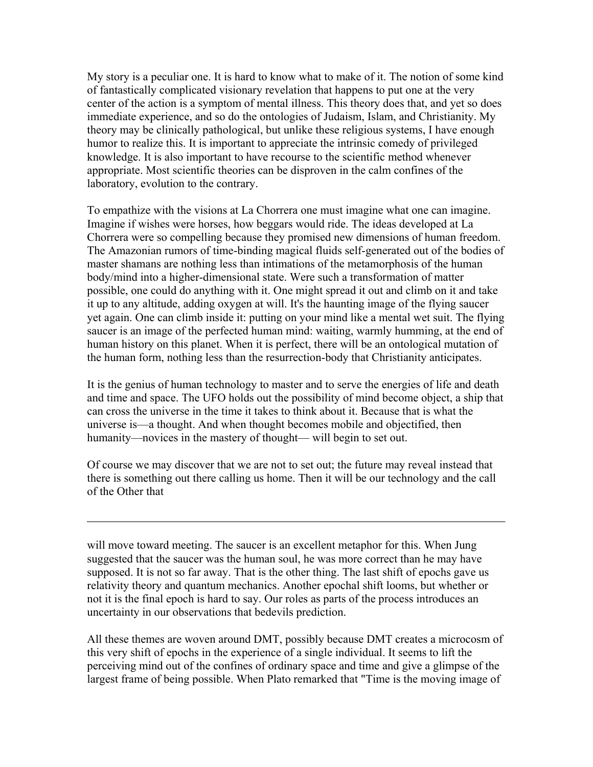My story is a peculiar one. It is hard to know what to make of it. The notion of some kind of fantastically complicated visionary revelation that happens to put one at the very center of the action is a symptom of mental illness. This theory does that, and yet so does immediate experience, and so do the ontologies of Judaism, Islam, and Christianity. My theory may be clinically pathological, but unlike these religious systems, I have enough humor to realize this. It is important to appreciate the intrinsic comedy of privileged knowledge. It is also important to have recourse to the scientific method whenever appropriate. Most scientific theories can be disproven in the calm confines of the laboratory, evolution to the contrary.

To empathize with the visions at La Chorrera one must imagine what one can imagine. Imagine if wishes were horses, how beggars would ride. The ideas developed at La Chorrera were so compelling because they promised new dimensions of human freedom. The Amazonian rumors of time-binding magical fluids self-generated out of the bodies of master shamans are nothing less than intimations of the metamorphosis of the human body/mind into a higher-dimensional state. Were such a transformation of matter possible, one could do anything with it. One might spread it out and climb on it and take it up to any altitude, adding oxygen at will. It's the haunting image of the flying saucer yet again. One can climb inside it: putting on your mind like a mental wet suit. The flying saucer is an image of the perfected human mind: waiting, warmly humming, at the end of human history on this planet. When it is perfect, there will be an ontological mutation of the human form, nothing less than the resurrection-body that Christianity anticipates.

It is the genius of human technology to master and to serve the energies of life and death and time and space. The UFO holds out the possibility of mind become object, a ship that can cross the universe in the time it takes to think about it. Because that is what the universe is—a thought. And when thought becomes mobile and objectified, then humanity—novices in the mastery of thought— will begin to set out.

Of course we may discover that we are not to set out; the future may reveal instead that there is something out there calling us home. Then it will be our technology and the call of the Other that will move toward meeting. The saucer is an excellent metaphor for this. When Jung suggested that the saucer was the human soul, he was more correct than he may have supposed. It is not so far away. That is the other thing. The last shift of epochs gave us relativity theory and quantum mechanics. Another epochal shift looms, but whether or not it is the final epoch is hard to say. Our roles as parts of the process introduces an uncertainty in our observations that bedevils prediction.

All these themes are woven around DMT, possibly because DMT creates a microcosm of this very shift of epochs in the experience of a single individual. It seems to lift the perceiving mind out of the confines of ordinary space and time and give a glimpse of the largest frame of being possible. When Plato remarked that "Time is the moving image of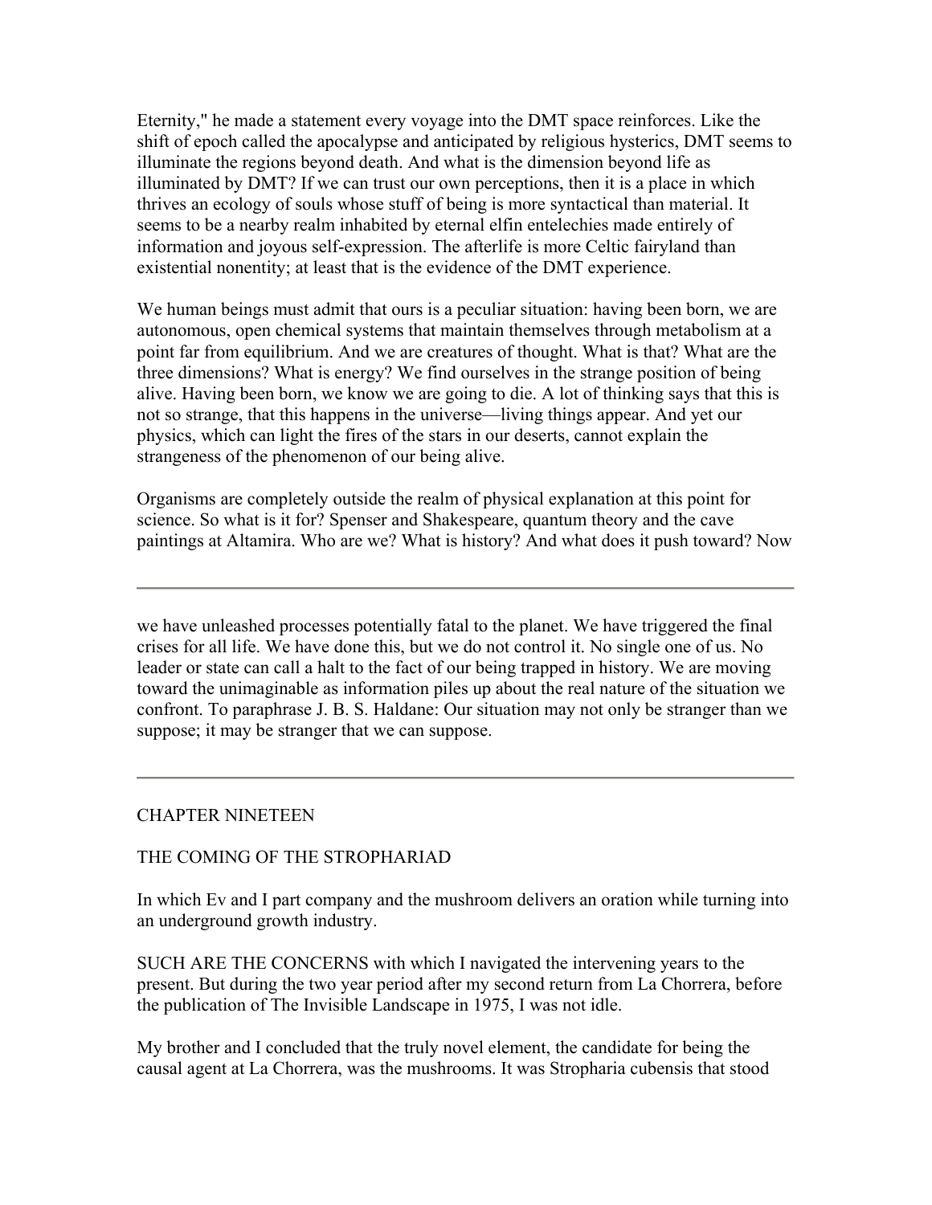Eternity," he made a statement every voyage into the DMT space reinforces. Like the shift of epoch called the apocalypse and anticipated by religious hysterics, DMT seems to illuminate the regions beyond death. And what is the dimension beyond life as illuminated by DMT? If we can trust our own perceptions, then it is a place in which thrives an ecology of souls whose stuff of being is more syntactical than material. It seems to be a nearby realm inhabited by eternal elfin entelechies made entirely of information and joyous self-expression. The afterlife is more Celtic fairyland than existential nonentity; at least that is the evidence of the DMT experience.

We human beings must admit that ours is a peculiar situation: having been born, we are autonomous, open chemical systems that maintain themselves through metabolism at a point far from equilibrium. And we are creatures of thought. What is that? What are the three dimensions? What is energy? We find ourselves in the strange position of being alive. Having been born, we know we are going to die. A lot of thinking says that this is not so strange, that this happens in the universe—living things appear. And yet our physics, which can light the fires of the stars in our deserts, cannot explain the strangeness of the phenomenon of our being alive.

Organisms are completely outside the realm of physical explanation at this point for science. So what is it for? Spenser and Shakespeare, quantum theory and the cave paintings at Altamira. Who are we? What is history? And what does it push toward? Now

---

we have unleashed processes potentially fatal to the planet. We have triggered the final crises for all life. We have done this, but we do not control it. No single one of us. No leader or state can call a halt to the fact of our being trapped in history. We are moving toward the unimaginable as information piles up about the real nature of the situation we confront. To paraphrase J. B. S. Haldane: Our situation may not only be stranger than we suppose; it may be stranger that we can suppose.

---

## CHAPTER NINETEEN

## THE COMING OF THE STROPHARIAD

In which Ev and I part company and the mushroom delivers an oration while turning into an underground growth industry.

SUCH ARE THE CONCERNS with which I navigated the intervening years to the present. But during the two year period after my second return from La Chorrera, before the publication of The Invisible Landscape in 1975, I was not idle.

My brother and I concluded that the truly novel element, the candidate for being the causal agent at La Chorrera, was the mushrooms. It was Stropharia cubensis that stood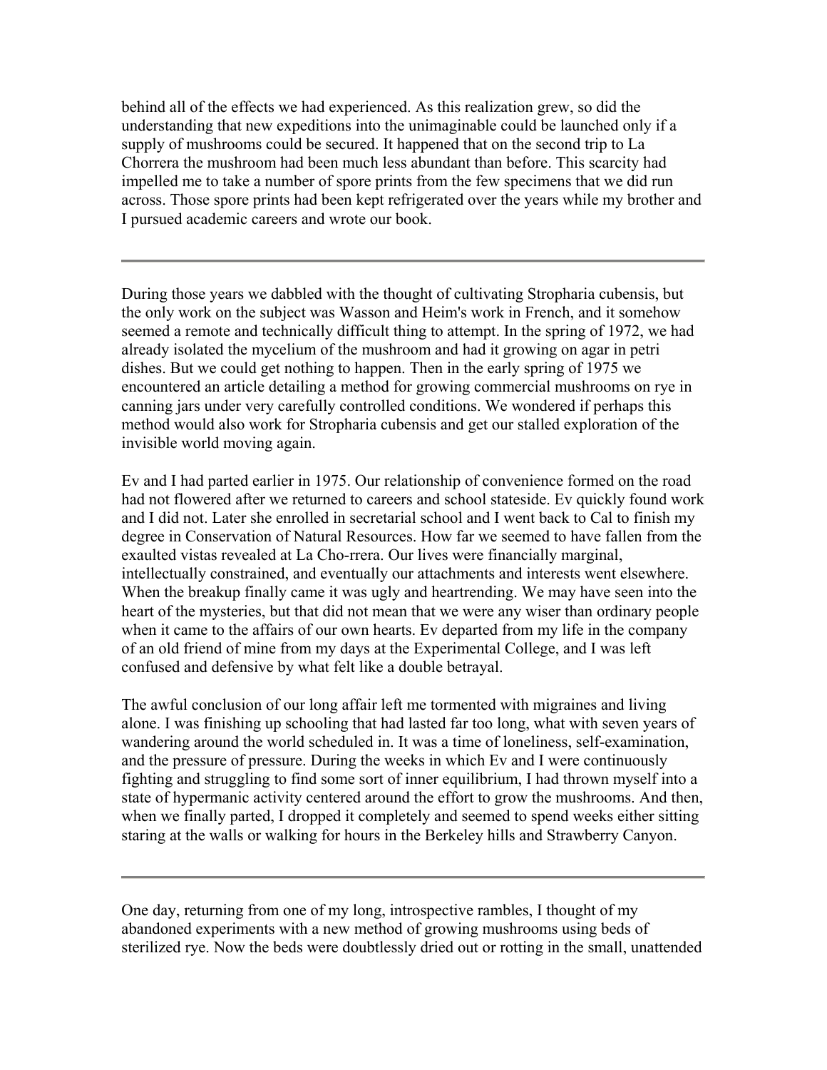behind all of the effects we had experienced. As this realization grew, so did the understanding that new expeditions into the unimaginable could be launched only if a supply of mushrooms could be secured. It happened that on the second trip to La Chorrera the mushroom had been much less abundant than before. This scarcity had impelled me to take a number of spore prints from the few specimens that we did run across. Those spore prints had been kept refrigerated over the years while my brother and I pursued academic careers and wrote our book.

---

During those years we dabbled with the thought of cultivating Stropharia cubensis, but the only work on the subject was Wasson and Heim's work in French, and it somehow seemed a remote and technically difficult thing to attempt. In the spring of 1972, we had already isolated the mycelium of the mushroom and had it growing on agar in petri dishes. But we could get nothing to happen. Then in the early spring of 1975 we encountered an article detailing a method for growing commercial mushrooms on rye in canning jars under very carefully controlled conditions. We wondered if perhaps this method would also work for Stropharia cubensis and get our stalled exploration of the invisible world moving again.

Ev and I had parted earlier in 1975. Our relationship of convenience formed on the road had not flowered after we returned to careers and school stateside. Ev quickly found work and I did not. Later she enrolled in secretarial school and I went back to Cal to finish my degree in Conservation of Natural Resources. How far we seemed to have fallen from the exaulted vistas revealed at La Cho-rrera. Our lives were financially marginal, intellectually constrained, and eventually our attachments and interests went elsewhere. When the breakup finally came it was ugly and heartrending. We may have seen into the heart of the mysteries, but that did not mean that we were any wiser than ordinary people when it came to the affairs of our own hearts. Ev departed from my life in the company of an old friend of mine from my days at the Experimental College, and I was left confused and defensive by what felt like a double betrayal.

The awful conclusion of our long affair left me tormented with migraines and living alone. I was finishing up schooling that had lasted far too long, what with seven years of wandering around the world scheduled in. It was a time of loneliness, self-examination, and the pressure of pressure. During the weeks in which Ev and I were continuously fighting and struggling to find some sort of inner equilibrium, I had thrown myself into a state of hypermanic activity centered around the effort to grow the mushrooms. And then, when we finally parted, I dropped it completely and seemed to spend weeks either sitting staring at the walls or walking for hours in the Berkeley hills and Strawberry Canyon.

---

One day, returning from one of my long, introspective rambles, I thought of my abandoned experiments with a new method of growing mushrooms using beds of sterilized rye. Now the beds were doubtlessly dried out or rotting in the small, unattended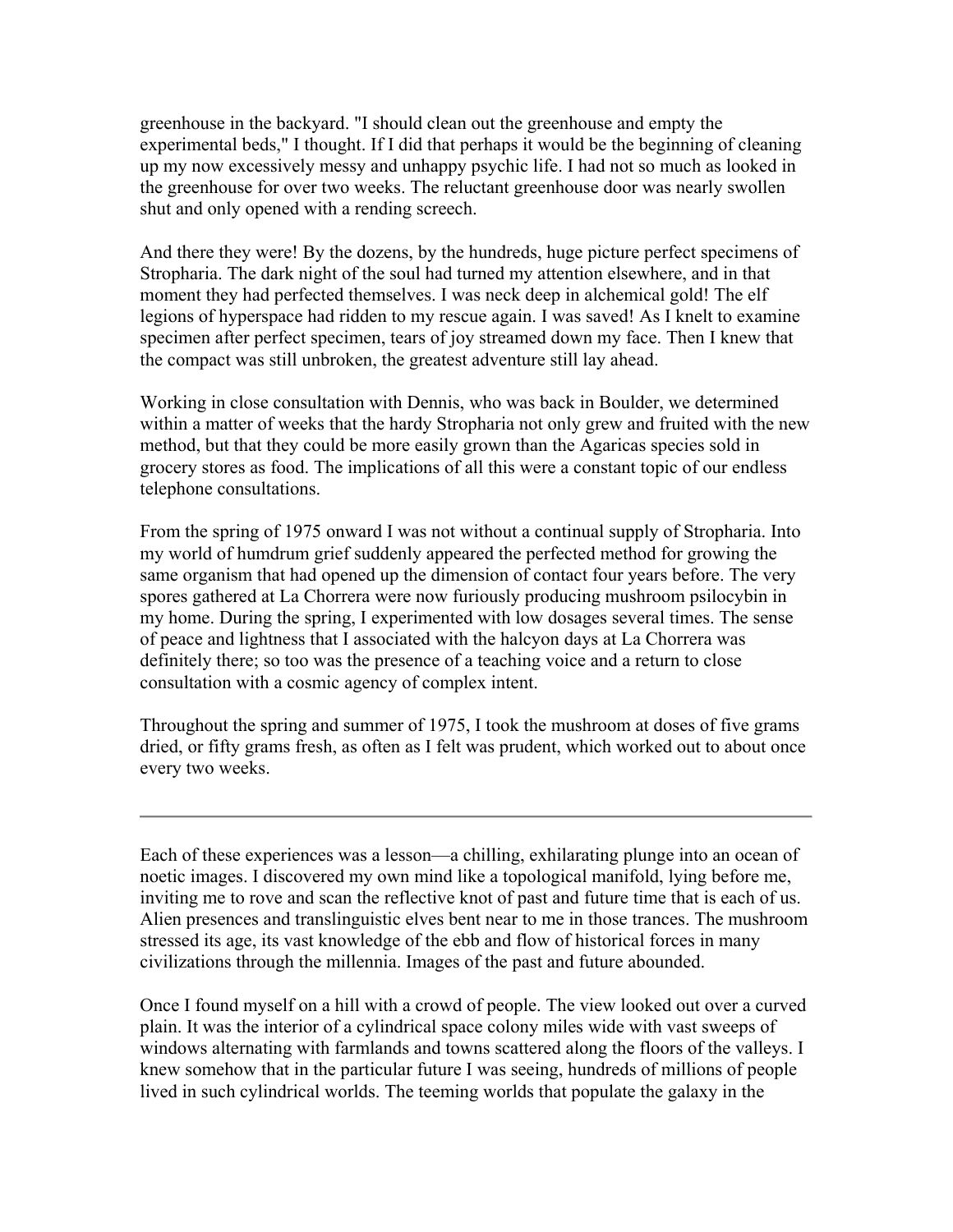greenhouse in the backyard. "I should clean out the greenhouse and empty the experimental beds," I thought. If I did that perhaps it would be the beginning of cleaning up my now excessively messy and unhappy psychic life. I had not so much as looked in the greenhouse for over two weeks. The reluctant greenhouse door was nearly swollen shut and only opened with a rending screech.

And there they were! By the dozens, by the hundreds, huge picture perfect specimens of Stropharia. The dark night of the soul had turned my attention elsewhere, and in that moment they had perfected themselves. I was neck deep in alchemical gold! The elf legions of hyperspace had ridden to my rescue again. I was saved! As I knelt to examine specimen after perfect specimen, tears of joy streamed down my face. Then I knew that the compact was still unbroken, the greatest adventure still lay ahead.

Working in close consultation with Dennis, who was back in Boulder, we determined within a matter of weeks that the hardy Stropharia not only grew and fruited with the new method, but that they could be more easily grown than the Agaricas species sold in grocery stores as food. The implications of all this were a constant topic of our endless telephone consultations.

From the spring of 1975 onward I was not without a continual supply of Stropharia. Into my world of humdrum grief suddenly appeared the perfected method for growing the same organism that had opened up the dimension of contact four years before. The very spores gathered at La Chorrera were now furiously producing mushroom psilocybin in my home. During the spring, I experimented with low dosages several times. The sense of peace and lightness that I associated with the halcyon days at La Chorrera was definitely there; so too was the presence of a teaching voice and a return to close consultation with a cosmic agency of complex intent.

Throughout the spring and summer of 1975, I took the mushroom at doses of five grams dried, or fifty grams fresh, as often as I felt was prudent, which worked out to about once every two weeks.

---

Each of these experiences was a lesson—a chilling, exhilarating plunge into an ocean of noetic images. I discovered my own mind like a topological manifold, lying before me, inviting me to rove and scan the reflective knot of past and future time that is each of us. Alien presences and translinguistic elves bent near to me in those trances. The mushroom stressed its age, its vast knowledge of the ebb and flow of historical forces in many civilizations through the millennia. Images of the past and future abounded.

Once I found myself on a hill with a crowd of people. The view looked out over a curved plain. It was the interior of a cylindrical space colony miles wide with vast sweeps of windows alternating with farmlands and towns scattered along the floors of the valleys. I knew somehow that in the particular future I was seeing, hundreds of millions of people lived in such cylindrical worlds. The teeming worlds that populate the galaxy in the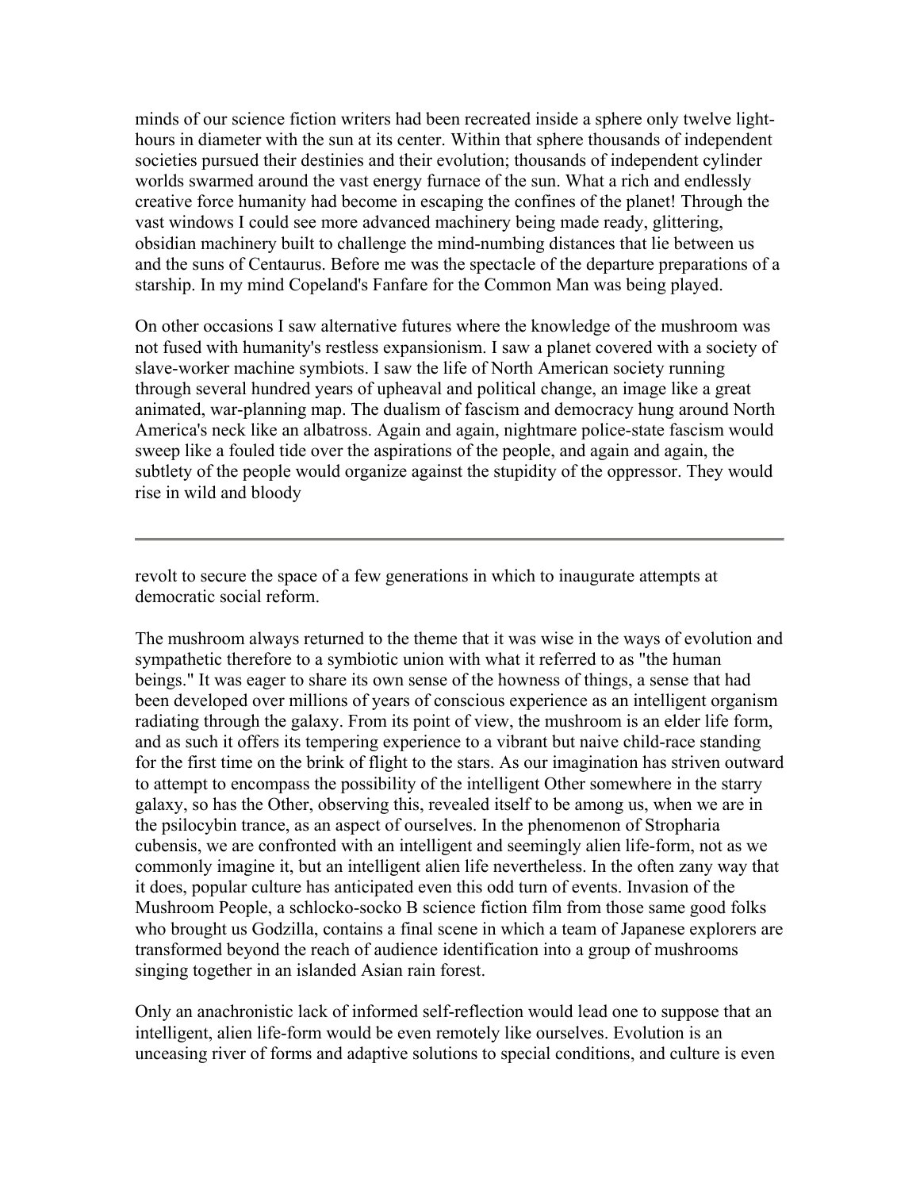minds of our science fiction writers had been recreated inside a sphere only twelve light-hours in diameter with the sun at its center. Within that sphere thousands of independent societies pursued their destinies and their evolution; thousands of independent cylinder worlds swarmed around the vast energy furnace of the sun. What a rich and endlessly creative force humanity had become in escaping the confines of the planet! Through the vast windows I could see more advanced machinery being made ready, glittering, obsidian machinery built to challenge the mind-numbing distances that lie between us and the suns of Centaurus. Before me was the spectacle of the departure preparations of a starship. In my mind Copeland's Fanfare for the Common Man was being played.

On other occasions I saw alternative futures where the knowledge of the mushroom was not fused with humanity's restless expansionism. I saw a planet covered with a society of slave-worker machine symbiots. I saw the life of North American society running through several hundred years of upheaval and political change, an image like a great animated, war-planning map. The dualism of fascism and democracy hung around North America's neck like an albatross. Again and again, nightmare police-state fascism would sweep like a fouled tide over the aspirations of the people, and again and again, the subtlety of the people would organize against the stupidity of the oppressor. They would rise in wild and bloody

---

revolt to secure the space of a few generations in which to inaugurate attempts at democratic social reform.

The mushroom always returned to the theme that it was wise in the ways of evolution and sympathetic therefore to a symbiotic union with what it referred to as "the human beings." It was eager to share its own sense of the howness of things, a sense that had been developed over millions of years of conscious experience as an intelligent organism radiating through the galaxy. From its point of view, the mushroom is an elder life form, and as such it offers its tempering experience to a vibrant but naive child-race standing for the first time on the brink of flight to the stars. As our imagination has striven outward to attempt to encompass the possibility of the intelligent Other somewhere in the starry galaxy, so has the Other, observing this, revealed itself to be among us, when we are in the psilocybin trance, as an aspect of ourselves. In the phenomenon of Stropharia cubensis, we are confronted with an intelligent and seemingly alien life-form, not as we commonly imagine it, but an intelligent alien life nevertheless. In the often zany way that it does, popular culture has anticipated even this odd turn of events. Invasion of the Mushroom People, a schlocko-socko B science fiction film from those same good folks who brought us Godzilla, contains a final scene in which a team of Japanese explorers are transformed beyond the reach of audience identification into a group of mushrooms singing together in an islanded Asian rain forest.

Only an anachronistic lack of informed self-reflection would lead one to suppose that an intelligent, alien life-form would be even remotely like ourselves. Evolution is an unceasing river of forms and adaptive solutions to special conditions, and culture is even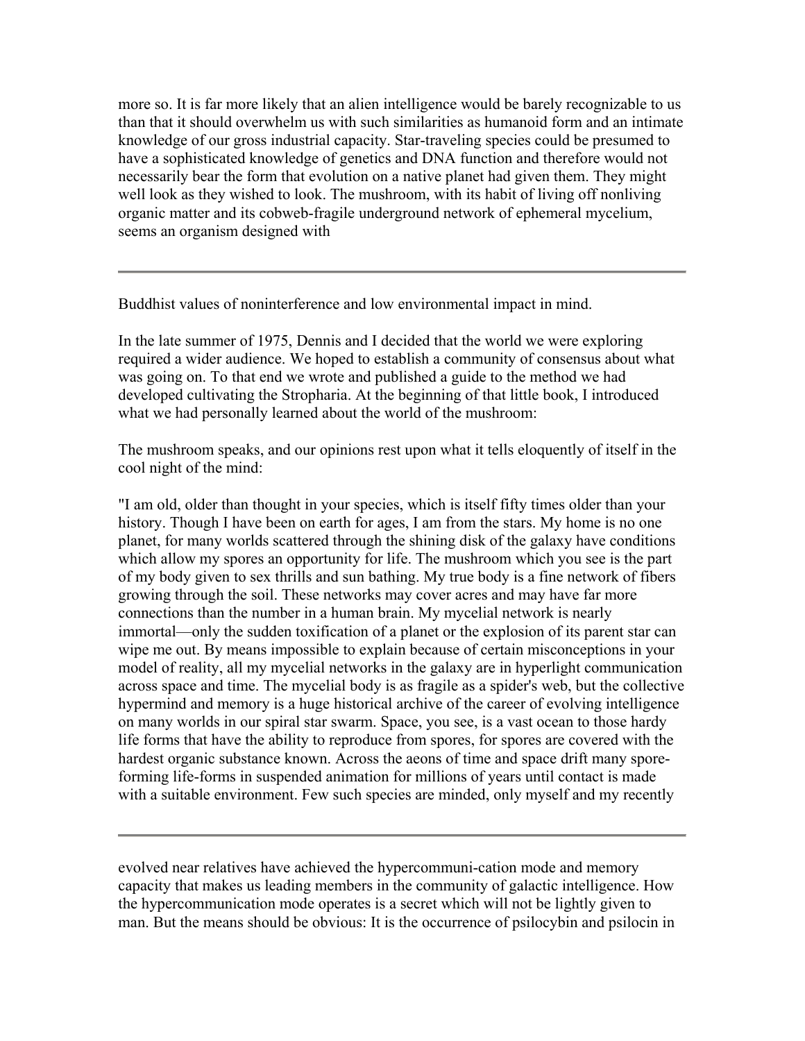more so. It is far more likely that an alien intelligence would be barely recognizable to us than that it should overwhelm us with such similarities as humanoid form and an intimate knowledge of our gross industrial capacity. Star-traveling species could be presumed to have a sophisticated knowledge of genetics and DNA function and therefore would not necessarily bear the form that evolution on a native planet had given them. They might well look as they wished to look. The mushroom, with its habit of living off nonliving organic matter and its cobweb-fragile underground network of ephemeral mycelium, seems an organism designed with

---

Buddhist values of noninterference and low environmental impact in mind.

In the late summer of 1975, Dennis and I decided that the world we were exploring required a wider audience. We hoped to establish a community of consensus about what was going on. To that end we wrote and published a guide to the method we had developed cultivating the Stropharia. At the beginning of that little book, I introduced what we had personally learned about the world of the mushroom:

The mushroom speaks, and our opinions rest upon what it tells eloquently of itself in the cool night of the mind:

"I am old, older than thought in your species, which is itself fifty times older than your history. Though I have been on earth for ages, I am from the stars. My home is no one planet, for many worlds scattered through the shining disk of the galaxy have conditions which allow my spores an opportunity for life. The mushroom which you see is the part of my body given to sex thrills and sun bathing. My true body is a fine network of fibers growing through the soil. These networks may cover acres and may have far more connections than the number in a human brain. My mycelial network is nearly immortal—only the sudden toxification of a planet or the explosion of its parent star can wipe me out. By means impossible to explain because of certain misconceptions in your model of reality, all my mycelial networks in the galaxy are in hyperlight communication across space and time. The mycelial body is as fragile as a spider's web, but the collective hypermind and memory is a huge historical archive of the career of evolving intelligence on many worlds in our spiral star swarm. Space, you see, is a vast ocean to those hardy life forms that have the ability to reproduce from spores, for spores are covered with the hardest organic substance known. Across the aeons of time and space drift many spore-forming life-forms in suspended animation for millions of years until contact is made with a suitable environment. Few such species are minded, only myself and my recently

---

evolved near relatives have achieved the hypercommuni-cation mode and memory capacity that makes us leading members in the community of galactic intelligence. How the hypercommunication mode operates is a secret which will not be lightly given to man. But the means should be obvious: It is the occurrence of psilocybin and psilocin in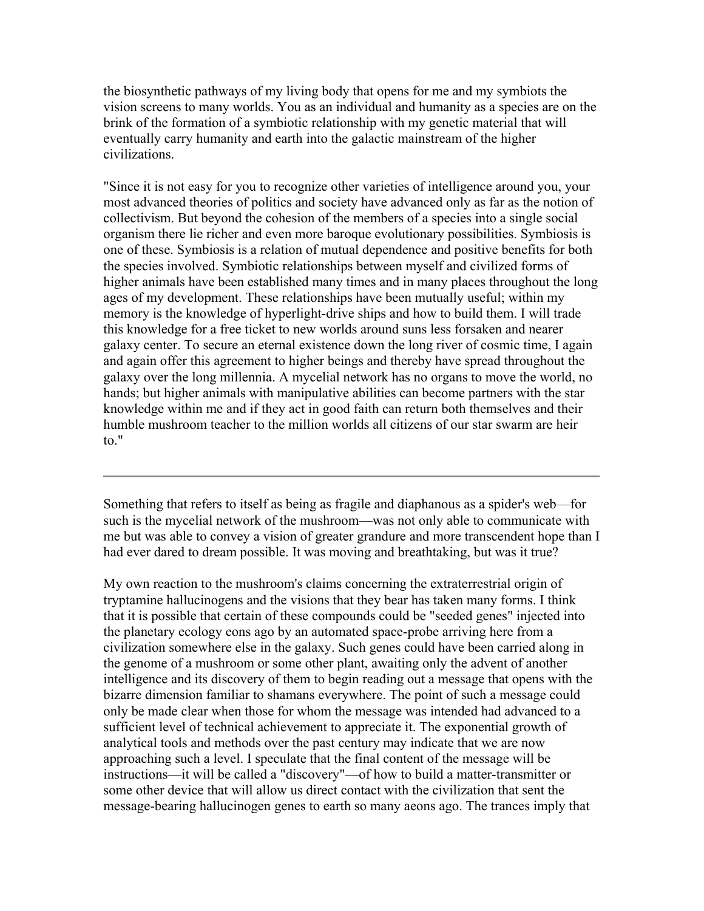the biosynthetic pathways of my living body that opens for me and my symbiots the vision screens to many worlds. You as an individual and humanity as a species are on the brink of the formation of a symbiotic relationship with my genetic material that will eventually carry humanity and earth into the galactic mainstream of the higher civilizations.

"Since it is not easy for you to recognize other varieties of intelligence around you, your most advanced theories of politics and society have advanced only as far as the notion of collectivism. But beyond the cohesion of the members of a species into a single social organism there lie richer and even more baroque evolutionary possibilities. Symbiosis is one of these. Symbiosis is a relation of mutual dependence and positive benefits for both the species involved. Symbiotic relationships between myself and civilized forms of higher animals have been established many times and in many places throughout the long ages of my development. These relationships have been mutually useful; within my memory is the knowledge of hyperlight-drive ships and how to build them. I will trade this knowledge for a free ticket to new worlds around suns less forsaken and nearer galaxy center. To secure an eternal existence down the long river of cosmic time, I again and again offer this agreement to higher beings and thereby have spread throughout the galaxy over the long millennia. A mycelial network has no organs to move the world, no hands; but higher animals with manipulative abilities can become partners with the star knowledge within me and if they act in good faith can return both themselves and their humble mushroom teacher to the million worlds all citizens of our star swarm are heir to."

---

Something that refers to itself as being as fragile and diaphanous as a spider's web—for such is the mycelial network of the mushroom—was not only able to communicate with me but was able to convey a vision of greater grandure and more transcendent hope than I had ever dared to dream possible. It was moving and breathtaking, but was it true?

My own reaction to the mushroom's claims concerning the extraterrestrial origin of tryptamine hallucinogens and the visions that they bear has taken many forms. I think that it is possible that certain of these compounds could be "seeded genes" injected into the planetary ecology eons ago by an automated space-probe arriving here from a civilization somewhere else in the galaxy. Such genes could have been carried along in the genome of a mushroom or some other plant, awaiting only the advent of another intelligence and its discovery of them to begin reading out a message that opens with the bizarre dimension familiar to shamans everywhere. The point of such a message could only be made clear when those for whom the message was intended had advanced to a sufficient level of technical achievement to appreciate it. The exponential growth of analytical tools and methods over the past century may indicate that we are now approaching such a level. I speculate that the final content of the message will be instructions—it will be called a "discovery"—of how to build a matter-transmitter or some other device that will allow us direct contact with the civilization that sent the message-bearing hallucinogen genes to earth so many aeons ago. The trances imply that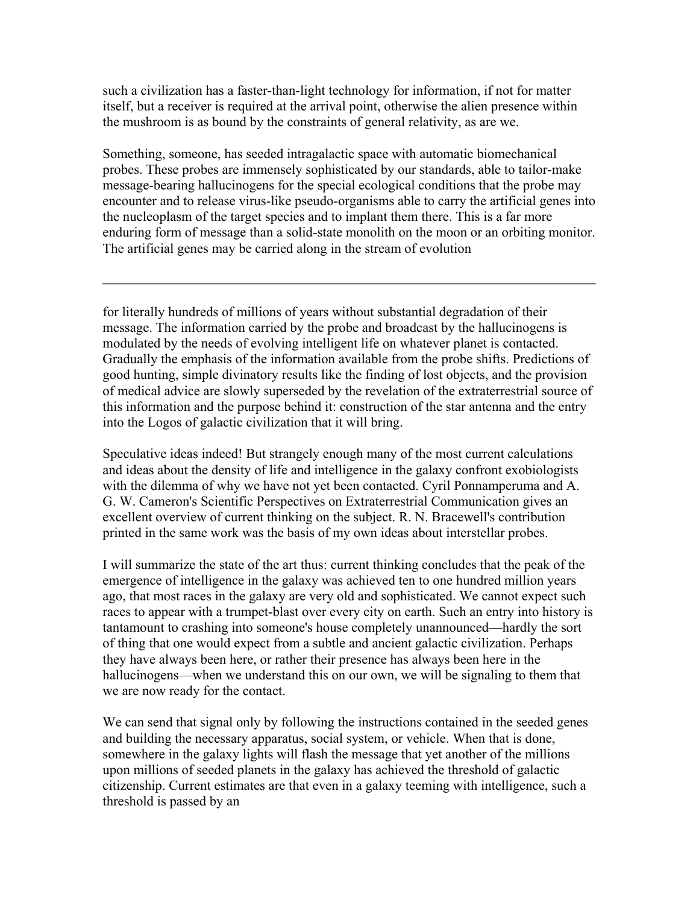such a civilization has a faster-than-light technology for information, if not for matter itself, but a receiver is required at the arrival point, otherwise the alien presence within the mushroom is as bound by the constraints of general relativity, as are we.

Something, someone, has seeded intragalactic space with automatic biomechanical probes. These probes are immensely sophisticated by our standards, able to tailor-make message-bearing hallucinogens for the special ecological conditions that the probe may encounter and to release virus-like pseudo-organisms able to carry the artificial genes into the nucleoplasm of the target species and to implant them there. This is a far more enduring form of message than a solid-state monolith on the moon or an orbiting monitor. The artificial genes may be carried along in the stream of evolution

---

for literally hundreds of millions of years without substantial degradation of their message. The information carried by the probe and broadcast by the hallucinogens is modulated by the needs of evolving intelligent life on whatever planet is contacted. Gradually the emphasis of the information available from the probe shifts. Predictions of good hunting, simple divinatory results like the finding of lost objects, and the provision of medical advice are slowly superseded by the revelation of the extraterrestrial source of this information and the purpose behind it: construction of the star antenna and the entry into the Logos of galactic civilization that it will bring.

Speculative ideas indeed! But strangely enough many of the most current calculations and ideas about the density of life and intelligence in the galaxy confront exobiologists with the dilemma of why we have not yet been contacted. Cyril Ponnamperuma and A. G. W. Cameron's Scientific Perspectives on Extraterrestrial Communication gives an excellent overview of current thinking on the subject. R. N. Bracewell's contribution printed in the same work was the basis of my own ideas about interstellar probes.

I will summarize the state of the art thus: current thinking concludes that the peak of the emergence of intelligence in the galaxy was achieved ten to one hundred million years ago, that most races in the galaxy are very old and sophisticated. We cannot expect such races to appear with a trumpet-blast over every city on earth. Such an entry into history is tantamount to crashing into someone's house completely unannounced—hardly the sort of thing that one would expect from a subtle and ancient galactic civilization. Perhaps they have always been here, or rather their presence has always been here in the hallucinogens—when we understand this on our own, we will be signaling to them that we are now ready for the contact.

We can send that signal only by following the instructions contained in the seeded genes and building the necessary apparatus, social system, or vehicle. When that is done, somewhere in the galaxy lights will flash the message that yet another of the millions upon millions of seeded planets in the galaxy has achieved the threshold of galactic citizenship. Current estimates are that even in a galaxy teeming with intelligence, such a threshold is passed by an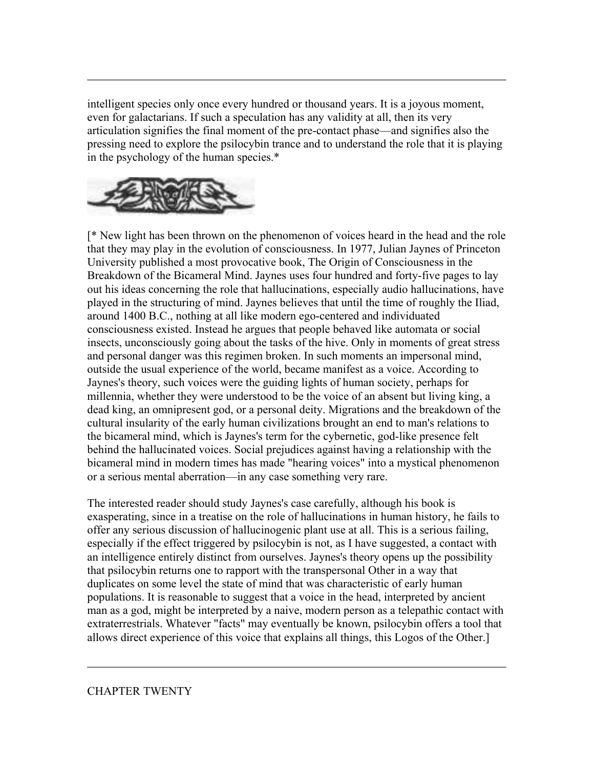intelligent species only once every hundred or thousand years. It is a joyous moment, even for galactarians. If such a speculation has any validity at all, then its very articulation signifies the final moment of the pre-contact phase—and signifies also the pressing need to explore the psilocybin trance and to understand the role that it is playing in the psychology of the human species.*

[* New light has been thrown on the phenomenon of voices heard in the head and the role that they may play in the evolution of consciousness. In 1977, Julian Jaynes of Princeton University published a most provocative book, The Origin of Consciousness in the Breakdown of the Bicameral Mind. Jaynes uses four hundred and forty-five pages to lay out his ideas concerning the role that hallucinations, especially audio hallucinations, have played in the structuring of mind. Jaynes believes that until the time of roughly the Iliad, around 1400 B.C., nothing at all like modern ego-centered and individuated consciousness existed. Instead he argues that people behaved like automata or social insects, unconsciously going about the tasks of the hive. Only in moments of great stress and personal danger was this regimen broken. In such moments an impersonal mind, outside the usual experience of the world, became manifest as a voice. According to Jaynes's theory, such voices were the guiding lights of human society, perhaps for millennia, whether they were understood to be the voice of an absent but living king, a dead king, an omnipresent god, or a personal deity. Migrations and the breakdown of the cultural insularity of the early human civilizations brought an end to man's relations to the bicameral mind, which is Jaynes's term for the cybernetic, god-like presence felt behind the hallucinated voices. Social prejudices against having a relationship with the bicameral mind in modern times has made "hearing voices" into a mystical phenomenon or a serious mental aberration—in any case something very rare.

The interested reader should study Jaynes's case carefully, although his book is exasperating, since in a treatise on the role of hallucinations in human history, he fails to offer any serious discussion of hallucinogenic plant use at all. This is a serious failing, especially if the effect triggered by psilocybin is not, as I have suggested, a contact with an intelligence entirely distinct from ourselves. Jaynes's theory opens up the possibility that psilocybin returns one to rapport with the transpersonal Other in a way that duplicates on some level the state of mind that was characteristic of early human populations. It is reasonable to suggest that a voice in the head, interpreted by ancient man as a god, might be interpreted by a naive, modern person as a telepathic contact with extraterrestrials. Whatever "facts" may eventually be known, psilocybin offers a tool that allows direct experience of this voice that explains all things, this Logos of the Other.]

---

## CHAPTER TWENTY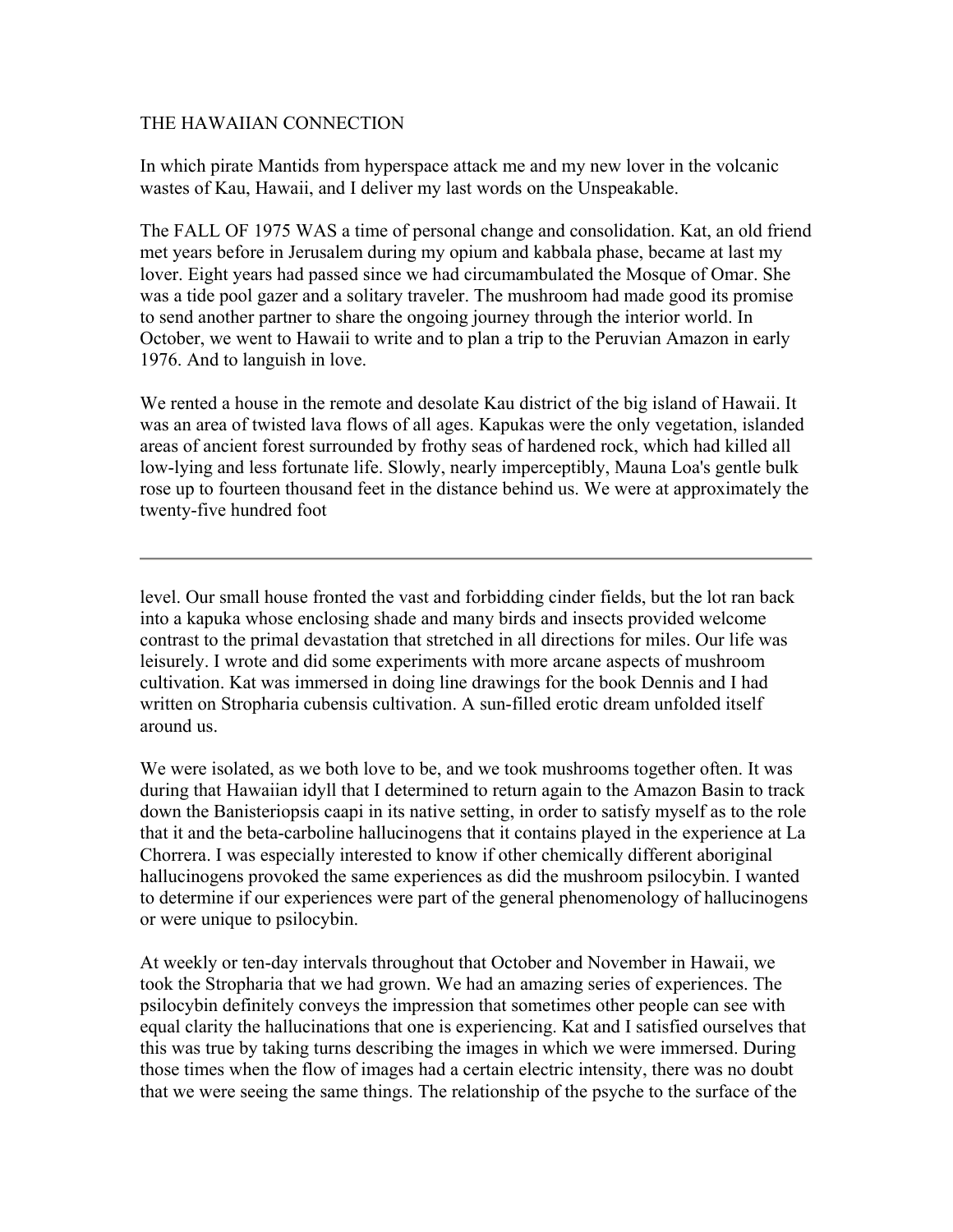# THE HAWAIIAN CONNECTION

In which pirate Mantids from hyperspace attack me and my new lover in the volcanic wastes of Kau, Hawaii, and I deliver my last words on the Unspeakable.

The FALL OF 1975 WAS a time of personal change and consolidation. Kat, an old friend met years before in Jerusalem during my opium and kabbala phase, became at last my lover. Eight years had passed since we had circumambulated the Mosque of Omar. She was a tide pool gazer and a solitary traveler. The mushroom had made good its promise to send another partner to share the ongoing journey through the interior world. In October, we went to Hawaii to write and to plan a trip to the Peruvian Amazon in early 1976. And to languish in love.

We rented a house in the remote and desolate Kau district of the big island of Hawaii. It was an area of twisted lava flows of all ages. Kapukas were the only vegetation, islanded areas of ancient forest surrounded by frothy seas of hardened rock, which had killed all low-lying and less fortunate life. Slowly, nearly imperceptibly, Mauna Loa's gentle bulk rose up to fourteen thousand feet in the distance behind us. We were at approximately the twenty-five hundred foot level. Our small house fronted the vast and forbidding cinder fields, but the lot ran back into a kapuka whose enclosing shade and many birds and insects provided welcome contrast to the primal devastation that stretched in all directions for miles. Our life was leisurely. I wrote and did some experiments with more arcane aspects of mushroom cultivation. Kat was immersed in doing line drawings for the book Dennis and I had written on Stropharia cubensis cultivation. A sun-filled erotic dream unfolded itself around us.

We were isolated, as we both love to be, and we took mushrooms together often. It was during that Hawaiian idyll that I determined to return again to the Amazon Basin to track down the Banisteriopsis caapi in its native setting, in order to satisfy myself as to the role that it and the beta-carboline hallucinogens that it contains played in the experience at La Chorrera. I was especially interested to know if other chemically different aboriginal hallucinogens provoked the same experiences as did the mushroom psilocybin. I wanted to determine if our experiences were part of the general phenomenology of hallucinogens or were unique to psilocybin.

At weekly or ten-day intervals throughout that October and November in Hawaii, we took the Stropharia that we had grown. We had an amazing series of experiences. The psilocybin definitely conveys the impression that sometimes other people can see with equal clarity the hallucinations that one is experiencing. Kat and I satisfied ourselves that this was true by taking turns describing the images in which we were immersed. During those times when the flow of images had a certain electric intensity, there was no doubt that we were seeing the same things. The relationship of the psyche to the surface of the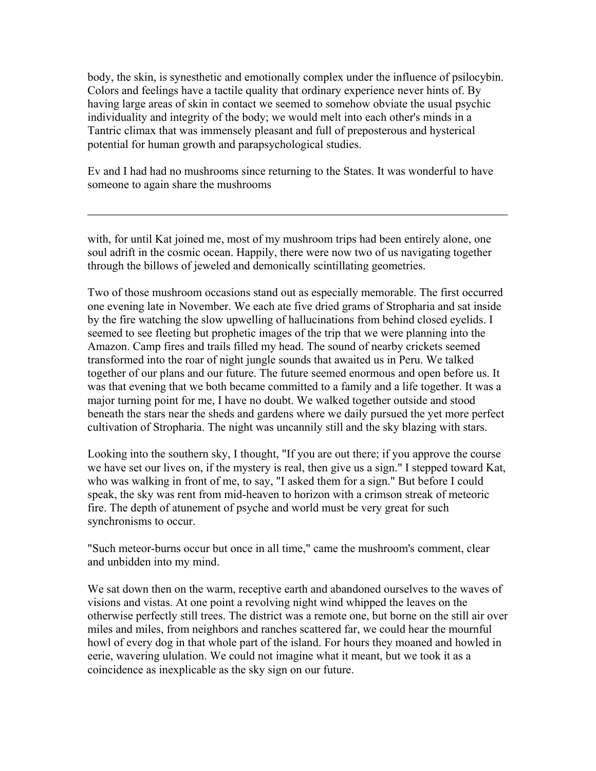body, the skin, is synesthetic and emotionally complex under the influence of psilocybin. Colors and feelings have a tactile quality that ordinary experience never hints of. By having large areas of skin in contact we seemed to somehow obviate the usual psychic individuality and integrity of the body; we would melt into each other's minds in a Tantric climax that was immensely pleasant and full of preposterous and hysterical potential for human growth and parapsychological studies.

Ev and I had had no mushrooms since returning to the States. It was wonderful to have someone to again share the mushrooms

---

with, for until Kat joined me, most of my mushroom trips had been entirely alone, one soul adrift in the cosmic ocean. Happily, there were now two of us navigating together through the billows of jeweled and demonically scintillating geometries.

Two of those mushroom occasions stand out as especially memorable. The first occurred one evening late in November. We each ate five dried grams of Stropharia and sat inside by the fire watching the slow upwelling of hallucinations from behind closed eyelids. I seemed to see fleeting but prophetic images of the trip that we were planning into the Amazon. Camp fires and trails filled my head. The sound of nearby crickets seemed transformed into the roar of night jungle sounds that awaited us in Peru. We talked together of our plans and our future. The future seemed enormous and open before us. It was that evening that we both became committed to a family and a life together. It was a major turning point for me, I have no doubt. We walked together outside and stood beneath the stars near the sheds and gardens where we daily pursued the yet more perfect cultivation of Stropharia. The night was uncannily still and the sky blazing with stars.

Looking into the southern sky, I thought, "If you are out there; if you approve the course we have set our lives on, if the mystery is real, then give us a sign." I stepped toward Kat, who was walking in front of me, to say, "I asked them for a sign." But before I could speak, the sky was rent from mid-heaven to horizon with a crimson streak of meteoric fire. The depth of atunement of psyche and world must be very great for such synchronisms to occur.

"Such meteor-burns occur but once in all time," came the mushroom's comment, clear and unbidden into my mind.

We sat down then on the warm, receptive earth and abandoned ourselves to the waves of visions and vistas. At one point a revolving night wind whipped the leaves on the otherwise perfectly still trees. The district was a remote one, but borne on the still air over miles and miles, from neighbors and ranches scattered far, we could hear the mournful howl of every dog in that whole part of the island. For hours they moaned and howled in eerie, wavering ululation. We could not imagine what it meant, but we took it as a coincidence as inexplicable as the sky sign on our future.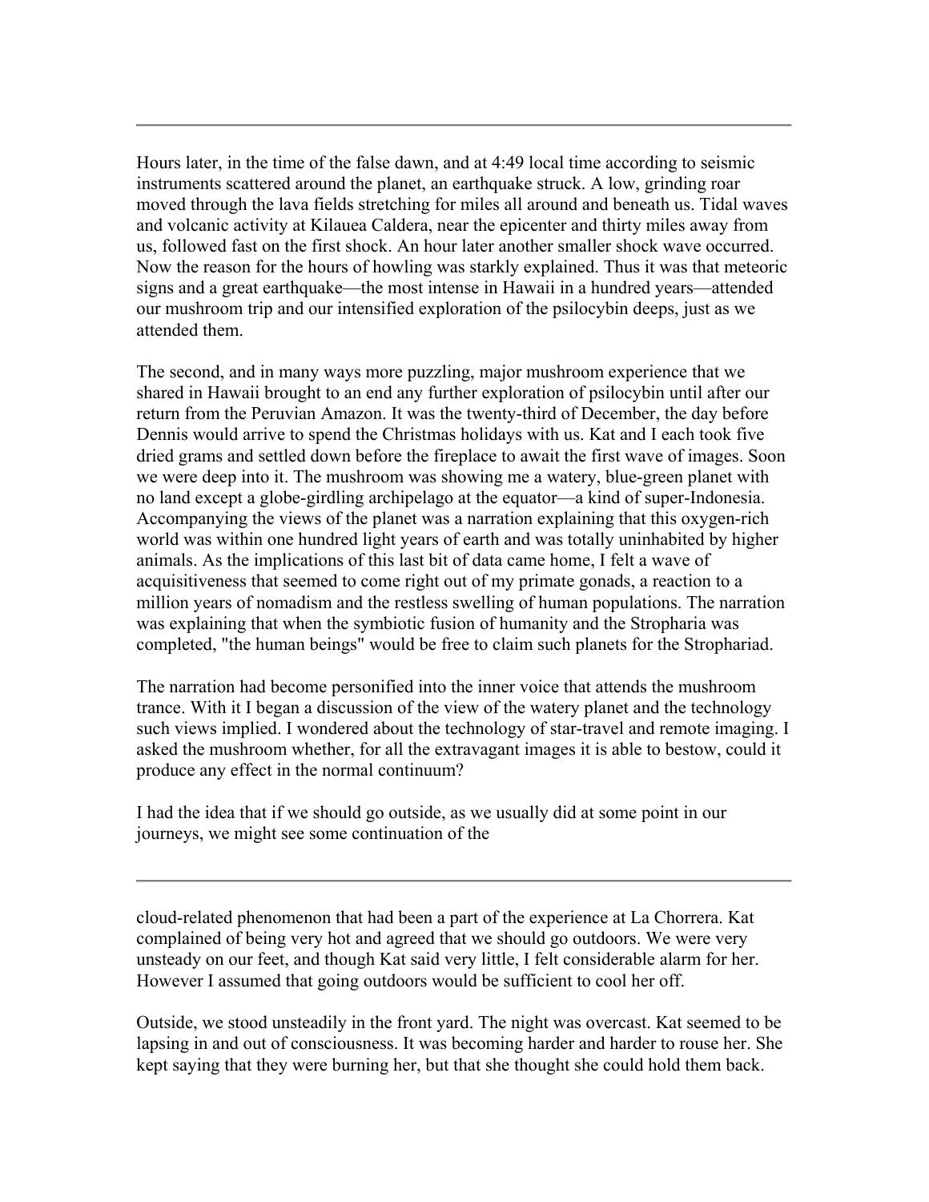Hours later, in the time of the false dawn, and at 4:49 local time according to seismic instruments scattered around the planet, an earthquake struck. A low, grinding roar moved through the lava fields stretching for miles all around and beneath us. Tidal waves and volcanic activity at Kilauea Caldera, near the epicenter and thirty miles away from us, followed fast on the first shock. An hour later another smaller shock wave occurred. Now the reason for the hours of howling was starkly explained. Thus it was that meteoric signs and a great earthquake—the most intense in Hawaii in a hundred years—attended our mushroom trip and our intensified exploration of the psilocybin deeps, just as we attended them.

The second, and in many ways more puzzling, major mushroom experience that we shared in Hawaii brought to an end any further exploration of psilocybin until after our return from the Peruvian Amazon. It was the twenty-third of December, the day before Dennis would arrive to spend the Christmas holidays with us. Kat and I each took five dried grams and settled down before the fireplace to await the first wave of images. Soon we were deep into it. The mushroom was showing me a watery, blue-green planet with no land except a globe-girdling archipelago at the equator—a kind of super-Indonesia. Accompanying the views of the planet was a narration explaining that this oxygen-rich world was within one hundred light years of earth and was totally uninhabited by higher animals. As the implications of this last bit of data came home, I felt a wave of acquisitiveness that seemed to come right out of my primate gonads, a reaction to a million years of nomadism and the restless swelling of human populations. The narration was explaining that when the symbiotic fusion of humanity and the Stropharia was completed, "the human beings" would be free to claim such planets for the Strophariad.

The narration had become personified into the inner voice that attends the mushroom trance. With it I began a discussion of the view of the watery planet and the technology such views implied. I wondered about the technology of star-travel and remote imaging. I asked the mushroom whether, for all the extravagant images it is able to bestow, could it produce any effect in the normal continuum?

I had the idea that if we should go outside, as we usually did at some point in our journeys, we might see some continuation of the cloud-related phenomenon that had been a part of the experience at La Chorrera. Kat complained of being very hot and agreed that we should go outdoors. We were very unsteady on our feet, and though Kat said very little, I felt considerable alarm for her. However I assumed that going outdoors would be sufficient to cool her off.

Outside, we stood unsteadily in the front yard. The night was overcast. Kat seemed to be lapsing in and out of consciousness. It was becoming harder and harder to rouse her. She kept saying that they were burning her, but that she thought she could hold them back.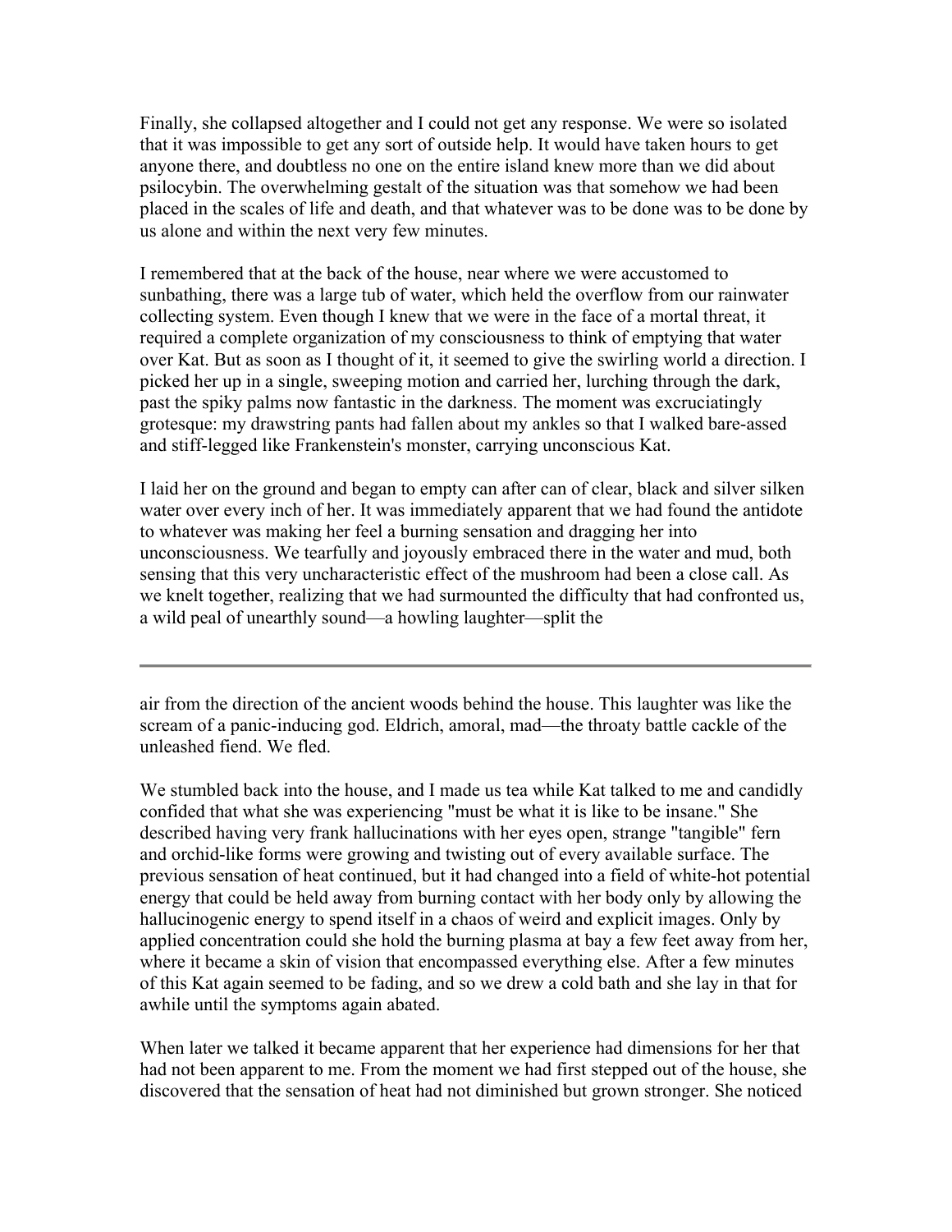Finally, she collapsed altogether and I could not get any response. We were so isolated that it was impossible to get any sort of outside help. It would have taken hours to get anyone there, and doubtless no one on the entire island knew more than we did about psilocybin. The overwhelming gestalt of the situation was that somehow we had been placed in the scales of life and death, and that whatever was to be done was to be done by us alone and within the next very few minutes.

I remembered that at the back of the house, near where we were accustomed to sunbathing, there was a large tub of water, which held the overflow from our rainwater collecting system. Even though I knew that we were in the face of a mortal threat, it required a complete organization of my consciousness to think of emptying that water over Kat. But as soon as I thought of it, it seemed to give the swirling world a direction. I picked her up in a single, sweeping motion and carried her, lurching through the dark, past the spiky palms now fantastic in the darkness. The moment was excruciatingly grotesque: my drawstring pants had fallen about my ankles so that I walked bare-assed and stiff-legged like Frankenstein's monster, carrying unconscious Kat.

I laid her on the ground and began to empty can after can of clear, black and silver silken water over every inch of her. It was immediately apparent that we had found the antidote to whatever was making her feel a burning sensation and dragging her into unconsciousness. We tearfully and joyously embraced there in the water and mud, both sensing that this very uncharacteristic effect of the mushroom had been a close call. As we knelt together, realizing that we had surmounted the difficulty that had confronted us, a wild peal of unearthly sound—a howling laughter—split the air from the direction of the ancient woods behind the house. This laughter was like the scream of a panic-inducing god. Eldrich, amoral, mad—the throaty battle cackle of the unleashed fiend. We fled.

We stumbled back into the house, and I made us tea while Kat talked to me and candidly confided that what she was experiencing "must be what it is like to be insane." She described having very frank hallucinations with her eyes open, strange "tangible" fern and orchid-like forms were growing and twisting out of every available surface. The previous sensation of heat continued, but it had changed into a field of white-hot potential energy that could be held away from burning contact with her body only by allowing the hallucinogenic energy to spend itself in a chaos of weird and explicit images. Only by applied concentration could she hold the burning plasma at bay a few feet away from her, where it became a skin of vision that encompassed everything else. After a few minutes of this Kat again seemed to be fading, and so we drew a cold bath and she lay in that for awhile until the symptoms again abated.

When later we talked it became apparent that her experience had dimensions for her that had not been apparent to me. From the moment we had first stepped out of the house, she discovered that the sensation of heat had not diminished but grown stronger. She noticed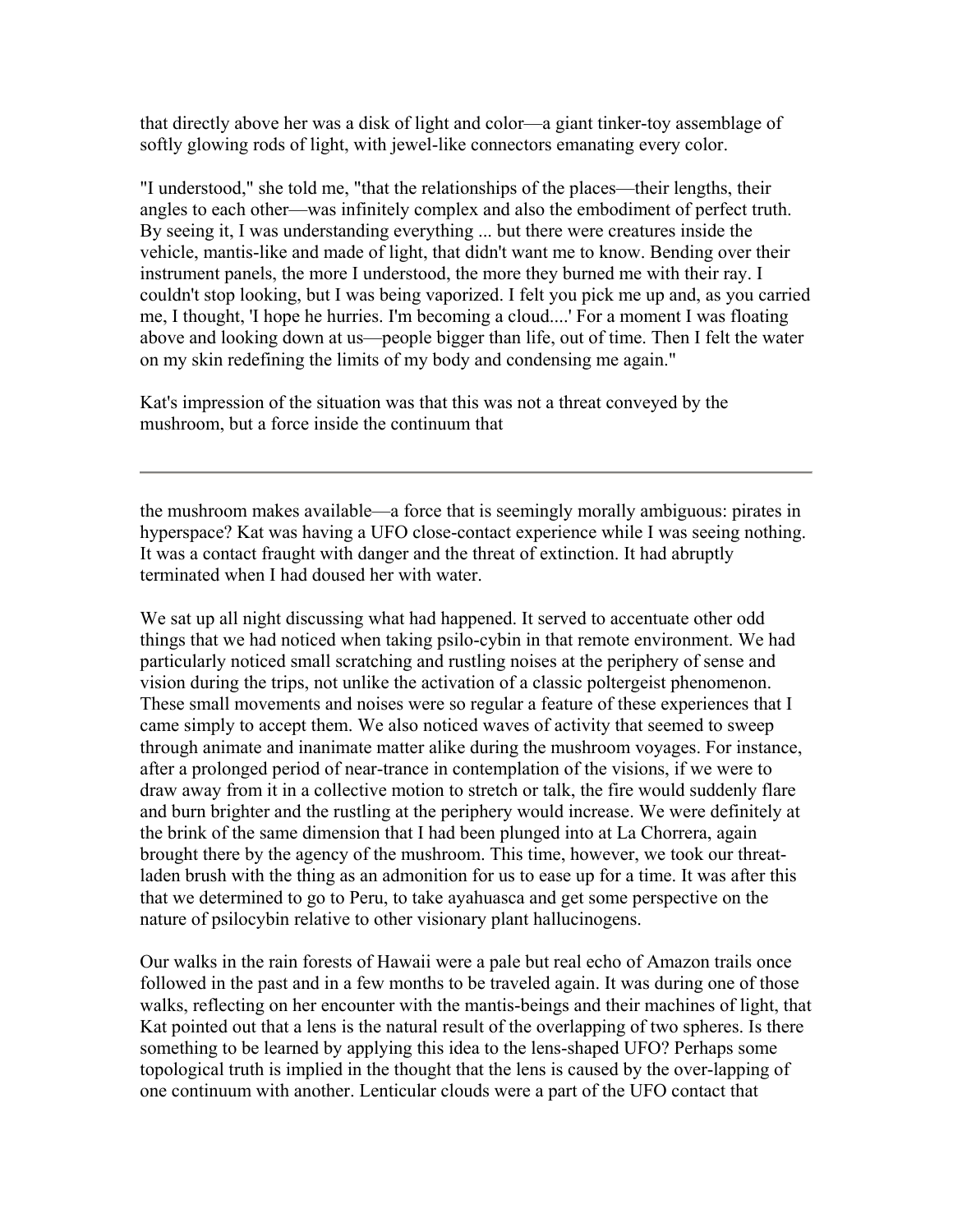that directly above her was a disk of light and color—a giant tinker-toy assemblage of softly glowing rods of light, with jewel-like connectors emanating every color.

"I understood," she told me, "that the relationships of the places—their lengths, their angles to each other—was infinitely complex and also the embodiment of perfect truth. By seeing it, I was understanding everything ... but there were creatures inside the vehicle, mantis-like and made of light, that didn't want me to know. Bending over their instrument panels, the more I understood, the more they burned me with their ray. I couldn't stop looking, but I was being vaporized. I felt you pick me up and, as you carried me, I thought, 'I hope he hurries. I'm becoming a cloud....' For a moment I was floating above and looking down at us—people bigger than life, out of time. Then I felt the water on my skin redefining the limits of my body and condensing me again."

Kat's impression of the situation was that this was not a threat conveyed by the mushroom, but a force inside the continuum that

---

the mushroom makes available—a force that is seemingly morally ambiguous: pirates in hyperspace? Kat was having a UFO close-contact experience while I was seeing nothing. It was a contact fraught with danger and the threat of extinction. It had abruptly terminated when I had doused her with water.

We sat up all night discussing what had happened. It served to accentuate other odd things that we had noticed when taking psilo-cybin in that remote environment. We had particularly noticed small scratching and rustling noises at the periphery of sense and vision during the trips, not unlike the activation of a classic poltergeist phenomenon. These small movements and noises were so regular a feature of these experiences that I came simply to accept them. We also noticed waves of activity that seemed to sweep through animate and inanimate matter alike during the mushroom voyages. For instance, after a prolonged period of near-trance in contemplation of the visions, if we were to draw away from it in a collective motion to stretch or talk, the fire would suddenly flare and burn brighter and the rustling at the periphery would increase. We were definitely at the brink of the same dimension that I had been plunged into at La Chorrera, again brought there by the agency of the mushroom. This time, however, we took our threat-laden brush with the thing as an admonition for us to ease up for a time. It was after this that we determined to go to Peru, to take ayahuasca and get some perspective on the nature of psilocybin relative to other visionary plant hallucinogens.

Our walks in the rain forests of Hawaii were a pale but real echo of Amazon trails once followed in the past and in a few months to be traveled again. It was during one of those walks, reflecting on her encounter with the mantis-beings and their machines of light, that Kat pointed out that a lens is the natural result of the overlapping of two spheres. Is there something to be learned by applying this idea to the lens-shaped UFO? Perhaps some topological truth is implied in the thought that the lens is caused by the over-lapping of one continuum with another. Lenticular clouds were a part of the UFO contact that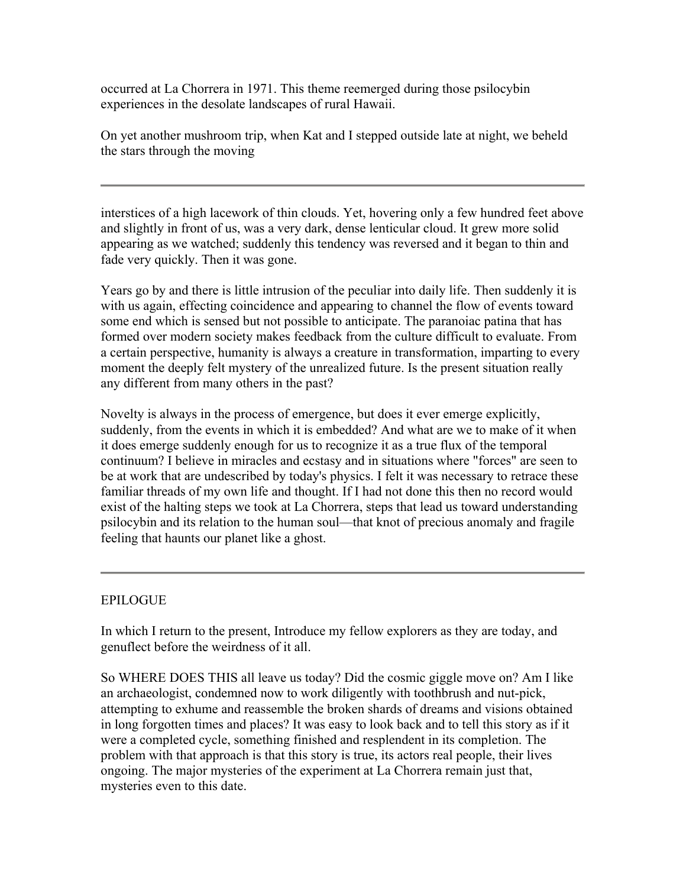occurred at La Chorrera in 1971. This theme reemerged during those psilocybin experiences in the desolate landscapes of rural Hawaii.

On yet another mushroom trip, when Kat and I stepped outside late at night, we beheld the stars through the moving

---

interstices of a high lacework of thin clouds. Yet, hovering only a few hundred feet above and slightly in front of us, was a very dark, dense lenticular cloud. It grew more solid appearing as we watched; suddenly this tendency was reversed and it began to thin and fade very quickly. Then it was gone.

Years go by and there is little intrusion of the peculiar into daily life. Then suddenly it is with us again, effecting coincidence and appearing to channel the flow of events toward some end which is sensed but not possible to anticipate. The paranoiac patina that has formed over modern society makes feedback from the culture difficult to evaluate. From a certain perspective, humanity is always a creature in transformation, imparting to every moment the deeply felt mystery of the unrealized future. Is the present situation really any different from many others in the past?

Novelty is always in the process of emergence, but does it ever emerge explicitly, suddenly, from the events in which it is embedded? And what are we to make of it when it does emerge suddenly enough for us to recognize it as a true flux of the temporal continuum? I believe in miracles and ecstasy and in situations where "forces" are seen to be at work that are undescribed by today's physics. I felt it was necessary to retrace these familiar threads of my own life and thought. If I had not done this then no record would exist of the halting steps we took at La Chorrera, steps that lead us toward understanding psilocybin and its relation to the human soul—that knot of precious anomaly and fragile feeling that haunts our planet like a ghost.

---

## EPILOGUE

In which I return to the present, Introduce my fellow explorers as they are today, and genuflect before the weirdness of it all.

So WHERE DOES THIS all leave us today? Did the cosmic giggle move on? Am I like an archaeologist, condemned now to work diligently with toothbrush and nut-pick, attempting to exhume and reassemble the broken shards of dreams and visions obtained in long forgotten times and places? It was easy to look back and to tell this story as if it were a completed cycle, something finished and resplendent in its completion. The problem with that approach is that this story is true, its actors real people, their lives ongoing. The major mysteries of the experiment at La Chorrera remain just that, mysteries even to this date.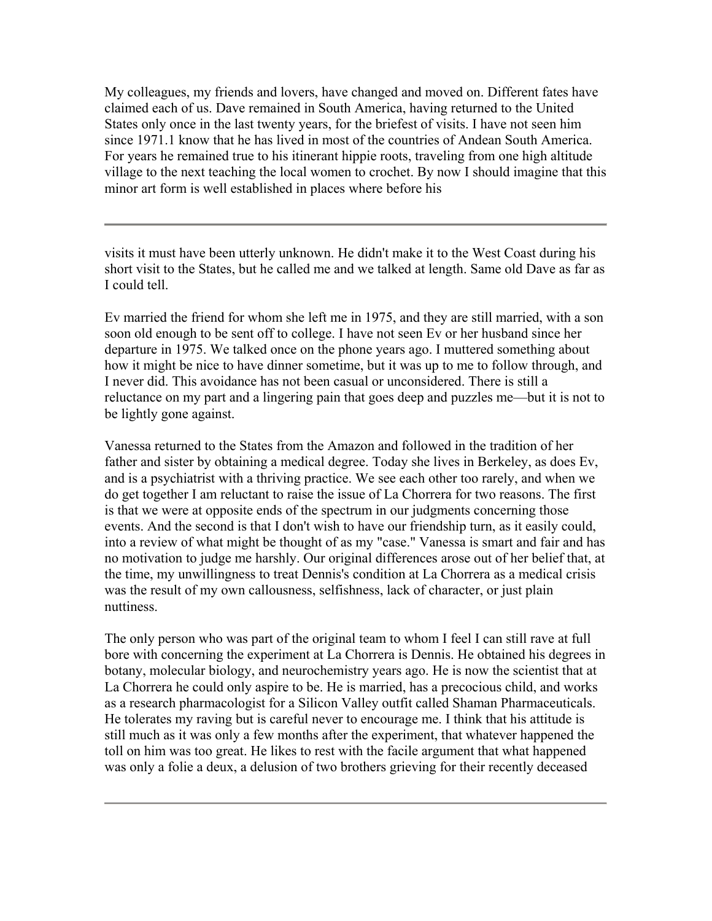My colleagues, my friends and lovers, have changed and moved on. Different fates have claimed each of us. Dave remained in South America, having returned to the United States only once in the last twenty years, for the briefest of visits. I have not seen him since 1971.1 know that he has lived in most of the countries of Andean South America. For years he remained true to his itinerant hippie roots, traveling from one high altitude village to the next teaching the local women to crochet. By now I should imagine that this minor art form is well established in places where before his visits it must have been utterly unknown. He didn't make it to the West Coast during his short visit to the States, but he called me and we talked at length. Same old Dave as far as I could tell.

Ev married the friend for whom she left me in 1975, and they are still married, with a son soon old enough to be sent off to college. I have not seen Ev or her husband since her departure in 1975. We talked once on the phone years ago. I muttered something about how it might be nice to have dinner sometime, but it was up to me to follow through, and I never did. This avoidance has not been casual or unconsidered. There is still a reluctance on my part and a lingering pain that goes deep and puzzles me—but it is not to be lightly gone against.

Vanessa returned to the States from the Amazon and followed in the tradition of her father and sister by obtaining a medical degree. Today she lives in Berkeley, as does Ev, and is a psychiatrist with a thriving practice. We see each other too rarely, and when we do get together I am reluctant to raise the issue of La Chorrera for two reasons. The first is that we were at opposite ends of the spectrum in our judgments concerning those events. And the second is that I don't wish to have our friendship turn, as it easily could, into a review of what might be thought of as my "case." Vanessa is smart and fair and has no motivation to judge me harshly. Our original differences arose out of her belief that, at the time, my unwillingness to treat Dennis's condition at La Chorrera as a medical crisis was the result of my own callousness, selfishness, lack of character, or just plain nuttiness.

The only person who was part of the original team to whom I feel I can still rave at full bore with concerning the experiment at La Chorrera is Dennis. He obtained his degrees in botany, molecular biology, and neurochemistry years ago. He is now the scientist that at La Chorrera he could only aspire to be. He is married, has a precocious child, and works as a research pharmacologist for a Silicon Valley outfit called Shaman Pharmaceuticals. He tolerates my raving but is careful never to encourage me. I think that his attitude is still much as it was only a few months after the experiment, that whatever happened the toll on him was too great. He likes to rest with the facile argument that what happened was only a folie a deux, a delusion of two brothers grieving for their recently deceased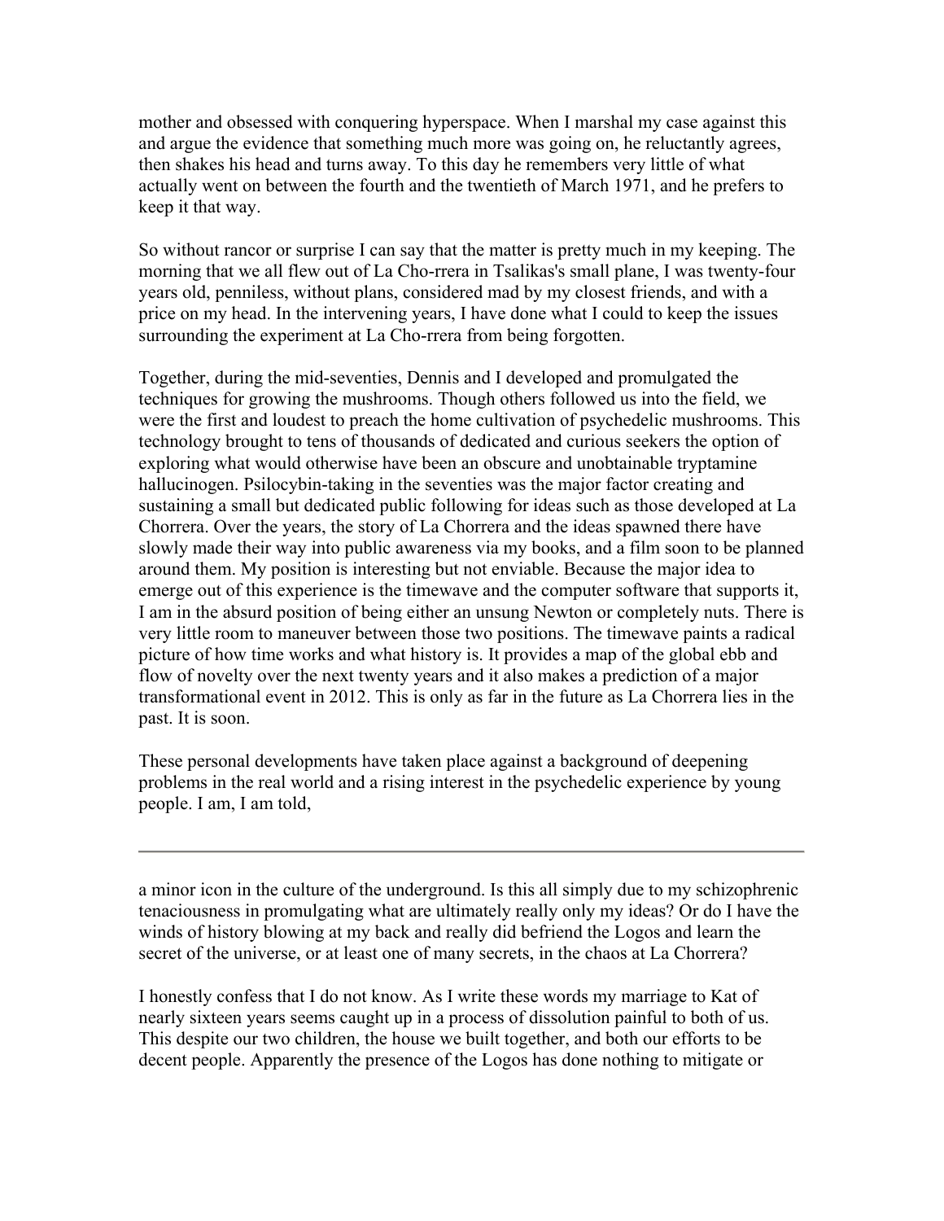mother and obsessed with conquering hyperspace. When I marshal my case against this and argue the evidence that something much more was going on, he reluctantly agrees, then shakes his head and turns away. To this day he remembers very little of what actually went on between the fourth and the twentieth of March 1971, and he prefers to keep it that way.

So without rancor or surprise I can say that the matter is pretty much in my keeping. The morning that we all flew out of La Cho-rrera in Tsalikas's small plane, I was twenty-four years old, penniless, without plans, considered mad by my closest friends, and with a price on my head. In the intervening years, I have done what I could to keep the issues surrounding the experiment at La Cho-rrera from being forgotten.

Together, during the mid-seventies, Dennis and I developed and promulgated the techniques for growing the mushrooms. Though others followed us into the field, we were the first and loudest to preach the home cultivation of psychedelic mushrooms. This technology brought to tens of thousands of dedicated and curious seekers the option of exploring what would otherwise have been an obscure and unobtainable tryptamine hallucinogen. Psilocybin-taking in the seventies was the major factor creating and sustaining a small but dedicated public following for ideas such as those developed at La Chorrera. Over the years, the story of La Chorrera and the ideas spawned there have slowly made their way into public awareness via my books, and a film soon to be planned around them. My position is interesting but not enviable. Because the major idea to emerge out of this experience is the timewave and the computer software that supports it, I am in the absurd position of being either an unsung Newton or completely nuts. There is very little room to maneuver between those two positions. The timewave paints a radical picture of how time works and what history is. It provides a map of the global ebb and flow of novelty over the next twenty years and it also makes a prediction of a major transformational event in 2012. This is only as far in the future as La Chorrera lies in the past. It is soon.

These personal developments have taken place against a background of deepening problems in the real world and a rising interest in the psychedelic experience by young people. I am, I am told, a minor icon in the culture of the underground. Is this all simply due to my schizophrenic tenaciousness in promulgating what are ultimately really only my ideas? Or do I have the winds of history blowing at my back and really did befriend the Logos and learn the secret of the universe, or at least one of many secrets, in the chaos at La Chorrera?

I honestly confess that I do not know. As I write these words my marriage to Kat of nearly sixteen years seems caught up in a process of dissolution painful to both of us. This despite our two children, the house we built together, and both our efforts to be decent people. Apparently the presence of the Logos has done nothing to mitigate or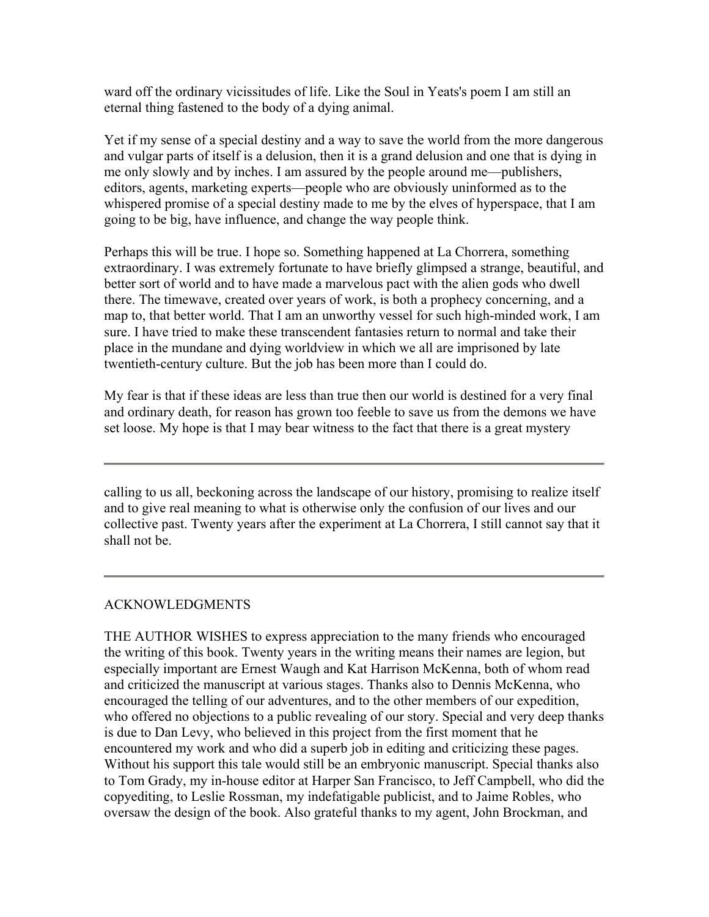ward off the ordinary vicissitudes of life. Like the Soul in Yeats's poem I am still an eternal thing fastened to the body of a dying animal.

Yet if my sense of a special destiny and a way to save the world from the more dangerous and vulgar parts of itself is a delusion, then it is a grand delusion and one that is dying in me only slowly and by inches. I am assured by the people around me—publishers, editors, agents, marketing experts—people who are obviously uninformed as to the whispered promise of a special destiny made to me by the elves of hyperspace, that I am going to be big, have influence, and change the way people think.

Perhaps this will be true. I hope so. Something happened at La Chorrera, something extraordinary. I was extremely fortunate to have briefly glimpsed a strange, beautiful, and better sort of world and to have made a marvelous pact with the alien gods who dwell there. The timewave, created over years of work, is both a prophecy concerning, and a map to, that better world. That I am an unworthy vessel for such high-minded work, I am sure. I have tried to make these transcendent fantasies return to normal and take their place in the mundane and dying worldview in which we all are imprisoned by late twentieth-century culture. But the job has been more than I could do.

My fear is that if these ideas are less than true then our world is destined for a very final and ordinary death, for reason has grown too feeble to save us from the demons we have set loose. My hope is that I may bear witness to the fact that there is a great mystery

---

calling to us all, beckoning across the landscape of our history, promising to realize itself and to give real meaning to what is otherwise only the confusion of our lives and our collective past. Twenty years after the experiment at La Chorrera, I still cannot say that it shall not be.

---

## ACKNOWLEDGMENTS

THE AUTHOR WISHES to express appreciation to the many friends who encouraged the writing of this book. Twenty years in the writing means their names are legion, but especially important are Ernest Waugh and Kat Harrison McKenna, both of whom read and criticized the manuscript at various stages. Thanks also to Dennis McKenna, who encouraged the telling of our adventures, and to the other members of our expedition, who offered no objections to a public revealing of our story. Special and very deep thanks is due to Dan Levy, who believed in this project from the first moment that he encountered my work and who did a superb job in editing and criticizing these pages. Without his support this tale would still be an embryonic manuscript. Special thanks also to Tom Grady, my in-house editor at Harper San Francisco, to Jeff Campbell, who did the copyediting, to Leslie Rossman, my indefatigable publicist, and to Jaime Robles, who oversaw the design of the book. Also grateful thanks to my agent, John Brockman, and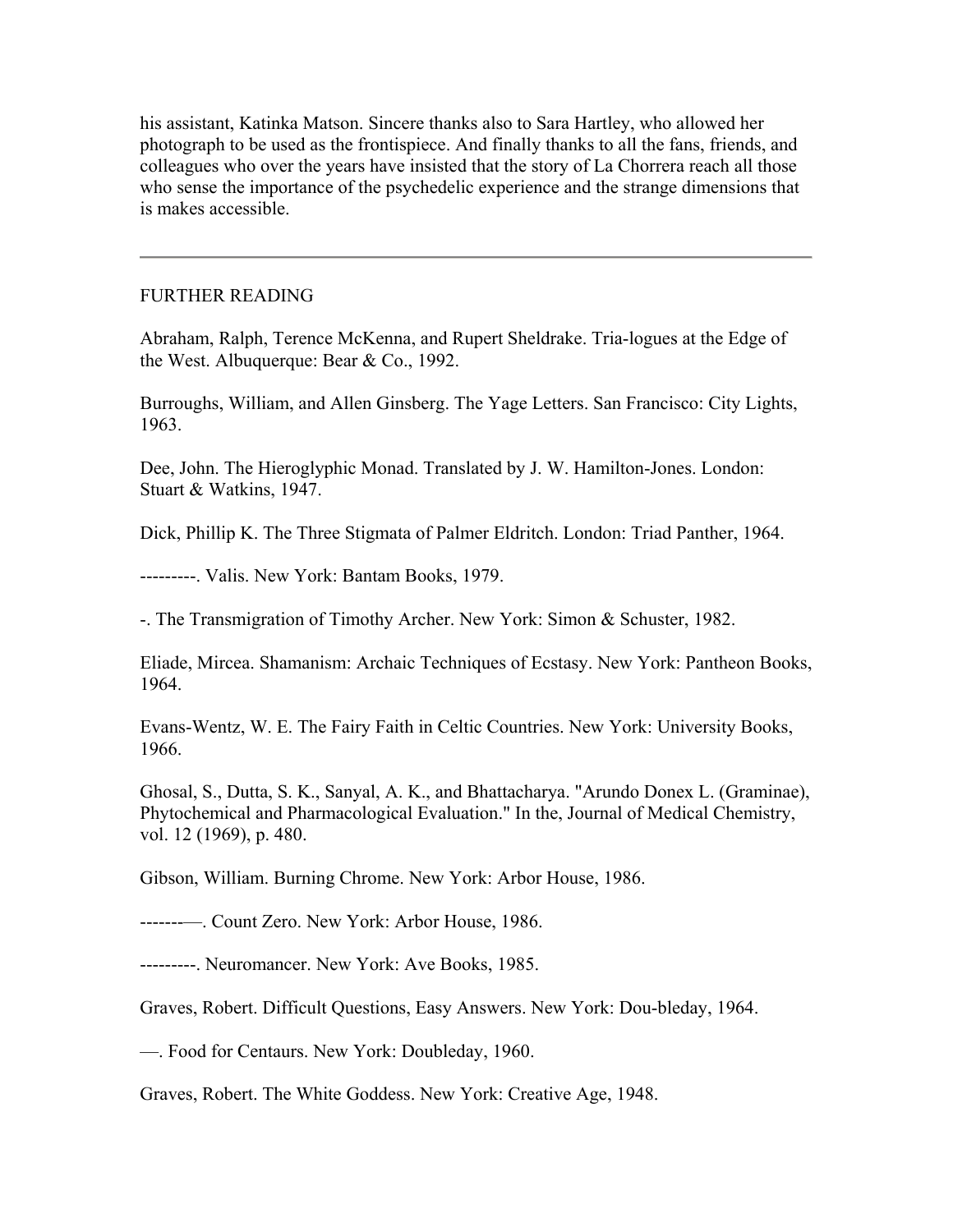his assistant, Katinka Matson. Sincere thanks also to Sara Hartley, who allowed her photograph to be used as the frontispiece. And finally thanks to all the fans, friends, and colleagues who over the years have insisted that the story of La Chorrera reach all those who sense the importance of the psychedelic experience and the strange dimensions that is makes accessible.

---

## FURTHER READING

Abraham, Ralph, Terence McKenna, and Rupert Sheldrake. Tria-logues at the Edge of the West. Albuquerque: Bear & Co., 1992.

Burroughs, William, and Allen Ginsberg. The Yage Letters. San Francisco: City Lights, 1963.

Dee, John. The Hieroglyphic Monad. Translated by J. W. Hamilton-Jones. London: Stuart & Watkins, 1947.

Dick, Phillip K. The Three Stigmata of Palmer Eldritch. London: Triad Panther, 1964.

---------. Valis. New York: Bantam Books, 1979.

-. The Transmigration of Timothy Archer. New York: Simon & Schuster, 1982.

Eliade, Mircea. Shamanism: Archaic Techniques of Ecstasy. New York: Pantheon Books, 1964.

Evans-Wentz, W. E. The Fairy Faith in Celtic Countries. New York: University Books, 1966.

Ghosal, S., Dutta, S. K., Sanyal, A. K., and Bhattacharya. "Arundo Donex L. (Graminae), Phytochemical and Pharmacological Evaluation." In the, Journal of Medical Chemistry, vol. 12 (1969), p. 480.

Gibson, William. Burning Chrome. New York: Arbor House, 1986.

--------—. Count Zero. New York: Arbor House, 1986.

---------. Neuromancer. New York: Ave Books, 1985.

Graves, Robert. Difficult Questions, Easy Answers. New York: Dou-bleday, 1964.

—. Food for Centaurs. New York: Doubleday, 1960.

Graves, Robert. The White Goddess. New York: Creative Age, 1948.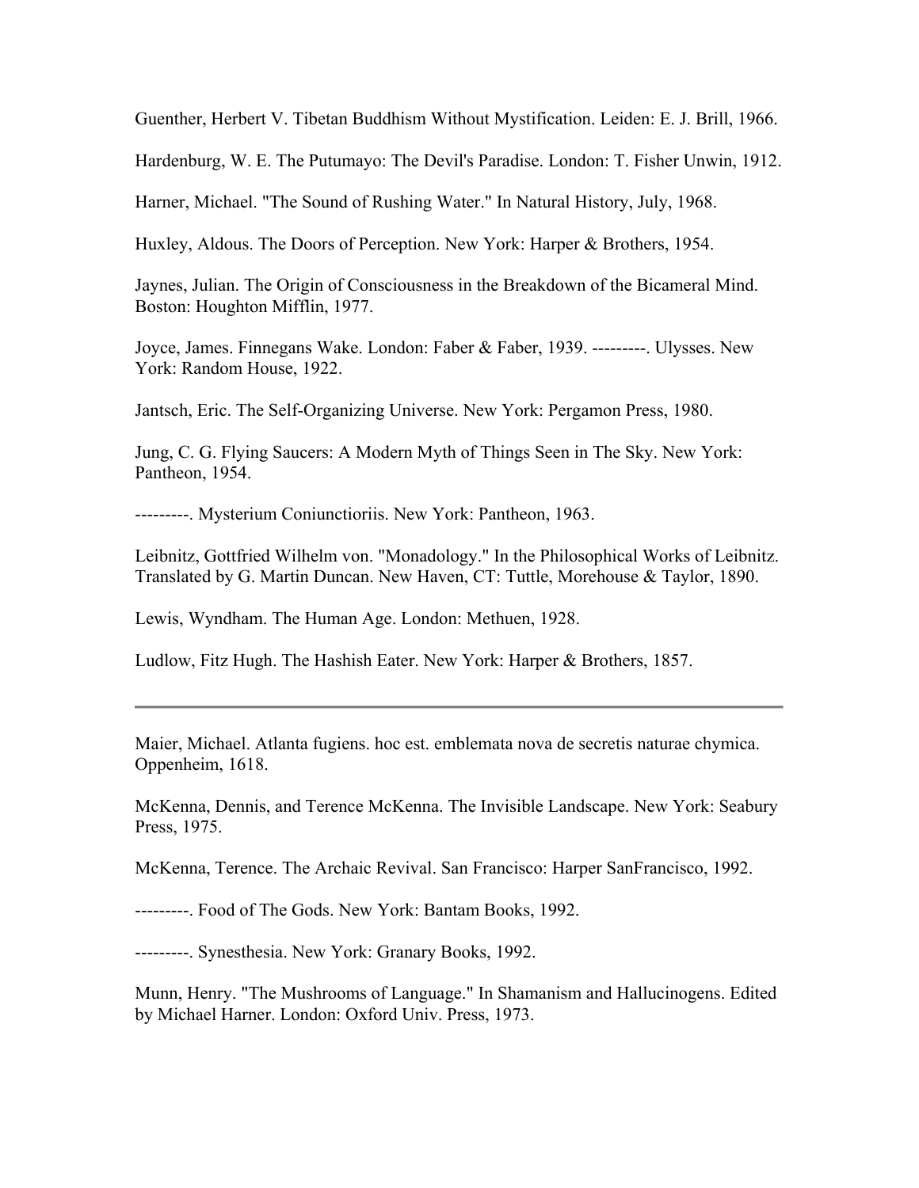Guenther, Herbert V. Tibetan Buddhism Without Mystification. Leiden: E. J. Brill, 1966.

Hardenburg, W. E. The Putumayo: The Devil's Paradise. London: T. Fisher Unwin, 1912.

Harner, Michael. "The Sound of Rushing Water." In Natural History, July, 1968.

Huxley, Aldous. The Doors of Perception. New York: Harper & Brothers, 1954.

Jaynes, Julian. The Origin of Consciousness in the Breakdown of the Bicameral Mind. Boston: Houghton Mifflin, 1977.

Joyce, James. Finnegans Wake. London: Faber & Faber, 1939. ---------. Ulysses. New York: Random House, 1922.

Jantsch, Eric. The Self-Organizing Universe. New York: Pergamon Press, 1980.

Jung, C. G. Flying Saucers: A Modern Myth of Things Seen in The Sky. New York: Pantheon, 1954.

---------. Mysterium Coniunctioriis. New York: Pantheon, 1963.

Leibnitz, Gottfried Wilhelm von. "Monadology." In the Philosophical Works of Leibnitz. Translated by G. Martin Duncan. New Haven, CT: Tuttle, Morehouse & Taylor, 1890.

Lewis, Wyndham. The Human Age. London: Methuen, 1928.

Ludlow, Fitz Hugh. The Hashish Eater. New York: Harper & Brothers, 1857.

---

Maier, Michael. Atlanta fugiens. hoc est. emblemata nova de secretis naturae chymica. Oppenheim, 1618.

McKenna, Dennis, and Terence McKenna. The Invisible Landscape. New York: Seabury Press, 1975.

McKenna, Terence. The Archaic Revival. San Francisco: Harper SanFrancisco, 1992.

---------. Food of The Gods. New York: Bantam Books, 1992.

---------. Synesthesia. New York: Granary Books, 1992.

Munn, Henry. "The Mushrooms of Language." In Shamanism and Hallucinogens. Edited by Michael Harner. London: Oxford Univ. Press, 1973.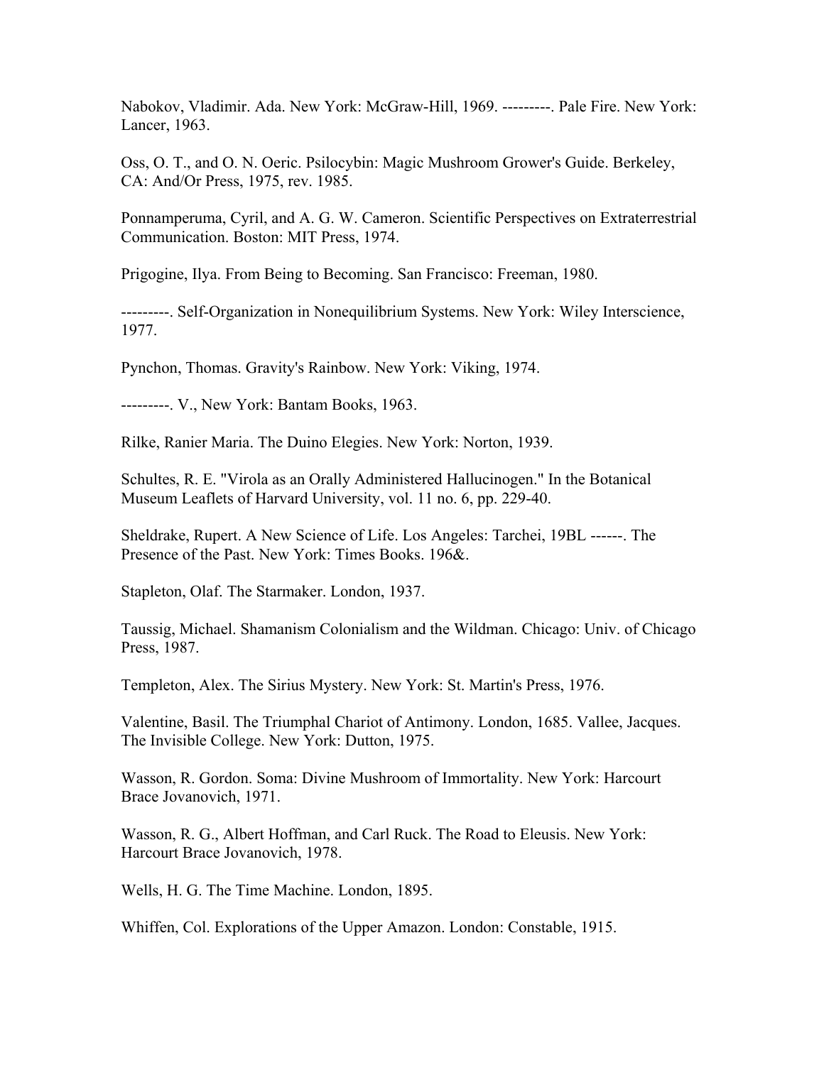Nabokov, Vladimir. Ada. New York: McGraw-Hill, 1969. ---------. Pale Fire. New York: Lancer, 1963.

Oss, O. T., and O. N. Oeric. Psilocybin: Magic Mushroom Grower's Guide. Berkeley, CA: And/Or Press, 1975, rev. 1985.

Ponnamperuma, Cyril, and A. G. W. Cameron. Scientific Perspectives on Extraterrestrial Communication. Boston: MIT Press, 1974.

Prigogine, Ilya. From Being to Becoming. San Francisco: Freeman, 1980.

---------. Self-Organization in Nonequilibrium Systems. New York: Wiley Interscience, 1977.

Pynchon, Thomas. Gravity's Rainbow. New York: Viking, 1974.

---------. V., New York: Bantam Books, 1963.

Rilke, Ranier Maria. The Duino Elegies. New York: Norton, 1939.

Schultes, R. E. "Virola as an Orally Administered Hallucinogen." In the Botanical Museum Leaflets of Harvard University, vol. 11 no. 6, pp. 229-40.

Sheldrake, Rupert. A New Science of Life. Los Angeles: Tarchei, 19BL ------. The Presence of the Past. New York: Times Books. 196&.

Stapleton, Olaf. The Starmaker. London, 1937.

Taussig, Michael. Shamanism Colonialism and the Wildman. Chicago: Univ. of Chicago Press, 1987.

Templeton, Alex. The Sirius Mystery. New York: St. Martin's Press, 1976.

Valentine, Basil. The Triumphal Chariot of Antimony. London, 1685. Vallee, Jacques. The Invisible College. New York: Dutton, 1975.

Wasson, R. Gordon. Soma: Divine Mushroom of Immortality. New York: Harcourt Brace Jovanovich, 1971.

Wasson, R. G., Albert Hoffman, and Carl Ruck. The Road to Eleusis. New York: Harcourt Brace Jovanovich, 1978.

Wells, H. G. The Time Machine. London, 1895.

Whiffen, Col. Explorations of the Upper Amazon. London: Constable, 1915.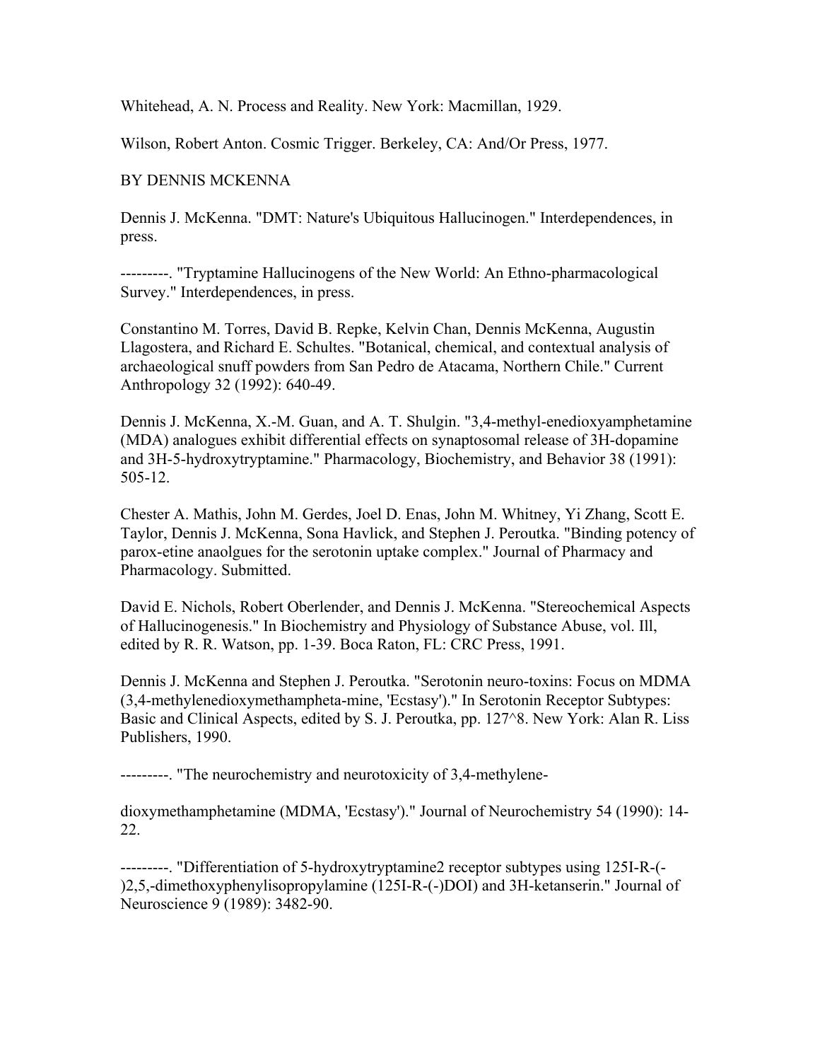Whitehead, A. N. Process and Reality. New York: Macmillan, 1929.

Wilson, Robert Anton. Cosmic Trigger. Berkeley, CA: And/Or Press, 1977.

BY DENNIS MCKENNA

Dennis J. McKenna. "DMT: Nature's Ubiquitous Hallucinogen." Interdependences, in press.

---------. "Tryptamine Hallucinogens of the New World: An Ethno-pharmacological Survey." Interdependences, in press.

Constantino M. Torres, David B. Repke, Kelvin Chan, Dennis McKenna, Augustin Llagostera, and Richard E. Schultes. "Botanical, chemical, and contextual analysis of archaeological snuff powders from San Pedro de Atacama, Northern Chile." Current Anthropology 32 (1992): 640-49.

Dennis J. McKenna, X.-M. Guan, and A. T. Shulgin. "3,4-methyl-enedioxyamphetamine (MDA) analogues exhibit differential effects on synaptosomal release of 3H-dopamine and 3H-5-hydroxytryptamine." Pharmacology, Biochemistry, and Behavior 38 (1991): 505-12.

Chester A. Mathis, John M. Gerdes, Joel D. Enas, John M. Whitney, Yi Zhang, Scott E. Taylor, Dennis J. McKenna, Sona Havlick, and Stephen J. Peroutka. "Binding potency of parox-etine anaolgues for the serotonin uptake complex." Journal of Pharmacy and Pharmacology. Submitted.

David E. Nichols, Robert Oberlender, and Dennis J. McKenna. "Stereochemical Aspects of Hallucinogenesis." In Biochemistry and Physiology of Substance Abuse, vol. Ill, edited by R. R. Watson, pp. 1-39. Boca Raton, FL: CRC Press, 1991.

Dennis J. McKenna and Stephen J. Peroutka. "Serotonin neuro-toxins: Focus on MDMA (3,4-methylenedioxymethampheta-mine, 'Ecstasy')." In Serotonin Receptor Subtypes: Basic and Clinical Aspects, edited by S. J. Peroutka, pp. 127^8. New York: Alan R. Liss Publishers, 1990.

---------. "The neurochemistry and neurotoxicity of 3,4-methylene-

dioxymethamphetamine (MDMA, 'Ecstasy')." Journal of Neurochemistry 54 (1990): 14-22.

---------. "Differentiation of 5-hydroxytryptamine2 receptor subtypes using 125I-R-(-)2,5,-dimethoxyphenylisopropylamine (125I-R-(-)DOI) and 3H-ketanserin." Journal of Neuroscience 9 (1989): 3482-90.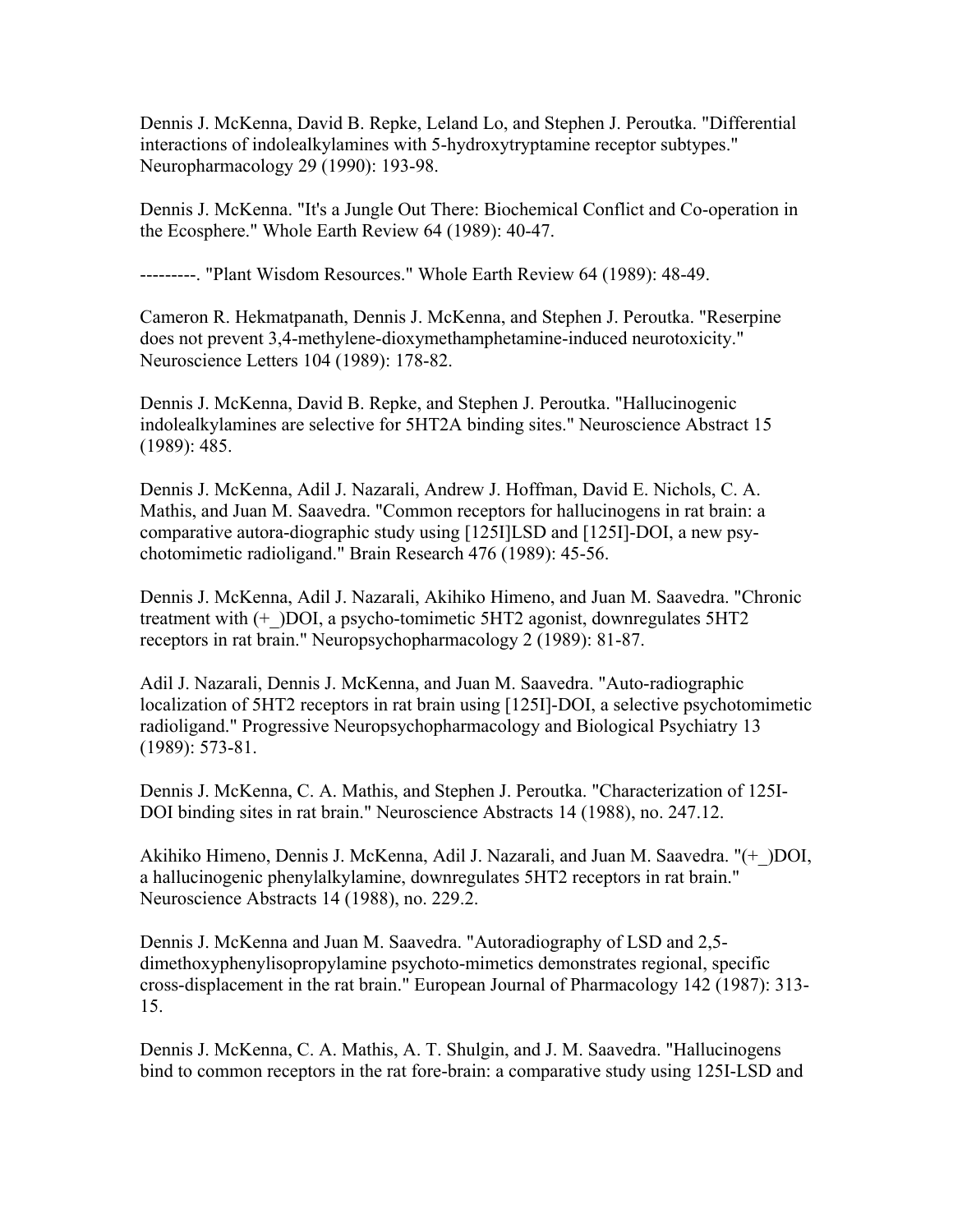Dennis J. McKenna, David B. Repke, Leland Lo, and Stephen J. Peroutka. "Differential interactions of indolealkylamines with 5-hydroxytryptamine receptor subtypes." Neuropharmacology 29 (1990): 193-98.

Dennis J. McKenna. "It's a Jungle Out There: Biochemical Conflict and Co-operation in the Ecosphere." Whole Earth Review 64 (1989): 40-47.

---------. "Plant Wisdom Resources." Whole Earth Review 64 (1989): 48-49.

Cameron R. Hekmatpanath, Dennis J. McKenna, and Stephen J. Peroutka. "Reserpine does not prevent 3,4-methylene-dioxymethamphetamine-induced neurotoxicity." Neuroscience Letters 104 (1989): 178-82.

Dennis J. McKenna, David B. Repke, and Stephen J. Peroutka. "Hallucinogenic indolealkylamines are selective for 5HT2A binding sites." Neuroscience Abstract 15 (1989): 485.

Dennis J. McKenna, Adil J. Nazarali, Andrew J. Hoffman, David E. Nichols, C. A. Mathis, and Juan M. Saavedra. "Common receptors for hallucinogens in rat brain: a comparative autora-diographic study using [125I]LSD and [125I]-DOI, a new psy-chotomimetic radioligand." Brain Research 476 (1989): 45-56.

Dennis J. McKenna, Adil J. Nazarali, Akihiko Himeno, and Juan M. Saavedra. "Chronic treatment with (+_)DOI, a psycho-tomimetic 5HT2 agonist, downregulates 5HT2 receptors in rat brain." Neuropsychopharmacology 2 (1989): 81-87.

Adil J. Nazarali, Dennis J. McKenna, and Juan M. Saavedra. "Auto-radiographic localization of 5HT2 receptors in rat brain using [125I]-DOI, a selective psychotomimetic radioligand." Progressive Neuropsychopharmacology and Biological Psychiatry 13 (1989): 573-81.

Dennis J. McKenna, C. A. Mathis, and Stephen J. Peroutka. "Characterization of 125I-DOI binding sites in rat brain." Neuroscience Abstracts 14 (1988), no. 247.12.

Akihiko Himeno, Dennis J. McKenna, Adil J. Nazarali, and Juan M. Saavedra. "(+_)DOI, a hallucinogenic phenylalkylamine, downregulates 5HT2 receptors in rat brain." Neuroscience Abstracts 14 (1988), no. 229.2.

Dennis J. McKenna and Juan M. Saavedra. "Autoradiography of LSD and 2,5-dimethoxyphenylisopropylamine psychoto-mimetics demonstrates regional, specific cross-displacement in the rat brain." European Journal of Pharmacology 142 (1987): 313-15.

Dennis J. McKenna, C. A. Mathis, A. T. Shulgin, and J. M. Saavedra. "Hallucinogens bind to common receptors in the rat fore-brain: a comparative study using 125I-LSD and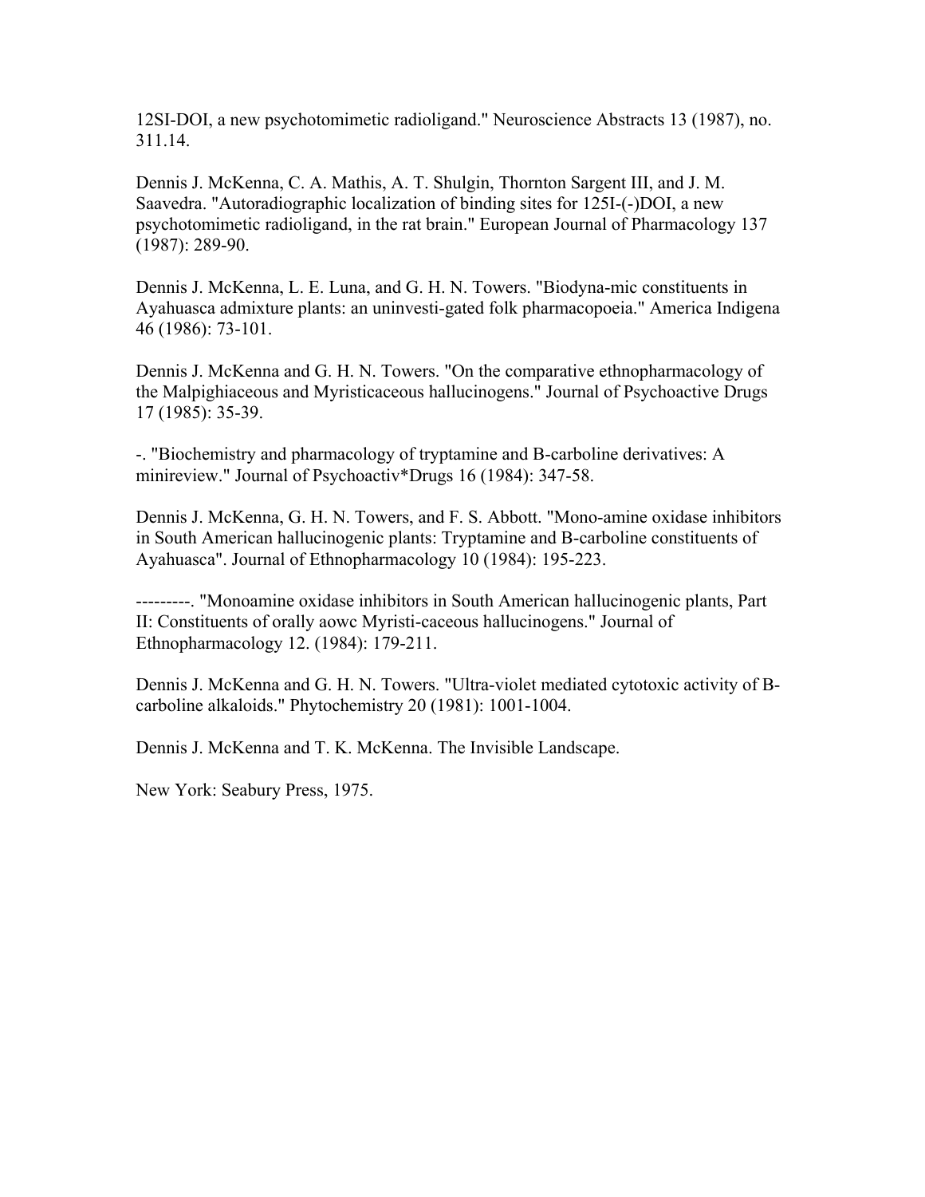12SI-DOI, a new psychotomimetic radioligand." Neuroscience Abstracts 13 (1987), no. 311.14.

Dennis J. McKenna, C. A. Mathis, A. T. Shulgin, Thornton Sargent III, and J. M. Saavedra. "Autoradiographic localization of binding sites for 125I-(-)DOI, a new psychotomimetic radioligand, in the rat brain." European Journal of Pharmacology 137 (1987): 289-90.

Dennis J. McKenna, L. E. Luna, and G. H. N. Towers. "Biodyna-mic constituents in Ayahuasca admixture plants: an uninvesti-gated folk pharmacopoeia." America Indigena 46 (1986): 73-101.

Dennis J. McKenna and G. H. N. Towers. "On the comparative ethnopharmacology of the Malpighiaceous and Myristicaceous hallucinogens." Journal of Psychoactive Drugs 17 (1985): 35-39.

-. "Biochemistry and pharmacology of tryptamine and B-carboline derivatives: A minireview." Journal of Psychoactiv*Drugs 16 (1984): 347-58.

Dennis J. McKenna, G. H. N. Towers, and F. S. Abbott. "Mono-amine oxidase inhibitors in South American hallucinogenic plants: Tryptamine and B-carboline constituents of Ayahuasca". Journal of Ethnopharmacology 10 (1984): 195-223.

---------. "Monoamine oxidase inhibitors in South American hallucinogenic plants, Part II: Constituents of orally aowc Myristi-caceous hallucinogens." Journal of Ethnopharmacology 12. (1984): 179-211.

Dennis J. McKenna and G. H. N. Towers. "Ultra-violet mediated cytotoxic activity of B-carboline alkaloids." Phytochemistry 20 (1981): 1001-1004.

Dennis J. McKenna and T. K. McKenna. The Invisible Landscape.

New York: Seabury Press, 1975.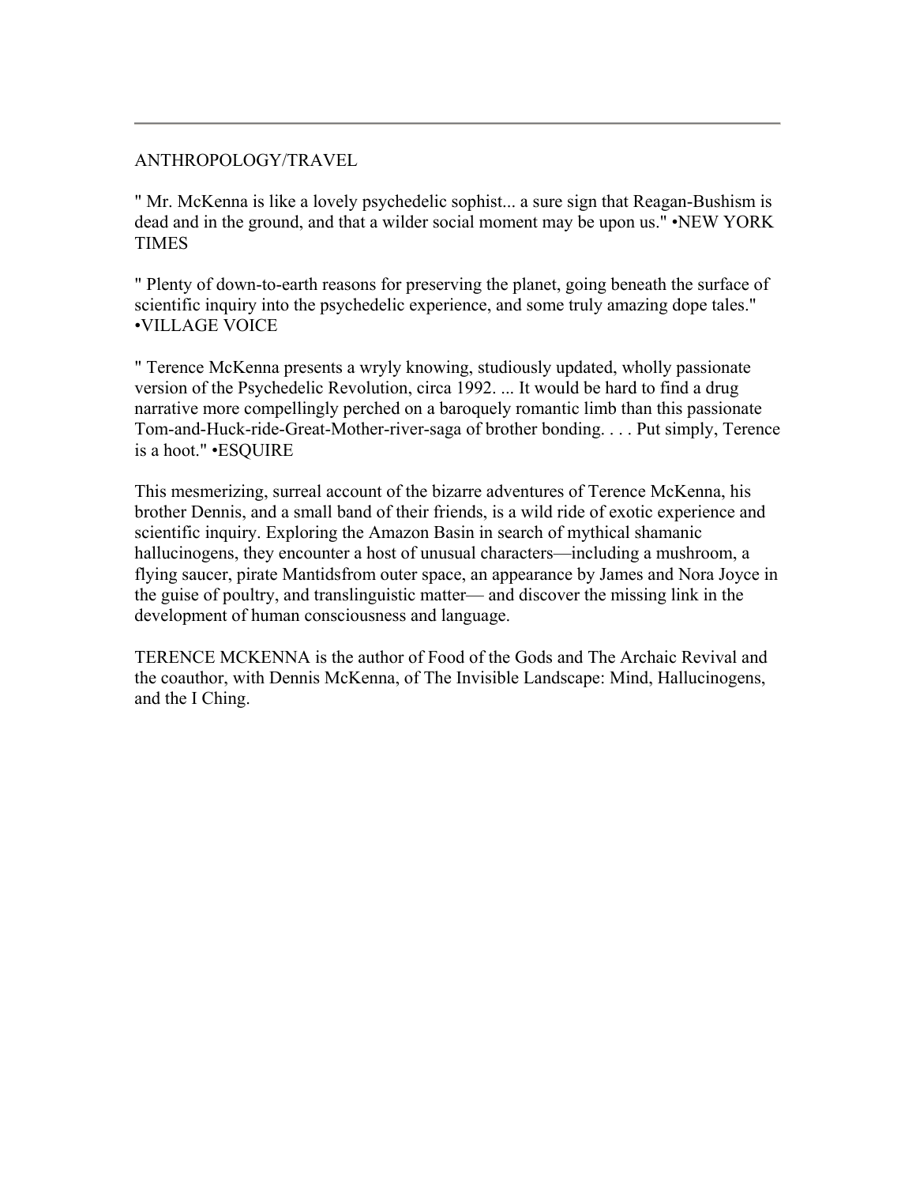---

ANTHROPOLOGY/TRAVEL

" Mr. McKenna is like a lovely psychedelic sophist... a sure sign that Reagan-Bushism is dead and in the ground, and that a wilder social moment may be upon us." •NEW YORK TIMES

" Plenty of down-to-earth reasons for preserving the planet, going beneath the surface of scientific inquiry into the psychedelic experience, and some truly amazing dope tales." •VILLAGE VOICE

" Terence McKenna presents a wryly knowing, studiously updated, wholly passionate version of the Psychedelic Revolution, circa 1992. ... It would be hard to find a drug narrative more compellingly perched on a baroquely romantic limb than this passionate Tom-and-Huck-ride-Great-Mother-river-saga of brother bonding. . . . Put simply, Terence is a hoot." •ESQUIRE

This mesmerizing, surreal account of the bizarre adventures of Terence McKenna, his brother Dennis, and a small band of their friends, is a wild ride of exotic experience and scientific inquiry. Exploring the Amazon Basin in search of mythical shamanic hallucinogens, they encounter a host of unusual characters—including a mushroom, a flying saucer, pirate Mantidsfrom outer space, an appearance by James and Nora Joyce in the guise of poultry, and translinguistic matter— and discover the missing link in the development of human consciousness and language.

TERENCE MCKENNA is the author of Food of the Gods and The Archaic Revival and the coauthor, with Dennis McKenna, of The Invisible Landscape: Mind, Hallucinogens, and the I Ching.